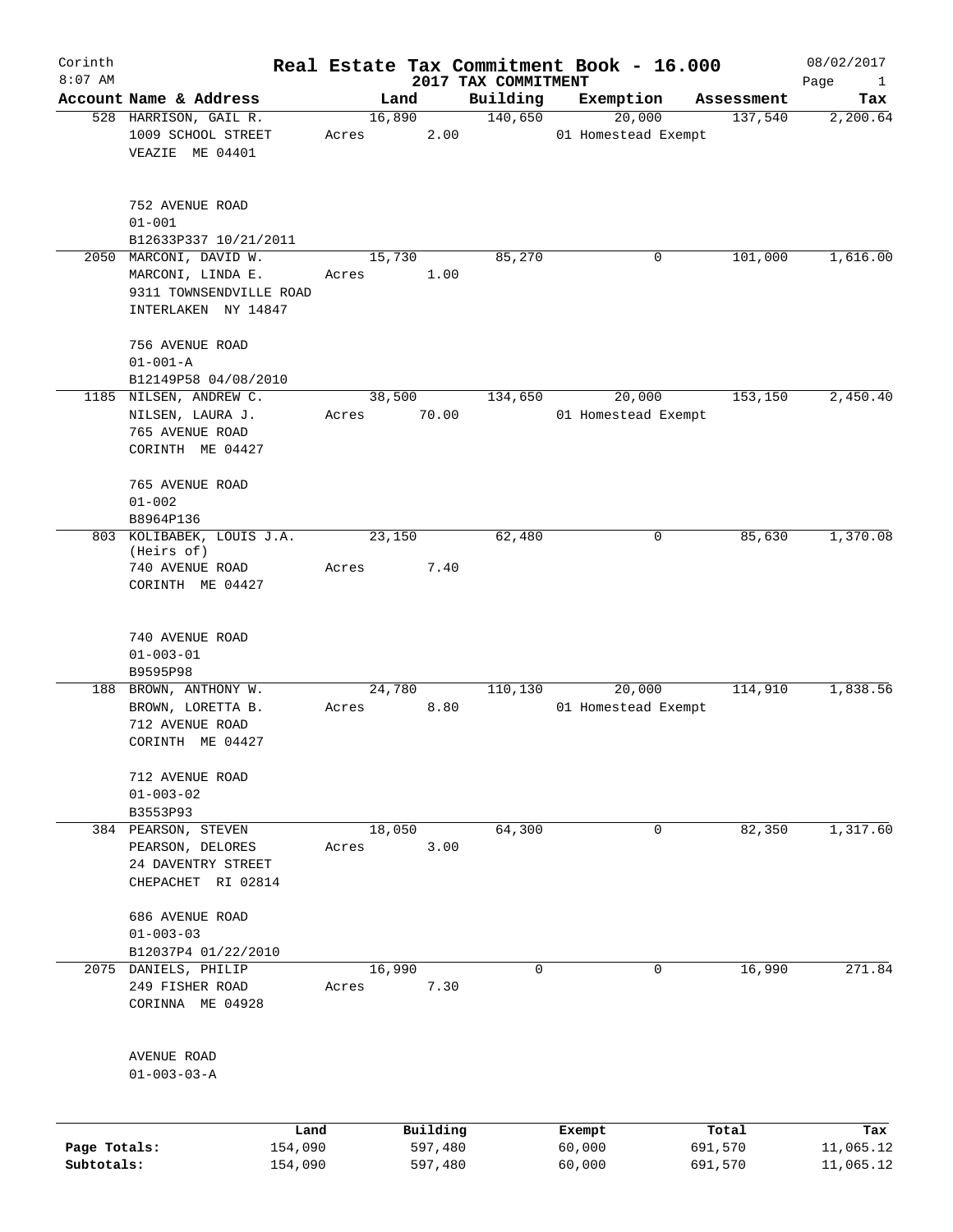# Real Estate Tax Commitment Book - 16.000

Corinth
8:07 AM

2017 TAX COMMITMENT

08/02/2017

| Account Name & Address | Land | Building | Exemption | Assessment | Tax |
|---|---|---|---|---|---|
| 528 HARRISON, GAIL R.<br>1009 SCHOOL STREET<br>VEAZIE ME 04401<br><br>752 AVENUE ROAD<br>01-001<br>B12633P337 10/21/2011 | 16,890<br>Acres 2.00 | 140,650 | 20,000<br>01 Homestead Exempt | 137,540 | 2,200.64 |
| 2050 MARCONI, DAVID W.<br>MARCONI, LINDA E.<br>9311 TOWNSENDVILLE ROAD<br>INTERLAKEN NY 14847<br><br>756 AVENUE ROAD<br>01-001-A<br>B12149P58 04/08/2010 | 15,730<br>Acres 1.00 | 85,270 | 0 | 101,000 | 1,616.00 |
| 1185 NILSEN, ANDREW C.<br>NILSEN, LAURA J.<br>765 AVENUE ROAD<br>CORINTH ME 04427<br><br>765 AVENUE ROAD<br>01-002<br>B8964P136 | 38,500<br>Acres 70.00 | 134,650 | 20,000<br>01 Homestead Exempt | 153,150 | 2,450.40 |
| 803 KOLIBABEK, LOUIS J.A.<br>(Heirs of)<br>740 AVENUE ROAD<br>CORINTH ME 04427<br><br>740 AVENUE ROAD<br>01-003-01<br>B9595P98 | 23,150<br>Acres 7.40 | 62,480 | 0 | 85,630 | 1,370.08 |
| 188 BROWN, ANTHONY W.<br>BROWN, LORETTA B.<br>712 AVENUE ROAD<br>CORINTH ME 04427<br><br>712 AVENUE ROAD<br>01-003-02<br>B3553P93 | 24,780<br>Acres 8.80 | 110,130 | 20,000<br>01 Homestead Exempt | 114,910 | 1,838.56 |
| 384 PEARSON, STEVEN<br>PEARSON, DELORES<br>24 DAVENTRY STREET<br>CHEPACHET RI 02814<br><br>686 AVENUE ROAD<br>01-003-03<br>B12037P4 01/22/2010 | 18,050<br>Acres 3.00 | 64,300 | 0 | 82,350 | 1,317.60 |
| 2075 DANIELS, PHILIP<br>249 FISHER ROAD<br>CORINNA ME 04928<br><br>AVENUE ROAD<br>01-003-03-A | 16,990<br>Acres 7.30 | 0 | 0 | 16,990 | 271.84 |

| | Land | Building | Exempt | Total | Tax |
|---|---|---|---|---|---|
| Page Totals: | 154,090 | 597,480 | 60,000 | 691,570 | 11,065.12 |
| Subtotals: | 154,090 | 597,480 | 60,000 | 691,570 | 11,065.12 |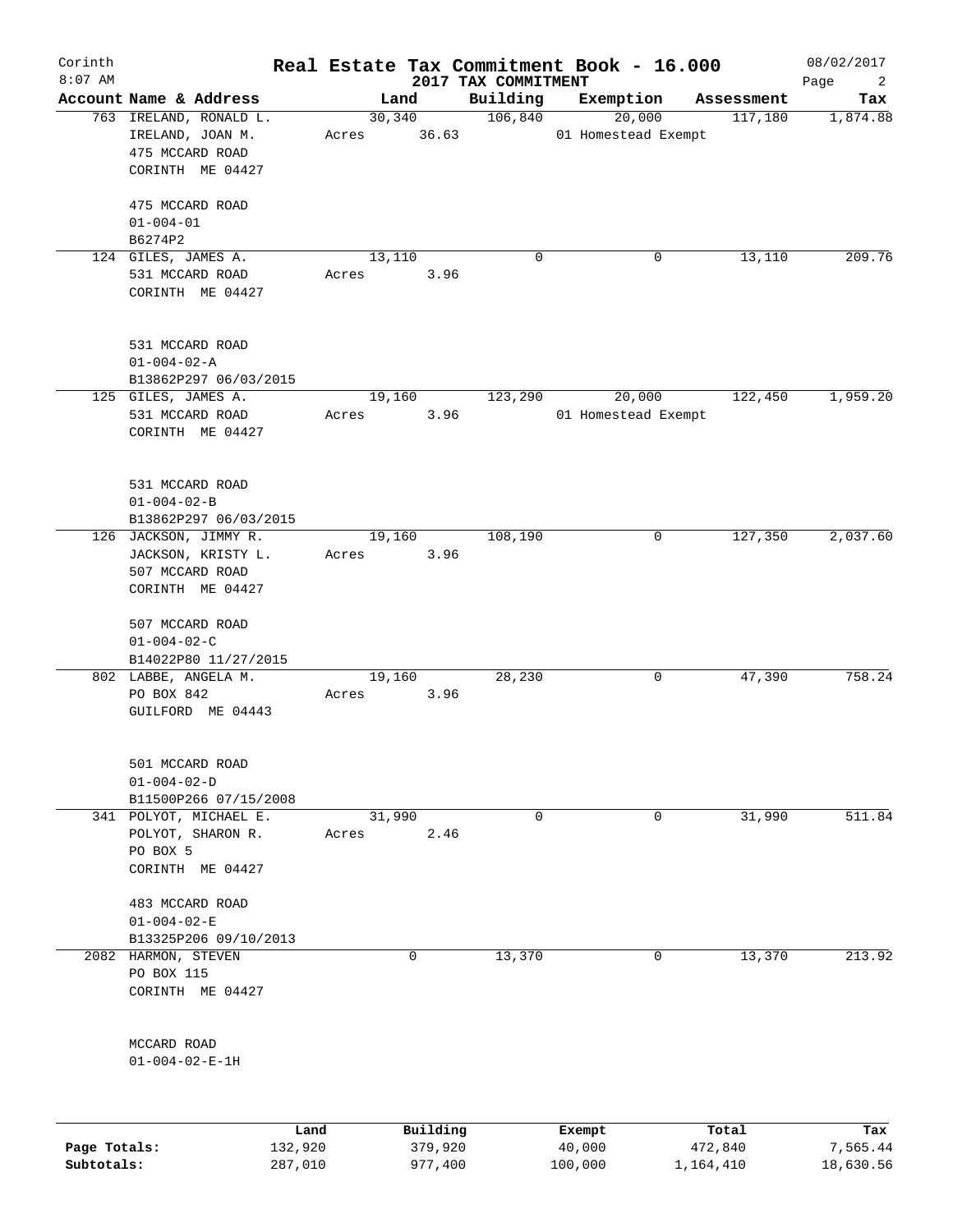Corinth 8:07 AM

# Real Estate Tax Commitment Book - 16.000

## 2017 TAX COMMITMENT

08/02/2017

| Account Name & Address | Land | Building | Exemption | Assessment | Tax |
|---|---|---|---|---|---|
| 763 IRELAND, RONALD L.<br>IRELAND, JOAN M.<br>475 MCCARD ROAD<br>CORINTH ME 04427<br><br>475 MCCARD ROAD<br>01-004-01<br>B6274P2 | 30,340<br>Acres 36.63 | 106,840 | 20,000<br>01 Homestead Exempt | 117,180 | 1,874.88 |
| 124 GILES, JAMES A.<br>531 MCCARD ROAD<br>CORINTH ME 04427<br><br>531 MCCARD ROAD<br>01-004-02-A<br>B13862P297 06/03/2015 | 13,110<br>Acres 3.96 | 0 | 0 | 13,110 | 209.76 |
| 125 GILES, JAMES A.<br>531 MCCARD ROAD<br>CORINTH ME 04427<br><br>531 MCCARD ROAD<br>01-004-02-B<br>B13862P297 06/03/2015 | 19,160<br>Acres 3.96 | 123,290 | 20,000<br>01 Homestead Exempt | 122,450 | 1,959.20 |
| 126 JACKSON, JIMMY R.<br>JACKSON, KRISTY L.<br>507 MCCARD ROAD<br>CORINTH ME 04427<br><br>507 MCCARD ROAD<br>01-004-02-C<br>B14022P80 11/27/2015 | 19,160<br>Acres 3.96 | 108,190 | 0 | 127,350 | 2,037.60 |
| 802 LABBE, ANGELA M.<br>PO BOX 842<br>GUILFORD ME 04443<br><br>501 MCCARD ROAD<br>01-004-02-D<br>B11500P266 07/15/2008 | 19,160<br>Acres 3.96 | 28,230 | 0 | 47,390 | 758.24 |
| 341 POLYOT, MICHAEL E.<br>POLYOT, SHARON R.<br>PO BOX 5<br>CORINTH ME 04427<br><br>483 MCCARD ROAD<br>01-004-02-E<br>B13325P206 09/10/2013 | 31,990<br>Acres 2.46 | 0 | 0 | 31,990 | 511.84 |
| 2082 HARMON, STEVEN<br>PO BOX 115<br>CORINTH ME 04427<br><br>MCCARD ROAD<br>01-004-02-E-1H | 0 | 13,370 | 0 | 13,370 | 213.92 |

| | Land | Building | Exempt | Total | Tax |
|---|---|---|---|---|---|
| Page Totals: | 132,920 | 379,920 | 40,000 | 472,840 | 7,565.44 |
| Subtotals: | 287,010 | 977,400 | 100,000 | 1,164,410 | 18,630.56 |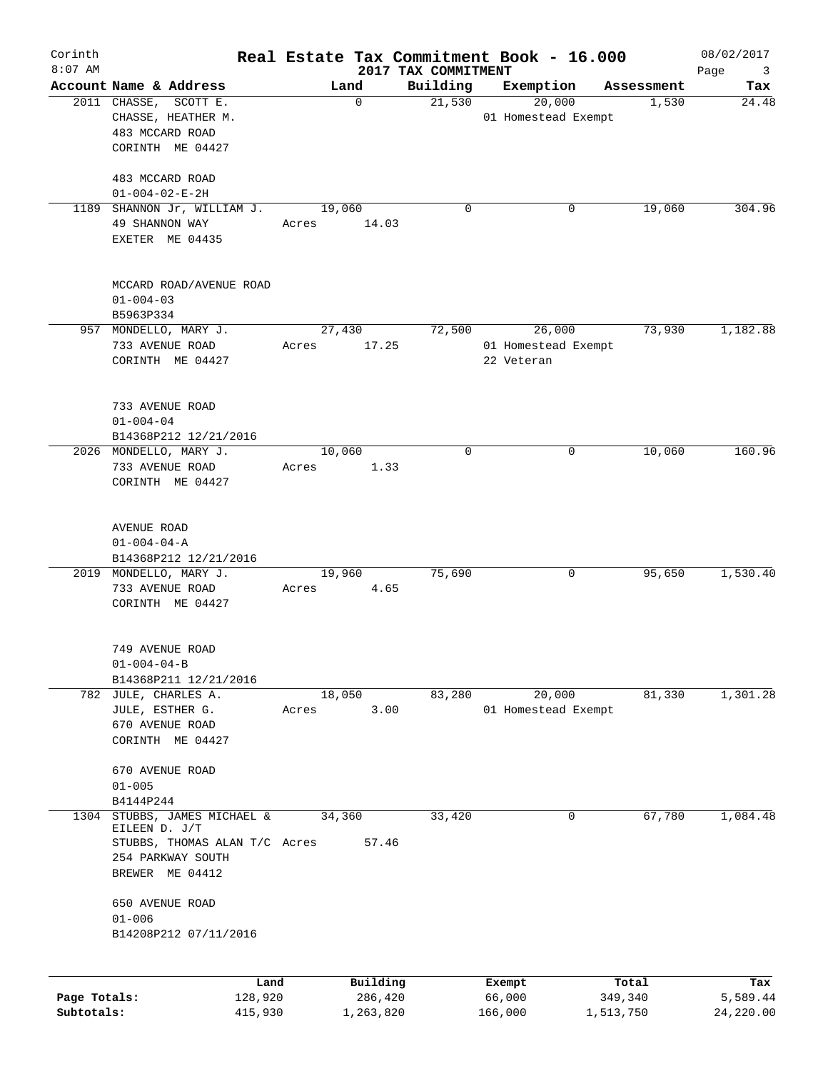Corinth 8:07 AM

# Real Estate Tax Commitment Book - 16.000

## 2017 TAX COMMITMENT

08/02/2017

| Account | Name & Address | Land | Building | Exemption | Assessment | Tax |
|---|---|---|---|---|---|---|
| 2011 | CHASSE, SCOTT E.<br>CHASSE, HEATHER M.<br>483 MCCARD ROAD<br>CORINTH ME 04427<br><br>483 MCCARD ROAD<br>01-004-02-E-2H | 0 | 21,530 | 20,000<br>01 Homestead Exempt | 1,530 | 24.48 |
| 1189 | SHANNON Jr, WILLIAM J.<br>49 SHANNON WAY<br>EXETER ME 04435<br><br>MCCARD ROAD/AVENUE ROAD<br>01-004-03<br>B5963P334 | 19,060<br>Acres 14.03 | 0 | 0 | 19,060 | 304.96 |
| 957 | MONDELLO, MARY J.<br>733 AVENUE ROAD<br>CORINTH ME 04427<br><br>733 AVENUE ROAD<br>01-004-04<br>B14368P212 12/21/2016 | 27,430<br>Acres 17.25 | 72,500 | 26,000<br>01 Homestead Exempt<br>22 Veteran | 73,930 | 1,182.88 |
| 2026 | MONDELLO, MARY J.<br>733 AVENUE ROAD<br>CORINTH ME 04427<br><br>AVENUE ROAD<br>01-004-04-A<br>B14368P212 12/21/2016 | 10,060<br>Acres 1.33 | 0 | 0 | 10,060 | 160.96 |
| 2019 | MONDELLO, MARY J.<br>733 AVENUE ROAD<br>CORINTH ME 04427<br><br>749 AVENUE ROAD<br>01-004-04-B<br>B14368P211 12/21/2016 | 19,960<br>Acres 4.65 | 75,690 | 0 | 95,650 | 1,530.40 |
| 782 | JULE, CHARLES A.<br>JULE, ESTHER G.<br>670 AVENUE ROAD<br>CORINTH ME 04427<br><br>670 AVENUE ROAD<br>01-005<br>B4144P244 | 18,050<br>Acres 3.00 | 83,280 | 20,000<br>01 Homestead Exempt | 81,330 | 1,301.28 |
| 1304 | STUBBS, JAMES MICHAEL & EILEEN D. J/T<br>STUBBS, THOMAS ALAN T/C<br>254 PARKWAY SOUTH<br>BREWER ME 04412<br><br>650 AVENUE ROAD<br>01-006<br>B14208P212 07/11/2016 | 34,360<br>Acres 57.46 | 33,420 | 0 | 67,780 | 1,084.48 |

| | Land | Building | Exempt | Total | Tax |
|---|---|---|---|---|---|
| Page Totals: | 128,920 | 286,420 | 66,000 | 349,340 | 5,589.44 |
| Subtotals: | 415,930 | 1,263,820 | 166,000 | 1,513,750 | 24,220.00 |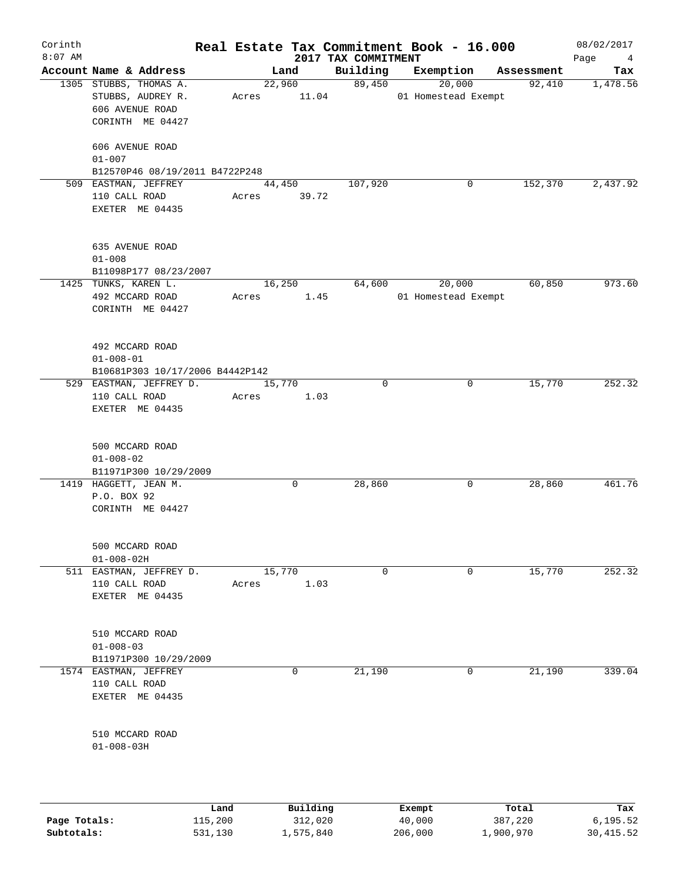# Real Estate Tax Commitment Book - 16.000

Corinth
8:07 AM

2017 TAX COMMITMENT

08/02/2017

| Account | Name & Address | Land | Building | Exemption | Assessment | Tax |
|---|---|---|---|---|---|---|
| 1305 | STUBBS, THOMAS A.<br>STUBBS, AUDREY R.<br>606 AVENUE ROAD<br>CORINTH ME 04427<br><br>606 AVENUE ROAD<br>01-007<br>B12570P46 08/19/2011 B4722P248 | 22,960<br>Acres 11.04 | 89,450 | 20,000<br>01 Homestead Exempt | 92,410 | 1,478.56 |
| 509 | EASTMAN, JEFFREY<br>110 CALL ROAD<br>EXETER ME 04435<br><br>635 AVENUE ROAD<br>01-008<br>B11098P177 08/23/2007 | 44,450<br>Acres 39.72 | 107,920 | 0 | 152,370 | 2,437.92 |
| 1425 | TUNKS, KAREN L.<br>492 MCCARD ROAD<br>CORINTH ME 04427<br><br>492 MCCARD ROAD<br>01-008-01<br>B10681P303 10/17/2006 B4442P142 | 16,250<br>Acres 1.45 | 64,600 | 20,000<br>01 Homestead Exempt | 60,850 | 973.60 |
| 529 | EASTMAN, JEFFREY D.<br>110 CALL ROAD<br>EXETER ME 04435<br><br>500 MCCARD ROAD<br>01-008-02<br>B11971P300 10/29/2009 | 15,770<br>Acres 1.03 | 0 | 0 | 15,770 | 252.32 |
| 1419 | HAGGETT, JEAN M.<br>P.O. BOX 92<br>CORINTH ME 04427<br><br>500 MCCARD ROAD<br>01-008-02H | 0 | 28,860 | 0 | 28,860 | 461.76 |
| 511 | EASTMAN, JEFFREY D.<br>110 CALL ROAD<br>EXETER ME 04435<br><br>510 MCCARD ROAD<br>01-008-03<br>B11971P300 10/29/2009 | 15,770<br>Acres 1.03 | 0 | 0 | 15,770 | 252.32 |
| 1574 | EASTMAN, JEFFREY<br>110 CALL ROAD<br>EXETER ME 04435<br><br>510 MCCARD ROAD<br>01-008-03H | 0 | 21,190 | 0 | 21,190 | 339.04 |

| | Land | Building | Exempt | Total | Tax |
|---|---|---|---|---|---|
| Page Totals: | 115,200 | 312,020 | 40,000 | 387,220 | 6,195.52 |
| Subtotals: | 531,130 | 1,575,840 | 206,000 | 1,900,970 | 30,415.52 |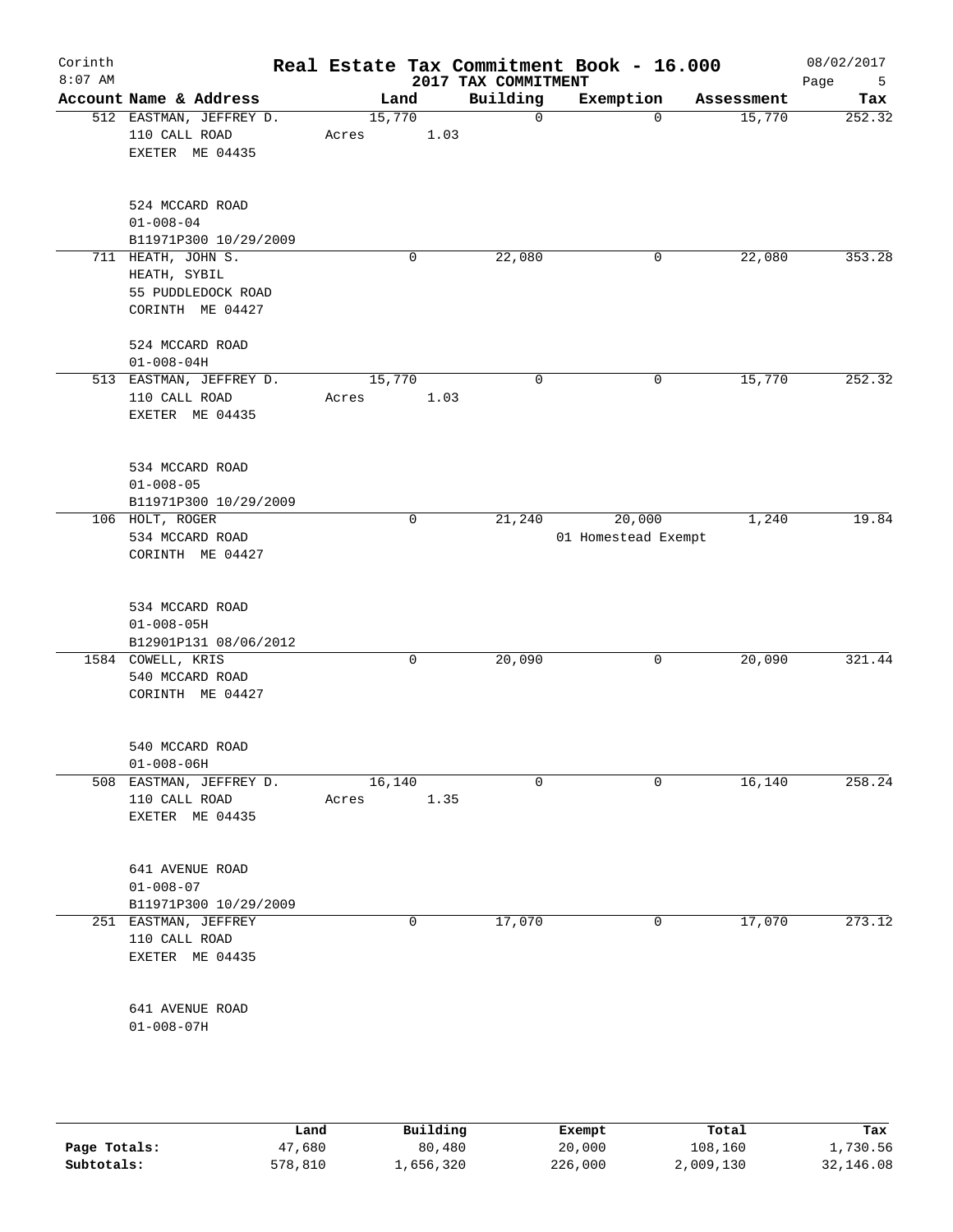# Real Estate Tax Commitment Book - 16.000

Corinth
8:07 AM

2017 TAX COMMITMENT

08/02/2017

| Account Name & Address | Land | Building | Exemption | Assessment | Tax |
|---|---|---|---|---|---|
| 512 EASTMAN, JEFFREY D.<br>110 CALL ROAD<br>EXETER ME 04435<br><br>524 MCCARD ROAD<br>01-008-04<br>B11971P300 10/29/2009 | 15,770<br>Acres 1.03 | 0 | 0 | 15,770 | 252.32 |
| 711 HEATH, JOHN S.<br>HEATH, SYBIL<br>55 PUDDLEDOCK ROAD<br>CORINTH ME 04427<br><br>524 MCCARD ROAD<br>01-008-04H | 0 | 22,080 | 0 | 22,080 | 353.28 |
| 513 EASTMAN, JEFFREY D.<br>110 CALL ROAD<br>EXETER ME 04435<br><br>534 MCCARD ROAD<br>01-008-05<br>B11971P300 10/29/2009 | 15,770<br>Acres 1.03 | 0 | 0 | 15,770 | 252.32 |
| 106 HOLT, ROGER<br>534 MCCARD ROAD<br>CORINTH ME 04427<br><br>534 MCCARD ROAD<br>01-008-05H<br>B12901P131 08/06/2012 | 0 | 21,240 | 20,000<br>01 Homestead Exempt | 1,240 | 19.84 |
| 1584 COWELL, KRIS<br>540 MCCARD ROAD<br>CORINTH ME 04427<br><br>540 MCCARD ROAD<br>01-008-06H | 0 | 20,090 | 0 | 20,090 | 321.44 |
| 508 EASTMAN, JEFFREY D.<br>110 CALL ROAD<br>EXETER ME 04435<br><br>641 AVENUE ROAD<br>01-008-07<br>B11971P300 10/29/2009 | 16,140<br>Acres 1.35 | 0 | 0 | 16,140 | 258.24 |
| 251 EASTMAN, JEFFREY<br>110 CALL ROAD<br>EXETER ME 04435<br><br>641 AVENUE ROAD<br>01-008-07H | 0 | 17,070 | 0 | 17,070 | 273.12 |

| | Land | Building | Exempt | Total | Tax |
|---|---|---|---|---|---|
| Page Totals: | 47,680 | 80,480 | 20,000 | 108,160 | 1,730.56 |
| Subtotals: | 578,810 | 1,656,320 | 226,000 | 2,009,130 | 32,146.08 |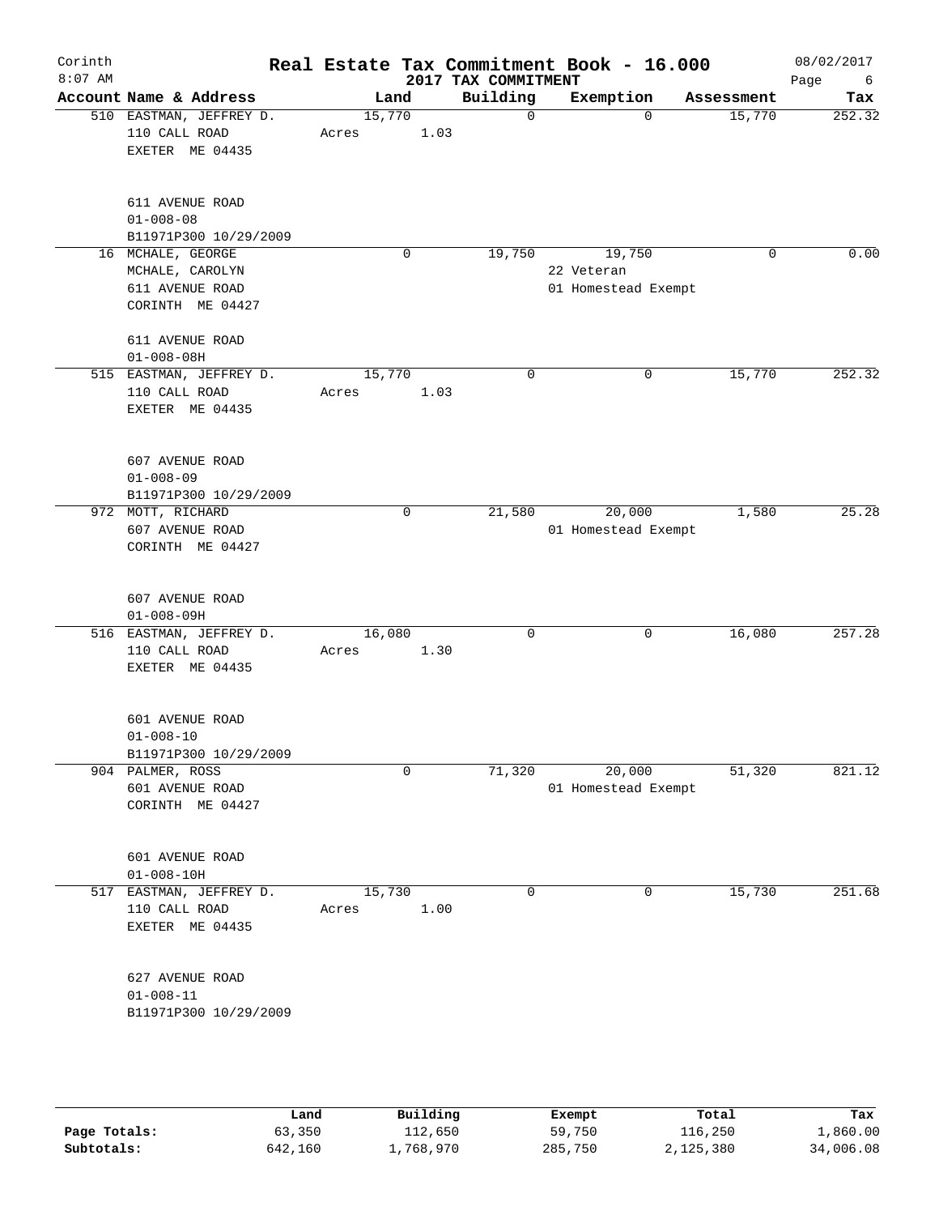# Real Estate Tax Commitment Book - 16.000

Corinth 8:07 AM — 2017 TAX COMMITMENT — 08/02/2017

| Account | Name & Address | Land | Building | Exemption | Assessment | Tax |
|---|---|---|---|---|---|---|
| 510 | EASTMAN, JEFFREY D.<br>110 CALL ROAD<br>EXETER ME 04435<br><br>611 AVENUE ROAD<br>01-008-08<br>B11971P300 10/29/2009 | 15,770<br>Acres 1.03 | 0 | 0 | 15,770 | 252.32 |
| 16 | MCHALE, GEORGE<br>MCHALE, CAROLYN<br>611 AVENUE ROAD<br>CORINTH ME 04427<br><br>611 AVENUE ROAD<br>01-008-08H | 0 | 19,750 | 19,750<br>22 Veteran<br>01 Homestead Exempt | 0 | 0.00 |
| 515 | EASTMAN, JEFFREY D.<br>110 CALL ROAD<br>EXETER ME 04435<br><br>607 AVENUE ROAD<br>01-008-09<br>B11971P300 10/29/2009 | 15,770<br>Acres 1.03 | 0 | 0 | 15,770 | 252.32 |
| 972 | MOTT, RICHARD<br>607 AVENUE ROAD<br>CORINTH ME 04427<br><br>607 AVENUE ROAD<br>01-008-09H | 0 | 21,580 | 20,000<br>01 Homestead Exempt | 1,580 | 25.28 |
| 516 | EASTMAN, JEFFREY D.<br>110 CALL ROAD<br>EXETER ME 04435<br><br>601 AVENUE ROAD<br>01-008-10<br>B11971P300 10/29/2009 | 16,080<br>Acres 1.30 | 0 | 0 | 16,080 | 257.28 |
| 904 | PALMER, ROSS<br>601 AVENUE ROAD<br>CORINTH ME 04427<br><br>601 AVENUE ROAD<br>01-008-10H | 0 | 71,320 | 20,000<br>01 Homestead Exempt | 51,320 | 821.12 |
| 517 | EASTMAN, JEFFREY D.<br>110 CALL ROAD<br>EXETER ME 04435<br><br>627 AVENUE ROAD<br>01-008-11<br>B11971P300 10/29/2009 | 15,730<br>Acres 1.00 | 0 | 0 | 15,730 | 251.68 |

| | Land | Building | Exempt | Total | Tax |
|---|---|---|---|---|---|
| Page Totals: | 63,350 | 112,650 | 59,750 | 116,250 | 1,860.00 |
| Subtotals: | 642,160 | 1,768,970 | 285,750 | 2,125,380 | 34,006.08 |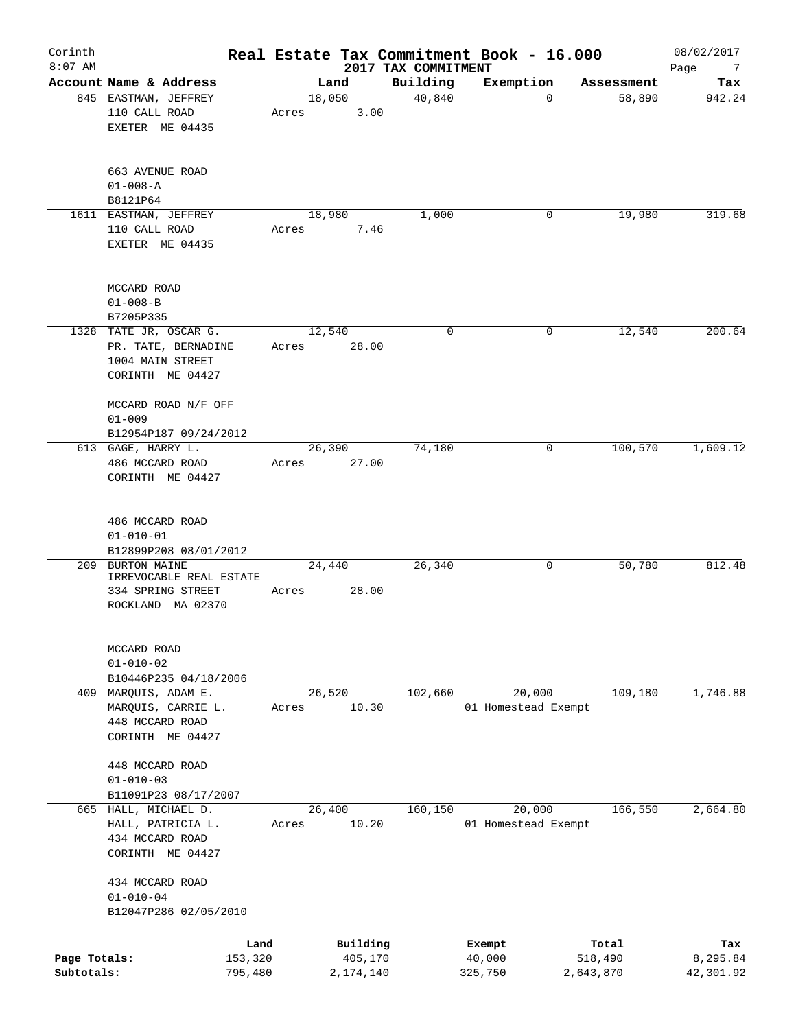# Real Estate Tax Commitment Book - 16.000

Corinth
8:07 AM

2017 TAX COMMITMENT

08/02/2017

| Account Name & Address | Land | Building | Exemption | Assessment | Tax |
|---|---|---|---|---|---|
| 845 EASTMAN, JEFFREY<br>110 CALL ROAD<br>EXETER ME 04435<br><br>663 AVENUE ROAD<br>01-008-A<br>B8121P64 | 18,050<br>Acres 3.00 | 40,840 | 0 | 58,890 | 942.24 |
| 1611 EASTMAN, JEFFREY<br>110 CALL ROAD<br>EXETER ME 04435<br><br>MCCARD ROAD<br>01-008-B<br>B7205P335 | 18,980<br>Acres 7.46 | 1,000 | 0 | 19,980 | 319.68 |
| 1328 TATE JR, OSCAR G.<br>PR. TATE, BERNADINE<br>1004 MAIN STREET<br>CORINTH ME 04427<br><br>MCCARD ROAD N/F OFF<br>01-009<br>B12954P187 09/24/2012 | 12,540<br>Acres 28.00 | 0 | 0 | 12,540 | 200.64 |
| 613 GAGE, HARRY L.<br>486 MCCARD ROAD<br>CORINTH ME 04427<br><br>486 MCCARD ROAD<br>01-010-01<br>B12899P208 08/01/2012 | 26,390<br>Acres 27.00 | 74,180 | 0 | 100,570 | 1,609.12 |
| 209 BURTON MAINE<br>IRREVOCABLE REAL ESTATE<br>334 SPRING STREET<br>ROCKLAND MA 02370<br><br>MCCARD ROAD<br>01-010-02<br>B10446P235 04/18/2006 | 24,440<br>Acres 28.00 | 26,340 | 0 | 50,780 | 812.48 |
| 409 MARQUIS, ADAM E.<br>MARQUIS, CARRIE L.<br>448 MCCARD ROAD<br>CORINTH ME 04427<br><br>448 MCCARD ROAD<br>01-010-03<br>B11091P23 08/17/2007 | 26,520<br>Acres 10.30 | 102,660 | 20,000<br>01 Homestead Exempt | 109,180 | 1,746.88 |
| 665 HALL, MICHAEL D.<br>HALL, PATRICIA L.<br>434 MCCARD ROAD<br>CORINTH ME 04427<br><br>434 MCCARD ROAD<br>01-010-04<br>B12047P286 02/05/2010 | 26,400<br>Acres 10.20 | 160,150 | 20,000<br>01 Homestead Exempt | 166,550 | 2,664.80 |

| | Land | Building | Exempt | Total | Tax |
|---|---|---|---|---|---|
| Page Totals: | 153,320 | 405,170 | 40,000 | 518,490 | 8,295.84 |
| Subtotals: | 795,480 | 2,174,140 | 325,750 | 2,643,870 | 42,301.92 |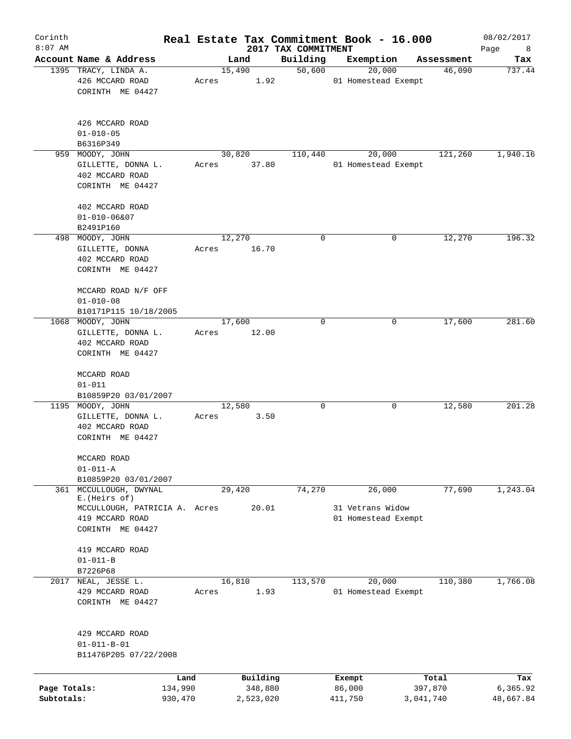Corinth 8:07 AM

# Real Estate Tax Commitment Book - 16.000

## 2017 TAX COMMITMENT

08/02/2017

| Account Name & Address | Land | Building | Exemption | Assessment | Tax |
|---|---|---|---|---|---|
| 1395 TRACY, LINDA A.<br>426 MCCARD ROAD<br>CORINTH ME 04427<br><br>426 MCCARD ROAD<br>01-010-05<br>B6316P349 | 15,490<br>Acres 1.92 | 50,600 | 20,000<br>01 Homestead Exempt | 46,090 | 737.44 |
| 959 MOODY, JOHN<br>GILLETTE, DONNA L.<br>402 MCCARD ROAD<br>CORINTH ME 04427<br><br>402 MCCARD ROAD<br>01-010-06&07<br>B2491P160 | 30,820<br>Acres 37.80 | 110,440 | 20,000<br>01 Homestead Exempt | 121,260 | 1,940.16 |
| 498 MOODY, JOHN<br>GILLETTE, DONNA<br>402 MCCARD ROAD<br>CORINTH ME 04427<br><br>MCCARD ROAD N/F OFF<br>01-010-08<br>B10171P115 10/18/2005 | 12,270<br>Acres 16.70 | 0 | 0 | 12,270 | 196.32 |
| 1068 MOODY, JOHN<br>GILLETTE, DONNA L.<br>402 MCCARD ROAD<br>CORINTH ME 04427<br><br>MCCARD ROAD<br>01-011<br>B10859P20 03/01/2007 | 17,600<br>Acres 12.00 | 0 | 0 | 17,600 | 281.60 |
| 1195 MOODY, JOHN<br>GILLETTE, DONNA L.<br>402 MCCARD ROAD<br>CORINTH ME 04427<br><br>MCCARD ROAD<br>01-011-A<br>B10859P20 03/01/2007 | 12,580<br>Acres 3.50 | 0 | 0 | 12,580 | 201.28 |
| 361 MCCULLOUGH, DWYNAL E.(Heirs of)<br>MCCULLOUGH, PATRICIA A.<br>419 MCCARD ROAD<br>CORINTH ME 04427<br><br>419 MCCARD ROAD<br>01-011-B<br>B7226P68 | 29,420<br>Acres 20.01 | 74,270 | 26,000<br>31 Vetrans Widow<br>01 Homestead Exempt | 77,690 | 1,243.04 |
| 2017 NEAL, JESSE L.<br>429 MCCARD ROAD<br>CORINTH ME 04427<br><br>429 MCCARD ROAD<br>01-011-B-01<br>B11476P205 07/22/2008 | 16,810<br>Acres 1.93 | 113,570 | 20,000<br>01 Homestead Exempt | 110,380 | 1,766.08 |

| | Land | Building | Exempt | Total | Tax |
|---|---|---|---|---|---|
| Page Totals: | 134,990 | 348,880 | 86,000 | 397,870 | 6,365.92 |
| Subtotals: | 930,470 | 2,523,020 | 411,750 | 3,041,740 | 48,667.84 |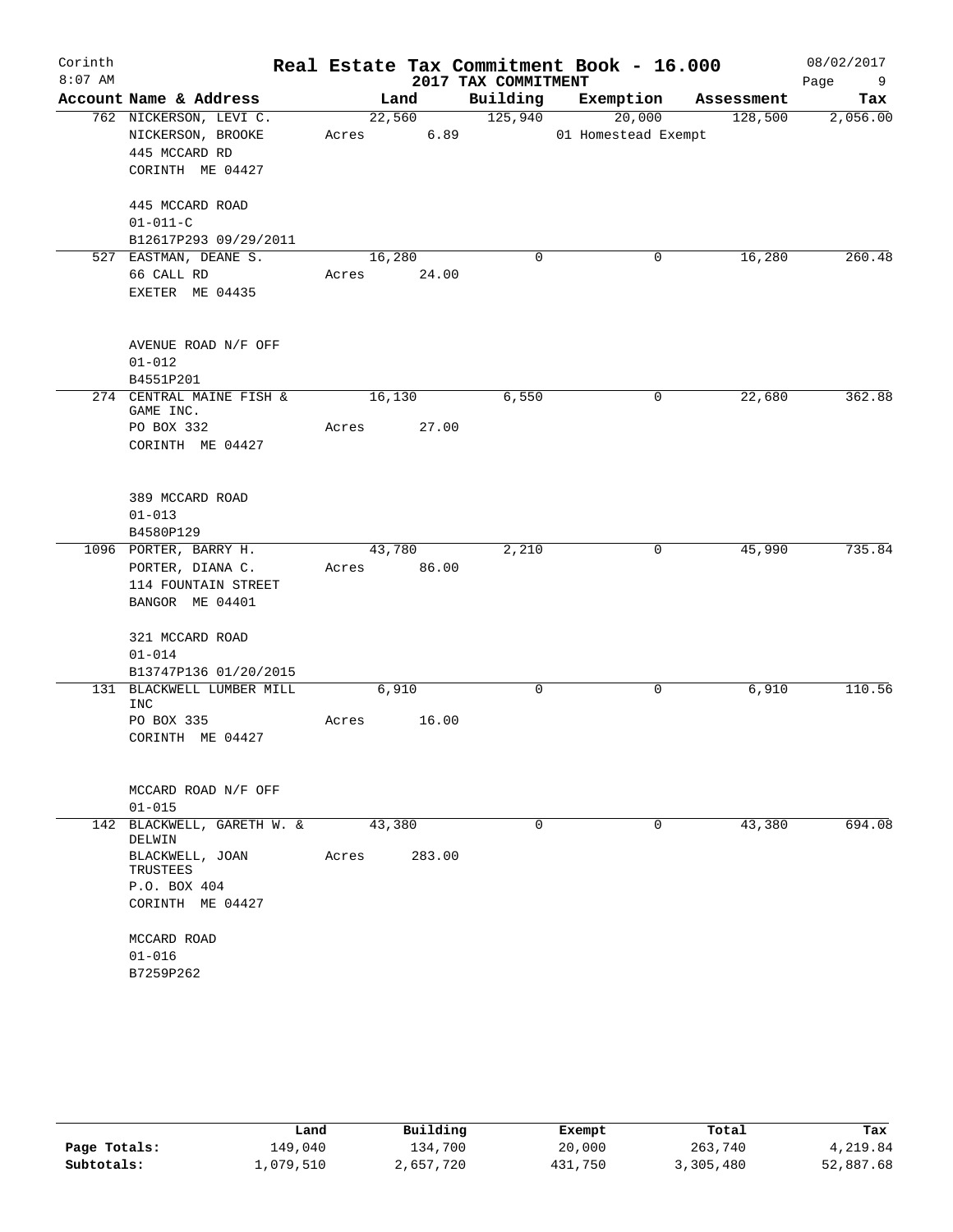Corinth 8:07 AM

# Real Estate Tax Commitment Book - 16.000

## 2017 TAX COMMITMENT

08/02/2017

| Account Name & Address | Land | Building | Exemption | Assessment | Tax |
|---|---|---|---|---|---|
| 762 NICKERSON, LEVI C.<br>NICKERSON, BROOKE<br>445 MCCARD RD<br>CORINTH ME 04427<br><br>445 MCCARD ROAD<br>01-011-C<br>B12617P293 09/29/2011 | 22,560<br>Acres 6.89 | 125,940 | 20,000<br>01 Homestead Exempt | 128,500 | 2,056.00 |
| 527 EASTMAN, DEANE S.<br>66 CALL RD<br>EXETER ME 04435<br><br>AVENUE ROAD N/F OFF<br>01-012<br>B4551P201 | 16,280<br>Acres 24.00 | 0 | 0 | 16,280 | 260.48 |
| 274 CENTRAL MAINE FISH & GAME INC.<br>PO BOX 332<br>CORINTH ME 04427<br><br>389 MCCARD ROAD<br>01-013<br>B4580P129 | 16,130<br>Acres 27.00 | 6,550 | 0 | 22,680 | 362.88 |
| 1096 PORTER, BARRY H.<br>PORTER, DIANA C.<br>114 FOUNTAIN STREET<br>BANGOR ME 04401<br><br>321 MCCARD ROAD<br>01-014<br>B13747P136 01/20/2015 | 43,780<br>Acres 86.00 | 2,210 | 0 | 45,990 | 735.84 |
| 131 BLACKWELL LUMBER MILL INC<br>PO BOX 335<br>CORINTH ME 04427<br><br>MCCARD ROAD N/F OFF<br>01-015 | 6,910<br>Acres 16.00 | 0 | 0 | 6,910 | 110.56 |
| 142 BLACKWELL, GARETH W. & DELWIN<br>BLACKWELL, JOAN TRUSTEES<br>P.O. BOX 404<br>CORINTH ME 04427<br><br>MCCARD ROAD<br>01-016<br>B7259P262 | 43,380<br>Acres 283.00 | 0 | 0 | 43,380 | 694.08 |

| | Land | Building | Exempt | Total | Tax |
|---|---|---|---|---|---|
| Page Totals: | 149,040 | 134,700 | 20,000 | 263,740 | 4,219.84 |
| Subtotals: | 1,079,510 | 2,657,720 | 431,750 | 3,305,480 | 52,887.68 |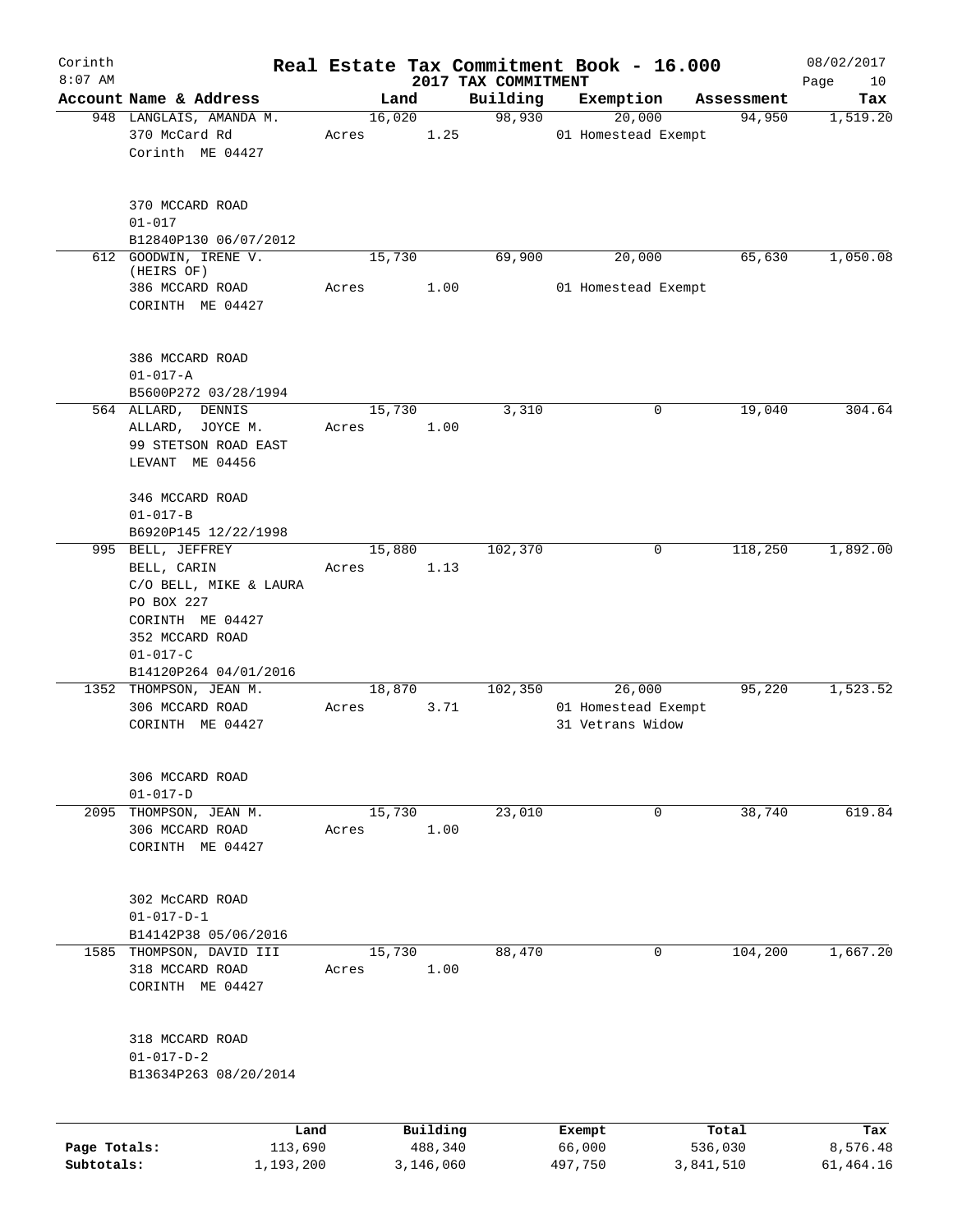Corinth 8:07 AM

# Real Estate Tax Commitment Book - 16.000

## 2017 TAX COMMITMENT

08/02/2017

| Account Name & Address | Land | Building | Exemption | Assessment | Tax |
|---|---|---|---|---|---|
| 948 LANGLAIS, AMANDA M.<br>370 McCard Rd<br>Corinth ME 04427<br><br>370 MCCARD ROAD<br>01-017<br>B12840P130 06/07/2012 | 16,020<br>Acres 1.25 | 98,930 | 20,000<br>01 Homestead Exempt | 94,950 | 1,519.20 |
| 612 GOODWIN, IRENE V.<br>(HEIRS OF)<br>386 MCCARD ROAD<br>CORINTH ME 04427<br><br>386 MCCARD ROAD<br>01-017-A<br>B5600P272 03/28/1994 | 15,730<br>Acres 1.00 | 69,900 | 20,000<br>01 Homestead Exempt | 65,630 | 1,050.08 |
| 564 ALLARD, DENNIS<br>ALLARD, JOYCE M.<br>99 STETSON ROAD EAST<br>LEVANT ME 04456<br><br>346 MCCARD ROAD<br>01-017-B<br>B6920P145 12/22/1998 | 15,730<br>Acres 1.00 | 3,310 | 0 | 19,040 | 304.64 |
| 995 BELL, JEFFREY<br>BELL, CARIN<br>C/O BELL, MIKE & LAURA<br>PO BOX 227<br>CORINTH ME 04427<br>352 MCCARD ROAD<br>01-017-C<br>B14120P264 04/01/2016 | 15,880<br>Acres 1.13 | 102,370 | 0 | 118,250 | 1,892.00 |
| 1352 THOMPSON, JEAN M.<br>306 MCCARD ROAD<br>CORINTH ME 04427<br><br>306 MCCARD ROAD<br>01-017-D | 18,870<br>Acres 3.71 | 102,350 | 26,000<br>01 Homestead Exempt<br>31 Vetrans Widow | 95,220 | 1,523.52 |
| 2095 THOMPSON, JEAN M.<br>306 MCCARD ROAD<br>CORINTH ME 04427<br><br>302 McCARD ROAD<br>01-017-D-1<br>B14142P38 05/06/2016 | 15,730<br>Acres 1.00 | 23,010 | 0 | 38,740 | 619.84 |
| 1585 THOMPSON, DAVID III<br>318 MCCARD ROAD<br>CORINTH ME 04427<br><br>318 MCCARD ROAD<br>01-017-D-2<br>B13634P263 08/20/2014 | 15,730<br>Acres 1.00 | 88,470 | 0 | 104,200 | 1,667.20 |

| | Land | Building | Exempt | Total | Tax |
|---|---|---|---|---|---|
| Page Totals: | 113,690 | 488,340 | 66,000 | 536,030 | 8,576.48 |
| Subtotals: | 1,193,200 | 3,146,060 | 497,750 | 3,841,510 | 61,464.16 |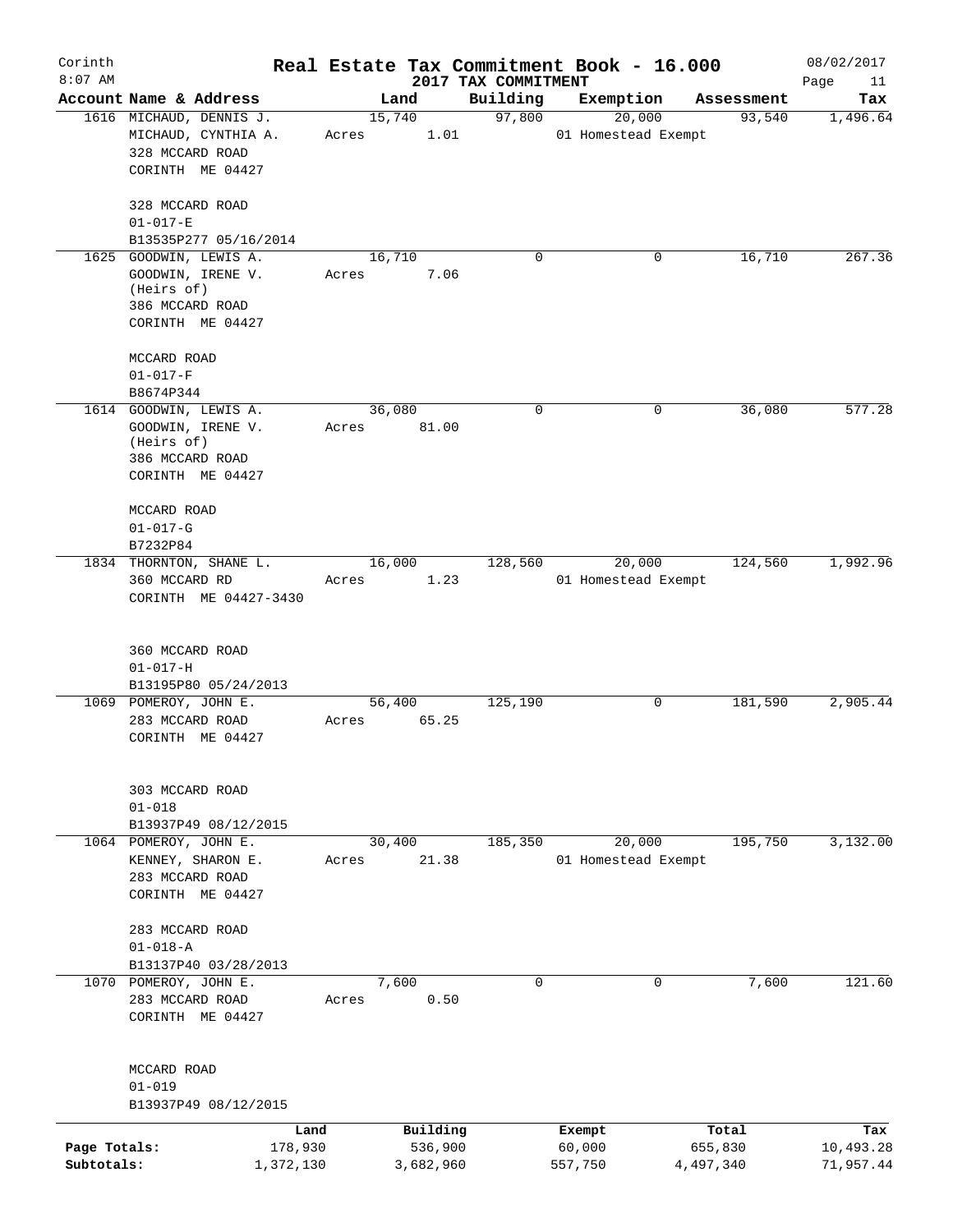Corinth
8:07 AM

# Real Estate Tax Commitment Book - 16.000

## 2017 TAX COMMITMENT

08/02/2017

| Account | Name & Address | Land | Building | Exemption | Assessment | Tax |
|---|---|---|---|---|---|---|
| 1616 | MICHAUD, DENNIS J.<br>MICHAUD, CYNTHIA A.<br>328 MCCARD ROAD<br>CORINTH ME 04427<br><br>328 MCCARD ROAD<br>01-017-E<br>B13535P277 05/16/2014 | 15,740<br>Acres 1.01 | 97,800 | 20,000<br>01 Homestead Exempt | 93,540 | 1,496.64 |
| 1625 | GOODWIN, LEWIS A.<br>GOODWIN, IRENE V.<br>(Heirs of)<br>386 MCCARD ROAD<br>CORINTH ME 04427<br><br>MCCARD ROAD<br>01-017-F<br>B8674P344 | 16,710<br>Acres 7.06 | 0 | 0 | 16,710 | 267.36 |
| 1614 | GOODWIN, LEWIS A.<br>GOODWIN, IRENE V.<br>(Heirs of)<br>386 MCCARD ROAD<br>CORINTH ME 04427<br><br>MCCARD ROAD<br>01-017-G<br>B7232P84 | 36,080<br>Acres 81.00 | 0 | 0 | 36,080 | 577.28 |
| 1834 | THORNTON, SHANE L.<br>360 MCCARD RD<br>CORINTH ME 04427-3430<br><br>360 MCCARD ROAD<br>01-017-H<br>B13195P80 05/24/2013 | 16,000<br>Acres 1.23 | 128,560 | 20,000<br>01 Homestead Exempt | 124,560 | 1,992.96 |
| 1069 | POMEROY, JOHN E.<br>283 MCCARD ROAD<br>CORINTH ME 04427<br><br>303 MCCARD ROAD<br>01-018<br>B13937P49 08/12/2015 | 56,400<br>Acres 65.25 | 125,190 | 0 | 181,590 | 2,905.44 |
| 1064 | POMEROY, JOHN E.<br>KENNEY, SHARON E.<br>283 MCCARD ROAD<br>CORINTH ME 04427<br><br>283 MCCARD ROAD<br>01-018-A<br>B13137P40 03/28/2013 | 30,400<br>Acres 21.38 | 185,350 | 20,000<br>01 Homestead Exempt | 195,750 | 3,132.00 |
| 1070 | POMEROY, JOHN E.<br>283 MCCARD ROAD<br>CORINTH ME 04427<br><br>MCCARD ROAD<br>01-019<br>B13937P49 08/12/2015 | 7,600<br>Acres 0.50 | 0 | 0 | 7,600 | 121.60 |

| | Land | Building | Exempt | Total | Tax |
|---|---|---|---|---|---|
| Page Totals: | 178,930 | 536,900 | 60,000 | 655,830 | 10,493.28 |
| Subtotals: | 1,372,130 | 3,682,960 | 557,750 | 4,497,340 | 71,957.44 |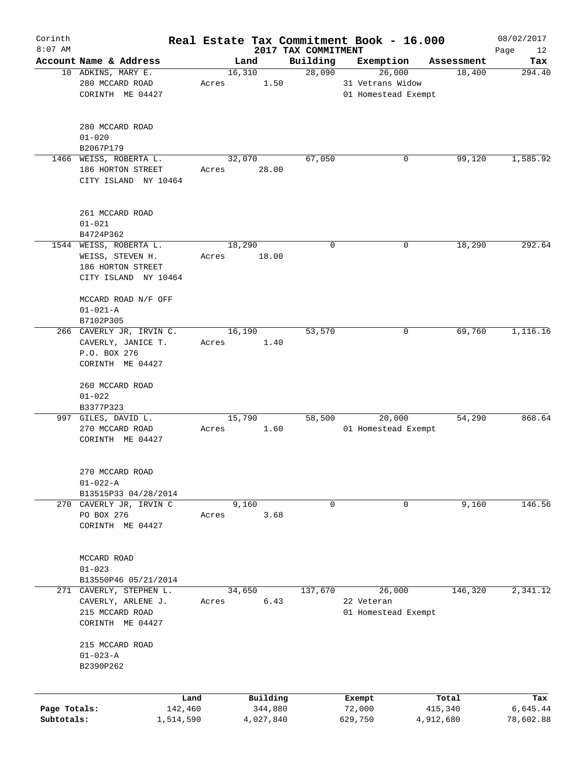# Real Estate Tax Commitment Book - 16.000

Corinth 8:07 AM — 2017 TAX COMMITMENT — 08/02/2017

| Account Name & Address | Land | Building | Exemption | Assessment | Tax |
|---|---|---|---|---|---|
| 10 ADKINS, MARY E.<br>280 MCCARD ROAD<br>CORINTH ME 04427<br><br>280 MCCARD ROAD<br>01-020<br>B2067P179 | 16,310<br>Acres 1.50 | 28,090 | 26,000<br>31 Vetrans Widow<br>01 Homestead Exempt | 18,400 | 294.40 |
| 1466 WEISS, ROBERTA L.<br>186 HORTON STREET<br>CITY ISLAND NY 10464<br><br>261 MCCARD ROAD<br>01-021<br>B4724P362 | 32,070<br>Acres 28.00 | 67,050 | 0 | 99,120 | 1,585.92 |
| 1544 WEISS, ROBERTA L.<br>WEISS, STEVEN H.<br>186 HORTON STREET<br>CITY ISLAND NY 10464<br><br>MCCARD ROAD N/F OFF<br>01-021-A<br>B7102P305 | 18,290<br>Acres 18.00 | 0 | 0 | 18,290 | 292.64 |
| 266 CAVERLY JR, IRVIN C.<br>CAVERLY, JANICE T.<br>P.O. BOX 276<br>CORINTH ME 04427<br><br>260 MCCARD ROAD<br>01-022<br>B3377P323 | 16,190<br>Acres 1.40 | 53,570 | 0 | 69,760 | 1,116.16 |
| 997 GILES, DAVID L.<br>270 MCCARD ROAD<br>CORINTH ME 04427<br><br>270 MCCARD ROAD<br>01-022-A<br>B13515P33 04/28/2014 | 15,790<br>Acres 1.60 | 58,500 | 20,000<br>01 Homestead Exempt | 54,290 | 868.64 |
| 270 CAVERLY JR, IRVIN C<br>PO BOX 276<br>CORINTH ME 04427<br><br>MCCARD ROAD<br>01-023<br>B13550P46 05/21/2014 | 9,160<br>Acres 3.68 | 0 | 0 | 9,160 | 146.56 |
| 271 CAVERLY, STEPHEN L.<br>CAVERLY, ARLENE J.<br>215 MCCARD ROAD<br>CORINTH ME 04427<br><br>215 MCCARD ROAD<br>01-023-A<br>B2390P262 | 34,650<br>Acres 6.43 | 137,670 | 26,000<br>22 Veteran<br>01 Homestead Exempt | 146,320 | 2,341.12 |

| | Land | Building | Exempt | Total | Tax |
|---|---|---|---|---|---|
| Page Totals: | 142,460 | 344,880 | 72,000 | 415,340 | 6,645.44 |
| Subtotals: | 1,514,590 | 4,027,840 | 629,750 | 4,912,680 | 78,602.88 |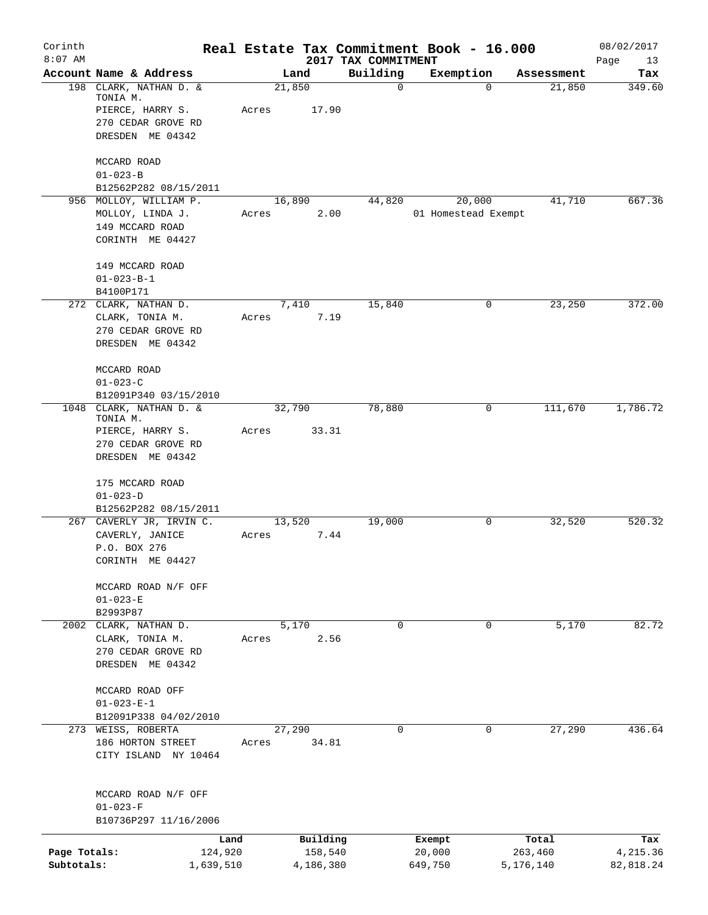Corinth 8:07 AM

# Real Estate Tax Commitment Book - 16.000

## 2017 TAX COMMITMENT

08/02/2017

| Account Name & Address | Land | Building | Exemption | Assessment | Tax |
|---|---|---|---|---|---|
| 198 CLARK, NATHAN D. & TONIA M.<br>PIERCE, HARRY S.<br>270 CEDAR GROVE RD<br>DRESDEN ME 04342<br><br>MCCARD ROAD<br>01-023-B<br>B12562P282 08/15/2011 | 21,850<br>Acres 17.90 | 0 | 0 | 21,850 | 349.60 |
| 956 MOLLOY, WILLIAM P.<br>MOLLOY, LINDA J.<br>149 MCCARD ROAD<br>CORINTH ME 04427<br><br>149 MCCARD ROAD<br>01-023-B-1<br>B4100P171 | 16,890<br>Acres 2.00 | 44,820 | 20,000<br>01 Homestead Exempt | 41,710 | 667.36 |
| 272 CLARK, NATHAN D.<br>CLARK, TONIA M.<br>270 CEDAR GROVE RD<br>DRESDEN ME 04342<br><br>MCCARD ROAD<br>01-023-C<br>B12091P340 03/15/2010 | 7,410<br>Acres 7.19 | 15,840 | 0 | 23,250 | 372.00 |
| 1048 CLARK, NATHAN D. & TONIA M.<br>PIERCE, HARRY S.<br>270 CEDAR GROVE RD<br>DRESDEN ME 04342<br><br>175 MCCARD ROAD<br>01-023-D<br>B12562P282 08/15/2011 | 32,790<br>Acres 33.31 | 78,880 | 0 | 111,670 | 1,786.72 |
| 267 CAVERLY JR, IRVIN C.<br>CAVERLY, JANICE<br>P.O. BOX 276<br>CORINTH ME 04427<br><br>MCCARD ROAD N/F OFF<br>01-023-E<br>B2993P87 | 13,520<br>Acres 7.44 | 19,000 | 0 | 32,520 | 520.32 |
| 2002 CLARK, NATHAN D.<br>CLARK, TONIA M.<br>270 CEDAR GROVE RD<br>DRESDEN ME 04342<br><br>MCCARD ROAD OFF<br>01-023-E-1<br>B12091P338 04/02/2010 | 5,170<br>Acres 2.56 | 0 | 0 | 5,170 | 82.72 |
| 273 WEISS, ROBERTA<br>186 HORTON STREET<br>CITY ISLAND NY 10464<br><br>MCCARD ROAD N/F OFF<br>01-023-F<br>B10736P297 11/16/2006 | 27,290<br>Acres 34.81 | 0 | 0 | 27,290 | 436.64 |

| | Land | Building | Exempt | Total | Tax |
|---|---|---|---|---|---|
| Page Totals: | 124,920 | 158,540 | 20,000 | 263,460 | 4,215.36 |
| Subtotals: | 1,639,510 | 4,186,380 | 649,750 | 5,176,140 | 82,818.24 |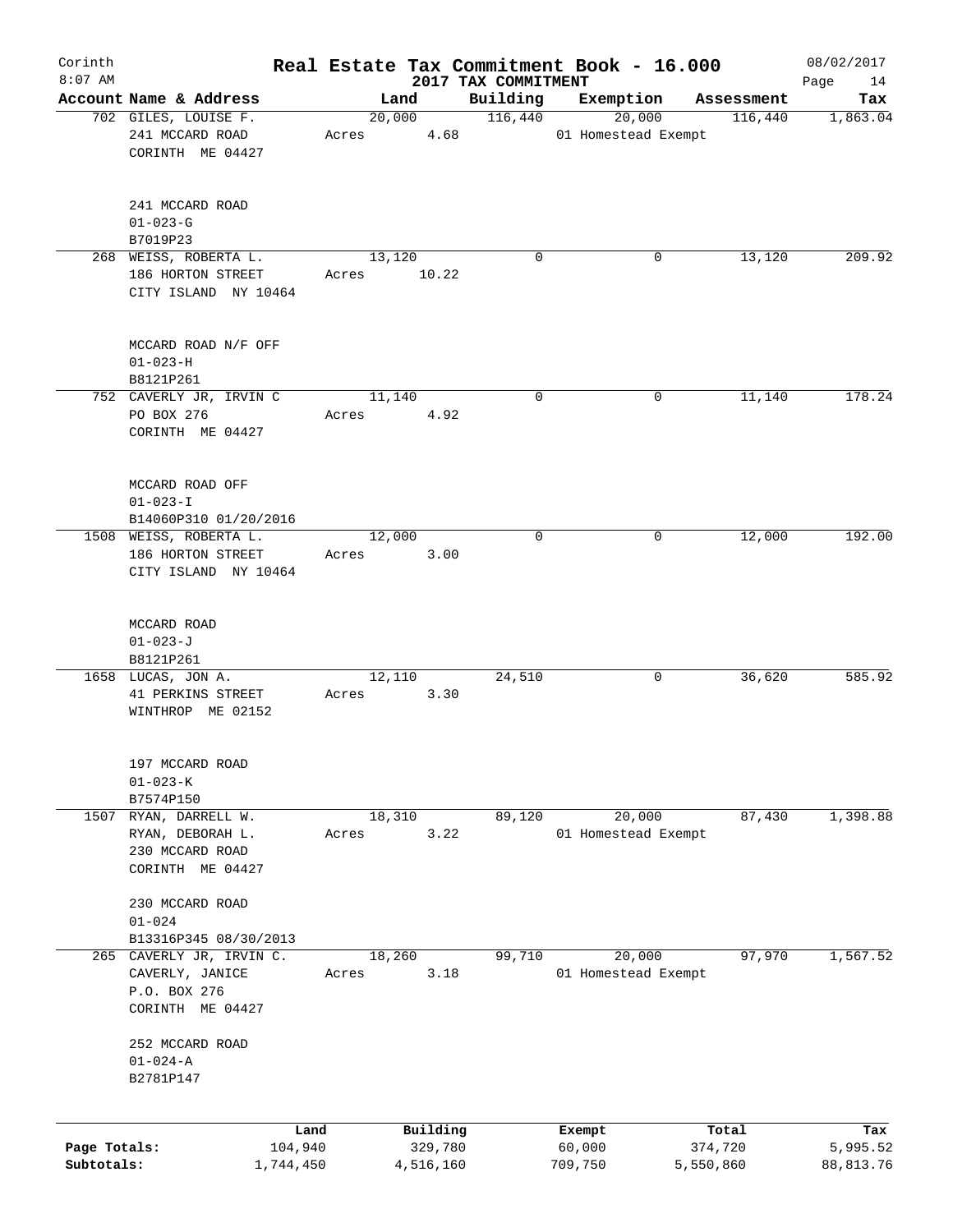Corinth 8:07 AM

# Real Estate Tax Commitment Book - 16.000

2017 TAX COMMITMENT

08/02/2017

| Account Name & Address | Land | Building | Exemption | Assessment | Tax |
|---|---|---|---|---|---|
| 702 GILES, LOUISE F.<br>241 MCCARD ROAD<br>CORINTH ME 04427<br><br>241 MCCARD ROAD<br>01-023-G<br>B7019P23 | 20,000<br>Acres 4.68 | 116,440 | 20,000<br>01 Homestead Exempt | 116,440 | 1,863.04 |
| 268 WEISS, ROBERTA L.<br>186 HORTON STREET<br>CITY ISLAND NY 10464<br><br>MCCARD ROAD N/F OFF<br>01-023-H<br>B8121P261 | 13,120<br>Acres 10.22 | 0 | 0 | 13,120 | 209.92 |
| 752 CAVERLY JR, IRVIN C<br>PO BOX 276<br>CORINTH ME 04427<br><br>MCCARD ROAD OFF<br>01-023-I<br>B14060P310 01/20/2016 | 11,140<br>Acres 4.92 | 0 | 0 | 11,140 | 178.24 |
| 1508 WEISS, ROBERTA L.<br>186 HORTON STREET<br>CITY ISLAND NY 10464<br><br>MCCARD ROAD<br>01-023-J<br>B8121P261 | 12,000<br>Acres 3.00 | 0 | 0 | 12,000 | 192.00 |
| 1658 LUCAS, JON A.<br>41 PERKINS STREET<br>WINTHROP ME 02152<br><br>197 MCCARD ROAD<br>01-023-K<br>B7574P150 | 12,110<br>Acres 3.30 | 24,510 | 0 | 36,620 | 585.92 |
| 1507 RYAN, DARRELL W.<br>RYAN, DEBORAH L.<br>230 MCCARD ROAD<br>CORINTH ME 04427<br><br>230 MCCARD ROAD<br>01-024<br>B13316P345 08/30/2013 | 18,310<br>Acres 3.22 | 89,120 | 20,000<br>01 Homestead Exempt | 87,430 | 1,398.88 |
| 265 CAVERLY JR, IRVIN C.<br>CAVERLY, JANICE<br>P.O. BOX 276<br>CORINTH ME 04427<br><br>252 MCCARD ROAD<br>01-024-A<br>B2781P147 | 18,260<br>Acres 3.18 | 99,710 | 20,000<br>01 Homestead Exempt | 97,970 | 1,567.52 |

| | Land | Building | Exempt | Total | Tax |
|---|---|---|---|---|---|
| Page Totals: | 104,940 | 329,780 | 60,000 | 374,720 | 5,995.52 |
| Subtotals: | 1,744,450 | 4,516,160 | 709,750 | 5,550,860 | 88,813.76 |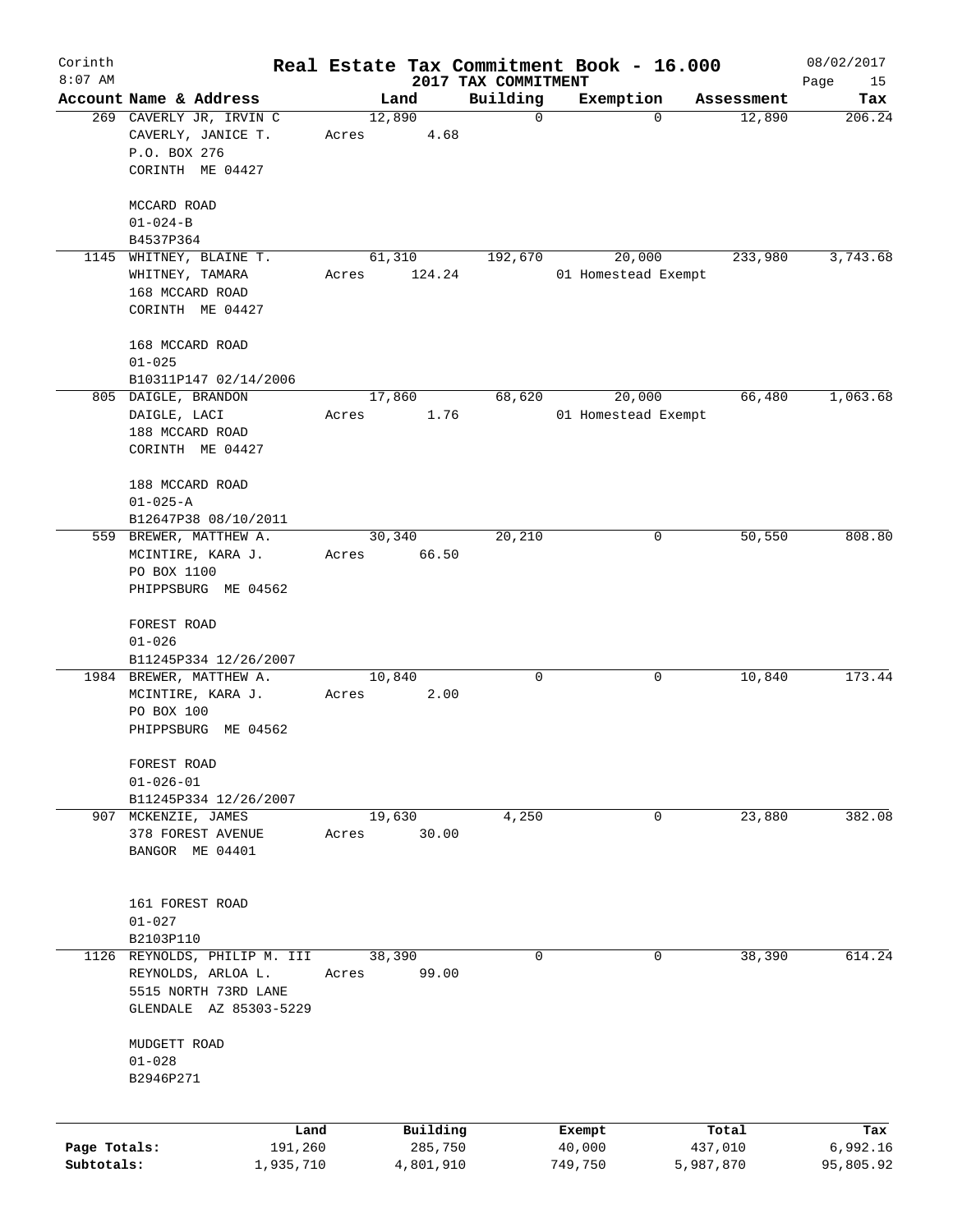Corinth
8:07 AM

# Real Estate Tax Commitment Book - 16.000

2017 TAX COMMITMENT

08/02/2017
Page 15

| Account Name & Address | Land | Building | Exemption | Assessment | Tax |
|---|---|---|---|---|---|
| 269 CAVERLY JR, IRVIN C<br>CAVERLY, JANICE T.<br>P.O. BOX 276<br>CORINTH ME 04427<br><br>MCCARD ROAD<br>01-024-B<br>B4537P364 | 12,890<br>Acres 4.68 | 0 | 0 | 12,890 | 206.24 |
| 1145 WHITNEY, BLAINE T.<br>WHITNEY, TAMARA<br>168 MCCARD ROAD<br>CORINTH ME 04427<br><br>168 MCCARD ROAD<br>01-025<br>B10311P147 02/14/2006 | 61,310<br>Acres 124.24 | 192,670 | 20,000<br>01 Homestead Exempt | 233,980 | 3,743.68 |
| 805 DAIGLE, BRANDON<br>DAIGLE, LACI<br>188 MCCARD ROAD<br>CORINTH ME 04427<br><br>188 MCCARD ROAD<br>01-025-A<br>B12647P38 08/10/2011 | 17,860<br>Acres 1.76 | 68,620 | 20,000<br>01 Homestead Exempt | 66,480 | 1,063.68 |
| 559 BREWER, MATTHEW A.<br>MCINTIRE, KARA J.<br>PO BOX 1100<br>PHIPPSBURG ME 04562<br><br>FOREST ROAD<br>01-026<br>B11245P334 12/26/2007 | 30,340<br>Acres 66.50 | 20,210 | 0 | 50,550 | 808.80 |
| 1984 BREWER, MATTHEW A.<br>MCINTIRE, KARA J.<br>PO BOX 100<br>PHIPPSBURG ME 04562<br><br>FOREST ROAD<br>01-026-01<br>B11245P334 12/26/2007 | 10,840<br>Acres 2.00 | 0 | 0 | 10,840 | 173.44 |
| 907 MCKENZIE, JAMES<br>378 FOREST AVENUE<br>BANGOR ME 04401<br><br>161 FOREST ROAD<br>01-027<br>B2103P110 | 19,630<br>Acres 30.00 | 4,250 | 0 | 23,880 | 382.08 |
| 1126 REYNOLDS, PHILIP M. III<br>REYNOLDS, ARLOA L.<br>5515 NORTH 73RD LANE<br>GLENDALE AZ 85303-5229<br><br>MUDGETT ROAD<br>01-028<br>B2946P271 | 38,390<br>Acres 99.00 | 0 | 0 | 38,390 | 614.24 |

| | Land | Building | Exempt | Total | Tax |
|---|---|---|---|---|---|
| Page Totals: | 191,260 | 285,750 | 40,000 | 437,010 | 6,992.16 |
| Subtotals: | 1,935,710 | 4,801,910 | 749,750 | 5,987,870 | 95,805.92 |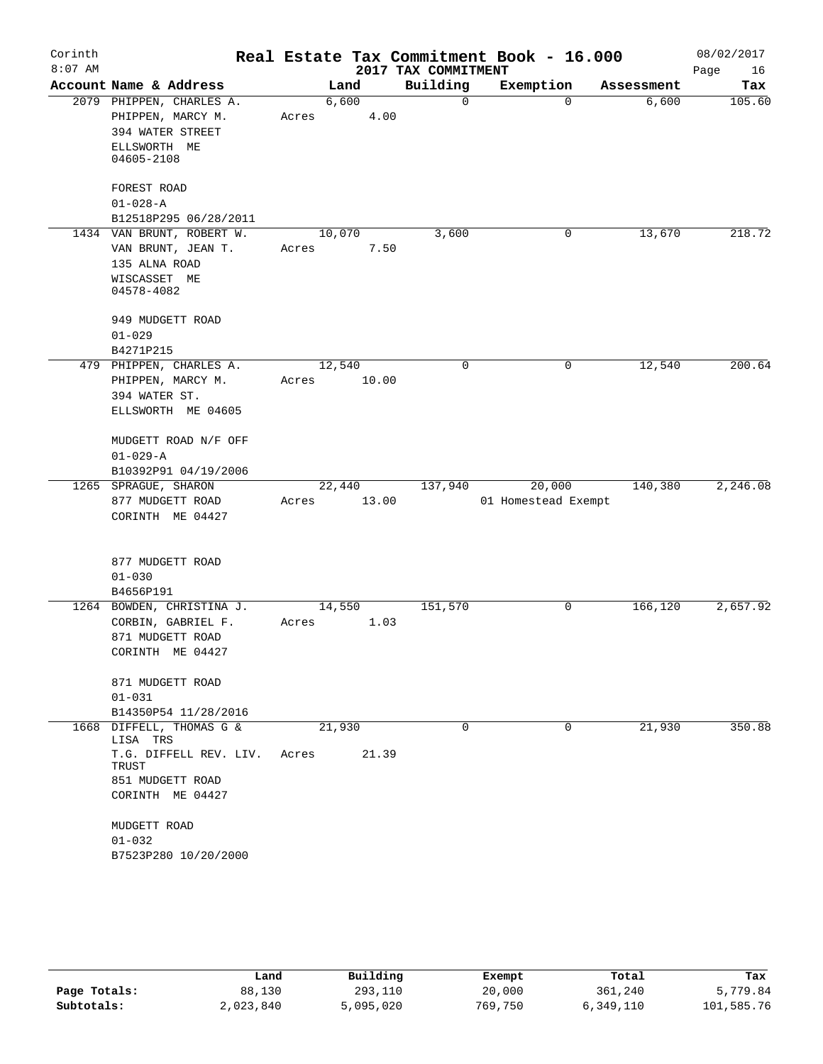# Real Estate Tax Commitment Book - 16.000

Corinth
8:07 AM

2017 TAX COMMITMENT

08/02/2017

| Account Name & Address | Land | Building | Exemption | Assessment | Tax |
|---|---|---|---|---|---|
| 2079 PHIPPEN, CHARLES A.<br>PHIPPEN, MARCY M.<br>394 WATER STREET<br>ELLSWORTH ME<br>04605-2108<br><br>FOREST ROAD<br>01-028-A<br>B12518P295 06/28/2011 | 6,600<br>Acres 4.00 | 0 | 0 | 6,600 | 105.60 |
| 1434 VAN BRUNT, ROBERT W.<br>VAN BRUNT, JEAN T.<br>135 ALNA ROAD<br>WISCASSET ME<br>04578-4082<br><br>949 MUDGETT ROAD<br>01-029<br>B4271P215 | 10,070<br>Acres 7.50 | 3,600 | 0 | 13,670 | 218.72 |
| 479 PHIPPEN, CHARLES A.<br>PHIPPEN, MARCY M.<br>394 WATER ST.<br>ELLSWORTH ME 04605<br><br>MUDGETT ROAD N/F OFF<br>01-029-A<br>B10392P91 04/19/2006 | 12,540<br>Acres 10.00 | 0 | 0 | 12,540 | 200.64 |
| 1265 SPRAGUE, SHARON<br>877 MUDGETT ROAD<br>CORINTH ME 04427<br><br>877 MUDGETT ROAD<br>01-030<br>B4656P191 | 22,440<br>Acres 13.00 | 137,940 | 20,000<br>01 Homestead Exempt | 140,380 | 2,246.08 |
| 1264 BOWDEN, CHRISTINA J.<br>CORBIN, GABRIEL F.<br>871 MUDGETT ROAD<br>CORINTH ME 04427<br><br>871 MUDGETT ROAD<br>01-031<br>B14350P54 11/28/2016 | 14,550<br>Acres 1.03 | 151,570 | 0 | 166,120 | 2,657.92 |
| 1668 DIFFELL, THOMAS G & LISA TRS<br>T.G. DIFFELL REV. LIV. TRUST<br>851 MUDGETT ROAD<br>CORINTH ME 04427<br><br>MUDGETT ROAD<br>01-032<br>B7523P280 10/20/2000 | 21,930<br>Acres 21.39 | 0 | 0 | 21,930 | 350.88 |

| | Land | Building | Exempt | Total | Tax |
|---|---|---|---|---|---|
| Page Totals: | 88,130 | 293,110 | 20,000 | 361,240 | 5,779.84 |
| Subtotals: | 2,023,840 | 5,095,020 | 769,750 | 6,349,110 | 101,585.76 |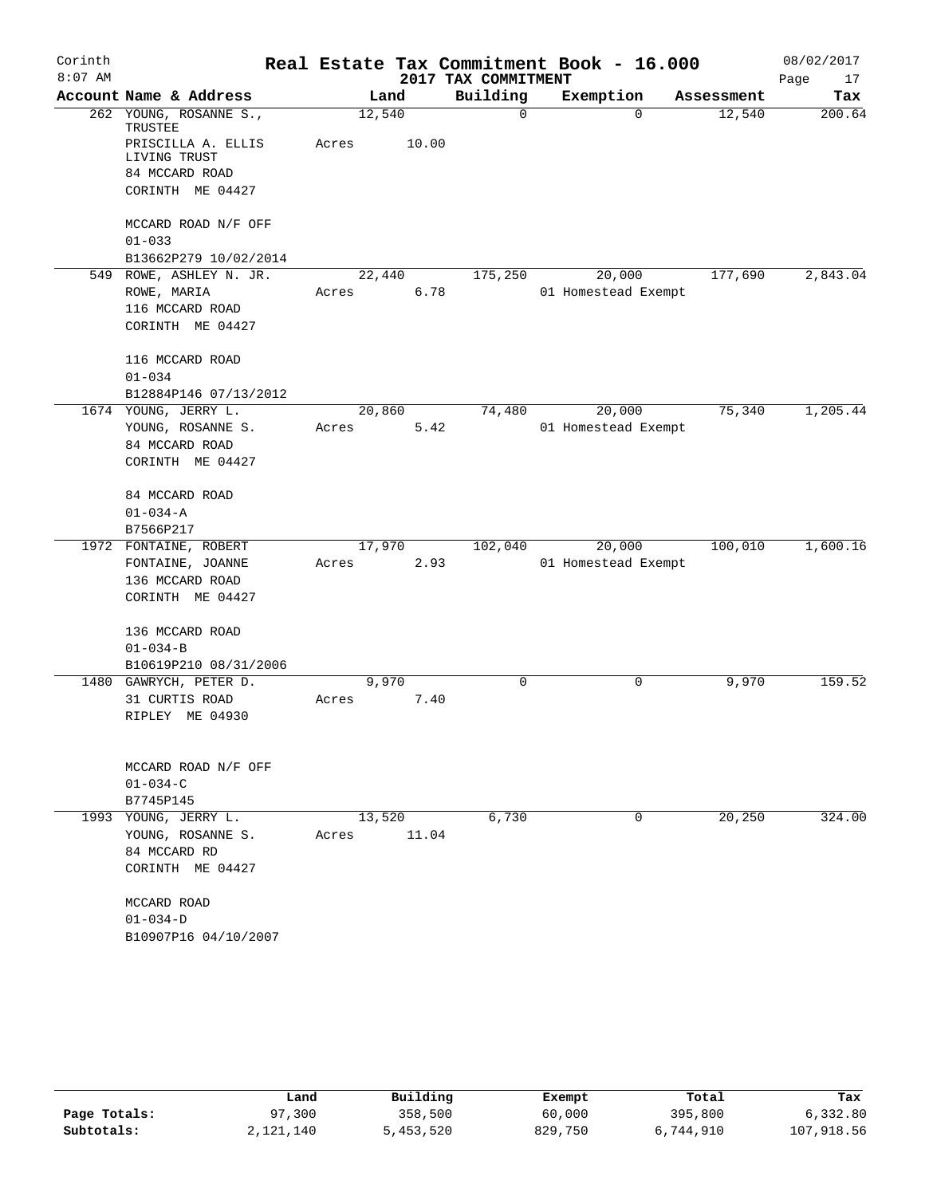# Real Estate Tax Commitment Book - 16.000

Corinth 8:07 AM — 2017 TAX COMMITMENT — 08/02/2017

| Account Name & Address | Land | Building | Exemption | Assessment | Tax |
|---|---|---|---|---|---|
| 262 YOUNG, ROSANNE S., TRUSTEE<br>PRISCILLA A. ELLIS LIVING TRUST<br>84 MCCARD ROAD<br>CORINTH ME 04427<br><br>MCCARD ROAD N/F OFF<br>01-033<br>B13662P279 10/02/2014 | 12,540<br>Acres 10.00 | 0 | 0 | 12,540 | 200.64 |
| 549 ROWE, ASHLEY N. JR.<br>ROWE, MARIA<br>116 MCCARD ROAD<br>CORINTH ME 04427<br><br>116 MCCARD ROAD<br>01-034<br>B12884P146 07/13/2012 | 22,440<br>Acres 6.78 | 175,250 | 20,000<br>01 Homestead Exempt | 177,690 | 2,843.04 |
| 1674 YOUNG, JERRY L.<br>YOUNG, ROSANNE S.<br>84 MCCARD ROAD<br>CORINTH ME 04427<br><br>84 MCCARD ROAD<br>01-034-A<br>B7566P217 | 20,860<br>Acres 5.42 | 74,480 | 20,000<br>01 Homestead Exempt | 75,340 | 1,205.44 |
| 1972 FONTAINE, ROBERT<br>FONTAINE, JOANNE<br>136 MCCARD ROAD<br>CORINTH ME 04427<br><br>136 MCCARD ROAD<br>01-034-B<br>B10619P210 08/31/2006 | 17,970<br>Acres 2.93 | 102,040 | 20,000<br>01 Homestead Exempt | 100,010 | 1,600.16 |
| 1480 GAWRYCH, PETER D.<br>31 CURTIS ROAD<br>RIPLEY ME 04930<br><br>MCCARD ROAD N/F OFF<br>01-034-C<br>B7745P145 | 9,970<br>Acres 7.40 | 0 | 0 | 9,970 | 159.52 |
| 1993 YOUNG, JERRY L.<br>YOUNG, ROSANNE S.<br>84 MCCARD RD<br>CORINTH ME 04427<br><br>MCCARD ROAD<br>01-034-D<br>B10907P16 04/10/2007 | 13,520<br>Acres 11.04 | 6,730 | 0 | 20,250 | 324.00 |

| | Land | Building | Exempt | Total | Tax |
|---|---|---|---|---|---|
| Page Totals: | 97,300 | 358,500 | 60,000 | 395,800 | 6,332.80 |
| Subtotals: | 2,121,140 | 5,453,520 | 829,750 | 6,744,910 | 107,918.56 |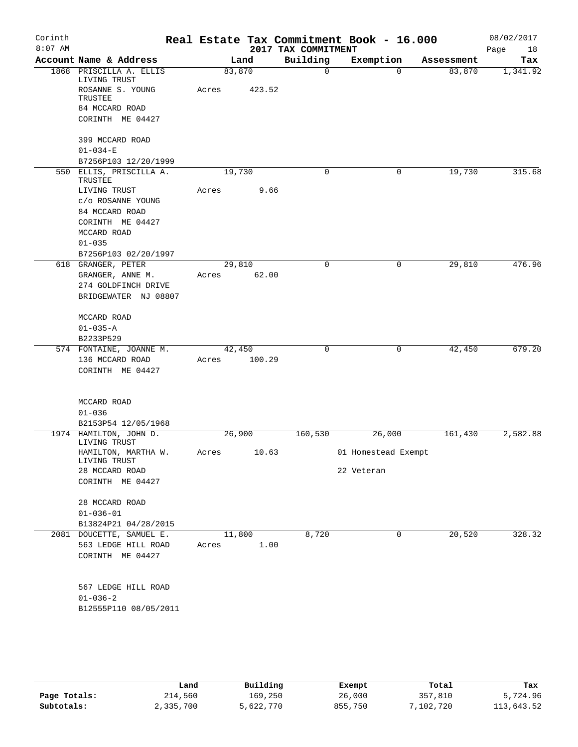# Real Estate Tax Commitment Book - 16.000

## 2017 TAX COMMITMENT

Corinth 8:07 AM — 08/02/2017

| Account Name & Address | Land | Building | Exemption | Assessment | Tax |
|---|---|---|---|---|---|
| 1868 PRISCILLA A. ELLIS LIVING TRUST<br>ROSANNE S. YOUNG TRUSTEE<br>84 MCCARD ROAD<br>CORINTH ME 04427<br><br>399 MCCARD ROAD<br>01-034-E<br>B7256P103 12/20/1999 | 83,870<br>Acres 423.52 | 0 | 0 | 83,870 | 1,341.92 |
| 550 ELLIS, PRISCILLA A. TRUSTEE<br>LIVING TRUST<br>c/o ROSANNE YOUNG<br>84 MCCARD ROAD<br>CORINTH ME 04427<br>MCCARD ROAD<br>01-035<br>B7256P103 02/20/1997 | 19,730<br>Acres 9.66 | 0 | 0 | 19,730 | 315.68 |
| 618 GRANGER, PETER<br>GRANGER, ANNE M.<br>274 GOLDFINCH DRIVE<br>BRIDGEWATER NJ 08807<br><br>MCCARD ROAD<br>01-035-A<br>B2233P529 | 29,810<br>Acres 62.00 | 0 | 0 | 29,810 | 476.96 |
| 574 FONTAINE, JOANNE M.<br>136 MCCARD ROAD<br>CORINTH ME 04427<br><br>MCCARD ROAD<br>01-036<br>B2153P54 12/05/1968 | 42,450<br>Acres 100.29 | 0 | 0 | 42,450 | 679.20 |
| 1974 HAMILTON, JOHN D. LIVING TRUST<br>HAMILTON, MARTHA W. LIVING TRUST<br>28 MCCARD ROAD<br>CORINTH ME 04427<br><br>28 MCCARD ROAD<br>01-036-01<br>B13824P21 04/28/2015 | 26,900<br>Acres 10.63 | 160,530 | 26,000<br>01 Homestead Exempt<br>22 Veteran | 161,430 | 2,582.88 |
| 2081 DOUCETTE, SAMUEL E.<br>563 LEDGE HILL ROAD<br>CORINTH ME 04427<br><br>567 LEDGE HILL ROAD<br>01-036-2<br>B12555P110 08/05/2011 | 11,800<br>Acres 1.00 | 8,720 | 0 | 20,520 | 328.32 |

| | Land | Building | Exempt | Total | Tax |
|---|---|---|---|---|---|
| Page Totals: | 214,560 | 169,250 | 26,000 | 357,810 | 5,724.96 |
| Subtotals: | 2,335,700 | 5,622,770 | 855,750 | 7,102,720 | 113,643.52 |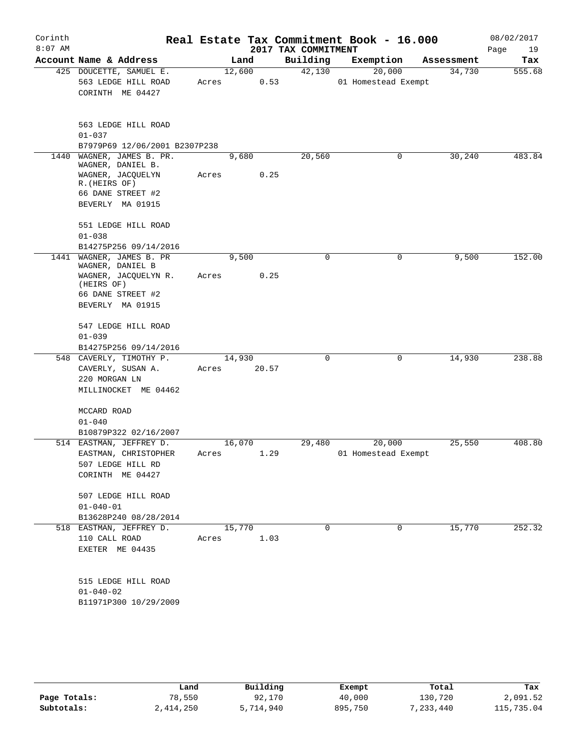# Real Estate Tax Commitment Book - 16.000

## 2017 TAX COMMITMENT

Corinth 8:07 AM — 08/02/2017

| Account | Name & Address | Land | Building | Exemption | Assessment | Tax |
|---|---|---|---|---|---|---|
| 425 | DOUCETTE, SAMUEL E.<br>563 LEDGE HILL ROAD<br>CORINTH ME 04427<br><br>563 LEDGE HILL ROAD<br>01-037<br>B7979P69 12/06/2001 B2307P238 | 12,600<br>Acres 0.53 | 42,130 | 20,000<br>01 Homestead Exempt | 34,730 | 555.68 |
| 1440 | WAGNER, JAMES B. PR.<br>WAGNER, DANIEL B.<br>WAGNER, JACQUELYN R.(HEIRS OF)<br>66 DANE STREET #2<br>BEVERLY MA 01915<br><br>551 LEDGE HILL ROAD<br>01-038<br>B14275P256 09/14/2016 | 9,680<br>Acres 0.25 | 20,560 | 0 | 30,240 | 483.84 |
| 1441 | WAGNER, JAMES B. PR<br>WAGNER, DANIEL B<br>WAGNER, JACQUELYN R. (HEIRS OF)<br>66 DANE STREET #2<br>BEVERLY MA 01915<br><br>547 LEDGE HILL ROAD<br>01-039<br>B14275P256 09/14/2016 | 9,500<br>Acres 0.25 | 0 | 0 | 9,500 | 152.00 |
| 548 | CAVERLY, TIMOTHY P.<br>CAVERLY, SUSAN A.<br>220 MORGAN LN<br>MILLINOCKET ME 04462<br><br>MCCARD ROAD<br>01-040<br>B10879P322 02/16/2007 | 14,930<br>Acres 20.57 | 0 | 0 | 14,930 | 238.88 |
| 514 | EASTMAN, JEFFREY D.<br>EASTMAN, CHRISTOPHER<br>507 LEDGE HILL RD<br>CORINTH ME 04427<br><br>507 LEDGE HILL ROAD<br>01-040-01<br>B13628P240 08/28/2014 | 16,070<br>Acres 1.29 | 29,480 | 20,000<br>01 Homestead Exempt | 25,550 | 408.80 |
| 518 | EASTMAN, JEFFREY D.<br>110 CALL ROAD<br>EXETER ME 04435<br><br>515 LEDGE HILL ROAD<br>01-040-02<br>B11971P300 10/29/2009 | 15,770<br>Acres 1.03 | 0 | 0 | 15,770 | 252.32 |

| | Land | Building | Exempt | Total | Tax |
|---|---|---|---|---|---|
| Page Totals: | 78,550 | 92,170 | 40,000 | 130,720 | 2,091.52 |
| Subtotals: | 2,414,250 | 5,714,940 | 895,750 | 7,233,440 | 115,735.04 |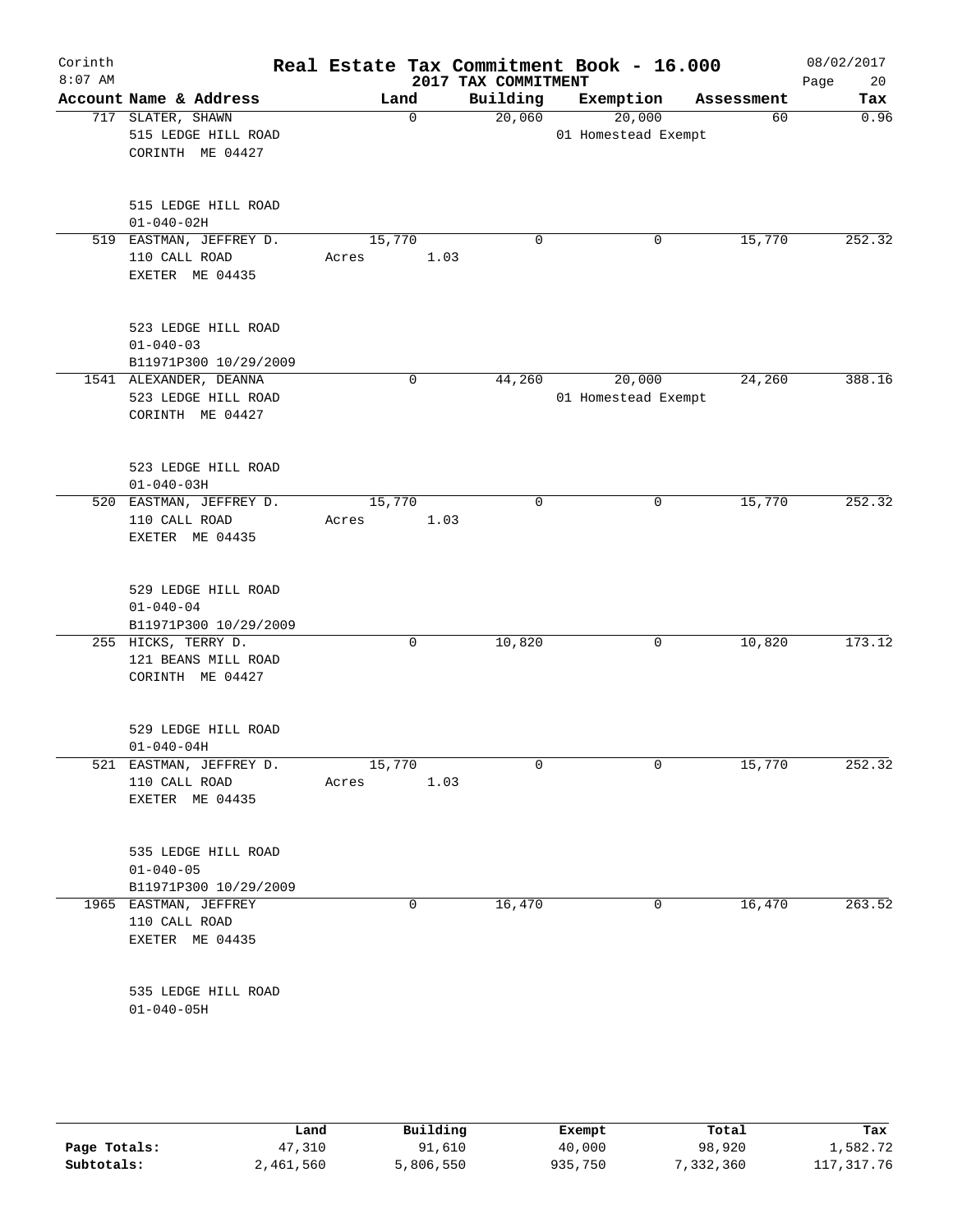# Corinth — Real Estate Tax Commitment Book - 16.000

2017 TAX COMMITMENT

08/02/2017 8:07 AM

| Account Name & Address | Land | Building | Exemption | Assessment | Tax |
|---|---|---|---|---|---|
| 717 SLATER, SHAWN<br>515 LEDGE HILL ROAD<br>CORINTH ME 04427<br><br>515 LEDGE HILL ROAD<br>01-040-02H | 0 | 20,060 | 20,000<br>01 Homestead Exempt | 60 | 0.96 |
| 519 EASTMAN, JEFFREY D.<br>110 CALL ROAD<br>EXETER ME 04435<br><br>523 LEDGE HILL ROAD<br>01-040-03<br>B11971P300 10/29/2009 | 15,770<br>Acres 1.03 | 0 | 0 | 15,770 | 252.32 |
| 1541 ALEXANDER, DEANNA<br>523 LEDGE HILL ROAD<br>CORINTH ME 04427<br><br>523 LEDGE HILL ROAD<br>01-040-03H | 0 | 44,260 | 20,000<br>01 Homestead Exempt | 24,260 | 388.16 |
| 520 EASTMAN, JEFFREY D.<br>110 CALL ROAD<br>EXETER ME 04435<br><br>529 LEDGE HILL ROAD<br>01-040-04<br>B11971P300 10/29/2009 | 15,770<br>Acres 1.03 | 0 | 0 | 15,770 | 252.32 |
| 255 HICKS, TERRY D.<br>121 BEANS MILL ROAD<br>CORINTH ME 04427<br><br>529 LEDGE HILL ROAD<br>01-040-04H | 0 | 10,820 | 0 | 10,820 | 173.12 |
| 521 EASTMAN, JEFFREY D.<br>110 CALL ROAD<br>EXETER ME 04435<br><br>535 LEDGE HILL ROAD<br>01-040-05<br>B11971P300 10/29/2009 | 15,770<br>Acres 1.03 | 0 | 0 | 15,770 | 252.32 |
| 1965 EASTMAN, JEFFREY<br>110 CALL ROAD<br>EXETER ME 04435<br><br>535 LEDGE HILL ROAD<br>01-040-05H | 0 | 16,470 | 0 | 16,470 | 263.52 |

| | Land | Building | Exempt | Total | Tax |
|---|---|---|---|---|---|
| Page Totals: | 47,310 | 91,610 | 40,000 | 98,920 | 1,582.72 |
| Subtotals: | 2,461,560 | 5,806,550 | 935,750 | 7,332,360 | 117,317.76 |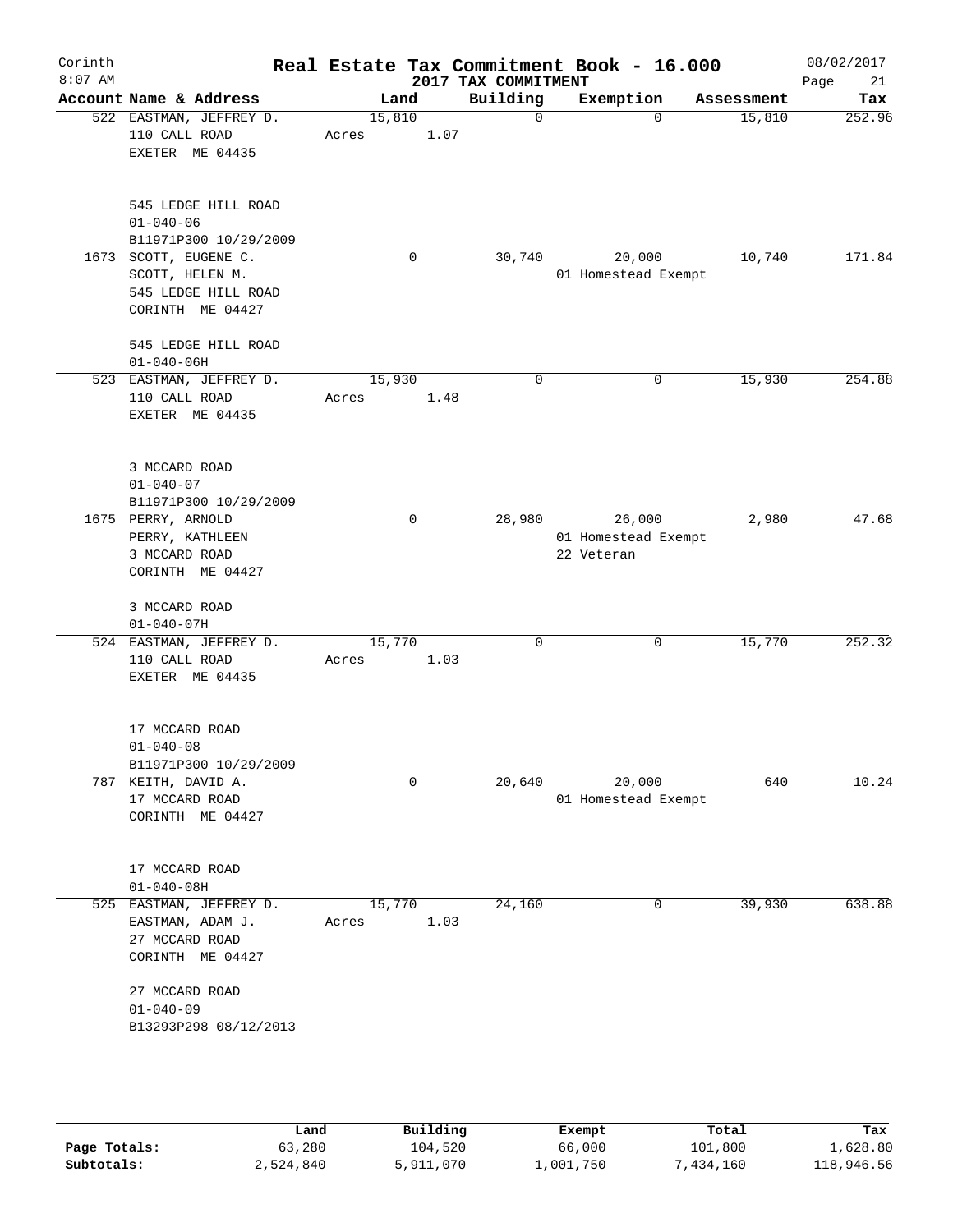Corinth 8:07 AM

# Real Estate Tax Commitment Book - 16.000

2017 TAX COMMITMENT

08/02/2017

| Account Name & Address | Land | Building | Exemption | Assessment | Tax |
|---|---|---|---|---|---|
| 522 EASTMAN, JEFFREY D.<br>110 CALL ROAD<br>EXETER ME 04435<br><br>545 LEDGE HILL ROAD<br>01-040-06<br>B11971P300 10/29/2009 | 15,810<br>Acres 1.07 | 0 | 0 | 15,810 | 252.96 |
| 1673 SCOTT, EUGENE C.<br>SCOTT, HELEN M.<br>545 LEDGE HILL ROAD<br>CORINTH ME 04427<br><br>545 LEDGE HILL ROAD<br>01-040-06H | 0 | 30,740 | 20,000<br>01 Homestead Exempt | 10,740 | 171.84 |
| 523 EASTMAN, JEFFREY D.<br>110 CALL ROAD<br>EXETER ME 04435<br><br>3 MCCARD ROAD<br>01-040-07<br>B11971P300 10/29/2009 | 15,930<br>Acres 1.48 | 0 | 0 | 15,930 | 254.88 |
| 1675 PERRY, ARNOLD<br>PERRY, KATHLEEN<br>3 MCCARD ROAD<br>CORINTH ME 04427<br><br>3 MCCARD ROAD<br>01-040-07H | 0 | 28,980 | 26,000<br>01 Homestead Exempt<br>22 Veteran | 2,980 | 47.68 |
| 524 EASTMAN, JEFFREY D.<br>110 CALL ROAD<br>EXETER ME 04435<br><br>17 MCCARD ROAD<br>01-040-08<br>B11971P300 10/29/2009 | 15,770<br>Acres 1.03 | 0 | 0 | 15,770 | 252.32 |
| 787 KEITH, DAVID A.<br>17 MCCARD ROAD<br>CORINTH ME 04427<br><br>17 MCCARD ROAD<br>01-040-08H | 0 | 20,640 | 20,000<br>01 Homestead Exempt | 640 | 10.24 |
| 525 EASTMAN, JEFFREY D.<br>EASTMAN, ADAM J.<br>27 MCCARD ROAD<br>CORINTH ME 04427<br><br>27 MCCARD ROAD<br>01-040-09<br>B13293P298 08/12/2013 | 15,770<br>Acres 1.03 | 24,160 | 0 | 39,930 | 638.88 |

| | Land | Building | Exempt | Total | Tax |
|---|---|---|---|---|---|
| Page Totals: | 63,280 | 104,520 | 66,000 | 101,800 | 1,628.80 |
| Subtotals: | 2,524,840 | 5,911,070 | 1,001,750 | 7,434,160 | 118,946.56 |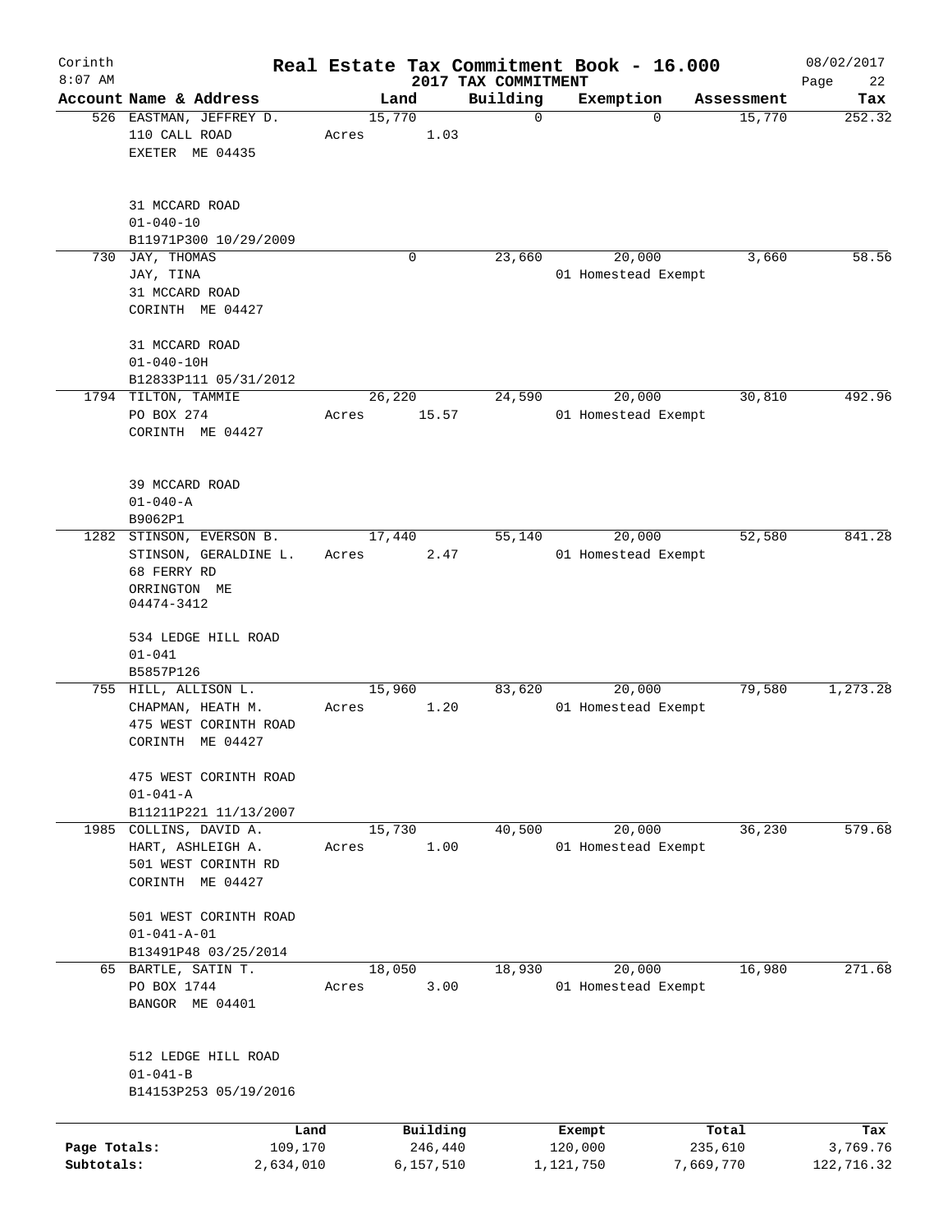# Real Estate Tax Commitment Book - 16.000

Corinth
8:07 AM

2017 TAX COMMITMENT

08/02/2017

| Account | Name & Address | Land | Building | Exemption | Assessment | Tax |
|---|---|---|---|---|---|---|
| 526 | EASTMAN, JEFFREY D.<br>110 CALL ROAD<br>EXETER ME 04435<br><br>31 MCCARD ROAD<br>01-040-10<br>B11971P300 10/29/2009 | 15,770<br>Acres 1.03 | 0 | 0 | 15,770 | 252.32 |
| 730 | JAY, THOMAS<br>JAY, TINA<br>31 MCCARD ROAD<br>CORINTH ME 04427<br><br>31 MCCARD ROAD<br>01-040-10H<br>B12833P111 05/31/2012 | 0 | 23,660 | 20,000<br>01 Homestead Exempt | 3,660 | 58.56 |
| 1794 | TILTON, TAMMIE<br>PO BOX 274<br>CORINTH ME 04427<br><br>39 MCCARD ROAD<br>01-040-A<br>B9062P1 | 26,220<br>Acres 15.57 | 24,590 | 20,000<br>01 Homestead Exempt | 30,810 | 492.96 |
| 1282 | STINSON, EVERSON B.<br>STINSON, GERALDINE L.<br>68 FERRY RD<br>ORRINGTON ME<br>04474-3412<br><br>534 LEDGE HILL ROAD<br>01-041<br>B5857P126 | 17,440<br>Acres 2.47 | 55,140 | 20,000<br>01 Homestead Exempt | 52,580 | 841.28 |
| 755 | HILL, ALLISON L.<br>CHAPMAN, HEATH M.<br>475 WEST CORINTH ROAD<br>CORINTH ME 04427<br><br>475 WEST CORINTH ROAD<br>01-041-A<br>B11211P221 11/13/2007 | 15,960<br>Acres 1.20 | 83,620 | 20,000<br>01 Homestead Exempt | 79,580 | 1,273.28 |
| 1985 | COLLINS, DAVID A.<br>HART, ASHLEIGH A.<br>501 WEST CORINTH RD<br>CORINTH ME 04427<br><br>501 WEST CORINTH ROAD<br>01-041-A-01<br>B13491P48 03/25/2014 | 15,730<br>Acres 1.00 | 40,500 | 20,000<br>01 Homestead Exempt | 36,230 | 579.68 |
| 65 | BARTLE, SATIN T.<br>PO BOX 1744<br>BANGOR ME 04401<br><br>512 LEDGE HILL ROAD<br>01-041-B<br>B14153P253 05/19/2016 | 18,050<br>Acres 3.00 | 18,930 | 20,000<br>01 Homestead Exempt | 16,980 | 271.68 |

| | Land | Building | Exempt | Total | Tax |
|---|---|---|---|---|---|
| Page Totals: | 109,170 | 246,440 | 120,000 | 235,610 | 3,769.76 |
| Subtotals: | 2,634,010 | 6,157,510 | 1,121,750 | 7,669,770 | 122,716.32 |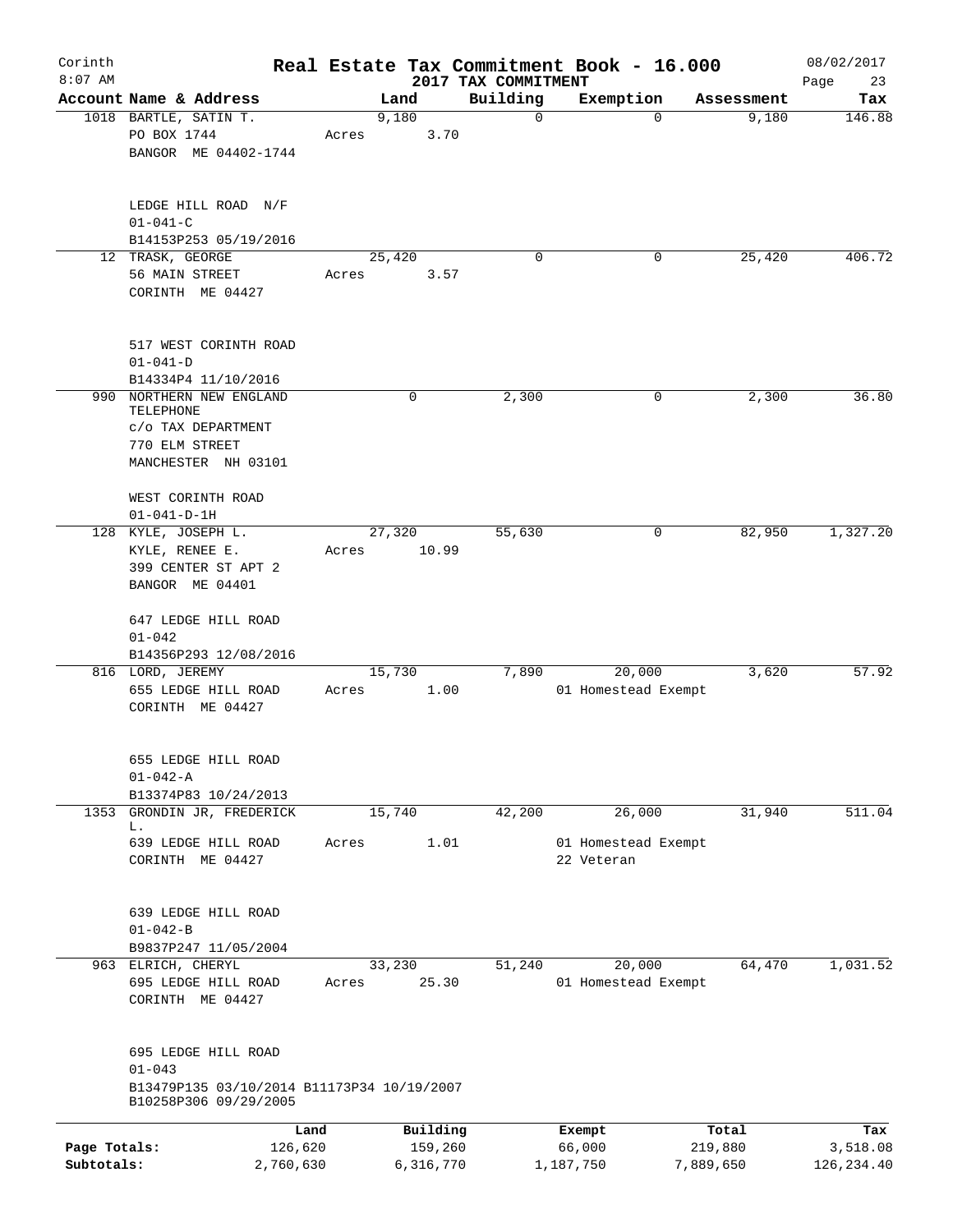Corinth 8:07 AM

# Real Estate Tax Commitment Book - 16.000

## 2017 TAX COMMITMENT

08/02/2017

| Account Name & Address | Land | Building | Exemption | Assessment | Tax |
|---|---|---|---|---|---|
| 1018 BARTLE, SATIN T.<br>PO BOX 1744<br>BANGOR ME 04402-1744<br><br>LEDGE HILL ROAD N/F<br>01-041-C<br>B14153P253 05/19/2016 | 9,180<br>Acres 3.70 | 0 | 0 | 9,180 | 146.88 |
| 12 TRASK, GEORGE<br>56 MAIN STREET<br>CORINTH ME 04427<br><br>517 WEST CORINTH ROAD<br>01-041-D<br>B14334P4 11/10/2016 | 25,420<br>Acres 3.57 | 0 | 0 | 25,420 | 406.72 |
| 990 NORTHERN NEW ENGLAND TELEPHONE<br>c/o TAX DEPARTMENT<br>770 ELM STREET<br>MANCHESTER NH 03101<br><br>WEST CORINTH ROAD<br>01-041-D-1H | 0 | 2,300 | 0 | 2,300 | 36.80 |
| 128 KYLE, JOSEPH L.<br>KYLE, RENEE E.<br>399 CENTER ST APT 2<br>BANGOR ME 04401<br><br>647 LEDGE HILL ROAD<br>01-042<br>B14356P293 12/08/2016 | 27,320<br>Acres 10.99 | 55,630 | 0 | 82,950 | 1,327.20 |
| 816 LORD, JEREMY<br>655 LEDGE HILL ROAD<br>CORINTH ME 04427<br><br>655 LEDGE HILL ROAD<br>01-042-A<br>B13374P83 10/24/2013 | 15,730<br>Acres 1.00 | 7,890 | 20,000<br>01 Homestead Exempt | 3,620 | 57.92 |
| 1353 GRONDIN JR, FREDERICK L.<br>639 LEDGE HILL ROAD<br>CORINTH ME 04427<br><br>639 LEDGE HILL ROAD<br>01-042-B<br>B9837P247 11/05/2004 | 15,740<br>Acres 1.01 | 42,200 | 26,000<br>01 Homestead Exempt<br>22 Veteran | 31,940 | 511.04 |
| 963 ELRICH, CHERYL<br>695 LEDGE HILL ROAD<br>CORINTH ME 04427<br><br>695 LEDGE HILL ROAD<br>01-043<br>B13479P135 03/10/2014 B11173P34 10/19/2007<br>B10258P306 09/29/2005 | 33,230<br>Acres 25.30 | 51,240 | 20,000<br>01 Homestead Exempt | 64,470 | 1,031.52 |

| | Land | Building | Exempt | Total | Tax |
|---|---|---|---|---|---|
| Page Totals: | 126,620 | 159,260 | 66,000 | 219,880 | 3,518.08 |
| Subtotals: | 2,760,630 | 6,316,770 | 1,187,750 | 7,889,650 | 126,234.40 |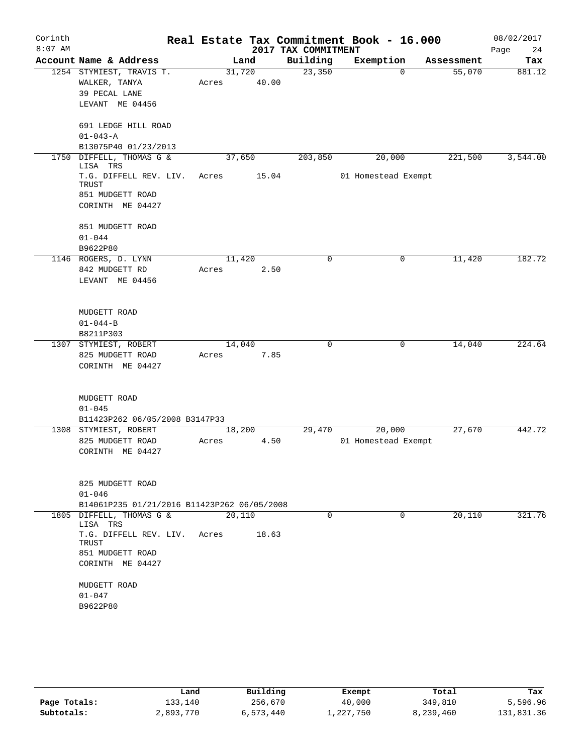# Real Estate Tax Commitment Book - 16.000

Corinth
8:07 AM

2017 TAX COMMITMENT

08/02/2017

| Account Name & Address | Land | Building | Exemption | Assessment | Tax |
|---|---|---|---|---|---|
| 1254 STYMIEST, TRAVIS T.<br>WALKER, TANYA<br>39 PECAL LANE<br>LEVANT ME 04456<br><br>691 LEDGE HILL ROAD<br>01-043-A<br>B13075P40 01/23/2013 | 31,720<br>Acres 40.00 | 23,350 | 0 | 55,070 | 881.12 |
| 1750 DIFFELL, THOMAS G & LISA TRS<br>T.G. DIFFELL REV. LIV. TRUST<br>851 MUDGETT ROAD<br>CORINTH ME 04427<br><br>851 MUDGETT ROAD<br>01-044<br>B9622P80 | 37,650<br>Acres 15.04 | 203,850 | 20,000<br>01 Homestead Exempt | 221,500 | 3,544.00 |
| 1146 ROGERS, D. LYNN<br>842 MUDGETT RD<br>LEVANT ME 04456<br><br>MUDGETT ROAD<br>01-044-B<br>B8211P303 | 11,420<br>Acres 2.50 | 0 | 0 | 11,420 | 182.72 |
| 1307 STYMIEST, ROBERT<br>825 MUDGETT ROAD<br>CORINTH ME 04427<br><br>MUDGETT ROAD<br>01-045<br>B11423P262 06/05/2008 B3147P33 | 14,040<br>Acres 7.85 | 0 | 0 | 14,040 | 224.64 |
| 1308 STYMIEST, ROBERT<br>825 MUDGETT ROAD<br>CORINTH ME 04427<br><br>825 MUDGETT ROAD<br>01-046<br>B14061P235 01/21/2016 B11423P262 06/05/2008 | 18,200<br>Acres 4.50 | 29,470 | 20,000<br>01 Homestead Exempt | 27,670 | 442.72 |
| 1805 DIFFELL, THOMAS G & LISA TRS<br>T.G. DIFFELL REV. LIV. TRUST<br>851 MUDGETT ROAD<br>CORINTH ME 04427<br><br>MUDGETT ROAD<br>01-047<br>B9622P80 | 20,110<br>Acres 18.63 | 0 | 0 | 20,110 | 321.76 |

| | Land | Building | Exempt | Total | Tax |
|---|---|---|---|---|---|
| Page Totals: | 133,140 | 256,670 | 40,000 | 349,810 | 5,596.96 |
| Subtotals: | 2,893,770 | 6,573,440 | 1,227,750 | 8,239,460 | 131,831.36 |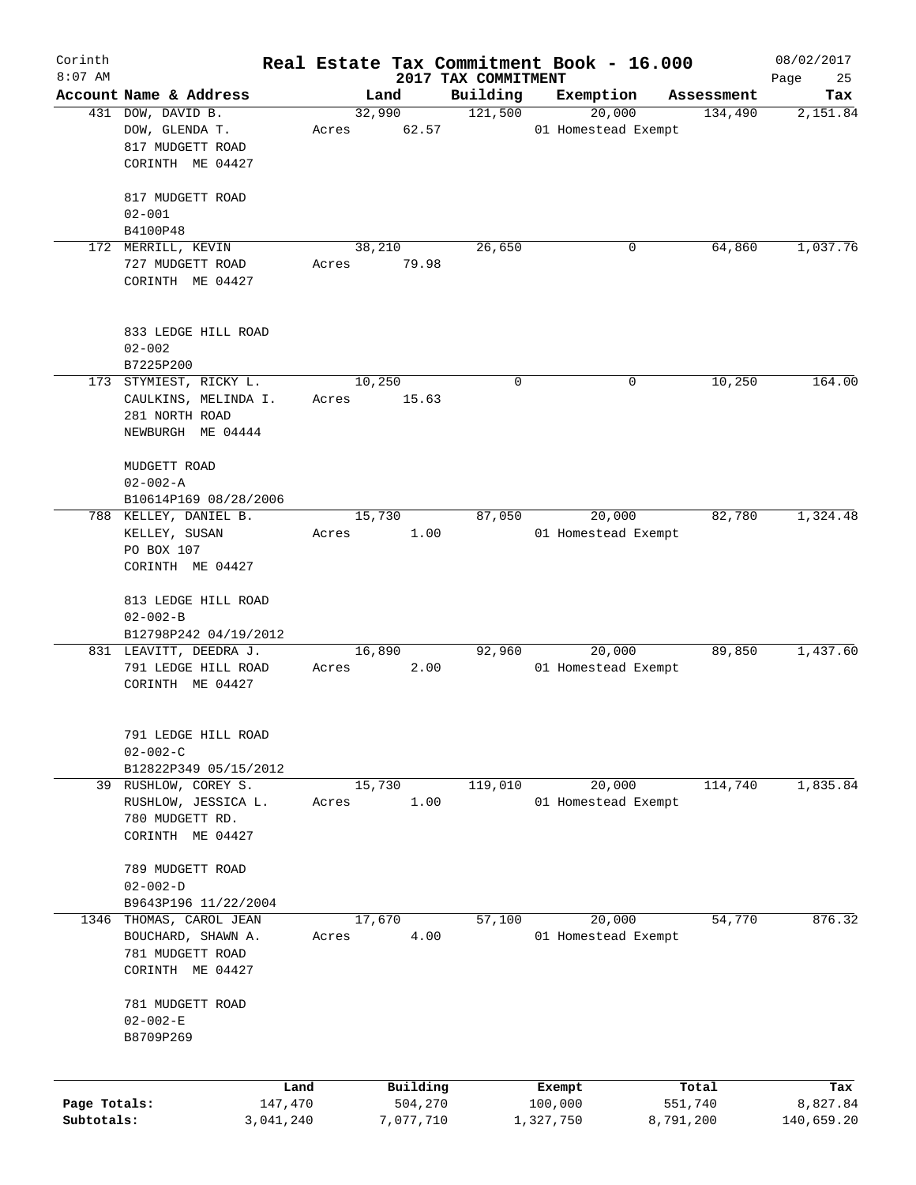Corinth 8:07 AM

# Real Estate Tax Commitment Book - 16.000

## 2017 TAX COMMITMENT

08/02/2017

| Account Name & Address | Land | Building | Exemption | Assessment | Tax |
|---|---|---|---|---|---|
| 431 DOW, DAVID B.<br>DOW, GLENDA T.<br>817 MUDGETT ROAD<br>CORINTH ME 04427<br><br>817 MUDGETT ROAD<br>02-001<br>B4100P48 | 32,990<br>Acres 62.57 | 121,500 | 20,000<br>01 Homestead Exempt | 134,490 | 2,151.84 |
| 172 MERRILL, KEVIN<br>727 MUDGETT ROAD<br>CORINTH ME 04427<br><br>833 LEDGE HILL ROAD<br>02-002<br>B7225P200 | 38,210<br>Acres 79.98 | 26,650 | 0 | 64,860 | 1,037.76 |
| 173 STYMIEST, RICKY L.<br>CAULKINS, MELINDA I.<br>281 NORTH ROAD<br>NEWBURGH ME 04444<br><br>MUDGETT ROAD<br>02-002-A<br>B10614P169 08/28/2006 | 10,250<br>Acres 15.63 | 0 | 0 | 10,250 | 164.00 |
| 788 KELLEY, DANIEL B.<br>KELLEY, SUSAN<br>PO BOX 107<br>CORINTH ME 04427<br><br>813 LEDGE HILL ROAD<br>02-002-B<br>B12798P242 04/19/2012 | 15,730<br>Acres 1.00 | 87,050 | 20,000<br>01 Homestead Exempt | 82,780 | 1,324.48 |
| 831 LEAVITT, DEEDRA J.<br>791 LEDGE HILL ROAD<br>CORINTH ME 04427<br><br>791 LEDGE HILL ROAD<br>02-002-C<br>B12822P349 05/15/2012 | 16,890<br>Acres 2.00 | 92,960 | 20,000<br>01 Homestead Exempt | 89,850 | 1,437.60 |
| 39 RUSHLOW, COREY S.<br>RUSHLOW, JESSICA L.<br>780 MUDGETT RD.<br>CORINTH ME 04427<br><br>789 MUDGETT ROAD<br>02-002-D<br>B9643P196 11/22/2004 | 15,730<br>Acres 1.00 | 119,010 | 20,000<br>01 Homestead Exempt | 114,740 | 1,835.84 |
| 1346 THOMAS, CAROL JEAN<br>BOUCHARD, SHAWN A.<br>781 MUDGETT ROAD<br>CORINTH ME 04427<br><br>781 MUDGETT ROAD<br>02-002-E<br>B8709P269 | 17,670<br>Acres 4.00 | 57,100 | 20,000<br>01 Homestead Exempt | 54,770 | 876.32 |

| | Land | Building | Exempt | Total | Tax |
|---|---|---|---|---|---|
| Page Totals: | 147,470 | 504,270 | 100,000 | 551,740 | 8,827.84 |
| Subtotals: | 3,041,240 | 7,077,710 | 1,327,750 | 8,791,200 | 140,659.20 |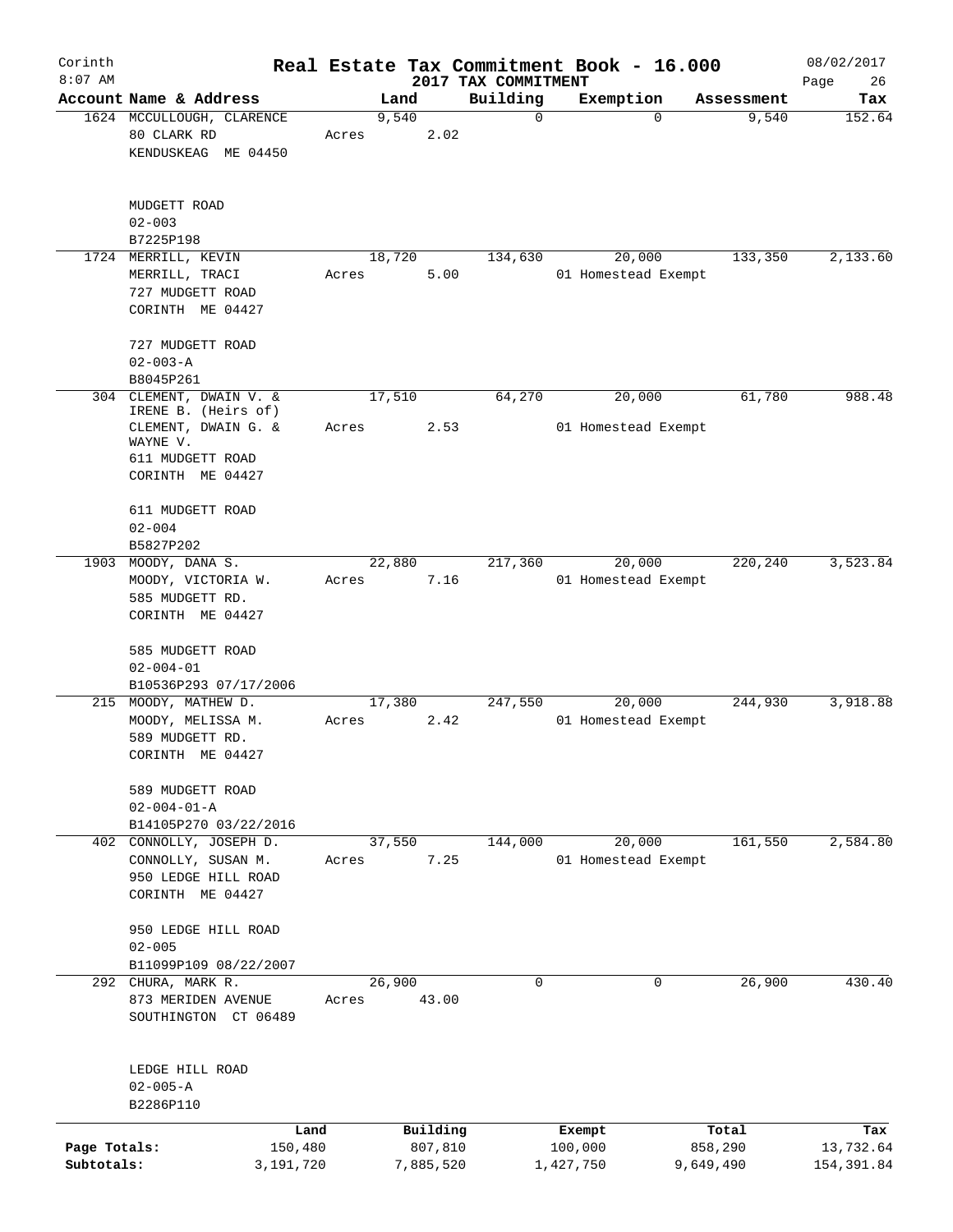# Real Estate Tax Commitment Book - 16.000

Corinth 8:07 AM — 2017 TAX COMMITMENT — 08/02/2017

| Account Name & Address | Land | Building | Exemption | Assessment | Tax |
|---|---|---|---|---|---|
| 1624 MCCULLOUGH, CLARENCE<br>80 CLARK RD<br>KENDUSKEAG ME 04450<br><br>MUDGETT ROAD<br>02-003<br>B7225P198 | 9,540<br>Acres 2.02 | 0 | 0 | 9,540 | 152.64 |
| 1724 MERRILL, KEVIN<br>MERRILL, TRACI<br>727 MUDGETT ROAD<br>CORINTH ME 04427<br><br>727 MUDGETT ROAD<br>02-003-A<br>B8045P261 | 18,720<br>Acres 5.00 | 134,630 | 20,000<br>01 Homestead Exempt | 133,350 | 2,133.60 |
| 304 CLEMENT, DWAIN V. & IRENE B. (Heirs of)<br>CLEMENT, DWAIN G. & WAYNE V.<br>611 MUDGETT ROAD<br>CORINTH ME 04427<br><br>611 MUDGETT ROAD<br>02-004<br>B5827P202 | 17,510<br>Acres 2.53 | 64,270 | 20,000<br>01 Homestead Exempt | 61,780 | 988.48 |
| 1903 MOODY, DANA S.<br>MOODY, VICTORIA W.<br>585 MUDGETT RD.<br>CORINTH ME 04427<br><br>585 MUDGETT ROAD<br>02-004-01<br>B10536P293 07/17/2006 | 22,880<br>Acres 7.16 | 217,360 | 20,000<br>01 Homestead Exempt | 220,240 | 3,523.84 |
| 215 MOODY, MATHEW D.<br>MOODY, MELISSA M.<br>589 MUDGETT RD.<br>CORINTH ME 04427<br><br>589 MUDGETT ROAD<br>02-004-01-A<br>B14105P270 03/22/2016 | 17,380<br>Acres 2.42 | 247,550 | 20,000<br>01 Homestead Exempt | 244,930 | 3,918.88 |
| 402 CONNOLLY, JOSEPH D.<br>CONNOLLY, SUSAN M.<br>950 LEDGE HILL ROAD<br>CORINTH ME 04427<br><br>950 LEDGE HILL ROAD<br>02-005<br>B11099P109 08/22/2007 | 37,550<br>Acres 7.25 | 144,000 | 20,000<br>01 Homestead Exempt | 161,550 | 2,584.80 |
| 292 CHURA, MARK R.<br>873 MERIDEN AVENUE<br>SOUTHINGTON CT 06489<br><br>LEDGE HILL ROAD<br>02-005-A<br>B2286P110 | 26,900<br>Acres 43.00 | 0 | 0 | 26,900 | 430.40 |

| | Land | Building | Exempt | Total | Tax |
|---|---|---|---|---|---|
| Page Totals: | 150,480 | 807,810 | 100,000 | 858,290 | 13,732.64 |
| Subtotals: | 3,191,720 | 7,885,520 | 1,427,750 | 9,649,490 | 154,391.84 |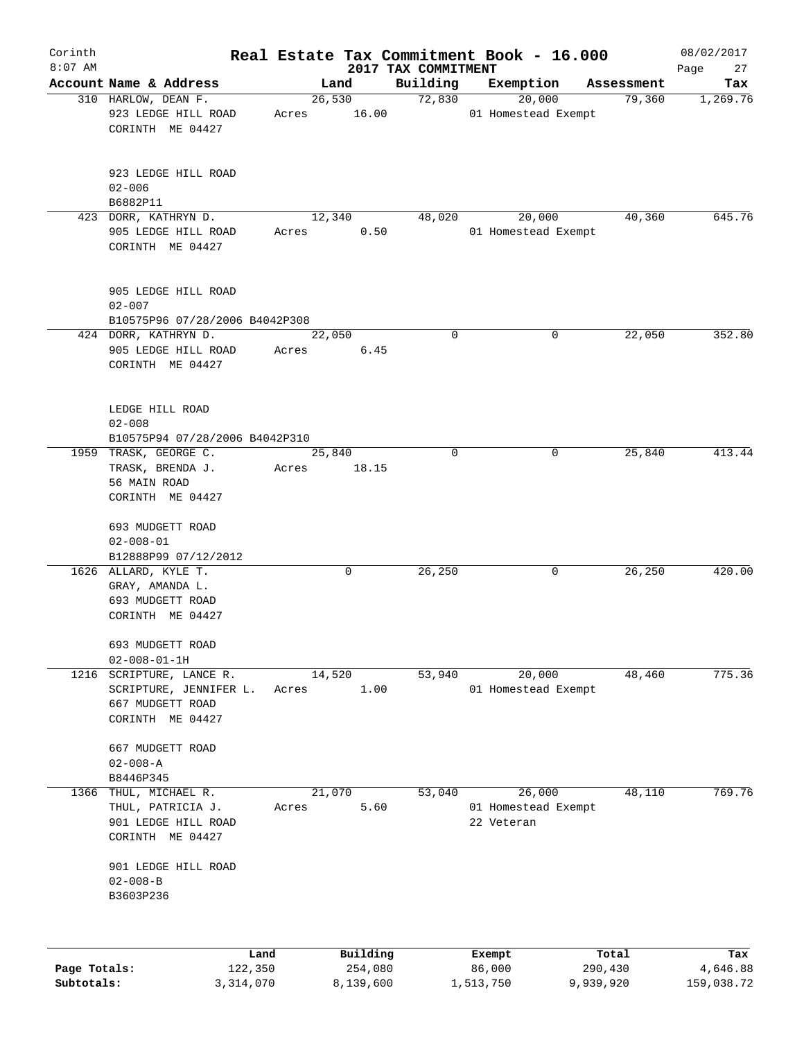# Real Estate Tax Commitment Book - 16.000

## 2017 TAX COMMITMENT

Corinth 08/02/2017
8:07 AM

| Account Name & Address | Land | Building | Exemption | Assessment | Tax |
|---|---|---|---|---|---|
| 310 HARLOW, DEAN F.<br>923 LEDGE HILL ROAD<br>CORINTH ME 04427<br><br>923 LEDGE HILL ROAD<br>02-006<br>B6882P11 | 26,530<br>Acres 16.00 | 72,830 | 20,000<br>01 Homestead Exempt | 79,360 | 1,269.76 |
| 423 DORR, KATHRYN D.<br>905 LEDGE HILL ROAD<br>CORINTH ME 04427<br><br>905 LEDGE HILL ROAD<br>02-007<br>B10575P96 07/28/2006 B4042P308 | 12,340<br>Acres 0.50 | 48,020 | 20,000<br>01 Homestead Exempt | 40,360 | 645.76 |
| 424 DORR, KATHRYN D.<br>905 LEDGE HILL ROAD<br>CORINTH ME 04427<br><br>LEDGE HILL ROAD<br>02-008<br>B10575P94 07/28/2006 B4042P310 | 22,050<br>Acres 6.45 | 0 | 0 | 22,050 | 352.80 |
| 1959 TRASK, GEORGE C.<br>TRASK, BRENDA J.<br>56 MAIN ROAD<br>CORINTH ME 04427<br><br>693 MUDGETT ROAD<br>02-008-01<br>B12888P99 07/12/2012 | 25,840<br>Acres 18.15 | 0 | 0 | 25,840 | 413.44 |
| 1626 ALLARD, KYLE T.<br>GRAY, AMANDA L.<br>693 MUDGETT ROAD<br>CORINTH ME 04427<br><br>693 MUDGETT ROAD<br>02-008-01-1H | 0 | 26,250 | 0 | 26,250 | 420.00 |
| 1216 SCRIPTURE, LANCE R.<br>SCRIPTURE, JENNIFER L.<br>667 MUDGETT ROAD<br>CORINTH ME 04427<br><br>667 MUDGETT ROAD<br>02-008-A<br>B8446P345 | 14,520<br>Acres 1.00 | 53,940 | 20,000<br>01 Homestead Exempt | 48,460 | 775.36 |
| 1366 THUL, MICHAEL R.<br>THUL, PATRICIA J.<br>901 LEDGE HILL ROAD<br>CORINTH ME 04427<br><br>901 LEDGE HILL ROAD<br>02-008-B<br>B3603P236 | 21,070<br>Acres 5.60 | 53,040 | 26,000<br>01 Homestead Exempt<br>22 Veteran | 48,110 | 769.76 |

| | Land | Building | Exempt | Total | Tax |
|---|---|---|---|---|---|
| Page Totals: | 122,350 | 254,080 | 86,000 | 290,430 | 4,646.88 |
| Subtotals: | 3,314,070 | 8,139,600 | 1,513,750 | 9,939,920 | 159,038.72 |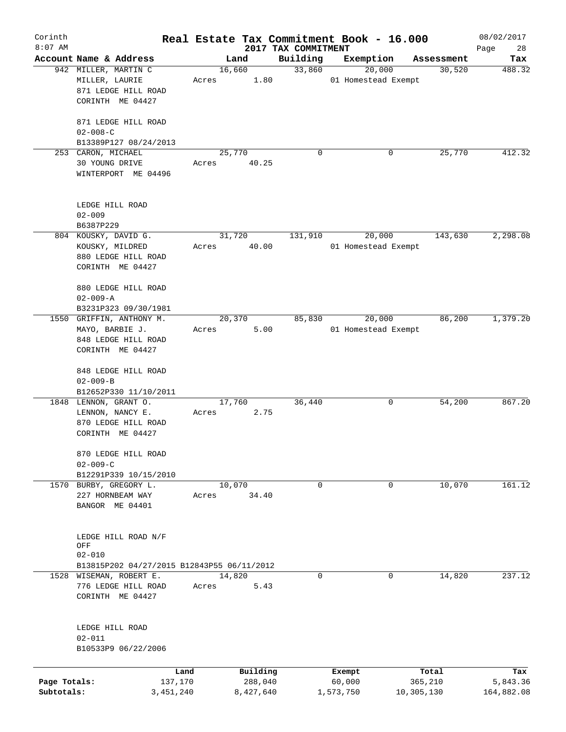# Real Estate Tax Commitment Book - 16.000

Corinth 8:07 AM — 2017 TAX COMMITMENT — 08/02/2017

| Account Name & Address | Land | Building | Exemption | Assessment | Tax |
|---|---|---|---|---|---|
| 942 MILLER, MARTIN C<br>MILLER, LAURIE<br>871 LEDGE HILL ROAD<br>CORINTH ME 04427<br><br>871 LEDGE HILL ROAD<br>02-008-C<br>B13389P127 08/24/2013 | 16,660<br>Acres 1.80 | 33,860 | 20,000<br>01 Homestead Exempt | 30,520 | 488.32 |
| 253 CARON, MICHAEL<br>30 YOUNG DRIVE<br>WINTERPORT ME 04496<br><br>LEDGE HILL ROAD<br>02-009<br>B6387P229 | 25,770<br>Acres 40.25 | 0 | 0 | 25,770 | 412.32 |
| 804 KOUSKY, DAVID G.<br>KOUSKY, MILDRED<br>880 LEDGE HILL ROAD<br>CORINTH ME 04427<br><br>880 LEDGE HILL ROAD<br>02-009-A<br>B3231P323 09/30/1981 | 31,720<br>Acres 40.00 | 131,910 | 20,000<br>01 Homestead Exempt | 143,630 | 2,298.08 |
| 1550 GRIFFIN, ANTHONY M.<br>MAYO, BARBIE J.<br>848 LEDGE HILL ROAD<br>CORINTH ME 04427<br><br>848 LEDGE HILL ROAD<br>02-009-B<br>B12652P330 11/10/2011 | 20,370<br>Acres 5.00 | 85,830 | 20,000<br>01 Homestead Exempt | 86,200 | 1,379.20 |
| 1848 LENNON, GRANT O.<br>LENNON, NANCY E.<br>870 LEDGE HILL ROAD<br>CORINTH ME 04427<br><br>870 LEDGE HILL ROAD<br>02-009-C<br>B12291P339 10/15/2010 | 17,760<br>Acres 2.75 | 36,440 | 0 | 54,200 | 867.20 |
| 1570 BURBY, GREGORY L.<br>227 HORNBEAM WAY<br>BANGOR ME 04401<br><br>LEDGE HILL ROAD N/F<br>OFF<br>02-010<br>B13815P202 04/27/2015 B12843P55 06/11/2012 | 10,070<br>Acres 34.40 | 0 | 0 | 10,070 | 161.12 |
| 1528 WISEMAN, ROBERT E.<br>776 LEDGE HILL ROAD<br>CORINTH ME 04427<br><br>LEDGE HILL ROAD<br>02-011<br>B10533P9 06/22/2006 | 14,820<br>Acres 5.43 | 0 | 0 | 14,820 | 237.12 |

| | Land | Building | Exempt | Total | Tax |
|---|---|---|---|---|---|
| Page Totals: | 137,170 | 288,040 | 60,000 | 365,210 | 5,843.36 |
| Subtotals: | 3,451,240 | 8,427,640 | 1,573,750 | 10,305,130 | 164,882.08 |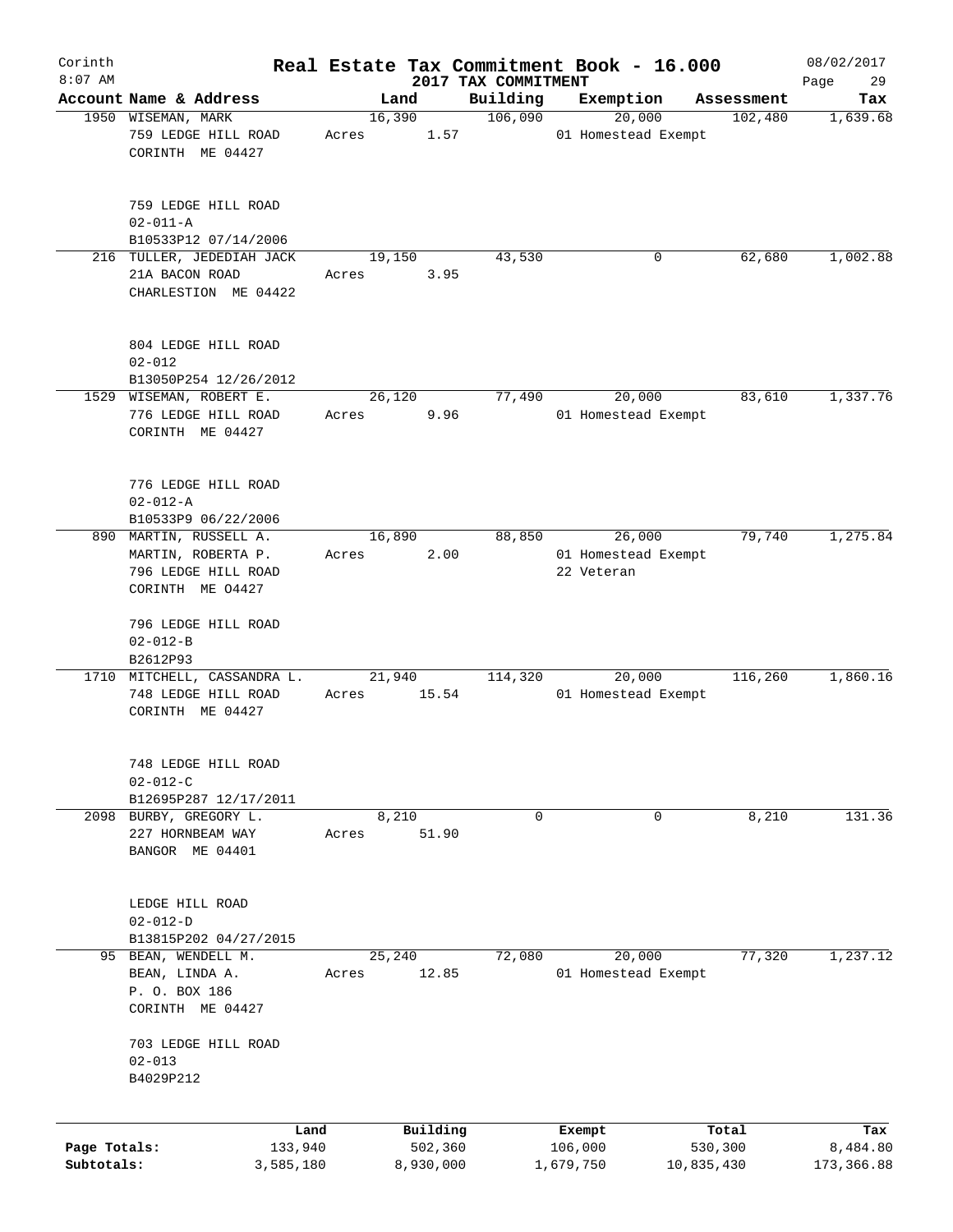Corinth 8:07 AM

**Real Estate Tax Commitment Book - 16.000**

**2017 TAX COMMITMENT**

08/02/2017

| Account Name & Address | Land | Building | Exemption | Assessment | Tax |
|---|---|---|---|---|---|
| 1950 WISEMAN, MARK<br>759 LEDGE HILL ROAD<br>CORINTH ME 04427<br><br>759 LEDGE HILL ROAD<br>02-011-A<br>B10533P12 07/14/2006 | 16,390<br>Acres 1.57 | 106,090 | 20,000<br>01 Homestead Exempt | 102,480 | 1,639.68 |
| 216 TULLER, JEDEDIAH JACK<br>21A BACON ROAD<br>CHARLESTION ME 04422<br><br>804 LEDGE HILL ROAD<br>02-012<br>B13050P254 12/26/2012 | 19,150<br>Acres 3.95 | 43,530 | 0 | 62,680 | 1,002.88 |
| 1529 WISEMAN, ROBERT E.<br>776 LEDGE HILL ROAD<br>CORINTH ME 04427<br><br>776 LEDGE HILL ROAD<br>02-012-A<br>B10533P9 06/22/2006 | 26,120<br>Acres 9.96 | 77,490 | 20,000<br>01 Homestead Exempt | 83,610 | 1,337.76 |
| 890 MARTIN, RUSSELL A.<br>MARTIN, ROBERTA P.<br>796 LEDGE HILL ROAD<br>CORINTH ME 04427<br><br>796 LEDGE HILL ROAD<br>02-012-B<br>B2612P93 | 16,890<br>Acres 2.00 | 88,850 | 26,000<br>01 Homestead Exempt<br>22 Veteran | 79,740 | 1,275.84 |
| 1710 MITCHELL, CASSANDRA L.<br>748 LEDGE HILL ROAD<br>CORINTH ME 04427<br><br>748 LEDGE HILL ROAD<br>02-012-C<br>B12695P287 12/17/2011 | 21,940<br>Acres 15.54 | 114,320 | 20,000<br>01 Homestead Exempt | 116,260 | 1,860.16 |
| 2098 BURBY, GREGORY L.<br>227 HORNBEAM WAY<br>BANGOR ME 04401<br><br>LEDGE HILL ROAD<br>02-012-D<br>B13815P202 04/27/2015 | 8,210<br>Acres 51.90 | 0 | 0 | 8,210 | 131.36 |
| 95 BEAN, WENDELL M.<br>BEAN, LINDA A.<br>P. O. BOX 186<br>CORINTH ME 04427<br><br>703 LEDGE HILL ROAD<br>02-013<br>B4029P212 | 25,240<br>Acres 12.85 | 72,080 | 20,000<br>01 Homestead Exempt | 77,320 | 1,237.12 |

| | Land | Building | Exempt | Total | Tax |
|---|---|---|---|---|---|
| Page Totals: | 133,940 | 502,360 | 106,000 | 530,300 | 8,484.80 |
| Subtotals: | 3,585,180 | 8,930,000 | 1,679,750 | 10,835,430 | 173,366.88 |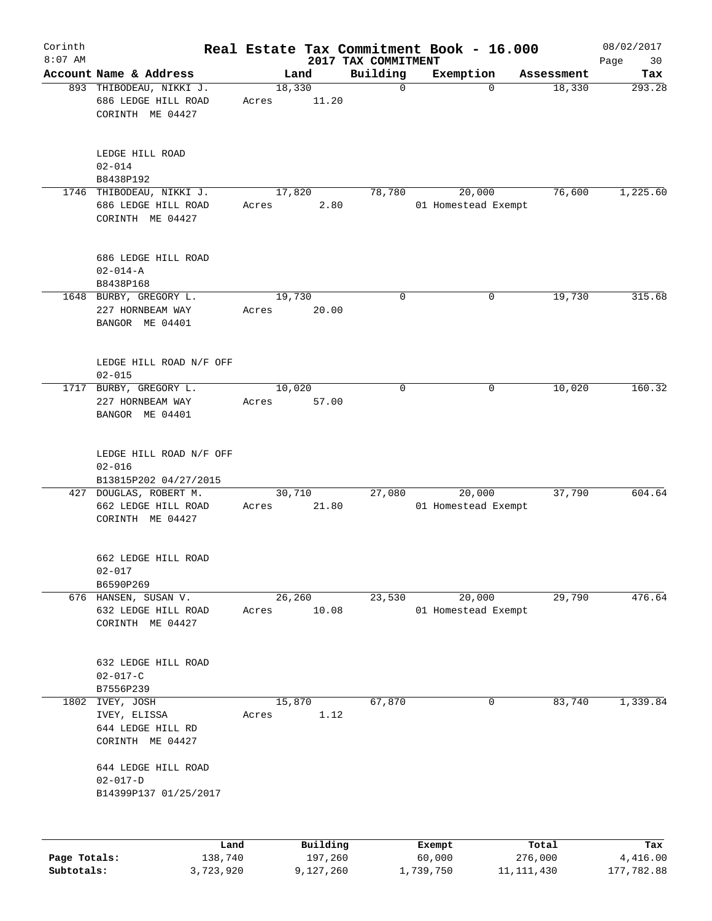# Real Estate Tax Commitment Book - 16.000

Corinth
8:07 AM

2017 TAX COMMITMENT

08/02/2017

| Account Name & Address | Land | Building | Exemption | Assessment | Tax |
|---|---|---|---|---|---|
| 893 THIBODEAU, NIKKI J.<br>686 LEDGE HILL ROAD<br>CORINTH ME 04427<br><br>LEDGE HILL ROAD<br>02-014<br>B8438P192 | 18,330<br>Acres 11.20 | 0 | 0 | 18,330 | 293.28 |
| 1746 THIBODEAU, NIKKI J.<br>686 LEDGE HILL ROAD<br>CORINTH ME 04427<br><br>686 LEDGE HILL ROAD<br>02-014-A<br>B8438P168 | 17,820<br>Acres 2.80 | 78,780 | 20,000<br>01 Homestead Exempt | 76,600 | 1,225.60 |
| 1648 BURBY, GREGORY L.<br>227 HORNBEAM WAY<br>BANGOR ME 04401<br><br>LEDGE HILL ROAD N/F OFF<br>02-015 | 19,730<br>Acres 20.00 | 0 | 0 | 19,730 | 315.68 |
| 1717 BURBY, GREGORY L.<br>227 HORNBEAM WAY<br>BANGOR ME 04401<br><br>LEDGE HILL ROAD N/F OFF<br>02-016<br>B13815P202 04/27/2015 | 10,020<br>Acres 57.00 | 0 | 0 | 10,020 | 160.32 |
| 427 DOUGLAS, ROBERT M.<br>662 LEDGE HILL ROAD<br>CORINTH ME 04427<br><br>662 LEDGE HILL ROAD<br>02-017<br>B6590P269 | 30,710<br>Acres 21.80 | 27,080 | 20,000<br>01 Homestead Exempt | 37,790 | 604.64 |
| 676 HANSEN, SUSAN V.<br>632 LEDGE HILL ROAD<br>CORINTH ME 04427<br><br>632 LEDGE HILL ROAD<br>02-017-C<br>B7556P239 | 26,260<br>Acres 10.08 | 23,530 | 20,000<br>01 Homestead Exempt | 29,790 | 476.64 |
| 1802 IVEY, JOSH<br>IVEY, ELISSA<br>644 LEDGE HILL RD<br>CORINTH ME 04427<br><br>644 LEDGE HILL ROAD<br>02-017-D<br>B14399P137 01/25/2017 | 15,870<br>Acres 1.12 | 67,870 | 0 | 83,740 | 1,339.84 |

| | Land | Building | Exempt | Total | Tax |
|---|---|---|---|---|---|
| Page Totals: | 138,740 | 197,260 | 60,000 | 276,000 | 4,416.00 |
| Subtotals: | 3,723,920 | 9,127,260 | 1,739,750 | 11,111,430 | 177,782.88 |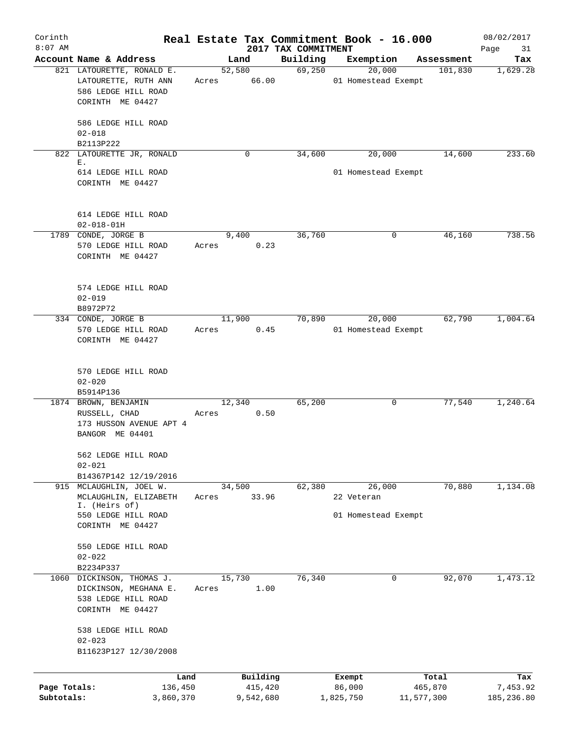Corinth 8:07 AM

# Real Estate Tax Commitment Book - 16.000

## 2017 TAX COMMITMENT

08/02/2017

| Account | Name & Address | Land | Building | Exemption | Assessment | Tax |
|---|---|---|---|---|---|---|
| 821 | LATOURETTE, RONALD E.<br>LATOURETTE, RUTH ANN<br>586 LEDGE HILL ROAD<br>CORINTH ME 04427<br><br>586 LEDGE HILL ROAD<br>02-018<br>B2113P222 | 52,580<br>Acres 66.00 | 69,250 | 20,000<br>01 Homestead Exempt | 101,830 | 1,629.28 |
| 822 | LATOURETTE JR, RONALD E.<br>614 LEDGE HILL ROAD<br>CORINTH ME 04427<br><br>614 LEDGE HILL ROAD<br>02-018-01H | 0 | 34,600 | 20,000<br>01 Homestead Exempt | 14,600 | 233.60 |
| 1789 | CONDE, JORGE B<br>570 LEDGE HILL ROAD<br>CORINTH ME 04427<br><br>574 LEDGE HILL ROAD<br>02-019<br>B8972P72 | 9,400<br>Acres 0.23 | 36,760 | 0 | 46,160 | 738.56 |
| 334 | CONDE, JORGE B<br>570 LEDGE HILL ROAD<br>CORINTH ME 04427<br><br>570 LEDGE HILL ROAD<br>02-020<br>B5914P136 | 11,900<br>Acres 0.45 | 70,890 | 20,000<br>01 Homestead Exempt | 62,790 | 1,004.64 |
| 1874 | BROWN, BENJAMIN<br>RUSSELL, CHAD<br>173 HUSSON AVENUE APT 4<br>BANGOR ME 04401<br><br>562 LEDGE HILL ROAD<br>02-021<br>B14367P142 12/19/2016 | 12,340<br>Acres 0.50 | 65,200 | 0 | 77,540 | 1,240.64 |
| 915 | MCLAUGHLIN, JOEL W.<br>MCLAUGHLIN, ELIZABETH I. (Heirs of)<br>550 LEDGE HILL ROAD<br>CORINTH ME 04427<br><br>550 LEDGE HILL ROAD<br>02-022<br>B2234P337 | 34,500<br>Acres 33.96 | 62,380 | 26,000<br>22 Veteran<br>01 Homestead Exempt | 70,880 | 1,134.08 |
| 1060 | DICKINSON, THOMAS J.<br>DICKINSON, MEGHANA E.<br>538 LEDGE HILL ROAD<br>CORINTH ME 04427<br><br>538 LEDGE HILL ROAD<br>02-023<br>B11623P127 12/30/2008 | 15,730<br>Acres 1.00 | 76,340 | 0 | 92,070 | 1,473.12 |

| | Land | Building | Exempt | Total | Tax |
|---|---|---|---|---|---|
| Page Totals: | 136,450 | 415,420 | 86,000 | 465,870 | 7,453.92 |
| Subtotals: | 3,860,370 | 9,542,680 | 1,825,750 | 11,577,300 | 185,236.80 |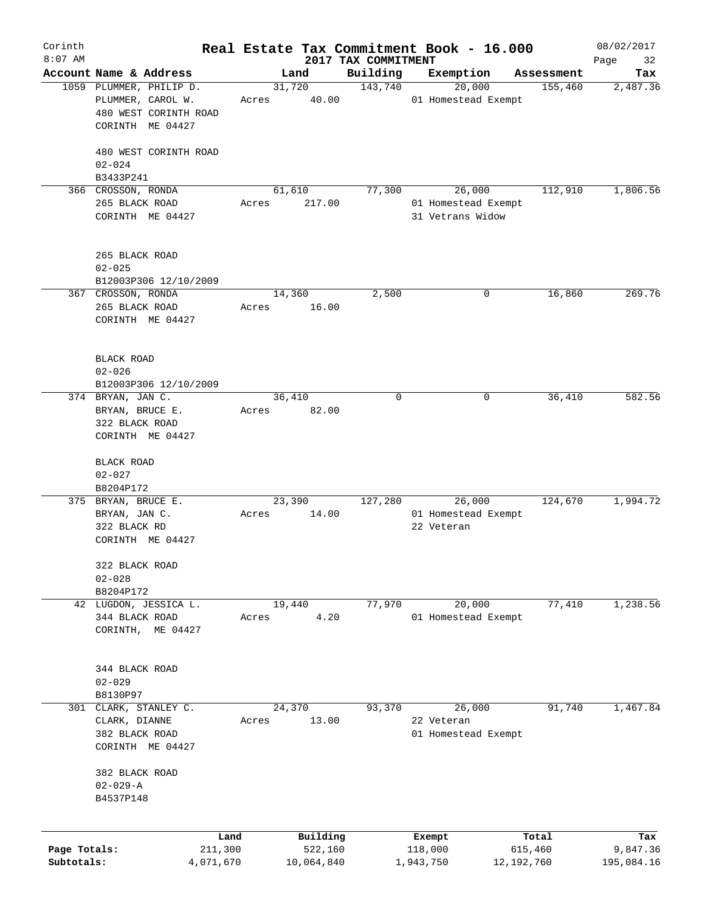Corinth 8:07 AM

# Real Estate Tax Commitment Book - 16.000

## 2017 TAX COMMITMENT

08/02/2017

| Account Name & Address | Land | Building | Exemption | Assessment | Tax |
|---|---|---|---|---|---|
| 1059 PLUMMER, PHILIP D.<br>PLUMMER, CAROL W.<br>480 WEST CORINTH ROAD<br>CORINTH ME 04427<br><br>480 WEST CORINTH ROAD<br>02-024<br>B3433P241 | 31,720<br>Acres 40.00 | 143,740 | 20,000<br>01 Homestead Exempt | 155,460 | 2,487.36 |
| 366 CROSSON, RONDA<br>265 BLACK ROAD<br>CORINTH ME 04427<br><br>265 BLACK ROAD<br>02-025<br>B12003P306 12/10/2009 | 61,610<br>Acres 217.00 | 77,300 | 26,000<br>01 Homestead Exempt<br>31 Vetrans Widow | 112,910 | 1,806.56 |
| 367 CROSSON, RONDA<br>265 BLACK ROAD<br>CORINTH ME 04427<br><br>BLACK ROAD<br>02-026<br>B12003P306 12/10/2009 | 14,360<br>Acres 16.00 | 2,500 | 0 | 16,860 | 269.76 |
| 374 BRYAN, JAN C.<br>BRYAN, BRUCE E.<br>322 BLACK ROAD<br>CORINTH ME 04427<br><br>BLACK ROAD<br>02-027<br>B8204P172 | 36,410<br>Acres 82.00 | 0 | 0 | 36,410 | 582.56 |
| 375 BRYAN, BRUCE E.<br>BRYAN, JAN C.<br>322 BLACK RD<br>CORINTH ME 04427<br><br>322 BLACK ROAD<br>02-028<br>B8204P172 | 23,390<br>Acres 14.00 | 127,280 | 26,000<br>01 Homestead Exempt<br>22 Veteran | 124,670 | 1,994.72 |
| 42 LUGDON, JESSICA L.<br>344 BLACK ROAD<br>CORINTH, ME 04427<br><br>344 BLACK ROAD<br>02-029<br>B8130P97 | 19,440<br>Acres 4.20 | 77,970 | 20,000<br>01 Homestead Exempt | 77,410 | 1,238.56 |
| 301 CLARK, STANLEY C.<br>CLARK, DIANNE<br>382 BLACK ROAD<br>CORINTH ME 04427<br><br>382 BLACK ROAD<br>02-029-A<br>B4537P148 | 24,370<br>Acres 13.00 | 93,370 | 26,000<br>22 Veteran<br>01 Homestead Exempt | 91,740 | 1,467.84 |

| | Land | Building | Exempt | Total | Tax |
|---|---|---|---|---|---|
| Page Totals: | 211,300 | 522,160 | 118,000 | 615,460 | 9,847.36 |
| Subtotals: | 4,071,670 | 10,064,840 | 1,943,750 | 12,192,760 | 195,084.16 |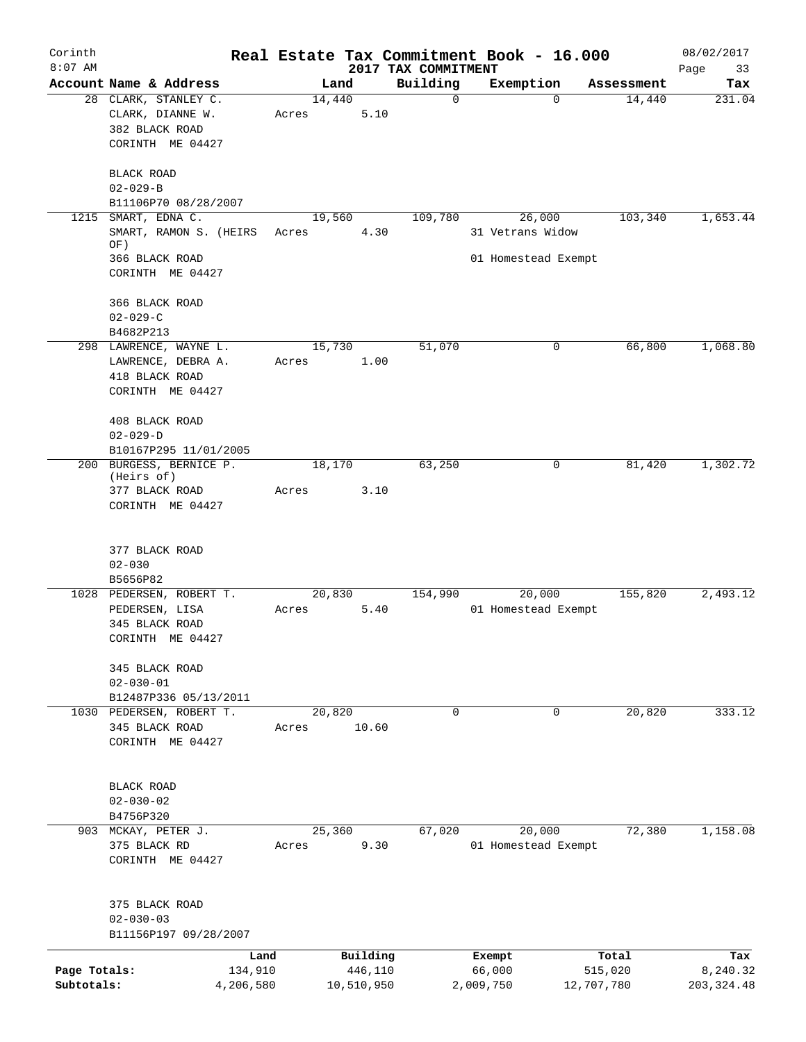# Real Estate Tax Commitment Book - 16.000

Corinth
8:07 AM

2017 TAX COMMITMENT

08/02/2017

| Account Name & Address | Land | Building | Exemption | Assessment | Tax |
|---|---|---|---|---|---|
| 28 CLARK, STANLEY C.<br>CLARK, DIANNE W.<br>382 BLACK ROAD<br>CORINTH ME 04427<br><br>BLACK ROAD<br>02-029-B<br>B11106P70 08/28/2007 | 14,440<br>Acres 5.10 | 0 | 0 | 14,440 | 231.04 |
| 1215 SMART, EDNA C.<br>SMART, RAMON S. (HEIRS OF)<br>366 BLACK ROAD<br>CORINTH ME 04427<br><br>366 BLACK ROAD<br>02-029-C<br>B4682P213 | 19,560<br>Acres 4.30 | 109,780 | 26,000<br>31 Vetrans Widow<br>01 Homestead Exempt | 103,340 | 1,653.44 |
| 298 LAWRENCE, WAYNE L.<br>LAWRENCE, DEBRA A.<br>418 BLACK ROAD<br>CORINTH ME 04427<br><br>408 BLACK ROAD<br>02-029-D<br>B10167P295 11/01/2005 | 15,730<br>Acres 1.00 | 51,070 | 0 | 66,800 | 1,068.80 |
| 200 BURGESS, BERNICE P. (Heirs of)<br>377 BLACK ROAD<br>CORINTH ME 04427<br><br>377 BLACK ROAD<br>02-030<br>B5656P82 | 18,170<br>Acres 3.10 | 63,250 | 0 | 81,420 | 1,302.72 |
| 1028 PEDERSEN, ROBERT T.<br>PEDERSEN, LISA<br>345 BLACK ROAD<br>CORINTH ME 04427<br><br>345 BLACK ROAD<br>02-030-01<br>B12487P336 05/13/2011 | 20,830<br>Acres 5.40 | 154,990 | 20,000<br>01 Homestead Exempt | 155,820 | 2,493.12 |
| 1030 PEDERSEN, ROBERT T.<br>345 BLACK ROAD<br>CORINTH ME 04427<br><br>BLACK ROAD<br>02-030-02<br>B4756P320 | 20,820<br>Acres 10.60 | 0 | 0 | 20,820 | 333.12 |
| 903 MCKAY, PETER J.<br>375 BLACK RD<br>CORINTH ME 04427<br><br>375 BLACK ROAD<br>02-030-03<br>B11156P197 09/28/2007 | 25,360<br>Acres 9.30 | 67,020 | 20,000<br>01 Homestead Exempt | 72,380 | 1,158.08 |

| | Land | Building | Exempt | Total | Tax |
|---|---|---|---|---|---|
| Page Totals: | 134,910 | 446,110 | 66,000 | 515,020 | 8,240.32 |
| Subtotals: | 4,206,580 | 10,510,950 | 2,009,750 | 12,707,780 | 203,324.48 |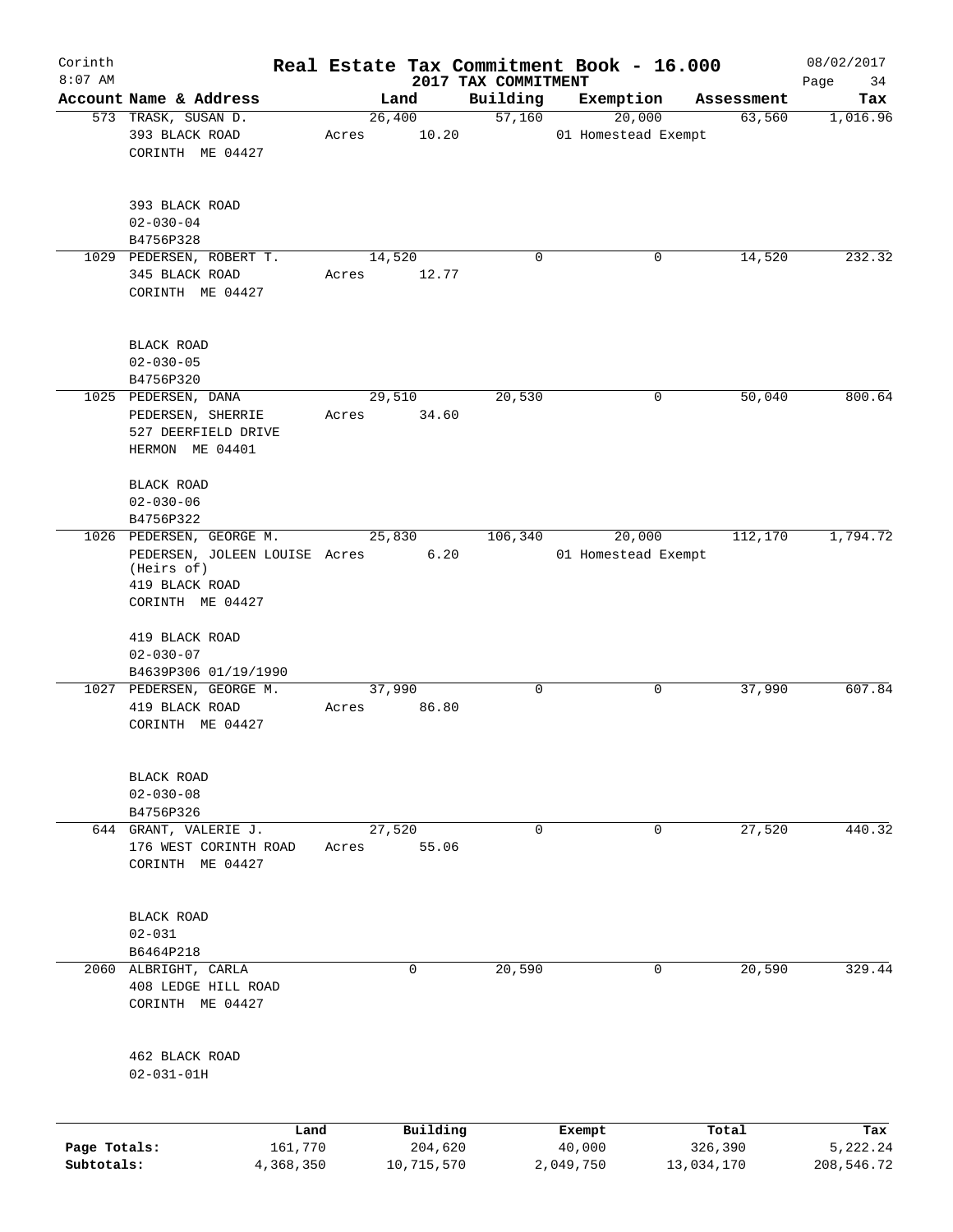# Real Estate Tax Commitment Book - 16.000

Corinth 8:07 AM — 2017 TAX COMMITMENT — 08/02/2017

| Account Name & Address | Land | Building | Exemption | Assessment | Tax |
|---|---|---|---|---|---|
| 573 TRASK, SUSAN D.<br>393 BLACK ROAD<br>CORINTH ME 04427<br><br>393 BLACK ROAD<br>02-030-04<br>B4756P328 | 26,400<br>Acres 10.20 | 57,160 | 20,000<br>01 Homestead Exempt | 63,560 | 1,016.96 |
| 1029 PEDERSEN, ROBERT T.<br>345 BLACK ROAD<br>CORINTH ME 04427<br><br>BLACK ROAD<br>02-030-05<br>B4756P320 | 14,520<br>Acres 12.77 | 0 | 0 | 14,520 | 232.32 |
| 1025 PEDERSEN, DANA<br>PEDERSEN, SHERRIE<br>527 DEERFIELD DRIVE<br>HERMON ME 04401<br><br>BLACK ROAD<br>02-030-06<br>B4756P322 | 29,510<br>Acres 34.60 | 20,530 | 0 | 50,040 | 800.64 |
| 1026 PEDERSEN, GEORGE M.<br>PEDERSEN, JOLEEN LOUISE (Heirs of)<br>419 BLACK ROAD<br>CORINTH ME 04427<br><br>419 BLACK ROAD<br>02-030-07<br>B4639P306 01/19/1990 | 25,830<br>Acres 6.20 | 106,340 | 20,000<br>01 Homestead Exempt | 112,170 | 1,794.72 |
| 1027 PEDERSEN, GEORGE M.<br>419 BLACK ROAD<br>CORINTH ME 04427<br><br>BLACK ROAD<br>02-030-08<br>B4756P326 | 37,990<br>Acres 86.80 | 0 | 0 | 37,990 | 607.84 |
| 644 GRANT, VALERIE J.<br>176 WEST CORINTH ROAD<br>CORINTH ME 04427<br><br>BLACK ROAD<br>02-031<br>B6464P218 | 27,520<br>Acres 55.06 | 0 | 0 | 27,520 | 440.32 |
| 2060 ALBRIGHT, CARLA<br>408 LEDGE HILL ROAD<br>CORINTH ME 04427<br><br>462 BLACK ROAD<br>02-031-01H | 0 | 20,590 | 0 | 20,590 | 329.44 |

| | Land | Building | Exempt | Total | Tax |
|---|---|---|---|---|---|
| Page Totals: | 161,770 | 204,620 | 40,000 | 326,390 | 5,222.24 |
| Subtotals: | 4,368,350 | 10,715,570 | 2,049,750 | 13,034,170 | 208,546.72 |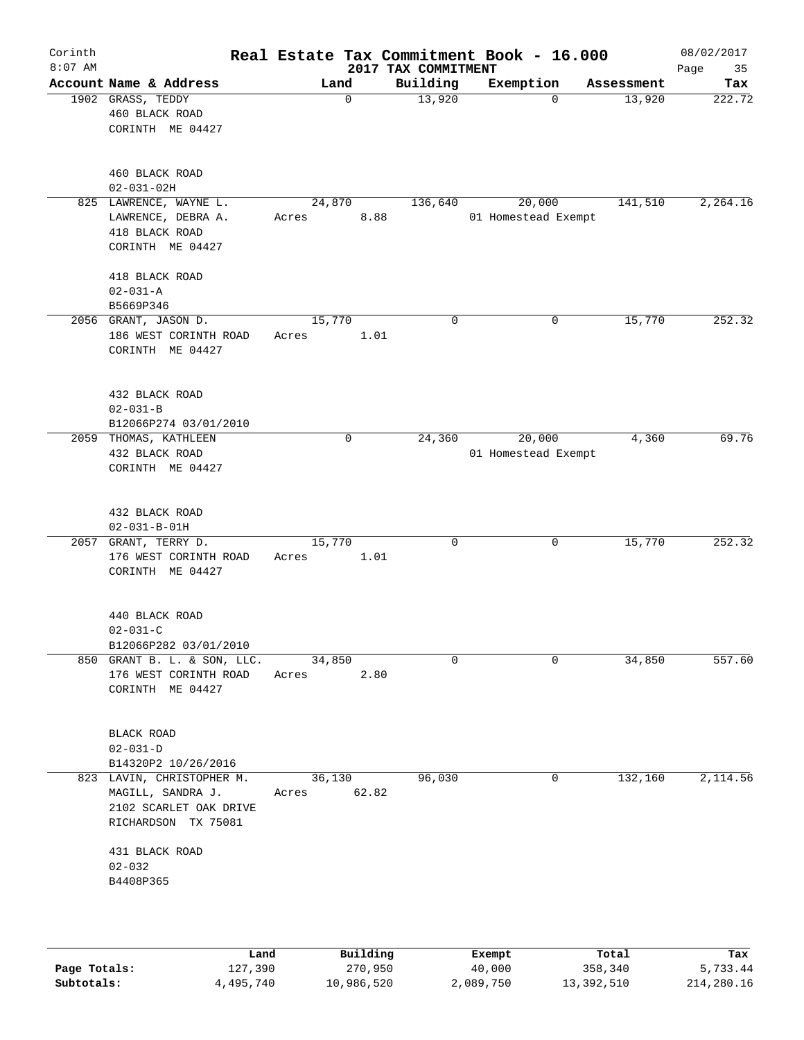Corinth 8:07 AM

# Real Estate Tax Commitment Book - 16.000

2017 TAX COMMITMENT

08/02/2017

| Account Name & Address | Land | Building | Exemption | Assessment | Tax |
|---|---|---|---|---|---|
| 1902 GRASS, TEDDY<br>460 BLACK ROAD<br>CORINTH ME 04427<br><br>460 BLACK ROAD<br>02-031-02H | 0 | 13,920 | 0 | 13,920 | 222.72 |
| 825 LAWRENCE, WAYNE L.<br>LAWRENCE, DEBRA A.<br>418 BLACK ROAD<br>CORINTH ME 04427<br><br>418 BLACK ROAD<br>02-031-A<br>B5669P346 | 24,870<br>Acres 8.88 | 136,640 | 20,000<br>01 Homestead Exempt | 141,510 | 2,264.16 |
| 2056 GRANT, JASON D.<br>186 WEST CORINTH ROAD<br>CORINTH ME 04427<br><br>432 BLACK ROAD<br>02-031-B<br>B12066P274 03/01/2010 | 15,770<br>Acres 1.01 | 0 | 0 | 15,770 | 252.32 |
| 2059 THOMAS, KATHLEEN<br>432 BLACK ROAD<br>CORINTH ME 04427<br><br>432 BLACK ROAD<br>02-031-B-01H | 0 | 24,360 | 20,000<br>01 Homestead Exempt | 4,360 | 69.76 |
| 2057 GRANT, TERRY D.<br>176 WEST CORINTH ROAD<br>CORINTH ME 04427<br><br>440 BLACK ROAD<br>02-031-C<br>B12066P282 03/01/2010 | 15,770<br>Acres 1.01 | 0 | 0 | 15,770 | 252.32 |
| 850 GRANT B. L. & SON, LLC.<br>176 WEST CORINTH ROAD<br>CORINTH ME 04427<br><br>BLACK ROAD<br>02-031-D<br>B14320P2 10/26/2016 | 34,850<br>Acres 2.80 | 0 | 0 | 34,850 | 557.60 |
| 823 LAVIN, CHRISTOPHER M.<br>MAGILL, SANDRA J.<br>2102 SCARLET OAK DRIVE<br>RICHARDSON TX 75081<br><br>431 BLACK ROAD<br>02-032<br>B4408P365 | 36,130<br>Acres 62.82 | 96,030 | 0 | 132,160 | 2,114.56 |

| | Land | Building | Exempt | Total | Tax |
|---|---|---|---|---|---|
| Page Totals: | 127,390 | 270,950 | 40,000 | 358,340 | 5,733.44 |
| Subtotals: | 4,495,740 | 10,986,520 | 2,089,750 | 13,392,510 | 214,280.16 |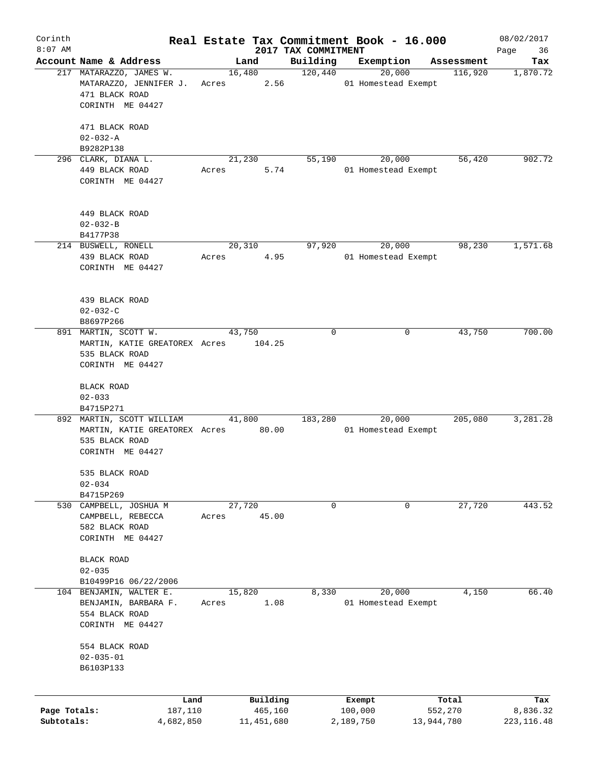Corinth 8:07 AM

# Real Estate Tax Commitment Book - 16.000

2017 TAX COMMITMENT

08/02/2017

| Account Name & Address | Land | Building | Exemption | Assessment | Tax |
|---|---|---|---|---|---|
| 217 MATARAZZO, JAMES W.<br>MATARAZZO, JENNIFER J.<br>471 BLACK ROAD<br>CORINTH ME 04427<br><br>471 BLACK ROAD<br>02-032-A<br>B9282P138 | 16,480<br>Acres 2.56 | 120,440 | 20,000<br>01 Homestead Exempt | 116,920 | 1,870.72 |
| 296 CLARK, DIANA L.<br>449 BLACK ROAD<br>CORINTH ME 04427<br><br>449 BLACK ROAD<br>02-032-B<br>B4177P38 | 21,230<br>Acres 5.74 | 55,190 | 20,000<br>01 Homestead Exempt | 56,420 | 902.72 |
| 214 BUSWELL, RONELL<br>439 BLACK ROAD<br>CORINTH ME 04427<br><br>439 BLACK ROAD<br>02-032-C<br>B8697P266 | 20,310<br>Acres 4.95 | 97,920 | 20,000<br>01 Homestead Exempt | 98,230 | 1,571.68 |
| 891 MARTIN, SCOTT W.<br>MARTIN, KATIE GREATOREX<br>535 BLACK ROAD<br>CORINTH ME 04427<br><br>BLACK ROAD<br>02-033<br>B4715P271 | 43,750<br>Acres 104.25 | 0 | 0 | 43,750 | 700.00 |
| 892 MARTIN, SCOTT WILLIAM<br>MARTIN, KATIE GREATOREX<br>535 BLACK ROAD<br>CORINTH ME 04427<br><br>535 BLACK ROAD<br>02-034<br>B4715P269 | 41,800<br>Acres 80.00 | 183,280 | 20,000<br>01 Homestead Exempt | 205,080 | 3,281.28 |
| 530 CAMPBELL, JOSHUA M<br>CAMPBELL, REBECCA<br>582 BLACK ROAD<br>CORINTH ME 04427<br><br>BLACK ROAD<br>02-035<br>B10499P16 06/22/2006 | 27,720<br>Acres 45.00 | 0 | 0 | 27,720 | 443.52 |
| 104 BENJAMIN, WALTER E.<br>BENJAMIN, BARBARA F.<br>554 BLACK ROAD<br>CORINTH ME 04427<br><br>554 BLACK ROAD<br>02-035-01<br>B6103P133 | 15,820<br>Acres 1.08 | 8,330 | 20,000<br>01 Homestead Exempt | 4,150 | 66.40 |

| | Land | Building | Exempt | Total | Tax |
|---|---|---|---|---|---|
| Page Totals: | 187,110 | 465,160 | 100,000 | 552,270 | 8,836.32 |
| Subtotals: | 4,682,850 | 11,451,680 | 2,189,750 | 13,944,780 | 223,116.48 |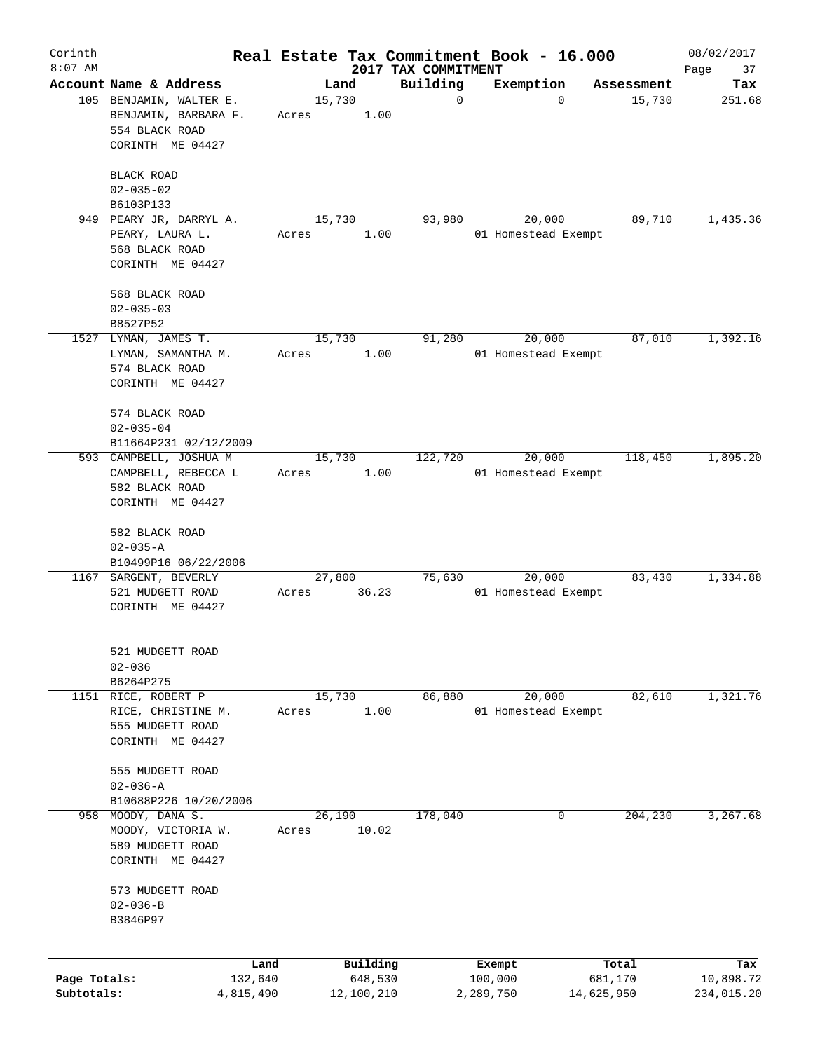Corinth 8:07 AM

# Real Estate Tax Commitment Book - 16.000

## 2017 TAX COMMITMENT

08/02/2017

| Account | Name & Address | Land | Building | Exemption | Assessment | Tax |
|---|---|---|---|---|---|---|
| 105 | BENJAMIN, WALTER E.<br>BENJAMIN, BARBARA F.<br>554 BLACK ROAD<br>CORINTH ME 04427<br><br>BLACK ROAD<br>02-035-02<br>B6103P133 | 15,730<br>Acres 1.00 | 0 | 0 | 15,730 | 251.68 |
| 949 | PEARY JR, DARRYL A.<br>PEARY, LAURA L.<br>568 BLACK ROAD<br>CORINTH ME 04427<br><br>568 BLACK ROAD<br>02-035-03<br>B8527P52 | 15,730<br>Acres 1.00 | 93,980 | 20,000<br>01 Homestead Exempt | 89,710 | 1,435.36 |
| 1527 | LYMAN, JAMES T.<br>LYMAN, SAMANTHA M.<br>574 BLACK ROAD<br>CORINTH ME 04427<br><br>574 BLACK ROAD<br>02-035-04<br>B11664P231 02/12/2009 | 15,730<br>Acres 1.00 | 91,280 | 20,000<br>01 Homestead Exempt | 87,010 | 1,392.16 |
| 593 | CAMPBELL, JOSHUA M<br>CAMPBELL, REBECCA L<br>582 BLACK ROAD<br>CORINTH ME 04427<br><br>582 BLACK ROAD<br>02-035-A<br>B10499P16 06/22/2006 | 15,730<br>Acres 1.00 | 122,720 | 20,000<br>01 Homestead Exempt | 118,450 | 1,895.20 |
| 1167 | SARGENT, BEVERLY<br>521 MUDGETT ROAD<br>CORINTH ME 04427<br><br>521 MUDGETT ROAD<br>02-036<br>B6264P275 | 27,800<br>Acres 36.23 | 75,630 | 20,000<br>01 Homestead Exempt | 83,430 | 1,334.88 |
| 1151 | RICE, ROBERT P<br>RICE, CHRISTINE M.<br>555 MUDGETT ROAD<br>CORINTH ME 04427<br><br>555 MUDGETT ROAD<br>02-036-A<br>B10688P226 10/20/2006 | 15,730<br>Acres 1.00 | 86,880 | 20,000<br>01 Homestead Exempt | 82,610 | 1,321.76 |
| 958 | MOODY, DANA S.<br>MOODY, VICTORIA W.<br>589 MUDGETT ROAD<br>CORINTH ME 04427<br><br>573 MUDGETT ROAD<br>02-036-B<br>B3846P97 | 26,190<br>Acres 10.02 | 178,040 | 0 | 204,230 | 3,267.68 |

| | Land | Building | Exempt | Total | Tax |
|---|---|---|---|---|---|
| Page Totals: | 132,640 | 648,530 | 100,000 | 681,170 | 10,898.72 |
| Subtotals: | 4,815,490 | 12,100,210 | 2,289,750 | 14,625,950 | 234,015.20 |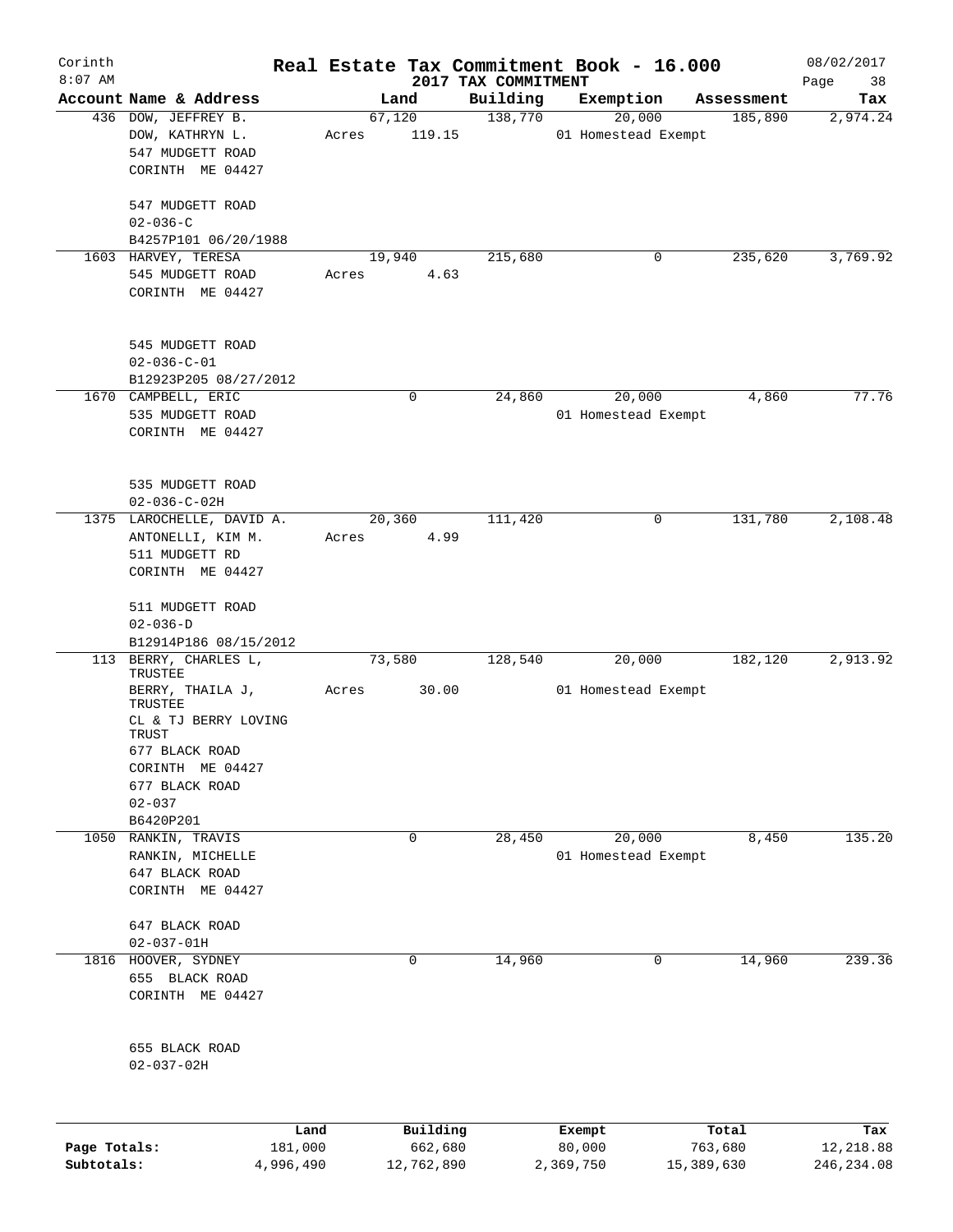# Corinth — Real Estate Tax Commitment Book - 16.000

8:07 AM — 2017 TAX COMMITMENT — 08/02/2017

| Account | Name & Address | Land | Building | Exemption | Assessment | Tax |
|---|---|---|---|---|---|---|
| 436 | DOW, JEFFREY B.<br>DOW, KATHRYN L.<br>547 MUDGETT ROAD<br>CORINTH ME 04427<br><br>547 MUDGETT ROAD<br>02-036-C<br>B4257P101 06/20/1988 | 67,120<br>Acres 119.15 | 138,770 | 20,000<br>01 Homestead Exempt | 185,890 | 2,974.24 |
| 1603 | HARVEY, TERESA<br>545 MUDGETT ROAD<br>CORINTH ME 04427<br><br>545 MUDGETT ROAD<br>02-036-C-01<br>B12923P205 08/27/2012 | 19,940<br>Acres 4.63 | 215,680 | 0 | 235,620 | 3,769.92 |
| 1670 | CAMPBELL, ERIC<br>535 MUDGETT ROAD<br>CORINTH ME 04427<br><br>535 MUDGETT ROAD<br>02-036-C-02H | 0 | 24,860 | 20,000<br>01 Homestead Exempt | 4,860 | 77.76 |
| 1375 | LAROCHELLE, DAVID A.<br>ANTONELLI, KIM M.<br>511 MUDGETT RD<br>CORINTH ME 04427<br><br>511 MUDGETT ROAD<br>02-036-D<br>B12914P186 08/15/2012 | 20,360<br>Acres 4.99 | 111,420 | 0 | 131,780 | 2,108.48 |
| 113 | BERRY, CHARLES L, TRUSTEE<br>BERRY, THAILA J, TRUSTEE<br>CL & TJ BERRY LOVING TRUST<br>677 BLACK ROAD<br>CORINTH ME 04427<br>677 BLACK ROAD<br>02-037<br>B6420P201 | 73,580<br>Acres 30.00 | 128,540 | 20,000<br>01 Homestead Exempt | 182,120 | 2,913.92 |
| 1050 | RANKIN, TRAVIS<br>RANKIN, MICHELLE<br>647 BLACK ROAD<br>CORINTH ME 04427<br><br>647 BLACK ROAD<br>02-037-01H | 0 | 28,450 | 20,000<br>01 Homestead Exempt | 8,450 | 135.20 |
| 1816 | HOOVER, SYDNEY<br>655 BLACK ROAD<br>CORINTH ME 04427<br><br>655 BLACK ROAD<br>02-037-02H | 0 | 14,960 | 0 | 14,960 | 239.36 |

| | Land | Building | Exempt | Total | Tax |
|---|---|---|---|---|---|
| Page Totals: | 181,000 | 662,680 | 80,000 | 763,680 | 12,218.88 |
| Subtotals: | 4,996,490 | 12,762,890 | 2,369,750 | 15,389,630 | 246,234.08 |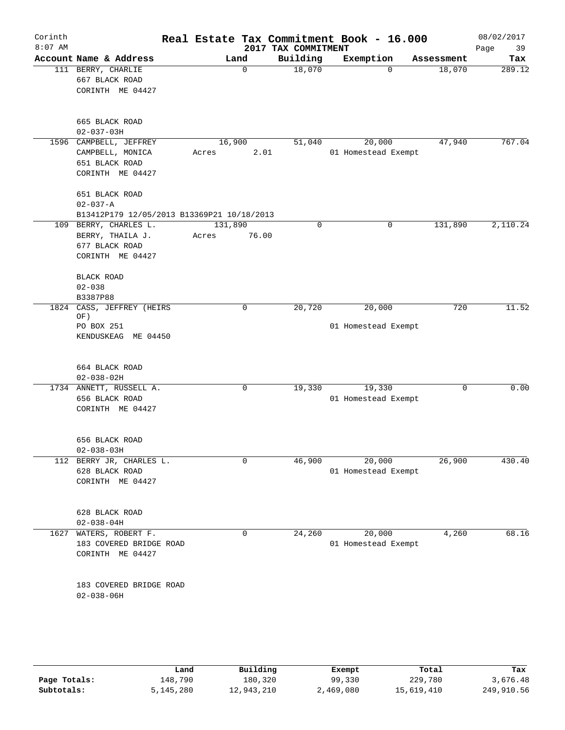# Real Estate Tax Commitment Book - 16.000

Corinth
8:07 AM

2017 TAX COMMITMENT

08/02/2017

| Account | Name & Address | Land | Building | Exemption | Assessment | Tax |
|---|---|---|---|---|---|---|
| 111 | BERRY, CHARLIE<br>667 BLACK ROAD<br>CORINTH ME 04427<br><br>665 BLACK ROAD<br>02-037-03H | 0 | 18,070 | 0 | 18,070 | 289.12 |
| 1596 | CAMPBELL, JEFFREY<br>CAMPBELL, MONICA<br>651 BLACK ROAD<br>CORINTH ME 04427<br><br>651 BLACK ROAD<br>02-037-A<br>B13412P179 12/05/2013 B13369P21 10/18/2013 | 16,900<br>Acres 2.01 | 51,040 | 20,000<br>01 Homestead Exempt | 47,940 | 767.04 |
| 109 | BERRY, CHARLES L.<br>BERRY, THAILA J.<br>677 BLACK ROAD<br>CORINTH ME 04427<br><br>BLACK ROAD<br>02-038<br>B3387P88 | 131,890<br>Acres 76.00 | 0 | 0 | 131,890 | 2,110.24 |
| 1824 | CASS, JEFFREY (HEIRS OF)<br>PO BOX 251<br>KENDUSKEAG ME 04450<br><br>664 BLACK ROAD<br>02-038-02H | 0 | 20,720 | 20,000<br>01 Homestead Exempt | 720 | 11.52 |
| 1734 | ANNETT, RUSSELL A.<br>656 BLACK ROAD<br>CORINTH ME 04427<br><br>656 BLACK ROAD<br>02-038-03H | 0 | 19,330 | 19,330<br>01 Homestead Exempt | 0 | 0.00 |
| 112 | BERRY JR, CHARLES L.<br>628 BLACK ROAD<br>CORINTH ME 04427<br><br>628 BLACK ROAD<br>02-038-04H | 0 | 46,900 | 20,000<br>01 Homestead Exempt | 26,900 | 430.40 |
| 1627 | WATERS, ROBERT F.<br>183 COVERED BRIDGE ROAD<br>CORINTH ME 04427<br><br>183 COVERED BRIDGE ROAD<br>02-038-06H | 0 | 24,260 | 20,000<br>01 Homestead Exempt | 4,260 | 68.16 |

| | Land | Building | Exempt | Total | Tax |
|---|---|---|---|---|---|
| Page Totals: | 148,790 | 180,320 | 99,330 | 229,780 | 3,676.48 |
| Subtotals: | 5,145,280 | 12,943,210 | 2,469,080 | 15,619,410 | 249,910.56 |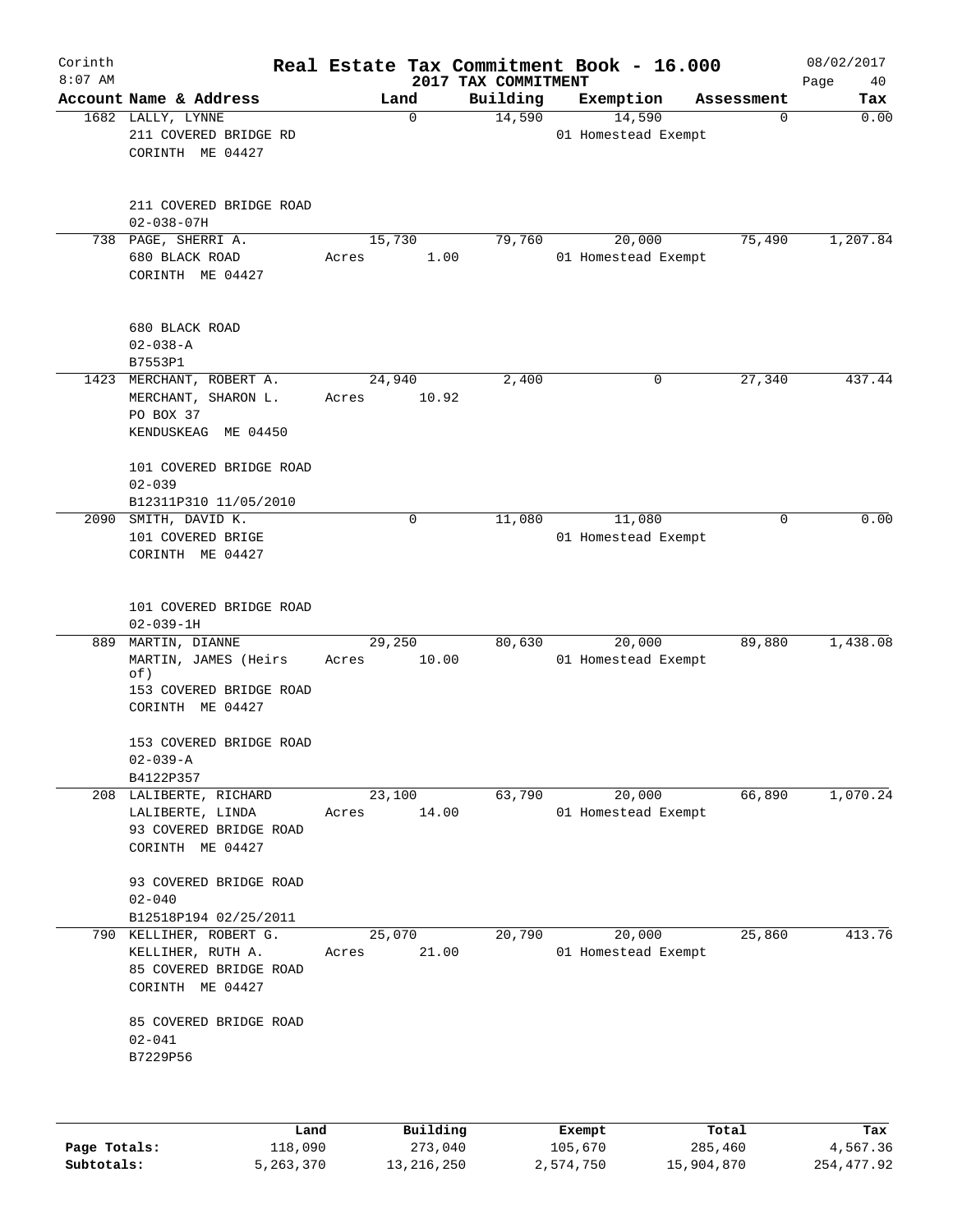# Real Estate Tax Commitment Book - 16.000

Corinth
8:07 AM

2017 TAX COMMITMENT

08/02/2017

| Account Name & Address | Land | Building | Exemption | Assessment | Tax |
|---|---|---|---|---|---|
| 1682 LALLY, LYNNE<br>211 COVERED BRIDGE RD<br>CORINTH ME 04427<br><br>211 COVERED BRIDGE ROAD<br>02-038-07H | 0 | 14,590 | 14,590<br>01 Homestead Exempt | 0 | 0.00 |
| 738 PAGE, SHERRI A.<br>680 BLACK ROAD<br>CORINTH ME 04427<br><br>680 BLACK ROAD<br>02-038-A<br>B7553P1 | 15,730<br>Acres 1.00 | 79,760 | 20,000<br>01 Homestead Exempt | 75,490 | 1,207.84 |
| 1423 MERCHANT, ROBERT A.<br>MERCHANT, SHARON L.<br>PO BOX 37<br>KENDUSKEAG ME 04450<br><br>101 COVERED BRIDGE ROAD<br>02-039<br>B12311P310 11/05/2010 | 24,940<br>Acres 10.92 | 2,400 | 0 | 27,340 | 437.44 |
| 2090 SMITH, DAVID K.<br>101 COVERED BRIGE<br>CORINTH ME 04427<br><br>101 COVERED BRIDGE ROAD<br>02-039-1H | 0 | 11,080 | 11,080<br>01 Homestead Exempt | 0 | 0.00 |
| 889 MARTIN, DIANNE<br>MARTIN, JAMES (Heirs of)<br>153 COVERED BRIDGE ROAD<br>CORINTH ME 04427<br><br>153 COVERED BRIDGE ROAD<br>02-039-A<br>B4122P357 | 29,250<br>Acres 10.00 | 80,630 | 20,000<br>01 Homestead Exempt | 89,880 | 1,438.08 |
| 208 LALIBERTE, RICHARD<br>LALIBERTE, LINDA<br>93 COVERED BRIDGE ROAD<br>CORINTH ME 04427<br><br>93 COVERED BRIDGE ROAD<br>02-040<br>B12518P194 02/25/2011 | 23,100<br>Acres 14.00 | 63,790 | 20,000<br>01 Homestead Exempt | 66,890 | 1,070.24 |
| 790 KELLIHER, ROBERT G.<br>KELLIHER, RUTH A.<br>85 COVERED BRIDGE ROAD<br>CORINTH ME 04427<br><br>85 COVERED BRIDGE ROAD<br>02-041<br>B7229P56 | 25,070<br>Acres 21.00 | 20,790 | 20,000<br>01 Homestead Exempt | 25,860 | 413.76 |

| | Land | Building | Exempt | Total | Tax |
|---|---|---|---|---|---|
| Page Totals: | 118,090 | 273,040 | 105,670 | 285,460 | 4,567.36 |
| Subtotals: | 5,263,370 | 13,216,250 | 2,574,750 | 15,904,870 | 254,477.92 |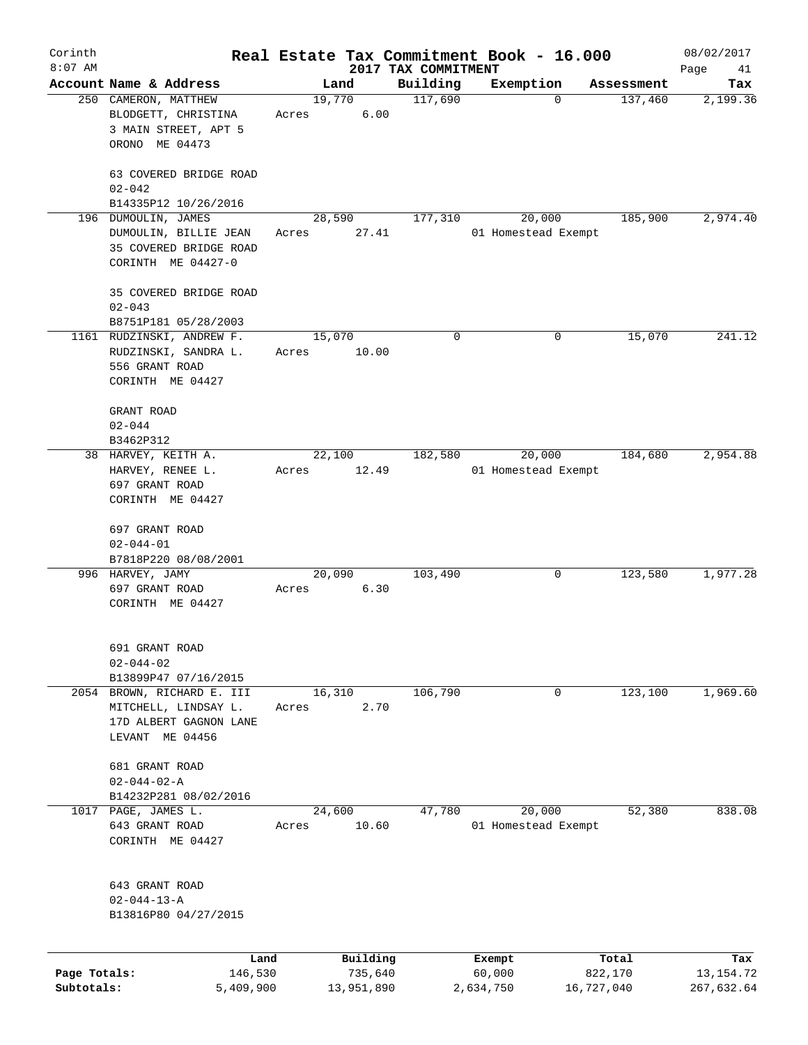# Corinth — Real Estate Tax Commitment Book - 16.000

8:07 AM — 2017 TAX COMMITMENT — 08/02/2017

| Account Name & Address | Land | Building | Exemption | Assessment | Tax |
|---|---|---|---|---|---|
| 250 CAMERON, MATTHEW<br>BLODGETT, CHRISTINA<br>3 MAIN STREET, APT 5<br>ORONO ME 04473<br><br>63 COVERED BRIDGE ROAD<br>02-042<br>B14335P12 10/26/2016 | 19,770<br>Acres 6.00 | 117,690 | 0 | 137,460 | 2,199.36 |
| 196 DUMOULIN, JAMES<br>DUMOULIN, BILLIE JEAN<br>35 COVERED BRIDGE ROAD<br>CORINTH ME 04427-0<br><br>35 COVERED BRIDGE ROAD<br>02-043<br>B8751P181 05/28/2003 | 28,590<br>Acres 27.41 | 177,310 | 20,000<br>01 Homestead Exempt | 185,900 | 2,974.40 |
| 1161 RUDZINSKI, ANDREW F.<br>RUDZINSKI, SANDRA L.<br>556 GRANT ROAD<br>CORINTH ME 04427<br><br>GRANT ROAD<br>02-044<br>B3462P312 | 15,070<br>Acres 10.00 | 0 | 0 | 15,070 | 241.12 |
| 38 HARVEY, KEITH A.<br>HARVEY, RENEE L.<br>697 GRANT ROAD<br>CORINTH ME 04427<br><br>697 GRANT ROAD<br>02-044-01<br>B7818P220 08/08/2001 | 22,100<br>Acres 12.49 | 182,580 | 20,000<br>01 Homestead Exempt | 184,680 | 2,954.88 |
| 996 HARVEY, JAMY<br>697 GRANT ROAD<br>CORINTH ME 04427<br><br>691 GRANT ROAD<br>02-044-02<br>B13899P47 07/16/2015 | 20,090<br>Acres 6.30 | 103,490 | 0 | 123,580 | 1,977.28 |
| 2054 BROWN, RICHARD E. III<br>MITCHELL, LINDSAY L.<br>17D ALBERT GAGNON LANE<br>LEVANT ME 04456<br><br>681 GRANT ROAD<br>02-044-02-A<br>B14232P281 08/02/2016 | 16,310<br>Acres 2.70 | 106,790 | 0 | 123,100 | 1,969.60 |
| 1017 PAGE, JAMES L.<br>643 GRANT ROAD<br>CORINTH ME 04427<br><br>643 GRANT ROAD<br>02-044-13-A<br>B13816P80 04/27/2015 | 24,600<br>Acres 10.60 | 47,780 | 20,000<br>01 Homestead Exempt | 52,380 | 838.08 |

| | Land | Building | Exempt | Total | Tax |
|---|---|---|---|---|---|
| Page Totals: | 146,530 | 735,640 | 60,000 | 822,170 | 13,154.72 |
| Subtotals: | 5,409,900 | 13,951,890 | 2,634,750 | 16,727,040 | 267,632.64 |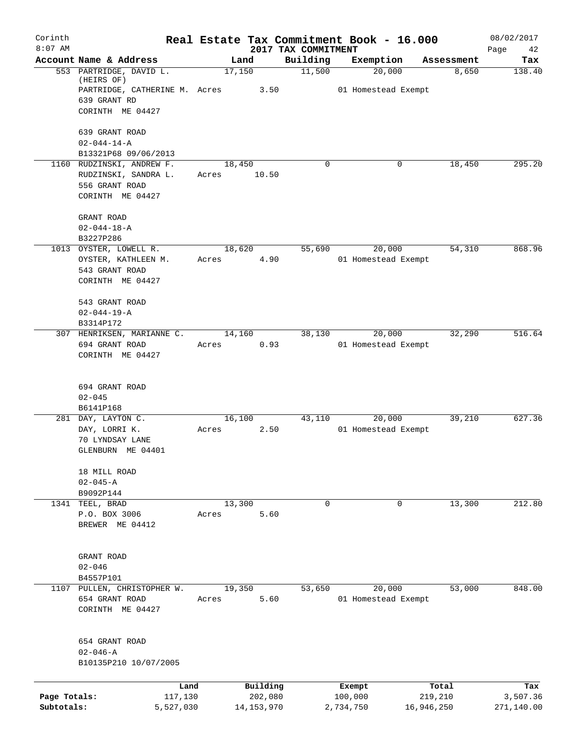# Real Estate Tax Commitment Book - 16.000

Corinth
8:07 AM

2017 TAX COMMITMENT

08/02/2017

| Account | Name & Address | Land | Building | Exemption | Assessment | Tax |
|---|---|---|---|---|---|---|
| 553 | PARTRIDGE, DAVID L. (HEIRS OF)<br>PARTRIDGE, CATHERINE M.<br>639 GRANT RD<br>CORINTH ME 04427<br><br>639 GRANT ROAD<br>02-044-14-A<br>B13321P68 09/06/2013 | 17,150<br>Acres 3.50 | 11,500 | 20,000<br>01 Homestead Exempt | 8,650 | 138.40 |
| 1160 | RUDZINSKI, ANDREW F.<br>RUDZINSKI, SANDRA L.<br>556 GRANT ROAD<br>CORINTH ME 04427<br><br>GRANT ROAD<br>02-044-18-A<br>B3227P286 | 18,450<br>Acres 10.50 | 0 | 0 | 18,450 | 295.20 |
| 1013 | OYSTER, LOWELL R.<br>OYSTER, KATHLEEN M.<br>543 GRANT ROAD<br>CORINTH ME 04427<br><br>543 GRANT ROAD<br>02-044-19-A<br>B3314P172 | 18,620<br>Acres 4.90 | 55,690 | 20,000<br>01 Homestead Exempt | 54,310 | 868.96 |
| 307 | HENRIKSEN, MARIANNE C.<br>694 GRANT ROAD<br>CORINTH ME 04427<br><br>694 GRANT ROAD<br>02-045<br>B6141P168 | 14,160<br>Acres 0.93 | 38,130 | 20,000<br>01 Homestead Exempt | 32,290 | 516.64 |
| 281 | DAY, LAYTON C.<br>DAY, LORRI K.<br>70 LYNDSAY LANE<br>GLENBURN ME 04401<br><br>18 MILL ROAD<br>02-045-A<br>B9092P144 | 16,100<br>Acres 2.50 | 43,110 | 20,000<br>01 Homestead Exempt | 39,210 | 627.36 |
| 1341 | TEEL, BRAD<br>P.O. BOX 3006<br>BREWER ME 04412<br><br>GRANT ROAD<br>02-046<br>B4557P101 | 13,300<br>Acres 5.60 | 0 | 0 | 13,300 | 212.80 |
| 1107 | PULLEN, CHRISTOPHER W.<br>654 GRANT ROAD<br>CORINTH ME 04427<br><br>654 GRANT ROAD<br>02-046-A<br>B10135P210 10/07/2005 | 19,350<br>Acres 5.60 | 53,650 | 20,000<br>01 Homestead Exempt | 53,000 | 848.00 |

| | Land | Building | Exempt | Total | Tax |
|---|---|---|---|---|---|
| Page Totals: | 117,130 | 202,080 | 100,000 | 219,210 | 3,507.36 |
| Subtotals: | 5,527,030 | 14,153,970 | 2,734,750 | 16,946,250 | 271,140.00 |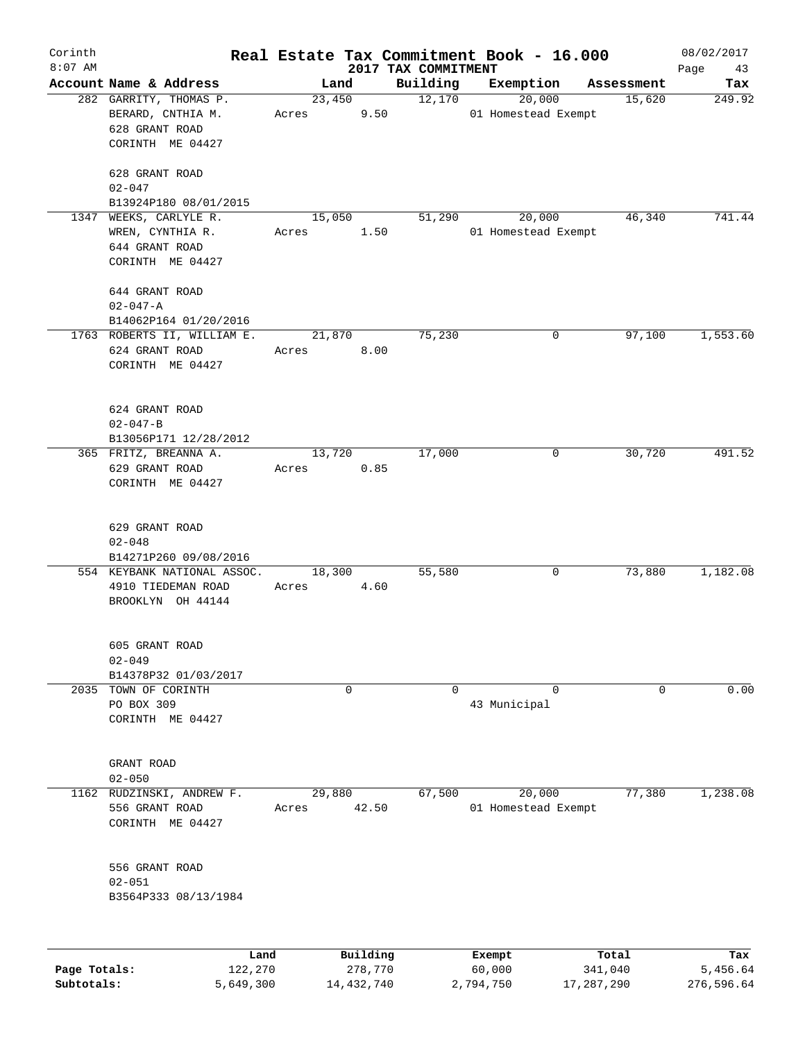# Real Estate Tax Commitment Book - 16.000

Corinth 8:07 AM — 2017 TAX COMMITMENT — 08/02/2017

| Account Name & Address | Land | Building | Exemption | Assessment | Tax |
|---|---|---|---|---|---|
| 282 GARRITY, THOMAS P.<br>BERARD, CNTHIA M.<br>628 GRANT ROAD<br>CORINTH ME 04427<br><br>628 GRANT ROAD<br>02-047<br>B13924P180 08/01/2015 | 23,450<br>Acres 9.50 | 12,170 | 20,000<br>01 Homestead Exempt | 15,620 | 249.92 |
| 1347 WEEKS, CARLYLE R.<br>WREN, CYNTHIA R.<br>644 GRANT ROAD<br>CORINTH ME 04427<br><br>644 GRANT ROAD<br>02-047-A<br>B14062P164 01/20/2016 | 15,050<br>Acres 1.50 | 51,290 | 20,000<br>01 Homestead Exempt | 46,340 | 741.44 |
| 1763 ROBERTS II, WILLIAM E.<br>624 GRANT ROAD<br>CORINTH ME 04427<br><br>624 GRANT ROAD<br>02-047-B<br>B13056P171 12/28/2012 | 21,870<br>Acres 8.00 | 75,230 | 0 | 97,100 | 1,553.60 |
| 365 FRITZ, BREANNA A.<br>629 GRANT ROAD<br>CORINTH ME 04427<br><br>629 GRANT ROAD<br>02-048<br>B14271P260 09/08/2016 | 13,720<br>Acres 0.85 | 17,000 | 0 | 30,720 | 491.52 |
| 554 KEYBANK NATIONAL ASSOC.<br>4910 TIEDEMAN ROAD<br>BROOKLYN OH 44144<br><br>605 GRANT ROAD<br>02-049<br>B14378P32 01/03/2017 | 18,300<br>Acres 4.60 | 55,580 | 0 | 73,880 | 1,182.08 |
| 2035 TOWN OF CORINTH<br>PO BOX 309<br>CORINTH ME 04427<br><br>GRANT ROAD<br>02-050 | 0 | 0 | 0<br>43 Municipal | 0 | 0.00 |
| 1162 RUDZINSKI, ANDREW F.<br>556 GRANT ROAD<br>CORINTH ME 04427<br><br>556 GRANT ROAD<br>02-051<br>B3564P333 08/13/1984 | 29,880<br>Acres 42.50 | 67,500 | 20,000<br>01 Homestead Exempt | 77,380 | 1,238.08 |

| | Land | Building | Exempt | Total | Tax |
|---|---|---|---|---|---|
| **Page Totals:** | 122,270 | 278,770 | 60,000 | 341,040 | 5,456.64 |
| **Subtotals:** | 5,649,300 | 14,432,740 | 2,794,750 | 17,287,290 | 276,596.64 |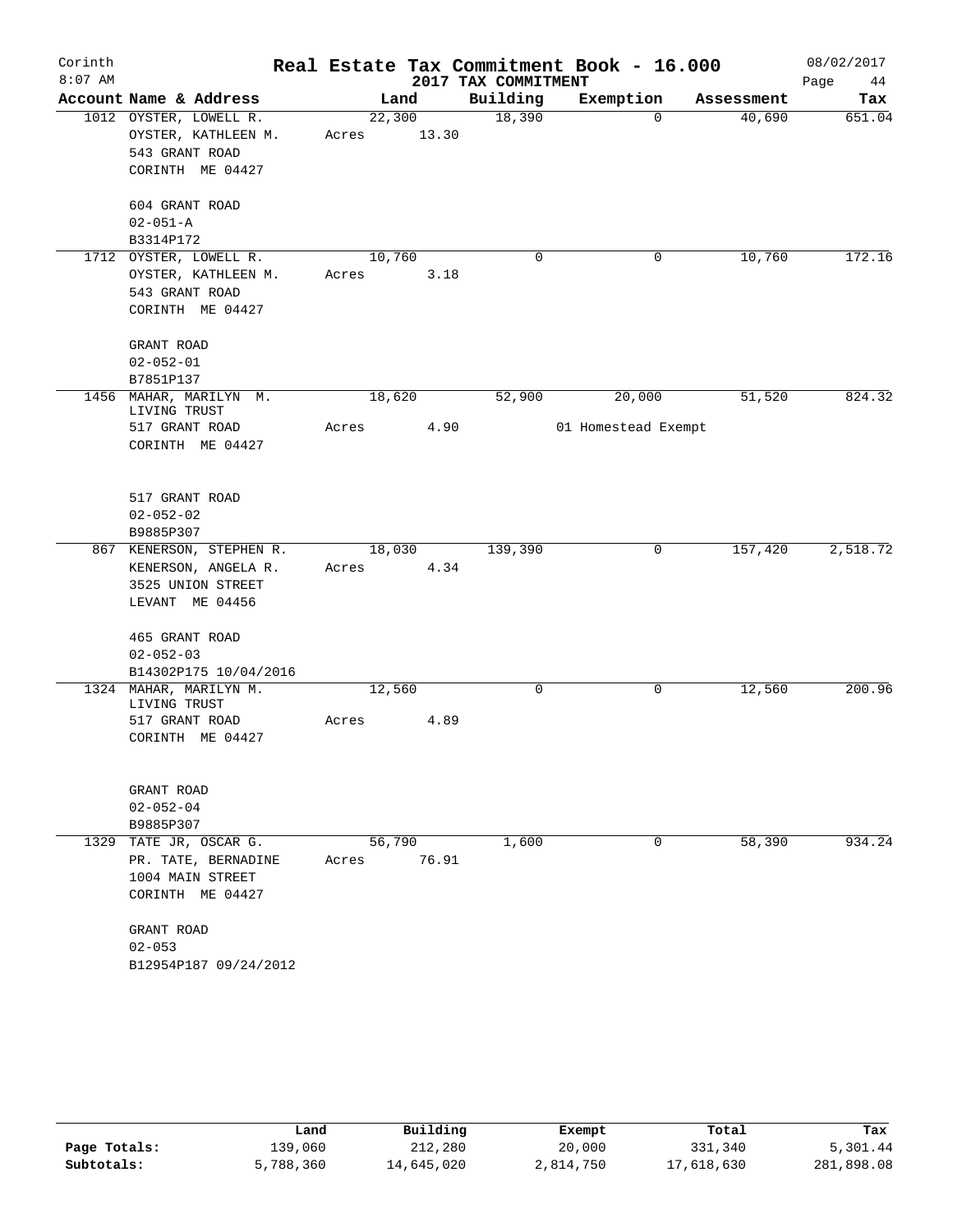Corinth 8:07 AM

# Real Estate Tax Commitment Book - 16.000

## 2017 TAX COMMITMENT

08/02/2017

| Account | Name & Address | Land | Building | Exemption | Assessment | Tax |
|---|---|---|---|---|---|---|
| 1012 | OYSTER, LOWELL R.<br>OYSTER, KATHLEEN M.<br>543 GRANT ROAD<br>CORINTH ME 04427<br><br>604 GRANT ROAD<br>02-051-A<br>B3314P172 | 22,300<br>Acres 13.30 | 18,390 | 0 | 40,690 | 651.04 |
| 1712 | OYSTER, LOWELL R.<br>OYSTER, KATHLEEN M.<br>543 GRANT ROAD<br>CORINTH ME 04427<br><br>GRANT ROAD<br>02-052-01<br>B7851P137 | 10,760<br>Acres 3.18 | 0 | 0 | 10,760 | 172.16 |
| 1456 | MAHAR, MARILYN M.<br>LIVING TRUST<br>517 GRANT ROAD<br>CORINTH ME 04427<br><br>517 GRANT ROAD<br>02-052-02<br>B9885P307 | 18,620<br>Acres 4.90 | 52,900 | 20,000<br>01 Homestead Exempt | 51,520 | 824.32 |
| 867 | KENERSON, STEPHEN R.<br>KENERSON, ANGELA R.<br>3525 UNION STREET<br>LEVANT ME 04456<br><br>465 GRANT ROAD<br>02-052-03<br>B14302P175 10/04/2016 | 18,030<br>Acres 4.34 | 139,390 | 0 | 157,420 | 2,518.72 |
| 1324 | MAHAR, MARILYN M.<br>LIVING TRUST<br>517 GRANT ROAD<br>CORINTH ME 04427<br><br>GRANT ROAD<br>02-052-04<br>B9885P307 | 12,560<br>Acres 4.89 | 0 | 0 | 12,560 | 200.96 |
| 1329 | TATE JR, OSCAR G.<br>PR. TATE, BERNADINE<br>1004 MAIN STREET<br>CORINTH ME 04427<br><br>GRANT ROAD<br>02-053<br>B12954P187 09/24/2012 | 56,790<br>Acres 76.91 | 1,600 | 0 | 58,390 | 934.24 |

| | Land | Building | Exempt | Total | Tax |
|---|---|---|---|---|---|
| Page Totals: | 139,060 | 212,280 | 20,000 | 331,340 | 5,301.44 |
| Subtotals: | 5,788,360 | 14,645,020 | 2,814,750 | 17,618,630 | 281,898.08 |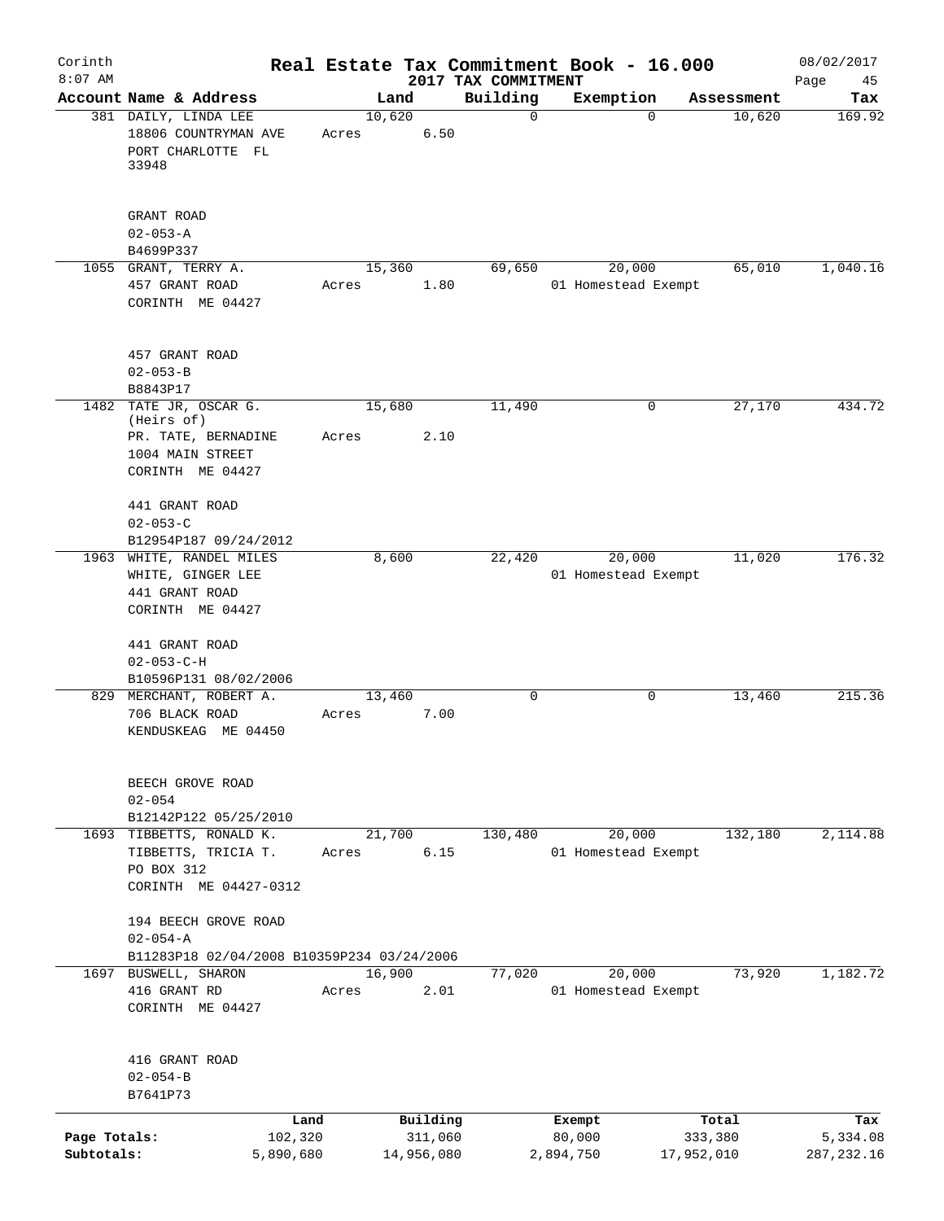# Real Estate Tax Commitment Book - 16.000

Corinth
8:07 AM

2017 TAX COMMITMENT

08/02/2017

| Account Name & Address | Land | Building | Exemption | Assessment | Tax |
|---|---|---|---|---|---|
| 381 DAILY, LINDA LEE<br>18806 COUNTRYMAN AVE<br>PORT CHARLOTTE FL<br>33948<br><br>GRANT ROAD<br>02-053-A<br>B4699P337 | 10,620<br>Acres 6.50 | 0 | 0 | 10,620 | 169.92 |
| 1055 GRANT, TERRY A.<br>457 GRANT ROAD<br>CORINTH ME 04427<br><br>457 GRANT ROAD<br>02-053-B<br>B8843P17 | 15,360<br>Acres 1.80 | 69,650 | 20,000<br>01 Homestead Exempt | 65,010 | 1,040.16 |
| 1482 TATE JR, OSCAR G.<br>(Heirs of)<br>PR. TATE, BERNADINE<br>1004 MAIN STREET<br>CORINTH ME 04427<br><br>441 GRANT ROAD<br>02-053-C<br>B12954P187 09/24/2012 | 15,680<br>Acres 2.10 | 11,490 | 0 | 27,170 | 434.72 |
| 1963 WHITE, RANDEL MILES<br>WHITE, GINGER LEE<br>441 GRANT ROAD<br>CORINTH ME 04427<br><br>441 GRANT ROAD<br>02-053-C-H<br>B10596P131 08/02/2006 | 8,600 | 22,420 | 20,000<br>01 Homestead Exempt | 11,020 | 176.32 |
| 829 MERCHANT, ROBERT A.<br>706 BLACK ROAD<br>KENDUSKEAG ME 04450<br><br>BEECH GROVE ROAD<br>02-054<br>B12142P122 05/25/2010 | 13,460<br>Acres 7.00 | 0 | 0 | 13,460 | 215.36 |
| 1693 TIBBETTS, RONALD K.<br>TIBBETTS, TRICIA T.<br>PO BOX 312<br>CORINTH ME 04427-0312<br><br>194 BEECH GROVE ROAD<br>02-054-A<br>B11283P18 02/04/2008 B10359P234 03/24/2006 | 21,700<br>Acres 6.15 | 130,480 | 20,000<br>01 Homestead Exempt | 132,180 | 2,114.88 |
| 1697 BUSWELL, SHARON<br>416 GRANT RD<br>CORINTH ME 04427<br><br>416 GRANT ROAD<br>02-054-B<br>B7641P73 | 16,900<br>Acres 2.01 | 77,020 | 20,000<br>01 Homestead Exempt | 73,920 | 1,182.72 |

| | Land | Building | Exempt | Total | Tax |
|---|---|---|---|---|---|
| Page Totals: | 102,320 | 311,060 | 80,000 | 333,380 | 5,334.08 |
| Subtotals: | 5,890,680 | 14,956,080 | 2,894,750 | 17,952,010 | 287,232.16 |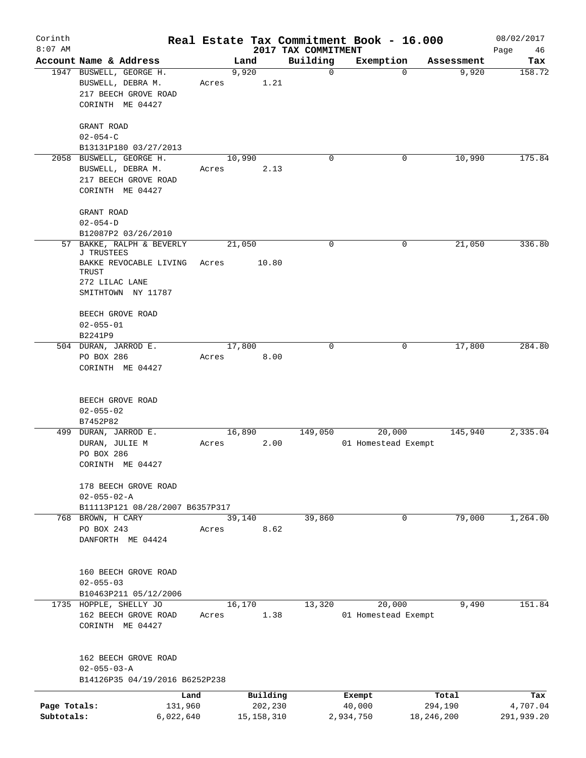Corinth
8:07 AM

# Real Estate Tax Commitment Book - 16.000

2017 TAX COMMITMENT

08/02/2017

| Account Name & Address | Land | Building | Exemption | Assessment | Tax |
|---|---|---|---|---|---|
| 1947 BUSWELL, GEORGE H.<br>BUSWELL, DEBRA M.<br>217 BEECH GROVE ROAD<br>CORINTH ME 04427<br><br>GRANT ROAD<br>02-054-C<br>B13131P180 03/27/2013 | 9,920<br>Acres 1.21 | 0 | 0 | 9,920 | 158.72 |
| 2058 BUSWELL, GEORGE H.<br>BUSWELL, DEBRA M.<br>217 BEECH GROVE ROAD<br>CORINTH ME 04427<br><br>GRANT ROAD<br>02-054-D<br>B12087P2 03/26/2010 | 10,990<br>Acres 2.13 | 0 | 0 | 10,990 | 175.84 |
| 57 BAKKE, RALPH & BEVERLY J TRUSTEES<br>BAKKE REVOCABLE LIVING TRUST<br>272 LILAC LANE<br>SMITHTOWN NY 11787<br><br>BEECH GROVE ROAD<br>02-055-01<br>B2241P9 | 21,050<br>Acres 10.80 | 0 | 0 | 21,050 | 336.80 |
| 504 DURAN, JARROD E.<br>PO BOX 286<br>CORINTH ME 04427<br><br>BEECH GROVE ROAD<br>02-055-02<br>B7452P82 | 17,800<br>Acres 8.00 | 0 | 0 | 17,800 | 284.80 |
| 499 DURAN, JARROD E.<br>DURAN, JULIE M<br>PO BOX 286<br>CORINTH ME 04427<br><br>178 BEECH GROVE ROAD<br>02-055-02-A<br>B11113P121 08/28/2007 B6357P317 | 16,890<br>Acres 2.00 | 149,050 | 20,000<br>01 Homestead Exempt | 145,940 | 2,335.04 |
| 768 BROWN, H CARY<br>PO BOX 243<br>DANFORTH ME 04424<br><br>160 BEECH GROVE ROAD<br>02-055-03<br>B10463P211 05/12/2006 | 39,140<br>Acres 8.62 | 39,860 | 0 | 79,000 | 1,264.00 |
| 1735 HOPPLE, SHELLY JO<br>162 BEECH GROVE ROAD<br>CORINTH ME 04427<br><br>162 BEECH GROVE ROAD<br>02-055-03-A<br>B14126P35 04/19/2016 B6252P238 | 16,170<br>Acres 1.38 | 13,320 | 20,000<br>01 Homestead Exempt | 9,490 | 151.84 |

| | Land | Building | Exempt | Total | Tax |
|---|---|---|---|---|---|
| Page Totals: | 131,960 | 202,230 | 40,000 | 294,190 | 4,707.04 |
| Subtotals: | 6,022,640 | 15,158,310 | 2,934,750 | 18,246,200 | 291,939.20 |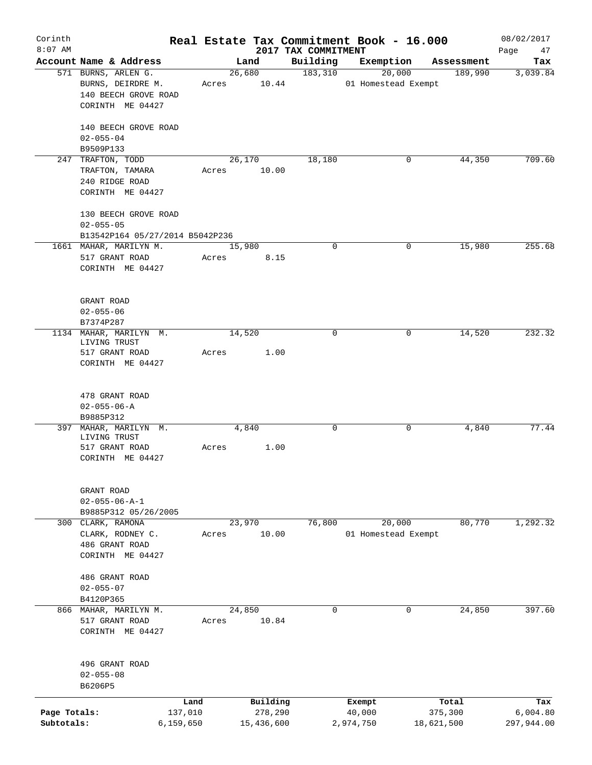# Real Estate Tax Commitment Book - 16.000

Corinth 8:07 AM — 2017 TAX COMMITMENT — 08/02/2017

| Account Name & Address | Land | Building | Exemption | Assessment | Tax |
|---|---|---|---|---|---|
| 571 BURNS, ARLEN G.<br>BURNS, DEIRDRE M.<br>140 BEECH GROVE ROAD<br>CORINTH ME 04427<br><br>140 BEECH GROVE ROAD<br>02-055-04<br>B9509P133 | 26,680<br>Acres 10.44 | 183,310 | 20,000<br>01 Homestead Exempt | 189,990 | 3,039.84 |
| 247 TRAFTON, TODD<br>TRAFTON, TAMARA<br>240 RIDGE ROAD<br>CORINTH ME 04427<br><br>130 BEECH GROVE ROAD<br>02-055-05<br>B13542P164 05/27/2014 B5042P236 | 26,170<br>Acres 10.00 | 18,180 | 0 | 44,350 | 709.60 |
| 1661 MAHAR, MARILYN M.<br>517 GRANT ROAD<br>CORINTH ME 04427<br><br>GRANT ROAD<br>02-055-06<br>B7374P287 | 15,980<br>Acres 8.15 | 0 | 0 | 15,980 | 255.68 |
| 1134 MAHAR, MARILYN M.<br>LIVING TRUST<br>517 GRANT ROAD<br>CORINTH ME 04427<br><br>478 GRANT ROAD<br>02-055-06-A<br>B9885P312 | 14,520<br>Acres 1.00 | 0 | 0 | 14,520 | 232.32 |
| 397 MAHAR, MARILYN M.<br>LIVING TRUST<br>517 GRANT ROAD<br>CORINTH ME 04427<br><br>GRANT ROAD<br>02-055-06-A-1<br>B9885P312 05/26/2005 | 4,840<br>Acres 1.00 | 0 | 0 | 4,840 | 77.44 |
| 300 CLARK, RAMONA<br>CLARK, RODNEY C.<br>486 GRANT ROAD<br>CORINTH ME 04427<br><br>486 GRANT ROAD<br>02-055-07<br>B4120P365 | 23,970<br>Acres 10.00 | 76,800 | 20,000<br>01 Homestead Exempt | 80,770 | 1,292.32 |
| 866 MAHAR, MARILYN M.<br>517 GRANT ROAD<br>CORINTH ME 04427<br><br>496 GRANT ROAD<br>02-055-08<br>B6206P5 | 24,850<br>Acres 10.84 | 0 | 0 | 24,850 | 397.60 |

| | Land | Building | Exempt | Total | Tax |
|---|---|---|---|---|---|
| Page Totals: | 137,010 | 278,290 | 40,000 | 375,300 | 6,004.80 |
| Subtotals: | 6,159,650 | 15,436,600 | 2,974,750 | 18,621,500 | 297,944.00 |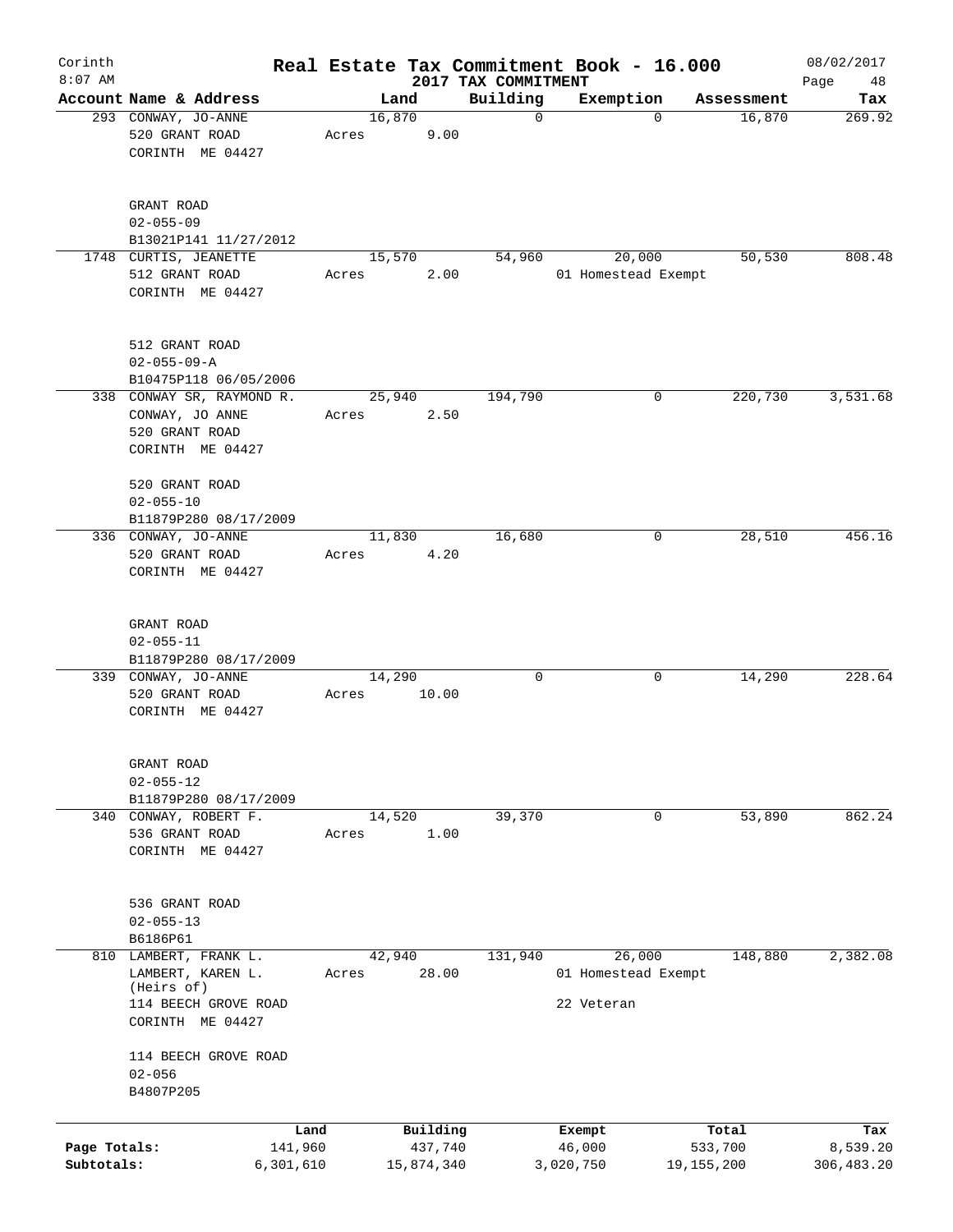Corinth 8:07 AM

# Real Estate Tax Commitment Book - 16.000

## 2017 TAX COMMITMENT

08/02/2017

| Account Name & Address | Land | Building | Exemption | Assessment | Tax |
|---|---|---|---|---|---|
| 293 CONWAY, JO-ANNE<br>520 GRANT ROAD<br>CORINTH ME 04427<br><br>GRANT ROAD<br>02-055-09<br>B13021P141 11/27/2012 | 16,870<br>Acres 9.00 | 0 | 0 | 16,870 | 269.92 |
| 1748 CURTIS, JEANETTE<br>512 GRANT ROAD<br>CORINTH ME 04427<br><br>512 GRANT ROAD<br>02-055-09-A<br>B10475P118 06/05/2006 | 15,570<br>Acres 2.00 | 54,960 | 20,000<br>01 Homestead Exempt | 50,530 | 808.48 |
| 338 CONWAY SR, RAYMOND R.<br>CONWAY, JO ANNE<br>520 GRANT ROAD<br>CORINTH ME 04427<br><br>520 GRANT ROAD<br>02-055-10<br>B11879P280 08/17/2009 | 25,940<br>Acres 2.50 | 194,790 | 0 | 220,730 | 3,531.68 |
| 336 CONWAY, JO-ANNE<br>520 GRANT ROAD<br>CORINTH ME 04427<br><br>GRANT ROAD<br>02-055-11<br>B11879P280 08/17/2009 | 11,830<br>Acres 4.20 | 16,680 | 0 | 28,510 | 456.16 |
| 339 CONWAY, JO-ANNE<br>520 GRANT ROAD<br>CORINTH ME 04427<br><br>GRANT ROAD<br>02-055-12<br>B11879P280 08/17/2009 | 14,290<br>Acres 10.00 | 0 | 0 | 14,290 | 228.64 |
| 340 CONWAY, ROBERT F.<br>536 GRANT ROAD<br>CORINTH ME 04427<br><br>536 GRANT ROAD<br>02-055-13<br>B6186P61 | 14,520<br>Acres 1.00 | 39,370 | 0 | 53,890 | 862.24 |
| 810 LAMBERT, FRANK L.<br>LAMBERT, KAREN L.<br>(Heirs of)<br>114 BEECH GROVE ROAD<br>CORINTH ME 04427<br><br>114 BEECH GROVE ROAD<br>02-056<br>B4807P205 | 42,940<br>Acres 28.00 | 131,940 | 26,000<br>01 Homestead Exempt<br>22 Veteran | 148,880 | 2,382.08 |

| | Land | Building | Exempt | Total | Tax |
|---|---|---|---|---|---|
| Page Totals: | 141,960 | 437,740 | 46,000 | 533,700 | 8,539.20 |
| Subtotals: | 6,301,610 | 15,874,340 | 3,020,750 | 19,155,200 | 306,483.20 |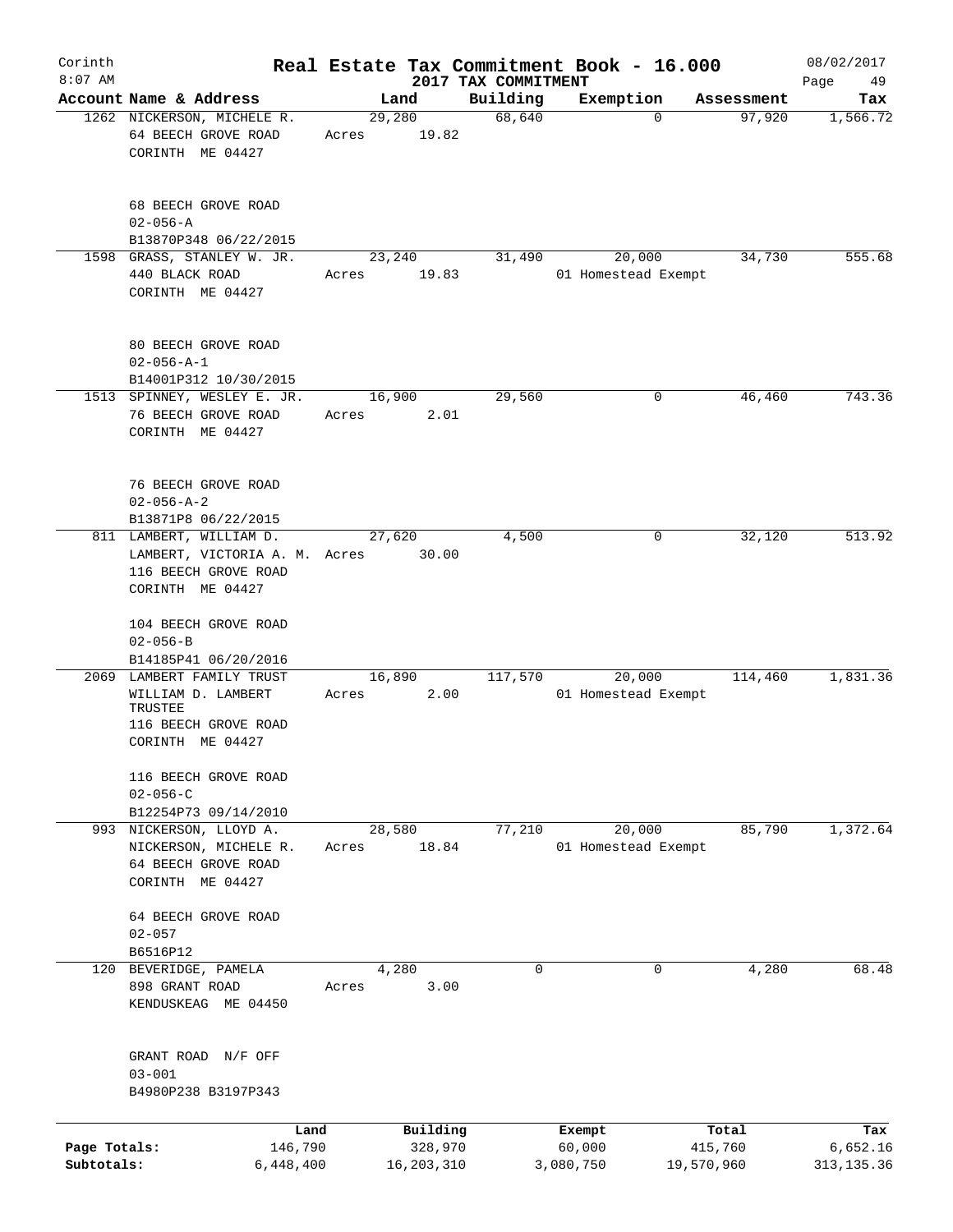Corinth
8:07 AM

# Real Estate Tax Commitment Book - 16.000

## 2017 TAX COMMITMENT

08/02/2017

| Account | Name & Address | Land | Building | Exemption | Assessment | Tax |
|---|---|---|---|---|---|---|
| 1262 | NICKERSON, MICHELE R.<br>64 BEECH GROVE ROAD<br>CORINTH ME 04427<br><br>68 BEECH GROVE ROAD<br>02-056-A<br>B13870P348 06/22/2015 | 29,280<br>Acres 19.82 | 68,640 | 0 | 97,920 | 1,566.72 |
| 1598 | GRASS, STANLEY W. JR.<br>440 BLACK ROAD<br>CORINTH ME 04427<br><br>80 BEECH GROVE ROAD<br>02-056-A-1<br>B14001P312 10/30/2015 | 23,240<br>Acres 19.83 | 31,490 | 20,000<br>01 Homestead Exempt | 34,730 | 555.68 |
| 1513 | SPINNEY, WESLEY E. JR.<br>76 BEECH GROVE ROAD<br>CORINTH ME 04427<br><br>76 BEECH GROVE ROAD<br>02-056-A-2<br>B13871P8 06/22/2015 | 16,900<br>Acres 2.01 | 29,560 | 0 | 46,460 | 743.36 |
| 811 | LAMBERT, WILLIAM D.<br>LAMBERT, VICTORIA A. M.<br>116 BEECH GROVE ROAD<br>CORINTH ME 04427<br><br>104 BEECH GROVE ROAD<br>02-056-B<br>B14185P41 06/20/2016 | 27,620<br>Acres 30.00 | 4,500 | 0 | 32,120 | 513.92 |
| 2069 | LAMBERT FAMILY TRUST<br>WILLIAM D. LAMBERT TRUSTEE<br>116 BEECH GROVE ROAD<br>CORINTH ME 04427<br><br>116 BEECH GROVE ROAD<br>02-056-C<br>B12254P73 09/14/2010 | 16,890<br>Acres 2.00 | 117,570 | 20,000<br>01 Homestead Exempt | 114,460 | 1,831.36 |
| 993 | NICKERSON, LLOYD A.<br>NICKERSON, MICHELE R.<br>64 BEECH GROVE ROAD<br>CORINTH ME 04427<br><br>64 BEECH GROVE ROAD<br>02-057<br>B6516P12 | 28,580<br>Acres 18.84 | 77,210 | 20,000<br>01 Homestead Exempt | 85,790 | 1,372.64 |
| 120 | BEVERIDGE, PAMELA<br>898 GRANT ROAD<br>KENDUSKEAG ME 04450<br><br>GRANT ROAD N/F OFF<br>03-001<br>B4980P238 B3197P343 | 4,280<br>Acres 3.00 | 0 | 0 | 4,280 | 68.48 |

| | Land | Building | Exempt | Total | Tax |
|---|---|---|---|---|---|
| Page Totals: | 146,790 | 328,970 | 60,000 | 415,760 | 6,652.16 |
| Subtotals: | 6,448,400 | 16,203,310 | 3,080,750 | 19,570,960 | 313,135.36 |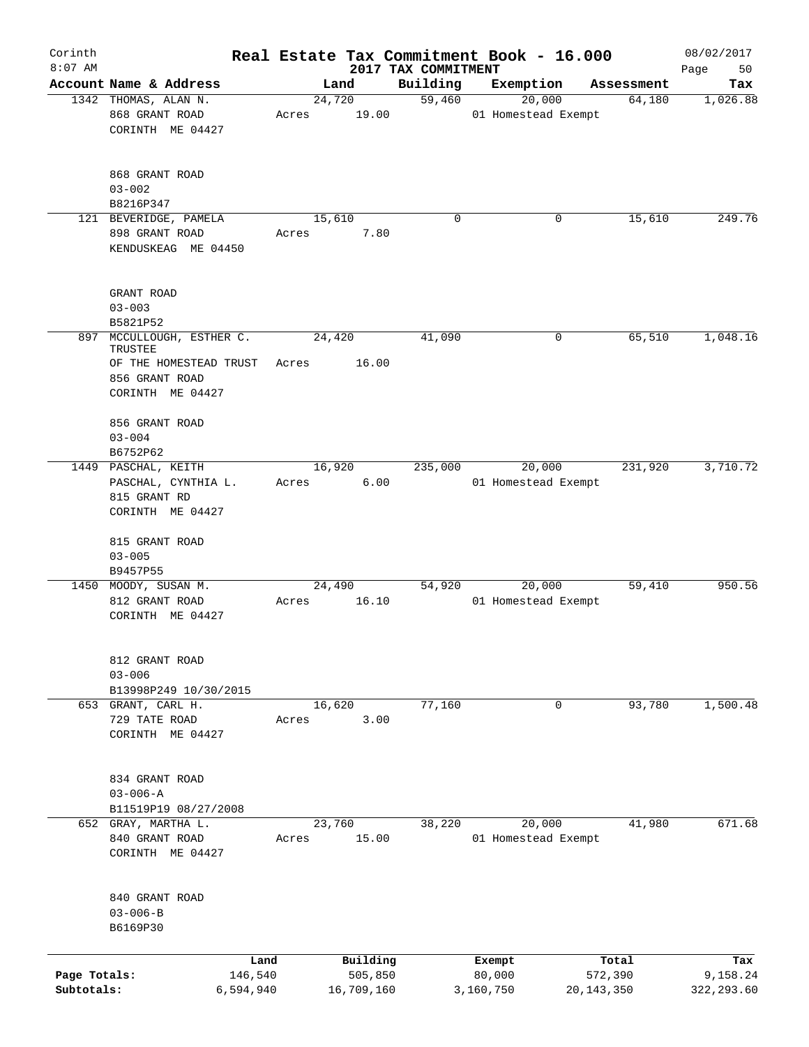Corinth
8:07 AM

**Real Estate Tax Commitment Book - 16.000**
**2017 TAX COMMITMENT**

08/02/2017

| Account Name & Address | Land | Building | Exemption | Assessment | Tax |
|---|---|---|---|---|---|
| 1342 THOMAS, ALAN N.<br>868 GRANT ROAD<br>CORINTH ME 04427<br><br>868 GRANT ROAD<br>03-002<br>B8216P347 | 24,720<br>Acres 19.00 | 59,460 | 20,000<br>01 Homestead Exempt | 64,180 | 1,026.88 |
| 121 BEVERIDGE, PAMELA<br>898 GRANT ROAD<br>KENDUSKEAG ME 04450<br><br>GRANT ROAD<br>03-003<br>B5821P52 | 15,610<br>Acres 7.80 | 0 | 0 | 15,610 | 249.76 |
| 897 MCCULLOUGH, ESTHER C. TRUSTEE<br>OF THE HOMESTEAD TRUST<br>856 GRANT ROAD<br>CORINTH ME 04427<br><br>856 GRANT ROAD<br>03-004<br>B6752P62 | 24,420<br>Acres 16.00 | 41,090 | 0 | 65,510 | 1,048.16 |
| 1449 PASCHAL, KEITH<br>PASCHAL, CYNTHIA L.<br>815 GRANT RD<br>CORINTH ME 04427<br><br>815 GRANT ROAD<br>03-005<br>B9457P55 | 16,920<br>Acres 6.00 | 235,000 | 20,000<br>01 Homestead Exempt | 231,920 | 3,710.72 |
| 1450 MOODY, SUSAN M.<br>812 GRANT ROAD<br>CORINTH ME 04427<br><br>812 GRANT ROAD<br>03-006<br>B13998P249 10/30/2015 | 24,490<br>Acres 16.10 | 54,920 | 20,000<br>01 Homestead Exempt | 59,410 | 950.56 |
| 653 GRANT, CARL H.<br>729 TATE ROAD<br>CORINTH ME 04427<br><br>834 GRANT ROAD<br>03-006-A<br>B11519P19 08/27/2008 | 16,620<br>Acres 3.00 | 77,160 | 0 | 93,780 | 1,500.48 |
| 652 GRAY, MARTHA L.<br>840 GRANT ROAD<br>CORINTH ME 04427<br><br>840 GRANT ROAD<br>03-006-B<br>B6169P30 | 23,760<br>Acres 15.00 | 38,220 | 20,000<br>01 Homestead Exempt | 41,980 | 671.68 |

| | Land | Building | Exempt | Total | Tax |
|---|---|---|---|---|---|
| Page Totals: | 146,540 | 505,850 | 80,000 | 572,390 | 9,158.24 |
| Subtotals: | 6,594,940 | 16,709,160 | 3,160,750 | 20,143,350 | 322,293.60 |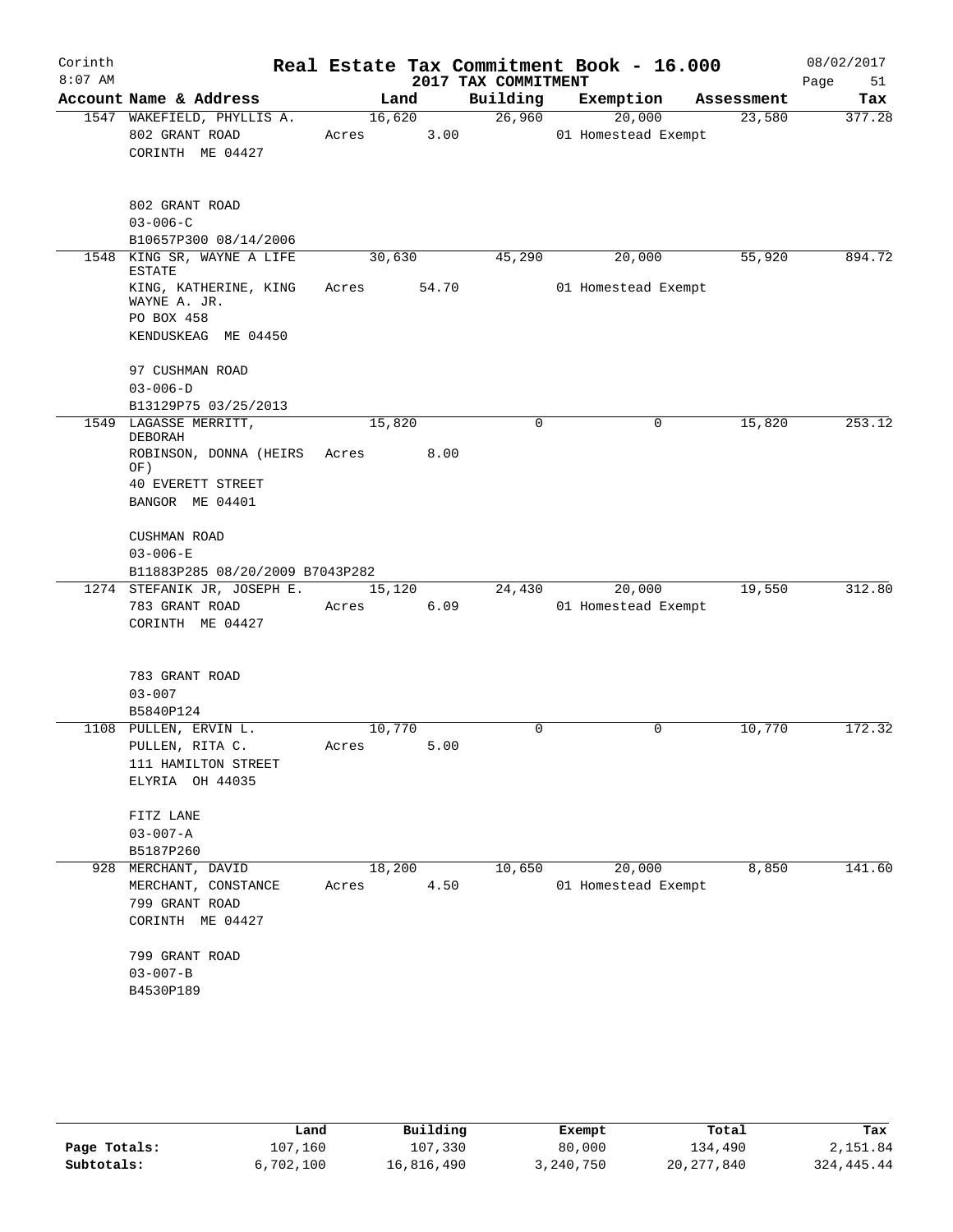Corinth 8:07 AM

# Real Estate Tax Commitment Book - 16.000

## 2017 TAX COMMITMENT

08/02/2017

| Account Name & Address | Land | Building | Exemption | Assessment | Tax |
|---|---|---|---|---|---|
| 1547 WAKEFIELD, PHYLLIS A.<br>802 GRANT ROAD<br>CORINTH ME 04427<br><br>802 GRANT ROAD<br>03-006-C<br>B10657P300 08/14/2006 | 16,620<br>Acres 3.00 | 26,960 | 20,000<br>01 Homestead Exempt | 23,580 | 377.28 |
| 1548 KING SR, WAYNE A LIFE ESTATE<br>KING, KATHERINE, KING WAYNE A. JR.<br>PO BOX 458<br>KENDUSKEAG ME 04450<br><br>97 CUSHMAN ROAD<br>03-006-D<br>B13129P75 03/25/2013 | 30,630<br>Acres 54.70 | 45,290 | 20,000<br>01 Homestead Exempt | 55,920 | 894.72 |
| 1549 LAGASSE MERRITT, DEBORAH<br>ROBINSON, DONNA (HEIRS OF)<br>40 EVERETT STREET<br>BANGOR ME 04401<br><br>CUSHMAN ROAD<br>03-006-E<br>B11883P285 08/20/2009 B7043P282 | 15,820<br>Acres 8.00 | 0 | 0 | 15,820 | 253.12 |
| 1274 STEFANIK JR, JOSEPH E.<br>783 GRANT ROAD<br>CORINTH ME 04427<br><br>783 GRANT ROAD<br>03-007<br>B5840P124 | 15,120<br>Acres 6.09 | 24,430 | 20,000<br>01 Homestead Exempt | 19,550 | 312.80 |
| 1108 PULLEN, ERVIN L.<br>PULLEN, RITA C.<br>111 HAMILTON STREET<br>ELYRIA OH 44035<br><br>FITZ LANE<br>03-007-A<br>B5187P260 | 10,770<br>Acres 5.00 | 0 | 0 | 10,770 | 172.32 |
| 928 MERCHANT, DAVID<br>MERCHANT, CONSTANCE<br>799 GRANT ROAD<br>CORINTH ME 04427<br><br>799 GRANT ROAD<br>03-007-B<br>B4530P189 | 18,200<br>Acres 4.50 | 10,650 | 20,000<br>01 Homestead Exempt | 8,850 | 141.60 |

| | Land | Building | Exempt | Total | Tax |
|---|---|---|---|---|---|
| Page Totals: | 107,160 | 107,330 | 80,000 | 134,490 | 2,151.84 |
| Subtotals: | 6,702,100 | 16,816,490 | 3,240,750 | 20,277,840 | 324,445.44 |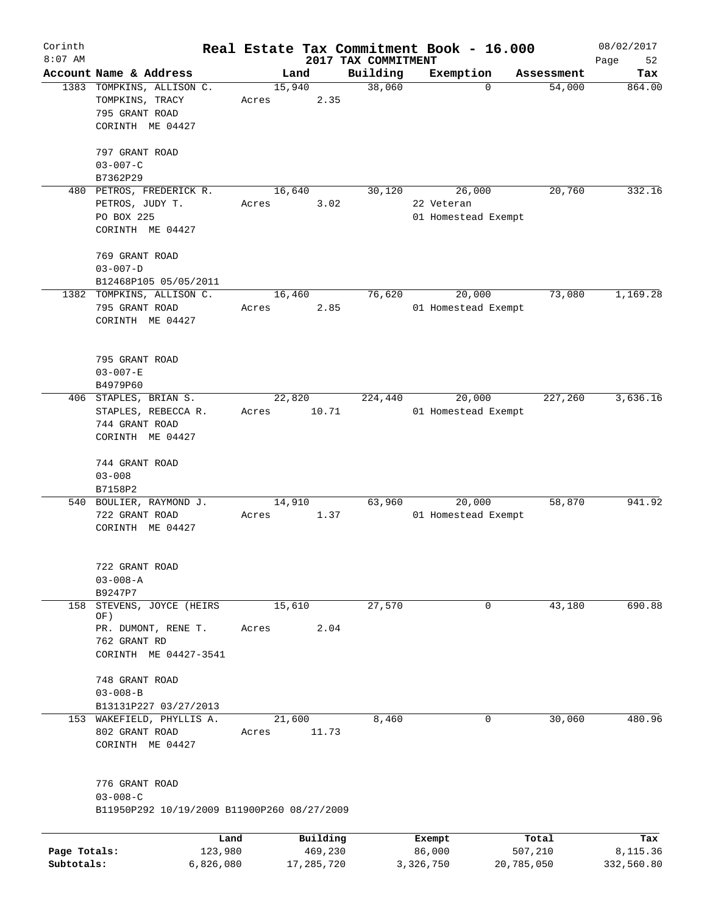Corinth
8:07 AM

# Real Estate Tax Commitment Book - 16.000

## 2017 TAX COMMITMENT

08/02/2017

| Account Name & Address | Land | Building | Exemption | Assessment | Tax |
|---|---|---|---|---|---|
| 1383 TOMPKINS, ALLISON C.<br>TOMPKINS, TRACY<br>795 GRANT ROAD<br>CORINTH ME 04427<br><br>797 GRANT ROAD<br>03-007-C<br>B7362P29 | 15,940<br>Acres 2.35 | 38,060 | 0 | 54,000 | 864.00 |
| 480 PETROS, FREDERICK R.<br>PETROS, JUDY T.<br>PO BOX 225<br>CORINTH ME 04427<br><br>769 GRANT ROAD<br>03-007-D<br>B12468P105 05/05/2011 | 16,640<br>Acres 3.02 | 30,120 | 26,000<br>22 Veteran<br>01 Homestead Exempt | 20,760 | 332.16 |
| 1382 TOMPKINS, ALLISON C.<br>795 GRANT ROAD<br>CORINTH ME 04427<br><br>795 GRANT ROAD<br>03-007-E<br>B4979P60 | 16,460<br>Acres 2.85 | 76,620 | 20,000<br>01 Homestead Exempt | 73,080 | 1,169.28 |
| 406 STAPLES, BRIAN S.<br>STAPLES, REBECCA R.<br>744 GRANT ROAD<br>CORINTH ME 04427<br><br>744 GRANT ROAD<br>03-008<br>B7158P2 | 22,820<br>Acres 10.71 | 224,440 | 20,000<br>01 Homestead Exempt | 227,260 | 3,636.16 |
| 540 BOULIER, RAYMOND J.<br>722 GRANT ROAD<br>CORINTH ME 04427<br><br>722 GRANT ROAD<br>03-008-A<br>B9247P7 | 14,910<br>Acres 1.37 | 63,960 | 20,000<br>01 Homestead Exempt | 58,870 | 941.92 |
| 158 STEVENS, JOYCE (HEIRS OF)<br>PR. DUMONT, RENE T.<br>762 GRANT RD<br>CORINTH ME 04427-3541<br><br>748 GRANT ROAD<br>03-008-B<br>B13131P227 03/27/2013 | 15,610<br>Acres 2.04 | 27,570 | 0 | 43,180 | 690.88 |
| 153 WAKEFIELD, PHYLLIS A.<br>802 GRANT ROAD<br>CORINTH ME 04427<br><br>776 GRANT ROAD<br>03-008-C<br>B11950P292 10/19/2009 B11900P260 08/27/2009 | 21,600<br>Acres 11.73 | 8,460 | 0 | 30,060 | 480.96 |

| | Land | Building | Exempt | Total | Tax |
|---|---|---|---|---|---|
| Page Totals: | 123,980 | 469,230 | 86,000 | 507,210 | 8,115.36 |
| Subtotals: | 6,826,080 | 17,285,720 | 3,326,750 | 20,785,050 | 332,560.80 |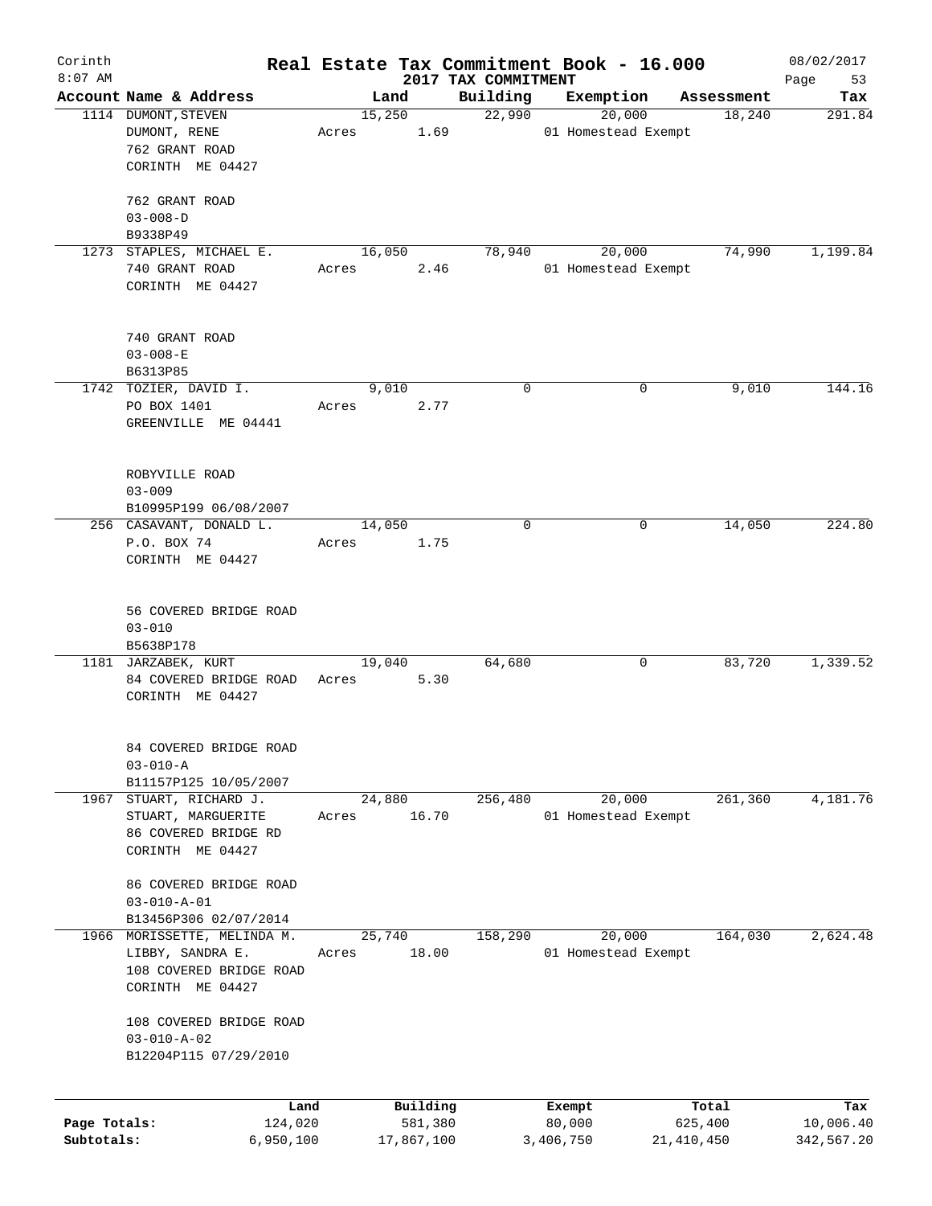# Real Estate Tax Commitment Book - 16.000

Corinth 8:07 AM — 2017 TAX COMMITMENT — 08/02/2017

| Account | Name & Address | Land | Building | Exemption | Assessment | Tax |
|---|---|---|---|---|---|---|
| 1114 | DUMONT, STEVEN<br>DUMONT, RENE<br>762 GRANT ROAD<br>CORINTH ME 04427<br><br>762 GRANT ROAD<br>03-008-D<br>B9338P49 | 15,250<br>Acres 1.69 | 22,990 | 20,000<br>01 Homestead Exempt | 18,240 | 291.84 |
| 1273 | STAPLES, MICHAEL E.<br>740 GRANT ROAD<br>CORINTH ME 04427<br><br>740 GRANT ROAD<br>03-008-E<br>B6313P85 | 16,050<br>Acres 2.46 | 78,940 | 20,000<br>01 Homestead Exempt | 74,990 | 1,199.84 |
| 1742 | TOZIER, DAVID I.<br>PO BOX 1401<br>GREENVILLE ME 04441<br><br>ROBYVILLE ROAD<br>03-009<br>B10995P199 06/08/2007 | 9,010<br>Acres 2.77 | 0 | 0 | 9,010 | 144.16 |
| 256 | CASAVANT, DONALD L.<br>P.O. BOX 74<br>CORINTH ME 04427<br><br>56 COVERED BRIDGE ROAD<br>03-010<br>B5638P178 | 14,050<br>Acres 1.75 | 0 | 0 | 14,050 | 224.80 |
| 1181 | JARZABEK, KURT<br>84 COVERED BRIDGE ROAD<br>CORINTH ME 04427<br><br>84 COVERED BRIDGE ROAD<br>03-010-A<br>B11157P125 10/05/2007 | 19,040<br>Acres 5.30 | 64,680 | 0 | 83,720 | 1,339.52 |
| 1967 | STUART, RICHARD J.<br>STUART, MARGUERITE<br>86 COVERED BRIDGE RD<br>CORINTH ME 04427<br><br>86 COVERED BRIDGE ROAD<br>03-010-A-01<br>B13456P306 02/07/2014 | 24,880<br>Acres 16.70 | 256,480 | 20,000<br>01 Homestead Exempt | 261,360 | 4,181.76 |
| 1966 | MORISSETTE, MELINDA M.<br>LIBBY, SANDRA E.<br>108 COVERED BRIDGE ROAD<br>CORINTH ME 04427<br><br>108 COVERED BRIDGE ROAD<br>03-010-A-02<br>B12204P115 07/29/2010 | 25,740<br>Acres 18.00 | 158,290 | 20,000<br>01 Homestead Exempt | 164,030 | 2,624.48 |

| | Land | Building | Exempt | Total | Tax |
|---|---|---|---|---|---|
| Page Totals: | 124,020 | 581,380 | 80,000 | 625,400 | 10,006.40 |
| Subtotals: | 6,950,100 | 17,867,100 | 3,406,750 | 21,410,450 | 342,567.20 |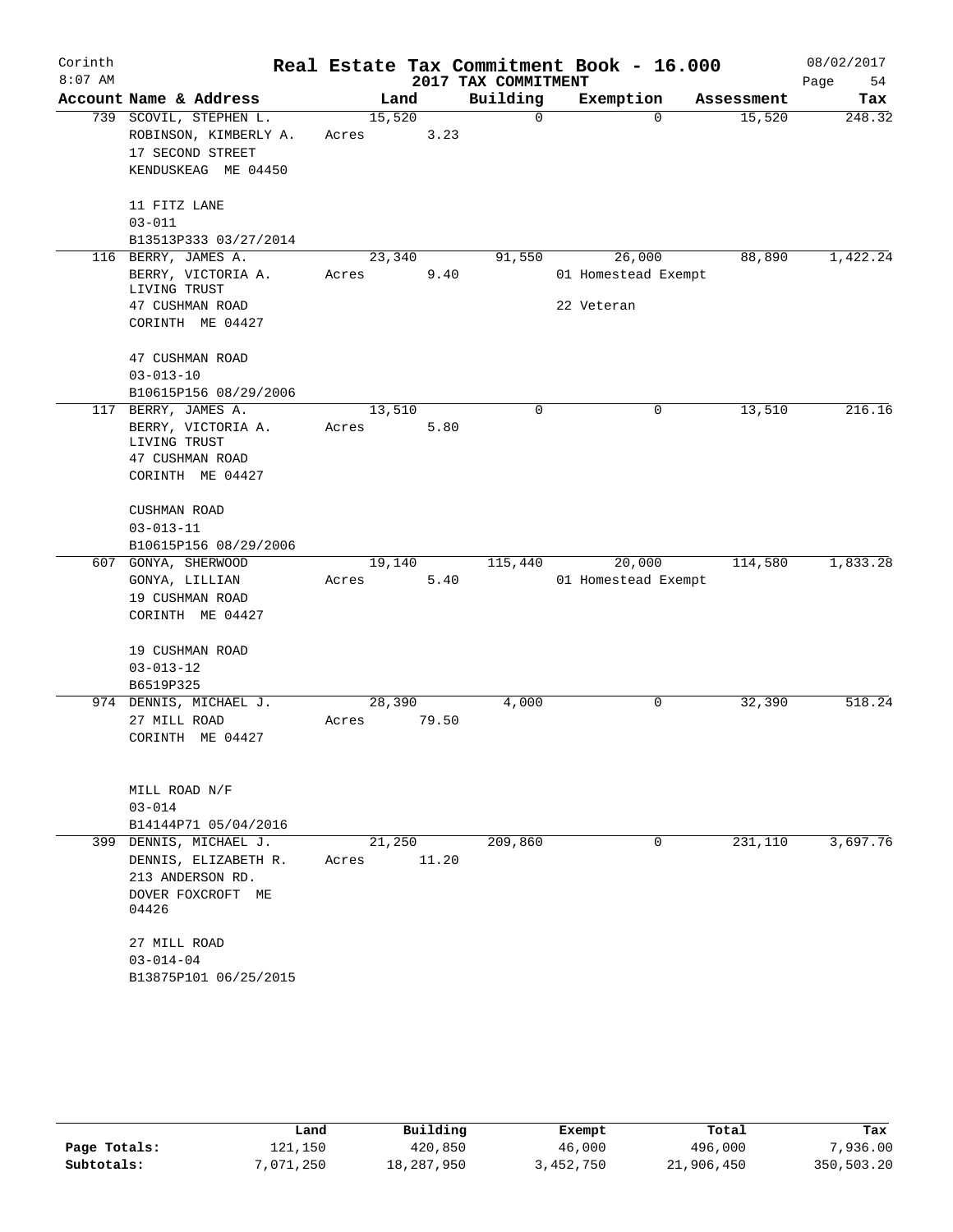# Real Estate Tax Commitment Book - 16.000

Corinth 8:07 AM — 2017 TAX COMMITMENT — 08/02/2017

| Account Name & Address | Land | Building | Exemption | Assessment | Tax |
|---|---|---|---|---|---|
| 739 SCOVIL, STEPHEN L.<br>ROBINSON, KIMBERLY A.<br>17 SECOND STREET<br>KENDUSKEAG ME 04450<br><br>11 FITZ LANE<br>03-011<br>B13513P333 03/27/2014 | 15,520<br>Acres 3.23 | 0 | 0 | 15,520 | 248.32 |
| 116 BERRY, JAMES A.<br>BERRY, VICTORIA A.<br>LIVING TRUST<br>47 CUSHMAN ROAD<br>CORINTH ME 04427<br><br>47 CUSHMAN ROAD<br>03-013-10<br>B10615P156 08/29/2006 | 23,340<br>Acres 9.40 | 91,550 | 26,000<br>01 Homestead Exempt<br>22 Veteran | 88,890 | 1,422.24 |
| 117 BERRY, JAMES A.<br>BERRY, VICTORIA A.<br>LIVING TRUST<br>47 CUSHMAN ROAD<br>CORINTH ME 04427<br><br>CUSHMAN ROAD<br>03-013-11<br>B10615P156 08/29/2006 | 13,510<br>Acres 5.80 | 0 | 0 | 13,510 | 216.16 |
| 607 GONYA, SHERWOOD<br>GONYA, LILLIAN<br>19 CUSHMAN ROAD<br>CORINTH ME 04427<br><br>19 CUSHMAN ROAD<br>03-013-12<br>B6519P325 | 19,140<br>Acres 5.40 | 115,440 | 20,000<br>01 Homestead Exempt | 114,580 | 1,833.28 |
| 974 DENNIS, MICHAEL J.<br>27 MILL ROAD<br>CORINTH ME 04427<br><br>MILL ROAD N/F<br>03-014<br>B14144P71 05/04/2016 | 28,390<br>Acres 79.50 | 4,000 | 0 | 32,390 | 518.24 |
| 399 DENNIS, MICHAEL J.<br>DENNIS, ELIZABETH R.<br>213 ANDERSON RD.<br>DOVER FOXCROFT ME 04426<br><br>27 MILL ROAD<br>03-014-04<br>B13875P101 06/25/2015 | 21,250<br>Acres 11.20 | 209,860 | 0 | 231,110 | 3,697.76 |

| | Land | Building | Exempt | Total | Tax |
|---|---|---|---|---|---|
| Page Totals: | 121,150 | 420,850 | 46,000 | 496,000 | 7,936.00 |
| Subtotals: | 7,071,250 | 18,287,950 | 3,452,750 | 21,906,450 | 350,503.20 |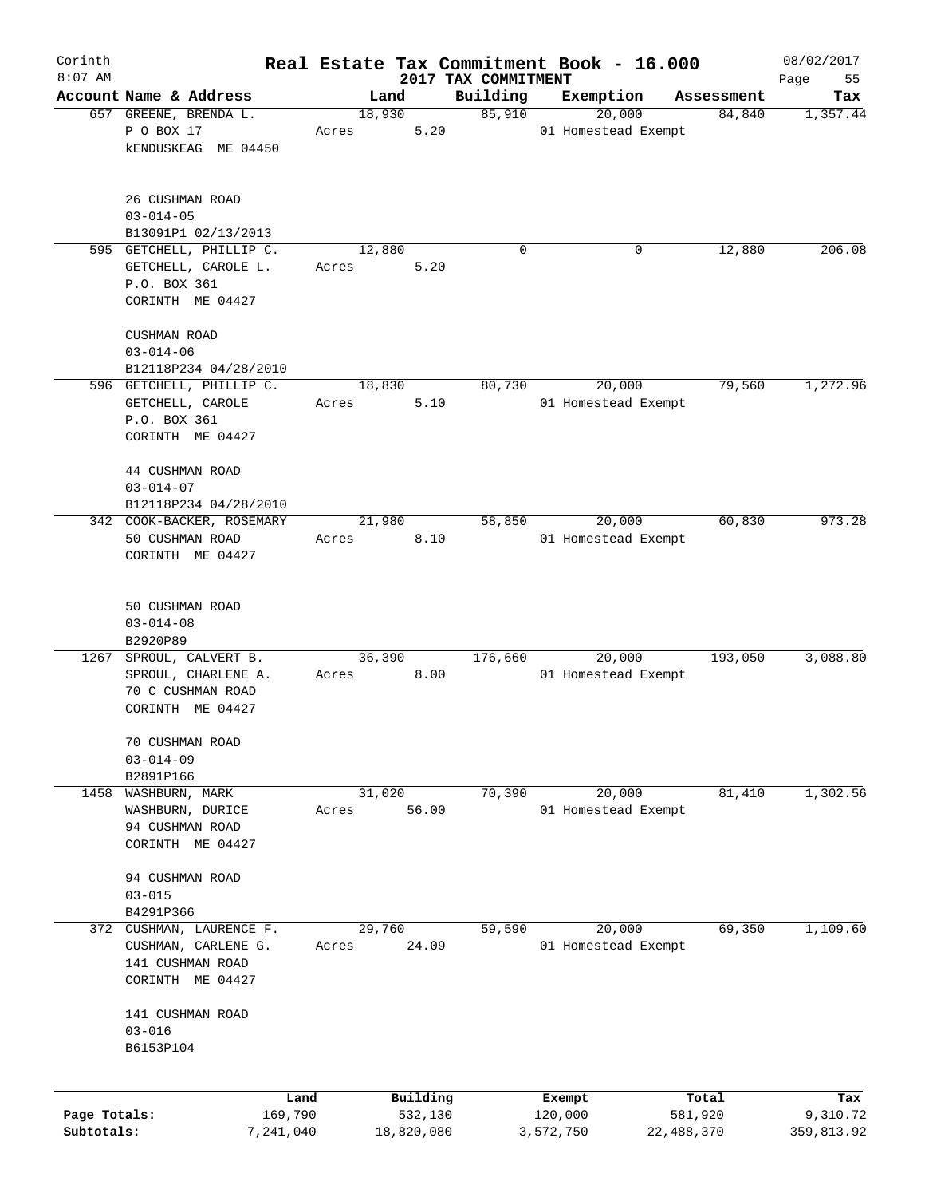Corinth 8:07 AM

# Real Estate Tax Commitment Book - 16.000

## 2017 TAX COMMITMENT

08/02/2017

| Account | Name & Address | Land | Building | Exemption | Assessment | Tax |
|---|---|---|---|---|---|---|
| 657 | GREENE, BRENDA L.<br>P O BOX 17<br>kENDUSKEAG ME 04450<br><br>26 CUSHMAN ROAD<br>03-014-05<br>B13091P1 02/13/2013 | 18,930<br>Acres 5.20 | 85,910 | 20,000<br>01 Homestead Exempt | 84,840 | 1,357.44 |
| 595 | GETCHELL, PHILLIP C.<br>GETCHELL, CAROLE L.<br>P.O. BOX 361<br>CORINTH ME 04427<br><br>CUSHMAN ROAD<br>03-014-06<br>B12118P234 04/28/2010 | 12,880<br>Acres 5.20 | 0 | 0 | 12,880 | 206.08 |
| 596 | GETCHELL, PHILLIP C.<br>GETCHELL, CAROLE<br>P.O. BOX 361<br>CORINTH ME 04427<br><br>44 CUSHMAN ROAD<br>03-014-07<br>B12118P234 04/28/2010 | 18,830<br>Acres 5.10 | 80,730 | 20,000<br>01 Homestead Exempt | 79,560 | 1,272.96 |
| 342 | COOK-BACKER, ROSEMARY<br>50 CUSHMAN ROAD<br>CORINTH ME 04427<br><br>50 CUSHMAN ROAD<br>03-014-08<br>B2920P89 | 21,980<br>Acres 8.10 | 58,850 | 20,000<br>01 Homestead Exempt | 60,830 | 973.28 |
| 1267 | SPROUL, CALVERT B.<br>SPROUL, CHARLENE A.<br>70 C CUSHMAN ROAD<br>CORINTH ME 04427<br><br>70 CUSHMAN ROAD<br>03-014-09<br>B2891P166 | 36,390<br>Acres 8.00 | 176,660 | 20,000<br>01 Homestead Exempt | 193,050 | 3,088.80 |
| 1458 | WASHBURN, MARK<br>WASHBURN, DURICE<br>94 CUSHMAN ROAD<br>CORINTH ME 04427<br><br>94 CUSHMAN ROAD<br>03-015<br>B4291P366 | 31,020<br>Acres 56.00 | 70,390 | 20,000<br>01 Homestead Exempt | 81,410 | 1,302.56 |
| 372 | CUSHMAN, LAURENCE F.<br>CUSHMAN, CARLENE G.<br>141 CUSHMAN ROAD<br>CORINTH ME 04427<br><br>141 CUSHMAN ROAD<br>03-016<br>B6153P104 | 29,760<br>Acres 24.09 | 59,590 | 20,000<br>01 Homestead Exempt | 69,350 | 1,109.60 |

| | Land | Building | Exempt | Total | Tax |
|---|---|---|---|---|---|
| Page Totals: | 169,790 | 532,130 | 120,000 | 581,920 | 9,310.72 |
| Subtotals: | 7,241,040 | 18,820,080 | 3,572,750 | 22,488,370 | 359,813.92 |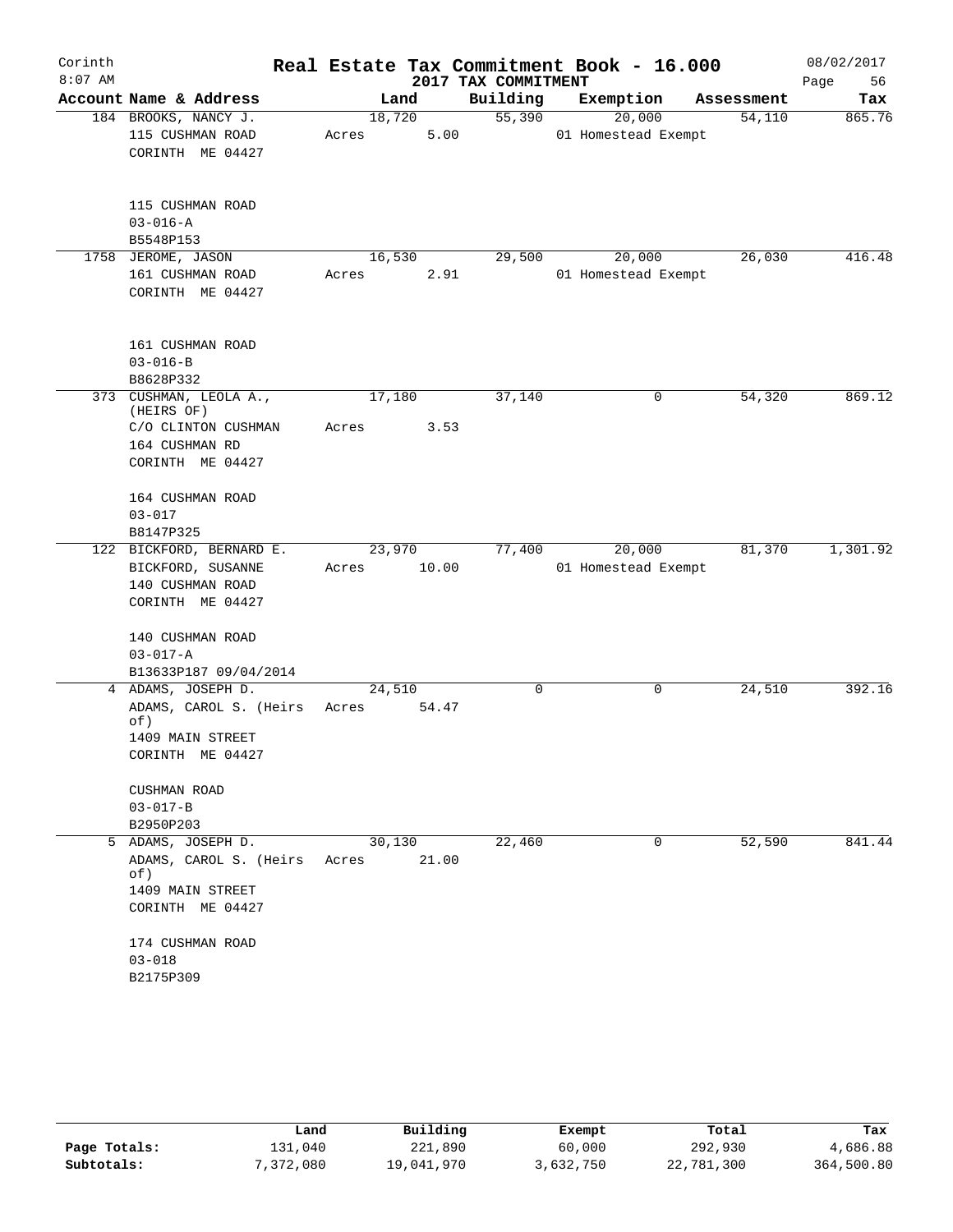# Real Estate Tax Commitment Book - 16.000

## 2017 TAX COMMITMENT

Corinth 8:07 AM — 08/02/2017

| Account Name & Address | Land | Building | Exemption | Assessment | Tax |
|---|---|---|---|---|---|
| 184 BROOKS, NANCY J.<br>115 CUSHMAN ROAD<br>CORINTH ME 04427<br><br>115 CUSHMAN ROAD<br>03-016-A<br>B5548P153 | 18,720<br>Acres 5.00 | 55,390 | 20,000<br>01 Homestead Exempt | 54,110 | 865.76 |
| 1758 JEROME, JASON<br>161 CUSHMAN ROAD<br>CORINTH ME 04427<br><br>161 CUSHMAN ROAD<br>03-016-B<br>B8628P332 | 16,530<br>Acres 2.91 | 29,500 | 20,000<br>01 Homestead Exempt | 26,030 | 416.48 |
| 373 CUSHMAN, LEOLA A., (HEIRS OF)<br>C/O CLINTON CUSHMAN<br>164 CUSHMAN RD<br>CORINTH ME 04427<br><br>164 CUSHMAN ROAD<br>03-017<br>B8147P325 | 17,180<br>Acres 3.53 | 37,140 | 0 | 54,320 | 869.12 |
| 122 BICKFORD, BERNARD E.<br>BICKFORD, SUSANNE<br>140 CUSHMAN ROAD<br>CORINTH ME 04427<br><br>140 CUSHMAN ROAD<br>03-017-A<br>B13633P187 09/04/2014 | 23,970<br>Acres 10.00 | 77,400 | 20,000<br>01 Homestead Exempt | 81,370 | 1,301.92 |
| 4 ADAMS, JOSEPH D.<br>ADAMS, CAROL S. (Heirs of)<br>1409 MAIN STREET<br>CORINTH ME 04427<br><br>CUSHMAN ROAD<br>03-017-B<br>B2950P203 | 24,510<br>Acres 54.47 | 0 | 0 | 24,510 | 392.16 |
| 5 ADAMS, JOSEPH D.<br>ADAMS, CAROL S. (Heirs of)<br>1409 MAIN STREET<br>CORINTH ME 04427<br><br>174 CUSHMAN ROAD<br>03-018<br>B2175P309 | 30,130<br>Acres 21.00 | 22,460 | 0 | 52,590 | 841.44 |

| | Land | Building | Exempt | Total | Tax |
|---|---|---|---|---|---|
| Page Totals: | 131,040 | 221,890 | 60,000 | 292,930 | 4,686.88 |
| Subtotals: | 7,372,080 | 19,041,970 | 3,632,750 | 22,781,300 | 364,500.80 |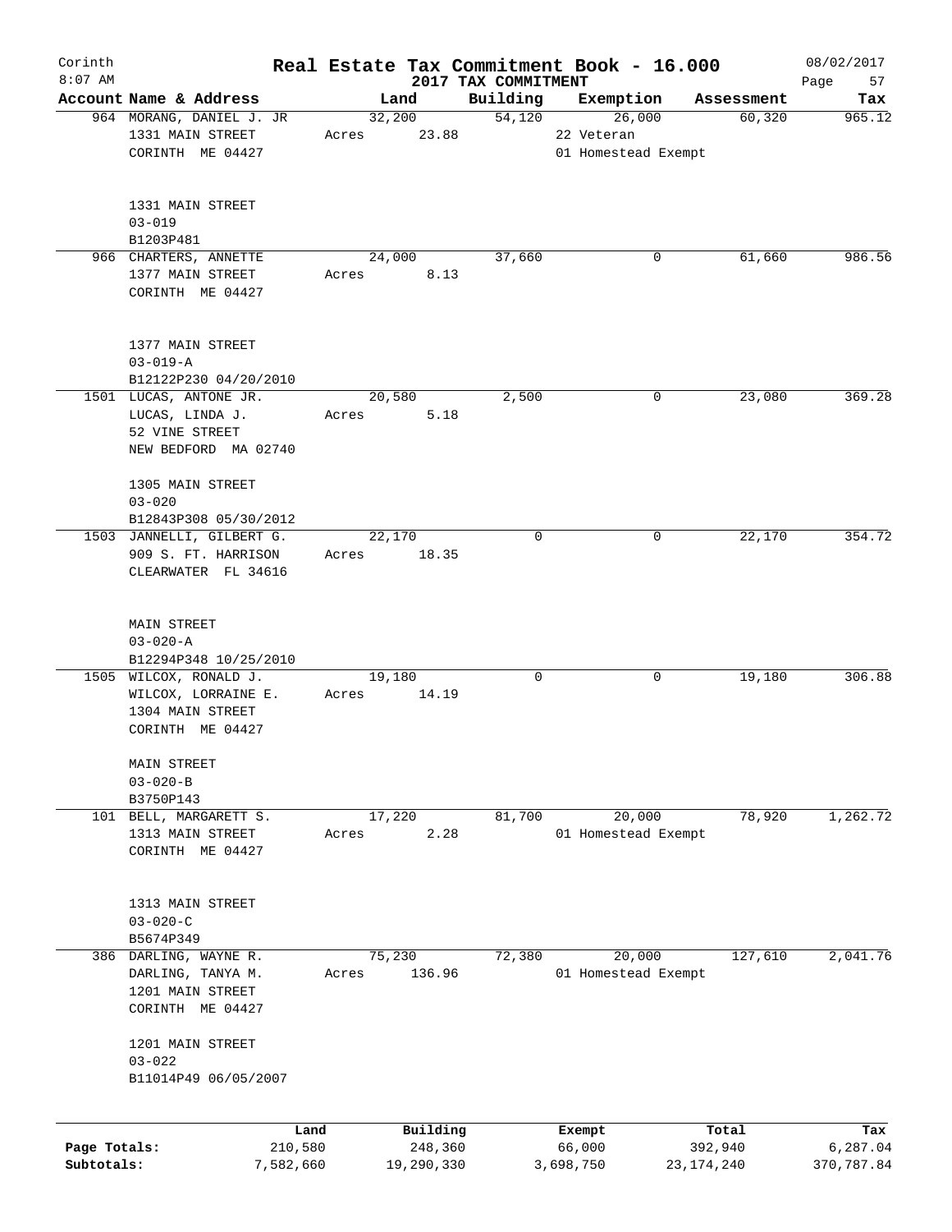# Real Estate Tax Commitment Book - 16.000

Corinth 8:07 AM — 2017 TAX COMMITMENT — 08/02/2017

| Account Name & Address | Land | Building | Exemption | Assessment | Tax |
|---|---|---|---|---|---|
| 964 MORANG, DANIEL J. JR<br>1331 MAIN STREET<br>CORINTH ME 04427<br><br>1331 MAIN STREET<br>03-019<br>B1203P481 | 32,200<br>Acres 23.88 | 54,120 | 26,000<br>22 Veteran<br>01 Homestead Exempt | 60,320 | 965.12 |
| 966 CHARTERS, ANNETTE<br>1377 MAIN STREET<br>CORINTH ME 04427<br><br>1377 MAIN STREET<br>03-019-A<br>B12122P230 04/20/2010 | 24,000<br>Acres 8.13 | 37,660 | 0 | 61,660 | 986.56 |
| 1501 LUCAS, ANTONE JR.<br>LUCAS, LINDA J.<br>52 VINE STREET<br>NEW BEDFORD MA 02740<br><br>1305 MAIN STREET<br>03-020<br>B12843P308 05/30/2012 | 20,580<br>Acres 5.18 | 2,500 | 0 | 23,080 | 369.28 |
| 1503 JANNELLI, GILBERT G.<br>909 S. FT. HARRISON<br>CLEARWATER FL 34616<br><br>MAIN STREET<br>03-020-A<br>B12294P348 10/25/2010 | 22,170<br>Acres 18.35 | 0 | 0 | 22,170 | 354.72 |
| 1505 WILCOX, RONALD J.<br>WILCOX, LORRAINE E.<br>1304 MAIN STREET<br>CORINTH ME 04427<br><br>MAIN STREET<br>03-020-B<br>B3750P143 | 19,180<br>Acres 14.19 | 0 | 0 | 19,180 | 306.88 |
| 101 BELL, MARGARETT S.<br>1313 MAIN STREET<br>CORINTH ME 04427<br><br>1313 MAIN STREET<br>03-020-C<br>B5674P349 | 17,220<br>Acres 2.28 | 81,700 | 20,000<br>01 Homestead Exempt | 78,920 | 1,262.72 |
| 386 DARLING, WAYNE R.<br>DARLING, TANYA M.<br>1201 MAIN STREET<br>CORINTH ME 04427<br><br>1201 MAIN STREET<br>03-022<br>B11014P49 06/05/2007 | 75,230<br>Acres 136.96 | 72,380 | 20,000<br>01 Homestead Exempt | 127,610 | 2,041.76 |

| | Land | Building | Exempt | Total | Tax |
|---|---|---|---|---|---|
| Page Totals: | 210,580 | 248,360 | 66,000 | 392,940 | 6,287.04 |
| Subtotals: | 7,582,660 | 19,290,330 | 3,698,750 | 23,174,240 | 370,787.84 |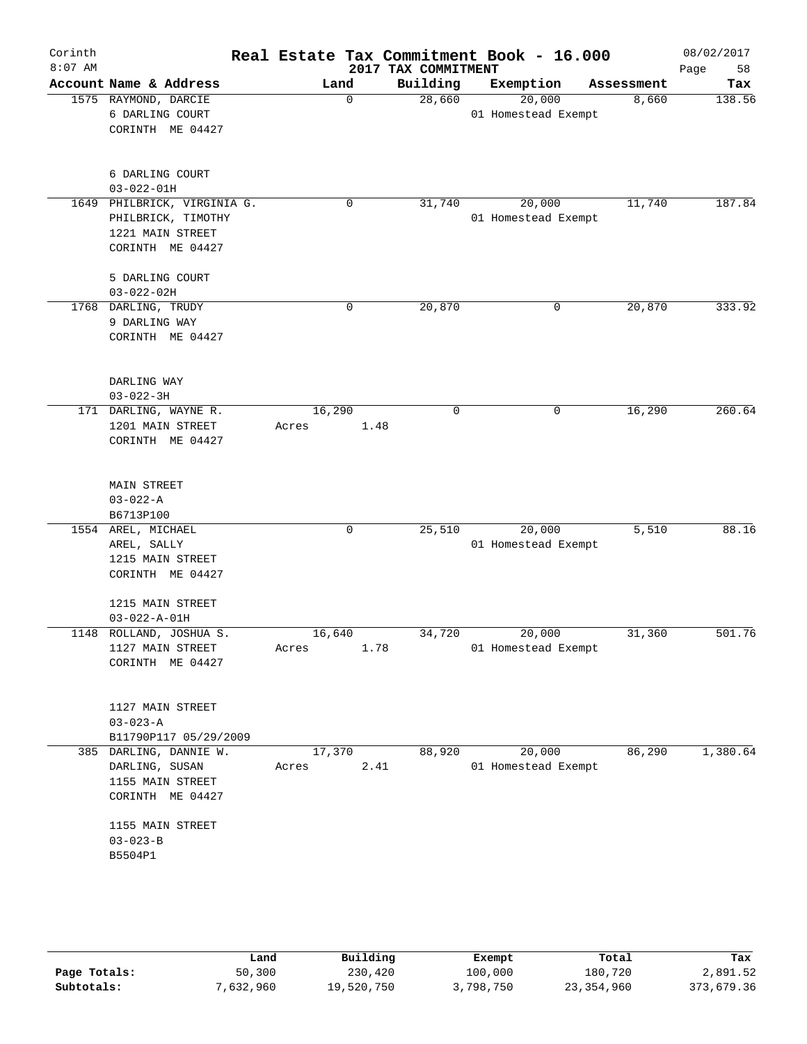# Real Estate Tax Commitment Book - 16.000

Corinth
8:07 AM

2017 TAX COMMITMENT

08/02/2017

| Account | Name & Address | Land | Building | Exemption | Assessment | Tax |
|---|---|---|---|---|---|---|
| 1575 | RAYMOND, DARCIE<br>6 DARLING COURT<br>CORINTH ME 04427<br><br>6 DARLING COURT<br>03-022-01H | 0 | 28,660 | 20,000<br>01 Homestead Exempt | 8,660 | 138.56 |
| 1649 | PHILBRICK, VIRGINIA G.<br>PHILBRICK, TIMOTHY<br>1221 MAIN STREET<br>CORINTH ME 04427<br><br>5 DARLING COURT<br>03-022-02H | 0 | 31,740 | 20,000<br>01 Homestead Exempt | 11,740 | 187.84 |
| 1768 | DARLING, TRUDY<br>9 DARLING WAY<br>CORINTH ME 04427<br><br>DARLING WAY<br>03-022-3H | 0 | 20,870 | 0 | 20,870 | 333.92 |
| 171 | DARLING, WAYNE R.<br>1201 MAIN STREET<br>CORINTH ME 04427<br><br>MAIN STREET<br>03-022-A<br>B6713P100 | 16,290<br>Acres 1.48 | 0 | 0 | 16,290 | 260.64 |
| 1554 | AREL, MICHAEL<br>AREL, SALLY<br>1215 MAIN STREET<br>CORINTH ME 04427<br><br>1215 MAIN STREET<br>03-022-A-01H | 0 | 25,510 | 20,000<br>01 Homestead Exempt | 5,510 | 88.16 |
| 1148 | ROLLAND, JOSHUA S.<br>1127 MAIN STREET<br>CORINTH ME 04427<br><br>1127 MAIN STREET<br>03-023-A<br>B11790P117 05/29/2009 | 16,640<br>Acres 1.78 | 34,720 | 20,000<br>01 Homestead Exempt | 31,360 | 501.76 |
| 385 | DARLING, DANNIE W.<br>DARLING, SUSAN<br>1155 MAIN STREET<br>CORINTH ME 04427<br><br>1155 MAIN STREET<br>03-023-B<br>B5504P1 | 17,370<br>Acres 2.41 | 88,920 | 20,000<br>01 Homestead Exempt | 86,290 | 1,380.64 |

| | Land | Building | Exempt | Total | Tax |
|---|---|---|---|---|---|
| Page Totals: | 50,300 | 230,420 | 100,000 | 180,720 | 2,891.52 |
| Subtotals: | 7,632,960 | 19,520,750 | 3,798,750 | 23,354,960 | 373,679.36 |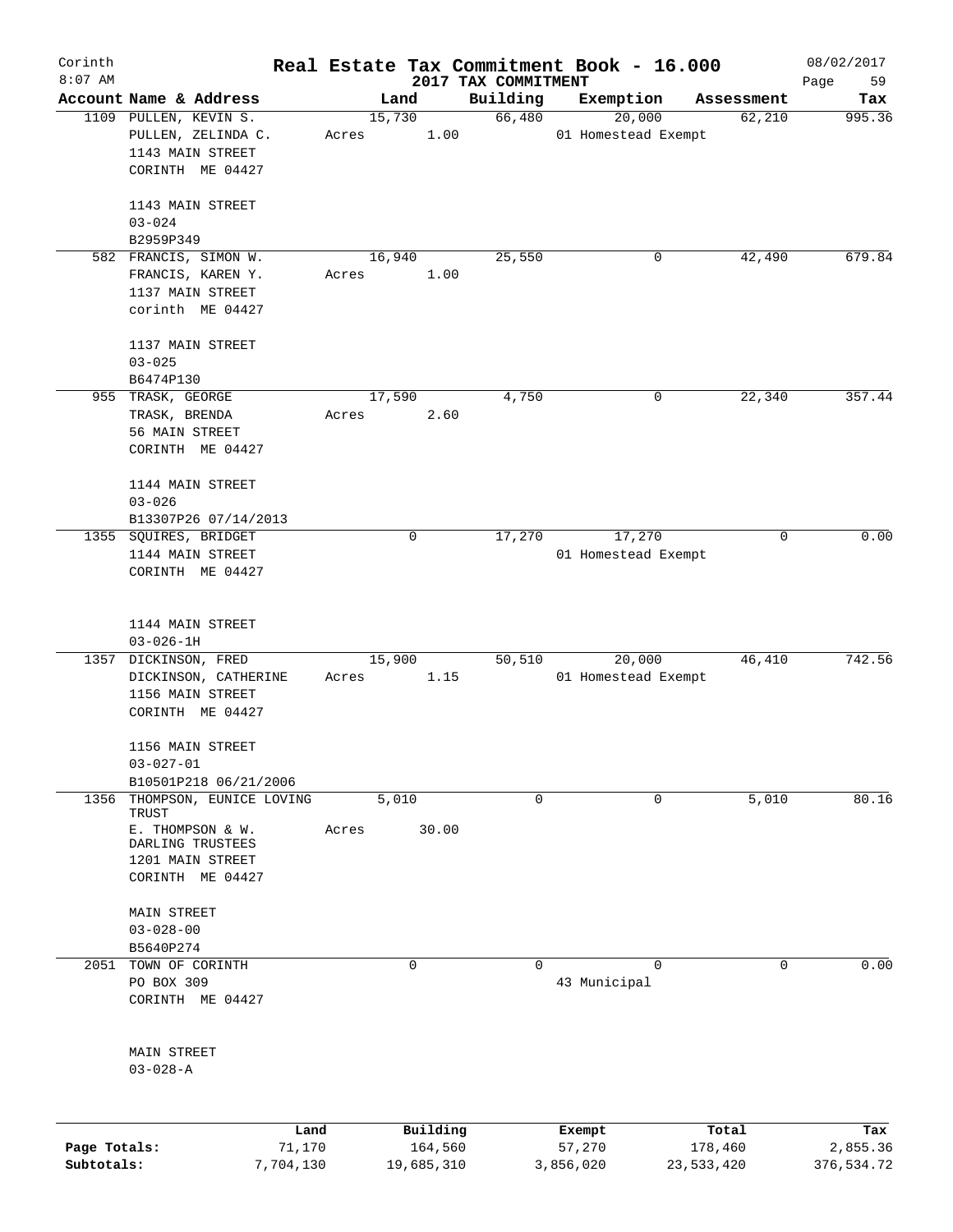Corinth
8:07 AM

# Real Estate Tax Commitment Book - 16.000

## 2017 TAX COMMITMENT

08/02/2017

| Account Name & Address | Land | Building | Exemption | Assessment | Tax |
|---|---|---|---|---|---|
| 1109 PULLEN, KEVIN S.<br>PULLEN, ZELINDA C.<br>1143 MAIN STREET<br>CORINTH ME 04427<br><br>1143 MAIN STREET<br>03-024<br>B2959P349 | 15,730<br>Acres 1.00 | 66,480 | 20,000<br>01 Homestead Exempt | 62,210 | 995.36 |
| 582 FRANCIS, SIMON W.<br>FRANCIS, KAREN Y.<br>1137 MAIN STREET<br>corinth ME 04427<br><br>1137 MAIN STREET<br>03-025<br>B6474P130 | 16,940<br>Acres 1.00 | 25,550 | 0 | 42,490 | 679.84 |
| 955 TRASK, GEORGE<br>TRASK, BRENDA<br>56 MAIN STREET<br>CORINTH ME 04427<br><br>1144 MAIN STREET<br>03-026<br>B13307P26 07/14/2013 | 17,590<br>Acres 2.60 | 4,750 | 0 | 22,340 | 357.44 |
| 1355 SQUIRES, BRIDGET<br>1144 MAIN STREET<br>CORINTH ME 04427<br><br>1144 MAIN STREET<br>03-026-1H | 0 | 17,270 | 17,270<br>01 Homestead Exempt | 0 | 0.00 |
| 1357 DICKINSON, FRED<br>DICKINSON, CATHERINE<br>1156 MAIN STREET<br>CORINTH ME 04427<br><br>1156 MAIN STREET<br>03-027-01<br>B10501P218 06/21/2006 | 15,900<br>Acres 1.15 | 50,510 | 20,000<br>01 Homestead Exempt | 46,410 | 742.56 |
| 1356 THOMPSON, EUNICE LOVING TRUST<br>E. THOMPSON & W. DARLING TRUSTEES<br>1201 MAIN STREET<br>CORINTH ME 04427<br><br>MAIN STREET<br>03-028-00<br>B5640P274 | 5,010<br>Acres 30.00 | 0 | 0 | 5,010 | 80.16 |
| 2051 TOWN OF CORINTH<br>PO BOX 309<br>CORINTH ME 04427<br><br>MAIN STREET<br>03-028-A | 0 | 0 | 0<br>43 Municipal | 0 | 0.00 |

| | Land | Building | Exempt | Total | Tax |
|---|---|---|---|---|---|
| Page Totals: | 71,170 | 164,560 | 57,270 | 178,460 | 2,855.36 |
| Subtotals: | 7,704,130 | 19,685,310 | 3,856,020 | 23,533,420 | 376,534.72 |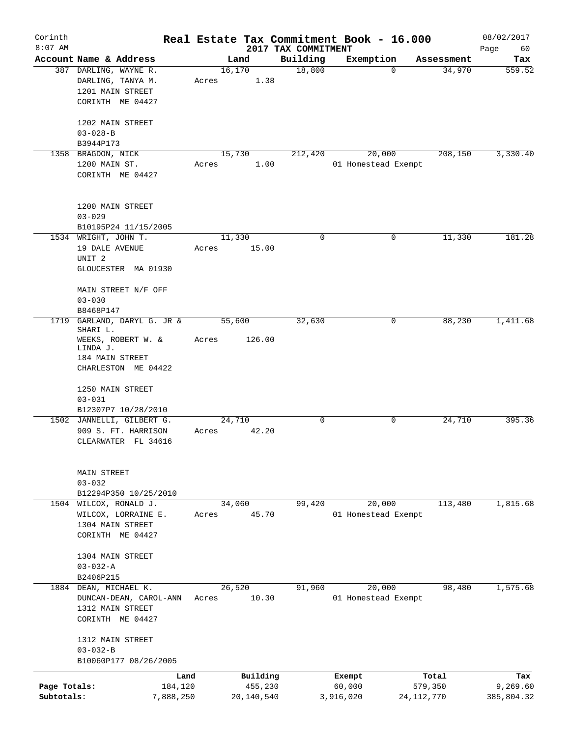# Corinth — Real Estate Tax Commitment Book - 16.000

8:07 AM — 2017 TAX COMMITMENT — 08/02/2017

| Account Name & Address | Land | Building | Exemption | Assessment | Tax |
|---|---|---|---|---|---|
| 387 DARLING, WAYNE R.<br>DARLING, TANYA M.<br>1201 MAIN STREET<br>CORINTH ME 04427<br><br>1202 MAIN STREET<br>03-028-B<br>B3944P173 | 16,170<br>Acres 1.38 | 18,800 | 0 | 34,970 | 559.52 |
| 1358 BRAGDON, NICK<br>1200 MAIN ST.<br>CORINTH ME 04427<br><br>1200 MAIN STREET<br>03-029<br>B10195P24 11/15/2005 | 15,730<br>Acres 1.00 | 212,420 | 20,000<br>01 Homestead Exempt | 208,150 | 3,330.40 |
| 1534 WRIGHT, JOHN T.<br>19 DALE AVENUE<br>UNIT 2<br>GLOUCESTER MA 01930<br><br>MAIN STREET N/F OFF<br>03-030<br>B8468P147 | 11,330<br>Acres 15.00 | 0 | 0 | 11,330 | 181.28 |
| 1719 GARLAND, DARYL G. JR & SHARI L.<br>WEEKS, ROBERT W. & LINDA J.<br>184 MAIN STREET<br>CHARLESTON ME 04422<br><br>1250 MAIN STREET<br>03-031<br>B12307P7 10/28/2010 | 55,600<br>Acres 126.00 | 32,630 | 0 | 88,230 | 1,411.68 |
| 1502 JANNELLI, GILBERT G.<br>909 S. FT. HARRISON<br>CLEARWATER FL 34616<br><br>MAIN STREET<br>03-032<br>B12294P350 10/25/2010 | 24,710<br>Acres 42.20 | 0 | 0 | 24,710 | 395.36 |
| 1504 WILCOX, RONALD J.<br>WILCOX, LORRAINE E.<br>1304 MAIN STREET<br>CORINTH ME 04427<br><br>1304 MAIN STREET<br>03-032-A<br>B2406P215 | 34,060<br>Acres 45.70 | 99,420 | 20,000<br>01 Homestead Exempt | 113,480 | 1,815.68 |
| 1884 DEAN, MICHAEL K.<br>DUNCAN-DEAN, CAROL-ANN<br>1312 MAIN STREET<br>CORINTH ME 04427<br><br>1312 MAIN STREET<br>03-032-B<br>B10060P177 08/26/2005 | 26,520<br>Acres 10.30 | 91,960 | 20,000<br>01 Homestead Exempt | 98,480 | 1,575.68 |

| | Land | Building | Exempt | Total | Tax |
|---|---|---|---|---|---|
| Page Totals: | 184,120 | 455,230 | 60,000 | 579,350 | 9,269.60 |
| Subtotals: | 7,888,250 | 20,140,540 | 3,916,020 | 24,112,770 | 385,804.32 |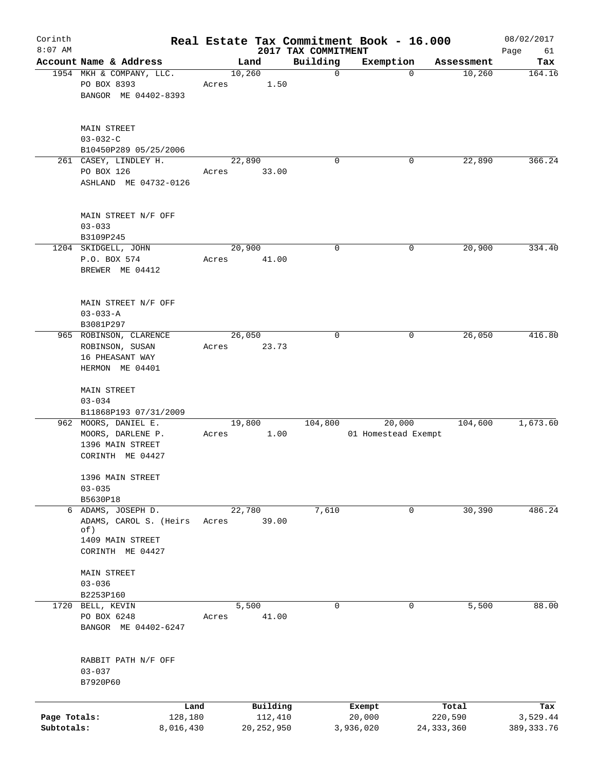# Real Estate Tax Commitment Book - 16.000

## 2017 TAX COMMITMENT

Corinth 8:07 AM — 08/02/2017

| Account Name & Address | Land | Building | Exemption | Assessment | Tax |
|---|---|---|---|---|---|
| 1954 MKH & COMPANY, LLC.<br>PO BOX 8393<br>BANGOR ME 04402-8393<br><br>MAIN STREET<br>03-032-C<br>B10450P289 05/25/2006 | 10,260<br>Acres 1.50 | 0 | 0 | 10,260 | 164.16 |
| 261 CASEY, LINDLEY H.<br>PO BOX 126<br>ASHLAND ME 04732-0126<br><br>MAIN STREET N/F OFF<br>03-033<br>B3109P245 | 22,890<br>Acres 33.00 | 0 | 0 | 22,890 | 366.24 |
| 1204 SKIDGELL, JOHN<br>P.O. BOX 574<br>BREWER ME 04412<br><br>MAIN STREET N/F OFF<br>03-033-A<br>B3081P297 | 20,900<br>Acres 41.00 | 0 | 0 | 20,900 | 334.40 |
| 965 ROBINSON, CLARENCE<br>ROBINSON, SUSAN<br>16 PHEASANT WAY<br>HERMON ME 04401<br><br>MAIN STREET<br>03-034<br>B11868P193 07/31/2009 | 26,050<br>Acres 23.73 | 0 | 0 | 26,050 | 416.80 |
| 962 MOORS, DANIEL E.<br>MOORS, DARLENE P.<br>1396 MAIN STREET<br>CORINTH ME 04427<br><br>1396 MAIN STREET<br>03-035<br>B5630P18 | 19,800<br>Acres 1.00 | 104,800 | 20,000<br>01 Homestead Exempt | 104,600 | 1,673.60 |
| 6 ADAMS, JOSEPH D.<br>ADAMS, CAROL S. (Heirs of)<br>1409 MAIN STREET<br>CORINTH ME 04427<br><br>MAIN STREET<br>03-036<br>B2253P160 | 22,780<br>Acres 39.00 | 7,610 | 0 | 30,390 | 486.24 |
| 1720 BELL, KEVIN<br>PO BOX 6248<br>BANGOR ME 04402-6247<br><br>RABBIT PATH N/F OFF<br>03-037<br>B7920P60 | 5,500<br>Acres 41.00 | 0 | 0 | 5,500 | 88.00 |

| | Land | Building | Exempt | Total | Tax |
|---|---|---|---|---|---|
| Page Totals: | 128,180 | 112,410 | 20,000 | 220,590 | 3,529.44 |
| Subtotals: | 8,016,430 | 20,252,950 | 3,936,020 | 24,333,360 | 389,333.76 |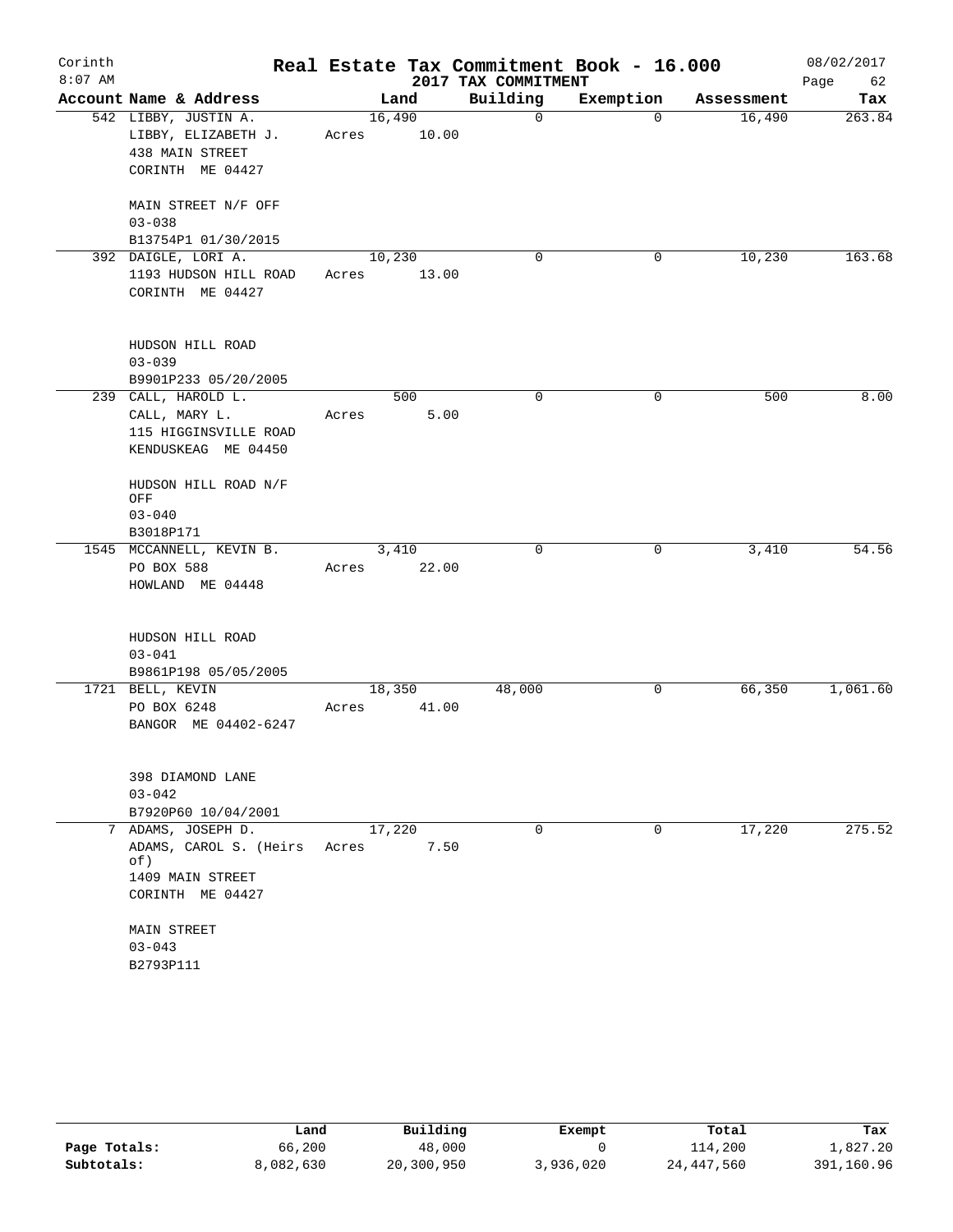# Real Estate Tax Commitment Book - 16.000

Corinth
8:07 AM

2017 TAX COMMITMENT

08/02/2017

| Account Name & Address | Land | Building | Exemption | Assessment | Tax |
|---|---|---|---|---|---|
| 542 LIBBY, JUSTIN A.<br>LIBBY, ELIZABETH J.<br>438 MAIN STREET<br>CORINTH ME 04427<br><br>MAIN STREET N/F OFF<br>03-038<br>B13754P1 01/30/2015 | 16,490<br>Acres 10.00 | 0 | 0 | 16,490 | 263.84 |
| 392 DAIGLE, LORI A.<br>1193 HUDSON HILL ROAD<br>CORINTH ME 04427<br><br>HUDSON HILL ROAD<br>03-039<br>B9901P233 05/20/2005 | 10,230<br>Acres 13.00 | 0 | 0 | 10,230 | 163.68 |
| 239 CALL, HAROLD L.<br>CALL, MARY L.<br>115 HIGGINSVILLE ROAD<br>KENDUSKEAG ME 04450<br><br>HUDSON HILL ROAD N/F OFF<br>03-040<br>B3018P171 | 500<br>Acres 5.00 | 0 | 0 | 500 | 8.00 |
| 1545 MCCANNELL, KEVIN B.<br>PO BOX 588<br>HOWLAND ME 04448<br><br>HUDSON HILL ROAD<br>03-041<br>B9861P198 05/05/2005 | 3,410<br>Acres 22.00 | 0 | 0 | 3,410 | 54.56 |
| 1721 BELL, KEVIN<br>PO BOX 6248<br>BANGOR ME 04402-6247<br><br>398 DIAMOND LANE<br>03-042<br>B7920P60 10/04/2001 | 18,350<br>Acres 41.00 | 48,000 | 0 | 66,350 | 1,061.60 |
| 7 ADAMS, JOSEPH D.<br>ADAMS, CAROL S. (Heirs of)<br>1409 MAIN STREET<br>CORINTH ME 04427<br><br>MAIN STREET<br>03-043<br>B2793P111 | 17,220<br>Acres 7.50 | 0 | 0 | 17,220 | 275.52 |

| | Land | Building | Exempt | Total | Tax |
|---|---|---|---|---|---|
| Page Totals: | 66,200 | 48,000 | 0 | 114,200 | 1,827.20 |
| Subtotals: | 8,082,630 | 20,300,950 | 3,936,020 | 24,447,560 | 391,160.96 |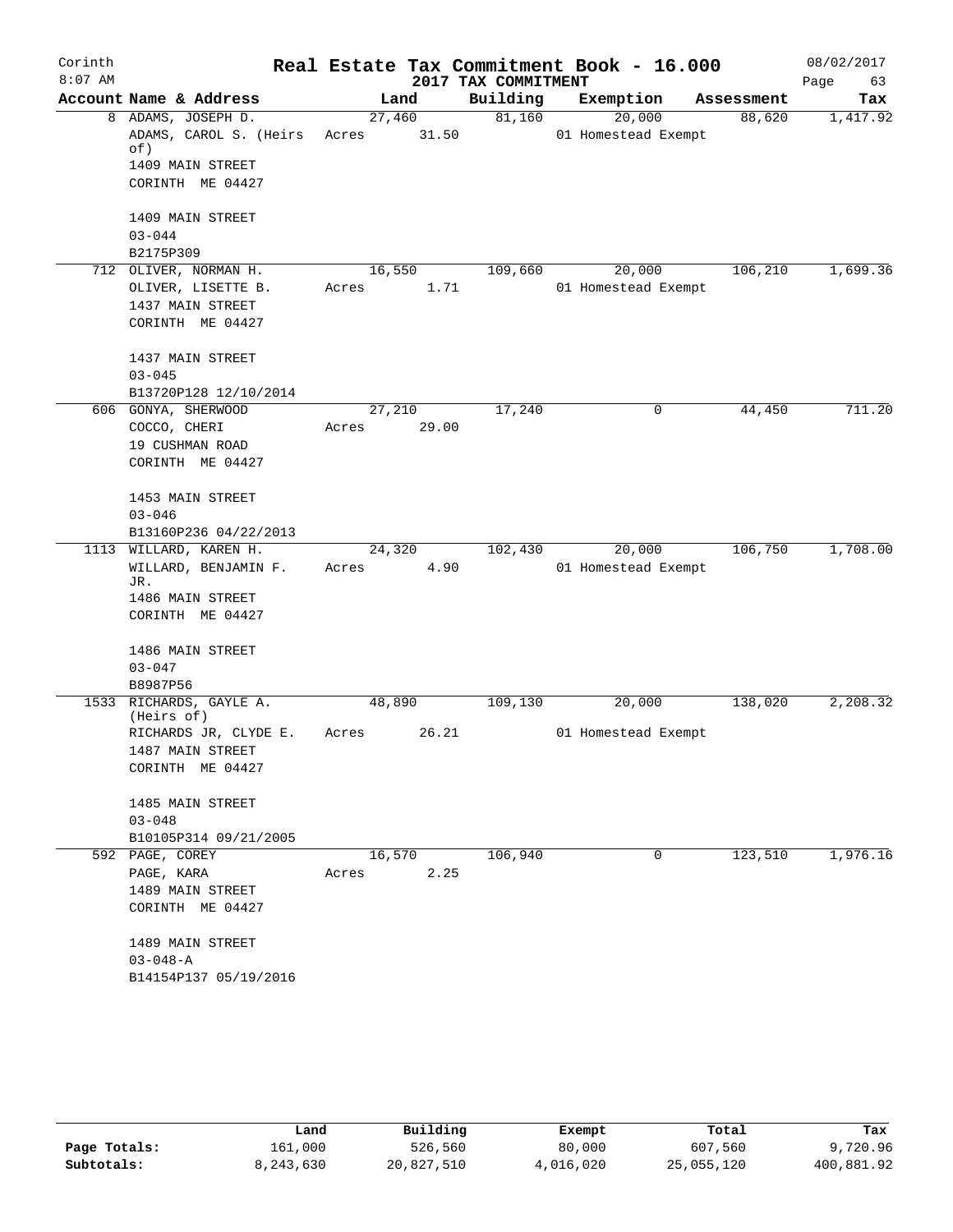Corinth 8:07 AM

# Real Estate Tax Commitment Book - 16.000

## 2017 TAX COMMITMENT

08/02/2017

| Account Name & Address | Land | Building | Exemption | Assessment | Tax |
|---|---|---|---|---|---|
| 8 ADAMS, JOSEPH D.<br>ADAMS, CAROL S. (Heirs of)<br>1409 MAIN STREET<br>CORINTH ME 04427<br><br>1409 MAIN STREET<br>03-044<br>B2175P309 | 27,460<br>Acres 31.50 | 81,160 | 20,000<br>01 Homestead Exempt | 88,620 | 1,417.92 |
| 712 OLIVER, NORMAN H.<br>OLIVER, LISETTE B.<br>1437 MAIN STREET<br>CORINTH ME 04427<br><br>1437 MAIN STREET<br>03-045<br>B13720P128 12/10/2014 | 16,550<br>Acres 1.71 | 109,660 | 20,000<br>01 Homestead Exempt | 106,210 | 1,699.36 |
| 606 GONYA, SHERWOOD<br>COCCO, CHERI<br>19 CUSHMAN ROAD<br>CORINTH ME 04427<br><br>1453 MAIN STREET<br>03-046<br>B13160P236 04/22/2013 | 27,210<br>Acres 29.00 | 17,240 | 0 | 44,450 | 711.20 |
| 1113 WILLARD, KAREN H.<br>WILLARD, BENJAMIN F. JR.<br>1486 MAIN STREET<br>CORINTH ME 04427<br><br>1486 MAIN STREET<br>03-047<br>B8987P56 | 24,320<br>Acres 4.90 | 102,430 | 20,000<br>01 Homestead Exempt | 106,750 | 1,708.00 |
| 1533 RICHARDS, GAYLE A. (Heirs of)<br>RICHARDS JR, CLYDE E.<br>1487 MAIN STREET<br>CORINTH ME 04427<br><br>1485 MAIN STREET<br>03-048<br>B10105P314 09/21/2005 | 48,890<br>Acres 26.21 | 109,130 | 20,000<br>01 Homestead Exempt | 138,020 | 2,208.32 |
| 592 PAGE, COREY<br>PAGE, KARA<br>1489 MAIN STREET<br>CORINTH ME 04427<br><br>1489 MAIN STREET<br>03-048-A<br>B14154P137 05/19/2016 | 16,570<br>Acres 2.25 | 106,940 | 0 | 123,510 | 1,976.16 |

| | Land | Building | Exempt | Total | Tax |
|---|---|---|---|---|---|
| Page Totals: | 161,000 | 526,560 | 80,000 | 607,560 | 9,720.96 |
| Subtotals: | 8,243,630 | 20,827,510 | 4,016,020 | 25,055,120 | 400,881.92 |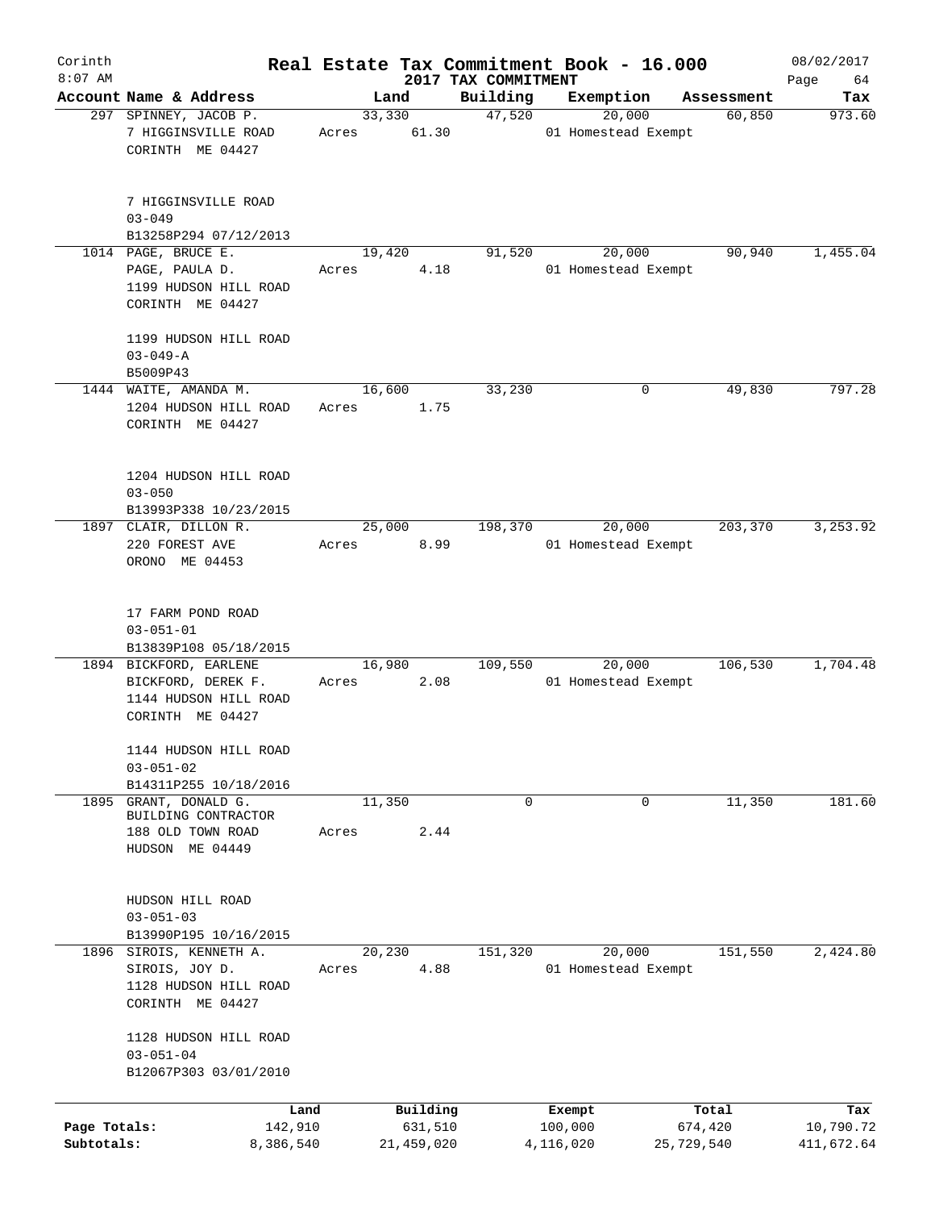Corinth
8:07 AM

# Real Estate Tax Commitment Book - 16.000

## 2017 TAX COMMITMENT

08/02/2017

| Account Name & Address | Land | Building | Exemption | Assessment | Tax |
|---|---|---|---|---|---|
| 297 SPINNEY, JACOB P.<br>7 HIGGINSVILLE ROAD<br>CORINTH ME 04427<br><br>7 HIGGINSVILLE ROAD<br>03-049<br>B13258P294 07/12/2013 | 33,330<br>Acres 61.30 | 47,520 | 20,000<br>01 Homestead Exempt | 60,850 | 973.60 |
| 1014 PAGE, BRUCE E.<br>PAGE, PAULA D.<br>1199 HUDSON HILL ROAD<br>CORINTH ME 04427<br><br>1199 HUDSON HILL ROAD<br>03-049-A<br>B5009P43 | 19,420<br>Acres 4.18 | 91,520 | 20,000<br>01 Homestead Exempt | 90,940 | 1,455.04 |
| 1444 WAITE, AMANDA M.<br>1204 HUDSON HILL ROAD<br>CORINTH ME 04427<br><br>1204 HUDSON HILL ROAD<br>03-050<br>B13993P338 10/23/2015 | 16,600<br>Acres 1.75 | 33,230 | 0 | 49,830 | 797.28 |
| 1897 CLAIR, DILLON R.<br>220 FOREST AVE<br>ORONO ME 04453<br><br>17 FARM POND ROAD<br>03-051-01<br>B13839P108 05/18/2015 | 25,000<br>Acres 8.99 | 198,370 | 20,000<br>01 Homestead Exempt | 203,370 | 3,253.92 |
| 1894 BICKFORD, EARLENE<br>BICKFORD, DEREK F.<br>1144 HUDSON HILL ROAD<br>CORINTH ME 04427<br><br>1144 HUDSON HILL ROAD<br>03-051-02<br>B14311P255 10/18/2016 | 16,980<br>Acres 2.08 | 109,550 | 20,000<br>01 Homestead Exempt | 106,530 | 1,704.48 |
| 1895 GRANT, DONALD G.<br>BUILDING CONTRACTOR<br>188 OLD TOWN ROAD<br>HUDSON ME 04449<br><br>HUDSON HILL ROAD<br>03-051-03<br>B13990P195 10/16/2015 | 11,350<br>Acres 2.44 | 0 | 0 | 11,350 | 181.60 |
| 1896 SIROIS, KENNETH A.<br>SIROIS, JOY D.<br>1128 HUDSON HILL ROAD<br>CORINTH ME 04427<br><br>1128 HUDSON HILL ROAD<br>03-051-04<br>B12067P303 03/01/2010 | 20,230<br>Acres 4.88 | 151,320 | 20,000<br>01 Homestead Exempt | 151,550 | 2,424.80 |

| | Land | Building | Exempt | Total | Tax |
|---|---|---|---|---|---|
| Page Totals: | 142,910 | 631,510 | 100,000 | 674,420 | 10,790.72 |
| Subtotals: | 8,386,540 | 21,459,020 | 4,116,020 | 25,729,540 | 411,672.64 |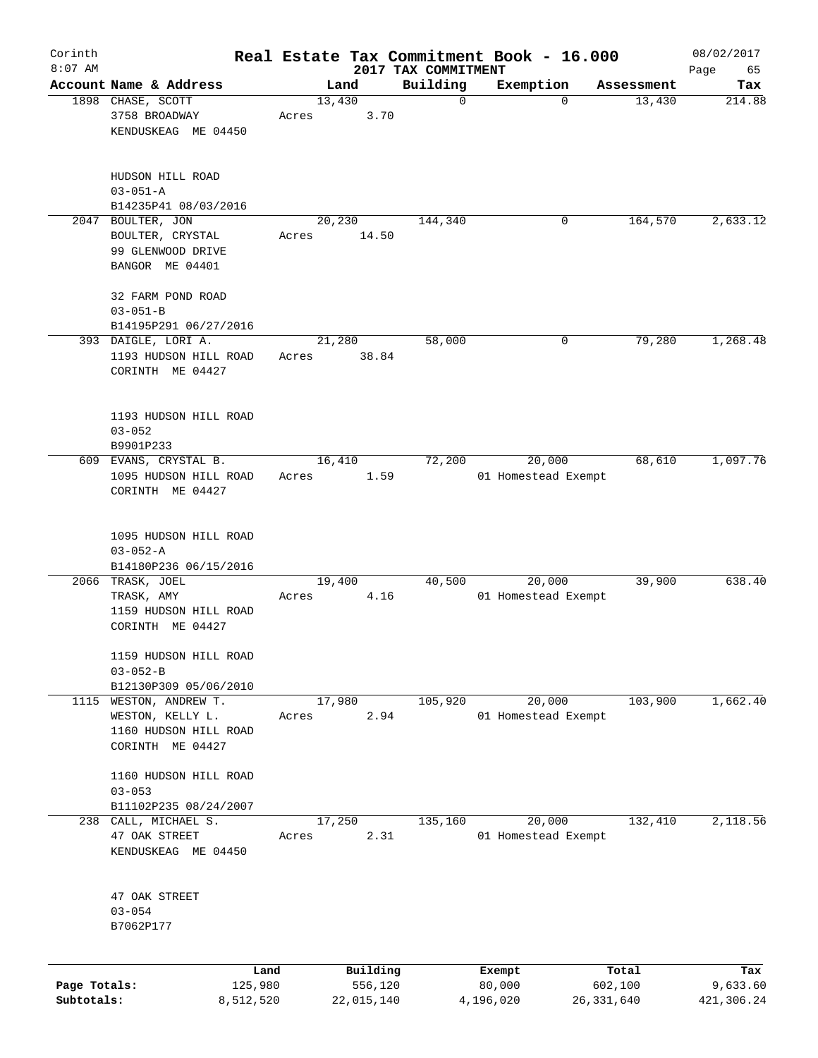# Corinth — Real Estate Tax Commitment Book - 16.000

2017 TAX COMMITMENT

8:07 AM — 08/02/2017

| Account Name & Address | Land | Building | Exemption | Assessment | Tax |
|---|---|---|---|---|---|
| 1898 CHASE, SCOTT<br>3758 BROADWAY<br>KENDUSKEAG ME 04450<br><br>HUDSON HILL ROAD<br>03-051-A<br>B14235P41 08/03/2016 | 13,430<br>Acres 3.70 | 0 | 0 | 13,430 | 214.88 |
| 2047 BOULTER, JON<br>BOULTER, CRYSTAL<br>99 GLENWOOD DRIVE<br>BANGOR ME 04401<br><br>32 FARM POND ROAD<br>03-051-B<br>B14195P291 06/27/2016 | 20,230<br>Acres 14.50 | 144,340 | 0 | 164,570 | 2,633.12 |
| 393 DAIGLE, LORI A.<br>1193 HUDSON HILL ROAD<br>CORINTH ME 04427<br><br>1193 HUDSON HILL ROAD<br>03-052<br>B9901P233 | 21,280<br>Acres 38.84 | 58,000 | 0 | 79,280 | 1,268.48 |
| 609 EVANS, CRYSTAL B.<br>1095 HUDSON HILL ROAD<br>CORINTH ME 04427<br><br>1095 HUDSON HILL ROAD<br>03-052-A<br>B14180P236 06/15/2016 | 16,410<br>Acres 1.59 | 72,200 | 20,000<br>01 Homestead Exempt | 68,610 | 1,097.76 |
| 2066 TRASK, JOEL<br>TRASK, AMY<br>1159 HUDSON HILL ROAD<br>CORINTH ME 04427<br><br>1159 HUDSON HILL ROAD<br>03-052-B<br>B12130P309 05/06/2010 | 19,400<br>Acres 4.16 | 40,500 | 20,000<br>01 Homestead Exempt | 39,900 | 638.40 |
| 1115 WESTON, ANDREW T.<br>WESTON, KELLY L.<br>1160 HUDSON HILL ROAD<br>CORINTH ME 04427<br><br>1160 HUDSON HILL ROAD<br>03-053<br>B11102P235 08/24/2007 | 17,980<br>Acres 2.94 | 105,920 | 20,000<br>01 Homestead Exempt | 103,900 | 1,662.40 |
| 238 CALL, MICHAEL S.<br>47 OAK STREET<br>KENDUSKEAG ME 04450<br><br>47 OAK STREET<br>03-054<br>B7062P177 | 17,250<br>Acres 2.31 | 135,160 | 20,000<br>01 Homestead Exempt | 132,410 | 2,118.56 |

| | Land | Building | Exempt | Total | Tax |
|---|---|---|---|---|---|
| Page Totals: | 125,980 | 556,120 | 80,000 | 602,100 | 9,633.60 |
| Subtotals: | 8,512,520 | 22,015,140 | 4,196,020 | 26,331,640 | 421,306.24 |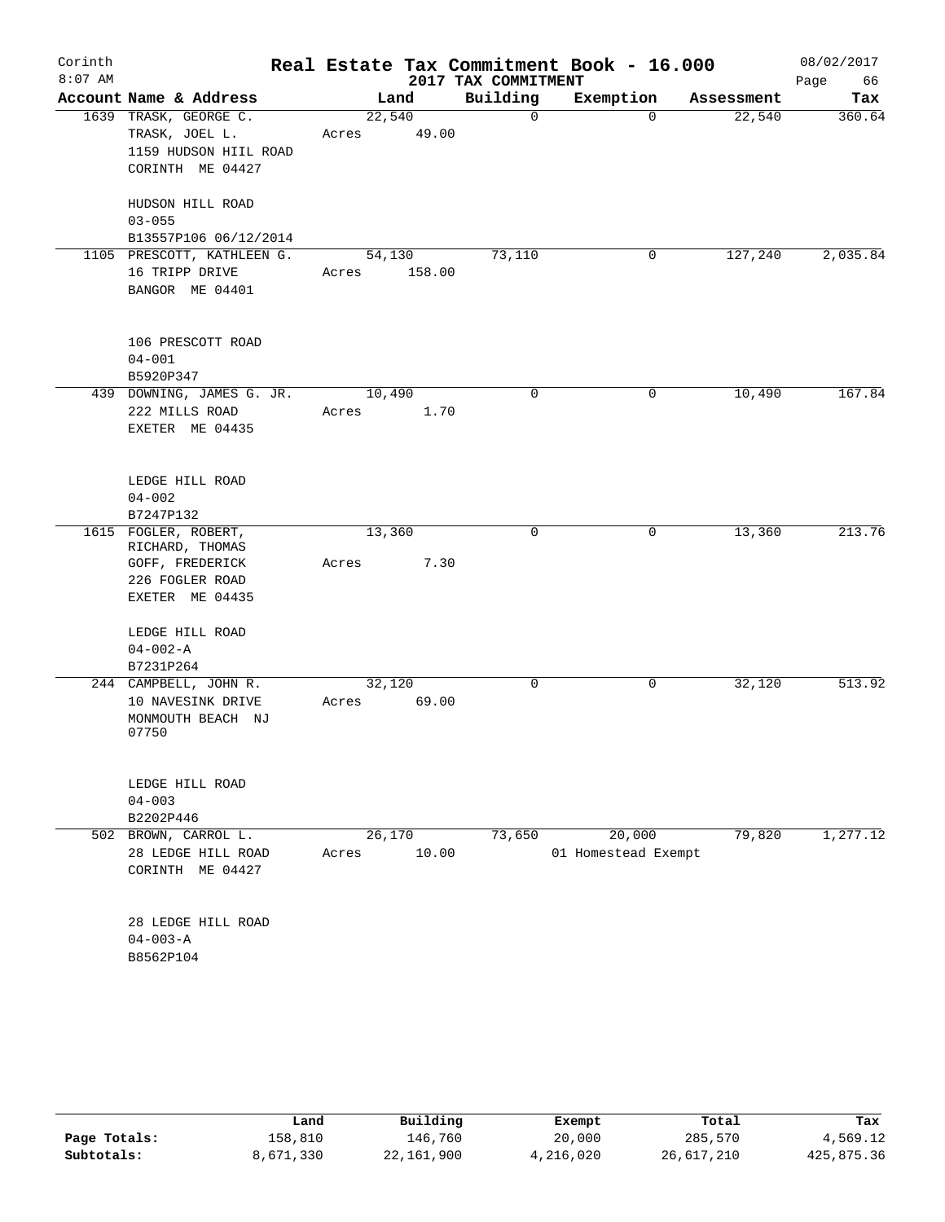Corinth 8:07 AM

# Real Estate Tax Commitment Book - 16.000

2017 TAX COMMITMENT

08/02/2017

| Account Name & Address | Land | Building | Exemption | Assessment | Tax |
|---|---|---|---|---|---|
| 1639 TRASK, GEORGE C.<br>TRASK, JOEL L.<br>1159 HUDSON HIIL ROAD<br>CORINTH ME 04427<br><br>HUDSON HILL ROAD<br>03-055<br>B13557P106 06/12/2014 | 22,540<br>Acres 49.00 | 0 | 0 | 22,540 | 360.64 |
| 1105 PRESCOTT, KATHLEEN G.<br>16 TRIPP DRIVE<br>BANGOR ME 04401<br><br>106 PRESCOTT ROAD<br>04-001<br>B5920P347 | 54,130<br>Acres 158.00 | 73,110 | 0 | 127,240 | 2,035.84 |
| 439 DOWNING, JAMES G. JR.<br>222 MILLS ROAD<br>EXETER ME 04435<br><br>LEDGE HILL ROAD<br>04-002<br>B7247P132 | 10,490<br>Acres 1.70 | 0 | 0 | 10,490 | 167.84 |
| 1615 FOGLER, ROBERT,<br>RICHARD, THOMAS<br>GOFF, FREDERICK<br>226 FOGLER ROAD<br>EXETER ME 04435<br><br>LEDGE HILL ROAD<br>04-002-A<br>B7231P264 | 13,360<br>Acres 7.30 | 0 | 0 | 13,360 | 213.76 |
| 244 CAMPBELL, JOHN R.<br>10 NAVESINK DRIVE<br>MONMOUTH BEACH NJ<br>07750<br><br>LEDGE HILL ROAD<br>04-003<br>B2202P446 | 32,120<br>Acres 69.00 | 0 | 0 | 32,120 | 513.92 |
| 502 BROWN, CARROL L.<br>28 LEDGE HILL ROAD<br>CORINTH ME 04427<br><br>28 LEDGE HILL ROAD<br>04-003-A<br>B8562P104 | 26,170<br>Acres 10.00 | 73,650 | 20,000<br>01 Homestead Exempt | 79,820 | 1,277.12 |

| | Land | Building | Exempt | Total | Tax |
|---|---|---|---|---|---|
| Page Totals: | 158,810 | 146,760 | 20,000 | 285,570 | 4,569.12 |
| Subtotals: | 8,671,330 | 22,161,900 | 4,216,020 | 26,617,210 | 425,875.36 |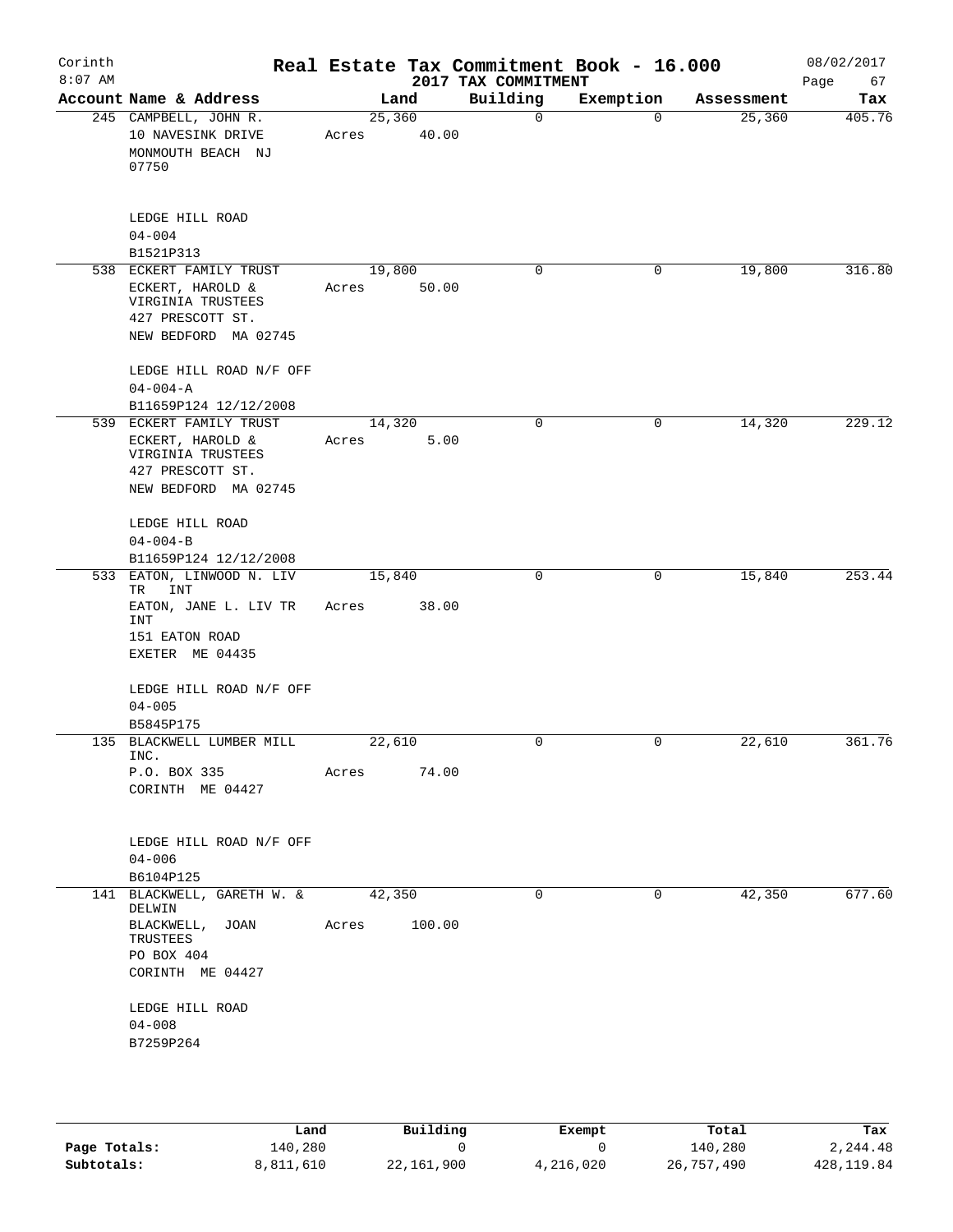# Corinth — Real Estate Tax Commitment Book - 16.000 — 2017 TAX COMMITMENT

8:07 AM — 08/02/2017

| Account Name & Address | Land | Building | Exemption | Assessment | Tax |
|---|---|---|---|---|---|
| 245 CAMPBELL, JOHN R.<br>10 NAVESINK DRIVE<br>MONMOUTH BEACH NJ<br>07750<br><br>LEDGE HILL ROAD<br>04-004<br>B1521P313 | 25,360<br>Acres 40.00 | 0 | 0 | 25,360 | 405.76 |
| 538 ECKERT FAMILY TRUST<br>ECKERT, HAROLD &<br>VIRGINIA TRUSTEES<br>427 PRESCOTT ST.<br>NEW BEDFORD MA 02745<br><br>LEDGE HILL ROAD N/F OFF<br>04-004-A<br>B11659P124 12/12/2008 | 19,800<br>Acres 50.00 | 0 | 0 | 19,800 | 316.80 |
| 539 ECKERT FAMILY TRUST<br>ECKERT, HAROLD &<br>VIRGINIA TRUSTEES<br>427 PRESCOTT ST.<br>NEW BEDFORD MA 02745<br><br>LEDGE HILL ROAD<br>04-004-B<br>B11659P124 12/12/2008 | 14,320<br>Acres 5.00 | 0 | 0 | 14,320 | 229.12 |
| 533 EATON, LINWOOD N. LIV TR INT<br>EATON, JANE L. LIV TR INT<br>151 EATON ROAD<br>EXETER ME 04435<br><br>LEDGE HILL ROAD N/F OFF<br>04-005<br>B5845P175 | 15,840<br>Acres 38.00 | 0 | 0 | 15,840 | 253.44 |
| 135 BLACKWELL LUMBER MILL INC.<br>P.O. BOX 335<br>CORINTH ME 04427<br><br>LEDGE HILL ROAD N/F OFF<br>04-006<br>B6104P125 | 22,610<br>Acres 74.00 | 0 | 0 | 22,610 | 361.76 |
| 141 BLACKWELL, GARETH W. & DELWIN<br>BLACKWELL, JOAN TRUSTEES<br>PO BOX 404<br>CORINTH ME 04427<br><br>LEDGE HILL ROAD<br>04-008<br>B7259P264 | 42,350<br>Acres 100.00 | 0 | 0 | 42,350 | 677.60 |

| | Land | Building | Exempt | Total | Tax |
|---|---|---|---|---|---|
| Page Totals: | 140,280 | 0 | 0 | 140,280 | 2,244.48 |
| Subtotals: | 8,811,610 | 22,161,900 | 4,216,020 | 26,757,490 | 428,119.84 |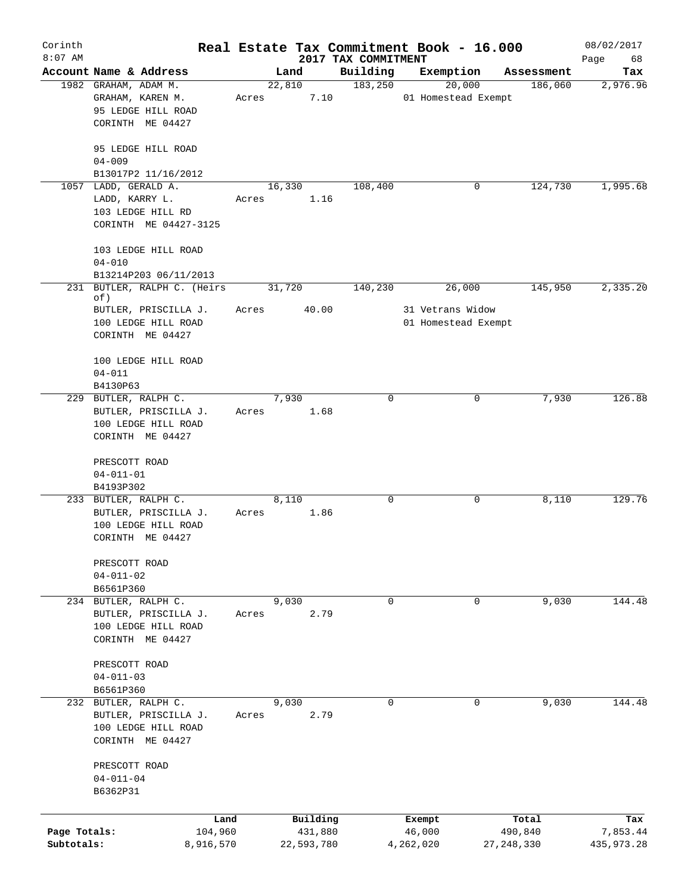Corinth
8:07 AM

# Real Estate Tax Commitment Book - 16.000

## 2017 TAX COMMITMENT

08/02/2017

| Account Name & Address | Land | Building | Exemption | Assessment | Tax |
|---|---|---|---|---|---|
| 1982 GRAHAM, ADAM M.<br>GRAHAM, KAREN M.<br>95 LEDGE HILL ROAD<br>CORINTH ME 04427<br><br>95 LEDGE HILL ROAD<br>04-009<br>B13017P2 11/16/2012 | 22,810<br>Acres 7.10 | 183,250 | 20,000<br>01 Homestead Exempt | 186,060 | 2,976.96 |
| 1057 LADD, GERALD A.<br>LADD, KARRY L.<br>103 LEDGE HILL RD<br>CORINTH ME 04427-3125<br><br>103 LEDGE HILL ROAD<br>04-010<br>B13214P203 06/11/2013 | 16,330<br>Acres 1.16 | 108,400 | 0 | 124,730 | 1,995.68 |
| 231 BUTLER, RALPH C. (Heirs of)<br>BUTLER, PRISCILLA J.<br>100 LEDGE HILL ROAD<br>CORINTH ME 04427<br><br>100 LEDGE HILL ROAD<br>04-011<br>B4130P63 | 31,720<br>Acres 40.00 | 140,230 | 26,000<br>31 Vetrans Widow<br>01 Homestead Exempt | 145,950 | 2,335.20 |
| 229 BUTLER, RALPH C.<br>BUTLER, PRISCILLA J.<br>100 LEDGE HILL ROAD<br>CORINTH ME 04427<br><br>PRESCOTT ROAD<br>04-011-01<br>B4193P302 | 7,930<br>Acres 1.68 | 0 | 0 | 7,930 | 126.88 |
| 233 BUTLER, RALPH C.<br>BUTLER, PRISCILLA J.<br>100 LEDGE HILL ROAD<br>CORINTH ME 04427<br><br>PRESCOTT ROAD<br>04-011-02<br>B6561P360 | 8,110<br>Acres 1.86 | 0 | 0 | 8,110 | 129.76 |
| 234 BUTLER, RALPH C.<br>BUTLER, PRISCILLA J.<br>100 LEDGE HILL ROAD<br>CORINTH ME 04427<br><br>PRESCOTT ROAD<br>04-011-03<br>B6561P360 | 9,030<br>Acres 2.79 | 0 | 0 | 9,030 | 144.48 |
| 232 BUTLER, RALPH C.<br>BUTLER, PRISCILLA J.<br>100 LEDGE HILL ROAD<br>CORINTH ME 04427<br><br>PRESCOTT ROAD<br>04-011-04<br>B6362P31 | 9,030<br>Acres 2.79 | 0 | 0 | 9,030 | 144.48 |

| | Land | Building | Exempt | Total | Tax |
|---|---|---|---|---|---|
| Page Totals: | 104,960 | 431,880 | 46,000 | 490,840 | 7,853.44 |
| Subtotals: | 8,916,570 | 22,593,780 | 4,262,020 | 27,248,330 | 435,973.28 |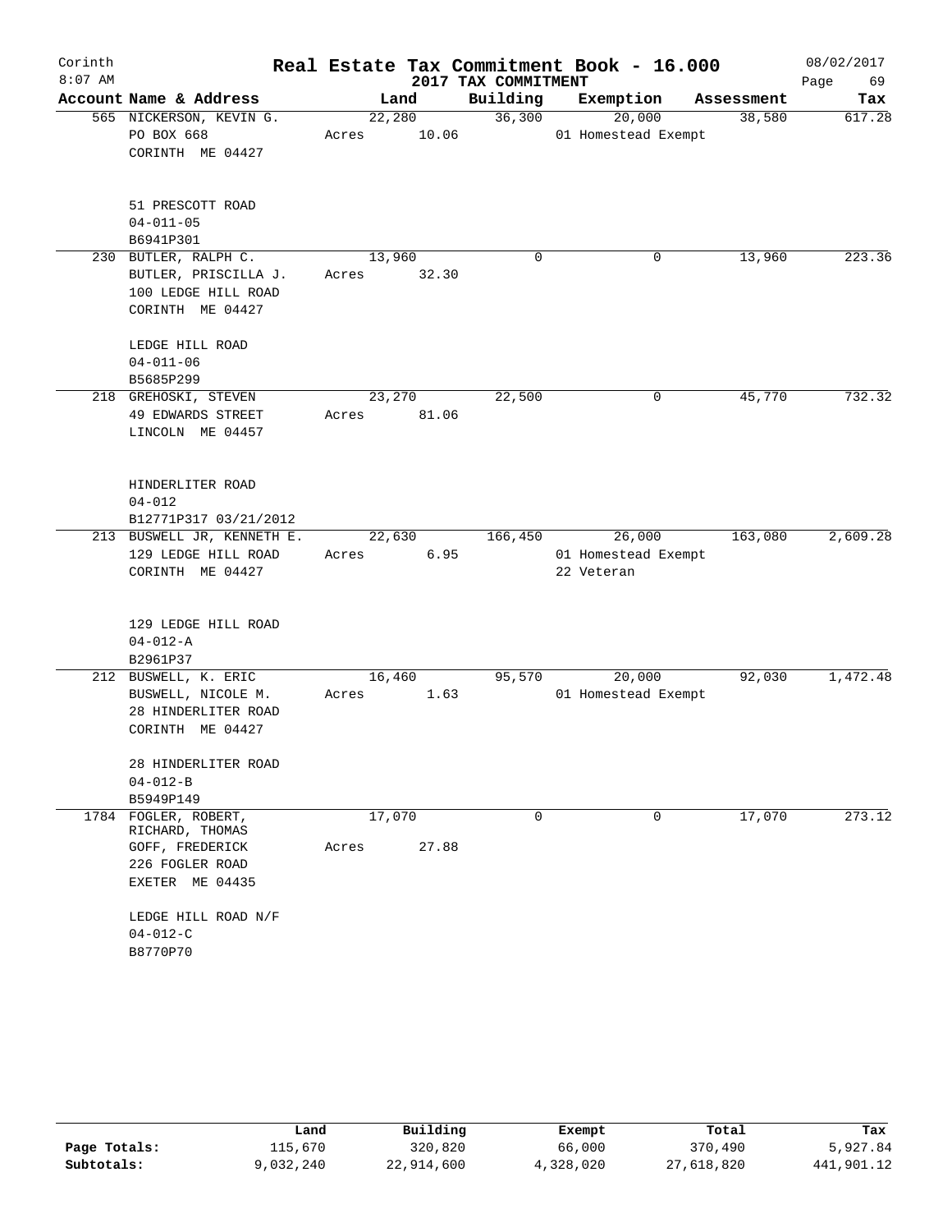Corinth 8:07 AM

# Real Estate Tax Commitment Book - 16.000

2017 TAX COMMITMENT

08/02/2017

| Account | Name & Address | Land | Building | Exemption | Assessment | Tax |
|---|---|---|---|---|---|---|
| 565 | NICKERSON, KEVIN G.<br>PO BOX 668<br>CORINTH ME 04427<br><br>51 PRESCOTT ROAD<br>04-011-05<br>B6941P301 | 22,280<br>Acres 10.06 | 36,300 | 20,000<br>01 Homestead Exempt | 38,580 | 617.28 |
| 230 | BUTLER, RALPH C.<br>BUTLER, PRISCILLA J.<br>100 LEDGE HILL ROAD<br>CORINTH ME 04427<br><br>LEDGE HILL ROAD<br>04-011-06<br>B5685P299 | 13,960<br>Acres 32.30 | 0 | 0 | 13,960 | 223.36 |
| 218 | GREHOSKI, STEVEN<br>49 EDWARDS STREET<br>LINCOLN ME 04457<br><br>HINDERLITER ROAD<br>04-012<br>B12771P317 03/21/2012 | 23,270<br>Acres 81.06 | 22,500 | 0 | 45,770 | 732.32 |
| 213 | BUSWELL JR, KENNETH E.<br>129 LEDGE HILL ROAD<br>CORINTH ME 04427<br><br>129 LEDGE HILL ROAD<br>04-012-A<br>B2961P37 | 22,630<br>Acres 6.95 | 166,450 | 26,000<br>01 Homestead Exempt<br>22 Veteran | 163,080 | 2,609.28 |
| 212 | BUSWELL, K. ERIC<br>BUSWELL, NICOLE M.<br>28 HINDERLITER ROAD<br>CORINTH ME 04427<br><br>28 HINDERLITER ROAD<br>04-012-B<br>B5949P149 | 16,460<br>Acres 1.63 | 95,570 | 20,000<br>01 Homestead Exempt | 92,030 | 1,472.48 |
| 1784 | FOGLER, ROBERT,<br>RICHARD, THOMAS<br>GOFF, FREDERICK<br>226 FOGLER ROAD<br>EXETER ME 04435<br><br>LEDGE HILL ROAD N/F<br>04-012-C<br>B8770P70 | 17,070<br>Acres 27.88 | 0 | 0 | 17,070 | 273.12 |

| | Land | Building | Exempt | Total | Tax |
|---|---|---|---|---|---|
| Page Totals: | 115,670 | 320,820 | 66,000 | 370,490 | 5,927.84 |
| Subtotals: | 9,032,240 | 22,914,600 | 4,328,020 | 27,618,820 | 441,901.12 |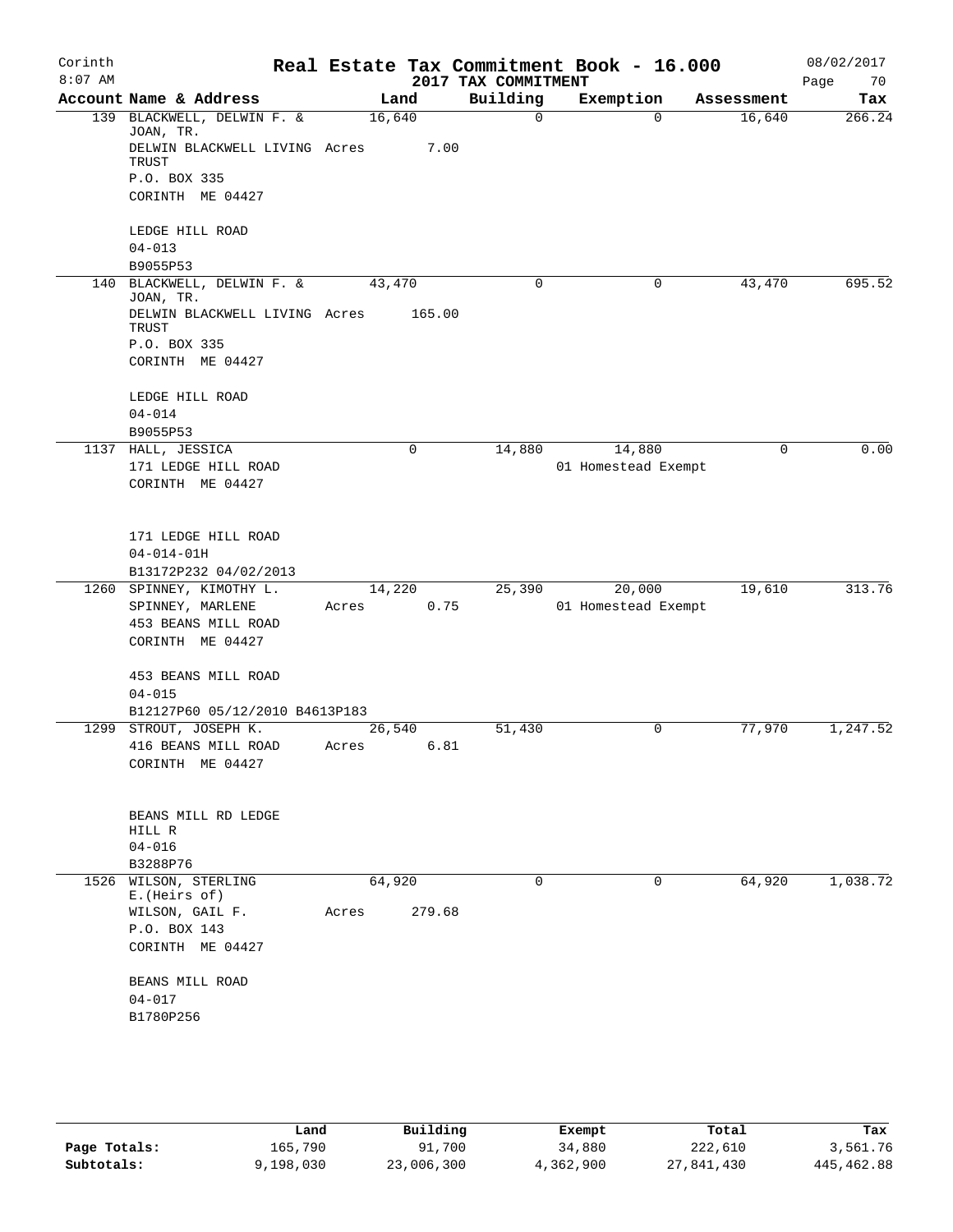# Real Estate Tax Commitment Book - 16.000

Corinth
8:07 AM

2017 TAX COMMITMENT

08/02/2017

| Account | Name & Address | Land | Building | Exemption | Assessment | Tax |
|---|---|---|---|---|---|---|
| 139 | BLACKWELL, DELWIN F. & JOAN, TR.<br>DELWIN BLACKWELL LIVING TRUST<br>P.O. BOX 335<br>CORINTH ME 04427<br><br>LEDGE HILL ROAD<br>04-013<br>B9055P53 | 16,640<br>Acres 7.00 | 0 | 0 | 16,640 | 266.24 |
| 140 | BLACKWELL, DELWIN F. & JOAN, TR.<br>DELWIN BLACKWELL LIVING TRUST<br>P.O. BOX 335<br>CORINTH ME 04427<br><br>LEDGE HILL ROAD<br>04-014<br>B9055P53 | 43,470<br>Acres 165.00 | 0 | 0 | 43,470 | 695.52 |
| 1137 | HALL, JESSICA<br>171 LEDGE HILL ROAD<br>CORINTH ME 04427<br><br>171 LEDGE HILL ROAD<br>04-014-01H<br>B13172P232 04/02/2013 | 0 | 14,880 | 14,880<br>01 Homestead Exempt | 0 | 0.00 |
| 1260 | SPINNEY, KIMOTHY L.<br>SPINNEY, MARLENE<br>453 BEANS MILL ROAD<br>CORINTH ME 04427<br><br>453 BEANS MILL ROAD<br>04-015<br>B12127P60 05/12/2010 B4613P183 | 14,220<br>Acres 0.75 | 25,390 | 20,000<br>01 Homestead Exempt | 19,610 | 313.76 |
| 1299 | STROUT, JOSEPH K.<br>416 BEANS MILL ROAD<br>CORINTH ME 04427<br><br>BEANS MILL RD LEDGE HILL R<br>04-016<br>B3288P76 | 26,540<br>Acres 6.81 | 51,430 | 0 | 77,970 | 1,247.52 |
| 1526 | WILSON, STERLING E.(Heirs of)<br>WILSON, GAIL F.<br>P.O. BOX 143<br>CORINTH ME 04427<br><br>BEANS MILL ROAD<br>04-017<br>B1780P256 | 64,920<br>Acres 279.68 | 0 | 0 | 64,920 | 1,038.72 |

| | Land | Building | Exempt | Total | Tax |
|---|---|---|---|---|---|
| Page Totals: | 165,790 | 91,700 | 34,880 | 222,610 | 3,561.76 |
| Subtotals: | 9,198,030 | 23,006,300 | 4,362,900 | 27,841,430 | 445,462.88 |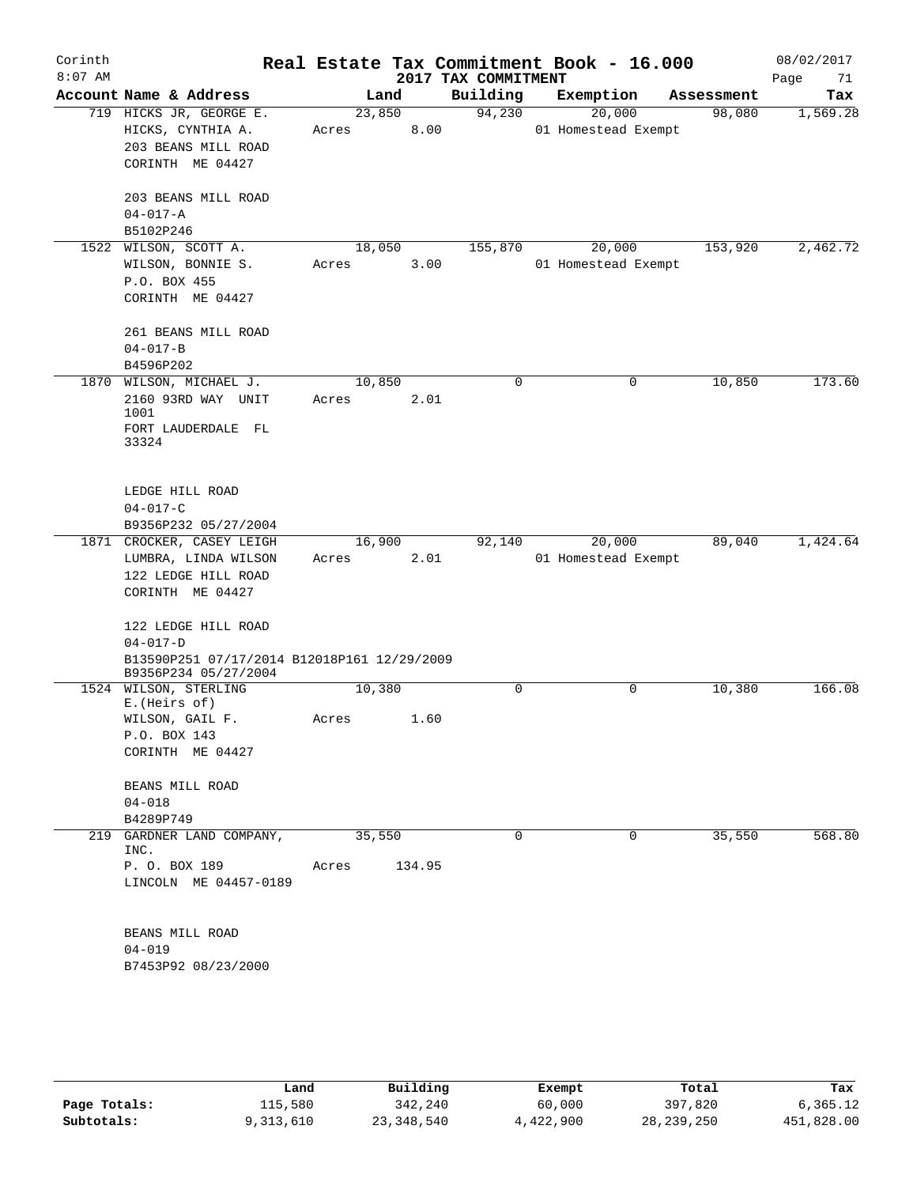# Real Estate Tax Commitment Book - 16.000

Corinth 8:07 AM — 2017 TAX COMMITMENT — 08/02/2017

| Account | Name & Address | Land | Building | Exemption | Assessment | Tax |
|---|---|---|---|---|---|---|
| 719 | HICKS JR, GEORGE E.<br>HICKS, CYNTHIA A.<br>203 BEANS MILL ROAD<br>CORINTH ME 04427<br><br>203 BEANS MILL ROAD<br>04-017-A<br>B5102P246 | 23,850<br>Acres 8.00 | 94,230 | 20,000<br>01 Homestead Exempt | 98,080 | 1,569.28 |
| 1522 | WILSON, SCOTT A.<br>WILSON, BONNIE S.<br>P.O. BOX 455<br>CORINTH ME 04427<br><br>261 BEANS MILL ROAD<br>04-017-B<br>B4596P202 | 18,050<br>Acres 3.00 | 155,870 | 20,000<br>01 Homestead Exempt | 153,920 | 2,462.72 |
| 1870 | WILSON, MICHAEL J.<br>2160 93RD WAY UNIT 1001<br>FORT LAUDERDALE FL 33324<br><br>LEDGE HILL ROAD<br>04-017-C<br>B9356P232 05/27/2004 | 10,850<br>Acres 2.01 | 0 | 0 | 10,850 | 173.60 |
| 1871 | CROCKER, CASEY LEIGH<br>LUMBRA, LINDA WILSON<br>122 LEDGE HILL ROAD<br>CORINTH ME 04427<br><br>122 LEDGE HILL ROAD<br>04-017-D<br>B13590P251 07/17/2014 B12018P161 12/29/2009<br>B9356P234 05/27/2004 | 16,900<br>Acres 2.01 | 92,140 | 20,000<br>01 Homestead Exempt | 89,040 | 1,424.64 |
| 1524 | WILSON, STERLING E.(Heirs of)<br>WILSON, GAIL F.<br>P.O. BOX 143<br>CORINTH ME 04427<br><br>BEANS MILL ROAD<br>04-018<br>B4289P749 | 10,380<br>Acres 1.60 | 0 | 0 | 10,380 | 166.08 |
| 219 | GARDNER LAND COMPANY, INC.<br>P. O. BOX 189<br>LINCOLN ME 04457-0189<br><br>BEANS MILL ROAD<br>04-019<br>B7453P92 08/23/2000 | 35,550<br>Acres 134.95 | 0 | 0 | 35,550 | 568.80 |

| | Land | Building | Exempt | Total | Tax |
|---|---|---|---|---|---|
| Page Totals: | 115,580 | 342,240 | 60,000 | 397,820 | 6,365.12 |
| Subtotals: | 9,313,610 | 23,348,540 | 4,422,900 | 28,239,250 | 451,828.00 |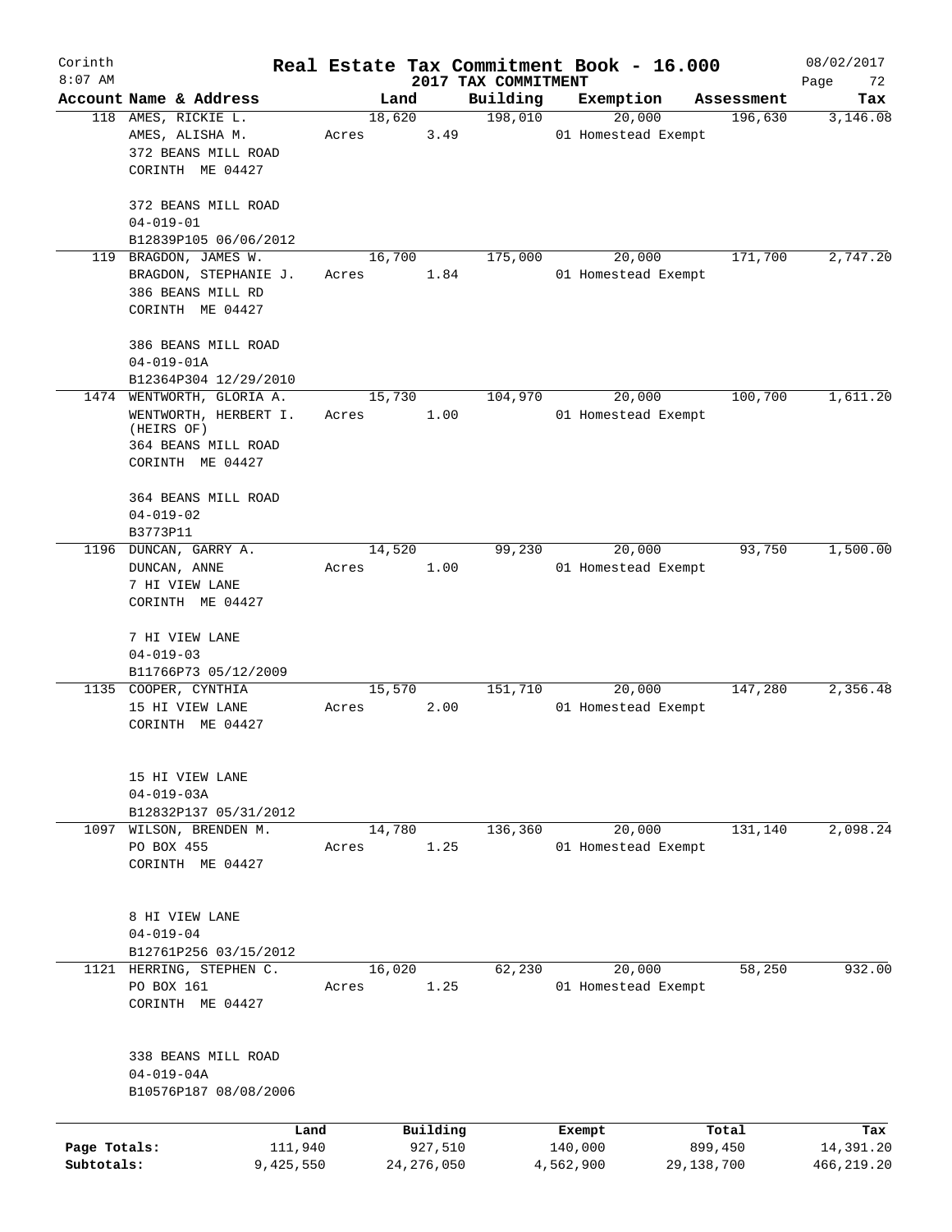Corinth 8:07 AM

# Real Estate Tax Commitment Book - 16.000

## 2017 TAX COMMITMENT

08/02/2017

| Account | Name & Address | Land | Building | Exemption | Assessment | Tax |
|---|---|---|---|---|---|---|
| 118 | AMES, RICKIE L.<br>AMES, ALISHA M.<br>372 BEANS MILL ROAD<br>CORINTH ME 04427<br><br>372 BEANS MILL ROAD<br>04-019-01<br>B12839P105 06/06/2012 | 18,620<br>Acres 3.49 | 198,010 | 20,000<br>01 Homestead Exempt | 196,630 | 3,146.08 |
| 119 | BRAGDON, JAMES W.<br>BRAGDON, STEPHANIE J.<br>386 BEANS MILL RD<br>CORINTH ME 04427<br><br>386 BEANS MILL ROAD<br>04-019-01A<br>B12364P304 12/29/2010 | 16,700<br>Acres 1.84 | 175,000 | 20,000<br>01 Homestead Exempt | 171,700 | 2,747.20 |
| 1474 | WENTWORTH, GLORIA A.<br>WENTWORTH, HERBERT I. (HEIRS OF)<br>364 BEANS MILL ROAD<br>CORINTH ME 04427<br><br>364 BEANS MILL ROAD<br>04-019-02<br>B3773P11 | 15,730<br>Acres 1.00 | 104,970 | 20,000<br>01 Homestead Exempt | 100,700 | 1,611.20 |
| 1196 | DUNCAN, GARRY A.<br>DUNCAN, ANNE<br>7 HI VIEW LANE<br>CORINTH ME 04427<br><br>7 HI VIEW LANE<br>04-019-03<br>B11766P73 05/12/2009 | 14,520<br>Acres 1.00 | 99,230 | 20,000<br>01 Homestead Exempt | 93,750 | 1,500.00 |
| 1135 | COOPER, CYNTHIA<br>15 HI VIEW LANE<br>CORINTH ME 04427<br><br>15 HI VIEW LANE<br>04-019-03A<br>B12832P137 05/31/2012 | 15,570<br>Acres 2.00 | 151,710 | 20,000<br>01 Homestead Exempt | 147,280 | 2,356.48 |
| 1097 | WILSON, BRENDEN M.<br>PO BOX 455<br>CORINTH ME 04427<br><br>8 HI VIEW LANE<br>04-019-04<br>B12761P256 03/15/2012 | 14,780<br>Acres 1.25 | 136,360 | 20,000<br>01 Homestead Exempt | 131,140 | 2,098.24 |
| 1121 | HERRING, STEPHEN C.<br>PO BOX 161<br>CORINTH ME 04427<br><br>338 BEANS MILL ROAD<br>04-019-04A<br>B10576P187 08/08/2006 | 16,020<br>Acres 1.25 | 62,230 | 20,000<br>01 Homestead Exempt | 58,250 | 932.00 |

| | Land | Building | Exempt | Total | Tax |
|---|---|---|---|---|---|
| Page Totals: | 111,940 | 927,510 | 140,000 | 899,450 | 14,391.20 |
| Subtotals: | 9,425,550 | 24,276,050 | 4,562,900 | 29,138,700 | 466,219.20 |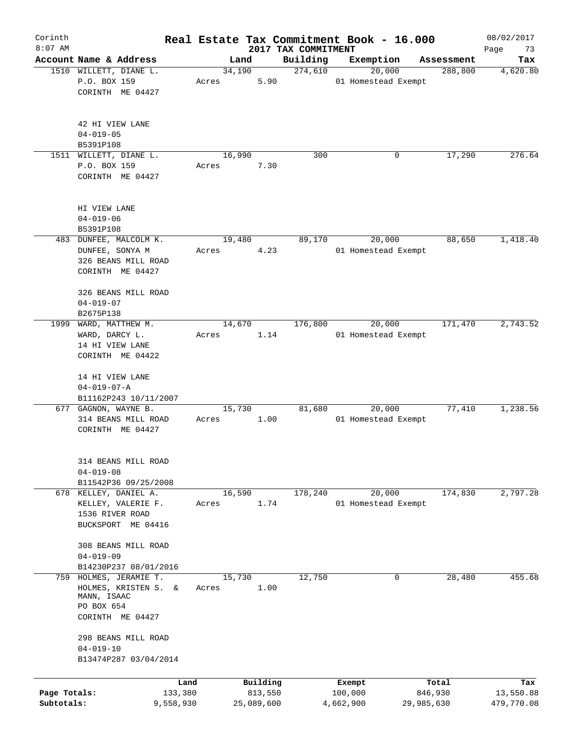Corinth 8:07 AM

# Real Estate Tax Commitment Book - 16.000

## 2017 TAX COMMITMENT

08/02/2017

| Account Name & Address | Land | Building | Exemption | Assessment | Tax |
|---|---|---|---|---|---|
| 1510 WILLETT, DIANE L.<br>P.O. BOX 159<br>CORINTH ME 04427<br><br>42 HI VIEW LANE<br>04-019-05<br>B5391P108 | 34,190<br>Acres 5.90 | 274,610 | 20,000<br>01 Homestead Exempt | 288,800 | 4,620.80 |
| 1511 WILLETT, DIANE L.<br>P.O. BOX 159<br>CORINTH ME 04427<br><br>HI VIEW LANE<br>04-019-06<br>B5391P108 | 16,990<br>Acres 7.30 | 300 | 0 | 17,290 | 276.64 |
| 483 DUNFEE, MALCOLM K.<br>DUNFEE, SONYA M<br>326 BEANS MILL ROAD<br>CORINTH ME 04427<br><br>326 BEANS MILL ROAD<br>04-019-07<br>B2675P138 | 19,480<br>Acres 4.23 | 89,170 | 20,000<br>01 Homestead Exempt | 88,650 | 1,418.40 |
| 1999 WARD, MATTHEW M.<br>WARD, DARCY L.<br>14 HI VIEW LANE<br>CORINTH ME 04422<br><br>14 HI VIEW LANE<br>04-019-07-A<br>B11162P243 10/11/2007 | 14,670<br>Acres 1.14 | 176,800 | 20,000<br>01 Homestead Exempt | 171,470 | 2,743.52 |
| 677 GAGNON, WAYNE B.<br>314 BEANS MILL ROAD<br>CORINTH ME 04427<br><br>314 BEANS MILL ROAD<br>04-019-08<br>B11542P36 09/25/2008 | 15,730<br>Acres 1.00 | 81,680 | 20,000<br>01 Homestead Exempt | 77,410 | 1,238.56 |
| 678 KELLEY, DANIEL A.<br>KELLEY, VALERIE F.<br>1536 RIVER ROAD<br>BUCKSPORT ME 04416<br><br>308 BEANS MILL ROAD<br>04-019-09<br>B14230P237 08/01/2016 | 16,590<br>Acres 1.74 | 178,240 | 20,000<br>01 Homestead Exempt | 174,830 | 2,797.28 |
| 759 HOLMES, JERAMIE T.<br>HOLMES, KRISTEN S. &<br>MANN, ISAAC<br>PO BOX 654<br>CORINTH ME 04427<br><br>298 BEANS MILL ROAD<br>04-019-10<br>B13474P287 03/04/2014 | 15,730<br>Acres 1.00 | 12,750 | 0 | 28,480 | 455.68 |

| | Land | Building | Exempt | Total | Tax |
|---|---|---|---|---|---|
| Page Totals: | 133,380 | 813,550 | 100,000 | 846,930 | 13,550.88 |
| Subtotals: | 9,558,930 | 25,089,600 | 4,662,900 | 29,985,630 | 479,770.08 |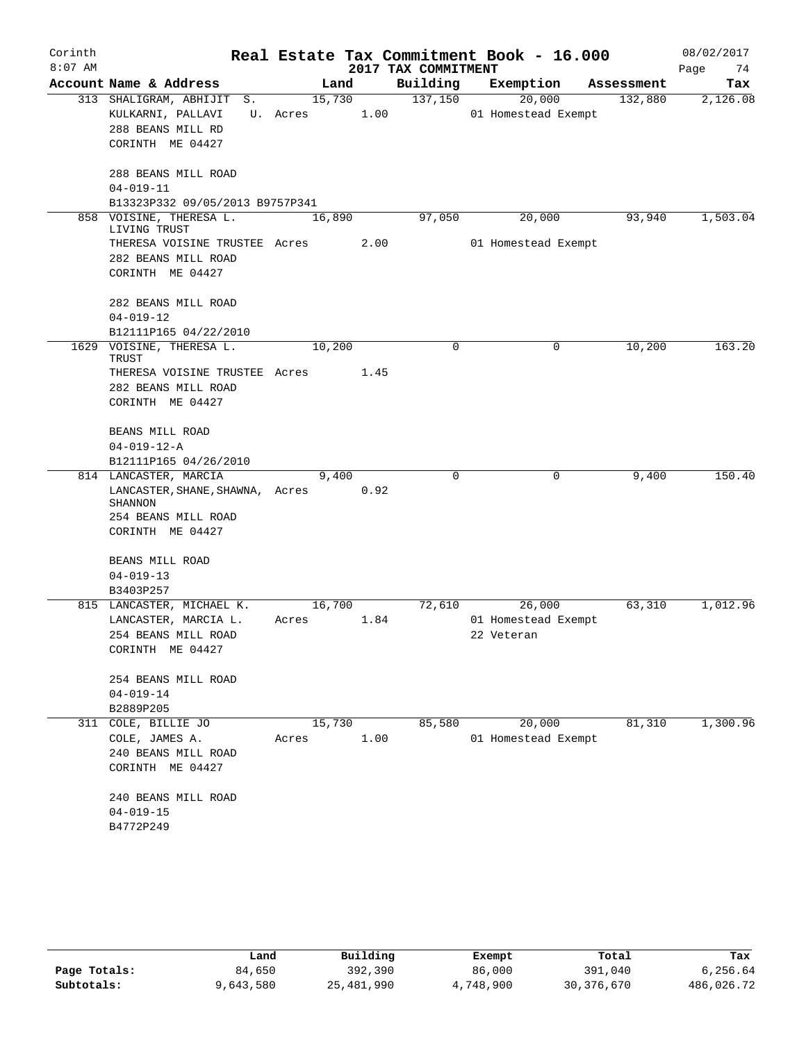# Corinth — Real Estate Tax Commitment Book - 16.000

8:07 AM — 2017 TAX COMMITMENT — 08/02/2017

| Account Name & Address | Land | Building | Exemption | Assessment | Tax |
|---|---|---|---|---|---|
| 313 SHALIGRAM, ABHIJIT S.<br>KULKARNI, PALLAVI U.<br>288 BEANS MILL RD<br>CORINTH ME 04427<br><br>288 BEANS MILL ROAD<br>04-019-11<br>B13323P332 09/05/2013 B9757P341 | 15,730<br>Acres 1.00 | 137,150 | 20,000<br>01 Homestead Exempt | 132,880 | 2,126.08 |
| 858 VOISINE, THERESA L. LIVING TRUST<br>THERESA VOISINE TRUSTEE<br>282 BEANS MILL ROAD<br>CORINTH ME 04427<br><br>282 BEANS MILL ROAD<br>04-019-12<br>B12111P165 04/22/2010 | 16,890<br>Acres 2.00 | 97,050 | 20,000<br>01 Homestead Exempt | 93,940 | 1,503.04 |
| 1629 VOISINE, THERESA L. TRUST<br>THERESA VOISINE TRUSTEE<br>282 BEANS MILL ROAD<br>CORINTH ME 04427<br><br>BEANS MILL ROAD<br>04-019-12-A<br>B12111P165 04/26/2010 | 10,200<br>Acres 1.45 | 0 | 0 | 10,200 | 163.20 |
| 814 LANCASTER, MARCIA<br>LANCASTER, SHANE, SHAWNA, SHANNON<br>254 BEANS MILL ROAD<br>CORINTH ME 04427<br><br>BEANS MILL ROAD<br>04-019-13<br>B3403P257 | 9,400<br>Acres 0.92 | 0 | 0 | 9,400 | 150.40 |
| 815 LANCASTER, MICHAEL K.<br>LANCASTER, MARCIA L.<br>254 BEANS MILL ROAD<br>CORINTH ME 04427<br><br>254 BEANS MILL ROAD<br>04-019-14<br>B2889P205 | 16,700<br>Acres 1.84 | 72,610 | 26,000<br>01 Homestead Exempt<br>22 Veteran | 63,310 | 1,012.96 |
| 311 COLE, BILLIE JO<br>COLE, JAMES A.<br>240 BEANS MILL ROAD<br>CORINTH ME 04427<br><br>240 BEANS MILL ROAD<br>04-019-15<br>B4772P249 | 15,730<br>Acres 1.00 | 85,580 | 20,000<br>01 Homestead Exempt | 81,310 | 1,300.96 |

| | Land | Building | Exempt | Total | Tax |
|---|---|---|---|---|---|
| Page Totals: | 84,650 | 392,390 | 86,000 | 391,040 | 6,256.64 |
| Subtotals: | 9,643,580 | 25,481,990 | 4,748,900 | 30,376,670 | 486,026.72 |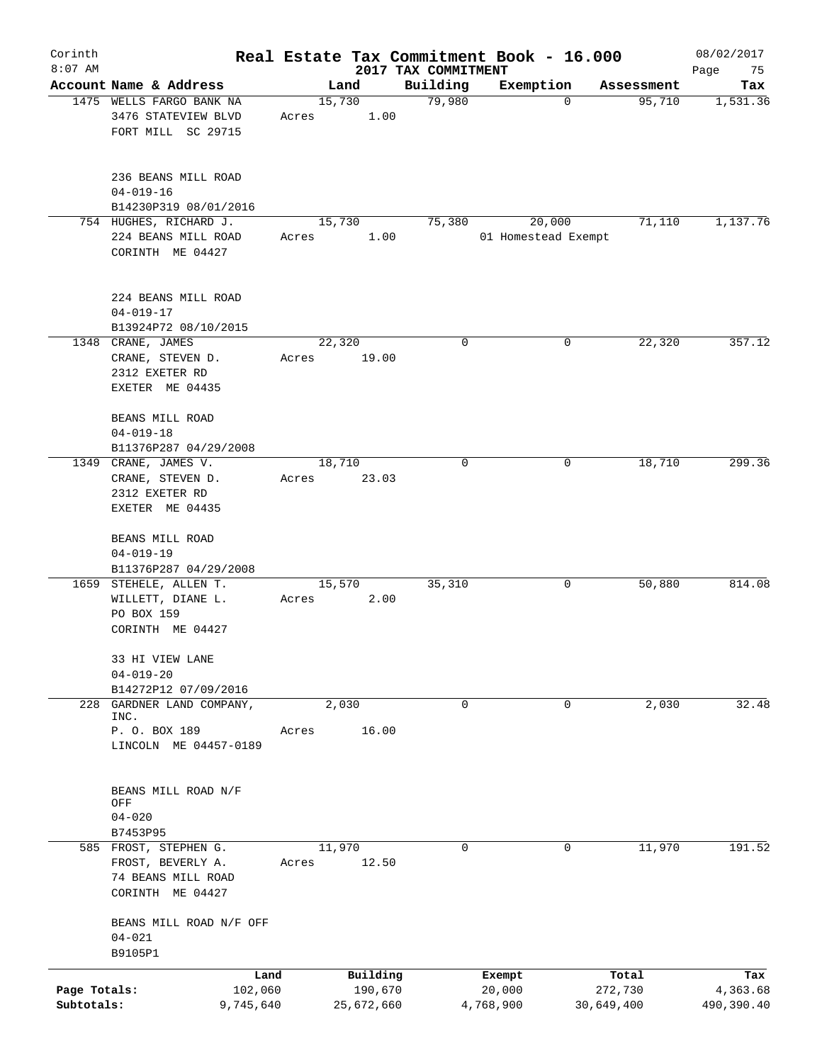Corinth 8:07 AM

# Real Estate Tax Commitment Book - 16.000

## 2017 TAX COMMITMENT

08/02/2017

| Account | Name & Address | Land | Building | Exemption | Assessment | Tax |
|---|---|---|---|---|---|---|
| 1475 | WELLS FARGO BANK NA<br>3476 STATEVIEW BLVD<br>FORT MILL SC 29715<br><br>236 BEANS MILL ROAD<br>04-019-16<br>B14230P319 08/01/2016 | 15,730<br>Acres 1.00 | 79,980 | 0 | 95,710 | 1,531.36 |
| 754 | HUGHES, RICHARD J.<br>224 BEANS MILL ROAD<br>CORINTH ME 04427<br><br>224 BEANS MILL ROAD<br>04-019-17<br>B13924P72 08/10/2015 | 15,730<br>Acres 1.00 | 75,380 | 20,000<br>01 Homestead Exempt | 71,110 | 1,137.76 |
| 1348 | CRANE, JAMES<br>CRANE, STEVEN D.<br>2312 EXETER RD<br>EXETER ME 04435<br><br>BEANS MILL ROAD<br>04-019-18<br>B11376P287 04/29/2008 | 22,320<br>Acres 19.00 | 0 | 0 | 22,320 | 357.12 |
| 1349 | CRANE, JAMES V.<br>CRANE, STEVEN D.<br>2312 EXETER RD<br>EXETER ME 04435<br><br>BEANS MILL ROAD<br>04-019-19<br>B11376P287 04/29/2008 | 18,710<br>Acres 23.03 | 0 | 0 | 18,710 | 299.36 |
| 1659 | STEHELE, ALLEN T.<br>WILLETT, DIANE L.<br>PO BOX 159<br>CORINTH ME 04427<br><br>33 HI VIEW LANE<br>04-019-20<br>B14272P12 07/09/2016 | 15,570<br>Acres 2.00 | 35,310 | 0 | 50,880 | 814.08 |
| 228 | GARDNER LAND COMPANY, INC.<br>P. O. BOX 189<br>LINCOLN ME 04457-0189<br><br>BEANS MILL ROAD N/F OFF<br>04-020<br>B7453P95 | 2,030<br>Acres 16.00 | 0 | 0 | 2,030 | 32.48 |
| 585 | FROST, STEPHEN G.<br>FROST, BEVERLY A.<br>74 BEANS MILL ROAD<br>CORINTH ME 04427<br><br>BEANS MILL ROAD N/F OFF<br>04-021<br>B9105P1 | 11,970<br>Acres 12.50 | 0 | 0 | 11,970 | 191.52 |

| | Land | Building | Exempt | Total | Tax |
|---|---|---|---|---|---|
| Page Totals: | 102,060 | 190,670 | 20,000 | 272,730 | 4,363.68 |
| Subtotals: | 9,745,640 | 25,672,660 | 4,768,900 | 30,649,400 | 490,390.40 |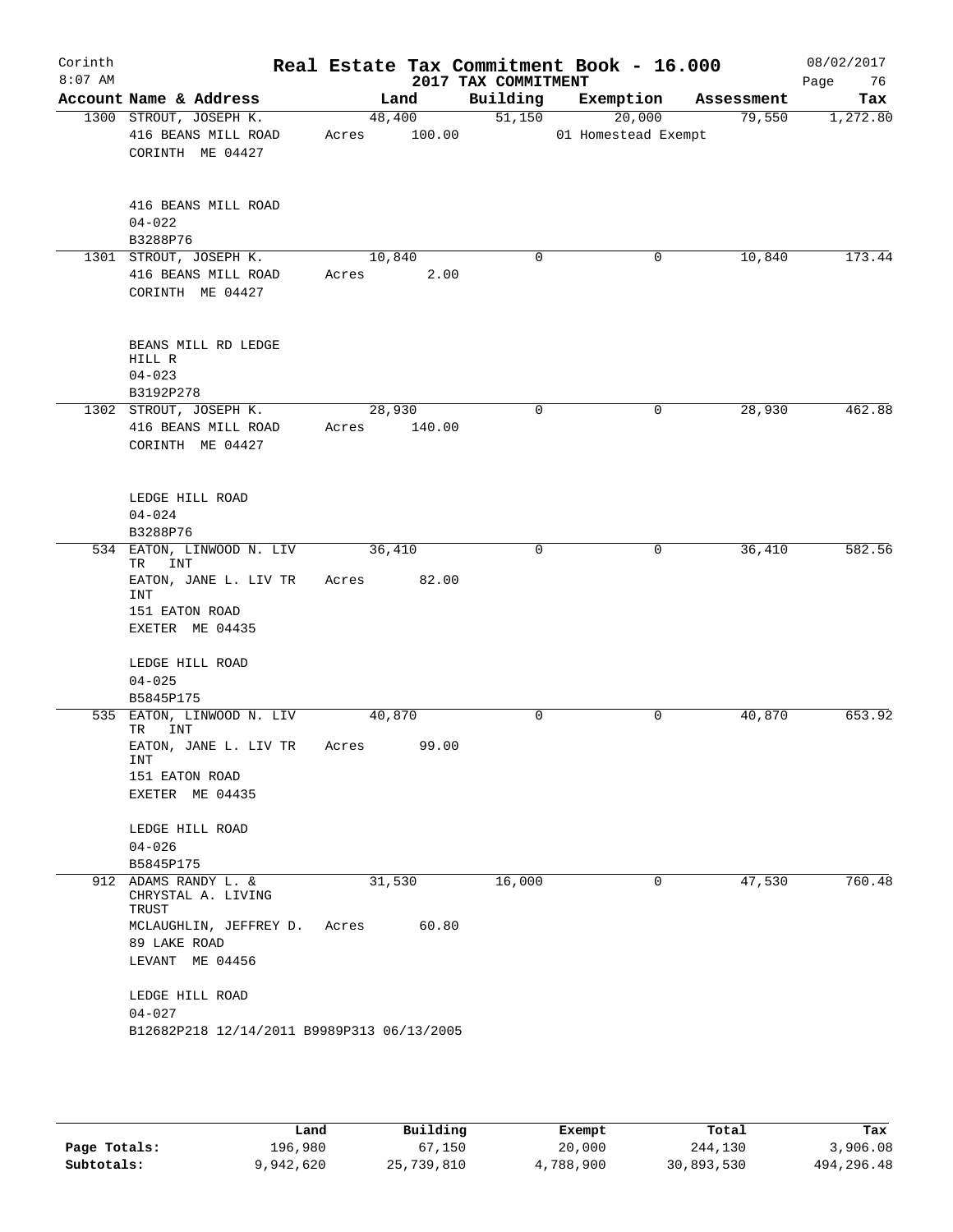# Real Estate Tax Commitment Book - 16.000

Corinth 8:07 AM — 2017 TAX COMMITMENT — 08/02/2017

| Account Name & Address | Land | Building | Exemption | Assessment | Tax |
|---|---|---|---|---|---|
| 1300 STROUT, JOSEPH K.<br>416 BEANS MILL ROAD<br>CORINTH ME 04427<br><br>416 BEANS MILL ROAD<br>04-022<br>B3288P76 | 48,400<br>Acres 100.00 | 51,150 | 20,000<br>01 Homestead Exempt | 79,550 | 1,272.80 |
| 1301 STROUT, JOSEPH K.<br>416 BEANS MILL ROAD<br>CORINTH ME 04427<br><br>BEANS MILL RD LEDGE HILL R<br>04-023<br>B3192P278 | 10,840<br>Acres 2.00 | 0 | 0 | 10,840 | 173.44 |
| 1302 STROUT, JOSEPH K.<br>416 BEANS MILL ROAD<br>CORINTH ME 04427<br><br>LEDGE HILL ROAD<br>04-024<br>B3288P76 | 28,930<br>Acres 140.00 | 0 | 0 | 28,930 | 462.88 |
| 534 EATON, LINWOOD N. LIV TR INT<br>EATON, JANE L. LIV TR INT<br>151 EATON ROAD<br>EXETER ME 04435<br><br>LEDGE HILL ROAD<br>04-025<br>B5845P175 | 36,410<br>Acres 82.00 | 0 | 0 | 36,410 | 582.56 |
| 535 EATON, LINWOOD N. LIV TR INT<br>EATON, JANE L. LIV TR INT<br>151 EATON ROAD<br>EXETER ME 04435<br><br>LEDGE HILL ROAD<br>04-026<br>B5845P175 | 40,870<br>Acres 99.00 | 0 | 0 | 40,870 | 653.92 |
| 912 ADAMS RANDY L. & CHRYSTAL A. LIVING TRUST<br>MCLAUGHLIN, JEFFREY D.<br>89 LAKE ROAD<br>LEVANT ME 04456<br><br>LEDGE HILL ROAD<br>04-027<br>B12682P218 12/14/2011 B9989P313 06/13/2005 | 31,530<br>Acres 60.80 | 16,000 | 0 | 47,530 | 760.48 |

| | Land | Building | Exempt | Total | Tax |
|---|---|---|---|---|---|
| Page Totals: | 196,980 | 67,150 | 20,000 | 244,130 | 3,906.08 |
| Subtotals: | 9,942,620 | 25,739,810 | 4,788,900 | 30,893,530 | 494,296.48 |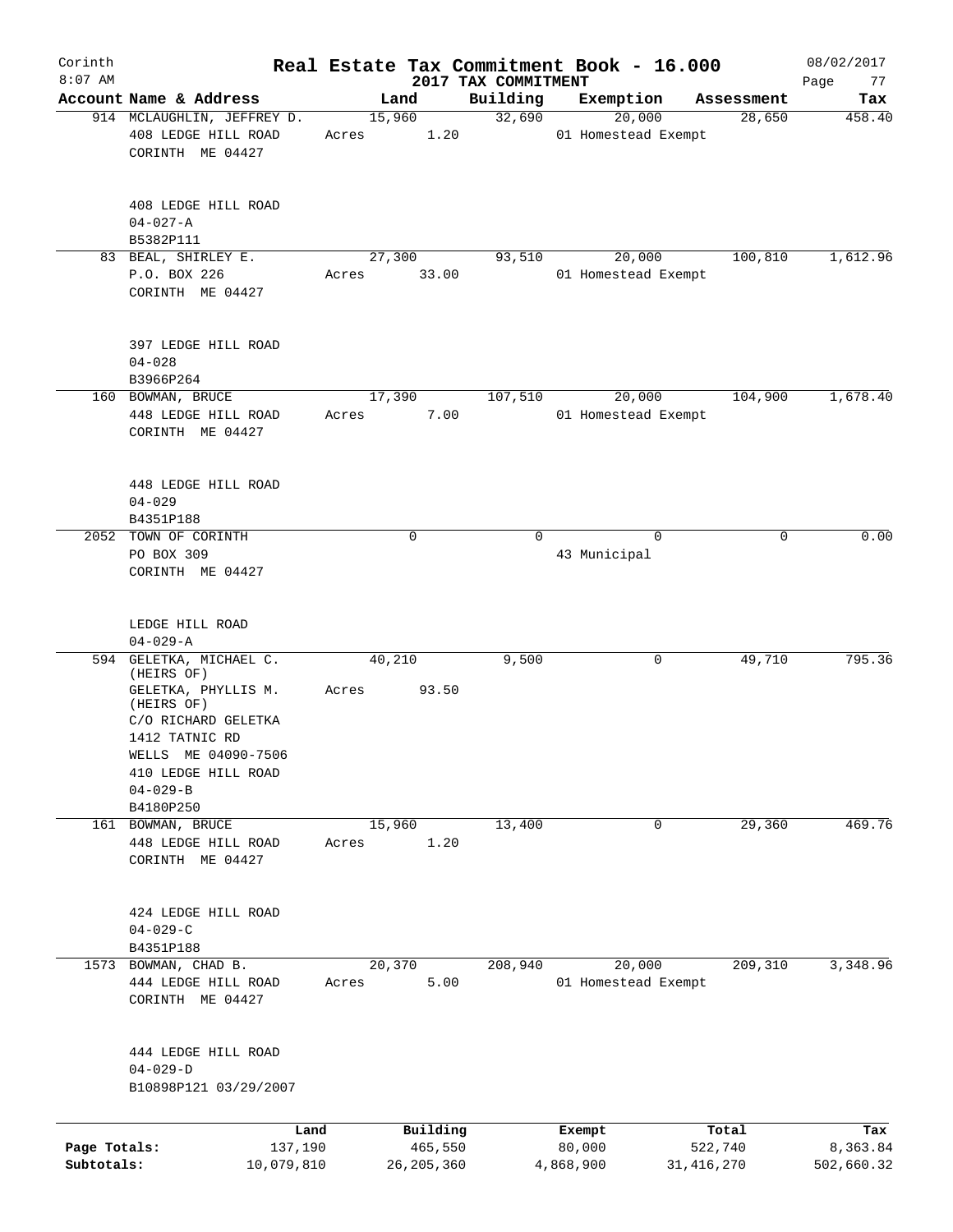# Corinth — Real Estate Tax Commitment Book - 16.000

8:07 AM — 2017 TAX COMMITMENT — 08/02/2017

| Account | Name & Address | Land | Building | Exemption | Assessment | Tax |
|---|---|---|---|---|---|---|
| 914 | MCLAUGHLIN, JEFFREY D.<br>408 LEDGE HILL ROAD<br>CORINTH ME 04427<br><br>408 LEDGE HILL ROAD<br>04-027-A<br>B5382P111 | 15,960<br>Acres 1.20 | 32,690 | 20,000<br>01 Homestead Exempt | 28,650 | 458.40 |
| 83 | BEAL, SHIRLEY E.<br>P.O. BOX 226<br>CORINTH ME 04427<br><br>397 LEDGE HILL ROAD<br>04-028<br>B3966P264 | 27,300<br>Acres 33.00 | 93,510 | 20,000<br>01 Homestead Exempt | 100,810 | 1,612.96 |
| 160 | BOWMAN, BRUCE<br>448 LEDGE HILL ROAD<br>CORINTH ME 04427<br><br>448 LEDGE HILL ROAD<br>04-029<br>B4351P188 | 17,390<br>Acres 7.00 | 107,510 | 20,000<br>01 Homestead Exempt | 104,900 | 1,678.40 |
| 2052 | TOWN OF CORINTH<br>PO BOX 309<br>CORINTH ME 04427<br><br>LEDGE HILL ROAD<br>04-029-A | 0 | 0 | 0<br>43 Municipal | 0 | 0.00 |
| 594 | GELETKA, MICHAEL C. (HEIRS OF)<br>GELETKA, PHYLLIS M. (HEIRS OF)<br>C/O RICHARD GELETKA<br>1412 TATNIC RD<br>WELLS ME 04090-7506<br>410 LEDGE HILL ROAD<br>04-029-B<br>B4180P250 | 40,210<br>Acres 93.50 | 9,500 | 0 | 49,710 | 795.36 |
| 161 | BOWMAN, BRUCE<br>448 LEDGE HILL ROAD<br>CORINTH ME 04427<br><br>424 LEDGE HILL ROAD<br>04-029-C<br>B4351P188 | 15,960<br>Acres 1.20 | 13,400 | 0 | 29,360 | 469.76 |
| 1573 | BOWMAN, CHAD B.<br>444 LEDGE HILL ROAD<br>CORINTH ME 04427<br><br>444 LEDGE HILL ROAD<br>04-029-D<br>B10898P121 03/29/2007 | 20,370<br>Acres 5.00 | 208,940 | 20,000<br>01 Homestead Exempt | 209,310 | 3,348.96 |

| | Land | Building | Exempt | Total | Tax |
|---|---|---|---|---|---|
| Page Totals: | 137,190 | 465,550 | 80,000 | 522,740 | 8,363.84 |
| Subtotals: | 10,079,810 | 26,205,360 | 4,868,900 | 31,416,270 | 502,660.32 |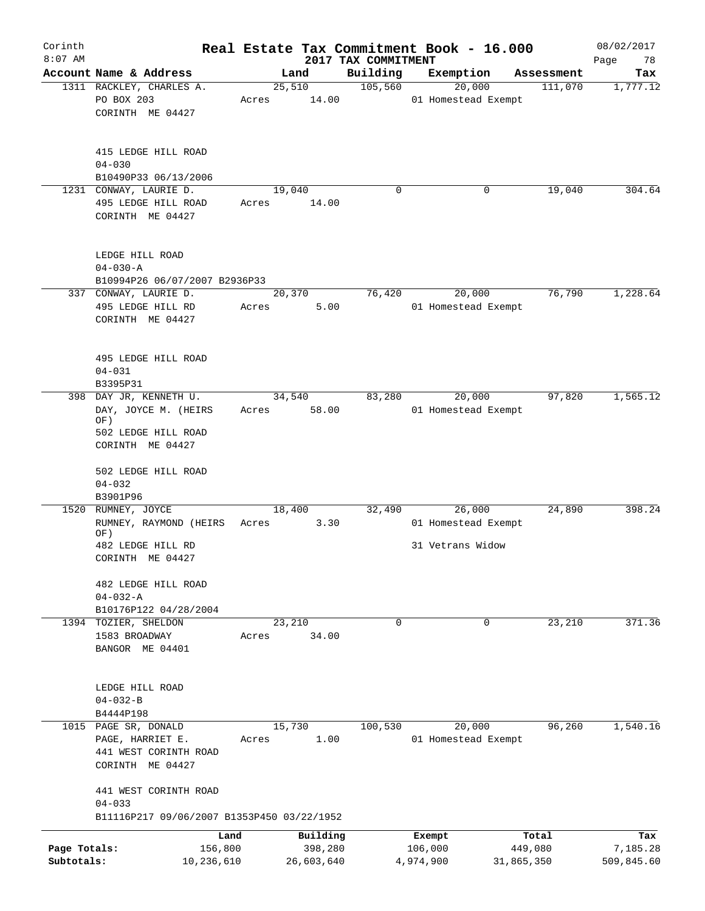Corinth 8:07 AM

# Real Estate Tax Commitment Book - 16.000

2017 TAX COMMITMENT

08/02/2017

| Account Name & Address | Land | Building | Exemption | Assessment | Tax |
|---|---|---|---|---|---|
| 1311 RACKLEY, CHARLES A.<br>PO BOX 203<br>CORINTH ME 04427<br><br>415 LEDGE HILL ROAD<br>04-030<br>B10490P33 06/13/2006 | 25,510<br>Acres 14.00 | 105,560 | 20,000<br>01 Homestead Exempt | 111,070 | 1,777.12 |
| 1231 CONWAY, LAURIE D.<br>495 LEDGE HILL ROAD<br>CORINTH ME 04427<br><br>LEDGE HILL ROAD<br>04-030-A<br>B10994P26 06/07/2007 B2936P33 | 19,040<br>Acres 14.00 | 0 | 0 | 19,040 | 304.64 |
| 337 CONWAY, LAURIE D.<br>495 LEDGE HILL RD<br>CORINTH ME 04427<br><br>495 LEDGE HILL ROAD<br>04-031<br>B3395P31 | 20,370<br>Acres 5.00 | 76,420 | 20,000<br>01 Homestead Exempt | 76,790 | 1,228.64 |
| 398 DAY JR, KENNETH U.<br>DAY, JOYCE M. (HEIRS OF)<br>502 LEDGE HILL ROAD<br>CORINTH ME 04427<br><br>502 LEDGE HILL ROAD<br>04-032<br>B3901P96 | 34,540<br>Acres 58.00 | 83,280 | 20,000<br>01 Homestead Exempt | 97,820 | 1,565.12 |
| 1520 RUMNEY, JOYCE<br>RUMNEY, RAYMOND (HEIRS OF)<br>482 LEDGE HILL RD<br>CORINTH ME 04427<br><br>482 LEDGE HILL ROAD<br>04-032-A<br>B10176P122 04/28/2004 | 18,400<br>Acres 3.30 | 32,490 | 26,000<br>01 Homestead Exempt<br>31 Vetrans Widow | 24,890 | 398.24 |
| 1394 TOZIER, SHELDON<br>1583 BROADWAY<br>BANGOR ME 04401<br><br>LEDGE HILL ROAD<br>04-032-B<br>B4444P198 | 23,210<br>Acres 34.00 | 0 | 0 | 23,210 | 371.36 |
| 1015 PAGE SR, DONALD<br>PAGE, HARRIET E.<br>441 WEST CORINTH ROAD<br>CORINTH ME 04427<br><br>441 WEST CORINTH ROAD<br>04-033<br>B11116P217 09/06/2007 B1353P450 03/22/1952 | 15,730<br>Acres 1.00 | 100,530 | 20,000<br>01 Homestead Exempt | 96,260 | 1,540.16 |

| | Land | Building | Exempt | Total | Tax |
|---|---|---|---|---|---|
| Page Totals: | 156,800 | 398,280 | 106,000 | 449,080 | 7,185.28 |
| Subtotals: | 10,236,610 | 26,603,640 | 4,974,900 | 31,865,350 | 509,845.60 |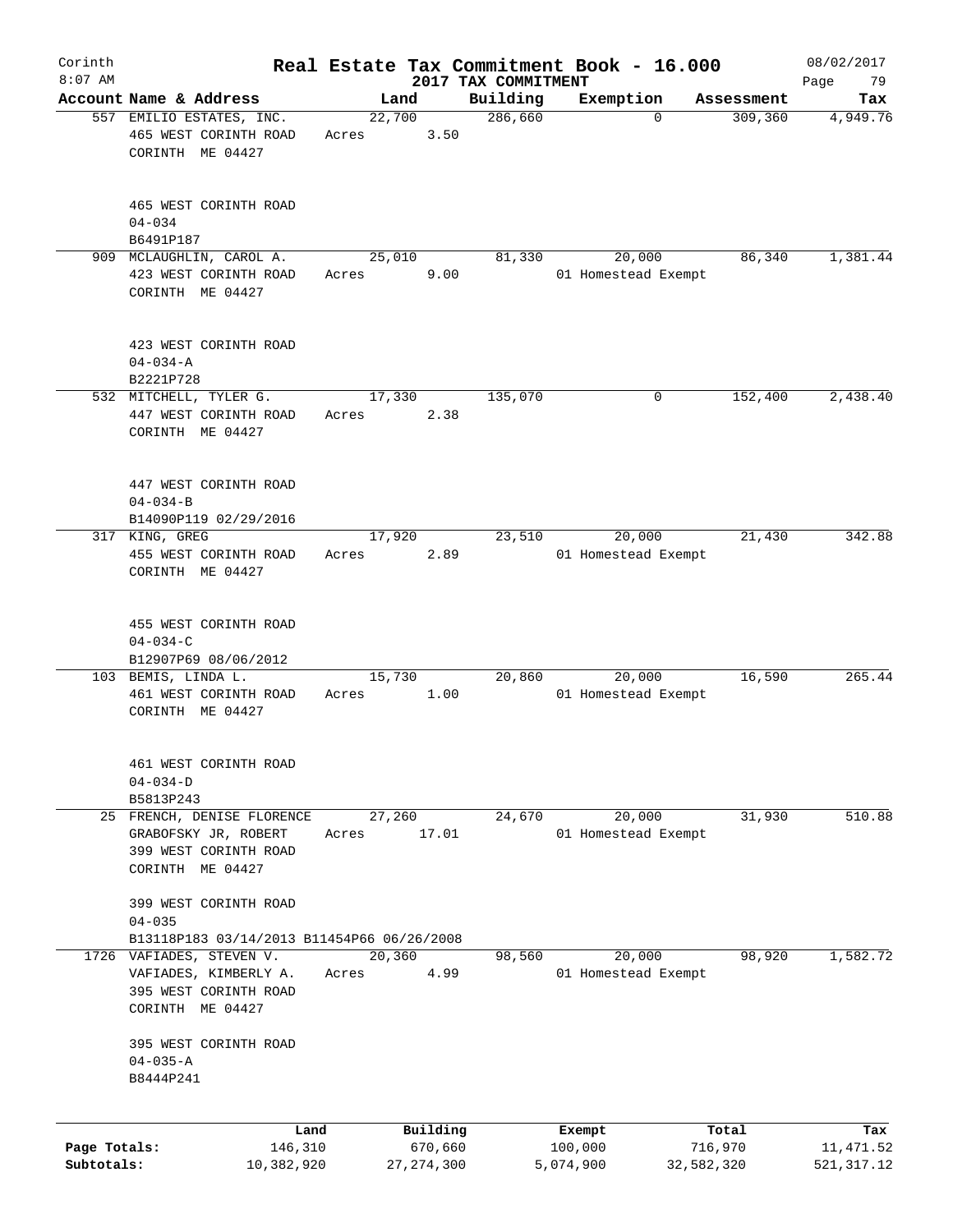# Real Estate Tax Commitment Book - 16.000

Corinth
8:07 AM

2017 TAX COMMITMENT

08/02/2017

| Account Name & Address | Land | Building | Exemption | Assessment | Tax |
|---|---|---|---|---|---|
| 557 EMILIO ESTATES, INC.<br>465 WEST CORINTH ROAD<br>CORINTH ME 04427<br><br>465 WEST CORINTH ROAD<br>04-034<br>B6491P187 | 22,700<br>Acres 3.50 | 286,660 | 0 | 309,360 | 4,949.76 |
| 909 MCLAUGHLIN, CAROL A.<br>423 WEST CORINTH ROAD<br>CORINTH ME 04427<br><br>423 WEST CORINTH ROAD<br>04-034-A<br>B2221P728 | 25,010<br>Acres 9.00 | 81,330 | 20,000<br>01 Homestead Exempt | 86,340 | 1,381.44 |
| 532 MITCHELL, TYLER G.<br>447 WEST CORINTH ROAD<br>CORINTH ME 04427<br><br>447 WEST CORINTH ROAD<br>04-034-B<br>B14090P119 02/29/2016 | 17,330<br>Acres 2.38 | 135,070 | 0 | 152,400 | 2,438.40 |
| 317 KING, GREG<br>455 WEST CORINTH ROAD<br>CORINTH ME 04427<br><br>455 WEST CORINTH ROAD<br>04-034-C<br>B12907P69 08/06/2012 | 17,920<br>Acres 2.89 | 23,510 | 20,000<br>01 Homestead Exempt | 21,430 | 342.88 |
| 103 BEMIS, LINDA L.<br>461 WEST CORINTH ROAD<br>CORINTH ME 04427<br><br>461 WEST CORINTH ROAD<br>04-034-D<br>B5813P243 | 15,730<br>Acres 1.00 | 20,860 | 20,000<br>01 Homestead Exempt | 16,590 | 265.44 |
| 25 FRENCH, DENISE FLORENCE<br>GRABOFSKY JR, ROBERT<br>399 WEST CORINTH ROAD<br>CORINTH ME 04427<br><br>399 WEST CORINTH ROAD<br>04-035<br>B13118P183 03/14/2013 B11454P66 06/26/2008 | 27,260<br>Acres 17.01 | 24,670 | 20,000<br>01 Homestead Exempt | 31,930 | 510.88 |
| 1726 VAFIADES, STEVEN V.<br>VAFIADES, KIMBERLY A.<br>395 WEST CORINTH ROAD<br>CORINTH ME 04427<br><br>395 WEST CORINTH ROAD<br>04-035-A<br>B8444P241 | 20,360<br>Acres 4.99 | 98,560 | 20,000<br>01 Homestead Exempt | 98,920 | 1,582.72 |

| | Land | Building | Exempt | Total | Tax |
|---|---|---|---|---|---|
| Page Totals: | 146,310 | 670,660 | 100,000 | 716,970 | 11,471.52 |
| Subtotals: | 10,382,920 | 27,274,300 | 5,074,900 | 32,582,320 | 521,317.12 |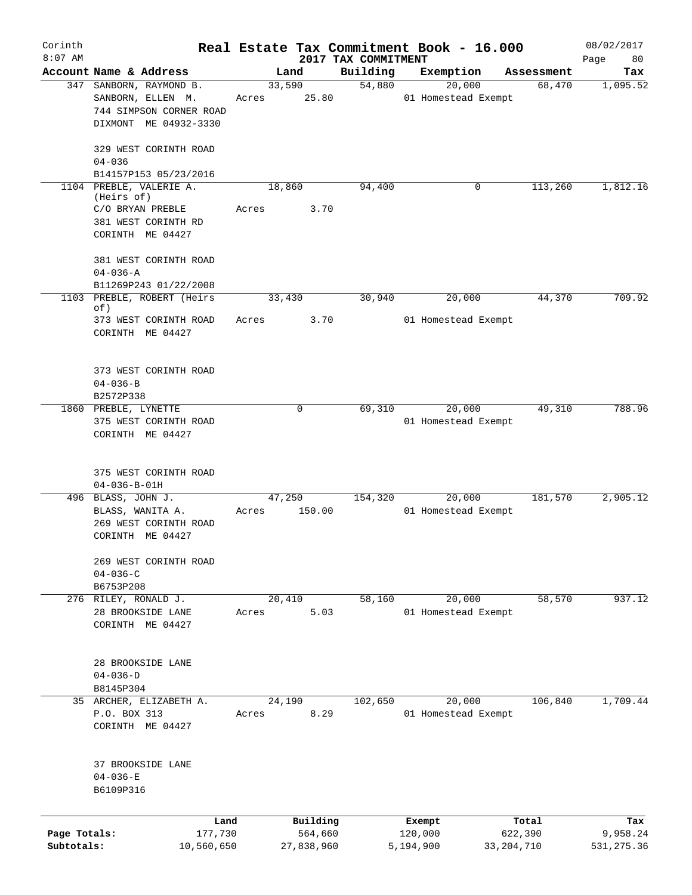Corinth 8:07 AM

# Real Estate Tax Commitment Book - 16.000

2017 TAX COMMITMENT

08/02/2017

| Account Name & Address | Land | Building | Exemption | Assessment | Tax |
|---|---|---|---|---|---|
| 347 SANBORN, RAYMOND B.<br>SANBORN, ELLEN M.<br>744 SIMPSON CORNER ROAD<br>DIXMONT ME 04932-3330<br><br>329 WEST CORINTH ROAD<br>04-036<br>B14157P153 05/23/2016 | 33,590<br>Acres 25.80 | 54,880 | 20,000<br>01 Homestead Exempt | 68,470 | 1,095.52 |
| 1104 PREBLE, VALERIE A. (Heirs of)<br>C/O BRYAN PREBLE<br>381 WEST CORINTH RD<br>CORINTH ME 04427<br><br>381 WEST CORINTH ROAD<br>04-036-A<br>B11269P243 01/22/2008 | 18,860<br>Acres 3.70 | 94,400 | 0 | 113,260 | 1,812.16 |
| 1103 PREBLE, ROBERT (Heirs of)<br>373 WEST CORINTH ROAD<br>CORINTH ME 04427<br><br>373 WEST CORINTH ROAD<br>04-036-B<br>B2572P338 | 33,430<br>Acres 3.70 | 30,940 | 20,000<br>01 Homestead Exempt | 44,370 | 709.92 |
| 1860 PREBLE, LYNETTE<br>375 WEST CORINTH ROAD<br>CORINTH ME 04427<br><br>375 WEST CORINTH ROAD<br>04-036-B-01H | 0 | 69,310 | 20,000<br>01 Homestead Exempt | 49,310 | 788.96 |
| 496 BLASS, JOHN J.<br>BLASS, WANITA A.<br>269 WEST CORINTH ROAD<br>CORINTH ME 04427<br><br>269 WEST CORINTH ROAD<br>04-036-C<br>B6753P208 | 47,250<br>Acres 150.00 | 154,320 | 20,000<br>01 Homestead Exempt | 181,570 | 2,905.12 |
| 276 RILEY, RONALD J.<br>28 BROOKSIDE LANE<br>CORINTH ME 04427<br><br>28 BROOKSIDE LANE<br>04-036-D<br>B8145P304 | 20,410<br>Acres 5.03 | 58,160 | 20,000<br>01 Homestead Exempt | 58,570 | 937.12 |
| 35 ARCHER, ELIZABETH A.<br>P.O. BOX 313<br>CORINTH ME 04427<br><br>37 BROOKSIDE LANE<br>04-036-E<br>B6109P316 | 24,190<br>Acres 8.29 | 102,650 | 20,000<br>01 Homestead Exempt | 106,840 | 1,709.44 |

| | Land | Building | Exempt | Total | Tax |
|---|---|---|---|---|---|
| Page Totals: | 177,730 | 564,660 | 120,000 | 622,390 | 9,958.24 |
| Subtotals: | 10,560,650 | 27,838,960 | 5,194,900 | 33,204,710 | 531,275.36 |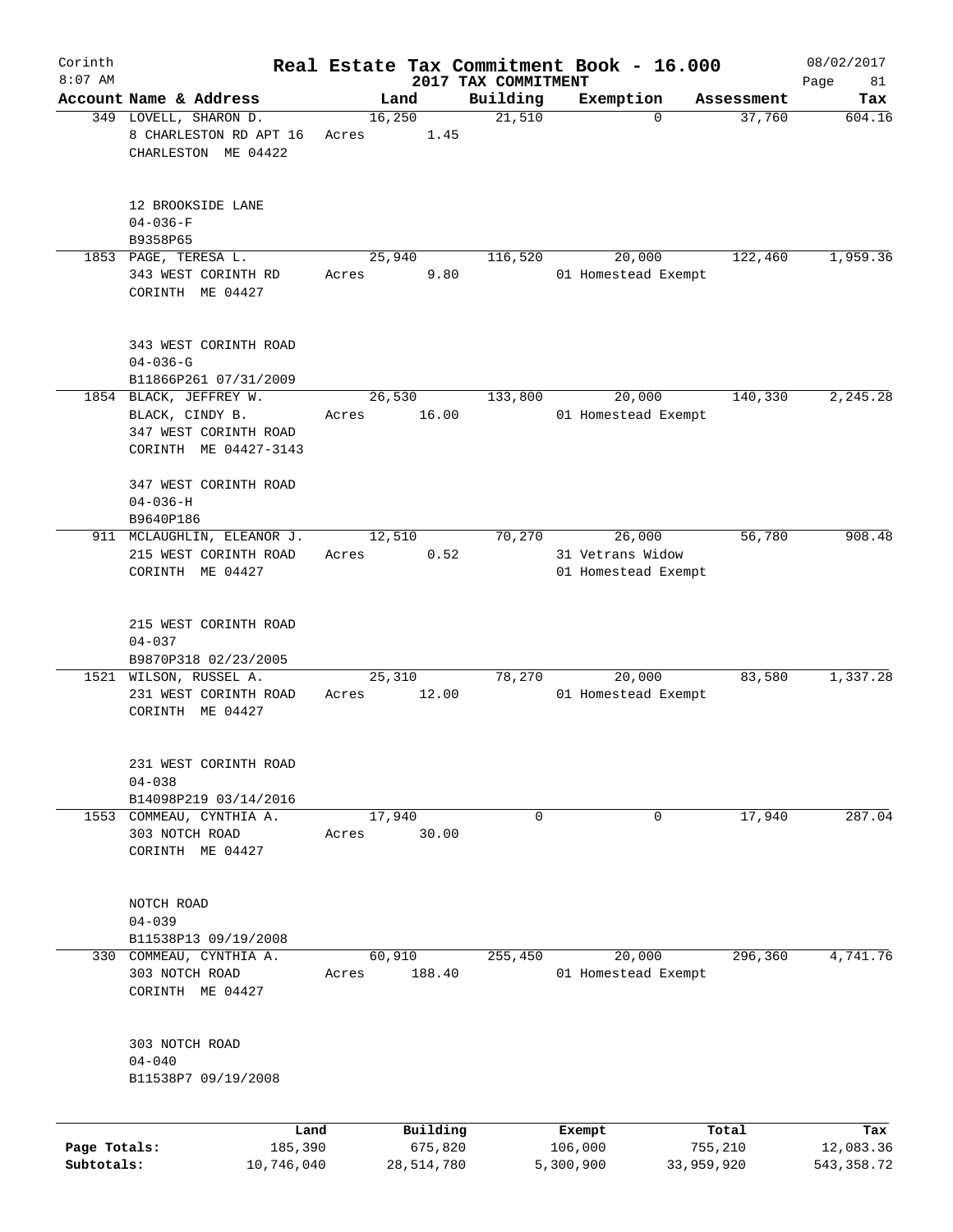# Real Estate Tax Commitment Book - 16.000

Corinth
8:07 AM

2017 TAX COMMITMENT

08/02/2017

| Account | Name & Address | Land | Building | Exemption | Assessment | Tax |
|---|---|---|---|---|---|---|
| 349 | LOVELL, SHARON D.<br>8 CHARLESTON RD APT 16<br>CHARLESTON ME 04422<br><br>12 BROOKSIDE LANE<br>04-036-F<br>B9358P65 | 16,250<br>Acres 1.45 | 21,510 | 0 | 37,760 | 604.16 |
| 1853 | PAGE, TERESA L.<br>343 WEST CORINTH RD<br>CORINTH ME 04427<br><br>343 WEST CORINTH ROAD<br>04-036-G<br>B11866P261 07/31/2009 | 25,940<br>Acres 9.80 | 116,520 | 20,000<br>01 Homestead Exempt | 122,460 | 1,959.36 |
| 1854 | BLACK, JEFFREY W.<br>BLACK, CINDY B.<br>347 WEST CORINTH ROAD<br>CORINTH ME 04427-3143<br><br>347 WEST CORINTH ROAD<br>04-036-H<br>B9640P186 | 26,530<br>Acres 16.00 | 133,800 | 20,000<br>01 Homestead Exempt | 140,330 | 2,245.28 |
| 911 | MCLAUGHLIN, ELEANOR J.<br>215 WEST CORINTH ROAD<br>CORINTH ME 04427<br><br>215 WEST CORINTH ROAD<br>04-037<br>B9870P318 02/23/2005 | 12,510<br>Acres 0.52 | 70,270 | 26,000<br>31 Vetrans Widow<br>01 Homestead Exempt | 56,780 | 908.48 |
| 1521 | WILSON, RUSSEL A.<br>231 WEST CORINTH ROAD<br>CORINTH ME 04427<br><br>231 WEST CORINTH ROAD<br>04-038<br>B14098P219 03/14/2016 | 25,310<br>Acres 12.00 | 78,270 | 20,000<br>01 Homestead Exempt | 83,580 | 1,337.28 |
| 1553 | COMMEAU, CYNTHIA A.<br>303 NOTCH ROAD<br>CORINTH ME 04427<br><br>NOTCH ROAD<br>04-039<br>B11538P13 09/19/2008 | 17,940<br>Acres 30.00 | 0 | 0 | 17,940 | 287.04 |
| 330 | COMMEAU, CYNTHIA A.<br>303 NOTCH ROAD<br>CORINTH ME 04427<br><br>303 NOTCH ROAD<br>04-040<br>B11538P7 09/19/2008 | 60,910<br>Acres 188.40 | 255,450 | 20,000<br>01 Homestead Exempt | 296,360 | 4,741.76 |

| | Land | Building | Exempt | Total | Tax |
|---|---|---|---|---|---|
| Page Totals: | 185,390 | 675,820 | 106,000 | 755,210 | 12,083.36 |
| Subtotals: | 10,746,040 | 28,514,780 | 5,300,900 | 33,959,920 | 543,358.72 |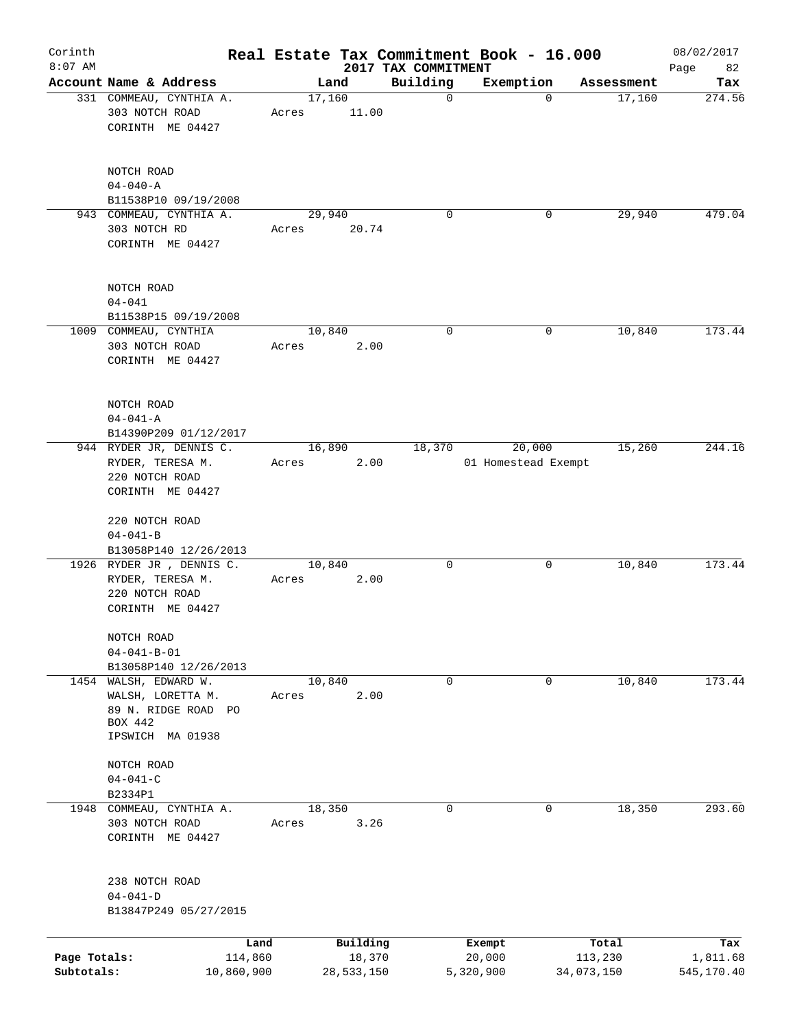# Real Estate Tax Commitment Book - 16.000

Corinth
8:07 AM

2017 TAX COMMITMENT

08/02/2017

| Account Name & Address | Land | Building | Exemption | Assessment | Tax |
|---|---|---|---|---|---|
| 331 COMMEAU, CYNTHIA A.<br>303 NOTCH ROAD<br>CORINTH ME 04427<br><br>NOTCH ROAD<br>04-040-A<br>B11538P10 09/19/2008 | 17,160<br>Acres 11.00 | 0 | 0 | 17,160 | 274.56 |
| 943 COMMEAU, CYNTHIA A.<br>303 NOTCH RD<br>CORINTH ME 04427<br><br>NOTCH ROAD<br>04-041<br>B11538P15 09/19/2008 | 29,940<br>Acres 20.74 | 0 | 0 | 29,940 | 479.04 |
| 1009 COMMEAU, CYNTHIA<br>303 NOTCH ROAD<br>CORINTH ME 04427<br><br>NOTCH ROAD<br>04-041-A<br>B14390P209 01/12/2017 | 10,840<br>Acres 2.00 | 0 | 0 | 10,840 | 173.44 |
| 944 RYDER JR, DENNIS C.<br>RYDER, TERESA M.<br>220 NOTCH ROAD<br>CORINTH ME 04427<br><br>220 NOTCH ROAD<br>04-041-B<br>B13058P140 12/26/2013 | 16,890<br>Acres 2.00 | 18,370 | 20,000<br>01 Homestead Exempt | 15,260 | 244.16 |
| 1926 RYDER JR , DENNIS C.<br>RYDER, TERESA M.<br>220 NOTCH ROAD<br>CORINTH ME 04427<br><br>NOTCH ROAD<br>04-041-B-01<br>B13058P140 12/26/2013 | 10,840<br>Acres 2.00 | 0 | 0 | 10,840 | 173.44 |
| 1454 WALSH, EDWARD W.<br>WALSH, LORETTA M.<br>89 N. RIDGE ROAD PO<br>BOX 442<br>IPSWICH MA 01938<br><br>NOTCH ROAD<br>04-041-C<br>B2334P1 | 10,840<br>Acres 2.00 | 0 | 0 | 10,840 | 173.44 |
| 1948 COMMEAU, CYNTHIA A.<br>303 NOTCH ROAD<br>CORINTH ME 04427<br><br>238 NOTCH ROAD<br>04-041-D<br>B13847P249 05/27/2015 | 18,350<br>Acres 3.26 | 0 | 0 | 18,350 | 293.60 |

| | Land | Building | Exempt | Total | Tax |
|---|---|---|---|---|---|
| Page Totals: | 114,860 | 18,370 | 20,000 | 113,230 | 1,811.68 |
| Subtotals: | 10,860,900 | 28,533,150 | 5,320,900 | 34,073,150 | 545,170.40 |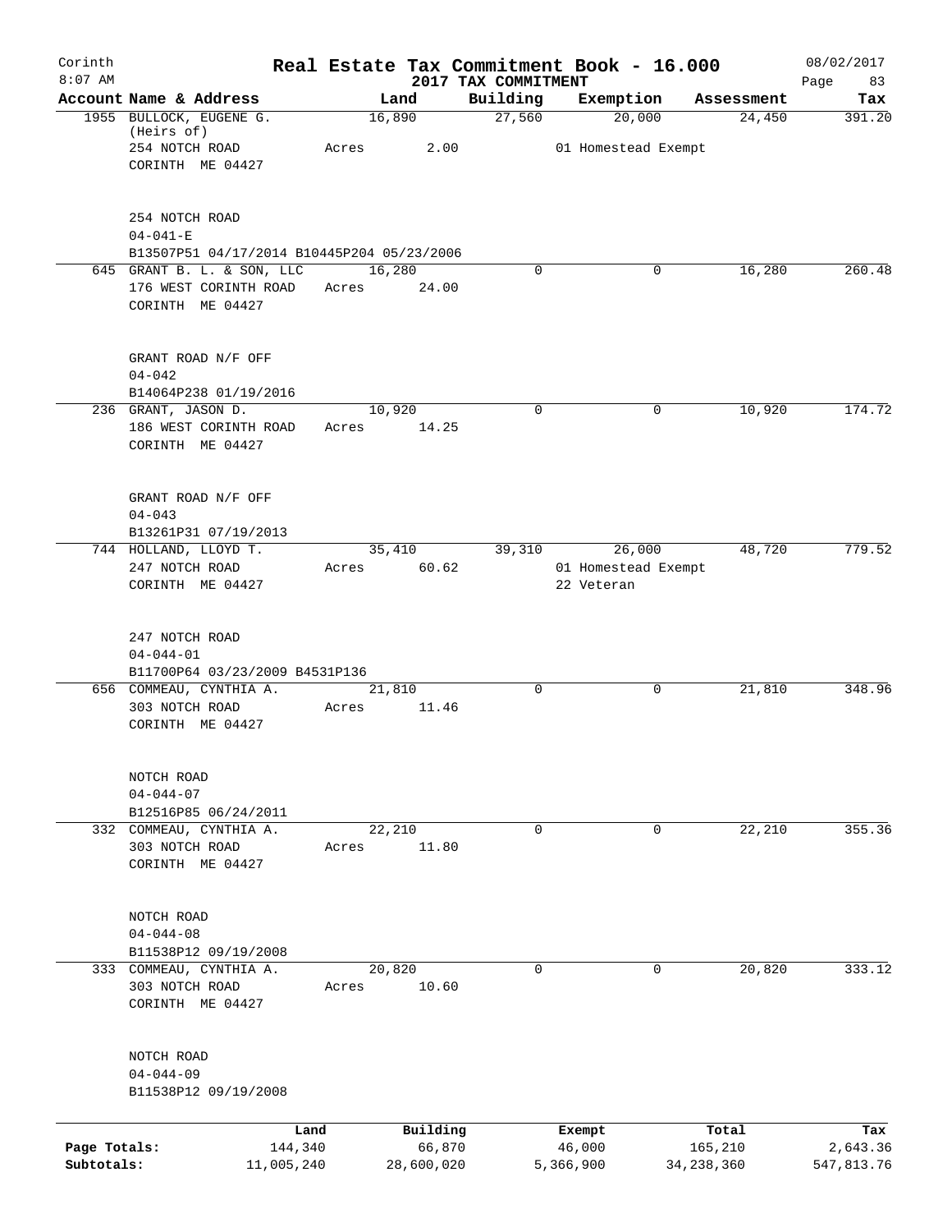# Real Estate Tax Commitment Book - 16.000

Corinth
8:07 AM

2017 TAX COMMITMENT

08/02/2017

| Account Name & Address | Land | Building | Exemption | Assessment | Tax |
|---|---|---|---|---|---|
| 1955 BULLOCK, EUGENE G. (Heirs of)<br>254 NOTCH ROAD<br>CORINTH ME 04427<br><br>254 NOTCH ROAD<br>04-041-E<br>B13507P51 04/17/2014 B10445P204 05/23/2006 | 16,890<br>Acres 2.00 | 27,560 | 20,000<br>01 Homestead Exempt | 24,450 | 391.20 |
| 645 GRANT B. L. & SON, LLC<br>176 WEST CORINTH ROAD<br>CORINTH ME 04427<br><br>GRANT ROAD N/F OFF<br>04-042<br>B14064P238 01/19/2016 | 16,280<br>Acres 24.00 | 0 | 0 | 16,280 | 260.48 |
| 236 GRANT, JASON D.<br>186 WEST CORINTH ROAD<br>CORINTH ME 04427<br><br>GRANT ROAD N/F OFF<br>04-043<br>B13261P31 07/19/2013 | 10,920<br>Acres 14.25 | 0 | 0 | 10,920 | 174.72 |
| 744 HOLLAND, LLOYD T.<br>247 NOTCH ROAD<br>CORINTH ME 04427<br><br>247 NOTCH ROAD<br>04-044-01<br>B11700P64 03/23/2009 B4531P136 | 35,410<br>Acres 60.62 | 39,310 | 26,000<br>01 Homestead Exempt<br>22 Veteran | 48,720 | 779.52 |
| 656 COMMEAU, CYNTHIA A.<br>303 NOTCH ROAD<br>CORINTH ME 04427<br><br>NOTCH ROAD<br>04-044-07<br>B12516P85 06/24/2011 | 21,810<br>Acres 11.46 | 0 | 0 | 21,810 | 348.96 |
| 332 COMMEAU, CYNTHIA A.<br>303 NOTCH ROAD<br>CORINTH ME 04427<br><br>NOTCH ROAD<br>04-044-08<br>B11538P12 09/19/2008 | 22,210<br>Acres 11.80 | 0 | 0 | 22,210 | 355.36 |
| 333 COMMEAU, CYNTHIA A.<br>303 NOTCH ROAD<br>CORINTH ME 04427<br><br>NOTCH ROAD<br>04-044-09<br>B11538P12 09/19/2008 | 20,820<br>Acres 10.60 | 0 | 0 | 20,820 | 333.12 |

| | Land | Building | Exempt | Total | Tax |
|---|---|---|---|---|---|
| Page Totals: | 144,340 | 66,870 | 46,000 | 165,210 | 2,643.36 |
| Subtotals: | 11,005,240 | 28,600,020 | 5,366,900 | 34,238,360 | 547,813.76 |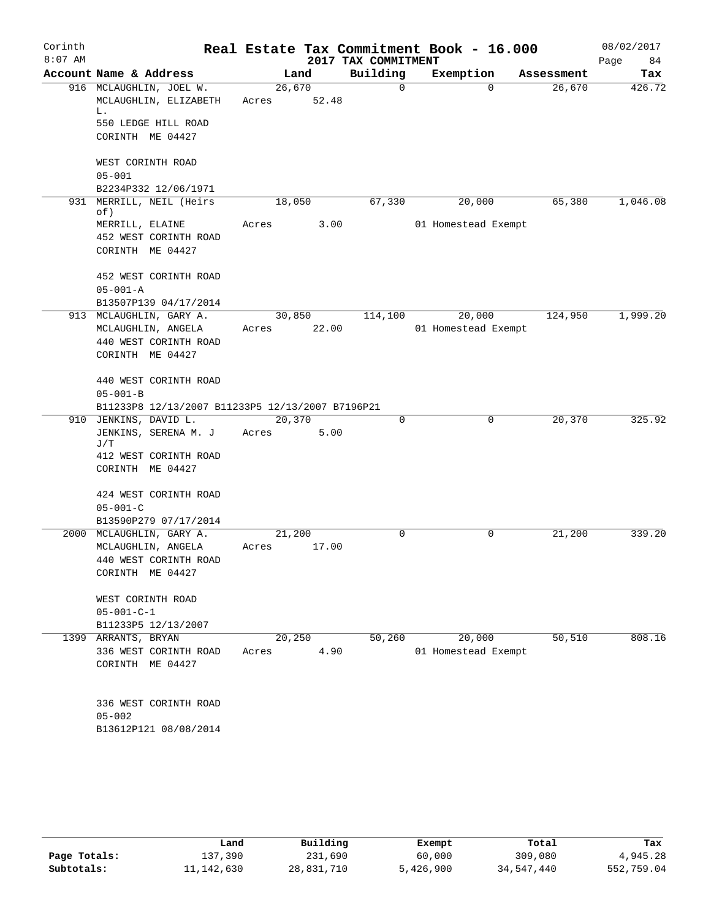# Real Estate Tax Commitment Book - 16.000

Corinth 8:07 AM — 2017 TAX COMMITMENT — 08/02/2017

| Account Name & Address | Land | Building | Exemption | Assessment | Tax |
|---|---|---|---|---|---|
| 916 MCLAUGHLIN, JOEL W. | 26,670 | 0 | 0 | 26,670 | 426.72 |
| MCLAUGHLIN, ELIZABETH L. | Acres 52.48 | | | | |
| 550 LEDGE HILL ROAD | | | | | |
| CORINTH ME 04427 | | | | | |
| WEST CORINTH ROAD | | | | | |
| 05-001 | | | | | |
| B2234P332 12/06/1971 | | | | | |
| 931 MERRILL, NEIL (Heirs of) | 18,050 | 67,330 | 20,000 | 65,380 | 1,046.08 |
| MERRILL, ELAINE | Acres 3.00 | | 01 Homestead Exempt | | |
| 452 WEST CORINTH ROAD | | | | | |
| CORINTH ME 04427 | | | | | |
| 452 WEST CORINTH ROAD | | | | | |
| 05-001-A | | | | | |
| B13507P139 04/17/2014 | | | | | |
| 913 MCLAUGHLIN, GARY A. | 30,850 | 114,100 | 20,000 | 124,950 | 1,999.20 |
| MCLAUGHLIN, ANGELA | Acres 22.00 | | 01 Homestead Exempt | | |
| 440 WEST CORINTH ROAD | | | | | |
| CORINTH ME 04427 | | | | | |
| 440 WEST CORINTH ROAD | | | | | |
| 05-001-B | | | | | |
| B11233P8 12/13/2007 B11233P5 12/13/2007 B7196P21 | | | | | |
| 910 JENKINS, DAVID L. | 20,370 | 0 | 0 | 20,370 | 325.92 |
| JENKINS, SERENA M. J J/T | Acres 5.00 | | | | |
| 412 WEST CORINTH ROAD | | | | | |
| CORINTH ME 04427 | | | | | |
| 424 WEST CORINTH ROAD | | | | | |
| 05-001-C | | | | | |
| B13590P279 07/17/2014 | | | | | |
| 2000 MCLAUGHLIN, GARY A. | 21,200 | 0 | 0 | 21,200 | 339.20 |
| MCLAUGHLIN, ANGELA | Acres 17.00 | | | | |
| 440 WEST CORINTH ROAD | | | | | |
| CORINTH ME 04427 | | | | | |
| WEST CORINTH ROAD | | | | | |
| 05-001-C-1 | | | | | |
| B11233P5 12/13/2007 | | | | | |
| 1399 ARRANTS, BRYAN | 20,250 | 50,260 | 20,000 | 50,510 | 808.16 |
| 336 WEST CORINTH ROAD | Acres 4.90 | | 01 Homestead Exempt | | |
| CORINTH ME 04427 | | | | | |
| 336 WEST CORINTH ROAD | | | | | |
| 05-002 | | | | | |
| B13612P121 08/08/2014 | | | | | |

| | Land | Building | Exempt | Total | Tax |
|---|---|---|---|---|---|
| Page Totals: | 137,390 | 231,690 | 60,000 | 309,080 | 4,945.28 |
| Subtotals: | 11,142,630 | 28,831,710 | 5,426,900 | 34,547,440 | 552,759.04 |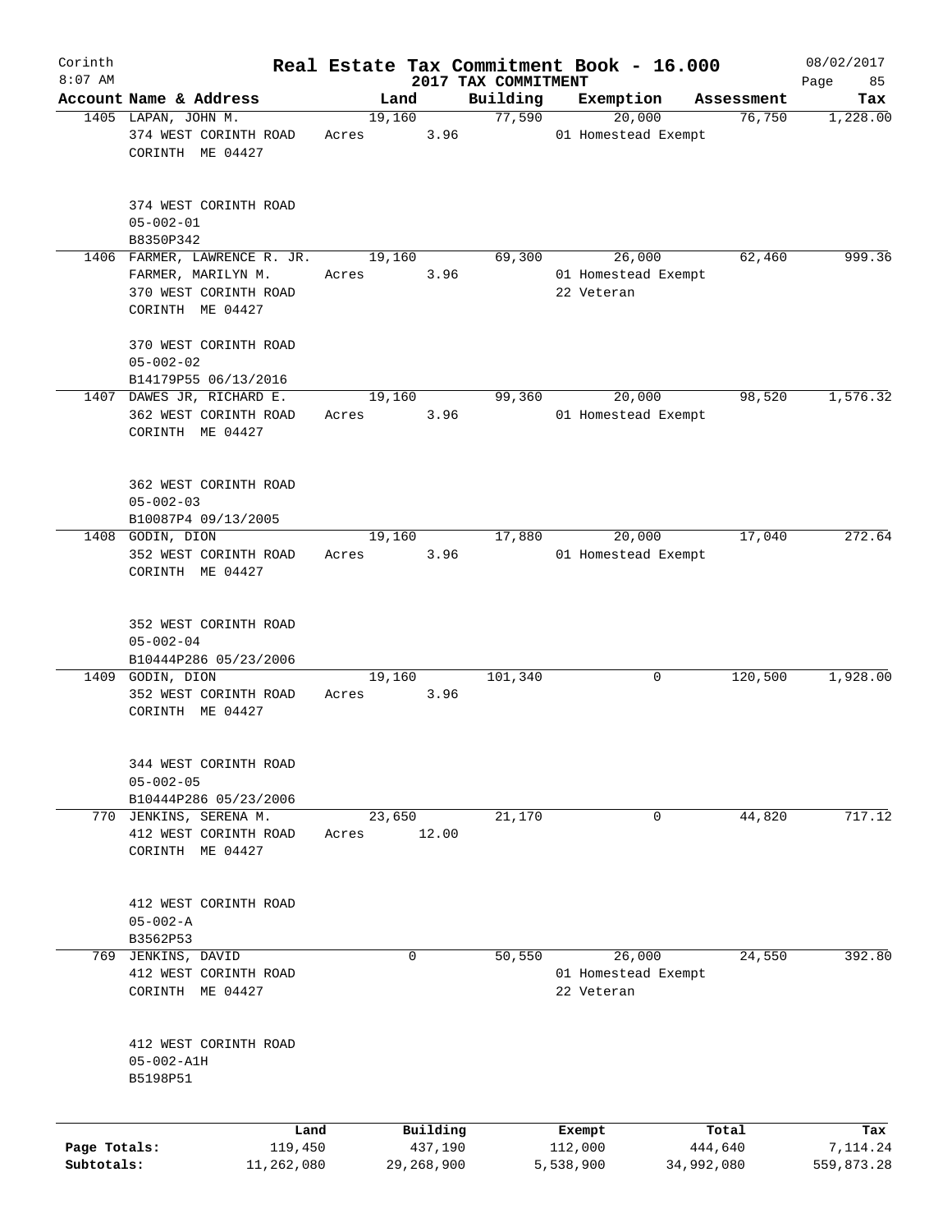# Corinth — Real Estate Tax Commitment Book - 16.000

8:07 AM — 2017 TAX COMMITMENT — 08/02/2017

| Account | Name & Address | Land | Building | Exemption | Assessment | Tax |
|---|---|---|---|---|---|---|
| 1405 | LAPAN, JOHN M.<br>374 WEST CORINTH ROAD<br>CORINTH ME 04427<br><br>374 WEST CORINTH ROAD<br>05-002-01<br>B8350P342 | 19,160<br>Acres 3.96 | 77,590 | 20,000<br>01 Homestead Exempt | 76,750 | 1,228.00 |
| 1406 | FARMER, LAWRENCE R. JR.<br>FARMER, MARILYN M.<br>370 WEST CORINTH ROAD<br>CORINTH ME 04427<br><br>370 WEST CORINTH ROAD<br>05-002-02<br>B14179P55 06/13/2016 | 19,160<br>Acres 3.96 | 69,300 | 26,000<br>01 Homestead Exempt<br>22 Veteran | 62,460 | 999.36 |
| 1407 | DAWES JR, RICHARD E.<br>362 WEST CORINTH ROAD<br>CORINTH ME 04427<br><br>362 WEST CORINTH ROAD<br>05-002-03<br>B10087P4 09/13/2005 | 19,160<br>Acres 3.96 | 99,360 | 20,000<br>01 Homestead Exempt | 98,520 | 1,576.32 |
| 1408 | GODIN, DION<br>352 WEST CORINTH ROAD<br>CORINTH ME 04427<br><br>352 WEST CORINTH ROAD<br>05-002-04<br>B10444P286 05/23/2006 | 19,160<br>Acres 3.96 | 17,880 | 20,000<br>01 Homestead Exempt | 17,040 | 272.64 |
| 1409 | GODIN, DION<br>352 WEST CORINTH ROAD<br>CORINTH ME 04427<br><br>344 WEST CORINTH ROAD<br>05-002-05<br>B10444P286 05/23/2006 | 19,160<br>Acres 3.96 | 101,340 | 0 | 120,500 | 1,928.00 |
| 770 | JENKINS, SERENA M.<br>412 WEST CORINTH ROAD<br>CORINTH ME 04427<br><br>412 WEST CORINTH ROAD<br>05-002-A<br>B3562P53 | 23,650<br>Acres 12.00 | 21,170 | 0 | 44,820 | 717.12 |
| 769 | JENKINS, DAVID<br>412 WEST CORINTH ROAD<br>CORINTH ME 04427<br><br>412 WEST CORINTH ROAD<br>05-002-A1H<br>B5198P51 | 0 | 50,550 | 26,000<br>01 Homestead Exempt<br>22 Veteran | 24,550 | 392.80 |

| | Land | Building | Exempt | Total | Tax |
|---|---|---|---|---|---|
| Page Totals: | 119,450 | 437,190 | 112,000 | 444,640 | 7,114.24 |
| Subtotals: | 11,262,080 | 29,268,900 | 5,538,900 | 34,992,080 | 559,873.28 |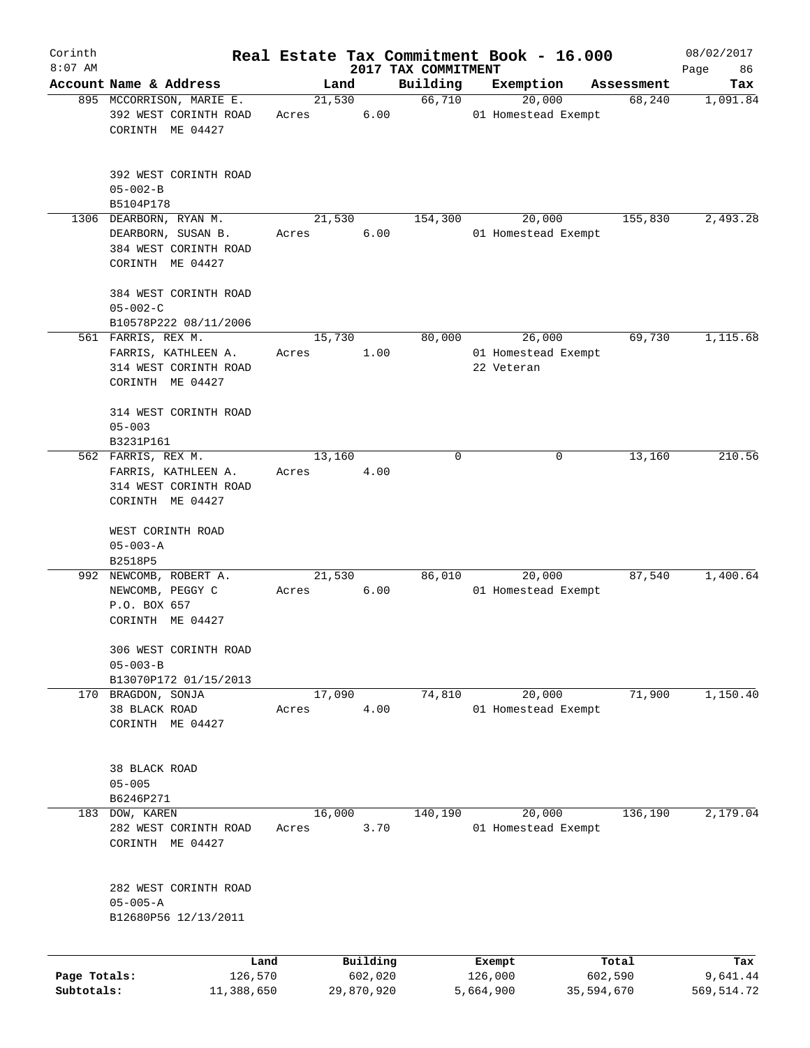# Corinth — Real Estate Tax Commitment Book - 16.000

2017 TAX COMMITMENT

08/02/2017 8:07 AM

| Account Name & Address | Land | Building | Exemption | Assessment | Tax |
|---|---|---|---|---|---|
| 895 MCCORRISON, MARIE E.<br>392 WEST CORINTH ROAD<br>CORINTH ME 04427<br><br>392 WEST CORINTH ROAD<br>05-002-B<br>B5104P178 | 21,530<br>Acres 6.00 | 66,710 | 20,000<br>01 Homestead Exempt | 68,240 | 1,091.84 |
| 1306 DEARBORN, RYAN M.<br>DEARBORN, SUSAN B.<br>384 WEST CORINTH ROAD<br>CORINTH ME 04427<br><br>384 WEST CORINTH ROAD<br>05-002-C<br>B10578P222 08/11/2006 | 21,530<br>Acres 6.00 | 154,300 | 20,000<br>01 Homestead Exempt | 155,830 | 2,493.28 |
| 561 FARRIS, REX M.<br>FARRIS, KATHLEEN A.<br>314 WEST CORINTH ROAD<br>CORINTH ME 04427<br><br>314 WEST CORINTH ROAD<br>05-003<br>B3231P161 | 15,730<br>Acres 1.00 | 80,000 | 26,000<br>01 Homestead Exempt<br>22 Veteran | 69,730 | 1,115.68 |
| 562 FARRIS, REX M.<br>FARRIS, KATHLEEN A.<br>314 WEST CORINTH ROAD<br>CORINTH ME 04427<br><br>WEST CORINTH ROAD<br>05-003-A<br>B2518P5 | 13,160<br>Acres 4.00 | 0 | 0 | 13,160 | 210.56 |
| 992 NEWCOMB, ROBERT A.<br>NEWCOMB, PEGGY C<br>P.O. BOX 657<br>CORINTH ME 04427<br><br>306 WEST CORINTH ROAD<br>05-003-B<br>B13070P172 01/15/2013 | 21,530<br>Acres 6.00 | 86,010 | 20,000<br>01 Homestead Exempt | 87,540 | 1,400.64 |
| 170 BRAGDON, SONJA<br>38 BLACK ROAD<br>CORINTH ME 04427<br><br>38 BLACK ROAD<br>05-005<br>B6246P271 | 17,090<br>Acres 4.00 | 74,810 | 20,000<br>01 Homestead Exempt | 71,900 | 1,150.40 |
| 183 DOW, KAREN<br>282 WEST CORINTH ROAD<br>CORINTH ME 04427<br><br>282 WEST CORINTH ROAD<br>05-005-A<br>B12680P56 12/13/2011 | 16,000<br>Acres 3.70 | 140,190 | 20,000<br>01 Homestead Exempt | 136,190 | 2,179.04 |

| | Land | Building | Exempt | Total | Tax |
|---|---|---|---|---|---|
| Page Totals: | 126,570 | 602,020 | 126,000 | 602,590 | 9,641.44 |
| Subtotals: | 11,388,650 | 29,870,920 | 5,664,900 | 35,594,670 | 569,514.72 |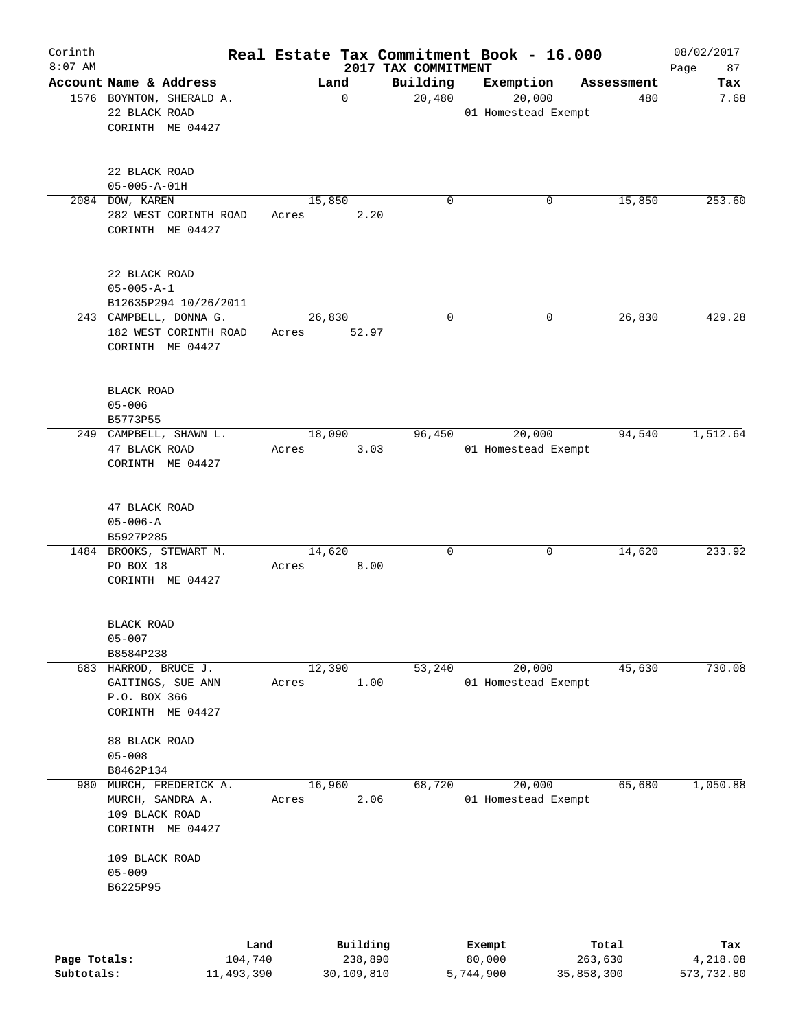# Real Estate Tax Commitment Book - 16.000

## 2017 TAX COMMITMENT

Corinth 8:07 AM — 08/02/2017

| Account Name & Address | Land | Building | Exemption | Assessment | Tax |
|---|---|---|---|---|---|
| 1576 BOYNTON, SHERALD A.<br>22 BLACK ROAD<br>CORINTH ME 04427<br><br>22 BLACK ROAD<br>05-005-A-01H | 0 | 20,480 | 20,000<br>01 Homestead Exempt | 480 | 7.68 |
| 2084 DOW, KAREN<br>282 WEST CORINTH ROAD<br>CORINTH ME 04427<br><br>22 BLACK ROAD<br>05-005-A-1<br>B12635P294 10/26/2011 | 15,850<br>Acres 2.20 | 0 | 0 | 15,850 | 253.60 |
| 243 CAMPBELL, DONNA G.<br>182 WEST CORINTH ROAD<br>CORINTH ME 04427<br><br>BLACK ROAD<br>05-006<br>B5773P55 | 26,830<br>Acres 52.97 | 0 | 0 | 26,830 | 429.28 |
| 249 CAMPBELL, SHAWN L.<br>47 BLACK ROAD<br>CORINTH ME 04427<br><br>47 BLACK ROAD<br>05-006-A<br>B5927P285 | 18,090<br>Acres 3.03 | 96,450 | 20,000<br>01 Homestead Exempt | 94,540 | 1,512.64 |
| 1484 BROOKS, STEWART M.<br>PO BOX 18<br>CORINTH ME 04427<br><br>BLACK ROAD<br>05-007<br>B8584P238 | 14,620<br>Acres 8.00 | 0 | 0 | 14,620 | 233.92 |
| 683 HARROD, BRUCE J.<br>GAITINGS, SUE ANN<br>P.O. BOX 366<br>CORINTH ME 04427<br><br>88 BLACK ROAD<br>05-008<br>B8462P134 | 12,390<br>Acres 1.00 | 53,240 | 20,000<br>01 Homestead Exempt | 45,630 | 730.08 |
| 980 MURCH, FREDERICK A.<br>MURCH, SANDRA A.<br>109 BLACK ROAD<br>CORINTH ME 04427<br><br>109 BLACK ROAD<br>05-009<br>B6225P95 | 16,960<br>Acres 2.06 | 68,720 | 20,000<br>01 Homestead Exempt | 65,680 | 1,050.88 |

| | Land | Building | Exempt | Total | Tax |
|---|---|---|---|---|---|
| Page Totals: | 104,740 | 238,890 | 80,000 | 263,630 | 4,218.08 |
| Subtotals: | 11,493,390 | 30,109,810 | 5,744,900 | 35,858,300 | 573,732.80 |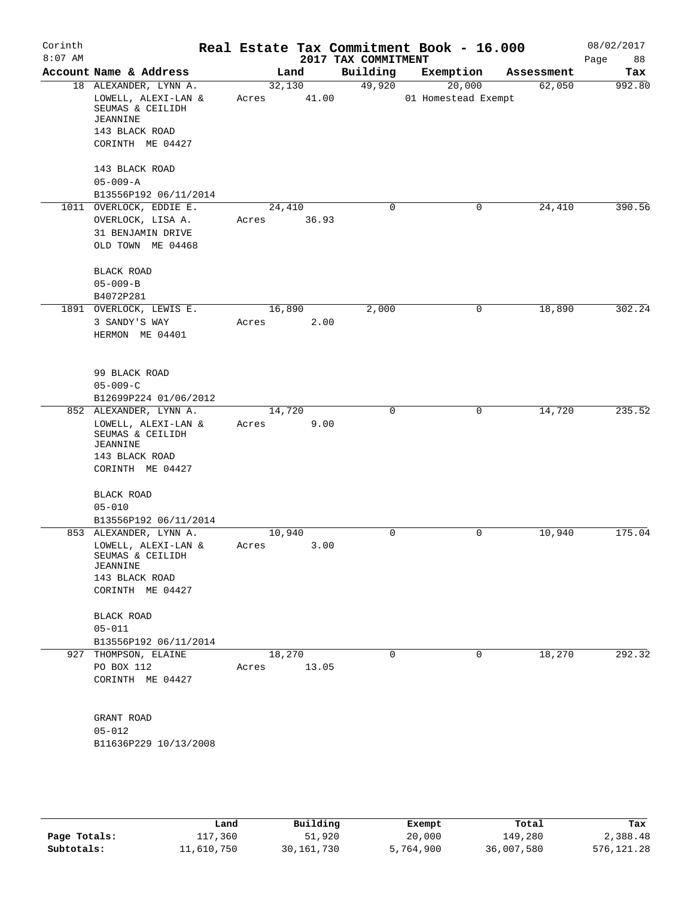Corinth 8:07 AM

# Real Estate Tax Commitment Book - 16.000

## 2017 TAX COMMITMENT

08/02/2017

| Account Name & Address | Land | Building | Exemption | Assessment | Tax |
|---|---|---|---|---|---|
| 18 ALEXANDER, LYNN A.<br>LOWELL, ALEXI-LAN & SEUMAS & CEILIDH JEANNINE<br>143 BLACK ROAD<br>CORINTH ME 04427<br><br>143 BLACK ROAD<br>05-009-A<br>B13556P192 06/11/2014 | 32,130<br>Acres 41.00 | 49,920 | 20,000<br>01 Homestead Exempt | 62,050 | 992.80 |
| 1011 OVERLOCK, EDDIE E.<br>OVERLOCK, LISA A.<br>31 BENJAMIN DRIVE<br>OLD TOWN ME 04468<br><br>BLACK ROAD<br>05-009-B<br>B4072P281 | 24,410<br>Acres 36.93 | 0 | 0 | 24,410 | 390.56 |
| 1891 OVERLOCK, LEWIS E.<br>3 SANDY'S WAY<br>HERMON ME 04401<br><br>99 BLACK ROAD<br>05-009-C<br>B12699P224 01/06/2012 | 16,890<br>Acres 2.00 | 2,000 | 0 | 18,890 | 302.24 |
| 852 ALEXANDER, LYNN A.<br>LOWELL, ALEXI-LAN & SEUMAS & CEILIDH JEANNINE<br>143 BLACK ROAD<br>CORINTH ME 04427<br><br>BLACK ROAD<br>05-010<br>B13556P192 06/11/2014 | 14,720<br>Acres 9.00 | 0 | 0 | 14,720 | 235.52 |
| 853 ALEXANDER, LYNN A.<br>LOWELL, ALEXI-LAN & SEUMAS & CEILIDH JEANNINE<br>143 BLACK ROAD<br>CORINTH ME 04427<br><br>BLACK ROAD<br>05-011<br>B13556P192 06/11/2014 | 10,940<br>Acres 3.00 | 0 | 0 | 10,940 | 175.04 |
| 927 THOMPSON, ELAINE<br>PO BOX 112<br>CORINTH ME 04427<br><br>GRANT ROAD<br>05-012<br>B11636P229 10/13/2008 | 18,270<br>Acres 13.05 | 0 | 0 | 18,270 | 292.32 |

| | Land | Building | Exempt | Total | Tax |
|---|---|---|---|---|---|
| Page Totals: | 117,360 | 51,920 | 20,000 | 149,280 | 2,388.48 |
| Subtotals: | 11,610,750 | 30,161,730 | 5,764,900 | 36,007,580 | 576,121.28 |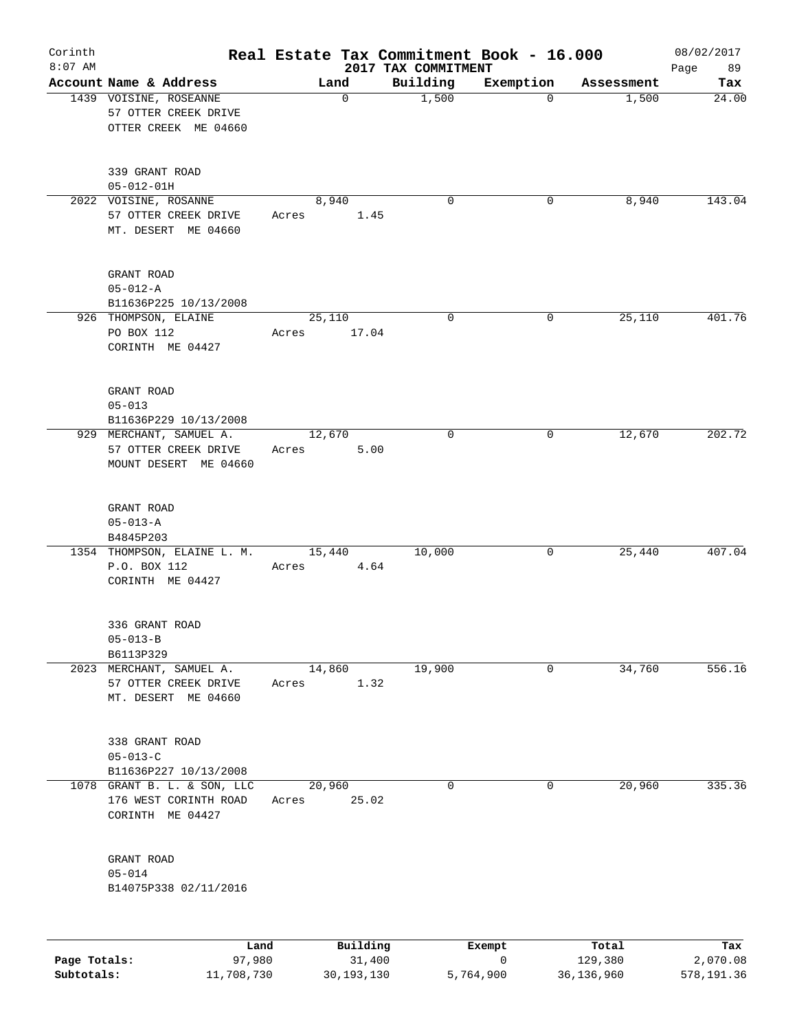# Real Estate Tax Commitment Book - 16.000

Corinth 8:07 AM — 2017 TAX COMMITMENT — 08/02/2017

| Account Name & Address | Land | Building | Exemption | Assessment | Tax |
|---|---|---|---|---|---|
| 1439 VOISINE, ROSEANNE<br>57 OTTER CREEK DRIVE<br>OTTER CREEK ME 04660<br><br>339 GRANT ROAD<br>05-012-01H | 0 | 1,500 | 0 | 1,500 | 24.00 |
| 2022 VOISINE, ROSANNE<br>57 OTTER CREEK DRIVE<br>MT. DESERT ME 04660<br><br>GRANT ROAD<br>05-012-A<br>B11636P225 10/13/2008 | 8,940<br>Acres 1.45 | 0 | 0 | 8,940 | 143.04 |
| 926 THOMPSON, ELAINE<br>PO BOX 112<br>CORINTH ME 04427<br><br>GRANT ROAD<br>05-013<br>B11636P229 10/13/2008 | 25,110<br>Acres 17.04 | 0 | 0 | 25,110 | 401.76 |
| 929 MERCHANT, SAMUEL A.<br>57 OTTER CREEK DRIVE<br>MOUNT DESERT ME 04660<br><br>GRANT ROAD<br>05-013-A<br>B4845P203 | 12,670<br>Acres 5.00 | 0 | 0 | 12,670 | 202.72 |
| 1354 THOMPSON, ELAINE L. M.<br>P.O. BOX 112<br>CORINTH ME 04427<br><br>336 GRANT ROAD<br>05-013-B<br>B6113P329 | 15,440<br>Acres 4.64 | 10,000 | 0 | 25,440 | 407.04 |
| 2023 MERCHANT, SAMUEL A.<br>57 OTTER CREEK DRIVE<br>MT. DESERT ME 04660<br><br>338 GRANT ROAD<br>05-013-C<br>B11636P227 10/13/2008 | 14,860<br>Acres 1.32 | 19,900 | 0 | 34,760 | 556.16 |
| 1078 GRANT B. L. & SON, LLC<br>176 WEST CORINTH ROAD<br>CORINTH ME 04427<br><br>GRANT ROAD<br>05-014<br>B14075P338 02/11/2016 | 20,960<br>Acres 25.02 | 0 | 0 | 20,960 | 335.36 |

| | Land | Building | Exempt | Total | Tax |
|---|---|---|---|---|---|
| Page Totals: | 97,980 | 31,400 | 0 | 129,380 | 2,070.08 |
| Subtotals: | 11,708,730 | 30,193,130 | 5,764,900 | 36,136,960 | 578,191.36 |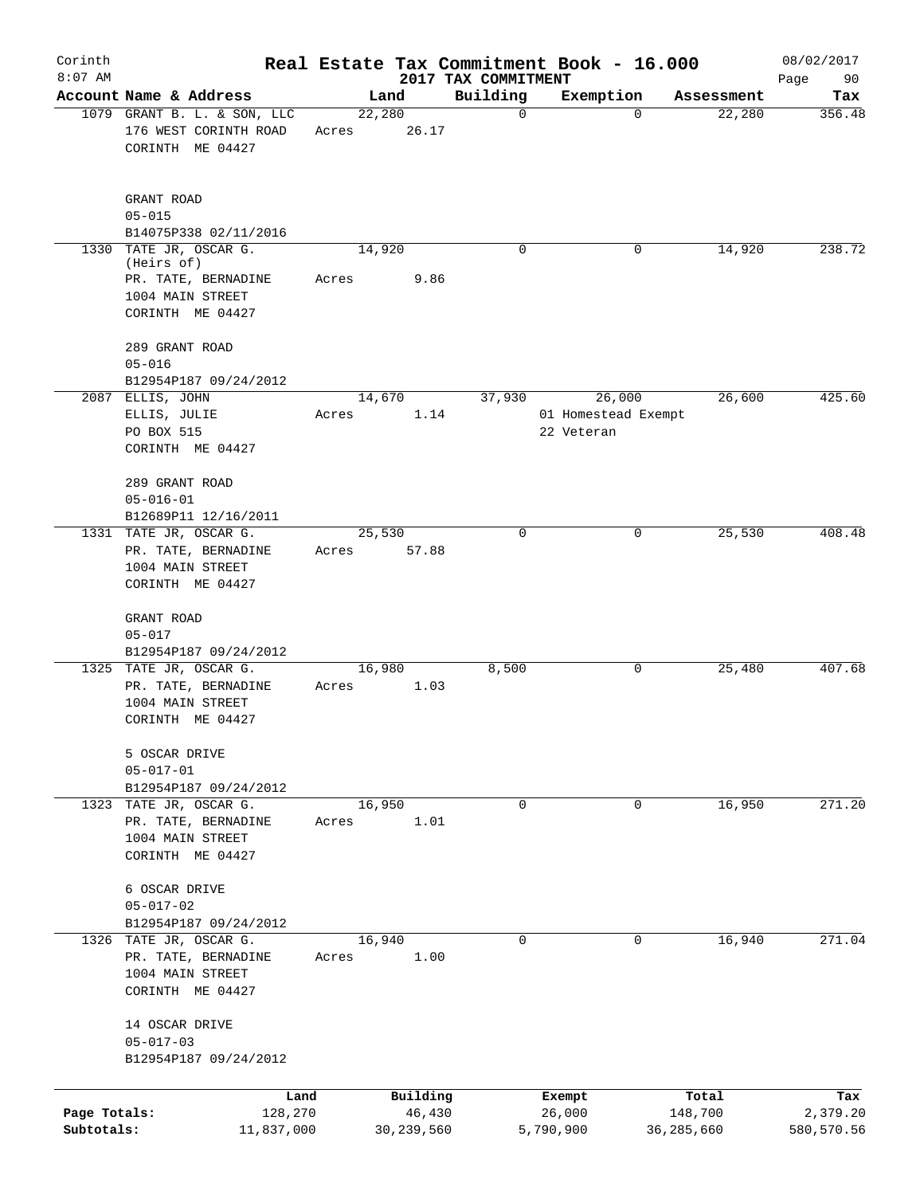Corinth 8:07 AM

# Real Estate Tax Commitment Book - 16.000

2017 TAX COMMITMENT

08/02/2017

| Account | Name & Address | Land | Building | Exemption | Assessment | Tax |
|---|---|---|---|---|---|---|
| 1079 | GRANT B. L. & SON, LLC<br>176 WEST CORINTH ROAD<br>CORINTH ME 04427<br><br>GRANT ROAD<br>05-015<br>B14075P338 02/11/2016 | 22,280<br>Acres 26.17 | 0 | 0 | 22,280 | 356.48 |
| 1330 | TATE JR, OSCAR G. (Heirs of)<br>PR. TATE, BERNADINE<br>1004 MAIN STREET<br>CORINTH ME 04427<br><br>289 GRANT ROAD<br>05-016<br>B12954P187 09/24/2012 | 14,920<br>Acres 9.86 | 0 | 0 | 14,920 | 238.72 |
| 2087 | ELLIS, JOHN<br>ELLIS, JULIE<br>PO BOX 515<br>CORINTH ME 04427<br><br>289 GRANT ROAD<br>05-016-01<br>B12689P11 12/16/2011 | 14,670<br>Acres 1.14 | 37,930 | 26,000<br>01 Homestead Exempt<br>22 Veteran | 26,600 | 425.60 |
| 1331 | TATE JR, OSCAR G.<br>PR. TATE, BERNADINE<br>1004 MAIN STREET<br>CORINTH ME 04427<br><br>GRANT ROAD<br>05-017<br>B12954P187 09/24/2012 | 25,530<br>Acres 57.88 | 0 | 0 | 25,530 | 408.48 |
| 1325 | TATE JR, OSCAR G.<br>PR. TATE, BERNADINE<br>1004 MAIN STREET<br>CORINTH ME 04427<br><br>5 OSCAR DRIVE<br>05-017-01<br>B12954P187 09/24/2012 | 16,980<br>Acres 1.03 | 8,500 | 0 | 25,480 | 407.68 |
| 1323 | TATE JR, OSCAR G.<br>PR. TATE, BERNADINE<br>1004 MAIN STREET<br>CORINTH ME 04427<br><br>6 OSCAR DRIVE<br>05-017-02<br>B12954P187 09/24/2012 | 16,950<br>Acres 1.01 | 0 | 0 | 16,950 | 271.20 |
| 1326 | TATE JR, OSCAR G.<br>PR. TATE, BERNADINE<br>1004 MAIN STREET<br>CORINTH ME 04427<br><br>14 OSCAR DRIVE<br>05-017-03<br>B12954P187 09/24/2012 | 16,940<br>Acres 1.00 | 0 | 0 | 16,940 | 271.04 |

| | Land | Building | Exempt | Total | Tax |
|---|---|---|---|---|---|
| Page Totals: | 128,270 | 46,430 | 26,000 | 148,700 | 2,379.20 |
| Subtotals: | 11,837,000 | 30,239,560 | 5,790,900 | 36,285,660 | 580,570.56 |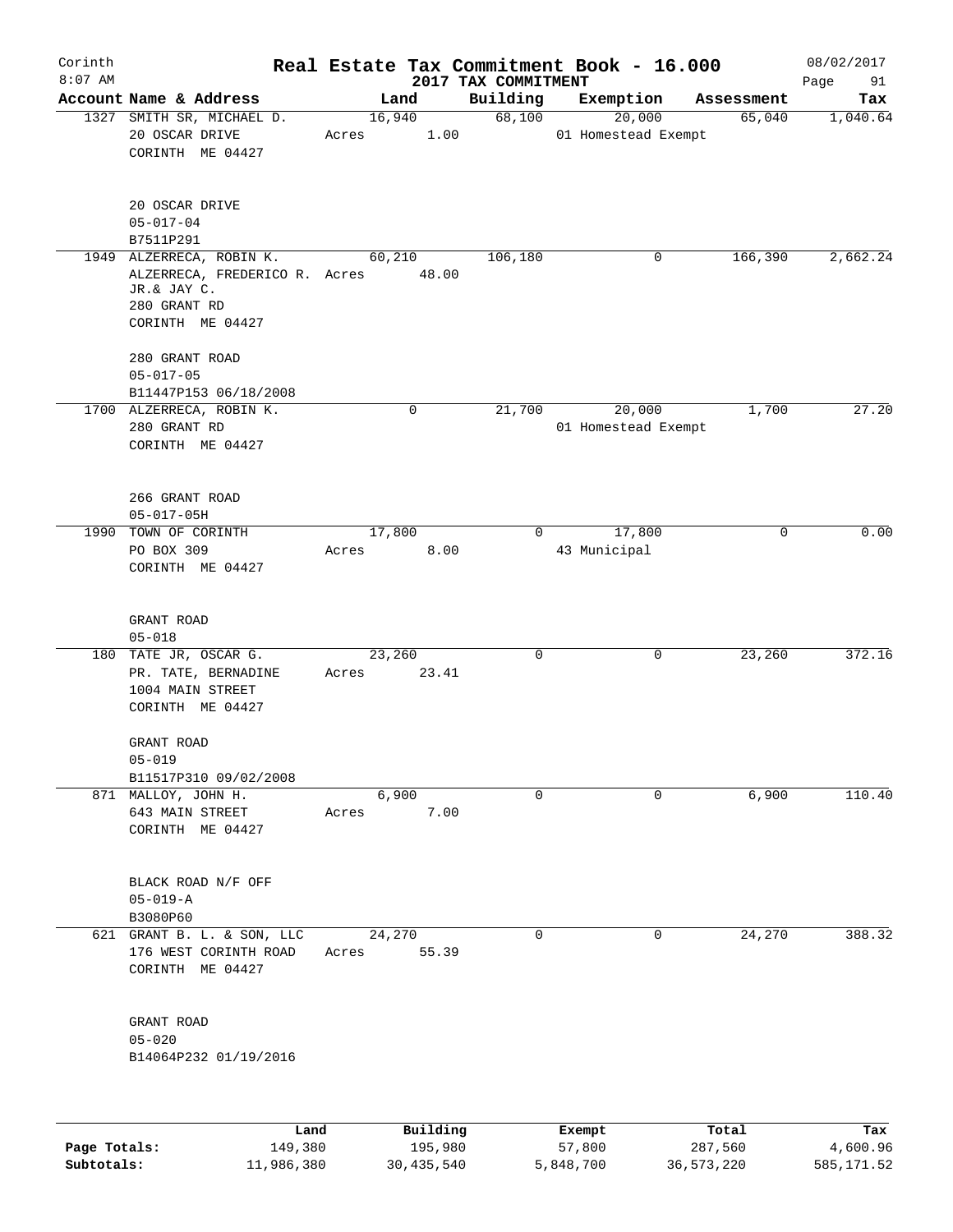Corinth 8:07 AM

# Real Estate Tax Commitment Book - 16.000

## 2017 TAX COMMITMENT

08/02/2017

| Account | Name & Address | Land | Building | Exemption | Assessment | Tax |
|---|---|---|---|---|---|---|
| 1327 | SMITH SR, MICHAEL D.<br>20 OSCAR DRIVE<br>CORINTH ME 04427<br><br>20 OSCAR DRIVE<br>05-017-04<br>B7511P291 | 16,940<br>Acres 1.00 | 68,100 | 20,000<br>01 Homestead Exempt | 65,040 | 1,040.64 |
| 1949 | ALZERRECA, ROBIN K.<br>ALZERRECA, FREDERICO R. JR.& JAY C.<br>280 GRANT RD<br>CORINTH ME 04427<br><br>280 GRANT ROAD<br>05-017-05<br>B11447P153 06/18/2008 | 60,210<br>Acres 48.00 | 106,180 | 0 | 166,390 | 2,662.24 |
| 1700 | ALZERRECA, ROBIN K.<br>280 GRANT RD<br>CORINTH ME 04427<br><br>266 GRANT ROAD<br>05-017-05H | 0 | 21,700 | 20,000<br>01 Homestead Exempt | 1,700 | 27.20 |
| 1990 | TOWN OF CORINTH<br>PO BOX 309<br>CORINTH ME 04427<br><br>GRANT ROAD<br>05-018 | 17,800<br>Acres 8.00 | 0 | 17,800<br>43 Municipal | 0 | 0.00 |
| 180 | TATE JR, OSCAR G.<br>PR. TATE, BERNADINE<br>1004 MAIN STREET<br>CORINTH ME 04427<br><br>GRANT ROAD<br>05-019<br>B11517P310 09/02/2008 | 23,260<br>Acres 23.41 | 0 | 0 | 23,260 | 372.16 |
| 871 | MALLOY, JOHN H.<br>643 MAIN STREET<br>CORINTH ME 04427<br><br>BLACK ROAD N/F OFF<br>05-019-A<br>B3080P60 | 6,900<br>Acres 7.00 | 0 | 0 | 6,900 | 110.40 |
| 621 | GRANT B. L. & SON, LLC<br>176 WEST CORINTH ROAD<br>CORINTH ME 04427<br><br>GRANT ROAD<br>05-020<br>B14064P232 01/19/2016 | 24,270<br>Acres 55.39 | 0 | 0 | 24,270 | 388.32 |

| | Land | Building | Exempt | Total | Tax |
|---|---|---|---|---|---|
| Page Totals: | 149,380 | 195,980 | 57,800 | 287,560 | 4,600.96 |
| Subtotals: | 11,986,380 | 30,435,540 | 5,848,700 | 36,573,220 | 585,171.52 |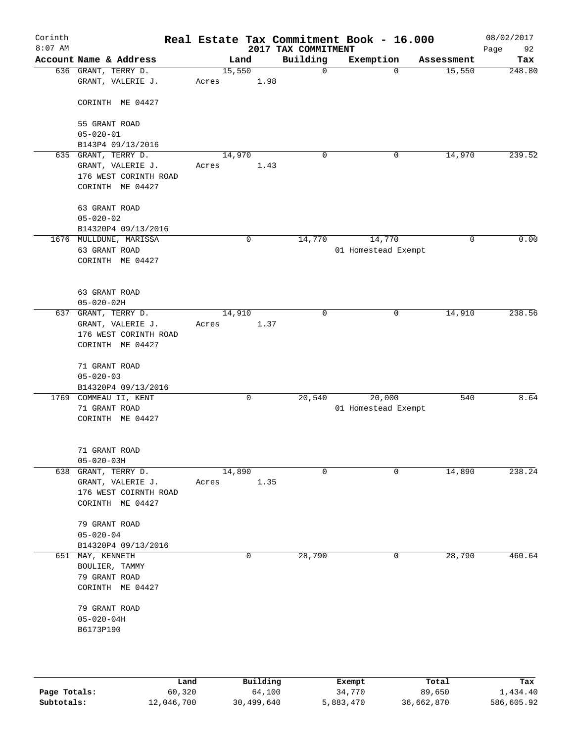# Corinth — Real Estate Tax Commitment Book - 16.000

8:07 AM — 2017 TAX COMMITMENT — 08/02/2017 — Page 92

| Account Name & Address | Land | Building | Exemption | Assessment | Tax |
|---|---|---|---|---|---|
| 636 GRANT, TERRY D.<br>GRANT, VALERIE J.<br><br>CORINTH ME 04427<br><br>55 GRANT ROAD<br>05-020-01<br>B143P4 09/13/2016 | 15,550<br>Acres 1.98 | 0 | 0 | 15,550 | 248.80 |
| 635 GRANT, TERRY D.<br>GRANT, VALERIE J.<br>176 WEST CORINTH ROAD<br>CORINTH ME 04427<br><br>63 GRANT ROAD<br>05-020-02<br>B14320P4 09/13/2016 | 14,970<br>Acres 1.43 | 0 | 0 | 14,970 | 239.52 |
| 1676 MULLDUNE, MARISSA<br>63 GRANT ROAD<br>CORINTH ME 04427<br><br>63 GRANT ROAD<br>05-020-02H | 0 | 14,770 | 14,770<br>01 Homestead Exempt | 0 | 0.00 |
| 637 GRANT, TERRY D.<br>GRANT, VALERIE J.<br>176 WEST CORINTH ROAD<br>CORINTH ME 04427<br><br>71 GRANT ROAD<br>05-020-03<br>B14320P4 09/13/2016 | 14,910<br>Acres 1.37 | 0 | 0 | 14,910 | 238.56 |
| 1769 COMMEAU II, KENT<br>71 GRANT ROAD<br>CORINTH ME 04427<br><br>71 GRANT ROAD<br>05-020-03H | 0 | 20,540 | 20,000<br>01 Homestead Exempt | 540 | 8.64 |
| 638 GRANT, TERRY D.<br>GRANT, VALERIE J.<br>176 WEST COIRNTH ROAD<br>CORINTH ME 04427<br><br>79 GRANT ROAD<br>05-020-04<br>B14320P4 09/13/2016 | 14,890<br>Acres 1.35 | 0 | 0 | 14,890 | 238.24 |
| 651 MAY, KENNETH<br>BOULIER, TAMMY<br>79 GRANT ROAD<br>CORINTH ME 04427<br><br>79 GRANT ROAD<br>05-020-04H<br>B6173P190 | 0 | 28,790 | 0 | 28,790 | 460.64 |

| | Land | Building | Exempt | Total | Tax |
|---|---|---|---|---|---|
| Page Totals: | 60,320 | 64,100 | 34,770 | 89,650 | 1,434.40 |
| Subtotals: | 12,046,700 | 30,499,640 | 5,883,470 | 36,662,870 | 586,605.92 |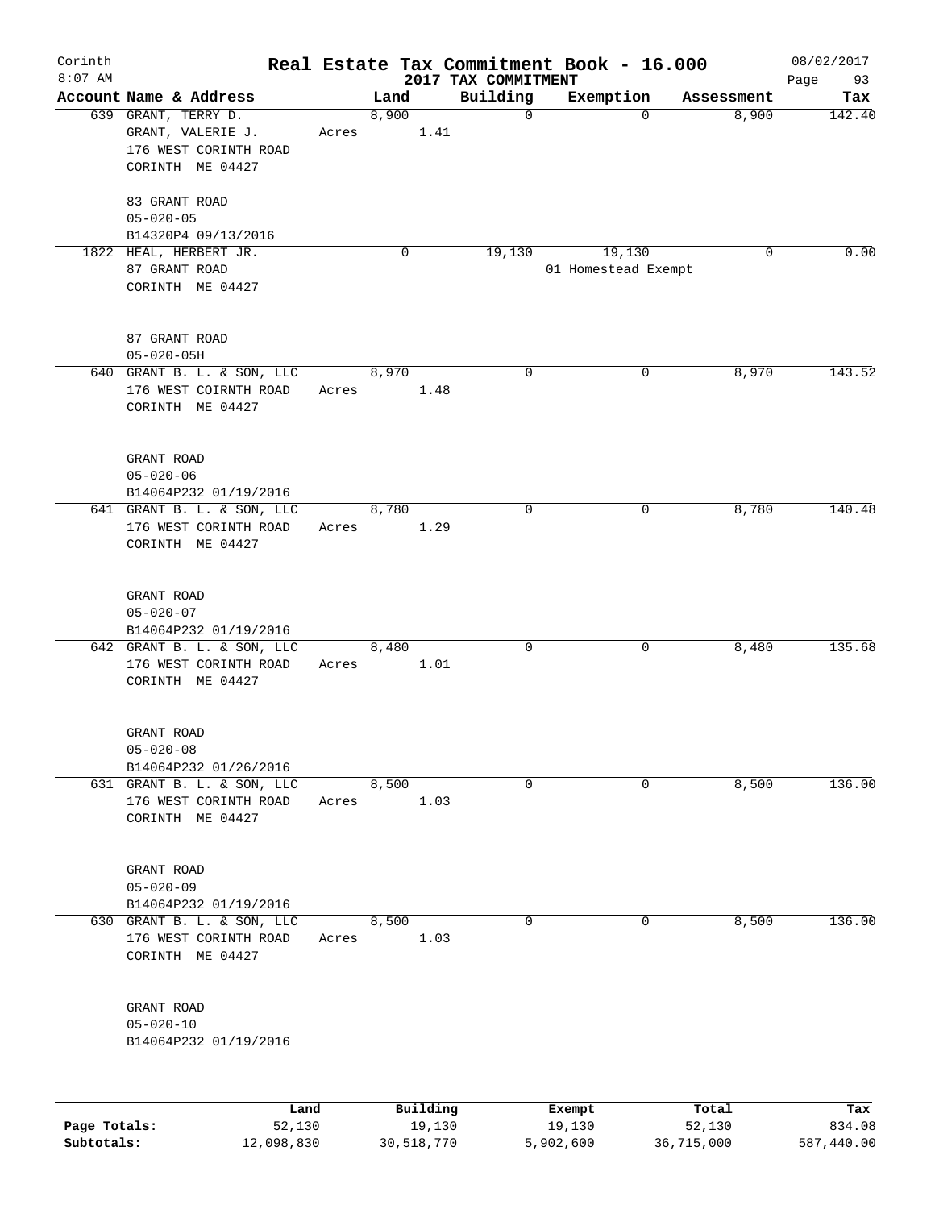Corinth 8:07 AM

# Real Estate Tax Commitment Book - 16.000

## 2017 TAX COMMITMENT

08/02/2017

| Account Name & Address | Land | Building | Exemption | Assessment | Tax |
|---|---|---|---|---|---|
| 639 GRANT, TERRY D.<br>GRANT, VALERIE J.<br>176 WEST CORINTH ROAD<br>CORINTH ME 04427<br><br>83 GRANT ROAD<br>05-020-05<br>B14320P4 09/13/2016 | 8,900<br>Acres 1.41 | 0 | 0 | 8,900 | 142.40 |
| 1822 HEAL, HERBERT JR.<br>87 GRANT ROAD<br>CORINTH ME 04427<br><br>87 GRANT ROAD<br>05-020-05H | 0 | 19,130 | 19,130<br>01 Homestead Exempt | 0 | 0.00 |
| 640 GRANT B. L. & SON, LLC<br>176 WEST COIRNTH ROAD<br>CORINTH ME 04427<br><br>GRANT ROAD<br>05-020-06<br>B14064P232 01/19/2016 | 8,970<br>Acres 1.48 | 0 | 0 | 8,970 | 143.52 |
| 641 GRANT B. L. & SON, LLC<br>176 WEST CORINTH ROAD<br>CORINTH ME 04427<br><br>GRANT ROAD<br>05-020-07<br>B14064P232 01/19/2016 | 8,780<br>Acres 1.29 | 0 | 0 | 8,780 | 140.48 |
| 642 GRANT B. L. & SON, LLC<br>176 WEST CORINTH ROAD<br>CORINTH ME 04427<br><br>GRANT ROAD<br>05-020-08<br>B14064P232 01/26/2016 | 8,480<br>Acres 1.01 | 0 | 0 | 8,480 | 135.68 |
| 631 GRANT B. L. & SON, LLC<br>176 WEST CORINTH ROAD<br>CORINTH ME 04427<br><br>GRANT ROAD<br>05-020-09<br>B14064P232 01/19/2016 | 8,500<br>Acres 1.03 | 0 | 0 | 8,500 | 136.00 |
| 630 GRANT B. L. & SON, LLC<br>176 WEST CORINTH ROAD<br>CORINTH ME 04427<br><br>GRANT ROAD<br>05-020-10<br>B14064P232 01/19/2016 | 8,500<br>Acres 1.03 | 0 | 0 | 8,500 | 136.00 |

| | Land | Building | Exempt | Total | Tax |
|---|---|---|---|---|---|
| Page Totals: | 52,130 | 19,130 | 19,130 | 52,130 | 834.08 |
| Subtotals: | 12,098,830 | 30,518,770 | 5,902,600 | 36,715,000 | 587,440.00 |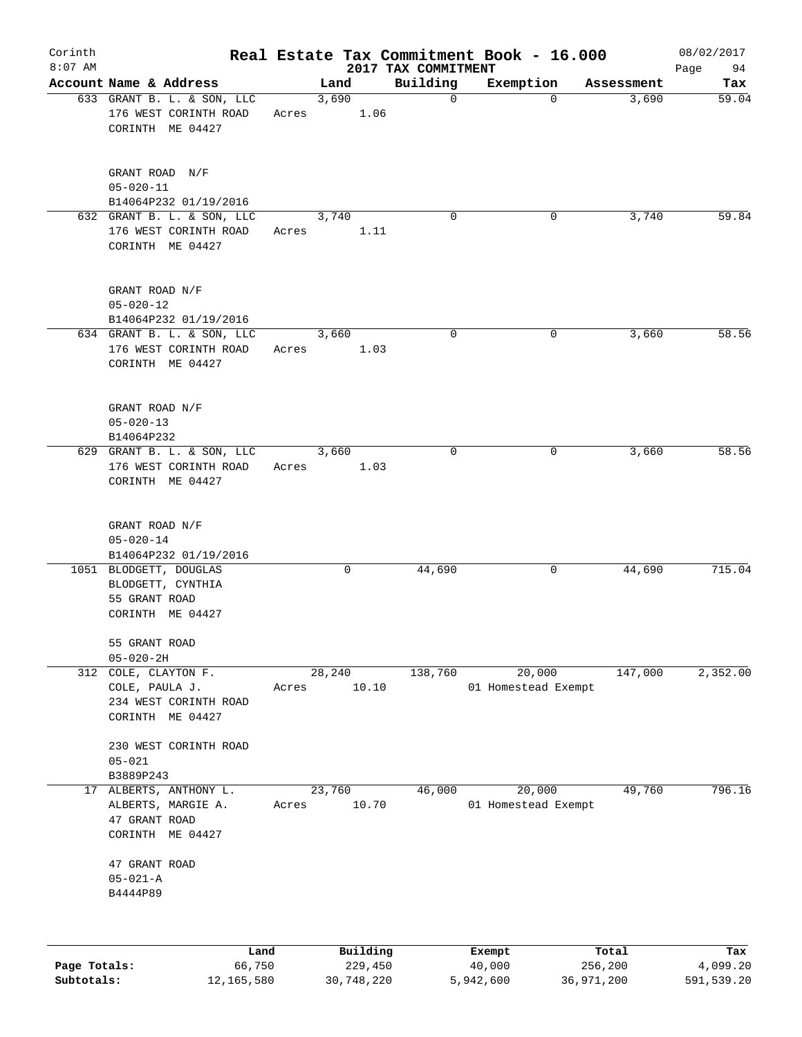# Real Estate Tax Commitment Book - 16.000

Corinth
8:07 AM

2017 TAX COMMITMENT

08/02/2017

| Account Name & Address | Land | Building | Exemption | Assessment | Tax |
|---|---|---|---|---|---|
| 633 GRANT B. L. & SON, LLC<br>176 WEST CORINTH ROAD<br>CORINTH ME 04427<br><br>GRANT ROAD N/F<br>05-020-11<br>B14064P232 01/19/2016 | 3,690<br>Acres 1.06 | 0 | 0 | 3,690 | 59.04 |
| 632 GRANT B. L. & SON, LLC<br>176 WEST CORINTH ROAD<br>CORINTH ME 04427<br><br>GRANT ROAD N/F<br>05-020-12<br>B14064P232 01/19/2016 | 3,740<br>Acres 1.11 | 0 | 0 | 3,740 | 59.84 |
| 634 GRANT B. L. & SON, LLC<br>176 WEST CORINTH ROAD<br>CORINTH ME 04427<br><br>GRANT ROAD N/F<br>05-020-13<br>B14064P232 | 3,660<br>Acres 1.03 | 0 | 0 | 3,660 | 58.56 |
| 629 GRANT B. L. & SON, LLC<br>176 WEST CORINTH ROAD<br>CORINTH ME 04427<br><br>GRANT ROAD N/F<br>05-020-14<br>B14064P232 01/19/2016 | 3,660<br>Acres 1.03 | 0 | 0 | 3,660 | 58.56 |
| 1051 BLODGETT, DOUGLAS<br>BLODGETT, CYNTHIA<br>55 GRANT ROAD<br>CORINTH ME 04427<br><br>55 GRANT ROAD<br>05-020-2H | 0 | 44,690 | 0 | 44,690 | 715.04 |
| 312 COLE, CLAYTON F.<br>COLE, PAULA J.<br>234 WEST CORINTH ROAD<br>CORINTH ME 04427<br><br>230 WEST CORINTH ROAD<br>05-021<br>B3889P243 | 28,240<br>Acres 10.10 | 138,760 | 20,000<br>01 Homestead Exempt | 147,000 | 2,352.00 |
| 17 ALBERTS, ANTHONY L.<br>ALBERTS, MARGIE A.<br>47 GRANT ROAD<br>CORINTH ME 04427<br><br>47 GRANT ROAD<br>05-021-A<br>B4444P89 | 23,760<br>Acres 10.70 | 46,000 | 20,000<br>01 Homestead Exempt | 49,760 | 796.16 |

| | Land | Building | Exempt | Total | Tax |
|---|---|---|---|---|---|
| Page Totals: | 66,750 | 229,450 | 40,000 | 256,200 | 4,099.20 |
| Subtotals: | 12,165,580 | 30,748,220 | 5,942,600 | 36,971,200 | 591,539.20 |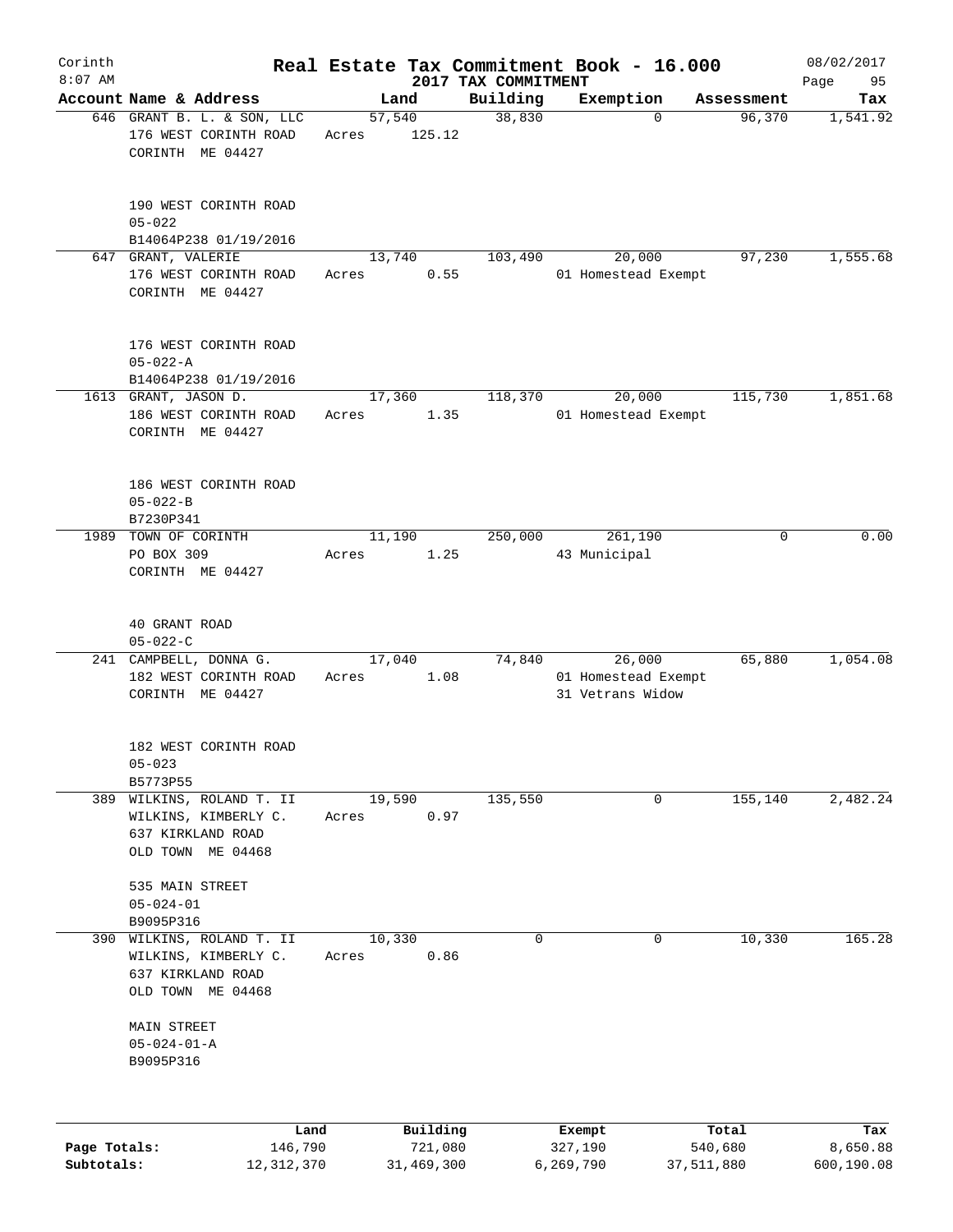# Real Estate Tax Commitment Book - 16.000

Corinth 8:07 AM — 2017 TAX COMMITMENT — 08/02/2017

| Account | Name & Address | Land | Building | Exemption | Assessment | Tax |
|---|---|---|---|---|---|---|
| 646 | GRANT B. L. & SON, LLC<br>176 WEST CORINTH ROAD<br>CORINTH ME 04427<br><br>190 WEST CORINTH ROAD<br>05-022<br>B14064P238 01/19/2016 | 57,540<br>Acres 125.12 | 38,830 | 0 | 96,370 | 1,541.92 |
| 647 | GRANT, VALERIE<br>176 WEST CORINTH ROAD<br>CORINTH ME 04427<br><br>176 WEST CORINTH ROAD<br>05-022-A<br>B14064P238 01/19/2016 | 13,740<br>Acres 0.55 | 103,490 | 20,000<br>01 Homestead Exempt | 97,230 | 1,555.68 |
| 1613 | GRANT, JASON D.<br>186 WEST CORINTH ROAD<br>CORINTH ME 04427<br><br>186 WEST CORINTH ROAD<br>05-022-B<br>B7230P341 | 17,360<br>Acres 1.35 | 118,370 | 20,000<br>01 Homestead Exempt | 115,730 | 1,851.68 |
| 1989 | TOWN OF CORINTH<br>PO BOX 309<br>CORINTH ME 04427<br><br>40 GRANT ROAD<br>05-022-C | 11,190<br>Acres 1.25 | 250,000 | 261,190<br>43 Municipal | 0 | 0.00 |
| 241 | CAMPBELL, DONNA G.<br>182 WEST CORINTH ROAD<br>CORINTH ME 04427<br><br>182 WEST CORINTH ROAD<br>05-023<br>B5773P55 | 17,040<br>Acres 1.08 | 74,840 | 26,000<br>01 Homestead Exempt<br>31 Vetrans Widow | 65,880 | 1,054.08 |
| 389 | WILKINS, ROLAND T. II<br>WILKINS, KIMBERLY C.<br>637 KIRKLAND ROAD<br>OLD TOWN ME 04468<br><br>535 MAIN STREET<br>05-024-01<br>B9095P316 | 19,590<br>Acres 0.97 | 135,550 | 0 | 155,140 | 2,482.24 |
| 390 | WILKINS, ROLAND T. II<br>WILKINS, KIMBERLY C.<br>637 KIRKLAND ROAD<br>OLD TOWN ME 04468<br><br>MAIN STREET<br>05-024-01-A<br>B9095P316 | 10,330<br>Acres 0.86 | 0 | 0 | 10,330 | 165.28 |

| | Land | Building | Exempt | Total | Tax |
|---|---|---|---|---|---|
| Page Totals: | 146,790 | 721,080 | 327,190 | 540,680 | 8,650.88 |
| Subtotals: | 12,312,370 | 31,469,300 | 6,269,790 | 37,511,880 | 600,190.08 |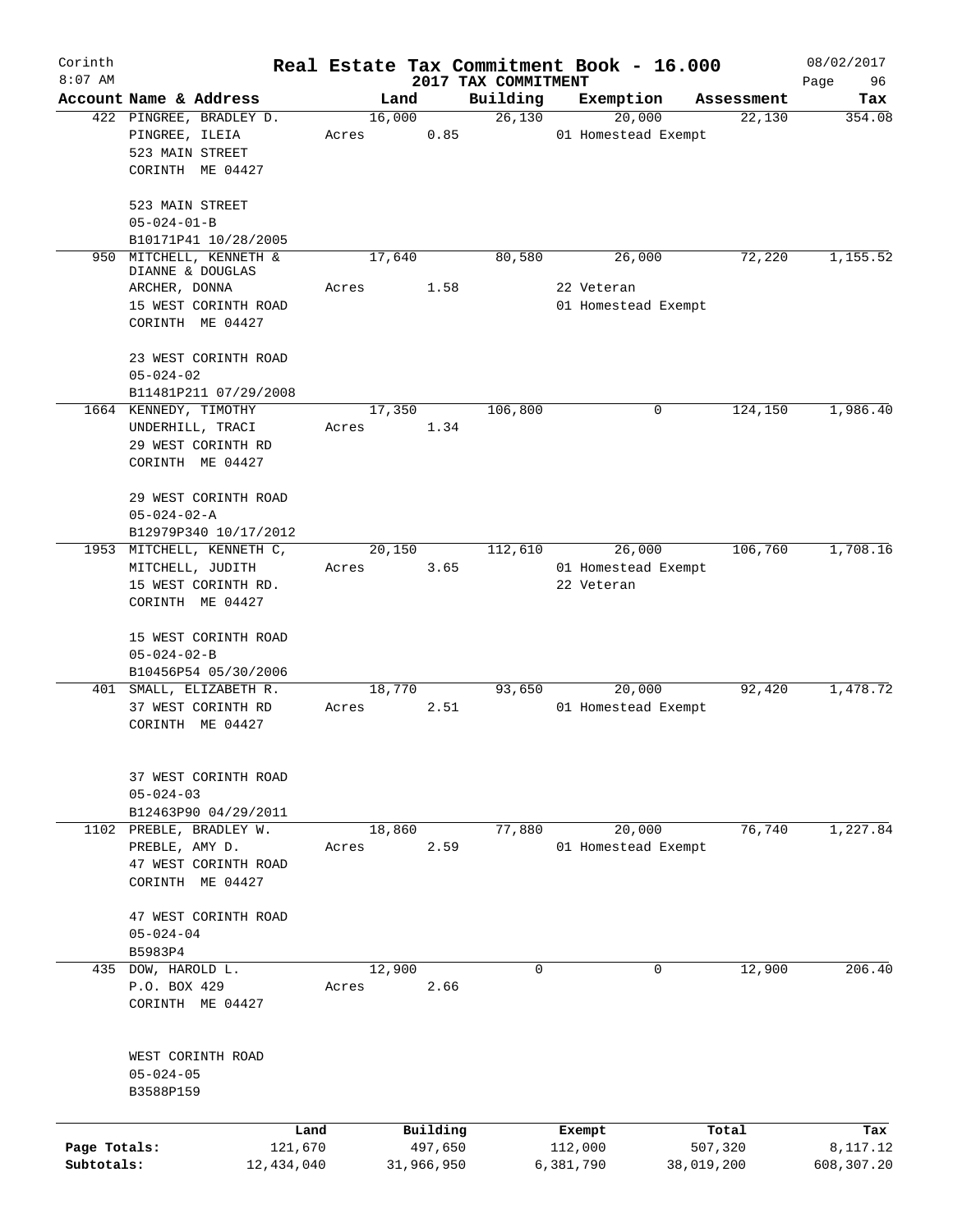Corinth
8:07 AM

# Real Estate Tax Commitment Book - 16.000

## 2017 TAX COMMITMENT

08/02/2017

| Account Name & Address | Land | Building | Exemption | Assessment | Tax |
|---|---|---|---|---|---|
| 422 PINGREE, BRADLEY D.<br>PINGREE, ILEIA<br>523 MAIN STREET<br>CORINTH ME 04427<br><br>523 MAIN STREET<br>05-024-01-B<br>B10171P41 10/28/2005 | 16,000<br>Acres 0.85 | 26,130 | 20,000<br>01 Homestead Exempt | 22,130 | 354.08 |
| 950 MITCHELL, KENNETH &<br>DIANNE & DOUGLAS<br>ARCHER, DONNA<br>15 WEST CORINTH ROAD<br>CORINTH ME 04427<br><br>23 WEST CORINTH ROAD<br>05-024-02<br>B11481P211 07/29/2008 | 17,640<br>Acres 1.58 | 80,580 | 26,000<br>22 Veteran<br>01 Homestead Exempt | 72,220 | 1,155.52 |
| 1664 KENNEDY, TIMOTHY<br>UNDERHILL, TRACI<br>29 WEST CORINTH RD<br>CORINTH ME 04427<br><br>29 WEST CORINTH ROAD<br>05-024-02-A<br>B12979P340 10/17/2012 | 17,350<br>Acres 1.34 | 106,800 | 0 | 124,150 | 1,986.40 |
| 1953 MITCHELL, KENNETH C,<br>MITCHELL, JUDITH<br>15 WEST CORINTH RD.<br>CORINTH ME 04427<br><br>15 WEST CORINTH ROAD<br>05-024-02-B<br>B10456P54 05/30/2006 | 20,150<br>Acres 3.65 | 112,610 | 26,000<br>01 Homestead Exempt<br>22 Veteran | 106,760 | 1,708.16 |
| 401 SMALL, ELIZABETH R.<br>37 WEST CORINTH RD<br>CORINTH ME 04427<br><br>37 WEST CORINTH ROAD<br>05-024-03<br>B12463P90 04/29/2011 | 18,770<br>Acres 2.51 | 93,650 | 20,000<br>01 Homestead Exempt | 92,420 | 1,478.72 |
| 1102 PREBLE, BRADLEY W.<br>PREBLE, AMY D.<br>47 WEST CORINTH ROAD<br>CORINTH ME 04427<br><br>47 WEST CORINTH ROAD<br>05-024-04<br>B5983P4 | 18,860<br>Acres 2.59 | 77,880 | 20,000<br>01 Homestead Exempt | 76,740 | 1,227.84 |
| 435 DOW, HAROLD L.<br>P.O. BOX 429<br>CORINTH ME 04427<br><br>WEST CORINTH ROAD<br>05-024-05<br>B3588P159 | 12,900<br>Acres 2.66 | 0 | 0 | 12,900 | 206.40 |

| | Land | Building | Exempt | Total | Tax |
|---|---|---|---|---|---|
| Page Totals: | 121,670 | 497,650 | 112,000 | 507,320 | 8,117.12 |
| Subtotals: | 12,434,040 | 31,966,950 | 6,381,790 | 38,019,200 | 608,307.20 |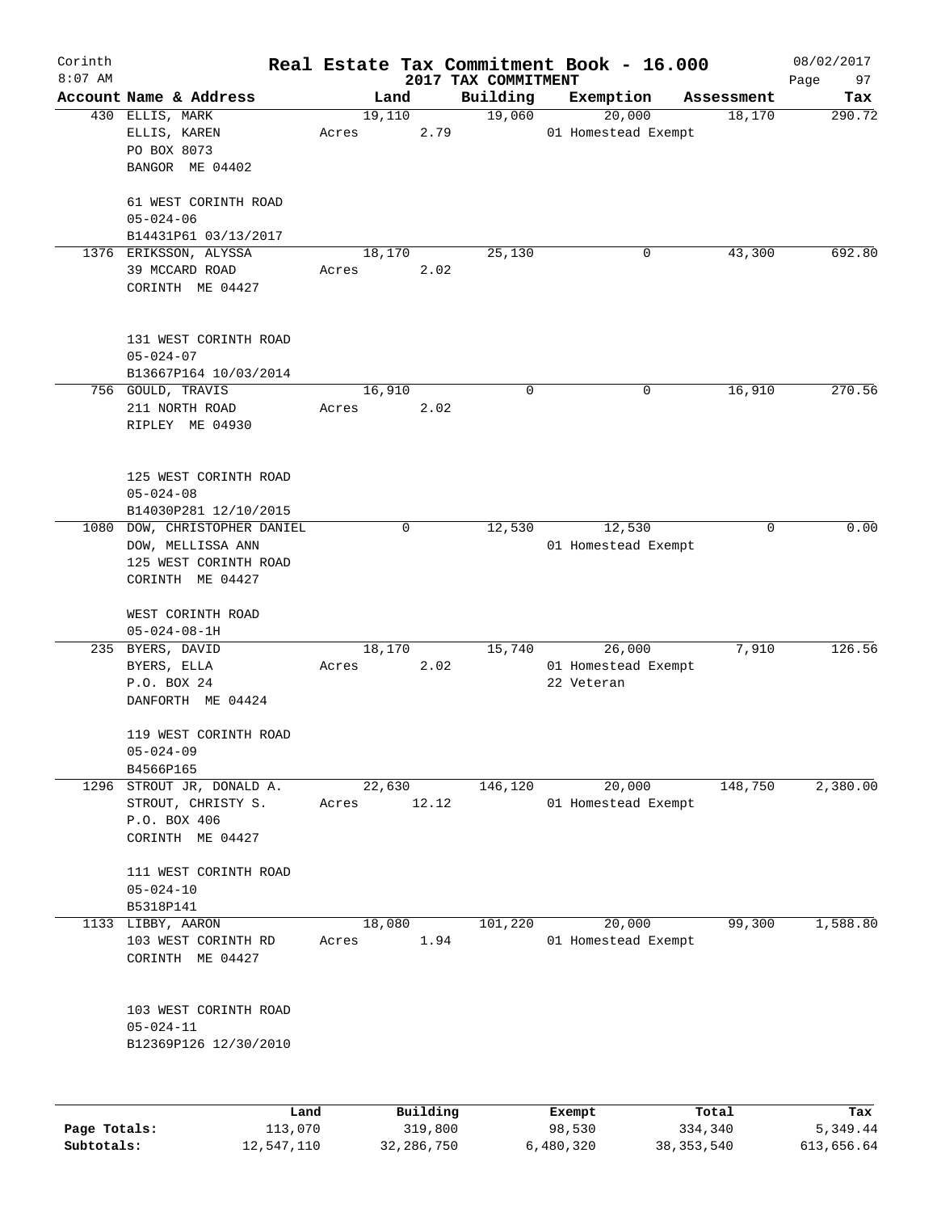# Real Estate Tax Commitment Book - 16.000

Corinth
8:07 AM

2017 TAX COMMITMENT

08/02/2017

| Account Name & Address | Land | Building | Exemption | Assessment | Tax |
|---|---|---|---|---|---|
| 430 ELLIS, MARK<br>ELLIS, KAREN<br>PO BOX 8073<br>BANGOR ME 04402<br><br>61 WEST CORINTH ROAD<br>05-024-06<br>B14431P61 03/13/2017 | 19,110<br>Acres 2.79 | 19,060 | 20,000<br>01 Homestead Exempt | 18,170 | 290.72 |
| 1376 ERIKSSON, ALYSSA<br>39 MCCARD ROAD<br>CORINTH ME 04427<br><br>131 WEST CORINTH ROAD<br>05-024-07<br>B13667P164 10/03/2014 | 18,170<br>Acres 2.02 | 25,130 | 0 | 43,300 | 692.80 |
| 756 GOULD, TRAVIS<br>211 NORTH ROAD<br>RIPLEY ME 04930<br><br>125 WEST CORINTH ROAD<br>05-024-08<br>B14030P281 12/10/2015 | 16,910<br>Acres 2.02 | 0 | 0 | 16,910 | 270.56 |
| 1080 DOW, CHRISTOPHER DANIEL<br>DOW, MELLISSA ANN<br>125 WEST CORINTH ROAD<br>CORINTH ME 04427<br><br>WEST CORINTH ROAD<br>05-024-08-1H | 0 | 12,530 | 12,530<br>01 Homestead Exempt | 0 | 0.00 |
| 235 BYERS, DAVID<br>BYERS, ELLA<br>P.O. BOX 24<br>DANFORTH ME 04424<br><br>119 WEST CORINTH ROAD<br>05-024-09<br>B4566P165 | 18,170<br>Acres 2.02 | 15,740 | 26,000<br>01 Homestead Exempt<br>22 Veteran | 7,910 | 126.56 |
| 1296 STROUT JR, DONALD A.<br>STROUT, CHRISTY S.<br>P.O. BOX 406<br>CORINTH ME 04427<br><br>111 WEST CORINTH ROAD<br>05-024-10<br>B5318P141 | 22,630<br>Acres 12.12 | 146,120 | 20,000<br>01 Homestead Exempt | 148,750 | 2,380.00 |
| 1133 LIBBY, AARON<br>103 WEST CORINTH RD<br>CORINTH ME 04427<br><br>103 WEST CORINTH ROAD<br>05-024-11<br>B12369P126 12/30/2010 | 18,080<br>Acres 1.94 | 101,220 | 20,000<br>01 Homestead Exempt | 99,300 | 1,588.80 |

| | Land | Building | Exempt | Total | Tax |
|---|---|---|---|---|---|
| Page Totals: | 113,070 | 319,800 | 98,530 | 334,340 | 5,349.44 |
| Subtotals: | 12,547,110 | 32,286,750 | 6,480,320 | 38,353,540 | 613,656.64 |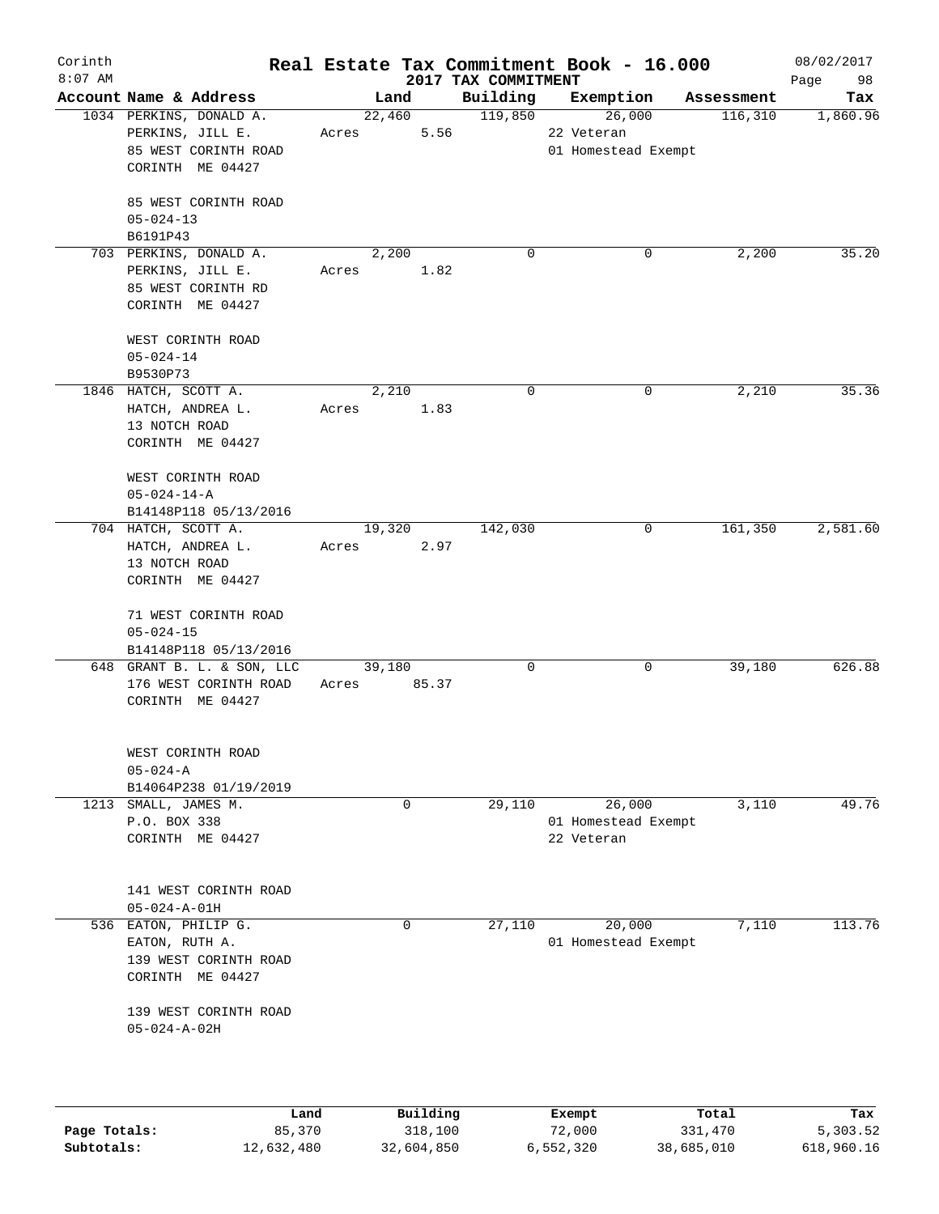# Real Estate Tax Commitment Book - 16.000

Corinth 8:07 AM — 2017 TAX COMMITMENT — 08/02/2017

| Account Name & Address | Land | Building | Exemption | Assessment | Tax |
|---|---|---|---|---|---|
| 1034 PERKINS, DONALD A.<br>PERKINS, JILL E.<br>85 WEST CORINTH ROAD<br>CORINTH ME 04427<br><br>85 WEST CORINTH ROAD<br>05-024-13<br>B6191P43 | 22,460<br>Acres 5.56 | 119,850 | 26,000<br>22 Veteran<br>01 Homestead Exempt | 116,310 | 1,860.96 |
| 703 PERKINS, DONALD A.<br>PERKINS, JILL E.<br>85 WEST CORINTH RD<br>CORINTH ME 04427<br><br>WEST CORINTH ROAD<br>05-024-14<br>B9530P73 | 2,200<br>Acres 1.82 | 0 | 0 | 2,200 | 35.20 |
| 1846 HATCH, SCOTT A.<br>HATCH, ANDREA L.<br>13 NOTCH ROAD<br>CORINTH ME 04427<br><br>WEST CORINTH ROAD<br>05-024-14-A<br>B14148P118 05/13/2016 | 2,210<br>Acres 1.83 | 0 | 0 | 2,210 | 35.36 |
| 704 HATCH, SCOTT A.<br>HATCH, ANDREA L.<br>13 NOTCH ROAD<br>CORINTH ME 04427<br><br>71 WEST CORINTH ROAD<br>05-024-15<br>B14148P118 05/13/2016 | 19,320<br>Acres 2.97 | 142,030 | 0 | 161,350 | 2,581.60 |
| 648 GRANT B. L. & SON, LLC<br>176 WEST CORINTH ROAD<br>CORINTH ME 04427<br><br>WEST CORINTH ROAD<br>05-024-A<br>B14064P238 01/19/2019 | 39,180<br>Acres 85.37 | 0 | 0 | 39,180 | 626.88 |
| 1213 SMALL, JAMES M.<br>P.O. BOX 338<br>CORINTH ME 04427<br><br>141 WEST CORINTH ROAD<br>05-024-A-01H | 0 | 29,110 | 26,000<br>01 Homestead Exempt<br>22 Veteran | 3,110 | 49.76 |
| 536 EATON, PHILIP G.<br>EATON, RUTH A.<br>139 WEST CORINTH ROAD<br>CORINTH ME 04427<br><br>139 WEST CORINTH ROAD<br>05-024-A-02H | 0 | 27,110 | 20,000<br>01 Homestead Exempt | 7,110 | 113.76 |

| | Land | Building | Exempt | Total | Tax |
|---|---|---|---|---|---|
| Page Totals: | 85,370 | 318,100 | 72,000 | 331,470 | 5,303.52 |
| Subtotals: | 12,632,480 | 32,604,850 | 6,552,320 | 38,685,010 | 618,960.16 |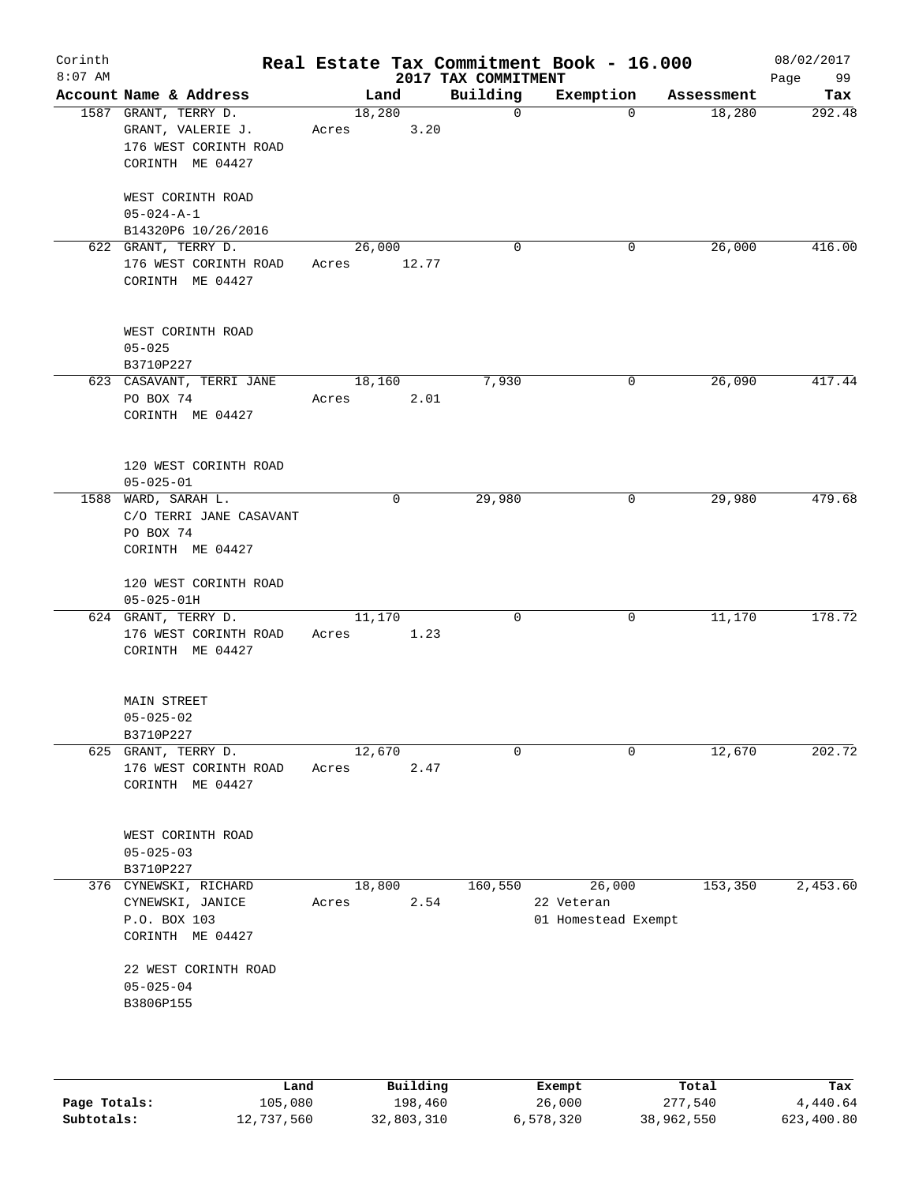# Real Estate Tax Commitment Book - 16.000

Corinth 8:07 AM — 2017 TAX COMMITMENT — 08/02/2017

| Account Name & Address | Land | Building | Exemption | Assessment | Tax |
|---|---|---|---|---|---|
| 1587 GRANT, TERRY D.<br>GRANT, VALERIE J.<br>176 WEST CORINTH ROAD<br>CORINTH ME 04427<br><br>WEST CORINTH ROAD<br>05-024-A-1<br>B14320P6 10/26/2016 | 18,280<br>Acres 3.20 | 0 | 0 | 18,280 | 292.48 |
| 622 GRANT, TERRY D.<br>176 WEST CORINTH ROAD<br>CORINTH ME 04427<br><br>WEST CORINTH ROAD<br>05-025<br>B3710P227 | 26,000<br>Acres 12.77 | 0 | 0 | 26,000 | 416.00 |
| 623 CASAVANT, TERRI JANE<br>PO BOX 74<br>CORINTH ME 04427<br><br>120 WEST CORINTH ROAD<br>05-025-01 | 18,160<br>Acres 2.01 | 7,930 | 0 | 26,090 | 417.44 |
| 1588 WARD, SARAH L.<br>C/O TERRI JANE CASAVANT<br>PO BOX 74<br>CORINTH ME 04427<br><br>120 WEST CORINTH ROAD<br>05-025-01H | 0 | 29,980 | 0 | 29,980 | 479.68 |
| 624 GRANT, TERRY D.<br>176 WEST CORINTH ROAD<br>CORINTH ME 04427<br><br>MAIN STREET<br>05-025-02<br>B3710P227 | 11,170<br>Acres 1.23 | 0 | 0 | 11,170 | 178.72 |
| 625 GRANT, TERRY D.<br>176 WEST CORINTH ROAD<br>CORINTH ME 04427<br><br>WEST CORINTH ROAD<br>05-025-03<br>B3710P227 | 12,670<br>Acres 2.47 | 0 | 0 | 12,670 | 202.72 |
| 376 CYNEWSKI, RICHARD<br>CYNEWSKI, JANICE<br>P.O. BOX 103<br>CORINTH ME 04427<br><br>22 WEST CORINTH ROAD<br>05-025-04<br>B3806P155 | 18,800<br>Acres 2.54 | 160,550 | 26,000<br>22 Veteran<br>01 Homestead Exempt | 153,350 | 2,453.60 |

| | Land | Building | Exempt | Total | Tax |
|---|---|---|---|---|---|
| Page Totals: | 105,080 | 198,460 | 26,000 | 277,540 | 4,440.64 |
| Subtotals: | 12,737,560 | 32,803,310 | 6,578,320 | 38,962,550 | 623,400.80 |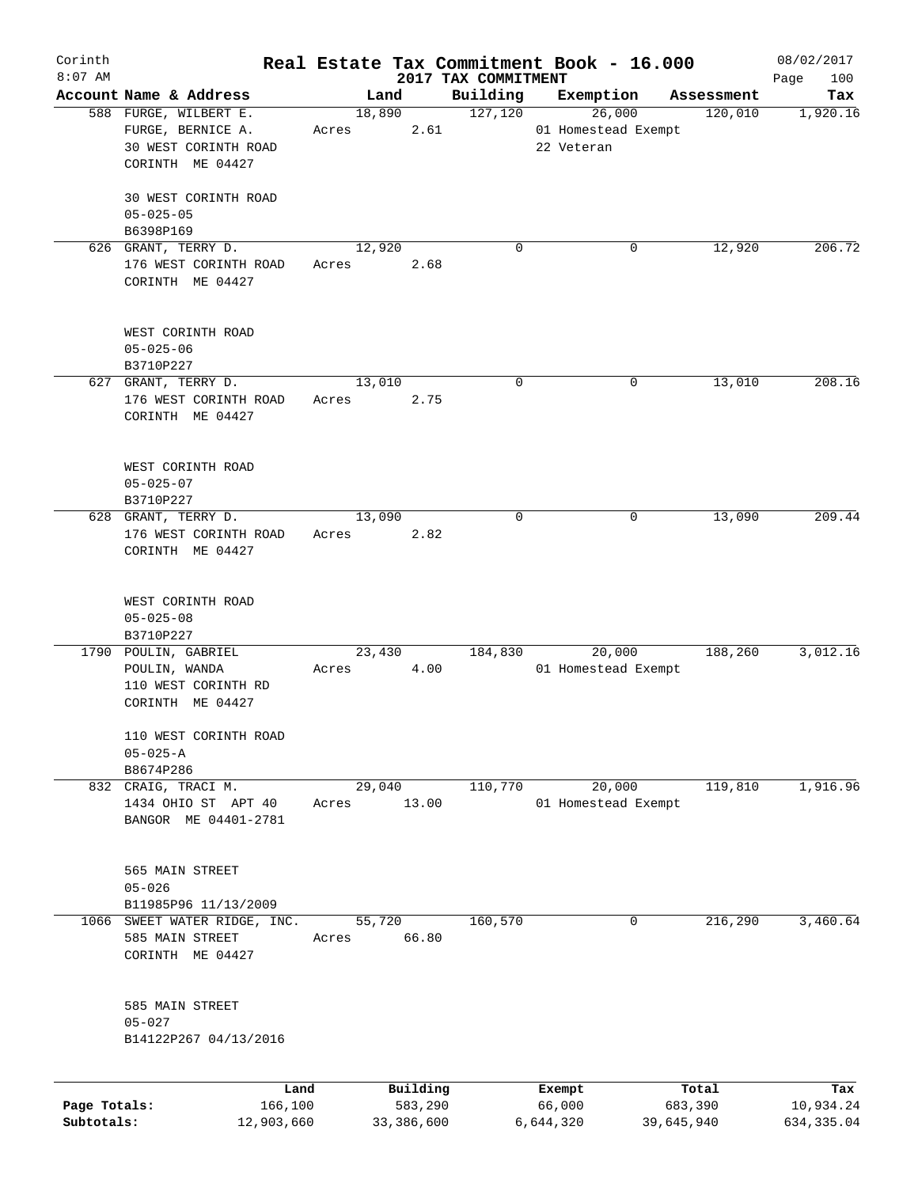Corinth 8:07 AM

# Real Estate Tax Commitment Book - 16.000

## 2017 TAX COMMITMENT

08/02/2017

| Account Name & Address | Land | Building | Exemption | Assessment | Tax |
|---|---|---|---|---|---|
| 588 FURGE, WILBERT E.<br>FURGE, BERNICE A.<br>30 WEST CORINTH ROAD<br>CORINTH ME 04427<br><br>30 WEST CORINTH ROAD<br>05-025-05<br>B6398P169 | 18,890<br>Acres 2.61 | 127,120 | 26,000<br>01 Homestead Exempt<br>22 Veteran | 120,010 | 1,920.16 |
| 626 GRANT, TERRY D.<br>176 WEST CORINTH ROAD<br>CORINTH ME 04427<br><br>WEST CORINTH ROAD<br>05-025-06<br>B3710P227 | 12,920<br>Acres 2.68 | 0 | 0 | 12,920 | 206.72 |
| 627 GRANT, TERRY D.<br>176 WEST CORINTH ROAD<br>CORINTH ME 04427<br><br>WEST CORINTH ROAD<br>05-025-07<br>B3710P227 | 13,010<br>Acres 2.75 | 0 | 0 | 13,010 | 208.16 |
| 628 GRANT, TERRY D.<br>176 WEST CORINTH ROAD<br>CORINTH ME 04427<br><br>WEST CORINTH ROAD<br>05-025-08<br>B3710P227 | 13,090<br>Acres 2.82 | 0 | 0 | 13,090 | 209.44 |
| 1790 POULIN, GABRIEL<br>POULIN, WANDA<br>110 WEST CORINTH RD<br>CORINTH ME 04427<br><br>110 WEST CORINTH ROAD<br>05-025-A<br>B8674P286 | 23,430<br>Acres 4.00 | 184,830 | 20,000<br>01 Homestead Exempt | 188,260 | 3,012.16 |
| 832 CRAIG, TRACI M.<br>1434 OHIO ST APT 40<br>BANGOR ME 04401-2781<br><br>565 MAIN STREET<br>05-026<br>B11985P96 11/13/2009 | 29,040<br>Acres 13.00 | 110,770 | 20,000<br>01 Homestead Exempt | 119,810 | 1,916.96 |
| 1066 SWEET WATER RIDGE, INC.<br>585 MAIN STREET<br>CORINTH ME 04427<br><br>585 MAIN STREET<br>05-027<br>B14122P267 04/13/2016 | 55,720<br>Acres 66.80 | 160,570 | 0 | 216,290 | 3,460.64 |

| | Land | Building | Exempt | Total | Tax |
|---|---|---|---|---|---|
| Page Totals: | 166,100 | 583,290 | 66,000 | 683,390 | 10,934.24 |
| Subtotals: | 12,903,660 | 33,386,600 | 6,644,320 | 39,645,940 | 634,335.04 |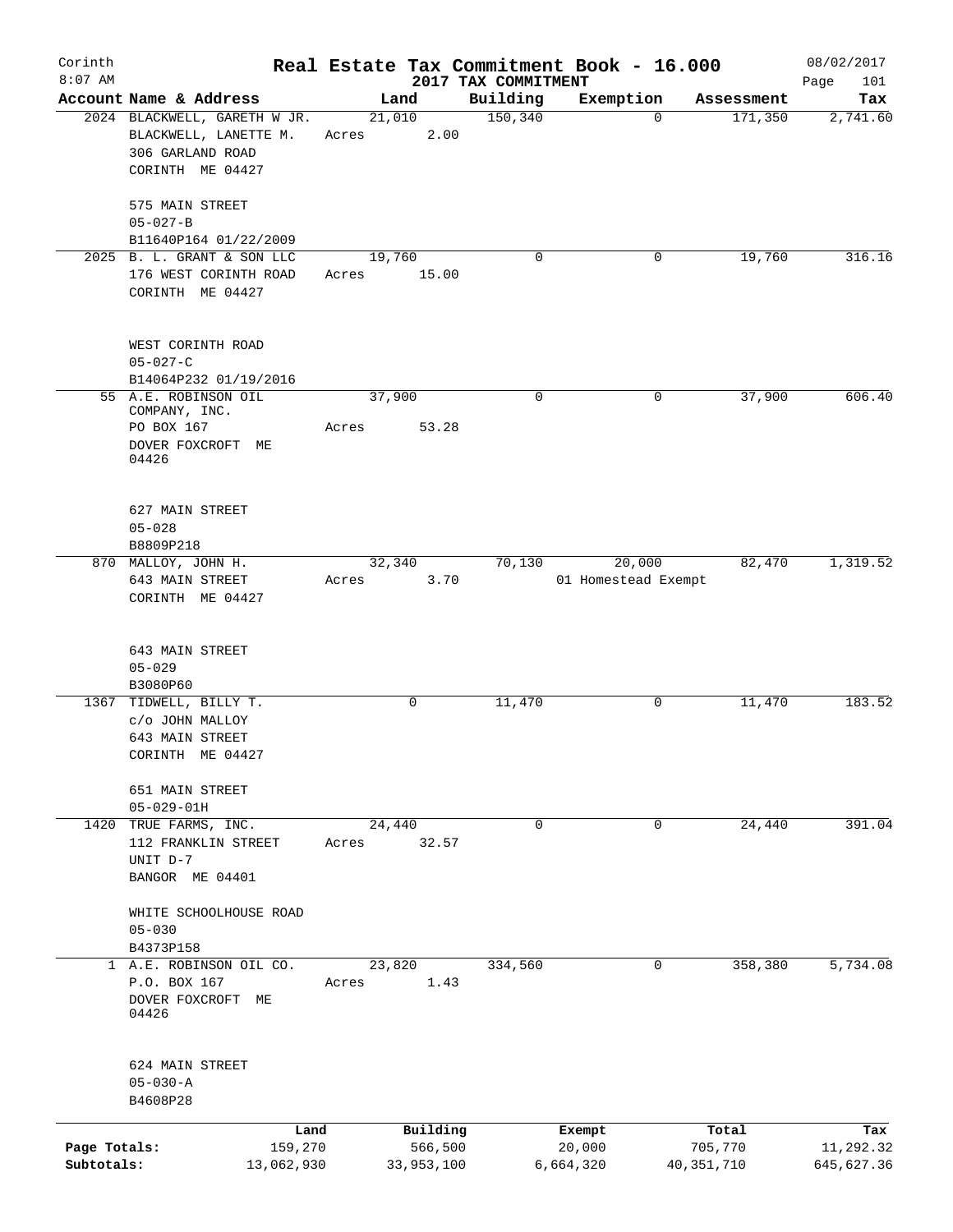# Real Estate Tax Commitment Book - 16.000

Corinth
8:07 AM

2017 TAX COMMITMENT

08/02/2017

| Account Name & Address | Land | Building | Exemption | Assessment | Tax |
|---|---|---|---|---|---|
| 2024 BLACKWELL, GARETH W JR.<br>BLACKWELL, LANETTE M.<br>306 GARLAND ROAD<br>CORINTH ME 04427<br><br>575 MAIN STREET<br>05-027-B<br>B11640P164 01/22/2009 | 21,010<br>Acres 2.00 | 150,340 | 0 | 171,350 | 2,741.60 |
| 2025 B. L. GRANT & SON LLC<br>176 WEST CORINTH ROAD<br>CORINTH ME 04427<br><br>WEST CORINTH ROAD<br>05-027-C<br>B14064P232 01/19/2016 | 19,760<br>Acres 15.00 | 0 | 0 | 19,760 | 316.16 |
| 55 A.E. ROBINSON OIL COMPANY, INC.<br>PO BOX 167<br>DOVER FOXCROFT ME 04426<br><br>627 MAIN STREET<br>05-028<br>B8809P218 | 37,900<br>Acres 53.28 | 0 | 0 | 37,900 | 606.40 |
| 870 MALLOY, JOHN H.<br>643 MAIN STREET<br>CORINTH ME 04427<br><br>643 MAIN STREET<br>05-029<br>B3080P60 | 32,340<br>Acres 3.70 | 70,130 | 20,000<br>01 Homestead Exempt | 82,470 | 1,319.52 |
| 1367 TIDWELL, BILLY T.<br>c/o JOHN MALLOY<br>643 MAIN STREET<br>CORINTH ME 04427<br><br>651 MAIN STREET<br>05-029-01H | 0 | 11,470 | 0 | 11,470 | 183.52 |
| 1420 TRUE FARMS, INC.<br>112 FRANKLIN STREET<br>UNIT D-7<br>BANGOR ME 04401<br><br>WHITE SCHOOLHOUSE ROAD<br>05-030<br>B4373P158 | 24,440<br>Acres 32.57 | 0 | 0 | 24,440 | 391.04 |
| 1 A.E. ROBINSON OIL CO.<br>P.O. BOX 167<br>DOVER FOXCROFT ME 04426<br><br>624 MAIN STREET<br>05-030-A<br>B4608P28 | 23,820<br>Acres 1.43 | 334,560 | 0 | 358,380 | 5,734.08 |

| | Land | Building | Exempt | Total | Tax |
|---|---|---|---|---|---|
| Page Totals: | 159,270 | 566,500 | 20,000 | 705,770 | 11,292.32 |
| Subtotals: | 13,062,930 | 33,953,100 | 6,664,320 | 40,351,710 | 645,627.36 |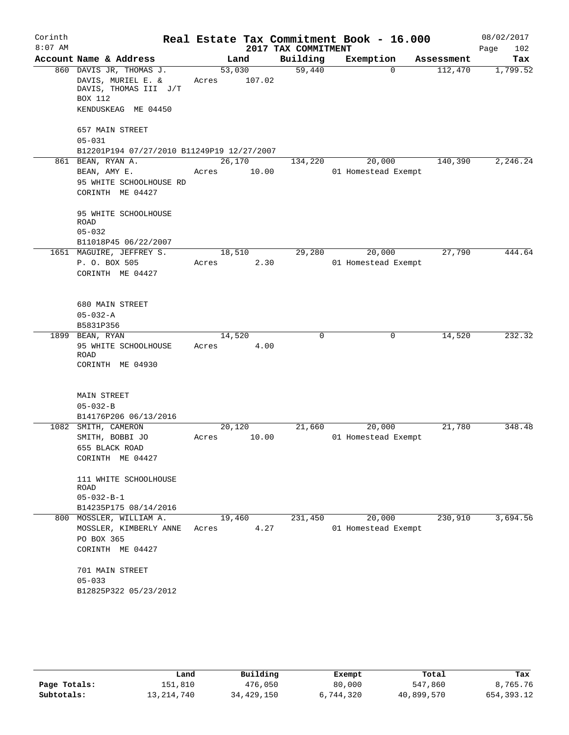# Real Estate Tax Commitment Book - 16.000

Corinth 8:07 AM — 2017 TAX COMMITMENT — 08/02/2017 Page 102

| Account Name & Address | Land | Building | Exemption | Assessment | Tax |
|---|---|---|---|---|---|
| 860 DAVIS JR, THOMAS J.<br>DAVIS, MURIEL E. &<br>DAVIS, THOMAS III J/T<br>BOX 112<br>KENDUSKEAG ME 04450<br><br>657 MAIN STREET<br>05-031<br>B12201P194 07/27/2010 B11249P19 12/27/2007 | 53,030<br>Acres 107.02 | 59,440 | 0 | 112,470 | 1,799.52 |
| 861 BEAN, RYAN A.<br>BEAN, AMY E.<br>95 WHITE SCHOOLHOUSE RD<br>CORINTH ME 04427<br><br>95 WHITE SCHOOLHOUSE ROAD<br>05-032<br>B11018P45 06/22/2007 | 26,170<br>Acres 10.00 | 134,220 | 20,000<br>01 Homestead Exempt | 140,390 | 2,246.24 |
| 1651 MAGUIRE, JEFFREY S.<br>P. O. BOX 505<br>CORINTH ME 04427<br><br>680 MAIN STREET<br>05-032-A<br>B5831P356 | 18,510<br>Acres 2.30 | 29,280 | 20,000<br>01 Homestead Exempt | 27,790 | 444.64 |
| 1899 BEAN, RYAN<br>95 WHITE SCHOOLHOUSE ROAD<br>CORINTH ME 04930<br><br>MAIN STREET<br>05-032-B<br>B14176P206 06/13/2016 | 14,520<br>Acres 4.00 | 0 | 0 | 14,520 | 232.32 |
| 1082 SMITH, CAMERON<br>SMITH, BOBBI JO<br>655 BLACK ROAD<br>CORINTH ME 04427<br><br>111 WHITE SCHOOLHOUSE ROAD<br>05-032-B-1<br>B14235P175 08/14/2016 | 20,120<br>Acres 10.00 | 21,660 | 20,000<br>01 Homestead Exempt | 21,780 | 348.48 |
| 800 MOSSLER, WILLIAM A.<br>MOSSLER, KIMBERLY ANNE<br>PO BOX 365<br>CORINTH ME 04427<br><br>701 MAIN STREET<br>05-033<br>B12825P322 05/23/2012 | 19,460<br>Acres 4.27 | 231,450 | 20,000<br>01 Homestead Exempt | 230,910 | 3,694.56 |

|  | Land | Building | Exempt | Total | Tax |
|---|---|---|---|---|---|
| Page Totals: | 151,810 | 476,050 | 80,000 | 547,860 | 8,765.76 |
| Subtotals: | 13,214,740 | 34,429,150 | 6,744,320 | 40,899,570 | 654,393.12 |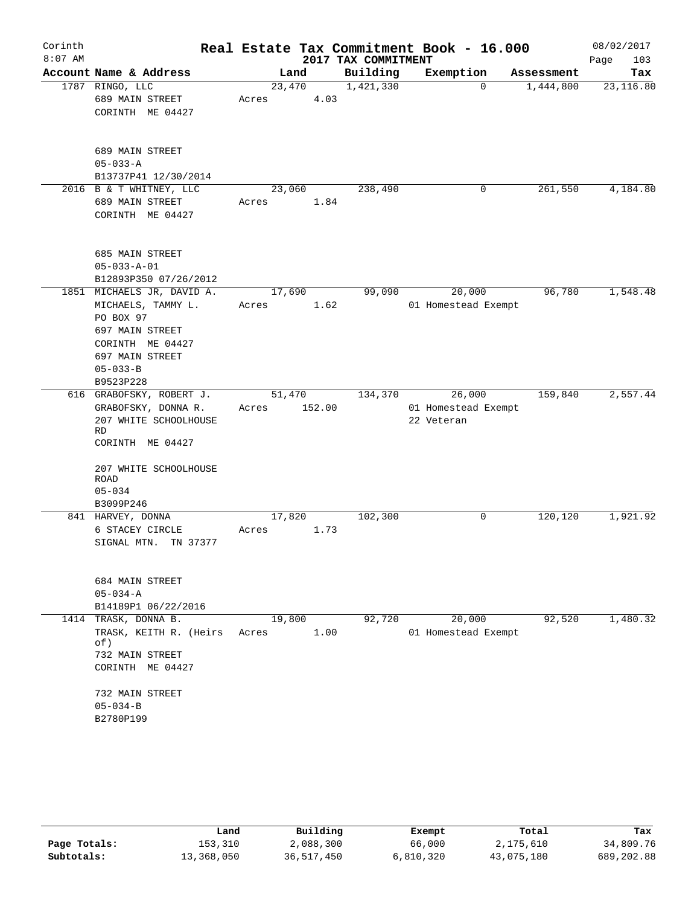Corinth 8:07 AM

# Real Estate Tax Commitment Book - 16.000

2017 TAX COMMITMENT

08/02/2017

| Account | Name & Address | Land | Building | Exemption | Assessment | Tax |
|---|---|---|---|---|---|---|
| 1787 | RINGO, LLC<br>689 MAIN STREET<br>CORINTH ME 04427<br><br>689 MAIN STREET<br>05-033-A<br>B13737P41 12/30/2014 | 23,470<br>Acres 4.03 | 1,421,330 | 0 | 1,444,800 | 23,116.80 |
| 2016 | B & T WHITNEY, LLC<br>689 MAIN STREET<br>CORINTH ME 04427<br><br>685 MAIN STREET<br>05-033-A-01<br>B12893P350 07/26/2012 | 23,060<br>Acres 1.84 | 238,490 | 0 | 261,550 | 4,184.80 |
| 1851 | MICHAELS JR, DAVID A.<br>MICHAELS, TAMMY L.<br>PO BOX 97<br>697 MAIN STREET<br>CORINTH ME 04427<br>697 MAIN STREET<br>05-033-B<br>B9523P228 | 17,690<br>Acres 1.62 | 99,090 | 20,000<br>01 Homestead Exempt | 96,780 | 1,548.48 |
| 616 | GRABOFSKY, ROBERT J.<br>GRABOFSKY, DONNA R.<br>207 WHITE SCHOOLHOUSE RD<br>CORINTH ME 04427<br><br>207 WHITE SCHOOLHOUSE ROAD<br>05-034<br>B3099P246 | 51,470<br>Acres 152.00 | 134,370 | 26,000<br>01 Homestead Exempt<br>22 Veteran | 159,840 | 2,557.44 |
| 841 | HARVEY, DONNA<br>6 STACEY CIRCLE<br>SIGNAL MTN. TN 37377<br><br>684 MAIN STREET<br>05-034-A<br>B14189P1 06/22/2016 | 17,820<br>Acres 1.73 | 102,300 | 0 | 120,120 | 1,921.92 |
| 1414 | TRASK, DONNA B.<br>TRASK, KEITH R. (Heirs of)<br>732 MAIN STREET<br>CORINTH ME 04427<br><br>732 MAIN STREET<br>05-034-B<br>B2780P199 | 19,800<br>Acres 1.00 | 92,720 | 20,000<br>01 Homestead Exempt | 92,520 | 1,480.32 |

| | Land | Building | Exempt | Total | Tax |
|---|---|---|---|---|---|
| Page Totals: | 153,310 | 2,088,300 | 66,000 | 2,175,610 | 34,809.76 |
| Subtotals: | 13,368,050 | 36,517,450 | 6,810,320 | 43,075,180 | 689,202.88 |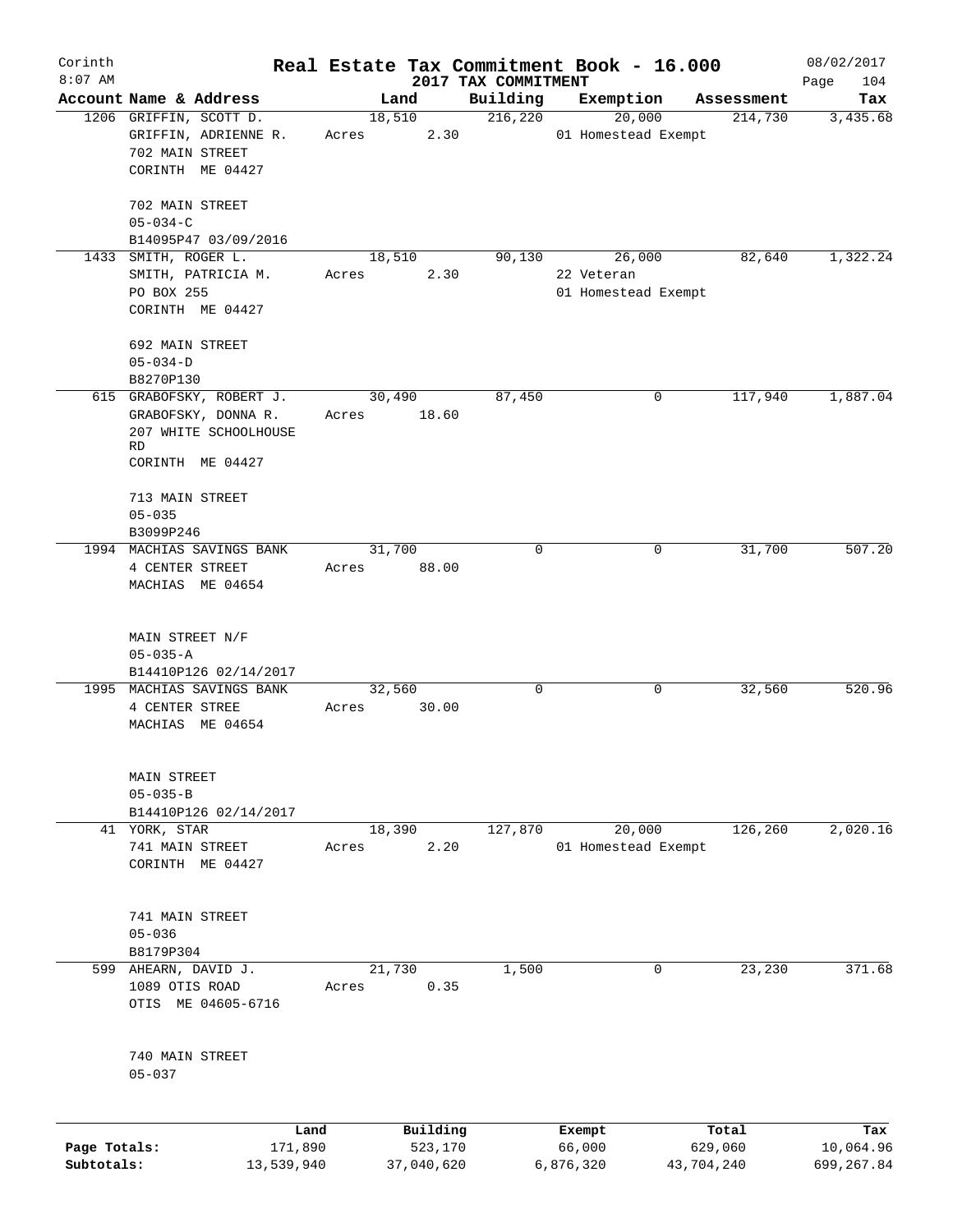Corinth
8:07 AM

# Real Estate Tax Commitment Book - 16.000

## 2017 TAX COMMITMENT

08/02/2017

| Account Name & Address | Land | Building | Exemption | Assessment | Tax |
|---|---|---|---|---|---|
| 1206 GRIFFIN, SCOTT D.<br>GRIFFIN, ADRIENNE R.<br>702 MAIN STREET<br>CORINTH ME 04427<br><br>702 MAIN STREET<br>05-034-C<br>B14095P47 03/09/2016 | 18,510<br>Acres 2.30 | 216,220 | 20,000<br>01 Homestead Exempt | 214,730 | 3,435.68 |
| 1433 SMITH, ROGER L.<br>SMITH, PATRICIA M.<br>PO BOX 255<br>CORINTH ME 04427<br><br>692 MAIN STREET<br>05-034-D<br>B8270P130 | 18,510<br>Acres 2.30 | 90,130 | 26,000<br>22 Veteran<br>01 Homestead Exempt | 82,640 | 1,322.24 |
| 615 GRABOFSKY, ROBERT J.<br>GRABOFSKY, DONNA R.<br>207 WHITE SCHOOLHOUSE RD<br>CORINTH ME 04427<br><br>713 MAIN STREET<br>05-035<br>B3099P246 | 30,490<br>Acres 18.60 | 87,450 | 0 | 117,940 | 1,887.04 |
| 1994 MACHIAS SAVINGS BANK<br>4 CENTER STREET<br>MACHIAS ME 04654<br><br>MAIN STREET N/F<br>05-035-A<br>B14410P126 02/14/2017 | 31,700<br>Acres 88.00 | 0 | 0 | 31,700 | 507.20 |
| 1995 MACHIAS SAVINGS BANK<br>4 CENTER STREE<br>MACHIAS ME 04654<br><br>MAIN STREET<br>05-035-B<br>B14410P126 02/14/2017 | 32,560<br>Acres 30.00 | 0 | 0 | 32,560 | 520.96 |
| 41 YORK, STAR<br>741 MAIN STREET<br>CORINTH ME 04427<br><br>741 MAIN STREET<br>05-036<br>B8179P304 | 18,390<br>Acres 2.20 | 127,870 | 20,000<br>01 Homestead Exempt | 126,260 | 2,020.16 |
| 599 AHEARN, DAVID J.<br>1089 OTIS ROAD<br>OTIS ME 04605-6716<br><br>740 MAIN STREET<br>05-037 | 21,730<br>Acres 0.35 | 1,500 | 0 | 23,230 | 371.68 |

| | Land | Building | Exempt | Total | Tax |
|---|---|---|---|---|---|
| Page Totals: | 171,890 | 523,170 | 66,000 | 629,060 | 10,064.96 |
| Subtotals: | 13,539,940 | 37,040,620 | 6,876,320 | 43,704,240 | 699,267.84 |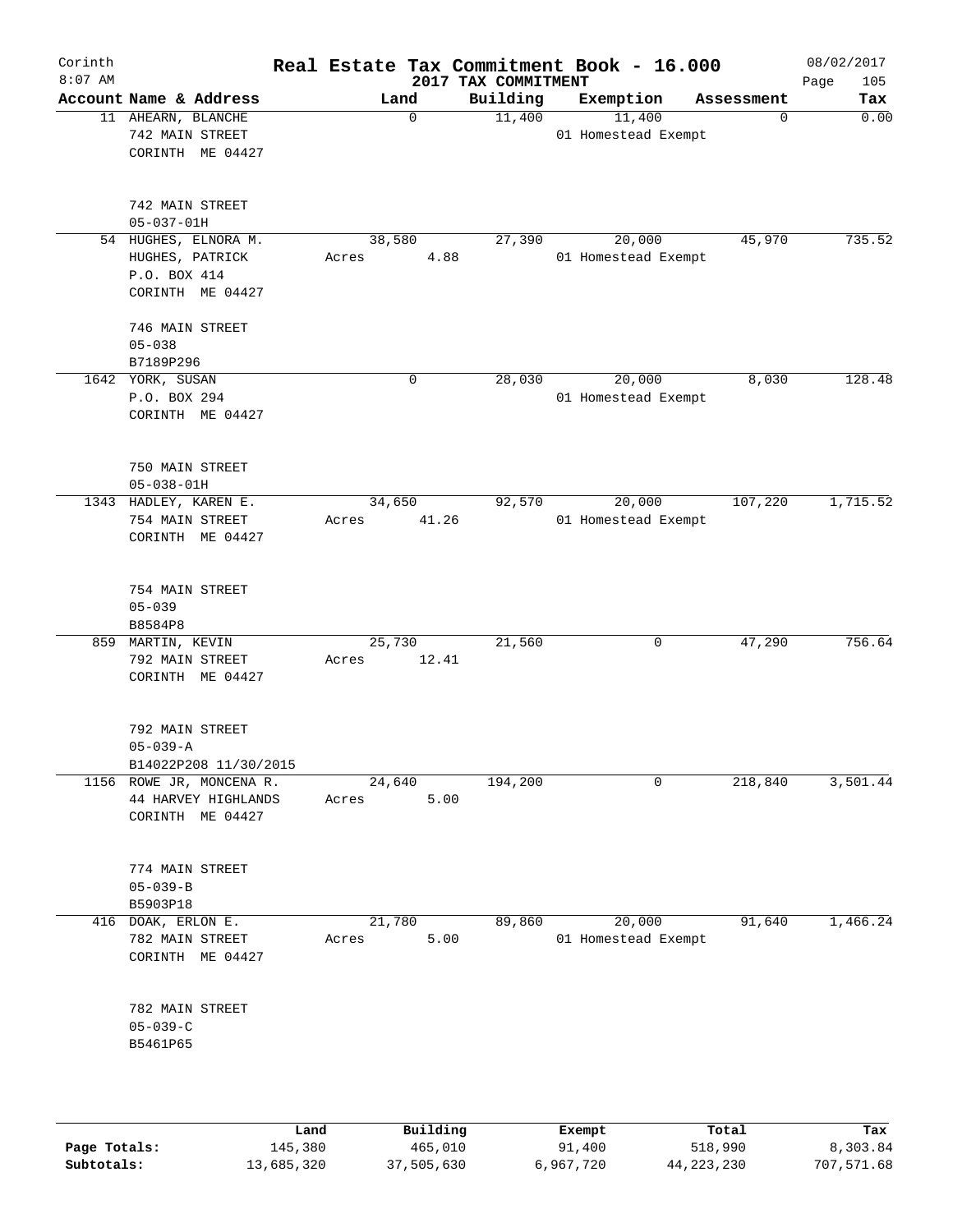# Corinth — Real Estate Tax Commitment Book - 16.000

8:07 AM — 2017 TAX COMMITMENT — 08/02/2017

| Account | Name & Address | Land | Building | Exemption | Assessment | Tax |
|---|---|---|---|---|---|---|
| 11 | AHEARN, BLANCHE<br>742 MAIN STREET<br>CORINTH ME 04427<br><br>742 MAIN STREET<br>05-037-01H | 0 | 11,400 | 11,400<br>01 Homestead Exempt | 0 | 0.00 |
| 54 | HUGHES, ELNORA M.<br>HUGHES, PATRICK<br>P.O. BOX 414<br>CORINTH ME 04427<br><br>746 MAIN STREET<br>05-038<br>B7189P296 | 38,580<br>Acres 4.88 | 27,390 | 20,000<br>01 Homestead Exempt | 45,970 | 735.52 |
| 1642 | YORK, SUSAN<br>P.O. BOX 294<br>CORINTH ME 04427<br><br>750 MAIN STREET<br>05-038-01H | 0 | 28,030 | 20,000<br>01 Homestead Exempt | 8,030 | 128.48 |
| 1343 | HADLEY, KAREN E.<br>754 MAIN STREET<br>CORINTH ME 04427<br><br>754 MAIN STREET<br>05-039<br>B8584P8 | 34,650<br>Acres 41.26 | 92,570 | 20,000<br>01 Homestead Exempt | 107,220 | 1,715.52 |
| 859 | MARTIN, KEVIN<br>792 MAIN STREET<br>CORINTH ME 04427<br><br>792 MAIN STREET<br>05-039-A<br>B14022P208 11/30/2015 | 25,730<br>Acres 12.41 | 21,560 | 0 | 47,290 | 756.64 |
| 1156 | ROWE JR, MONCENA R.<br>44 HARVEY HIGHLANDS<br>CORINTH ME 04427<br><br>774 MAIN STREET<br>05-039-B<br>B5903P18 | 24,640<br>Acres 5.00 | 194,200 | 0 | 218,840 | 3,501.44 |
| 416 | DOAK, ERLON E.<br>782 MAIN STREET<br>CORINTH ME 04427<br><br>782 MAIN STREET<br>05-039-C<br>B5461P65 | 21,780<br>Acres 5.00 | 89,860 | 20,000<br>01 Homestead Exempt | 91,640 | 1,466.24 |

| | Land | Building | Exempt | Total | Tax |
|---|---|---|---|---|---|
| Page Totals: | 145,380 | 465,010 | 91,400 | 518,990 | 8,303.84 |
| Subtotals: | 13,685,320 | 37,505,630 | 6,967,720 | 44,223,230 | 707,571.68 |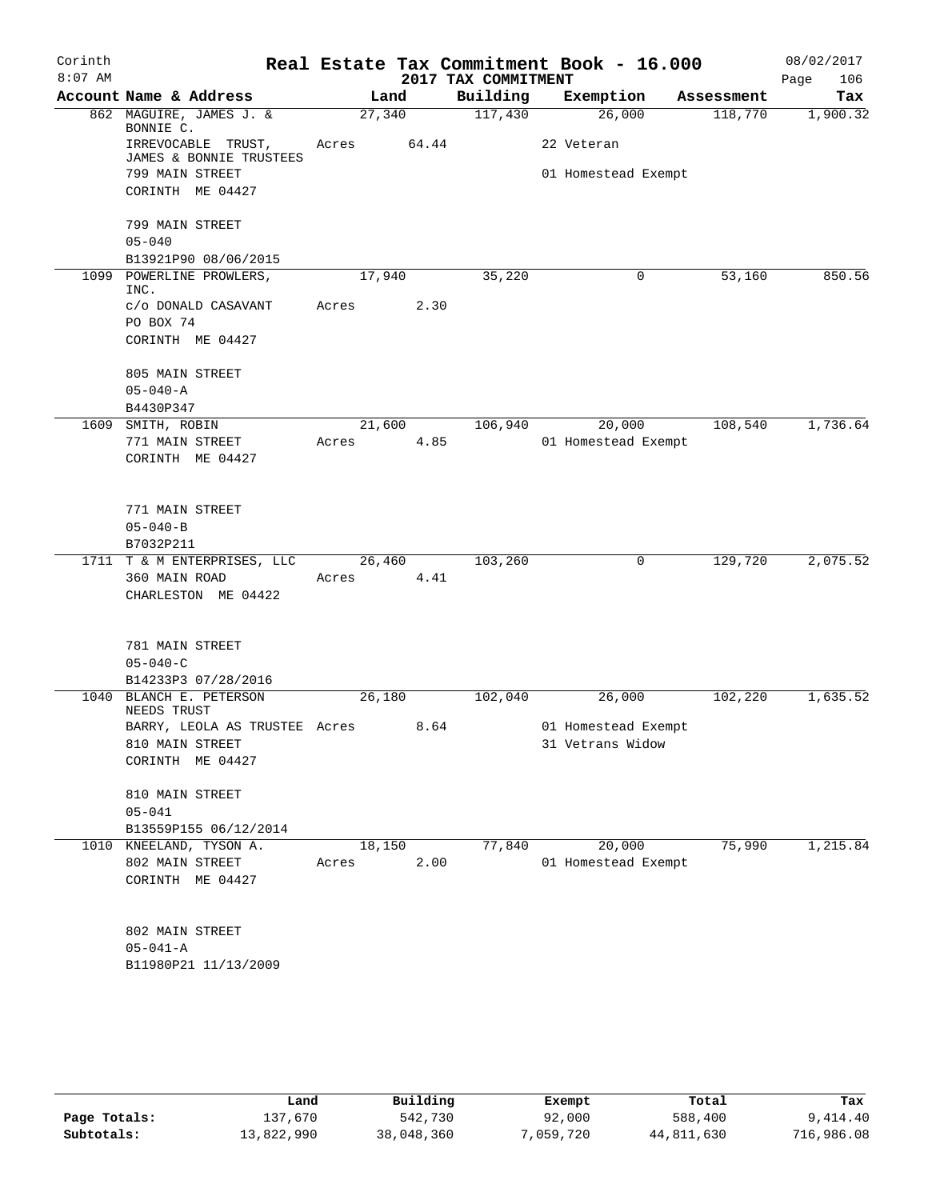# Real Estate Tax Commitment Book - 16.000

## 2017 TAX COMMITMENT

Corinth 8:07 AM — 08/02/2017

| Account Name & Address | Land | Building | Exemption | Assessment | Tax |
|---|---|---|---|---|---|
| 862 MAGUIRE, JAMES J. & BONNIE C. | 27,340 | 117,430 | 26,000 | 118,770 | 1,900.32 |
| IRREVOCABLE TRUST, JAMES & BONNIE TRUSTEES | Acres 64.44 | | 22 Veteran | | |
| 799 MAIN STREET | | | 01 Homestead Exempt | | |
| CORINTH ME 04427 | | | | | |
| 799 MAIN STREET | | | | | |
| 05-040 | | | | | |
| B13921P90 08/06/2015 | | | | | |
| 1099 POWERLINE PROWLERS, INC. | 17,940 | 35,220 | 0 | 53,160 | 850.56 |
| c/o DONALD CASAVANT | Acres 2.30 | | | | |
| PO BOX 74 | | | | | |
| CORINTH ME 04427 | | | | | |
| 805 MAIN STREET | | | | | |
| 05-040-A | | | | | |
| B4430P347 | | | | | |
| 1609 SMITH, ROBIN | 21,600 | 106,940 | 20,000 | 108,540 | 1,736.64 |
| 771 MAIN STREET | Acres 4.85 | | 01 Homestead Exempt | | |
| CORINTH ME 04427 | | | | | |
| 771 MAIN STREET | | | | | |
| 05-040-B | | | | | |
| B7032P211 | | | | | |
| 1711 T & M ENTERPRISES, LLC | 26,460 | 103,260 | 0 | 129,720 | 2,075.52 |
| 360 MAIN ROAD | Acres 4.41 | | | | |
| CHARLESTON ME 04422 | | | | | |
| 781 MAIN STREET | | | | | |
| 05-040-C | | | | | |
| B14233P3 07/28/2016 | | | | | |
| 1040 BLANCH E. PETERSON NEEDS TRUST | 26,180 | 102,040 | 26,000 | 102,220 | 1,635.52 |
| BARRY, LEOLA AS TRUSTEE | Acres 8.64 | | 01 Homestead Exempt | | |
| 810 MAIN STREET | | | 31 Vetrans Widow | | |
| CORINTH ME 04427 | | | | | |
| 810 MAIN STREET | | | | | |
| 05-041 | | | | | |
| B13559P155 06/12/2014 | | | | | |
| 1010 KNEELAND, TYSON A. | 18,150 | 77,840 | 20,000 | 75,990 | 1,215.84 |
| 802 MAIN STREET | Acres 2.00 | | 01 Homestead Exempt | | |
| CORINTH ME 04427 | | | | | |
| 802 MAIN STREET | | | | | |
| 05-041-A | | | | | |
| B11980P21 11/13/2009 | | | | | |

| | Land | Building | Exempt | Total | Tax |
|---|---|---|---|---|---|
| Page Totals: | 137,670 | 542,730 | 92,000 | 588,400 | 9,414.40 |
| Subtotals: | 13,822,990 | 38,048,360 | 7,059,720 | 44,811,630 | 716,986.08 |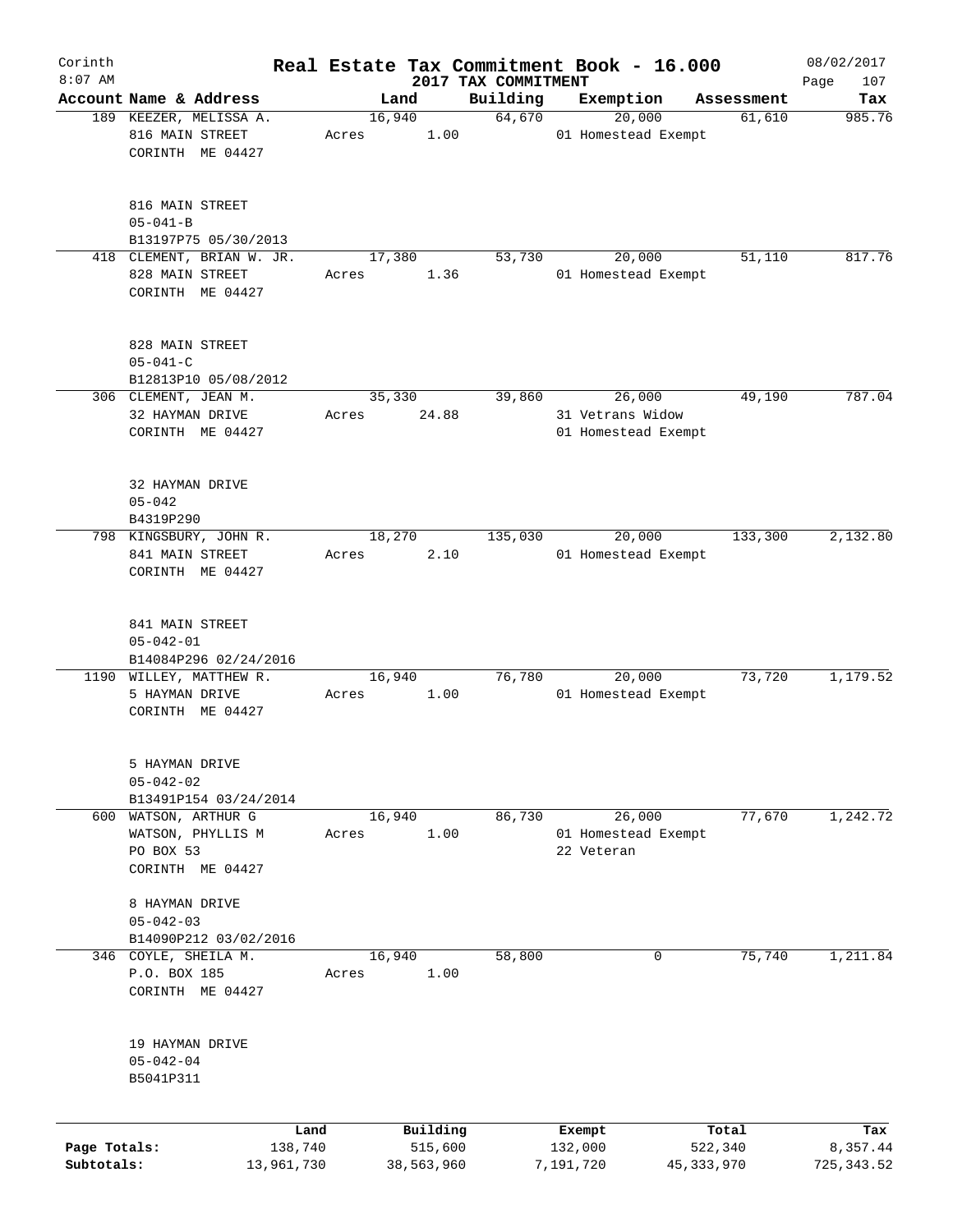Corinth
8:07 AM

# Real Estate Tax Commitment Book - 16.000

## 2017 TAX COMMITMENT

08/02/2017

| Account Name & Address | Land | Building | Exemption | Assessment | Tax |
|---|---|---|---|---|---|
| 189 KEEZER, MELISSA A.<br>816 MAIN STREET<br>CORINTH ME 04427<br><br>816 MAIN STREET<br>05-041-B<br>B13197P75 05/30/2013 | 16,940<br>Acres 1.00 | 64,670 | 20,000<br>01 Homestead Exempt | 61,610 | 985.76 |
| 418 CLEMENT, BRIAN W. JR.<br>828 MAIN STREET<br>CORINTH ME 04427<br><br>828 MAIN STREET<br>05-041-C<br>B12813P10 05/08/2012 | 17,380<br>Acres 1.36 | 53,730 | 20,000<br>01 Homestead Exempt | 51,110 | 817.76 |
| 306 CLEMENT, JEAN M.<br>32 HAYMAN DRIVE<br>CORINTH ME 04427<br><br>32 HAYMAN DRIVE<br>05-042<br>B4319P290 | 35,330<br>Acres 24.88 | 39,860 | 26,000<br>31 Vetrans Widow<br>01 Homestead Exempt | 49,190 | 787.04 |
| 798 KINGSBURY, JOHN R.<br>841 MAIN STREET<br>CORINTH ME 04427<br><br>841 MAIN STREET<br>05-042-01<br>B14084P296 02/24/2016 | 18,270<br>Acres 2.10 | 135,030 | 20,000<br>01 Homestead Exempt | 133,300 | 2,132.80 |
| 1190 WILLEY, MATTHEW R.<br>5 HAYMAN DRIVE<br>CORINTH ME 04427<br><br>5 HAYMAN DRIVE<br>05-042-02<br>B13491P154 03/24/2014 | 16,940<br>Acres 1.00 | 76,780 | 20,000<br>01 Homestead Exempt | 73,720 | 1,179.52 |
| 600 WATSON, ARTHUR G<br>WATSON, PHYLLIS M<br>PO BOX 53<br>CORINTH ME 04427<br><br>8 HAYMAN DRIVE<br>05-042-03<br>B14090P212 03/02/2016 | 16,940<br>Acres 1.00 | 86,730 | 26,000<br>01 Homestead Exempt<br>22 Veteran | 77,670 | 1,242.72 |
| 346 COYLE, SHEILA M.<br>P.O. BOX 185<br>CORINTH ME 04427<br><br>19 HAYMAN DRIVE<br>05-042-04<br>B5041P311 | 16,940<br>Acres 1.00 | 58,800 | 0 | 75,740 | 1,211.84 |

| | Land | Building | Exempt | Total | Tax |
|---|---|---|---|---|---|
| Page Totals: | 138,740 | 515,600 | 132,000 | 522,340 | 8,357.44 |
| Subtotals: | 13,961,730 | 38,563,960 | 7,191,720 | 45,333,970 | 725,343.52 |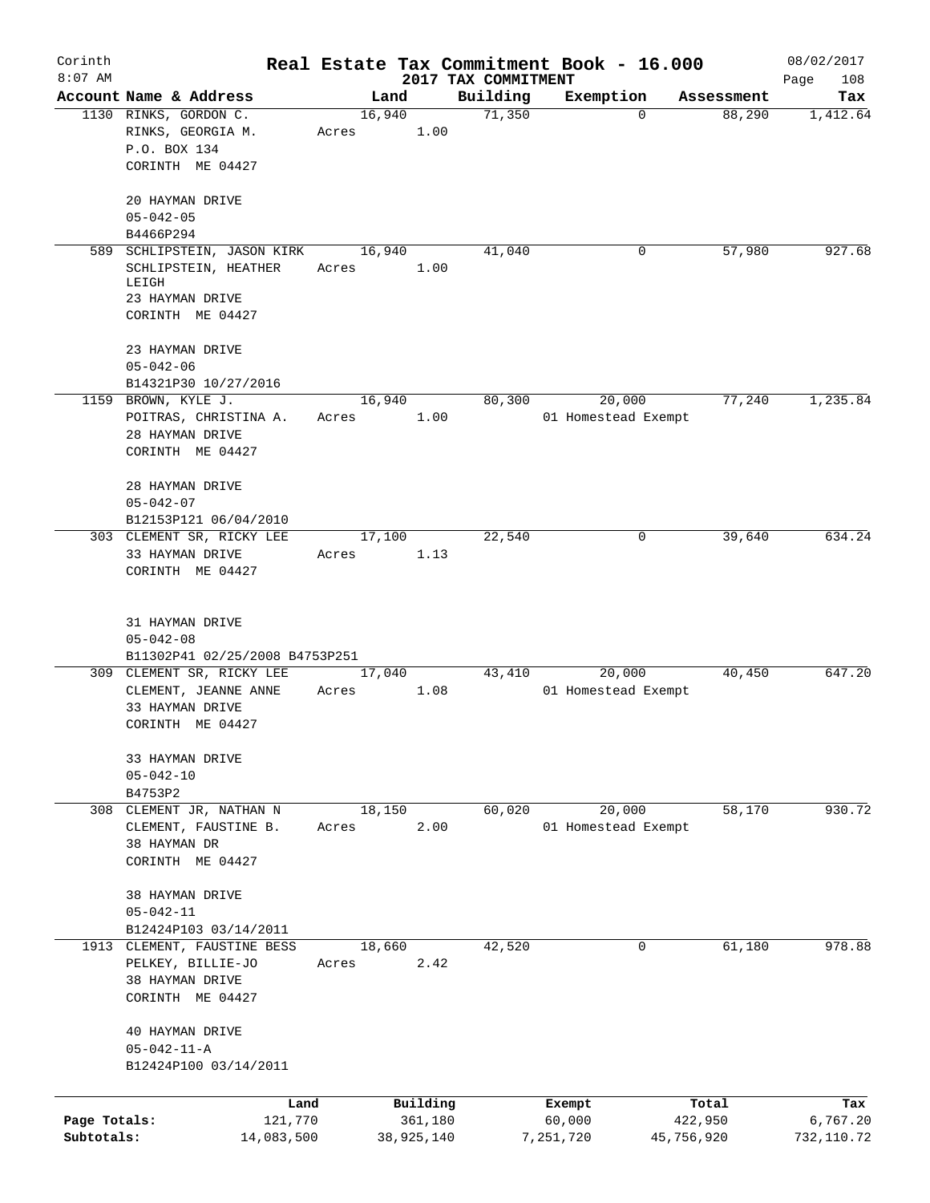Corinth 8:07 AM

# Real Estate Tax Commitment Book - 16.000

## 2017 TAX COMMITMENT

08/02/2017

| Account | Name & Address | Land | Building | Exemption | Assessment | Tax |
|---|---|---|---|---|---|---|
| 1130 | RINKS, GORDON C.<br>RINKS, GEORGIA M.<br>P.O. BOX 134<br>CORINTH ME 04427<br><br>20 HAYMAN DRIVE<br>05-042-05<br>B4466P294 | 16,940<br>Acres 1.00 | 71,350 | 0 | 88,290 | 1,412.64 |
| 589 | SCHLIPSTEIN, JASON KIRK<br>SCHLIPSTEIN, HEATHER LEIGH<br>23 HAYMAN DRIVE<br>CORINTH ME 04427<br><br>23 HAYMAN DRIVE<br>05-042-06<br>B14321P30 10/27/2016 | 16,940<br>Acres 1.00 | 41,040 | 0 | 57,980 | 927.68 |
| 1159 | BROWN, KYLE J.<br>POITRAS, CHRISTINA A.<br>28 HAYMAN DRIVE<br>CORINTH ME 04427<br><br>28 HAYMAN DRIVE<br>05-042-07<br>B12153P121 06/04/2010 | 16,940<br>Acres 1.00 | 80,300 | 20,000<br>01 Homestead Exempt | 77,240 | 1,235.84 |
| 303 | CLEMENT SR, RICKY LEE<br>33 HAYMAN DRIVE<br>CORINTH ME 04427<br><br>31 HAYMAN DRIVE<br>05-042-08<br>B11302P41 02/25/2008 B4753P251 | 17,100<br>Acres 1.13 | 22,540 | 0 | 39,640 | 634.24 |
| 309 | CLEMENT SR, RICKY LEE<br>CLEMENT, JEANNE ANNE<br>33 HAYMAN DRIVE<br>CORINTH ME 04427<br><br>33 HAYMAN DRIVE<br>05-042-10<br>B4753P2 | 17,040<br>Acres 1.08 | 43,410 | 20,000<br>01 Homestead Exempt | 40,450 | 647.20 |
| 308 | CLEMENT JR, NATHAN N<br>CLEMENT, FAUSTINE B.<br>38 HAYMAN DR<br>CORINTH ME 04427<br><br>38 HAYMAN DRIVE<br>05-042-11<br>B12424P103 03/14/2011 | 18,150<br>Acres 2.00 | 60,020 | 20,000<br>01 Homestead Exempt | 58,170 | 930.72 |
| 1913 | CLEMENT, FAUSTINE BESS<br>PELKEY, BILLIE-JO<br>38 HAYMAN DRIVE<br>CORINTH ME 04427<br><br>40 HAYMAN DRIVE<br>05-042-11-A<br>B12424P100 03/14/2011 | 18,660<br>Acres 2.42 | 42,520 | 0 | 61,180 | 978.88 |

| | Land | Building | Exempt | Total | Tax |
|---|---|---|---|---|---|
| Page Totals: | 121,770 | 361,180 | 60,000 | 422,950 | 6,767.20 |
| Subtotals: | 14,083,500 | 38,925,140 | 7,251,720 | 45,756,920 | 732,110.72 |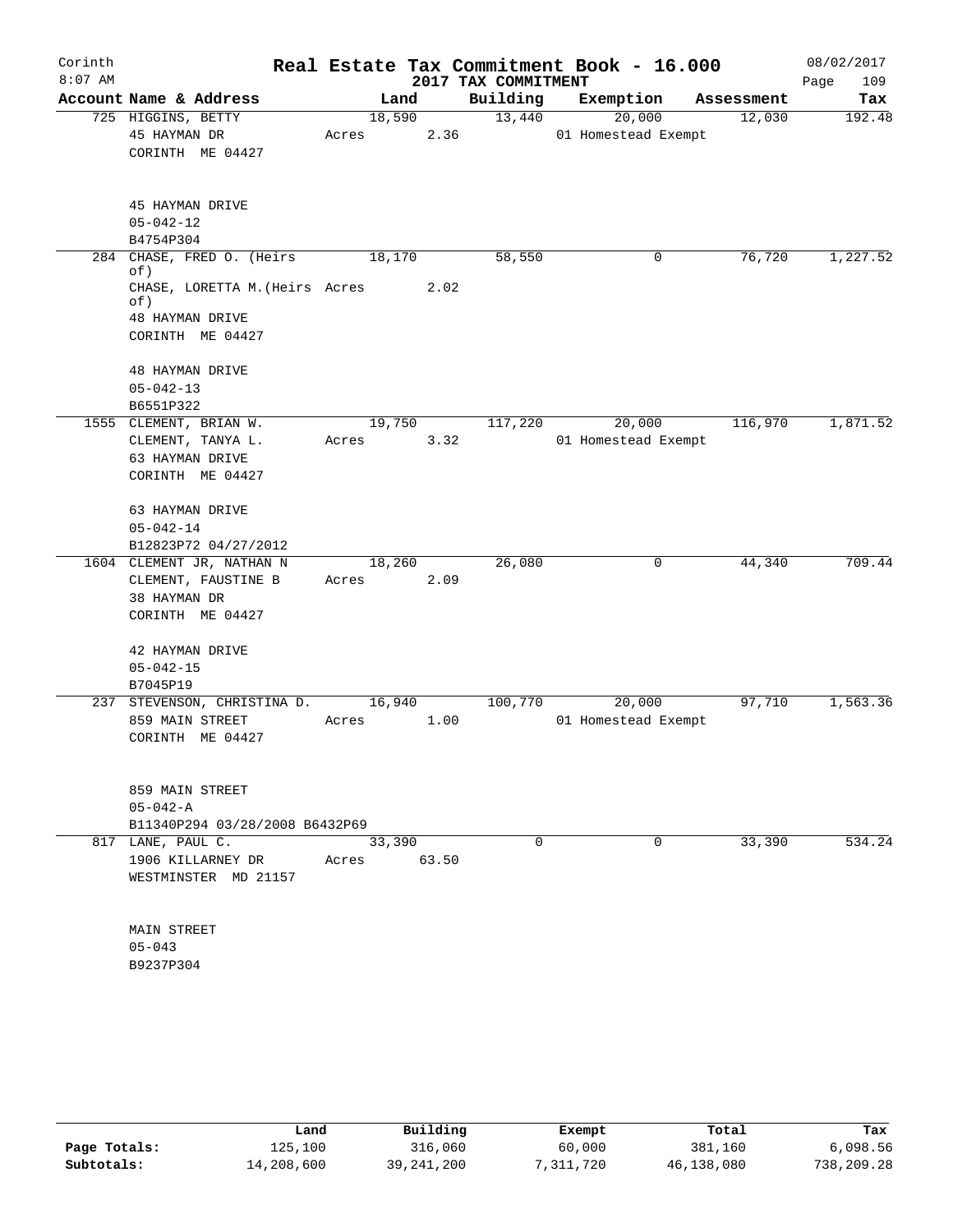# Real Estate Tax Commitment Book - 16.000

Corinth
8:07 AM

2017 TAX COMMITMENT

08/02/2017

| Account Name & Address | Land | Building | Exemption | Assessment | Tax |
|---|---|---|---|---|---|
| 725 HIGGINS, BETTY<br>45 HAYMAN DR<br>CORINTH ME 04427<br><br>45 HAYMAN DRIVE<br>05-042-12<br>B4754P304 | 18,590<br>Acres 2.36 | 13,440 | 20,000<br>01 Homestead Exempt | 12,030 | 192.48 |
| 284 CHASE, FRED O. (Heirs of)<br>CHASE, LORETTA M.(Heirs of)<br>48 HAYMAN DRIVE<br>CORINTH ME 04427<br><br>48 HAYMAN DRIVE<br>05-042-13<br>B6551P322 | 18,170<br>Acres 2.02 | 58,550 | 0 | 76,720 | 1,227.52 |
| 1555 CLEMENT, BRIAN W.<br>CLEMENT, TANYA L.<br>63 HAYMAN DRIVE<br>CORINTH ME 04427<br><br>63 HAYMAN DRIVE<br>05-042-14<br>B12823P72 04/27/2012 | 19,750<br>Acres 3.32 | 117,220 | 20,000<br>01 Homestead Exempt | 116,970 | 1,871.52 |
| 1604 CLEMENT JR, NATHAN N<br>CLEMENT, FAUSTINE B<br>38 HAYMAN DR<br>CORINTH ME 04427<br><br>42 HAYMAN DRIVE<br>05-042-15<br>B7045P19 | 18,260<br>Acres 2.09 | 26,080 | 0 | 44,340 | 709.44 |
| 237 STEVENSON, CHRISTINA D.<br>859 MAIN STREET<br>CORINTH ME 04427<br><br>859 MAIN STREET<br>05-042-A<br>B11340P294 03/28/2008 B6432P69 | 16,940<br>Acres 1.00 | 100,770 | 20,000<br>01 Homestead Exempt | 97,710 | 1,563.36 |
| 817 LANE, PAUL C.<br>1906 KILLARNEY DR<br>WESTMINSTER MD 21157<br><br>MAIN STREET<br>05-043<br>B9237P304 | 33,390<br>Acres 63.50 | 0 | 0 | 33,390 | 534.24 |

| | Land | Building | Exempt | Total | Tax |
|---|---|---|---|---|---|
| Page Totals: | 125,100 | 316,060 | 60,000 | 381,160 | 6,098.56 |
| Subtotals: | 14,208,600 | 39,241,200 | 7,311,720 | 46,138,080 | 738,209.28 |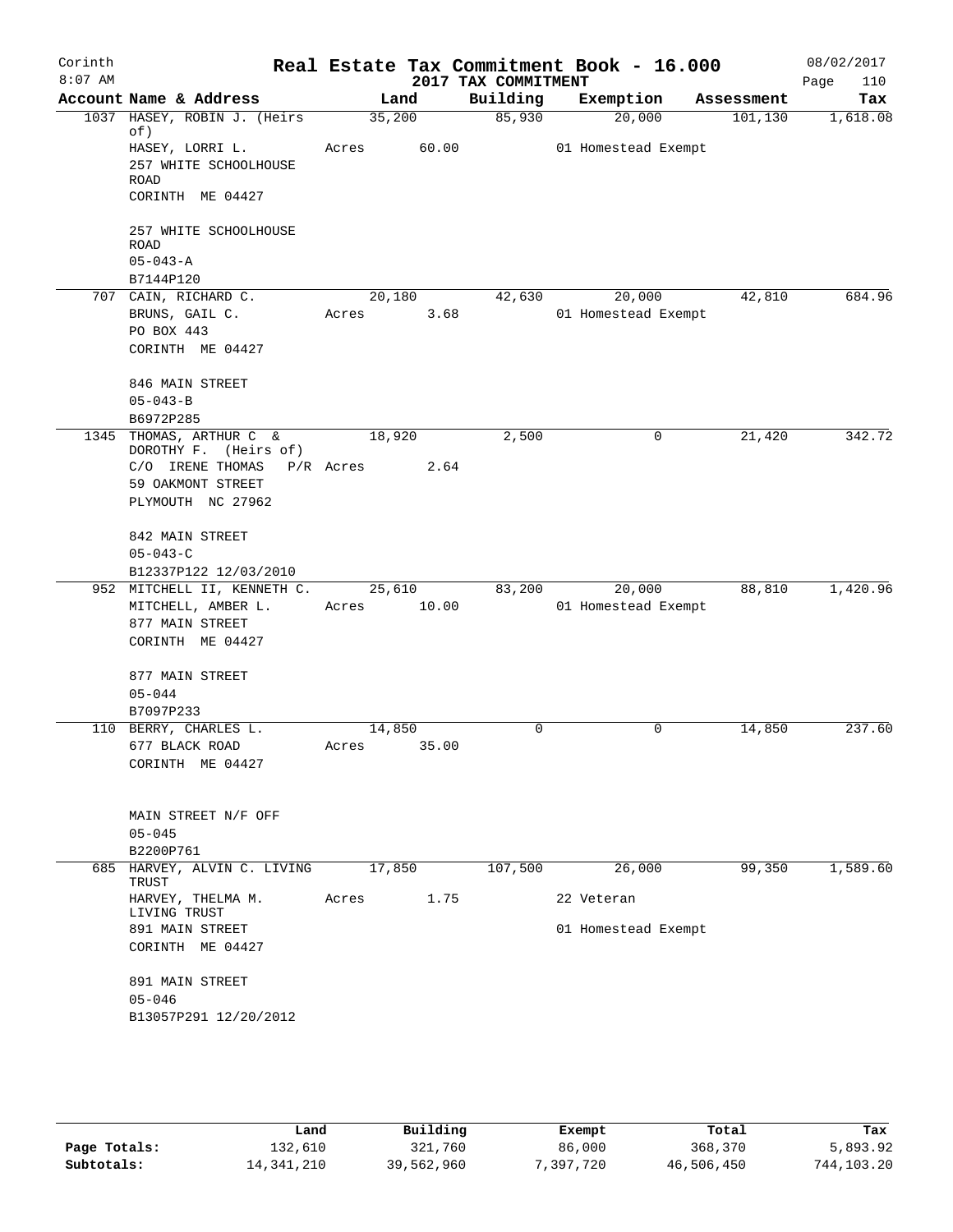Corinth 8:07 AM

# Real Estate Tax Commitment Book - 16.000

2017 TAX COMMITMENT

08/02/2017

| Account | Name & Address | Land | Building | Exemption | Assessment | Tax |
|---|---|---|---|---|---|---|
| 1037 | HASEY, ROBIN J. (Heirs of) | 35,200 | 85,930 | 20,000 | 101,130 | 1,618.08 |
| | HASEY, LORRI L. | Acres 60.00 | | 01 Homestead Exempt | | |
| | 257 WHITE SCHOOLHOUSE ROAD | | | | | |
| | CORINTH ME 04427 | | | | | |
| | 257 WHITE SCHOOLHOUSE ROAD | | | | | |
| | 05-043-A | | | | | |
| | B7144P120 | | | | | |
| 707 | CAIN, RICHARD C. | 20,180 | 42,630 | 20,000 | 42,810 | 684.96 |
| | BRUNS, GAIL C. | Acres 3.68 | | 01 Homestead Exempt | | |
| | PO BOX 443 | | | | | |
| | CORINTH ME 04427 | | | | | |
| | 846 MAIN STREET | | | | | |
| | 05-043-B | | | | | |
| | B6972P285 | | | | | |
| 1345 | THOMAS, ARTHUR C & DOROTHY F. (Heirs of) | 18,920 | 2,500 | 0 | 21,420 | 342.72 |
| | C/O IRENE THOMAS P/R | Acres 2.64 | | | | |
| | 59 OAKMONT STREET | | | | | |
| | PLYMOUTH NC 27962 | | | | | |
| | 842 MAIN STREET | | | | | |
| | 05-043-C | | | | | |
| | B12337P122 12/03/2010 | | | | | |
| 952 | MITCHELL II, KENNETH C. | 25,610 | 83,200 | 20,000 | 88,810 | 1,420.96 |
| | MITCHELL, AMBER L. | Acres 10.00 | | 01 Homestead Exempt | | |
| | 877 MAIN STREET | | | | | |
| | CORINTH ME 04427 | | | | | |
| | 877 MAIN STREET | | | | | |
| | 05-044 | | | | | |
| | B7097P233 | | | | | |
| 110 | BERRY, CHARLES L. | 14,850 | 0 | 0 | 14,850 | 237.60 |
| | 677 BLACK ROAD | Acres 35.00 | | | | |
| | CORINTH ME 04427 | | | | | |
| | MAIN STREET N/F OFF | | | | | |
| | 05-045 | | | | | |
| | B2200P761 | | | | | |
| 685 | HARVEY, ALVIN C. LIVING TRUST | 17,850 | 107,500 | 26,000 | 99,350 | 1,589.60 |
| | HARVEY, THELMA M. LIVING TRUST | Acres 1.75 | | 22 Veteran | | |
| | 891 MAIN STREET | | | 01 Homestead Exempt | | |
| | CORINTH ME 04427 | | | | | |
| | 891 MAIN STREET | | | | | |
| | 05-046 | | | | | |
| | B13057P291 12/20/2012 | | | | | |

| | Land | Building | Exempt | Total | Tax |
|---|---|---|---|---|---|
| Page Totals: | 132,610 | 321,760 | 86,000 | 368,370 | 5,893.92 |
| Subtotals: | 14,341,210 | 39,562,960 | 7,397,720 | 46,506,450 | 744,103.20 |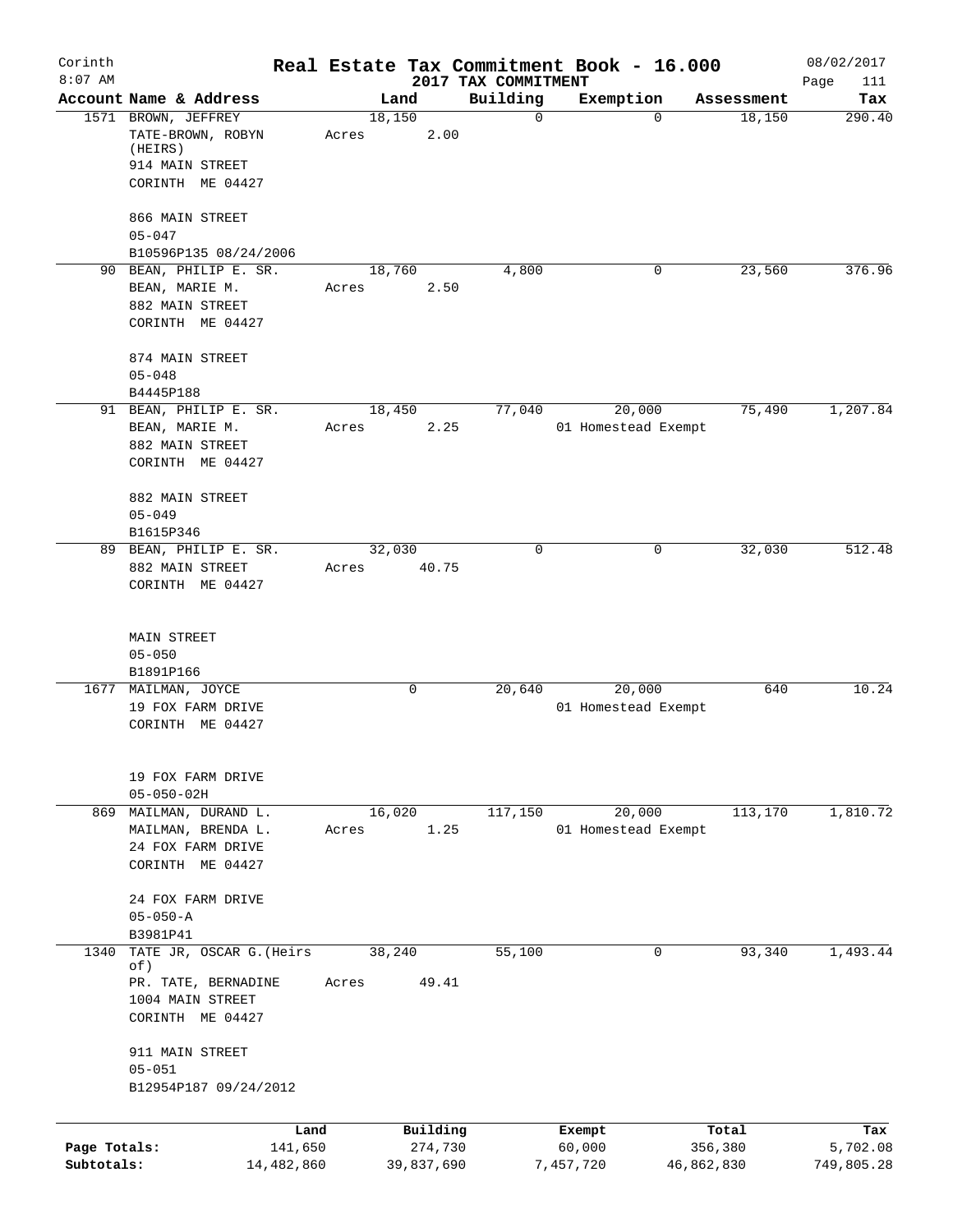Corinth 8:07 AM

# Real Estate Tax Commitment Book - 16.000

## 2017 TAX COMMITMENT

08/02/2017

| Account Name & Address | Land | Building | Exemption | Assessment | Tax |
|---|---|---|---|---|---|
| 1571 BROWN, JEFFREY<br>TATE-BROWN, ROBYN (HEIRS)<br>914 MAIN STREET<br>CORINTH ME 04427<br><br>866 MAIN STREET<br>05-047<br>B10596P135 08/24/2006 | 18,150<br>Acres 2.00 | 0 | 0 | 18,150 | 290.40 |
| 90 BEAN, PHILIP E. SR.<br>BEAN, MARIE M.<br>882 MAIN STREET<br>CORINTH ME 04427<br><br>874 MAIN STREET<br>05-048<br>B4445P188 | 18,760<br>Acres 2.50 | 4,800 | 0 | 23,560 | 376.96 |
| 91 BEAN, PHILIP E. SR.<br>BEAN, MARIE M.<br>882 MAIN STREET<br>CORINTH ME 04427<br><br>882 MAIN STREET<br>05-049<br>B1615P346 | 18,450<br>Acres 2.25 | 77,040 | 20,000<br>01 Homestead Exempt | 75,490 | 1,207.84 |
| 89 BEAN, PHILIP E. SR.<br>882 MAIN STREET<br>CORINTH ME 04427<br><br>MAIN STREET<br>05-050<br>B1891P166 | 32,030<br>Acres 40.75 | 0 | 0 | 32,030 | 512.48 |
| 1677 MAILMAN, JOYCE<br>19 FOX FARM DRIVE<br>CORINTH ME 04427<br><br>19 FOX FARM DRIVE<br>05-050-02H | 0 | 20,640 | 20,000<br>01 Homestead Exempt | 640 | 10.24 |
| 869 MAILMAN, DURAND L.<br>MAILMAN, BRENDA L.<br>24 FOX FARM DRIVE<br>CORINTH ME 04427<br><br>24 FOX FARM DRIVE<br>05-050-A<br>B3981P41 | 16,020<br>Acres 1.25 | 117,150 | 20,000<br>01 Homestead Exempt | 113,170 | 1,810.72 |
| 1340 TATE JR, OSCAR G.(Heirs of)<br>PR. TATE, BERNADINE<br>1004 MAIN STREET<br>CORINTH ME 04427<br><br>911 MAIN STREET<br>05-051<br>B12954P187 09/24/2012 | 38,240<br>Acres 49.41 | 55,100 | 0 | 93,340 | 1,493.44 |

| | Land | Building | Exempt | Total | Tax |
|---|---|---|---|---|---|
| Page Totals: | 141,650 | 274,730 | 60,000 | 356,380 | 5,702.08 |
| Subtotals: | 14,482,860 | 39,837,690 | 7,457,720 | 46,862,830 | 749,805.28 |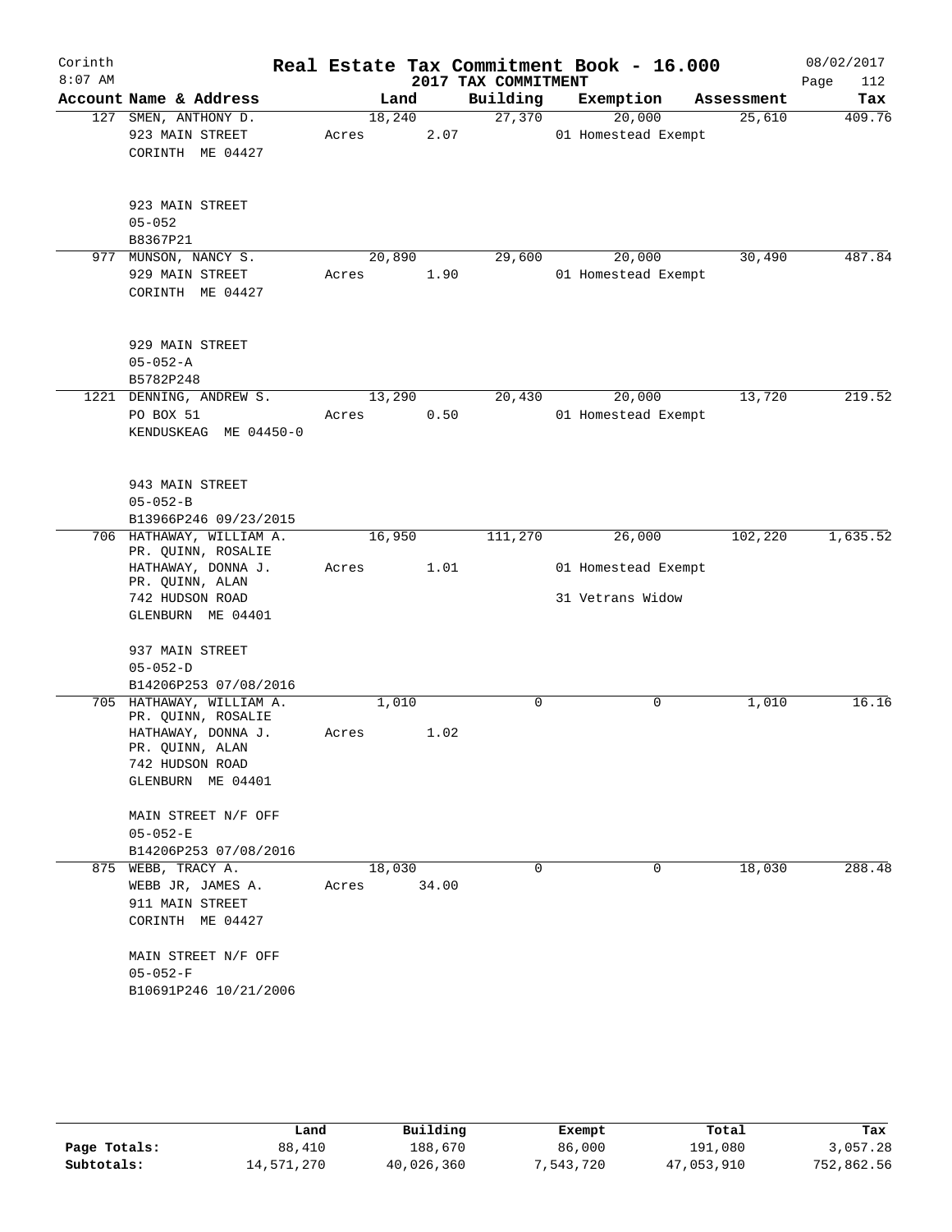# Real Estate Tax Commitment Book - 16.000

Corinth 8:07 AM — 2017 TAX COMMITMENT — 08/02/2017

| Account Name & Address | Land | Building | Exemption | Assessment | Tax |
|---|---|---|---|---|---|
| 127 SMEN, ANTHONY D.<br>923 MAIN STREET<br>CORINTH ME 04427<br><br>923 MAIN STREET<br>05-052<br>B8367P21 | 18,240<br>Acres 2.07 | 27,370 | 20,000<br>01 Homestead Exempt | 25,610 | 409.76 |
| 977 MUNSON, NANCY S.<br>929 MAIN STREET<br>CORINTH ME 04427<br><br>929 MAIN STREET<br>05-052-A<br>B5782P248 | 20,890<br>Acres 1.90 | 29,600 | 20,000<br>01 Homestead Exempt | 30,490 | 487.84 |
| 1221 DENNING, ANDREW S.<br>PO BOX 51<br>KENDUSKEAG ME 04450-0<br><br>943 MAIN STREET<br>05-052-B<br>B13966P246 09/23/2015 | 13,290<br>Acres 0.50 | 20,430 | 20,000<br>01 Homestead Exempt | 13,720 | 219.52 |
| 706 HATHAWAY, WILLIAM A.<br>PR. QUINN, ROSALIE<br>HATHAWAY, DONNA J.<br>PR. QUINN, ALAN<br>742 HUDSON ROAD<br>GLENBURN ME 04401<br><br>937 MAIN STREET<br>05-052-D<br>B14206P253 07/08/2016 | 16,950<br>Acres 1.01 | 111,270 | 26,000<br>01 Homestead Exempt<br>31 Vetrans Widow | 102,220 | 1,635.52 |
| 705 HATHAWAY, WILLIAM A.<br>PR. QUINN, ROSALIE<br>HATHAWAY, DONNA J.<br>PR. QUINN, ALAN<br>742 HUDSON ROAD<br>GLENBURN ME 04401<br><br>MAIN STREET N/F OFF<br>05-052-E<br>B14206P253 07/08/2016 | 1,010<br>Acres 1.02 | 0 | 0 | 1,010 | 16.16 |
| 875 WEBB, TRACY A.<br>WEBB JR, JAMES A.<br>911 MAIN STREET<br>CORINTH ME 04427<br><br>MAIN STREET N/F OFF<br>05-052-F<br>B10691P246 10/21/2006 | 18,030<br>Acres 34.00 | 0 | 0 | 18,030 | 288.48 |

| | Land | Building | Exempt | Total | Tax |
|---|---|---|---|---|---|
| Page Totals: | 88,410 | 188,670 | 86,000 | 191,080 | 3,057.28 |
| Subtotals: | 14,571,270 | 40,026,360 | 7,543,720 | 47,053,910 | 752,862.56 |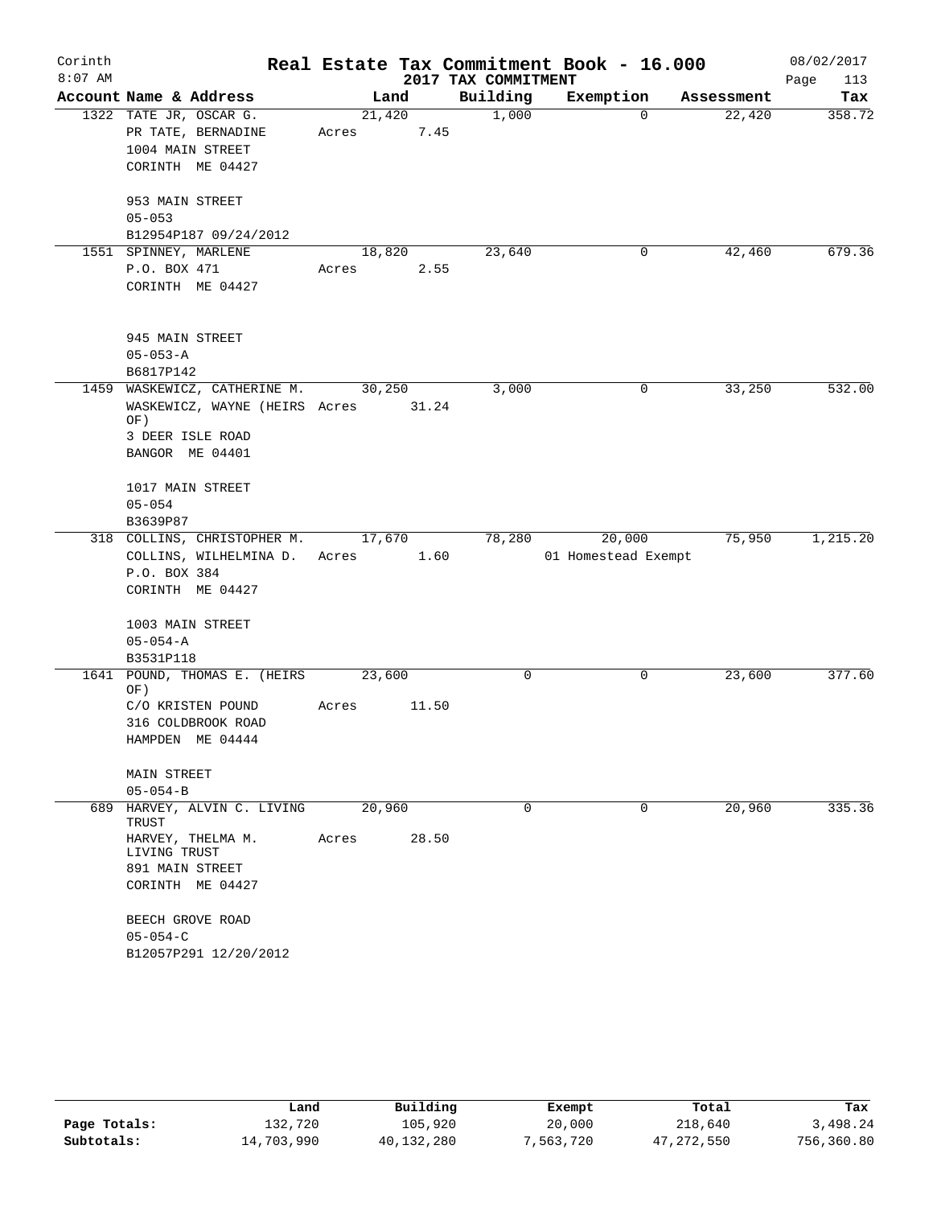# Real Estate Tax Commitment Book - 16.000

Corinth 8:07 AM — 2017 TAX COMMITMENT — 08/02/2017

| Account Name & Address | Land | Building | Exemption | Assessment | Tax |
|---|---|---|---|---|---|
| 1322 TATE JR, OSCAR G.<br>PR TATE, BERNADINE<br>1004 MAIN STREET<br>CORINTH ME 04427<br><br>953 MAIN STREET<br>05-053<br>B12954P187 09/24/2012 | 21,420<br>Acres 7.45 | 1,000 | 0 | 22,420 | 358.72 |
| 1551 SPINNEY, MARLENE<br>P.O. BOX 471<br>CORINTH ME 04427<br><br>945 MAIN STREET<br>05-053-A<br>B6817P142 | 18,820<br>Acres 2.55 | 23,640 | 0 | 42,460 | 679.36 |
| 1459 WASKEWICZ, CATHERINE M.<br>WASKEWICZ, WAYNE (HEIRS OF)<br>3 DEER ISLE ROAD<br>BANGOR ME 04401<br><br>1017 MAIN STREET<br>05-054<br>B3639P87 | 30,250<br>Acres 31.24 | 3,000 | 0 | 33,250 | 532.00 |
| 318 COLLINS, CHRISTOPHER M.<br>COLLINS, WILHELMINA D.<br>P.O. BOX 384<br>CORINTH ME 04427<br><br>1003 MAIN STREET<br>05-054-A<br>B3531P118 | 17,670<br>Acres 1.60 | 78,280 | 20,000<br>01 Homestead Exempt | 75,950 | 1,215.20 |
| 1641 POUND, THOMAS E. (HEIRS OF)<br>C/O KRISTEN POUND<br>316 COLDBROOK ROAD<br>HAMPDEN ME 04444<br><br>MAIN STREET<br>05-054-B | 23,600<br>Acres 11.50 | 0 | 0 | 23,600 | 377.60 |
| 689 HARVEY, ALVIN C. LIVING TRUST<br>HARVEY, THELMA M. LIVING TRUST<br>891 MAIN STREET<br>CORINTH ME 04427<br><br>BEECH GROVE ROAD<br>05-054-C<br>B12057P291 12/20/2012 | 20,960<br>Acres 28.50 | 0 | 0 | 20,960 | 335.36 |

| | Land | Building | Exempt | Total | Tax |
|---|---|---|---|---|---|
| Page Totals: | 132,720 | 105,920 | 20,000 | 218,640 | 3,498.24 |
| Subtotals: | 14,703,990 | 40,132,280 | 7,563,720 | 47,272,550 | 756,360.80 |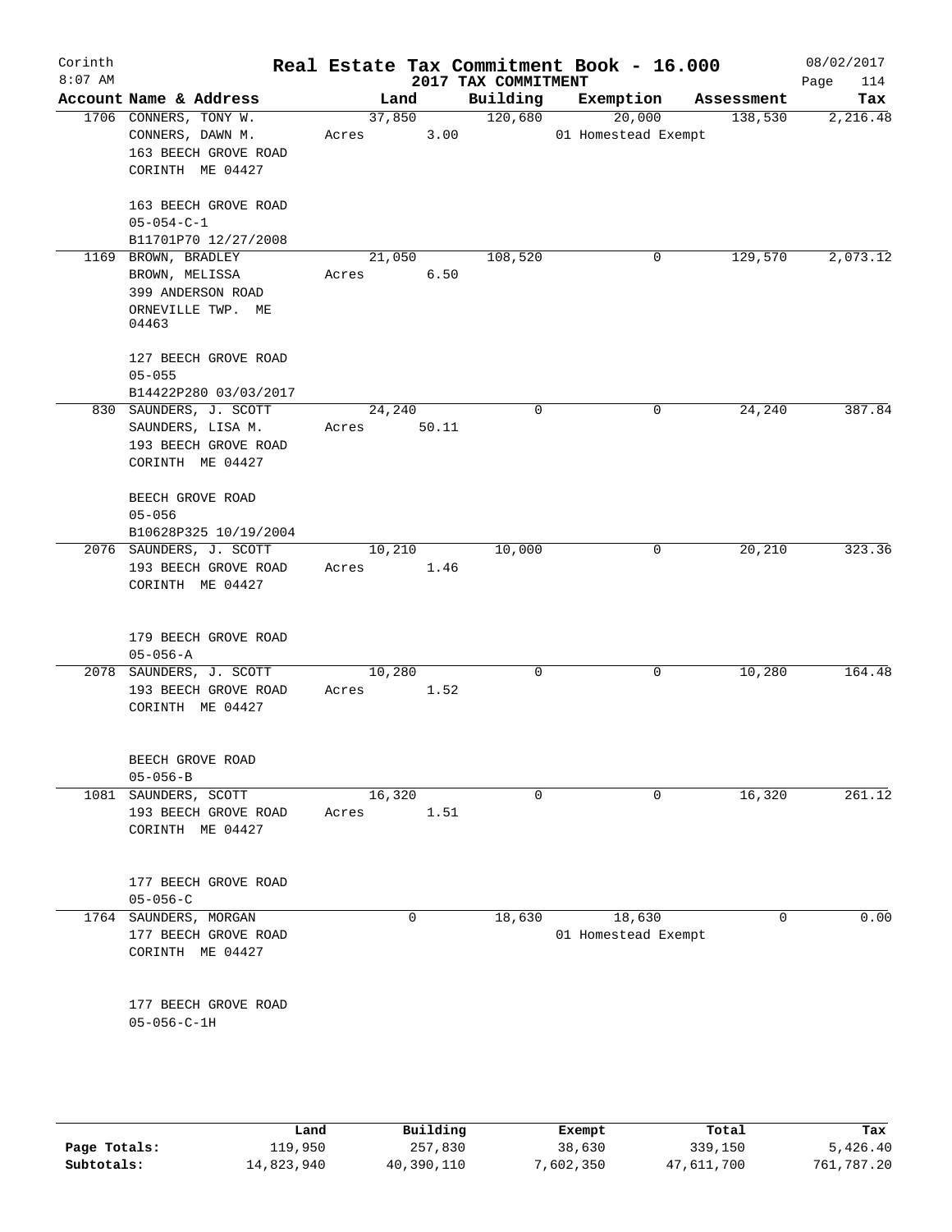# Corinth — Real Estate Tax Commitment Book - 16.000

8:07 AM — 2017 TAX COMMITMENT — 08/02/2017

| Account | Name & Address | Land | Building | Exemption | Assessment | Tax |
|---|---|---|---|---|---|---|
| 1706 | CONNERS, TONY W.<br>CONNERS, DAWN M.<br>163 BEECH GROVE ROAD<br>CORINTH ME 04427<br><br>163 BEECH GROVE ROAD<br>05-054-C-1<br>B11701P70 12/27/2008 | 37,850<br>Acres 3.00 | 120,680 | 20,000<br>01 Homestead Exempt | 138,530 | 2,216.48 |
| 1169 | BROWN, BRADLEY<br>BROWN, MELISSA<br>399 ANDERSON ROAD<br>ORNEVILLE TWP. ME 04463<br><br>127 BEECH GROVE ROAD<br>05-055<br>B14422P280 03/03/2017 | 21,050<br>Acres 6.50 | 108,520 | 0 | 129,570 | 2,073.12 |
| 830 | SAUNDERS, J. SCOTT<br>SAUNDERS, LISA M.<br>193 BEECH GROVE ROAD<br>CORINTH ME 04427<br><br>BEECH GROVE ROAD<br>05-056<br>B10628P325 10/19/2004 | 24,240<br>Acres 50.11 | 0 | 0 | 24,240 | 387.84 |
| 2076 | SAUNDERS, J. SCOTT<br>193 BEECH GROVE ROAD<br>CORINTH ME 04427<br><br>179 BEECH GROVE ROAD<br>05-056-A | 10,210<br>Acres 1.46 | 10,000 | 0 | 20,210 | 323.36 |
| 2078 | SAUNDERS, J. SCOTT<br>193 BEECH GROVE ROAD<br>CORINTH ME 04427<br><br>BEECH GROVE ROAD<br>05-056-B | 10,280<br>Acres 1.52 | 0 | 0 | 10,280 | 164.48 |
| 1081 | SAUNDERS, SCOTT<br>193 BEECH GROVE ROAD<br>CORINTH ME 04427<br><br>177 BEECH GROVE ROAD<br>05-056-C | 16,320<br>Acres 1.51 | 0 | 0 | 16,320 | 261.12 |
| 1764 | SAUNDERS, MORGAN<br>177 BEECH GROVE ROAD<br>CORINTH ME 04427<br><br>177 BEECH GROVE ROAD<br>05-056-C-1H | 0 | 18,630 | 18,630<br>01 Homestead Exempt | 0 | 0.00 |

| | Land | Building | Exempt | Total | Tax |
|---|---|---|---|---|---|
| Page Totals: | 119,950 | 257,830 | 38,630 | 339,150 | 5,426.40 |
| Subtotals: | 14,823,940 | 40,390,110 | 7,602,350 | 47,611,700 | 761,787.20 |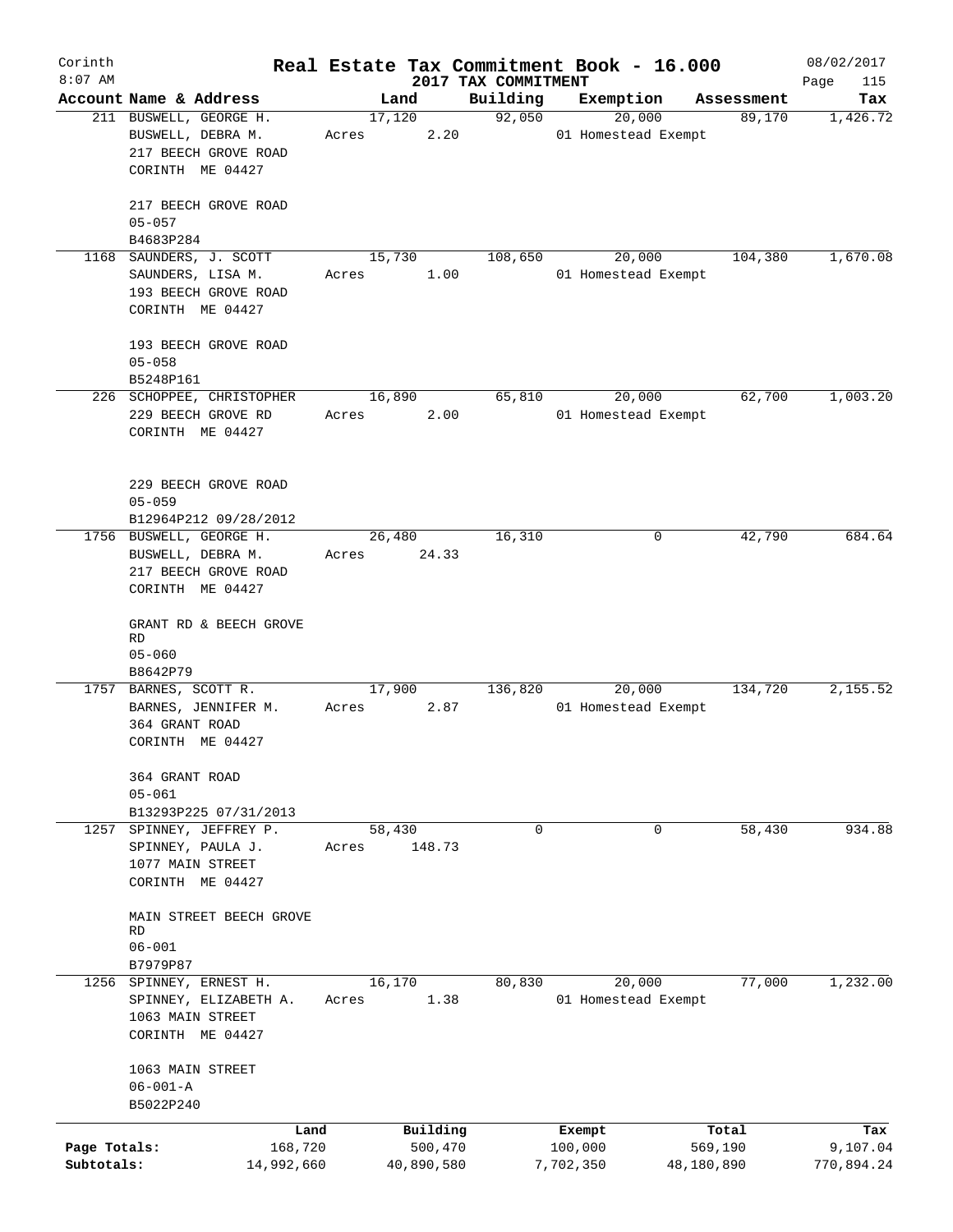Corinth 8:07 AM

# Real Estate Tax Commitment Book - 16.000

## 2017 TAX COMMITMENT

08/02/2017

| Account Name & Address | Land | Building | Exemption | Assessment | Tax |
|---|---|---|---|---|---|
| 211 BUSWELL, GEORGE H.<br>BUSWELL, DEBRA M.<br>217 BEECH GROVE ROAD<br>CORINTH ME 04427<br><br>217 BEECH GROVE ROAD<br>05-057<br>B4683P284 | 17,120<br>Acres 2.20 | 92,050 | 20,000<br>01 Homestead Exempt | 89,170 | 1,426.72 |
| 1168 SAUNDERS, J. SCOTT<br>SAUNDERS, LISA M.<br>193 BEECH GROVE ROAD<br>CORINTH ME 04427<br><br>193 BEECH GROVE ROAD<br>05-058<br>B5248P161 | 15,730<br>Acres 1.00 | 108,650 | 20,000<br>01 Homestead Exempt | 104,380 | 1,670.08 |
| 226 SCHOPPEE, CHRISTOPHER<br>229 BEECH GROVE RD<br>CORINTH ME 04427<br><br>229 BEECH GROVE ROAD<br>05-059<br>B12964P212 09/28/2012 | 16,890<br>Acres 2.00 | 65,810 | 20,000<br>01 Homestead Exempt | 62,700 | 1,003.20 |
| 1756 BUSWELL, GEORGE H.<br>BUSWELL, DEBRA M.<br>217 BEECH GROVE ROAD<br>CORINTH ME 04427<br><br>GRANT RD & BEECH GROVE RD<br>05-060<br>B8642P79 | 26,480<br>Acres 24.33 | 16,310 | 0 | 42,790 | 684.64 |
| 1757 BARNES, SCOTT R.<br>BARNES, JENNIFER M.<br>364 GRANT ROAD<br>CORINTH ME 04427<br><br>364 GRANT ROAD<br>05-061<br>B13293P225 07/31/2013 | 17,900<br>Acres 2.87 | 136,820 | 20,000<br>01 Homestead Exempt | 134,720 | 2,155.52 |
| 1257 SPINNEY, JEFFREY P.<br>SPINNEY, PAULA J.<br>1077 MAIN STREET<br>CORINTH ME 04427<br><br>MAIN STREET BEECH GROVE RD<br>06-001<br>B7979P87 | 58,430<br>Acres 148.73 | 0 | 0 | 58,430 | 934.88 |
| 1256 SPINNEY, ERNEST H.<br>SPINNEY, ELIZABETH A.<br>1063 MAIN STREET<br>CORINTH ME 04427<br><br>1063 MAIN STREET<br>06-001-A<br>B5022P240 | 16,170<br>Acres 1.38 | 80,830 | 20,000<br>01 Homestead Exempt | 77,000 | 1,232.00 |

| | Land | Building | Exempt | Total | Tax |
|---|---|---|---|---|---|
| Page Totals: | 168,720 | 500,470 | 100,000 | 569,190 | 9,107.04 |
| Subtotals: | 14,992,660 | 40,890,580 | 7,702,350 | 48,180,890 | 770,894.24 |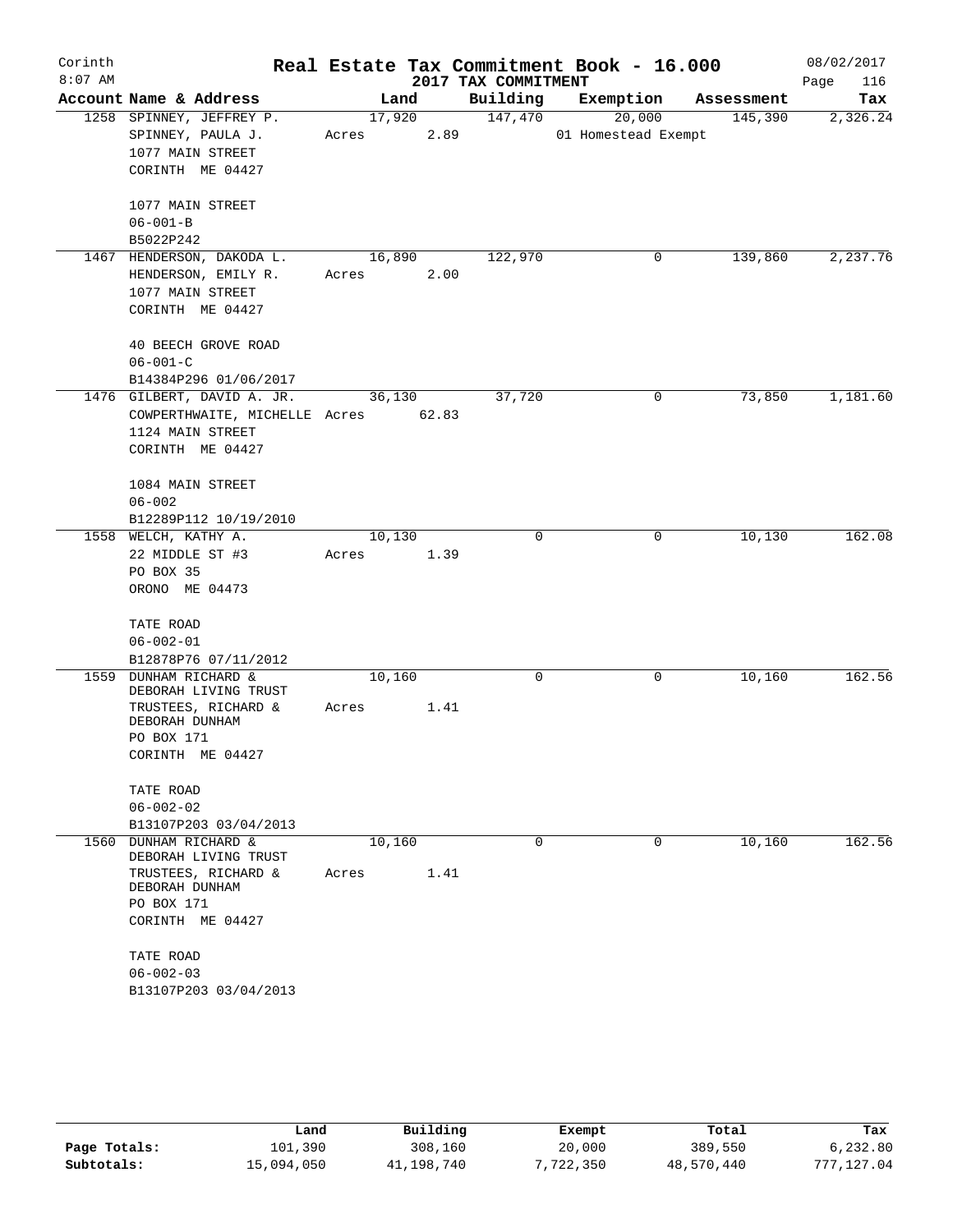# Real Estate Tax Commitment Book - 16.000

## 2017 TAX COMMITMENT

Corinth 8:07 AM — 08/02/2017

| Account | Name & Address | Land | Building | Exemption | Assessment | Tax |
|---|---|---|---|---|---|---|
| 1258 | SPINNEY, JEFFREY P.<br>SPINNEY, PAULA J.<br>1077 MAIN STREET<br>CORINTH ME 04427<br><br>1077 MAIN STREET<br>06-001-B<br>B5022P242 | 17,920<br>Acres 2.89 | 147,470 | 20,000<br>01 Homestead Exempt | 145,390 | 2,326.24 |
| 1467 | HENDERSON, DAKODA L.<br>HENDERSON, EMILY R.<br>1077 MAIN STREET<br>CORINTH ME 04427<br><br>40 BEECH GROVE ROAD<br>06-001-C<br>B14384P296 01/06/2017 | 16,890<br>Acres 2.00 | 122,970 | 0 | 139,860 | 2,237.76 |
| 1476 | GILBERT, DAVID A. JR.<br>COWPERTHWAITE, MICHELLE<br>1124 MAIN STREET<br>CORINTH ME 04427<br><br>1084 MAIN STREET<br>06-002<br>B12289P112 10/19/2010 | 36,130<br>Acres 62.83 | 37,720 | 0 | 73,850 | 1,181.60 |
| 1558 | WELCH, KATHY A.<br>22 MIDDLE ST #3<br>PO BOX 35<br>ORONO ME 04473<br><br>TATE ROAD<br>06-002-01<br>B12878P76 07/11/2012 | 10,130<br>Acres 1.39 | 0 | 0 | 10,130 | 162.08 |
| 1559 | DUNHAM RICHARD &<br>DEBORAH LIVING TRUST<br>TRUSTEES, RICHARD &<br>DEBORAH DUNHAM<br>PO BOX 171<br>CORINTH ME 04427<br><br>TATE ROAD<br>06-002-02<br>B13107P203 03/04/2013 | 10,160<br>Acres 1.41 | 0 | 0 | 10,160 | 162.56 |
| 1560 | DUNHAM RICHARD &<br>DEBORAH LIVING TRUST<br>TRUSTEES, RICHARD &<br>DEBORAH DUNHAM<br>PO BOX 171<br>CORINTH ME 04427<br><br>TATE ROAD<br>06-002-03<br>B13107P203 03/04/2013 | 10,160<br>Acres 1.41 | 0 | 0 | 10,160 | 162.56 |

| | Land | Building | Exempt | Total | Tax |
|---|---|---|---|---|---|
| Page Totals: | 101,390 | 308,160 | 20,000 | 389,550 | 6,232.80 |
| Subtotals: | 15,094,050 | 41,198,740 | 7,722,350 | 48,570,440 | 777,127.04 |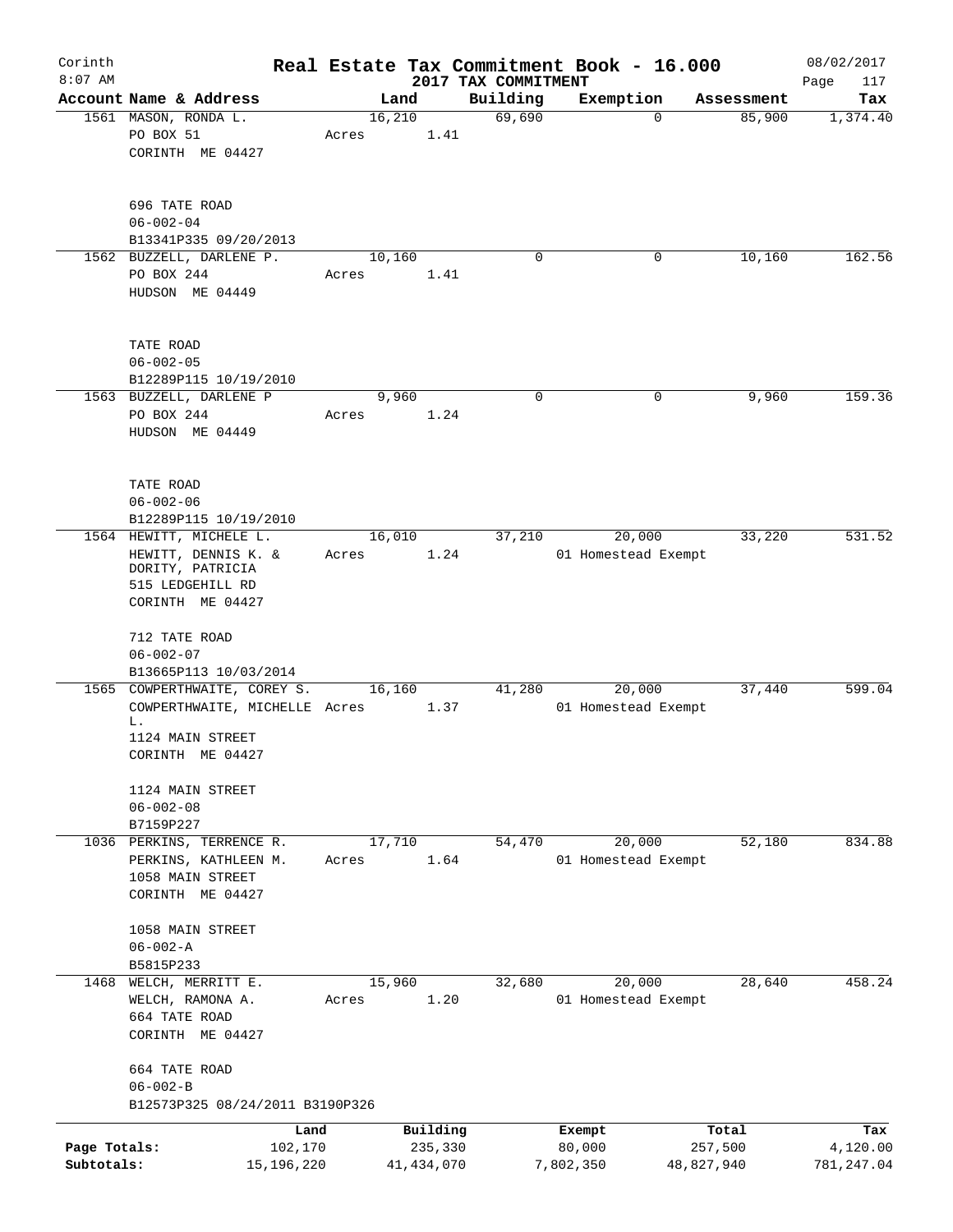Corinth 8:07 AM

# Real Estate Tax Commitment Book - 16.000

## 2017 TAX COMMITMENT

08/02/2017

| Account | Name & Address | Land | Building | Exemption | Assessment | Tax |
|---|---|---|---|---|---|---|
| 1561 | MASON, RONDA L.<br>PO BOX 51<br>CORINTH ME 04427<br><br>696 TATE ROAD<br>06-002-04<br>B13341P335 09/20/2013 | 16,210<br>Acres 1.41 | 69,690 | 0 | 85,900 | 1,374.40 |
| 1562 | BUZZELL, DARLENE P.<br>PO BOX 244<br>HUDSON ME 04449<br><br>TATE ROAD<br>06-002-05<br>B12289P115 10/19/2010 | 10,160<br>Acres 1.41 | 0 | 0 | 10,160 | 162.56 |
| 1563 | BUZZELL, DARLENE P<br>PO BOX 244<br>HUDSON ME 04449<br><br>TATE ROAD<br>06-002-06<br>B12289P115 10/19/2010 | 9,960<br>Acres 1.24 | 0 | 0 | 9,960 | 159.36 |
| 1564 | HEWITT, MICHELE L.<br>HEWITT, DENNIS K. &<br>DORITY, PATRICIA<br>515 LEDGEHILL RD<br>CORINTH ME 04427<br><br>712 TATE ROAD<br>06-002-07<br>B13665P113 10/03/2014 | 16,010<br>Acres 1.24 | 37,210 | 20,000<br>01 Homestead Exempt | 33,220 | 531.52 |
| 1565 | COWPERTHWAITE, COREY S.<br>COWPERTHWAITE, MICHELLE L.<br>1124 MAIN STREET<br>CORINTH ME 04427<br><br>1124 MAIN STREET<br>06-002-08<br>B7159P227 | 16,160<br>Acres 1.37 | 41,280 | 20,000<br>01 Homestead Exempt | 37,440 | 599.04 |
| 1036 | PERKINS, TERRENCE R.<br>PERKINS, KATHLEEN M.<br>1058 MAIN STREET<br>CORINTH ME 04427<br><br>1058 MAIN STREET<br>06-002-A<br>B5815P233 | 17,710<br>Acres 1.64 | 54,470 | 20,000<br>01 Homestead Exempt | 52,180 | 834.88 |
| 1468 | WELCH, MERRITT E.<br>WELCH, RAMONA A.<br>664 TATE ROAD<br>CORINTH ME 04427<br><br>664 TATE ROAD<br>06-002-B<br>B12573P325 08/24/2011 B3190P326 | 15,960<br>Acres 1.20 | 32,680 | 20,000<br>01 Homestead Exempt | 28,640 | 458.24 |

| | Land | Building | Exempt | Total | Tax |
|---|---|---|---|---|---|
| Page Totals: | 102,170 | 235,330 | 80,000 | 257,500 | 4,120.00 |
| Subtotals: | 15,196,220 | 41,434,070 | 7,802,350 | 48,827,940 | 781,247.04 |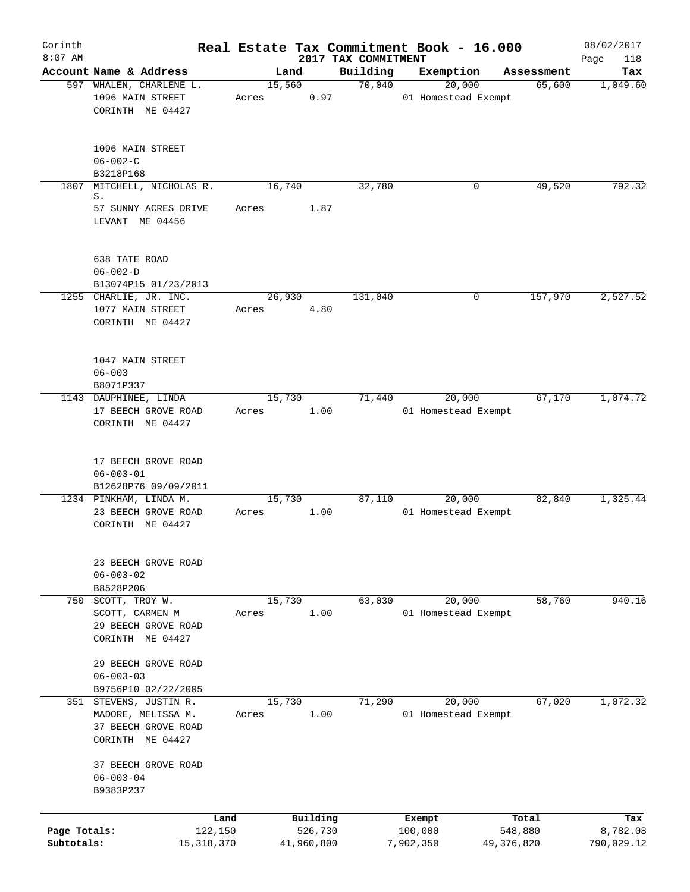Corinth
8:07 AM

# Real Estate Tax Commitment Book - 16.000

## 2017 TAX COMMITMENT

08/02/2017

| Account | Name & Address | Land | Building | Exemption | Assessment | Tax |
|---|---|---|---|---|---|---|
| 597 | WHALEN, CHARLENE L.<br>1096 MAIN STREET<br>CORINTH ME 04427<br><br>1096 MAIN STREET<br>06-002-C<br>B3218P168 | 15,560<br>Acres 0.97 | 70,040 | 20,000<br>01 Homestead Exempt | 65,600 | 1,049.60 |
| 1807 | MITCHELL, NICHOLAS R. S.<br>57 SUNNY ACRES DRIVE<br>LEVANT ME 04456<br><br>638 TATE ROAD<br>06-002-D<br>B13074P15 01/23/2013 | 16,740<br>Acres 1.87 | 32,780 | 0 | 49,520 | 792.32 |
| 1255 | CHARLIE, JR. INC.<br>1077 MAIN STREET<br>CORINTH ME 04427<br><br>1047 MAIN STREET<br>06-003<br>B8071P337 | 26,930<br>Acres 4.80 | 131,040 | 0 | 157,970 | 2,527.52 |
| 1143 | DAUPHINEE, LINDA<br>17 BEECH GROVE ROAD<br>CORINTH ME 04427<br><br>17 BEECH GROVE ROAD<br>06-003-01<br>B12628P76 09/09/2011 | 15,730<br>Acres 1.00 | 71,440 | 20,000<br>01 Homestead Exempt | 67,170 | 1,074.72 |
| 1234 | PINKHAM, LINDA M.<br>23 BEECH GROVE ROAD<br>CORINTH ME 04427<br><br>23 BEECH GROVE ROAD<br>06-003-02<br>B8528P206 | 15,730<br>Acres 1.00 | 87,110 | 20,000<br>01 Homestead Exempt | 82,840 | 1,325.44 |
| 750 | SCOTT, TROY W.<br>SCOTT, CARMEN M<br>29 BEECH GROVE ROAD<br>CORINTH ME 04427<br><br>29 BEECH GROVE ROAD<br>06-003-03<br>B9756P10 02/22/2005 | 15,730<br>Acres 1.00 | 63,030 | 20,000<br>01 Homestead Exempt | 58,760 | 940.16 |
| 351 | STEVENS, JUSTIN R.<br>MADORE, MELISSA M.<br>37 BEECH GROVE ROAD<br>CORINTH ME 04427<br><br>37 BEECH GROVE ROAD<br>06-003-04<br>B9383P237 | 15,730<br>Acres 1.00 | 71,290 | 20,000<br>01 Homestead Exempt | 67,020 | 1,072.32 |

| | Land | Building | Exempt | Total | Tax |
|---|---|---|---|---|---|
| Page Totals: | 122,150 | 526,730 | 100,000 | 548,880 | 8,782.08 |
| Subtotals: | 15,318,370 | 41,960,800 | 7,902,350 | 49,376,820 | 790,029.12 |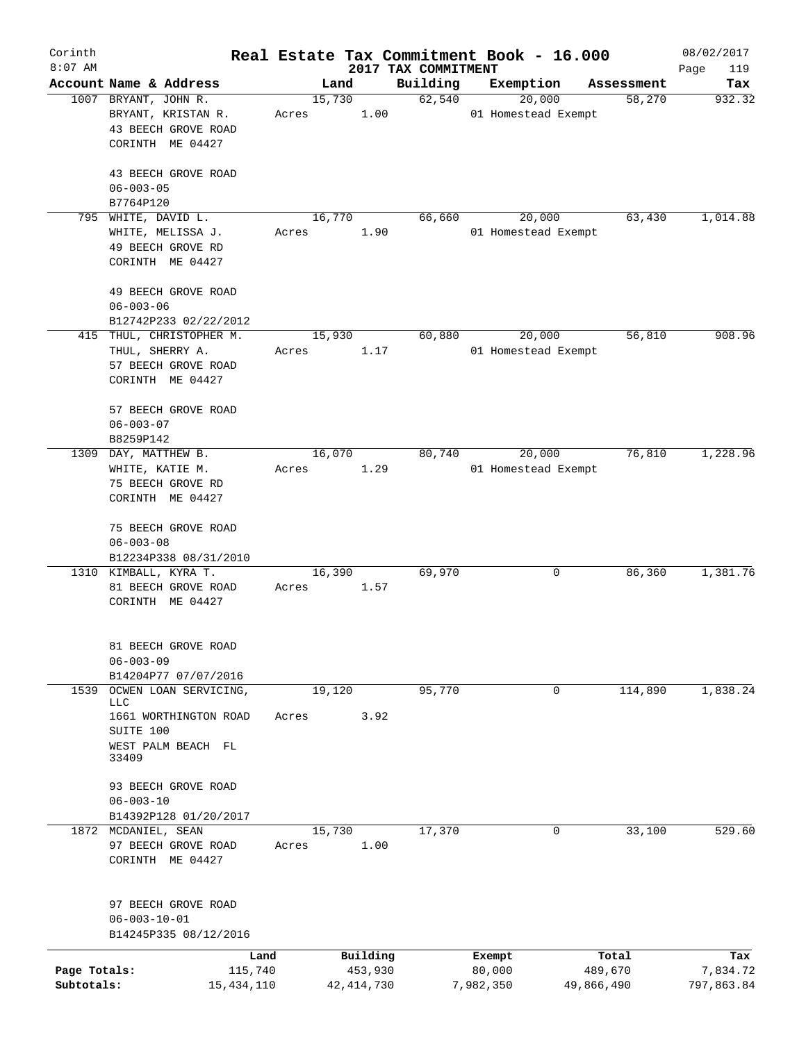# Real Estate Tax Commitment Book - 16.000

Corinth
8:07 AM

2017 TAX COMMITMENT

08/02/2017

| Account Name & Address | Land | Building | Exemption | Assessment | Tax |
|---|---|---|---|---|---|
| 1007 BRYANT, JOHN R.<br>BRYANT, KRISTAN R.<br>43 BEECH GROVE ROAD<br>CORINTH ME 04427<br><br>43 BEECH GROVE ROAD<br>06-003-05<br>B7764P120 | 15,730<br>Acres 1.00 | 62,540 | 20,000<br>01 Homestead Exempt | 58,270 | 932.32 |
| 795 WHITE, DAVID L.<br>WHITE, MELISSA J.<br>49 BEECH GROVE RD<br>CORINTH ME 04427<br><br>49 BEECH GROVE ROAD<br>06-003-06<br>B12742P233 02/22/2012 | 16,770<br>Acres 1.90 | 66,660 | 20,000<br>01 Homestead Exempt | 63,430 | 1,014.88 |
| 415 THUL, CHRISTOPHER M.<br>THUL, SHERRY A.<br>57 BEECH GROVE ROAD<br>CORINTH ME 04427<br><br>57 BEECH GROVE ROAD<br>06-003-07<br>B8259P142 | 15,930<br>Acres 1.17 | 60,880 | 20,000<br>01 Homestead Exempt | 56,810 | 908.96 |
| 1309 DAY, MATTHEW B.<br>WHITE, KATIE M.<br>75 BEECH GROVE RD<br>CORINTH ME 04427<br><br>75 BEECH GROVE ROAD<br>06-003-08<br>B12234P338 08/31/2010 | 16,070<br>Acres 1.29 | 80,740 | 20,000<br>01 Homestead Exempt | 76,810 | 1,228.96 |
| 1310 KIMBALL, KYRA T.<br>81 BEECH GROVE ROAD<br>CORINTH ME 04427<br><br>81 BEECH GROVE ROAD<br>06-003-09<br>B14204P77 07/07/2016 | 16,390<br>Acres 1.57 | 69,970 | 0 | 86,360 | 1,381.76 |
| 1539 OCWEN LOAN SERVICING, LLC<br>1661 WORTHINGTON ROAD<br>SUITE 100<br>WEST PALM BEACH FL 33409<br><br>93 BEECH GROVE ROAD<br>06-003-10<br>B14392P128 01/20/2017 | 19,120<br>Acres 3.92 | 95,770 | 0 | 114,890 | 1,838.24 |
| 1872 MCDANIEL, SEAN<br>97 BEECH GROVE ROAD<br>CORINTH ME 04427<br><br>97 BEECH GROVE ROAD<br>06-003-10-01<br>B14245P335 08/12/2016 | 15,730<br>Acres 1.00 | 17,370 | 0 | 33,100 | 529.60 |

| | Land | Building | Exempt | Total | Tax |
|---|---|---|---|---|---|
| Page Totals: | 115,740 | 453,930 | 80,000 | 489,670 | 7,834.72 |
| Subtotals: | 15,434,110 | 42,414,730 | 7,982,350 | 49,866,490 | 797,863.84 |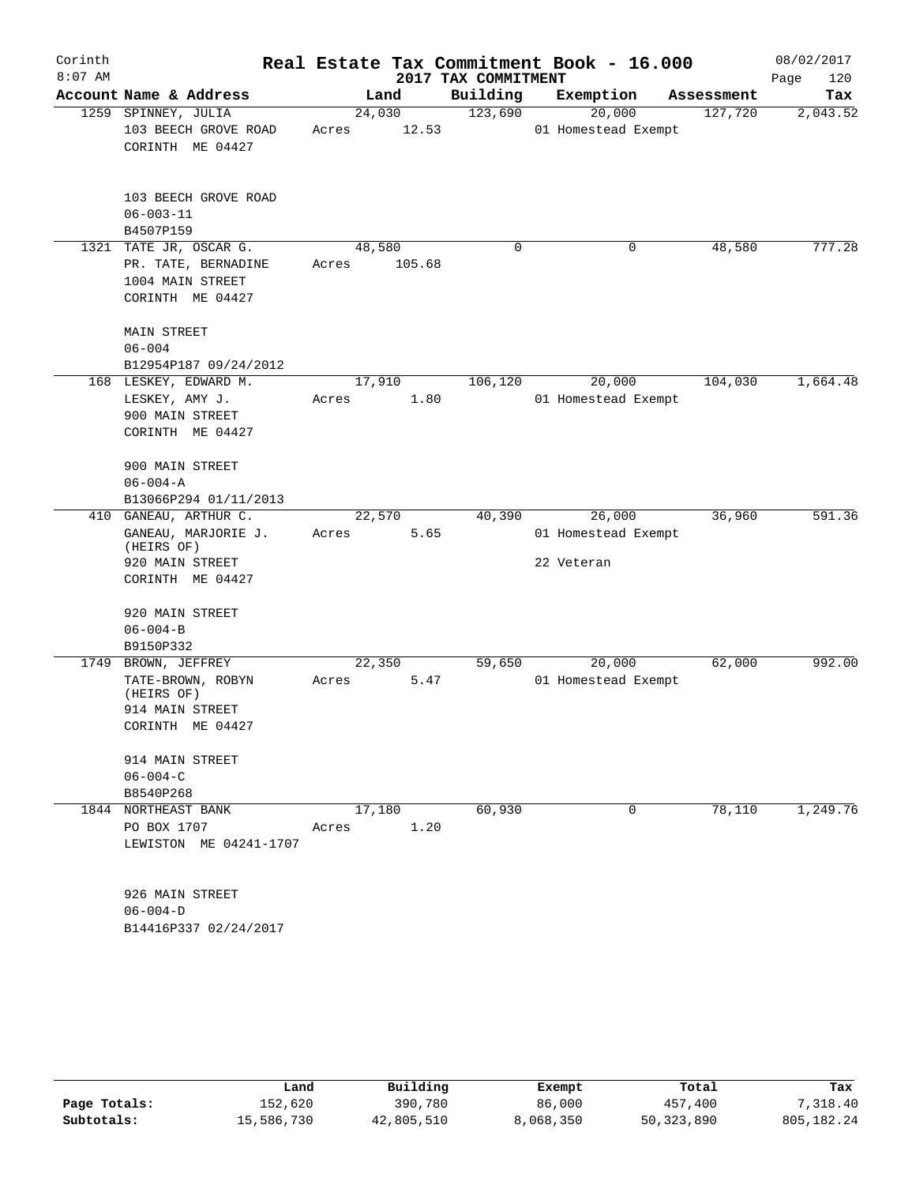Corinth 8:07 AM

# Real Estate Tax Commitment Book - 16.000

## 2017 TAX COMMITMENT

08/02/2017 Page 120

| Account | Name & Address | Land | Building | Exemption | Assessment | Tax |
|---|---|---|---|---|---|---|
| 1259 | SPINNEY, JULIA<br>103 BEECH GROVE ROAD<br>CORINTH ME 04427<br><br>103 BEECH GROVE ROAD<br>06-003-11<br>B4507P159 | 24,030<br>Acres 12.53 | 123,690 | 20,000<br>01 Homestead Exempt | 127,720 | 2,043.52 |
| 1321 | TATE JR, OSCAR G.<br>PR. TATE, BERNADINE<br>1004 MAIN STREET<br>CORINTH ME 04427<br><br>MAIN STREET<br>06-004<br>B12954P187 09/24/2012 | 48,580<br>Acres 105.68 | 0 | 0 | 48,580 | 777.28 |
| 168 | LESKEY, EDWARD M.<br>LESKEY, AMY J.<br>900 MAIN STREET<br>CORINTH ME 04427<br><br>900 MAIN STREET<br>06-004-A<br>B13066P294 01/11/2013 | 17,910<br>Acres 1.80 | 106,120 | 20,000<br>01 Homestead Exempt | 104,030 | 1,664.48 |
| 410 | GANEAU, ARTHUR C.<br>GANEAU, MARJORIE J. (HEIRS OF)<br>920 MAIN STREET<br>CORINTH ME 04427<br><br>920 MAIN STREET<br>06-004-B<br>B9150P332 | 22,570<br>Acres 5.65 | 40,390 | 26,000<br>01 Homestead Exempt<br>22 Veteran | 36,960 | 591.36 |
| 1749 | BROWN, JEFFREY<br>TATE-BROWN, ROBYN (HEIRS OF)<br>914 MAIN STREET<br>CORINTH ME 04427<br><br>914 MAIN STREET<br>06-004-C<br>B8540P268 | 22,350<br>Acres 5.47 | 59,650 | 20,000<br>01 Homestead Exempt | 62,000 | 992.00 |
| 1844 | NORTHEAST BANK<br>PO BOX 1707<br>LEWISTON ME 04241-1707<br><br>926 MAIN STREET<br>06-004-D<br>B14416P337 02/24/2017 | 17,180<br>Acres 1.20 | 60,930 | 0 | 78,110 | 1,249.76 |

| | Land | Building | Exempt | Total | Tax |
|---|---|---|---|---|---|
| Page Totals: | 152,620 | 390,780 | 86,000 | 457,400 | 7,318.40 |
| Subtotals: | 15,586,730 | 42,805,510 | 8,068,350 | 50,323,890 | 805,182.24 |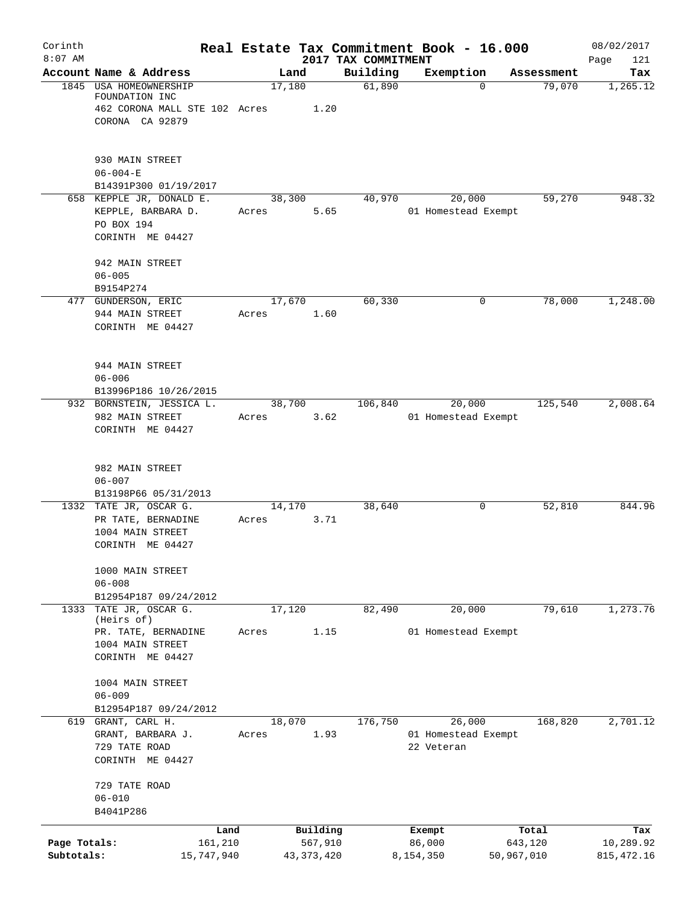# Real Estate Tax Commitment Book - 16.000

Corinth 8:07 AM — 2017 TAX COMMITMENT — 08/02/2017

| Account Name & Address | Land | Building | Exemption | Assessment | Tax |
|---|---|---|---|---|---|
| 1845 USA HOMEOWNERSHIP FOUNDATION INC<br>462 CORONA MALL STE 102<br>CORONA CA 92879<br><br>930 MAIN STREET<br>06-004-E<br>B14391P300 01/19/2017 | 17,180<br>Acres 1.20 | 61,890 | 0 | 79,070 | 1,265.12 |
| 658 KEPPLE JR, DONALD E.<br>KEPPLE, BARBARA D.<br>PO BOX 194<br>CORINTH ME 04427<br><br>942 MAIN STREET<br>06-005<br>B9154P274 | 38,300<br>Acres 5.65 | 40,970 | 20,000<br>01 Homestead Exempt | 59,270 | 948.32 |
| 477 GUNDERSON, ERIC<br>944 MAIN STREET<br>CORINTH ME 04427<br><br>944 MAIN STREET<br>06-006<br>B13996P186 10/26/2015 | 17,670<br>Acres 1.60 | 60,330 | 0 | 78,000 | 1,248.00 |
| 932 BORNSTEIN, JESSICA L.<br>982 MAIN STREET<br>CORINTH ME 04427<br><br>982 MAIN STREET<br>06-007<br>B13198P66 05/31/2013 | 38,700<br>Acres 3.62 | 106,840 | 20,000<br>01 Homestead Exempt | 125,540 | 2,008.64 |
| 1332 TATE JR, OSCAR G.<br>PR TATE, BERNADINE<br>1004 MAIN STREET<br>CORINTH ME 04427<br><br>1000 MAIN STREET<br>06-008<br>B12954P187 09/24/2012 | 14,170<br>Acres 3.71 | 38,640 | 0 | 52,810 | 844.96 |
| 1333 TATE JR, OSCAR G. (Heirs of)<br>PR. TATE, BERNADINE<br>1004 MAIN STREET<br>CORINTH ME 04427<br><br>1004 MAIN STREET<br>06-009<br>B12954P187 09/24/2012 | 17,120<br>Acres 1.15 | 82,490 | 20,000<br>01 Homestead Exempt | 79,610 | 1,273.76 |
| 619 GRANT, CARL H.<br>GRANT, BARBARA J.<br>729 TATE ROAD<br>CORINTH ME 04427<br><br>729 TATE ROAD<br>06-010<br>B4041P286 | 18,070<br>Acres 1.93 | 176,750 | 26,000<br>01 Homestead Exempt<br>22 Veteran | 168,820 | 2,701.12 |

| | Land | Building | Exempt | Total | Tax |
|---|---|---|---|---|---|
| Page Totals: | 161,210 | 567,910 | 86,000 | 643,120 | 10,289.92 |
| Subtotals: | 15,747,940 | 43,373,420 | 8,154,350 | 50,967,010 | 815,472.16 |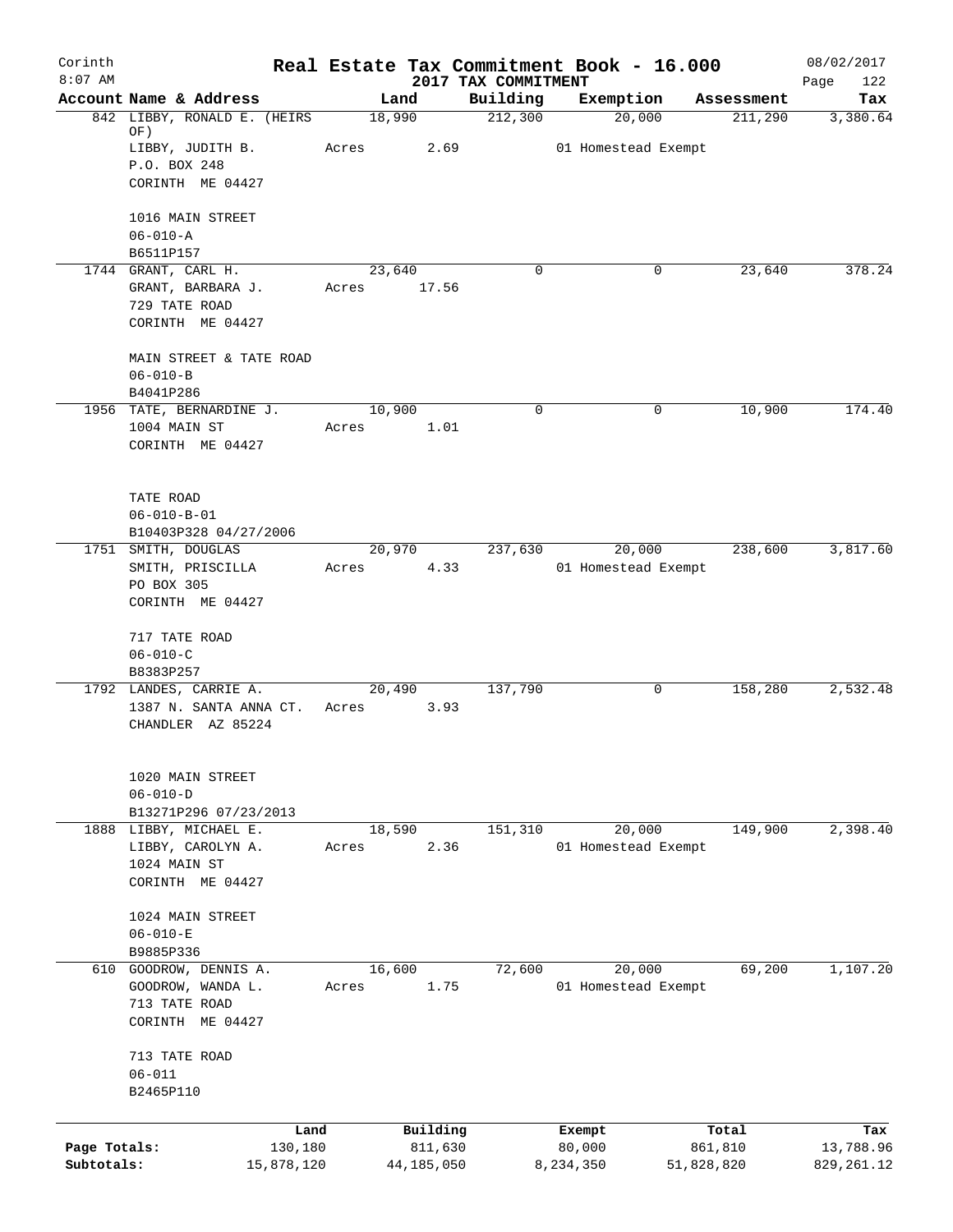# Corinth — Real Estate Tax Commitment Book - 16.000

8:07 AM — 2017 TAX COMMITMENT — 08/02/2017

| Account | Name & Address | Land | Building | Exemption | Assessment | Tax |
|---|---|---|---|---|---|---|
| 842 | LIBBY, RONALD E. (HEIRS OF)<br>LIBBY, JUDITH B.<br>P.O. BOX 248<br>CORINTH ME 04427<br><br>1016 MAIN STREET<br>06-010-A<br>B6511P157 | 18,990<br>Acres 2.69 | 212,300 | 20,000<br>01 Homestead Exempt | 211,290 | 3,380.64 |
| 1744 | GRANT, CARL H.<br>GRANT, BARBARA J.<br>729 TATE ROAD<br>CORINTH ME 04427<br><br>MAIN STREET & TATE ROAD<br>06-010-B<br>B4041P286 | 23,640<br>Acres 17.56 | 0 | 0 | 23,640 | 378.24 |
| 1956 | TATE, BERNARDINE J.<br>1004 MAIN ST<br>CORINTH ME 04427<br><br>TATE ROAD<br>06-010-B-01<br>B10403P328 04/27/2006 | 10,900<br>Acres 1.01 | 0 | 0 | 10,900 | 174.40 |
| 1751 | SMITH, DOUGLAS<br>SMITH, PRISCILLA<br>PO BOX 305<br>CORINTH ME 04427<br><br>717 TATE ROAD<br>06-010-C<br>B8383P257 | 20,970<br>Acres 4.33 | 237,630 | 20,000<br>01 Homestead Exempt | 238,600 | 3,817.60 |
| 1792 | LANDES, CARRIE A.<br>1387 N. SANTA ANNA CT.<br>CHANDLER AZ 85224<br><br>1020 MAIN STREET<br>06-010-D<br>B13271P296 07/23/2013 | 20,490<br>Acres 3.93 | 137,790 | 0 | 158,280 | 2,532.48 |
| 1888 | LIBBY, MICHAEL E.<br>LIBBY, CAROLYN A.<br>1024 MAIN ST<br>CORINTH ME 04427<br><br>1024 MAIN STREET<br>06-010-E<br>B9885P336 | 18,590<br>Acres 2.36 | 151,310 | 20,000<br>01 Homestead Exempt | 149,900 | 2,398.40 |
| 610 | GOODROW, DENNIS A.<br>GOODROW, WANDA L.<br>713 TATE ROAD<br>CORINTH ME 04427<br><br>713 TATE ROAD<br>06-011<br>B2465P110 | 16,600<br>Acres 1.75 | 72,600 | 20,000<br>01 Homestead Exempt | 69,200 | 1,107.20 |

| | Land | Building | Exempt | Total | Tax |
|---|---|---|---|---|---|
| Page Totals: | 130,180 | 811,630 | 80,000 | 861,810 | 13,788.96 |
| Subtotals: | 15,878,120 | 44,185,050 | 8,234,350 | 51,828,820 | 829,261.12 |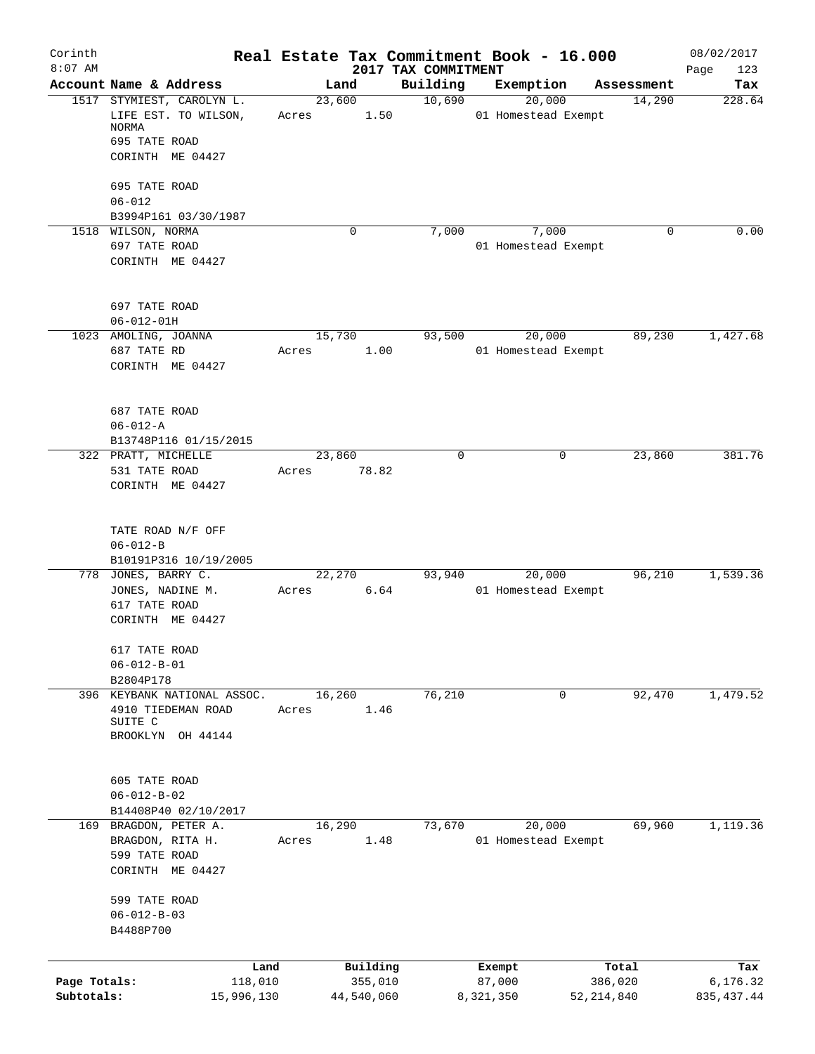Corinth 8:07 AM

# Real Estate Tax Commitment Book - 16.000

2017 TAX COMMITMENT

08/02/2017

| Account | Name & Address | Land | Building | Exemption | Assessment | Tax |
|---|---|---|---|---|---|---|
| 1517 | STYMIEST, CAROLYN L.<br>LIFE EST. TO WILSON, NORMA<br>695 TATE ROAD<br>CORINTH ME 04427<br><br>695 TATE ROAD<br>06-012<br>B3994P161 03/30/1987 | 23,600<br>Acres 1.50 | 10,690 | 20,000<br>01 Homestead Exempt | 14,290 | 228.64 |
| 1518 | WILSON, NORMA<br>697 TATE ROAD<br>CORINTH ME 04427<br><br>697 TATE ROAD<br>06-012-01H | 0 | 7,000 | 7,000<br>01 Homestead Exempt | 0 | 0.00 |
| 1023 | AMOLING, JOANNA<br>687 TATE RD<br>CORINTH ME 04427<br><br>687 TATE ROAD<br>06-012-A<br>B13748P116 01/15/2015 | 15,730<br>Acres 1.00 | 93,500 | 20,000<br>01 Homestead Exempt | 89,230 | 1,427.68 |
| 322 | PRATT, MICHELLE<br>531 TATE ROAD<br>CORINTH ME 04427<br><br>TATE ROAD N/F OFF<br>06-012-B<br>B10191P316 10/19/2005 | 23,860<br>Acres 78.82 | 0 | 0 | 23,860 | 381.76 |
| 778 | JONES, BARRY C.<br>JONES, NADINE M.<br>617 TATE ROAD<br>CORINTH ME 04427<br><br>617 TATE ROAD<br>06-012-B-01<br>B2804P178 | 22,270<br>Acres 6.64 | 93,940 | 20,000<br>01 Homestead Exempt | 96,210 | 1,539.36 |
| 396 | KEYBANK NATIONAL ASSOC.<br>4910 TIEDEMAN ROAD<br>SUITE C<br>BROOKLYN OH 44144<br><br>605 TATE ROAD<br>06-012-B-02<br>B14408P40 02/10/2017 | 16,260<br>Acres 1.46 | 76,210 | 0 | 92,470 | 1,479.52 |
| 169 | BRAGDON, PETER A.<br>BRAGDON, RITA H.<br>599 TATE ROAD<br>CORINTH ME 04427<br><br>599 TATE ROAD<br>06-012-B-03<br>B4488P700 | 16,290<br>Acres 1.48 | 73,670 | 20,000<br>01 Homestead Exempt | 69,960 | 1,119.36 |

| | Land | Building | Exempt | Total | Tax |
|---|---|---|---|---|---|
| Page Totals: | 118,010 | 355,010 | 87,000 | 386,020 | 6,176.32 |
| Subtotals: | 15,996,130 | 44,540,060 | 8,321,350 | 52,214,840 | 835,437.44 |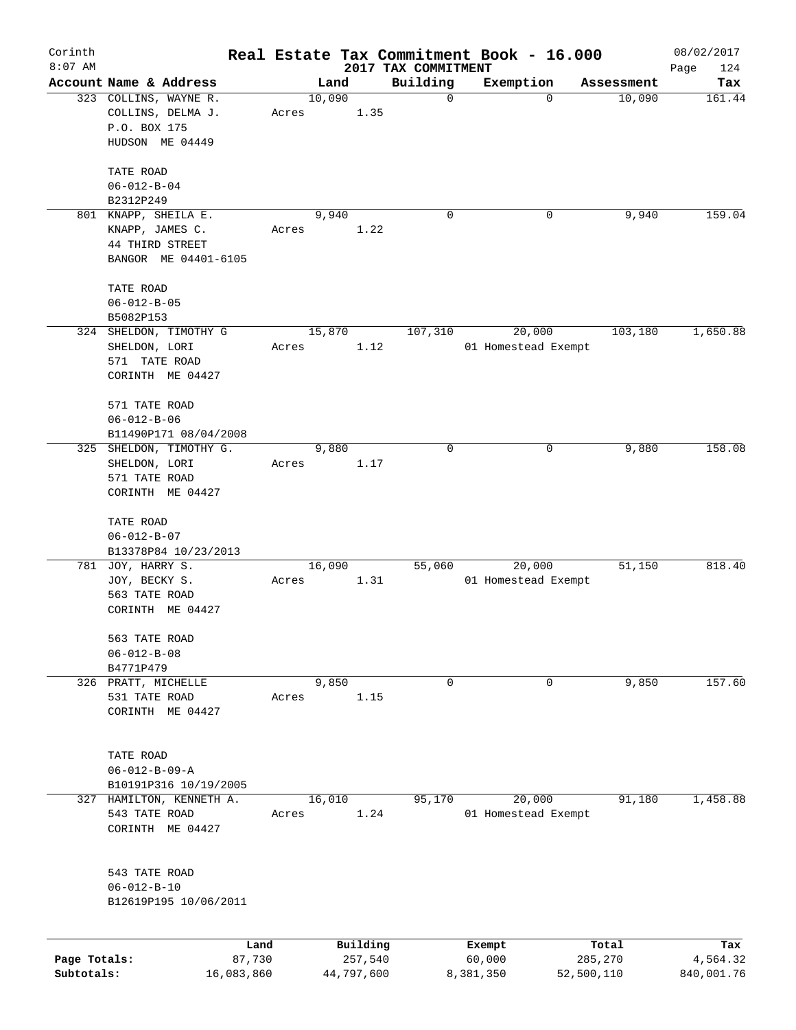Corinth 8:07 AM

# Real Estate Tax Commitment Book - 16.000

2017 TAX COMMITMENT

08/02/2017

| Account Name & Address | Land | Building | Exemption | Assessment | Tax |
|---|---|---|---|---|---|
| 323 COLLINS, WAYNE R.<br>COLLINS, DELMA J.<br>P.O. BOX 175<br>HUDSON ME 04449<br><br>TATE ROAD<br>06-012-B-04<br>B2312P249 | 10,090<br>Acres 1.35 | 0 | 0 | 10,090 | 161.44 |
| 801 KNAPP, SHEILA E.<br>KNAPP, JAMES C.<br>44 THIRD STREET<br>BANGOR ME 04401-6105<br><br>TATE ROAD<br>06-012-B-05<br>B5082P153 | 9,940<br>Acres 1.22 | 0 | 0 | 9,940 | 159.04 |
| 324 SHELDON, TIMOTHY G<br>SHELDON, LORI<br>571 TATE ROAD<br>CORINTH ME 04427<br><br>571 TATE ROAD<br>06-012-B-06<br>B11490P171 08/04/2008 | 15,870<br>Acres 1.12 | 107,310 | 20,000<br>01 Homestead Exempt | 103,180 | 1,650.88 |
| 325 SHELDON, TIMOTHY G.<br>SHELDON, LORI<br>571 TATE ROAD<br>CORINTH ME 04427<br><br>TATE ROAD<br>06-012-B-07<br>B13378P84 10/23/2013 | 9,880<br>Acres 1.17 | 0 | 0 | 9,880 | 158.08 |
| 781 JOY, HARRY S.<br>JOY, BECKY S.<br>563 TATE ROAD<br>CORINTH ME 04427<br><br>563 TATE ROAD<br>06-012-B-08<br>B4771P479 | 16,090<br>Acres 1.31 | 55,060 | 20,000<br>01 Homestead Exempt | 51,150 | 818.40 |
| 326 PRATT, MICHELLE<br>531 TATE ROAD<br>CORINTH ME 04427<br><br>TATE ROAD<br>06-012-B-09-A<br>B10191P316 10/19/2005 | 9,850<br>Acres 1.15 | 0 | 0 | 9,850 | 157.60 |
| 327 HAMILTON, KENNETH A.<br>543 TATE ROAD<br>CORINTH ME 04427<br><br>543 TATE ROAD<br>06-012-B-10<br>B12619P195 10/06/2011 | 16,010<br>Acres 1.24 | 95,170 | 20,000<br>01 Homestead Exempt | 91,180 | 1,458.88 |

| | Land | Building | Exempt | Total | Tax |
|---|---|---|---|---|---|
| Page Totals: | 87,730 | 257,540 | 60,000 | 285,270 | 4,564.32 |
| Subtotals: | 16,083,860 | 44,797,600 | 8,381,350 | 52,500,110 | 840,001.76 |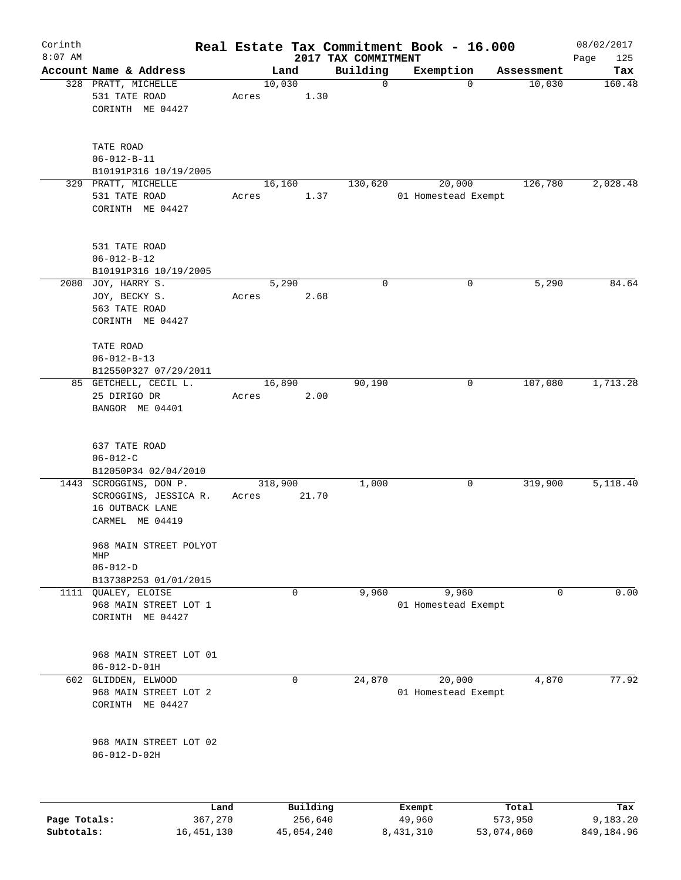Corinth 8:07 AM

# Real Estate Tax Commitment Book - 16.000

## 2017 TAX COMMITMENT

08/02/2017

| Account | Name & Address | Land | Building | Exemption | Assessment | Tax |
|---|---|---|---|---|---|---|
| 328 | PRATT, MICHELLE<br>531 TATE ROAD<br>CORINTH ME 04427<br><br>TATE ROAD<br>06-012-B-11<br>B10191P316 10/19/2005 | 10,030<br>Acres 1.30 | 0 | 0 | 10,030 | 160.48 |
| 329 | PRATT, MICHELLE<br>531 TATE ROAD<br>CORINTH ME 04427<br><br>531 TATE ROAD<br>06-012-B-12<br>B10191P316 10/19/2005 | 16,160<br>Acres 1.37 | 130,620 | 20,000<br>01 Homestead Exempt | 126,780 | 2,028.48 |
| 2080 | JOY, HARRY S.<br>JOY, BECKY S.<br>563 TATE ROAD<br>CORINTH ME 04427<br><br>TATE ROAD<br>06-012-B-13<br>B12550P327 07/29/2011 | 5,290<br>Acres 2.68 | 0 | 0 | 5,290 | 84.64 |
| 85 | GETCHELL, CECIL L.<br>25 DIRIGO DR<br>BANGOR ME 04401<br><br>637 TATE ROAD<br>06-012-C<br>B12050P34 02/04/2010 | 16,890<br>Acres 2.00 | 90,190 | 0 | 107,080 | 1,713.28 |
| 1443 | SCROGGINS, DON P.<br>SCROGGINS, JESSICA R.<br>16 OUTBACK LANE<br>CARMEL ME 04419<br><br>968 MAIN STREET POLYOT MHP<br>06-012-D<br>B13738P253 01/01/2015 | 318,900<br>Acres 21.70 | 1,000 | 0 | 319,900 | 5,118.40 |
| 1111 | QUALEY, ELOISE<br>968 MAIN STREET LOT 1<br>CORINTH ME 04427<br><br>968 MAIN STREET LOT 01<br>06-012-D-01H | 0 | 9,960 | 9,960<br>01 Homestead Exempt | 0 | 0.00 |
| 602 | GLIDDEN, ELWOOD<br>968 MAIN STREET LOT 2<br>CORINTH ME 04427<br><br>968 MAIN STREET LOT 02<br>06-012-D-02H | 0 | 24,870 | 20,000<br>01 Homestead Exempt | 4,870 | 77.92 |

| | Land | Building | Exempt | Total | Tax |
|---|---|---|---|---|---|
| Page Totals: | 367,270 | 256,640 | 49,960 | 573,950 | 9,183.20 |
| Subtotals: | 16,451,130 | 45,054,240 | 8,431,310 | 53,074,060 | 849,184.96 |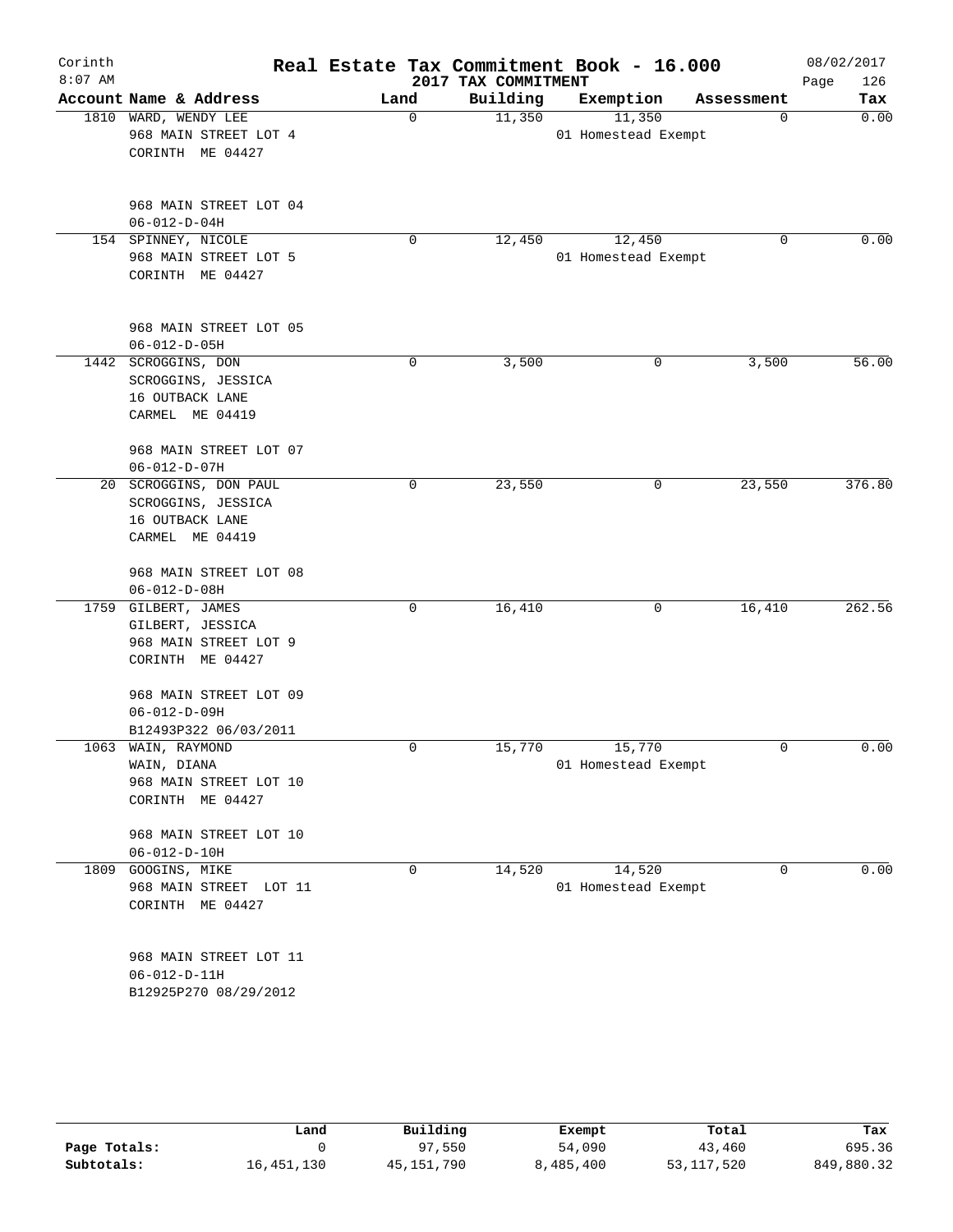# Corinth — Real Estate Tax Commitment Book - 16.000

8:07 AM — 2017 TAX COMMITMENT — 08/02/2017

| Account | Name & Address | Land | Building | Exemption | Assessment | Tax |
|---|---|---|---|---|---|---|
| 1810 | WARD, WENDY LEE<br>968 MAIN STREET LOT 4<br>CORINTH ME 04427<br><br>968 MAIN STREET LOT 04<br>06-012-D-04H | 0 | 11,350 | 11,350<br>01 Homestead Exempt | 0 | 0.00 |
| 154 | SPINNEY, NICOLE<br>968 MAIN STREET LOT 5<br>CORINTH ME 04427<br><br>968 MAIN STREET LOT 05<br>06-012-D-05H | 0 | 12,450 | 12,450<br>01 Homestead Exempt | 0 | 0.00 |
| 1442 | SCROGGINS, DON<br>SCROGGINS, JESSICA<br>16 OUTBACK LANE<br>CARMEL ME 04419<br><br>968 MAIN STREET LOT 07<br>06-012-D-07H | 0 | 3,500 | 0 | 3,500 | 56.00 |
| 20 | SCROGGINS, DON PAUL<br>SCROGGINS, JESSICA<br>16 OUTBACK LANE<br>CARMEL ME 04419<br><br>968 MAIN STREET LOT 08<br>06-012-D-08H | 0 | 23,550 | 0 | 23,550 | 376.80 |
| 1759 | GILBERT, JAMES<br>GILBERT, JESSICA<br>968 MAIN STREET LOT 9<br>CORINTH ME 04427<br><br>968 MAIN STREET LOT 09<br>06-012-D-09H<br>B12493P322 06/03/2011 | 0 | 16,410 | 0 | 16,410 | 262.56 |
| 1063 | WAIN, RAYMOND<br>WAIN, DIANA<br>968 MAIN STREET LOT 10<br>CORINTH ME 04427<br><br>968 MAIN STREET LOT 10<br>06-012-D-10H | 0 | 15,770 | 15,770<br>01 Homestead Exempt | 0 | 0.00 |
| 1809 | GOOGINS, MIKE<br>968 MAIN STREET LOT 11<br>CORINTH ME 04427<br><br>968 MAIN STREET LOT 11<br>06-012-D-11H<br>B12925P270 08/29/2012 | 0 | 14,520 | 14,520<br>01 Homestead Exempt | 0 | 0.00 |

| | Land | Building | Exempt | Total | Tax |
|---|---|---|---|---|---|
| Page Totals: | 0 | 97,550 | 54,090 | 43,460 | 695.36 |
| Subtotals: | 16,451,130 | 45,151,790 | 8,485,400 | 53,117,520 | 849,880.32 |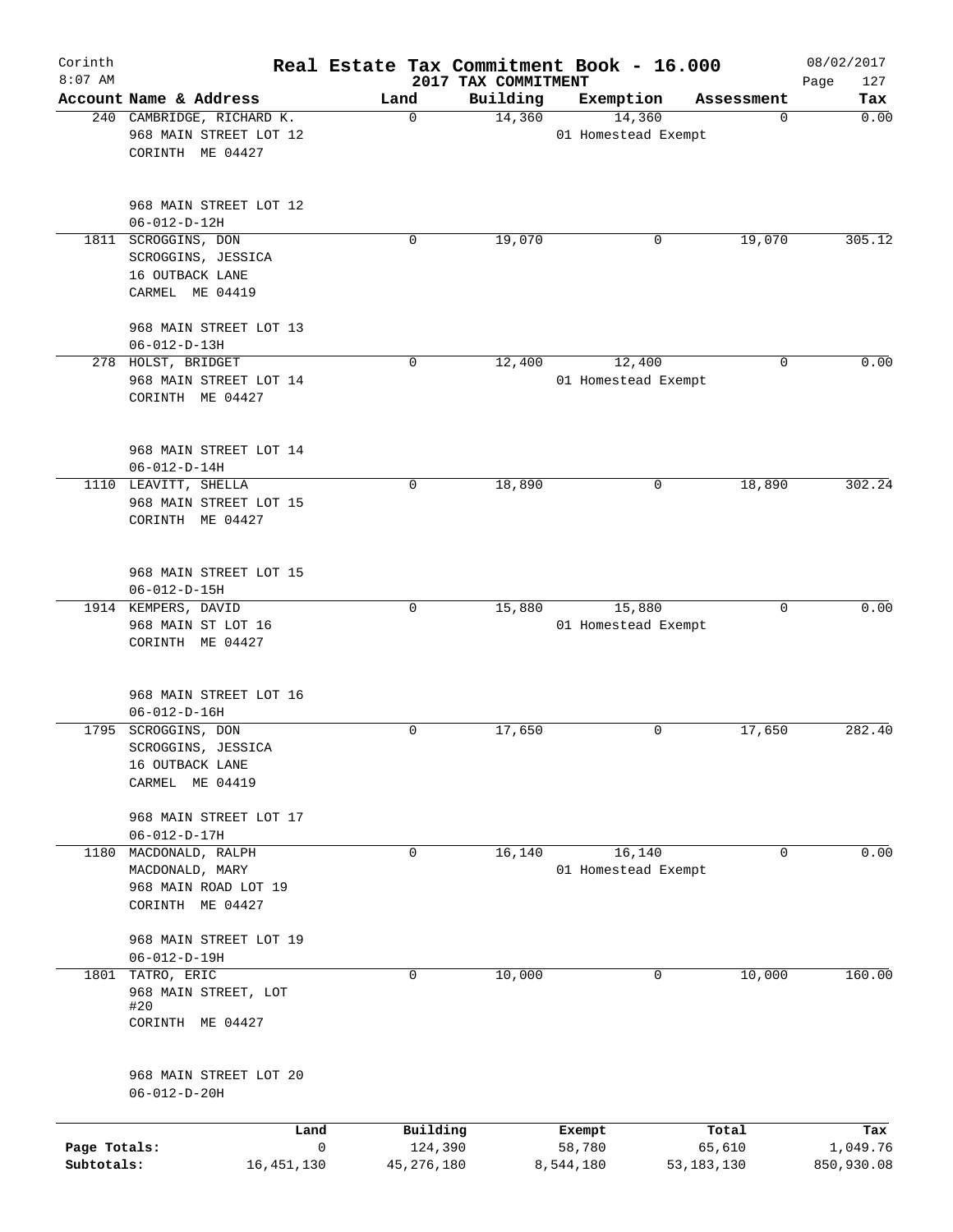Corinth 8:07 AM

# Real Estate Tax Commitment Book - 16.000

2017 TAX COMMITMENT

08/02/2017

| Account | Name & Address | Land | Building | Exemption | Assessment | Tax |
|---|---|---|---|---|---|---|
| 240 | CAMBRIDGE, RICHARD K.<br>968 MAIN STREET LOT 12<br>CORINTH ME 04427<br><br>968 MAIN STREET LOT 12<br>06-012-D-12H | 0 | 14,360 | 14,360<br>01 Homestead Exempt | 0 | 0.00 |
| 1811 | SCROGGINS, DON<br>SCROGGINS, JESSICA<br>16 OUTBACK LANE<br>CARMEL ME 04419<br><br>968 MAIN STREET LOT 13<br>06-012-D-13H | 0 | 19,070 | 0 | 19,070 | 305.12 |
| 278 | HOLST, BRIDGET<br>968 MAIN STREET LOT 14<br>CORINTH ME 04427<br><br>968 MAIN STREET LOT 14<br>06-012-D-14H | 0 | 12,400 | 12,400<br>01 Homestead Exempt | 0 | 0.00 |
| 1110 | LEAVITT, SHELLA<br>968 MAIN STREET LOT 15<br>CORINTH ME 04427<br><br>968 MAIN STREET LOT 15<br>06-012-D-15H | 0 | 18,890 | 0 | 18,890 | 302.24 |
| 1914 | KEMPERS, DAVID<br>968 MAIN ST LOT 16<br>CORINTH ME 04427<br><br>968 MAIN STREET LOT 16<br>06-012-D-16H | 0 | 15,880 | 15,880<br>01 Homestead Exempt | 0 | 0.00 |
| 1795 | SCROGGINS, DON<br>SCROGGINS, JESSICA<br>16 OUTBACK LANE<br>CARMEL ME 04419<br><br>968 MAIN STREET LOT 17<br>06-012-D-17H | 0 | 17,650 | 0 | 17,650 | 282.40 |
| 1180 | MACDONALD, RALPH<br>MACDONALD, MARY<br>968 MAIN ROAD LOT 19<br>CORINTH ME 04427<br><br>968 MAIN STREET LOT 19<br>06-012-D-19H | 0 | 16,140 | 16,140<br>01 Homestead Exempt | 0 | 0.00 |
| 1801 | TATRO, ERIC<br>968 MAIN STREET, LOT #20<br>CORINTH ME 04427<br><br>968 MAIN STREET LOT 20<br>06-012-D-20H | 0 | 10,000 | 0 | 10,000 | 160.00 |

| | Land | Building | Exempt | Total | Tax |
|---|---|---|---|---|---|
| Page Totals: | 0 | 124,390 | 58,780 | 65,610 | 1,049.76 |
| Subtotals: | 16,451,130 | 45,276,180 | 8,544,180 | 53,183,130 | 850,930.08 |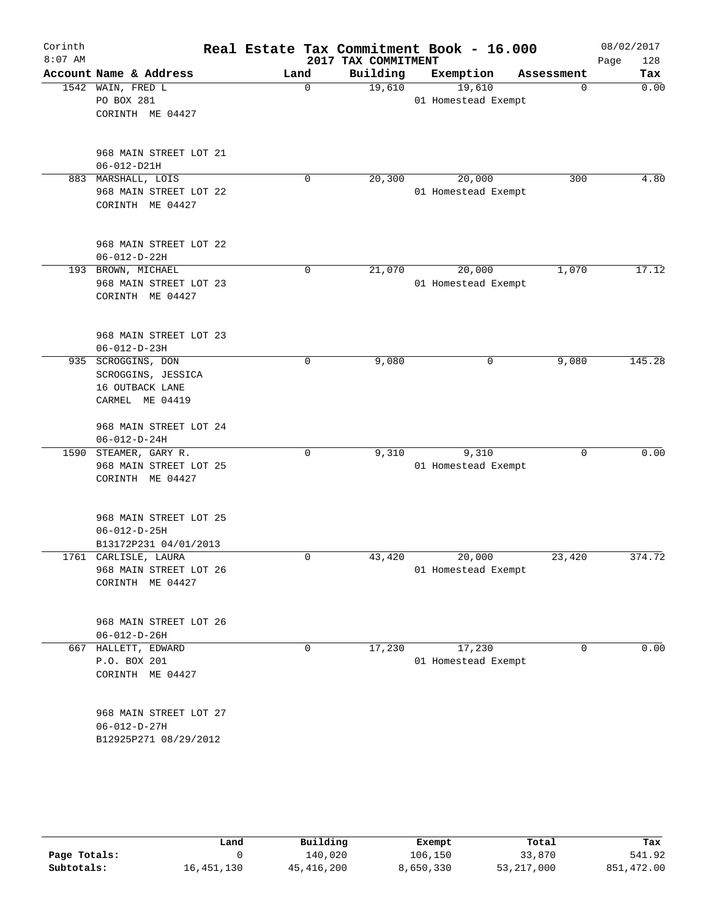Corinth 8:07 AM

# Real Estate Tax Commitment Book - 16.000

2017 TAX COMMITMENT

08/02/2017

| Account | Name & Address | Land | Building | Exemption | Assessment | Tax |
|---|---|---|---|---|---|---|
| 1542 | WAIN, FRED L<br>PO BOX 281<br>CORINTH ME 04427<br><br>968 MAIN STREET LOT 21<br>06-012-D21H | 0 | 19,610 | 19,610<br>01 Homestead Exempt | 0 | 0.00 |
| 883 | MARSHALL, LOIS<br>968 MAIN STREET LOT 22<br>CORINTH ME 04427<br><br>968 MAIN STREET LOT 22<br>06-012-D-22H | 0 | 20,300 | 20,000<br>01 Homestead Exempt | 300 | 4.80 |
| 193 | BROWN, MICHAEL<br>968 MAIN STREET LOT 23<br>CORINTH ME 04427<br><br>968 MAIN STREET LOT 23<br>06-012-D-23H | 0 | 21,070 | 20,000<br>01 Homestead Exempt | 1,070 | 17.12 |
| 935 | SCROGGINS, DON<br>SCROGGINS, JESSICA<br>16 OUTBACK LANE<br>CARMEL ME 04419<br><br>968 MAIN STREET LOT 24<br>06-012-D-24H | 0 | 9,080 | 0 | 9,080 | 145.28 |
| 1590 | STEAMER, GARY R.<br>968 MAIN STREET LOT 25<br>CORINTH ME 04427<br><br>968 MAIN STREET LOT 25<br>06-012-D-25H<br>B13172P231 04/01/2013 | 0 | 9,310 | 9,310<br>01 Homestead Exempt | 0 | 0.00 |
| 1761 | CARLISLE, LAURA<br>968 MAIN STREET LOT 26<br>CORINTH ME 04427<br><br>968 MAIN STREET LOT 26<br>06-012-D-26H | 0 | 43,420 | 20,000<br>01 Homestead Exempt | 23,420 | 374.72 |
| 667 | HALLETT, EDWARD<br>P.O. BOX 201<br>CORINTH ME 04427<br><br>968 MAIN STREET LOT 27<br>06-012-D-27H<br>B12925P271 08/29/2012 | 0 | 17,230 | 17,230<br>01 Homestead Exempt | 0 | 0.00 |

| | Land | Building | Exempt | Total | Tax |
|---|---|---|---|---|---|
| Page Totals: | 0 | 140,020 | 106,150 | 33,870 | 541.92 |
| Subtotals: | 16,451,130 | 45,416,200 | 8,650,330 | 53,217,000 | 851,472.00 |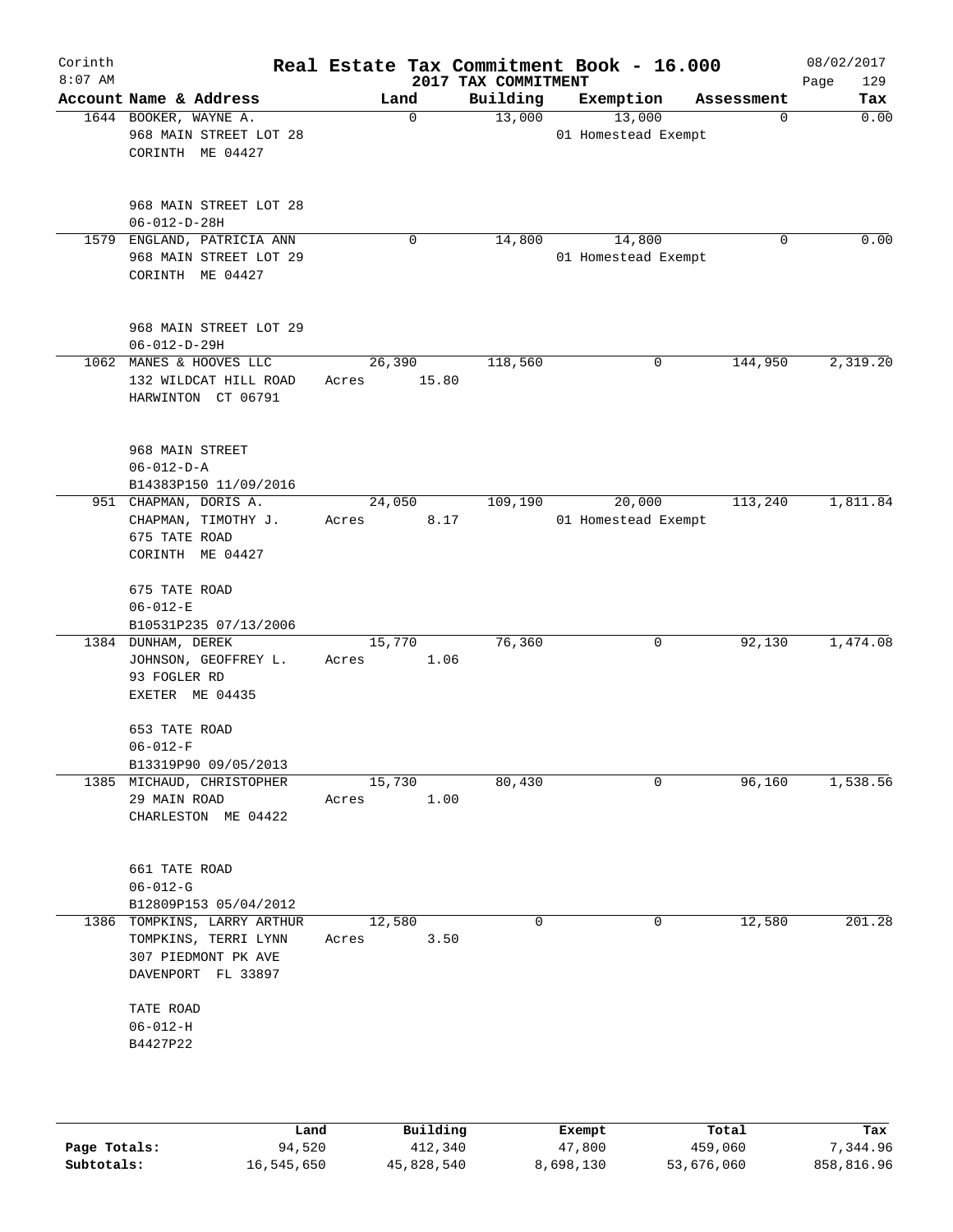# Real Estate Tax Commitment Book - 16.000

Corinth
8:07 AM

2017 TAX COMMITMENT

08/02/2017

| Account | Name & Address | Land | Building | Exemption | Assessment | Tax |
|---|---|---|---|---|---|---|
| 1644 | BOOKER, WAYNE A.<br>968 MAIN STREET LOT 28<br>CORINTH ME 04427<br><br>968 MAIN STREET LOT 28<br>06-012-D-28H | 0 | 13,000 | 13,000<br>01 Homestead Exempt | 0 | 0.00 |
| 1579 | ENGLAND, PATRICIA ANN<br>968 MAIN STREET LOT 29<br>CORINTH ME 04427<br><br>968 MAIN STREET LOT 29<br>06-012-D-29H | 0 | 14,800 | 14,800<br>01 Homestead Exempt | 0 | 0.00 |
| 1062 | MANES & HOOVES LLC<br>132 WILDCAT HILL ROAD<br>HARWINTON CT 06791<br><br>968 MAIN STREET<br>06-012-D-A<br>B14383P150 11/09/2016 | 26,390<br>Acres 15.80 | 118,560 | 0 | 144,950 | 2,319.20 |
| 951 | CHAPMAN, DORIS A.<br>CHAPMAN, TIMOTHY J.<br>675 TATE ROAD<br>CORINTH ME 04427<br><br>675 TATE ROAD<br>06-012-E<br>B10531P235 07/13/2006 | 24,050<br>Acres 8.17 | 109,190 | 20,000<br>01 Homestead Exempt | 113,240 | 1,811.84 |
| 1384 | DUNHAM, DEREK<br>JOHNSON, GEOFFREY L.<br>93 FOGLER RD<br>EXETER ME 04435<br><br>653 TATE ROAD<br>06-012-F<br>B13319P90 09/05/2013 | 15,770<br>Acres 1.06 | 76,360 | 0 | 92,130 | 1,474.08 |
| 1385 | MICHAUD, CHRISTOPHER<br>29 MAIN ROAD<br>CHARLESTON ME 04422<br><br>661 TATE ROAD<br>06-012-G<br>B12809P153 05/04/2012 | 15,730<br>Acres 1.00 | 80,430 | 0 | 96,160 | 1,538.56 |
| 1386 | TOMPKINS, LARRY ARTHUR<br>TOMPKINS, TERRI LYNN<br>307 PIEDMONT PK AVE<br>DAVENPORT FL 33897<br><br>TATE ROAD<br>06-012-H<br>B4427P22 | 12,580<br>Acres 3.50 | 0 | 0 | 12,580 | 201.28 |

| | Land | Building | Exempt | Total | Tax |
|---|---|---|---|---|---|
| Page Totals: | 94,520 | 412,340 | 47,800 | 459,060 | 7,344.96 |
| Subtotals: | 16,545,650 | 45,828,540 | 8,698,130 | 53,676,060 | 858,816.96 |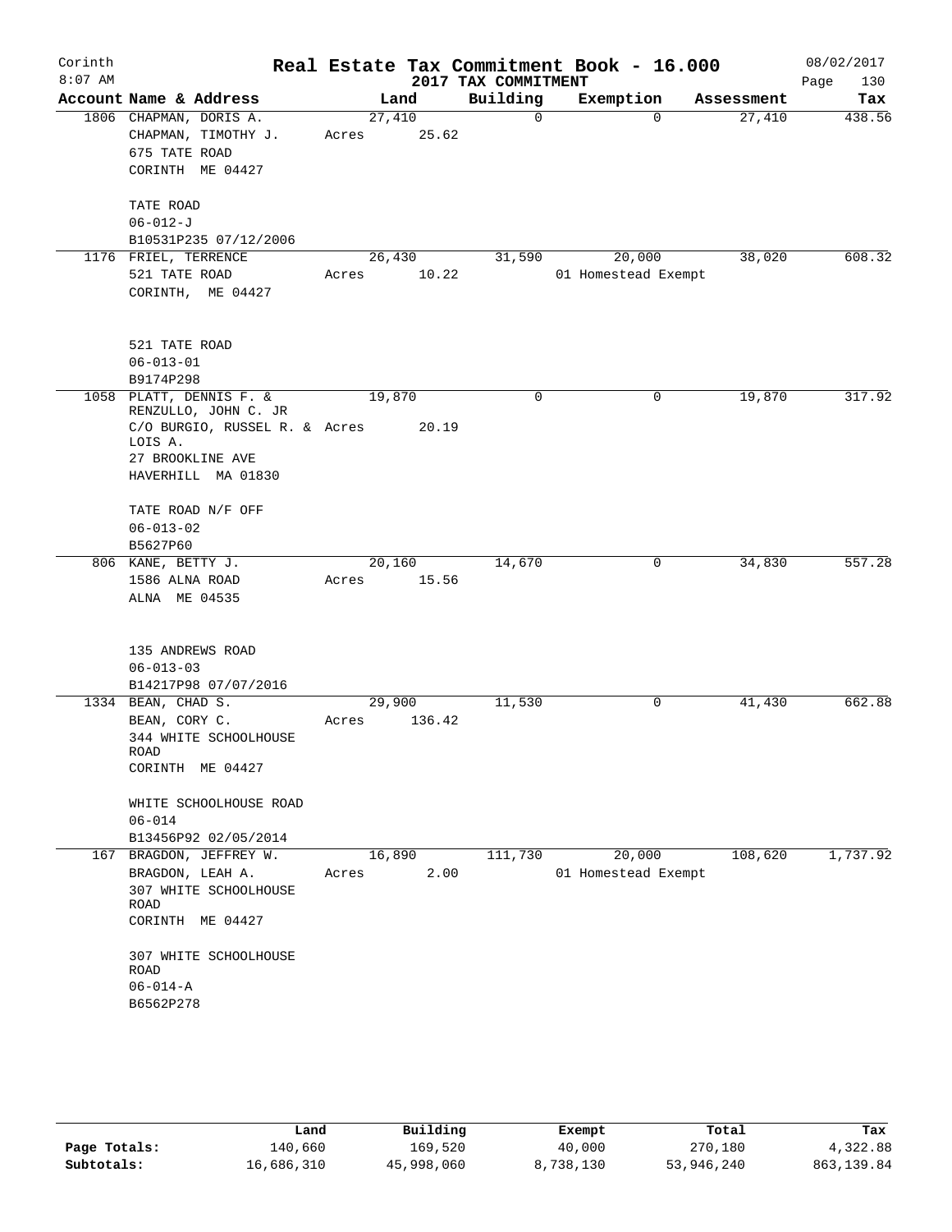# Real Estate Tax Commitment Book - 16.000

Corinth
8:07 AM

2017 TAX COMMITMENT

08/02/2017

| Account Name & Address | Land | Building | Exemption | Assessment | Tax |
|---|---|---|---|---|---|
| 1806 CHAPMAN, DORIS A.<br>CHAPMAN, TIMOTHY J.<br>675 TATE ROAD<br>CORINTH ME 04427<br><br>TATE ROAD<br>06-012-J<br>B10531P235 07/12/2006 | 27,410<br>Acres 25.62 | 0 | 0 | 27,410 | 438.56 |
| 1176 FRIEL, TERRENCE<br>521 TATE ROAD<br>CORINTH, ME 04427<br><br>521 TATE ROAD<br>06-013-01<br>B9174P298 | 26,430<br>Acres 10.22 | 31,590 | 20,000<br>01 Homestead Exempt | 38,020 | 608.32 |
| 1058 PLATT, DENNIS F. &<br>RENZULLO, JOHN C. JR<br>C/O BURGIO, RUSSEL R. & LOIS A.<br>27 BROOKLINE AVE<br>HAVERHILL MA 01830<br><br>TATE ROAD N/F OFF<br>06-013-02<br>B5627P60 | 19,870<br>Acres 20.19 | 0 | 0 | 19,870 | 317.92 |
| 806 KANE, BETTY J.<br>1586 ALNA ROAD<br>ALNA ME 04535<br><br>135 ANDREWS ROAD<br>06-013-03<br>B14217P98 07/07/2016 | 20,160<br>Acres 15.56 | 14,670 | 0 | 34,830 | 557.28 |
| 1334 BEAN, CHAD S.<br>BEAN, CORY C.<br>344 WHITE SCHOOLHOUSE ROAD<br>CORINTH ME 04427<br><br>WHITE SCHOOLHOUSE ROAD<br>06-014<br>B13456P92 02/05/2014 | 29,900<br>Acres 136.42 | 11,530 | 0 | 41,430 | 662.88 |
| 167 BRAGDON, JEFFREY W.<br>BRAGDON, LEAH A.<br>307 WHITE SCHOOLHOUSE ROAD<br>CORINTH ME 04427<br><br>307 WHITE SCHOOLHOUSE ROAD<br>06-014-A<br>B6562P278 | 16,890<br>Acres 2.00 | 111,730 | 20,000<br>01 Homestead Exempt | 108,620 | 1,737.92 |

| | Land | Building | Exempt | Total | Tax |
|---|---|---|---|---|---|
| Page Totals: | 140,660 | 169,520 | 40,000 | 270,180 | 4,322.88 |
| Subtotals: | 16,686,310 | 45,998,060 | 8,738,130 | 53,946,240 | 863,139.84 |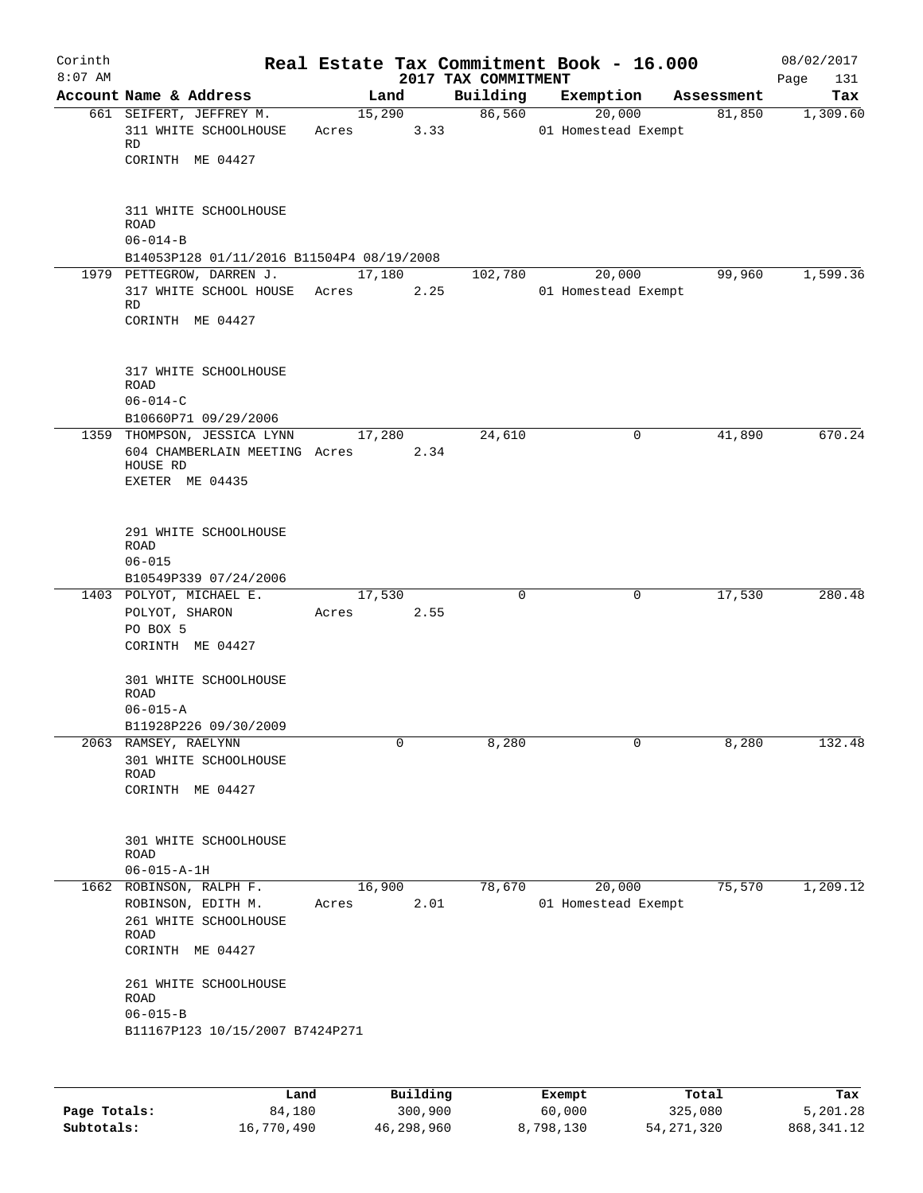# Real Estate Tax Commitment Book - 16.000

Corinth 8:07 AM — 2017 TAX COMMITMENT — 08/02/2017

| Account Name & Address | Land | Building | Exemption | Assessment | Tax |
|---|---|---|---|---|---|
| 661 SEIFERT, JEFFREY M.<br>311 WHITE SCHOOLHOUSE RD<br>CORINTH ME 04427<br><br>311 WHITE SCHOOLHOUSE ROAD<br>06-014-B<br>B14053P128 01/11/2016 B11504P4 08/19/2008 | 15,290<br>Acres 3.33 | 86,560 | 20,000<br>01 Homestead Exempt | 81,850 | 1,309.60 |
| 1979 PETTEGROW, DARREN J.<br>317 WHITE SCHOOL HOUSE RD<br>CORINTH ME 04427<br><br>317 WHITE SCHOOLHOUSE ROAD<br>06-014-C<br>B10660P71 09/29/2006 | 17,180<br>Acres 2.25 | 102,780 | 20,000<br>01 Homestead Exempt | 99,960 | 1,599.36 |
| 1359 THOMPSON, JESSICA LYNN<br>604 CHAMBERLAIN MEETING HOUSE RD<br>EXETER ME 04435<br><br>291 WHITE SCHOOLHOUSE ROAD<br>06-015<br>B10549P339 07/24/2006 | 17,280<br>Acres 2.34 | 24,610 | 0 | 41,890 | 670.24 |
| 1403 POLYOT, MICHAEL E.<br>POLYOT, SHARON<br>PO BOX 5<br>CORINTH ME 04427<br><br>301 WHITE SCHOOLHOUSE ROAD<br>06-015-A<br>B11928P226 09/30/2009 | 17,530<br>Acres 2.55 | 0 | 0 | 17,530 | 280.48 |
| 2063 RAMSEY, RAELYNN<br>301 WHITE SCHOOLHOUSE ROAD<br>CORINTH ME 04427<br><br>301 WHITE SCHOOLHOUSE ROAD<br>06-015-A-1H | 0 | 8,280 | 0 | 8,280 | 132.48 |
| 1662 ROBINSON, RALPH F.<br>ROBINSON, EDITH M.<br>261 WHITE SCHOOLHOUSE ROAD<br>CORINTH ME 04427<br><br>261 WHITE SCHOOLHOUSE ROAD<br>06-015-B<br>B11167P123 10/15/2007 B7424P271 | 16,900<br>Acres 2.01 | 78,670 | 20,000<br>01 Homestead Exempt | 75,570 | 1,209.12 |

| | Land | Building | Exempt | Total | Tax |
|---|---|---|---|---|---|
| Page Totals: | 84,180 | 300,900 | 60,000 | 325,080 | 5,201.28 |
| Subtotals: | 16,770,490 | 46,298,960 | 8,798,130 | 54,271,320 | 868,341.12 |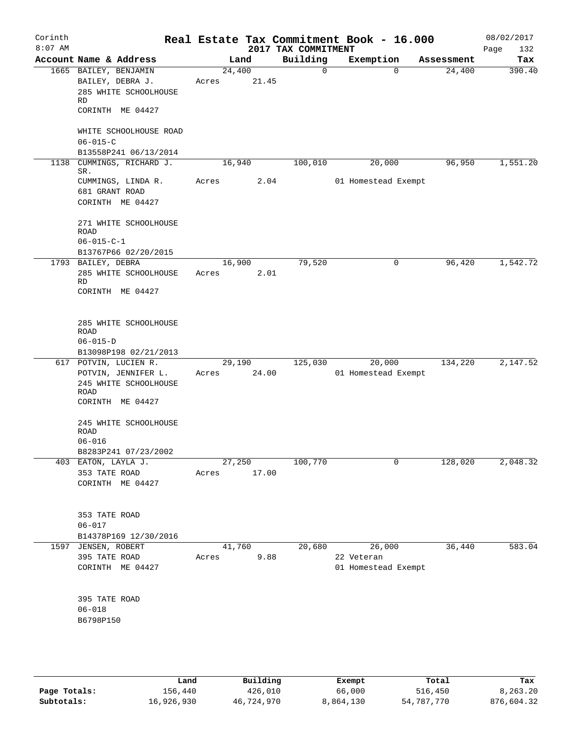Corinth 8:07 AM

# Real Estate Tax Commitment Book - 16.000

## 2017 TAX COMMITMENT

08/02/2017 Page 132

| Account | Name & Address | Land | Building | Exemption | Assessment | Tax |
|---|---|---|---|---|---|---|
| 1665 | BAILEY, BENJAMIN<br>BAILEY, DEBRA J.<br>285 WHITE SCHOOLHOUSE RD<br>CORINTH ME 04427<br><br>WHITE SCHOOLHOUSE ROAD<br>06-015-C<br>B13558P241 06/13/2014 | 24,400<br>Acres 21.45 | 0 | 0 | 24,400 | 390.40 |
| 1138 | CUMMINGS, RICHARD J. SR.<br>CUMMINGS, LINDA R.<br>681 GRANT ROAD<br>CORINTH ME 04427<br><br>271 WHITE SCHOOLHOUSE ROAD<br>06-015-C-1<br>B13767P66 02/20/2015 | 16,940<br>Acres 2.04 | 100,010 | 20,000<br>01 Homestead Exempt | 96,950 | 1,551.20 |
| 1793 | BAILEY, DEBRA<br>285 WHITE SCHOOLHOUSE RD<br>CORINTH ME 04427<br><br>285 WHITE SCHOOLHOUSE ROAD<br>06-015-D<br>B13098P198 02/21/2013 | 16,900<br>Acres 2.01 | 79,520 | 0 | 96,420 | 1,542.72 |
| 617 | POTVIN, LUCIEN R.<br>POTVIN, JENNIFER L.<br>245 WHITE SCHOOLHOUSE ROAD<br>CORINTH ME 04427<br><br>245 WHITE SCHOOLHOUSE ROAD<br>06-016<br>B8283P241 07/23/2002 | 29,190<br>Acres 24.00 | 125,030 | 20,000<br>01 Homestead Exempt | 134,220 | 2,147.52 |
| 403 | EATON, LAYLA J.<br>353 TATE ROAD<br>CORINTH ME 04427<br><br>353 TATE ROAD<br>06-017<br>B14378P169 12/30/2016 | 27,250<br>Acres 17.00 | 100,770 | 0 | 128,020 | 2,048.32 |
| 1597 | JENSEN, ROBERT<br>395 TATE ROAD<br>CORINTH ME 04427<br><br>395 TATE ROAD<br>06-018<br>B6798P150 | 41,760<br>Acres 9.88 | 20,680 | 26,000<br>22 Veteran<br>01 Homestead Exempt | 36,440 | 583.04 |

| | Land | Building | Exempt | Total | Tax |
|---|---|---|---|---|---|
| Page Totals: | 156,440 | 426,010 | 66,000 | 516,450 | 8,263.20 |
| Subtotals: | 16,926,930 | 46,724,970 | 8,864,130 | 54,787,770 | 876,604.32 |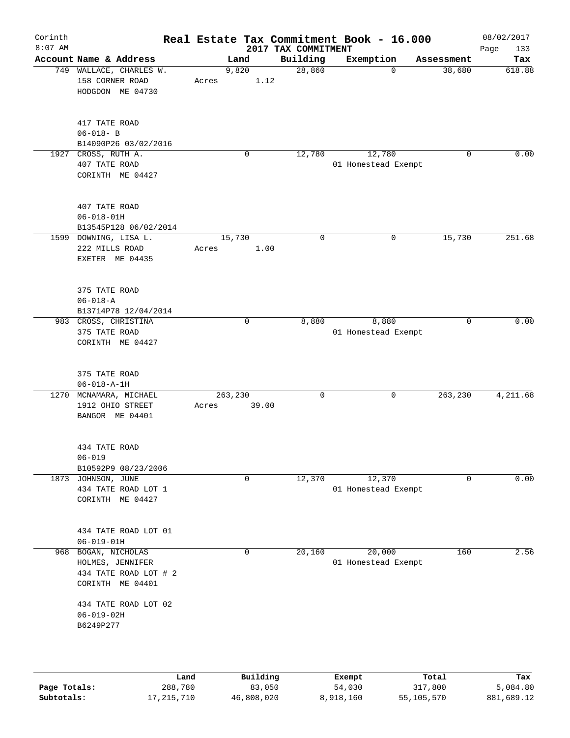Corinth 8:07 AM

# Real Estate Tax Commitment Book - 16.000

## 2017 TAX COMMITMENT

08/02/2017

| Account Name & Address | Land | Building | Exemption | Assessment | Tax |
|---|---|---|---|---|---|
| 749 WALLACE, CHARLES W.<br>158 CORNER ROAD<br>HODGDON ME 04730<br><br>417 TATE ROAD<br>06-018- B<br>B14090P26 03/02/2016 | 9,820<br>Acres 1.12 | 28,860 | 0 | 38,680 | 618.88 |
| 1927 CROSS, RUTH A.<br>407 TATE ROAD<br>CORINTH ME 04427<br><br>407 TATE ROAD<br>06-018-01H<br>B13545P128 06/02/2014 | 0 | 12,780 | 12,780<br>01 Homestead Exempt | 0 | 0.00 |
| 1599 DOWNING, LISA L.<br>222 MILLS ROAD<br>EXETER ME 04435<br><br>375 TATE ROAD<br>06-018-A<br>B13714P78 12/04/2014 | 15,730<br>Acres 1.00 | 0 | 0 | 15,730 | 251.68 |
| 983 CROSS, CHRISTINA<br>375 TATE ROAD<br>CORINTH ME 04427<br><br>375 TATE ROAD<br>06-018-A-1H | 0 | 8,880 | 8,880<br>01 Homestead Exempt | 0 | 0.00 |
| 1270 MCNAMARA, MICHAEL<br>1912 OHIO STREET<br>BANGOR ME 04401<br><br>434 TATE ROAD<br>06-019<br>B10592P9 08/23/2006 | 263,230<br>Acres 39.00 | 0 | 0 | 263,230 | 4,211.68 |
| 1873 JOHNSON, JUNE<br>434 TATE ROAD LOT 1<br>CORINTH ME 04427<br><br>434 TATE ROAD LOT 01<br>06-019-01H | 0 | 12,370 | 12,370<br>01 Homestead Exempt | 0 | 0.00 |
| 968 BOGAN, NICHOLAS<br>HOLMES, JENNIFER<br>434 TATE ROAD LOT # 2<br>CORINTH ME 04401<br><br>434 TATE ROAD LOT 02<br>06-019-02H<br>B6249P277 | 0 | 20,160 | 20,000<br>01 Homestead Exempt | 160 | 2.56 |

| | Land | Building | Exempt | Total | Tax |
|---|---|---|---|---|---|
| Page Totals: | 288,780 | 83,050 | 54,030 | 317,800 | 5,084.80 |
| Subtotals: | 17,215,710 | 46,808,020 | 8,918,160 | 55,105,570 | 881,689.12 |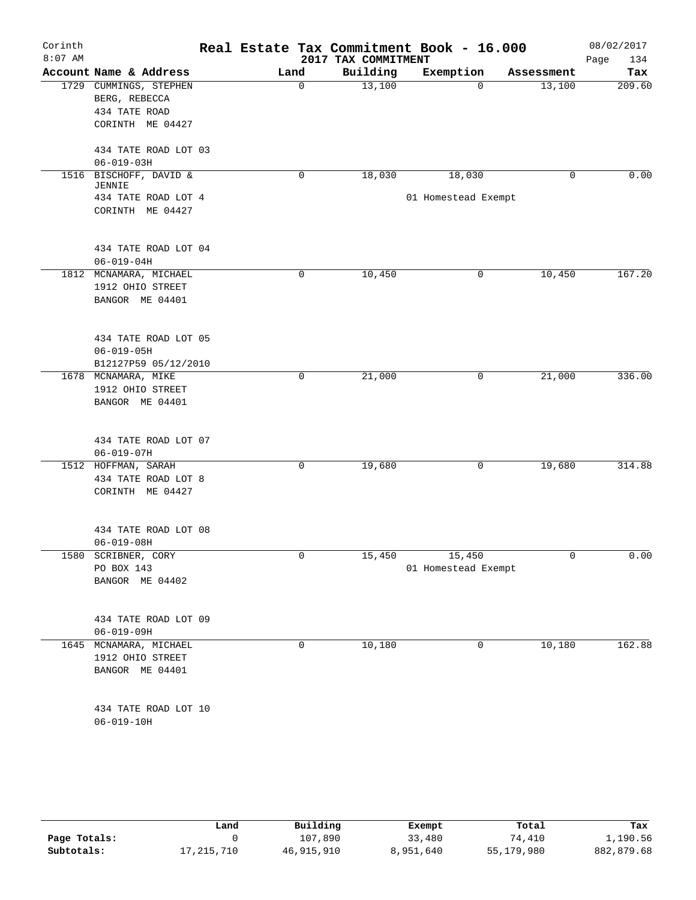# Real Estate Tax Commitment Book - 16.000

Corinth
8:07 AM

2017 TAX COMMITMENT

08/02/2017

| Account Name & Address | Land | Building | Exemption | Assessment | Tax |
|---|---|---|---|---|---|
| 1729 CUMMINGS, STEPHEN<br>BERG, REBECCA<br>434 TATE ROAD<br>CORINTH ME 04427<br><br>434 TATE ROAD LOT 03<br>06-019-03H | 0 | 13,100 | 0 | 13,100 | 209.60 |
| 1516 BISCHOFF, DAVID & JENNIE<br>434 TATE ROAD LOT 4<br>CORINTH ME 04427<br><br>434 TATE ROAD LOT 04<br>06-019-04H | 0 | 18,030 | 18,030<br>01 Homestead Exempt | 0 | 0.00 |
| 1812 MCNAMARA, MICHAEL<br>1912 OHIO STREET<br>BANGOR ME 04401<br><br>434 TATE ROAD LOT 05<br>06-019-05H<br>B12127P59 05/12/2010 | 0 | 10,450 | 0 | 10,450 | 167.20 |
| 1678 MCNAMARA, MIKE<br>1912 OHIO STREET<br>BANGOR ME 04401<br><br>434 TATE ROAD LOT 07<br>06-019-07H | 0 | 21,000 | 0 | 21,000 | 336.00 |
| 1512 HOFFMAN, SARAH<br>434 TATE ROAD LOT 8<br>CORINTH ME 04427<br><br>434 TATE ROAD LOT 08<br>06-019-08H | 0 | 19,680 | 0 | 19,680 | 314.88 |
| 1580 SCRIBNER, CORY<br>PO BOX 143<br>BANGOR ME 04402<br><br>434 TATE ROAD LOT 09<br>06-019-09H | 0 | 15,450 | 15,450<br>01 Homestead Exempt | 0 | 0.00 |
| 1645 MCNAMARA, MICHAEL<br>1912 OHIO STREET<br>BANGOR ME 04401<br><br>434 TATE ROAD LOT 10<br>06-019-10H | 0 | 10,180 | 0 | 10,180 | 162.88 |

| | Land | Building | Exempt | Total | Tax |
|---|---|---|---|---|---|
| Page Totals: | 0 | 107,890 | 33,480 | 74,410 | 1,190.56 |
| Subtotals: | 17,215,710 | 46,915,910 | 8,951,640 | 55,179,980 | 882,879.68 |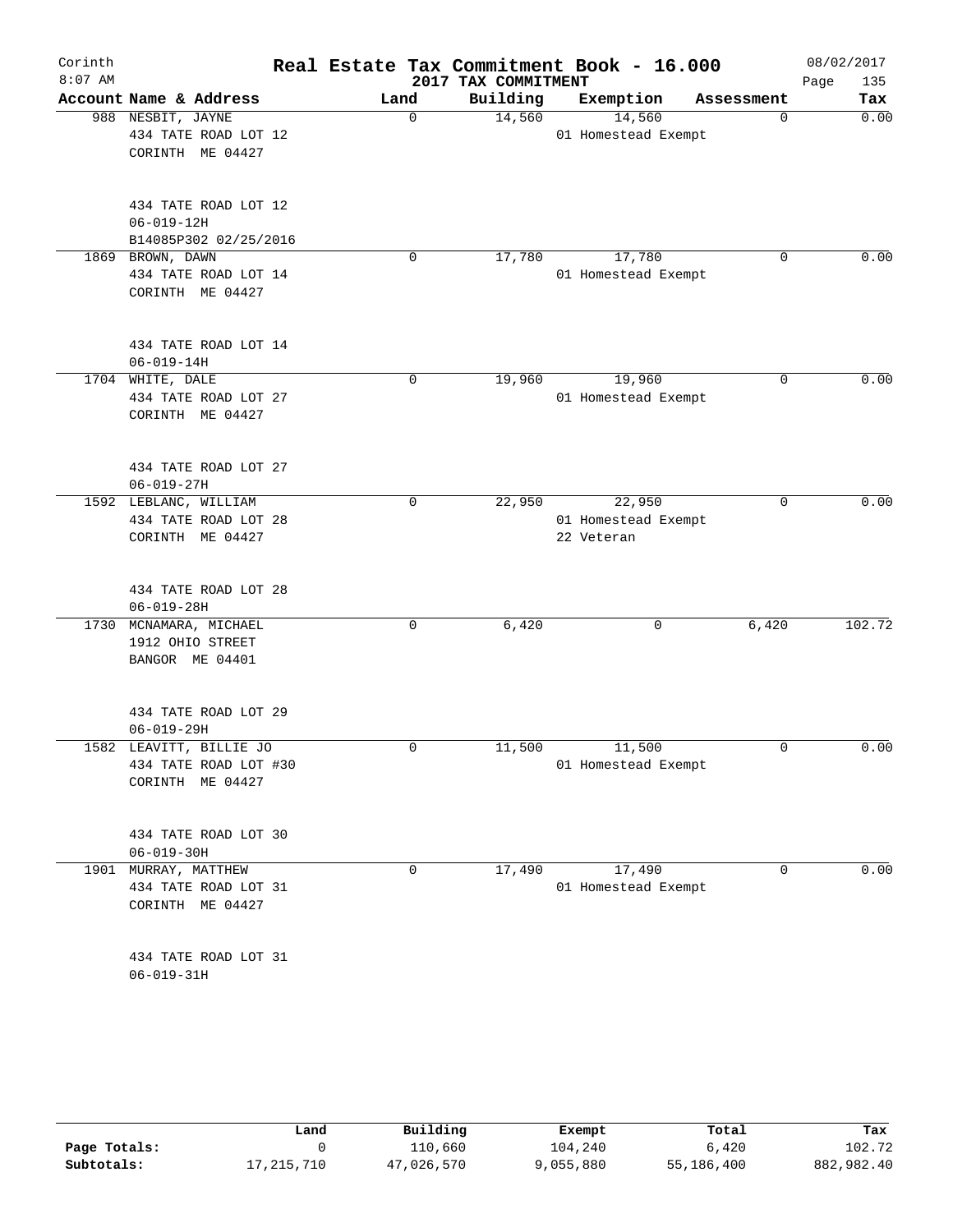# Real Estate Tax Commitment Book - 16.000

Corinth
8:07 AM

2017 TAX COMMITMENT

08/02/2017
Page 135

| Account Name & Address | Land | Building | Exemption | Assessment | Tax |
|---|---|---|---|---|---|
| 988 NESBIT, JAYNE<br>434 TATE ROAD LOT 12<br>CORINTH ME 04427<br><br>434 TATE ROAD LOT 12<br>06-019-12H<br>B14085P302 02/25/2016 | 0 | 14,560 | 14,560<br>01 Homestead Exempt | 0 | 0.00 |
| 1869 BROWN, DAWN<br>434 TATE ROAD LOT 14<br>CORINTH ME 04427<br><br>434 TATE ROAD LOT 14<br>06-019-14H | 0 | 17,780 | 17,780<br>01 Homestead Exempt | 0 | 0.00 |
| 1704 WHITE, DALE<br>434 TATE ROAD LOT 27<br>CORINTH ME 04427<br><br>434 TATE ROAD LOT 27<br>06-019-27H | 0 | 19,960 | 19,960<br>01 Homestead Exempt | 0 | 0.00 |
| 1592 LEBLANC, WILLIAM<br>434 TATE ROAD LOT 28<br>CORINTH ME 04427<br><br>434 TATE ROAD LOT 28<br>06-019-28H | 0 | 22,950 | 22,950<br>01 Homestead Exempt<br>22 Veteran | 0 | 0.00 |
| 1730 MCNAMARA, MICHAEL<br>1912 OHIO STREET<br>BANGOR ME 04401<br><br>434 TATE ROAD LOT 29<br>06-019-29H | 0 | 6,420 | 0 | 6,420 | 102.72 |
| 1582 LEAVITT, BILLIE JO<br>434 TATE ROAD LOT #30<br>CORINTH ME 04427<br><br>434 TATE ROAD LOT 30<br>06-019-30H | 0 | 11,500 | 11,500<br>01 Homestead Exempt | 0 | 0.00 |
| 1901 MURRAY, MATTHEW<br>434 TATE ROAD LOT 31<br>CORINTH ME 04427<br><br>434 TATE ROAD LOT 31<br>06-019-31H | 0 | 17,490 | 17,490<br>01 Homestead Exempt | 0 | 0.00 |

| | Land | Building | Exempt | Total | Tax |
|---|---|---|---|---|---|
| Page Totals: | 0 | 110,660 | 104,240 | 6,420 | 102.72 |
| Subtotals: | 17,215,710 | 47,026,570 | 9,055,880 | 55,186,400 | 882,982.40 |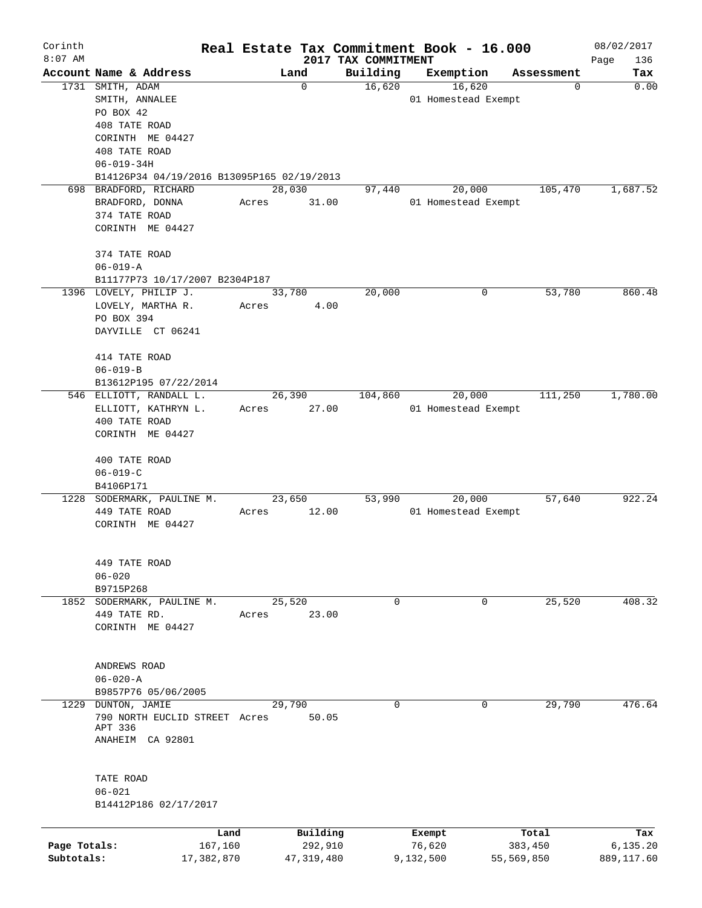# Real Estate Tax Commitment Book - 16.000

Corinth 8:07 AM — 2017 TAX COMMITMENT — 08/02/2017

| Account | Name & Address | Land | Building | Exemption | Assessment | Tax |
|---|---|---|---|---|---|---|
| 1731 | SMITH, ADAM<br>SMITH, ANNALEE<br>PO BOX 42<br>408 TATE ROAD<br>CORINTH ME 04427<br>408 TATE ROAD<br>06-019-34H<br>B14126P34 04/19/2016 B13095P165 02/19/2013 | 0 | 16,620 | 16,620<br>01 Homestead Exempt | 0 | 0.00 |
| 698 | BRADFORD, RICHARD<br>BRADFORD, DONNA<br>374 TATE ROAD<br>CORINTH ME 04427<br><br>374 TATE ROAD<br>06-019-A<br>B11177P73 10/17/2007 B2304P187 | 28,030<br>Acres 31.00 | 97,440 | 20,000<br>01 Homestead Exempt | 105,470 | 1,687.52 |
| 1396 | LOVELY, PHILIP J.<br>LOVELY, MARTHA R.<br>PO BOX 394<br>DAYVILLE CT 06241<br><br>414 TATE ROAD<br>06-019-B<br>B13612P195 07/22/2014 | 33,780<br>Acres 4.00 | 20,000 | 0 | 53,780 | 860.48 |
| 546 | ELLIOTT, RANDALL L.<br>ELLIOTT, KATHRYN L.<br>400 TATE ROAD<br>CORINTH ME 04427<br><br>400 TATE ROAD<br>06-019-C<br>B4106P171 | 26,390<br>Acres 27.00 | 104,860 | 20,000<br>01 Homestead Exempt | 111,250 | 1,780.00 |
| 1228 | SODERMARK, PAULINE M.<br>449 TATE ROAD<br>CORINTH ME 04427<br><br>449 TATE ROAD<br>06-020<br>B9715P268 | 23,650<br>Acres 12.00 | 53,990 | 20,000<br>01 Homestead Exempt | 57,640 | 922.24 |
| 1852 | SODERMARK, PAULINE M.<br>449 TATE RD.<br>CORINTH ME 04427<br><br>ANDREWS ROAD<br>06-020-A<br>B9857P76 05/06/2005 | 25,520<br>Acres 23.00 | 0 | 0 | 25,520 | 408.32 |
| 1229 | DUNTON, JAMIE<br>790 NORTH EUCLID STREET<br>APT 336<br>ANAHEIM CA 92801<br><br>TATE ROAD<br>06-021<br>B14412P186 02/17/2017 | 29,790<br>Acres 50.05 | 0 | 0 | 29,790 | 476.64 |

| | Land | Building | Exempt | Total | Tax |
|---|---|---|---|---|---|
| Page Totals: | 167,160 | 292,910 | 76,620 | 383,450 | 6,135.20 |
| Subtotals: | 17,382,870 | 47,319,480 | 9,132,500 | 55,569,850 | 889,117.60 |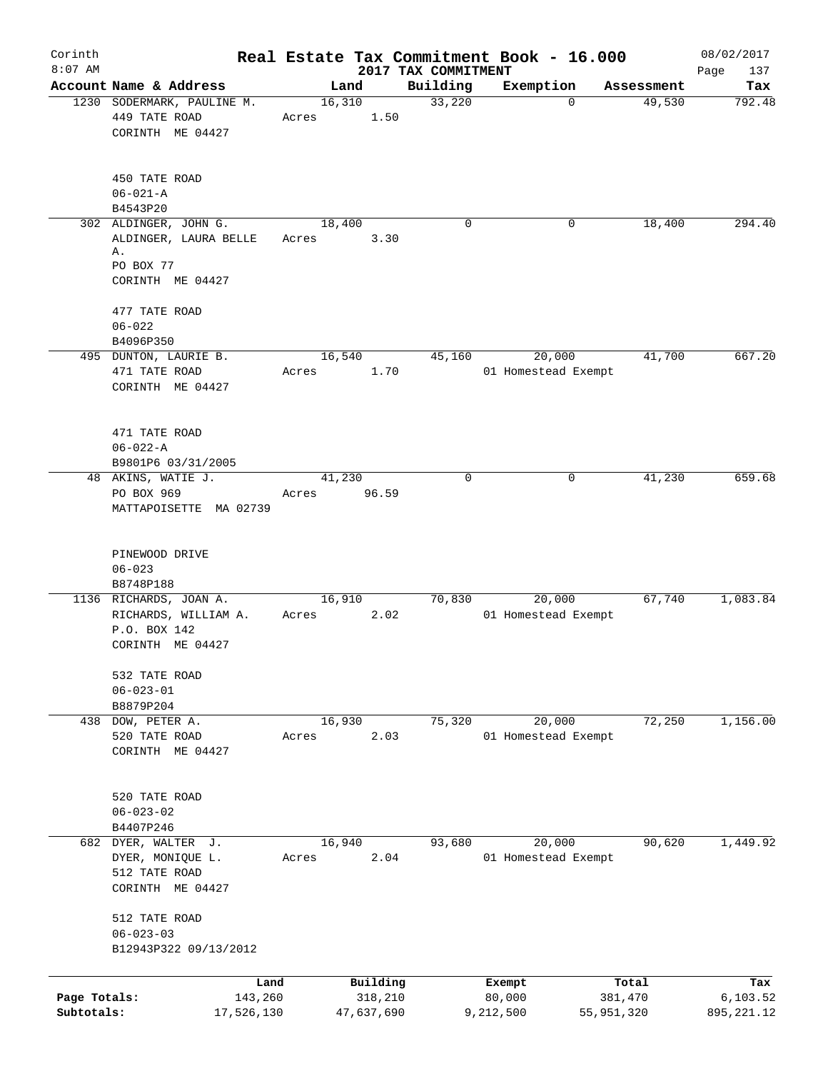Corinth 8:07 AM

# Real Estate Tax Commitment Book - 16.000

2017 TAX COMMITMENT

08/02/2017 Page 137

| Account | Name & Address | Land | Building | Exemption | Assessment | Tax |
|---|---|---|---|---|---|---|
| 1230 | SODERMARK, PAULINE M.<br>449 TATE ROAD<br>CORINTH ME 04427<br><br>450 TATE ROAD<br>06-021-A<br>B4543P20 | 16,310<br>Acres 1.50 | 33,220 | 0 | 49,530 | 792.48 |
| 302 | ALDINGER, JOHN G.<br>ALDINGER, LAURA BELLE A.<br>PO BOX 77<br>CORINTH ME 04427<br><br>477 TATE ROAD<br>06-022<br>B4096P350 | 18,400<br>Acres 3.30 | 0 | 0 | 18,400 | 294.40 |
| 495 | DUNTON, LAURIE B.<br>471 TATE ROAD<br>CORINTH ME 04427<br><br>471 TATE ROAD<br>06-022-A<br>B9801P6 03/31/2005 | 16,540<br>Acres 1.70 | 45,160 | 20,000<br>01 Homestead Exempt | 41,700 | 667.20 |
| 48 | AKINS, WATIE J.<br>PO BOX 969<br>MATTAPOISETTE MA 02739<br><br>PINEWOOD DRIVE<br>06-023<br>B8748P188 | 41,230<br>Acres 96.59 | 0 | 0 | 41,230 | 659.68 |
| 1136 | RICHARDS, JOAN A.<br>RICHARDS, WILLIAM A.<br>P.O. BOX 142<br>CORINTH ME 04427<br><br>532 TATE ROAD<br>06-023-01<br>B8879P204 | 16,910<br>Acres 2.02 | 70,830 | 20,000<br>01 Homestead Exempt | 67,740 | 1,083.84 |
| 438 | DOW, PETER A.<br>520 TATE ROAD<br>CORINTH ME 04427<br><br>520 TATE ROAD<br>06-023-02<br>B4407P246 | 16,930<br>Acres 2.03 | 75,320 | 20,000<br>01 Homestead Exempt | 72,250 | 1,156.00 |
| 682 | DYER, WALTER J.<br>DYER, MONIQUE L.<br>512 TATE ROAD<br>CORINTH ME 04427<br><br>512 TATE ROAD<br>06-023-03<br>B12943P322 09/13/2012 | 16,940<br>Acres 2.04 | 93,680 | 20,000<br>01 Homestead Exempt | 90,620 | 1,449.92 |

| | Land | Building | Exempt | Total | Tax |
|---|---|---|---|---|---|
| Page Totals: | 143,260 | 318,210 | 80,000 | 381,470 | 6,103.52 |
| Subtotals: | 17,526,130 | 47,637,690 | 9,212,500 | 55,951,320 | 895,221.12 |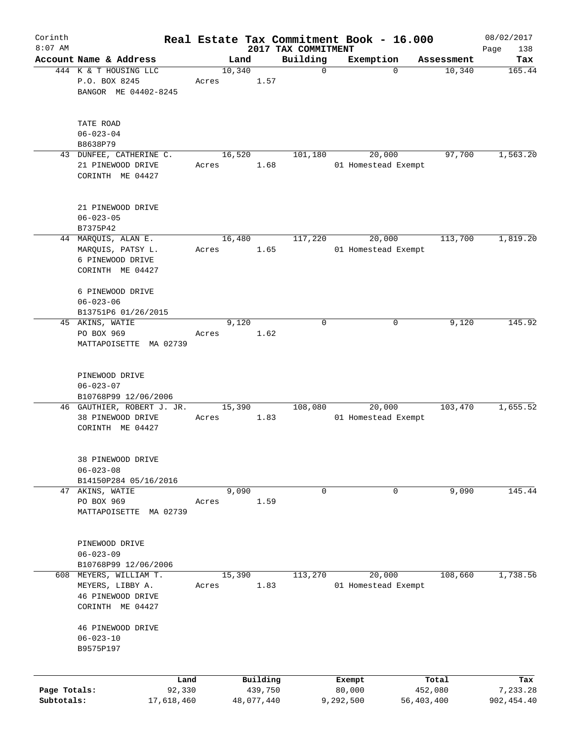# Corinth Real Estate Tax Commitment Book - 16.000

8:07 AM — 2017 TAX COMMITMENT — 08/02/2017

| Account Name & Address | Land | Building | Exemption | Assessment | Tax |
|---|---|---|---|---|---|
| 444 K & T HOUSING LLC<br>P.O. BOX 8245<br>BANGOR ME 04402-8245<br><br>TATE ROAD<br>06-023-04<br>B8638P79 | 10,340<br>Acres 1.57 | 0 | 0 | 10,340 | 165.44 |
| 43 DUNFEE, CATHERINE C.<br>21 PINEWOOD DRIVE<br>CORINTH ME 04427<br><br>21 PINEWOOD DRIVE<br>06-023-05<br>B7375P42 | 16,520<br>Acres 1.68 | 101,180 | 20,000<br>01 Homestead Exempt | 97,700 | 1,563.20 |
| 44 MARQUIS, ALAN E.<br>MARQUIS, PATSY L.<br>6 PINEWOOD DRIVE<br>CORINTH ME 04427<br><br>6 PINEWOOD DRIVE<br>06-023-06<br>B13751P6 01/26/2015 | 16,480<br>Acres 1.65 | 117,220 | 20,000<br>01 Homestead Exempt | 113,700 | 1,819.20 |
| 45 AKINS, WATIE<br>PO BOX 969<br>MATTAPOISETTE MA 02739<br><br>PINEWOOD DRIVE<br>06-023-07<br>B10768P99 12/06/2006 | 9,120<br>Acres 1.62 | 0 | 0 | 9,120 | 145.92 |
| 46 GAUTHIER, ROBERT J. JR.<br>38 PINEWOOD DRIVE<br>CORINTH ME 04427<br><br>38 PINEWOOD DRIVE<br>06-023-08<br>B14150P284 05/16/2016 | 15,390<br>Acres 1.83 | 108,080 | 20,000<br>01 Homestead Exempt | 103,470 | 1,655.52 |
| 47 AKINS, WATIE<br>PO BOX 969<br>MATTAPOISETTE MA 02739<br><br>PINEWOOD DRIVE<br>06-023-09<br>B10768P99 12/06/2006 | 9,090<br>Acres 1.59 | 0 | 0 | 9,090 | 145.44 |
| 608 MEYERS, WILLIAM T.<br>MEYERS, LIBBY A.<br>46 PINEWOOD DRIVE<br>CORINTH ME 04427<br><br>46 PINEWOOD DRIVE<br>06-023-10<br>B9575P197 | 15,390<br>Acres 1.83 | 113,270 | 20,000<br>01 Homestead Exempt | 108,660 | 1,738.56 |

| | Land | Building | Exempt | Total | Tax |
|---|---|---|---|---|---|
| Page Totals: | 92,330 | 439,750 | 80,000 | 452,080 | 7,233.28 |
| Subtotals: | 17,618,460 | 48,077,440 | 9,292,500 | 56,403,400 | 902,454.40 |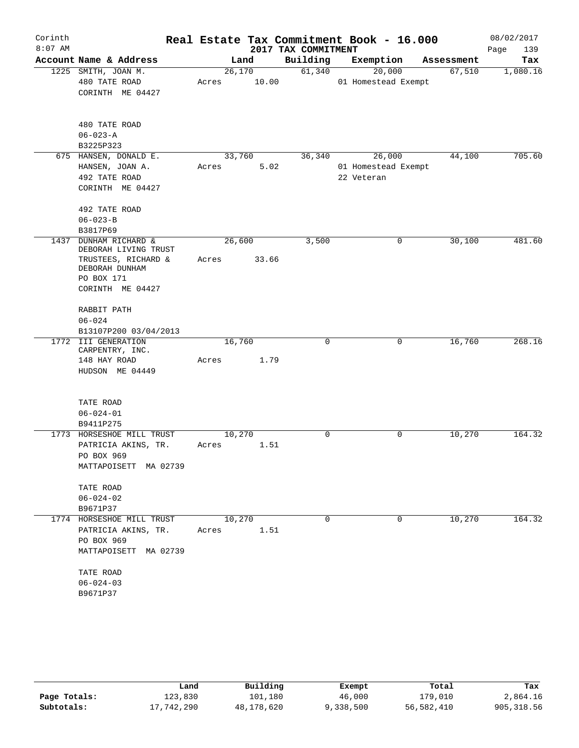# Corinth — Real Estate Tax Commitment Book - 16.000 — 2017 TAX COMMITMENT

08/02/2017 8:07 AM

| Account Name & Address | Land | Building | Exemption | Assessment | Tax |
|---|---|---|---|---|---|
| 1225 SMITH, JOAN M.<br>480 TATE ROAD<br>CORINTH ME 04427<br><br>480 TATE ROAD<br>06-023-A<br>B3225P323 | 26,170<br>Acres 10.00 | 61,340 | 20,000<br>01 Homestead Exempt | 67,510 | 1,080.16 |
| 675 HANSEN, DONALD E.<br>HANSEN, JOAN A.<br>492 TATE ROAD<br>CORINTH ME 04427<br><br>492 TATE ROAD<br>06-023-B<br>B3817P69 | 33,760<br>Acres 5.02 | 36,340 | 26,000<br>01 Homestead Exempt<br>22 Veteran | 44,100 | 705.60 |
| 1437 DUNHAM RICHARD & DEBORAH LIVING TRUST<br>TRUSTEES, RICHARD & DEBORAH DUNHAM<br>PO BOX 171<br>CORINTH ME 04427<br><br>RABBIT PATH<br>06-024<br>B13107P200 03/04/2013 | 26,600<br>Acres 33.66 | 3,500 | 0 | 30,100 | 481.60 |
| 1772 III GENERATION CARPENTRY, INC.<br>148 HAY ROAD<br>HUDSON ME 04449<br><br>TATE ROAD<br>06-024-01<br>B9411P275 | 16,760<br>Acres 1.79 | 0 | 0 | 16,760 | 268.16 |
| 1773 HORSESHOE MILL TRUST<br>PATRICIA AKINS, TR.<br>PO BOX 969<br>MATTAPOISETT MA 02739<br><br>TATE ROAD<br>06-024-02<br>B9671P37 | 10,270<br>Acres 1.51 | 0 | 0 | 10,270 | 164.32 |
| 1774 HORSESHOE MILL TRUST<br>PATRICIA AKINS, TR.<br>PO BOX 969<br>MATTAPOISETT MA 02739<br><br>TATE ROAD<br>06-024-03<br>B9671P37 | 10,270<br>Acres 1.51 | 0 | 0 | 10,270 | 164.32 |

| | Land | Building | Exempt | Total | Tax |
|---|---|---|---|---|---|
| Page Totals: | 123,830 | 101,180 | 46,000 | 179,010 | 2,864.16 |
| Subtotals: | 17,742,290 | 48,178,620 | 9,338,500 | 56,582,410 | 905,318.56 |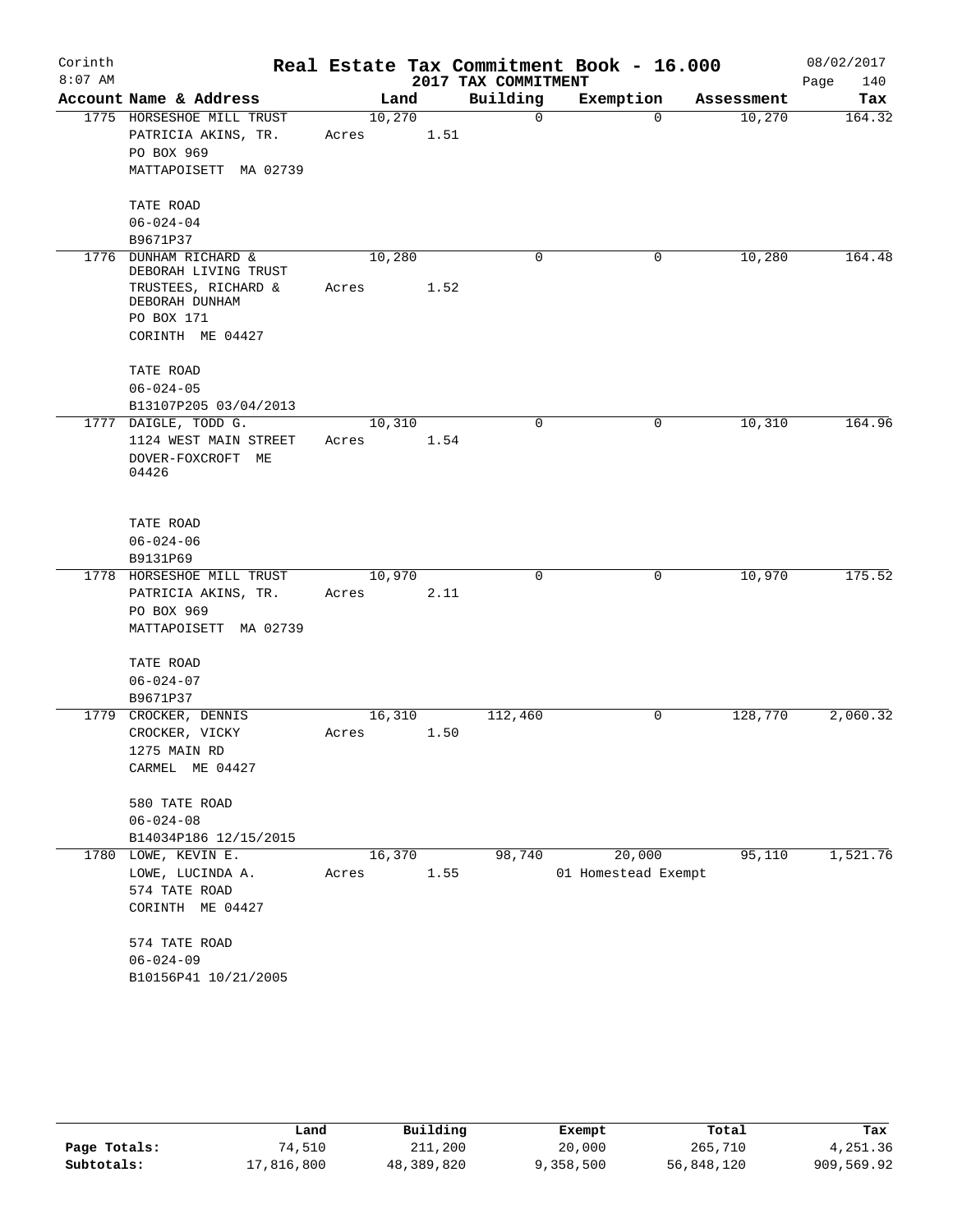# Corinth — Real Estate Tax Commitment Book - 16.000

8:07 AM — 2017 TAX COMMITMENT — 08/02/2017

| Account Name & Address | Land | Building | Exemption | Assessment | Tax |
|---|---|---|---|---|---|
| 1775 HORSESHOE MILL TRUST<br>PATRICIA AKINS, TR.<br>PO BOX 969<br>MATTAPOISETT MA 02739<br><br>TATE ROAD<br>06-024-04<br>B9671P37 | 10,270<br>Acres 1.51 | 0 | 0 | 10,270 | 164.32 |
| 1776 DUNHAM RICHARD & DEBORAH LIVING TRUST<br>TRUSTEES, RICHARD & DEBORAH DUNHAM<br>PO BOX 171<br>CORINTH ME 04427<br><br>TATE ROAD<br>06-024-05<br>B13107P205 03/04/2013 | 10,280<br>Acres 1.52 | 0 | 0 | 10,280 | 164.48 |
| 1777 DAIGLE, TODD G.<br>1124 WEST MAIN STREET<br>DOVER-FOXCROFT ME 04426<br><br>TATE ROAD<br>06-024-06<br>B9131P69 | 10,310<br>Acres 1.54 | 0 | 0 | 10,310 | 164.96 |
| 1778 HORSESHOE MILL TRUST<br>PATRICIA AKINS, TR.<br>PO BOX 969<br>MATTAPOISETT MA 02739<br><br>TATE ROAD<br>06-024-07<br>B9671P37 | 10,970<br>Acres 2.11 | 0 | 0 | 10,970 | 175.52 |
| 1779 CROCKER, DENNIS<br>CROCKER, VICKY<br>1275 MAIN RD<br>CARMEL ME 04427<br><br>580 TATE ROAD<br>06-024-08<br>B14034P186 12/15/2015 | 16,310<br>Acres 1.50 | 112,460 | 0 | 128,770 | 2,060.32 |
| 1780 LOWE, KEVIN E.<br>LOWE, LUCINDA A.<br>574 TATE ROAD<br>CORINTH ME 04427<br><br>574 TATE ROAD<br>06-024-09<br>B10156P41 10/21/2005 | 16,370<br>Acres 1.55 | 98,740 | 20,000<br>01 Homestead Exempt | 95,110 | 1,521.76 |

| | Land | Building | Exempt | Total | Tax |
|---|---|---|---|---|---|
| Page Totals: | 74,510 | 211,200 | 20,000 | 265,710 | 4,251.36 |
| Subtotals: | 17,816,800 | 48,389,820 | 9,358,500 | 56,848,120 | 909,569.92 |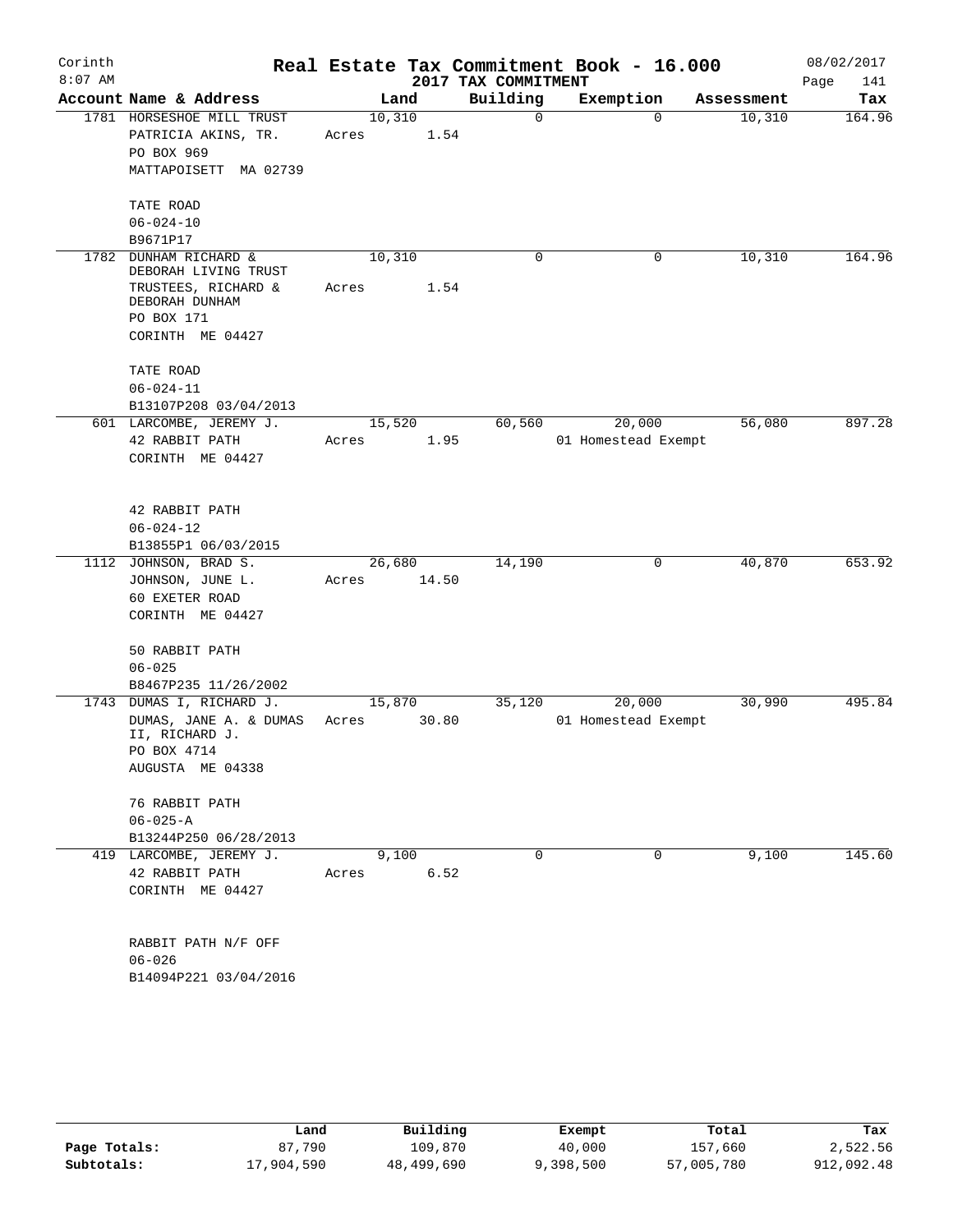# Real Estate Tax Commitment Book - 16.000

Corinth
8:07 AM

2017 TAX COMMITMENT

08/02/2017

| Account Name & Address | Land | Building | Exemption | Assessment | Tax |
|---|---|---|---|---|---|
| 1781 HORSESHOE MILL TRUST<br>PATRICIA AKINS, TR.<br>PO BOX 969<br>MATTAPOISETT MA 02739<br><br>TATE ROAD<br>06-024-10<br>B9671P17 | 10,310<br>Acres 1.54 | 0 | 0 | 10,310 | 164.96 |
| 1782 DUNHAM RICHARD &<br>DEBORAH LIVING TRUST<br>TRUSTEES, RICHARD &<br>DEBORAH DUNHAM<br>PO BOX 171<br>CORINTH ME 04427<br><br>TATE ROAD<br>06-024-11<br>B13107P208 03/04/2013 | 10,310<br>Acres 1.54 | 0 | 0 | 10,310 | 164.96 |
| 601 LARCOMBE, JEREMY J.<br>42 RABBIT PATH<br>CORINTH ME 04427<br><br>42 RABBIT PATH<br>06-024-12<br>B13855P1 06/03/2015 | 15,520<br>Acres 1.95 | 60,560 | 20,000<br>01 Homestead Exempt | 56,080 | 897.28 |
| 1112 JOHNSON, BRAD S.<br>JOHNSON, JUNE L.<br>60 EXETER ROAD<br>CORINTH ME 04427<br><br>50 RABBIT PATH<br>06-025<br>B8467P235 11/26/2002 | 26,680<br>Acres 14.50 | 14,190 | 0 | 40,870 | 653.92 |
| 1743 DUMAS I, RICHARD J.<br>DUMAS, JANE A. & DUMAS<br>II, RICHARD J.<br>PO BOX 4714<br>AUGUSTA ME 04338<br><br>76 RABBIT PATH<br>06-025-A<br>B13244P250 06/28/2013 | 15,870<br>Acres 30.80 | 35,120 | 20,000<br>01 Homestead Exempt | 30,990 | 495.84 |
| 419 LARCOMBE, JEREMY J.<br>42 RABBIT PATH<br>CORINTH ME 04427<br><br>RABBIT PATH N/F OFF<br>06-026<br>B14094P221 03/04/2016 | 9,100<br>Acres 6.52 | 0 | 0 | 9,100 | 145.60 |

| | Land | Building | Exempt | Total | Tax |
|---|---|---|---|---|---|
| Page Totals: | 87,790 | 109,870 | 40,000 | 157,660 | 2,522.56 |
| Subtotals: | 17,904,590 | 48,499,690 | 9,398,500 | 57,005,780 | 912,092.48 |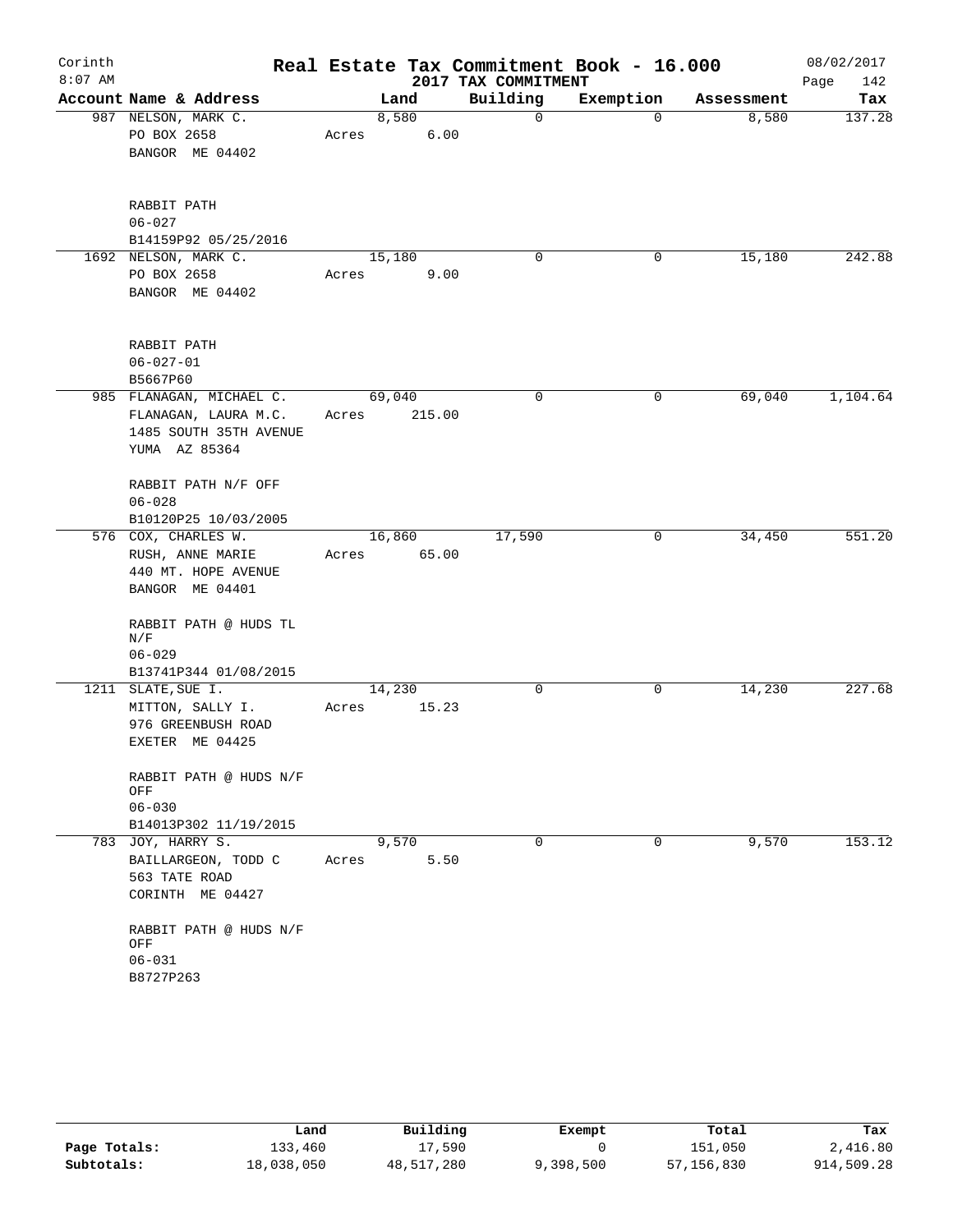# Real Estate Tax Commitment Book - 16.000

## 2017 TAX COMMITMENT

Corinth 8:07 AM — 08/02/2017

| Account Name & Address | Land | Building | Exemption | Assessment | Tax |
|---|---|---|---|---|---|
| 987 NELSON, MARK C.<br>PO BOX 2658<br>BANGOR ME 04402<br><br>RABBIT PATH<br>06-027<br>B14159P92 05/25/2016 | 8,580<br>Acres 6.00 | 0 | 0 | 8,580 | 137.28 |
| 1692 NELSON, MARK C.<br>PO BOX 2658<br>BANGOR ME 04402<br><br>RABBIT PATH<br>06-027-01<br>B5667P60 | 15,180<br>Acres 9.00 | 0 | 0 | 15,180 | 242.88 |
| 985 FLANAGAN, MICHAEL C.<br>FLANAGAN, LAURA M.C.<br>1485 SOUTH 35TH AVENUE<br>YUMA AZ 85364<br><br>RABBIT PATH N/F OFF<br>06-028<br>B10120P25 10/03/2005 | 69,040<br>Acres 215.00 | 0 | 0 | 69,040 | 1,104.64 |
| 576 COX, CHARLES W.<br>RUSH, ANNE MARIE<br>440 MT. HOPE AVENUE<br>BANGOR ME 04401<br><br>RABBIT PATH @ HUDS TL N/F<br>06-029<br>B13741P344 01/08/2015 | 16,860<br>Acres 65.00 | 17,590 | 0 | 34,450 | 551.20 |
| 1211 SLATE, SUE I.<br>MITTON, SALLY I.<br>976 GREENBUSH ROAD<br>EXETER ME 04425<br><br>RABBIT PATH @ HUDS N/F OFF<br>06-030<br>B14013P302 11/19/2015 | 14,230<br>Acres 15.23 | 0 | 0 | 14,230 | 227.68 |
| 783 JOY, HARRY S.<br>BAILLARGEON, TODD C<br>563 TATE ROAD<br>CORINTH ME 04427<br><br>RABBIT PATH @ HUDS N/F OFF<br>06-031<br>B8727P263 | 9,570<br>Acres 5.50 | 0 | 0 | 9,570 | 153.12 |

| | Land | Building | Exempt | Total | Tax |
|---|---|---|---|---|---|
| **Page Totals:** | 133,460 | 17,590 | 0 | 151,050 | 2,416.80 |
| **Subtotals:** | 18,038,050 | 48,517,280 | 9,398,500 | 57,156,830 | 914,509.28 |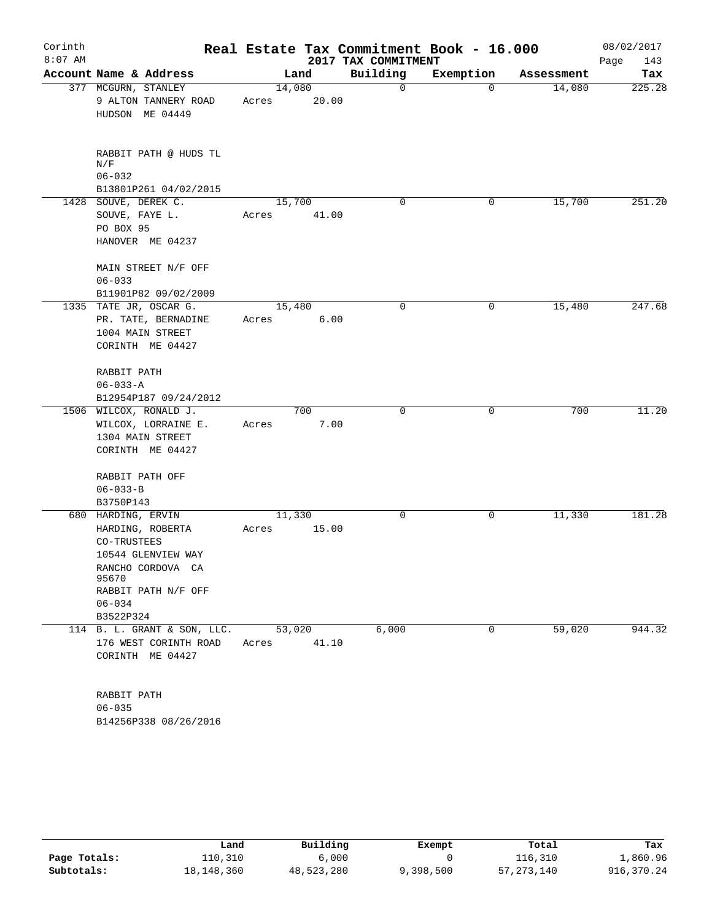# Corinth — Real Estate Tax Commitment Book - 16.000

8:07 AM — 2017 TAX COMMITMENT — 08/02/2017

| Account | Name & Address | Land | Building | Exemption | Assessment | Tax |
|---|---|---|---|---|---|---|
| 377 | MCGURN, STANLEY<br>9 ALTON TANNERY ROAD<br>HUDSON ME 04449<br><br>RABBIT PATH @ HUDS TL<br>N/F<br>06-032<br>B13801P261 04/02/2015 | 14,080<br>Acres 20.00 | 0 | 0 | 14,080 | 225.28 |
| 1428 | SOUVE, DEREK C.<br>SOUVE, FAYE L.<br>PO BOX 95<br>HANOVER ME 04237<br><br>MAIN STREET N/F OFF<br>06-033<br>B11901P82 09/02/2009 | 15,700<br>Acres 41.00 | 0 | 0 | 15,700 | 251.20 |
| 1335 | TATE JR, OSCAR G.<br>PR. TATE, BERNADINE<br>1004 MAIN STREET<br>CORINTH ME 04427<br><br>RABBIT PATH<br>06-033-A<br>B12954P187 09/24/2012 | 15,480<br>Acres 6.00 | 0 | 0 | 15,480 | 247.68 |
| 1506 | WILCOX, RONALD J.<br>WILCOX, LORRAINE E.<br>1304 MAIN STREET<br>CORINTH ME 04427<br><br>RABBIT PATH OFF<br>06-033-B<br>B3750P143 | 700<br>Acres 7.00 | 0 | 0 | 700 | 11.20 |
| 680 | HARDING, ERVIN<br>HARDING, ROBERTA<br>CO-TRUSTEES<br>10544 GLENVIEW WAY<br>RANCHO CORDOVA CA<br>95670<br>RABBIT PATH N/F OFF<br>06-034<br>B3522P324 | 11,330<br>Acres 15.00 | 0 | 0 | 11,330 | 181.28 |
| 114 | B. L. GRANT & SON, LLC.<br>176 WEST CORINTH ROAD<br>CORINTH ME 04427<br><br>RABBIT PATH<br>06-035<br>B14256P338 08/26/2016 | 53,020<br>Acres 41.10 | 6,000 | 0 | 59,020 | 944.32 |

| | Land | Building | Exempt | Total | Tax |
|---|---|---|---|---|---|
| Page Totals: | 110,310 | 6,000 | 0 | 116,310 | 1,860.96 |
| Subtotals: | 18,148,360 | 48,523,280 | 9,398,500 | 57,273,140 | 916,370.24 |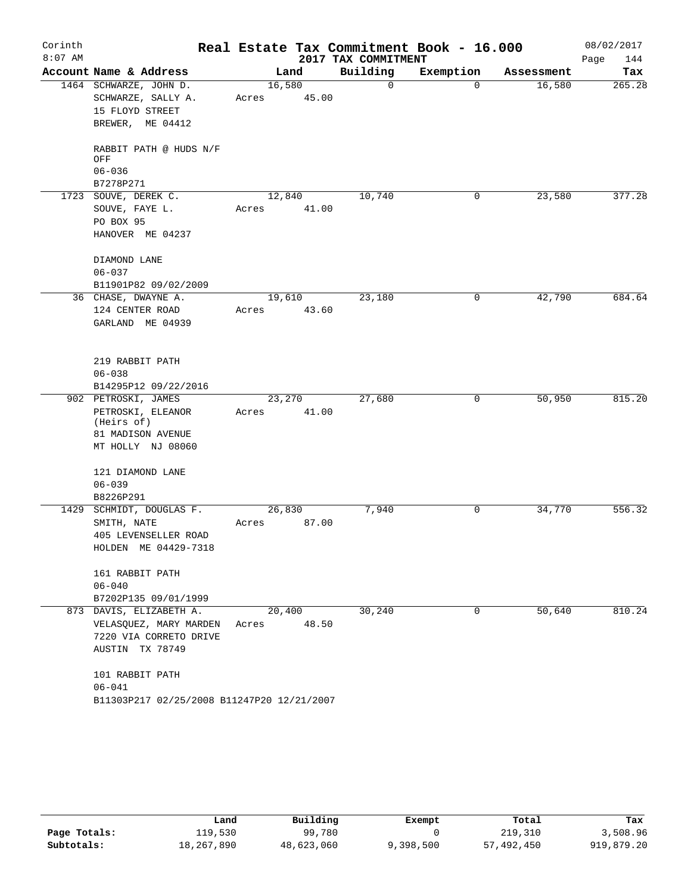# Real Estate Tax Commitment Book - 16.000

Corinth
8:07 AM

2017 TAX COMMITMENT

08/02/2017
Page 144

| Account | Name & Address | Land | Building | Exemption | Assessment | Tax |
|---|---|---|---|---|---|---|
| 1464 | SCHWARZE, JOHN D.<br>SCHWARZE, SALLY A.<br>15 FLOYD STREET<br>BREWER, ME 04412<br><br>RABBIT PATH @ HUDS N/F OFF<br>06-036<br>B7278P271 | 16,580<br>Acres 45.00 | 0 | 0 | 16,580 | 265.28 |
| 1723 | SOUVE, DEREK C.<br>SOUVE, FAYE L.<br>PO BOX 95<br>HANOVER ME 04237<br><br>DIAMOND LANE<br>06-037<br>B11901P82 09/02/2009 | 12,840<br>Acres 41.00 | 10,740 | 0 | 23,580 | 377.28 |
| 36 | CHASE, DWAYNE A.<br>124 CENTER ROAD<br>GARLAND ME 04939<br><br>219 RABBIT PATH<br>06-038<br>B14295P12 09/22/2016 | 19,610<br>Acres 43.60 | 23,180 | 0 | 42,790 | 684.64 |
| 902 | PETROSKI, JAMES<br>PETROSKI, ELEANOR (Heirs of)<br>81 MADISON AVENUE<br>MT HOLLY NJ 08060<br><br>121 DIAMOND LANE<br>06-039<br>B8226P291 | 23,270<br>Acres 41.00 | 27,680 | 0 | 50,950 | 815.20 |
| 1429 | SCHMIDT, DOUGLAS F.<br>SMITH, NATE<br>405 LEVENSELLER ROAD<br>HOLDEN ME 04429-7318<br><br>161 RABBIT PATH<br>06-040<br>B7202P135 09/01/1999 | 26,830<br>Acres 87.00 | 7,940 | 0 | 34,770 | 556.32 |
| 873 | DAVIS, ELIZABETH A.<br>VELASQUEZ, MARY MARDEN<br>7220 VIA CORRETO DRIVE<br>AUSTIN TX 78749<br><br>101 RABBIT PATH<br>06-041<br>B11303P217 02/25/2008 B11247P20 12/21/2007 | 20,400<br>Acres 48.50 | 30,240 | 0 | 50,640 | 810.24 |

| | Land | Building | Exempt | Total | Tax |
|---|---|---|---|---|---|
| Page Totals: | 119,530 | 99,780 | 0 | 219,310 | 3,508.96 |
| Subtotals: | 18,267,890 | 48,623,060 | 9,398,500 | 57,492,450 | 919,879.20 |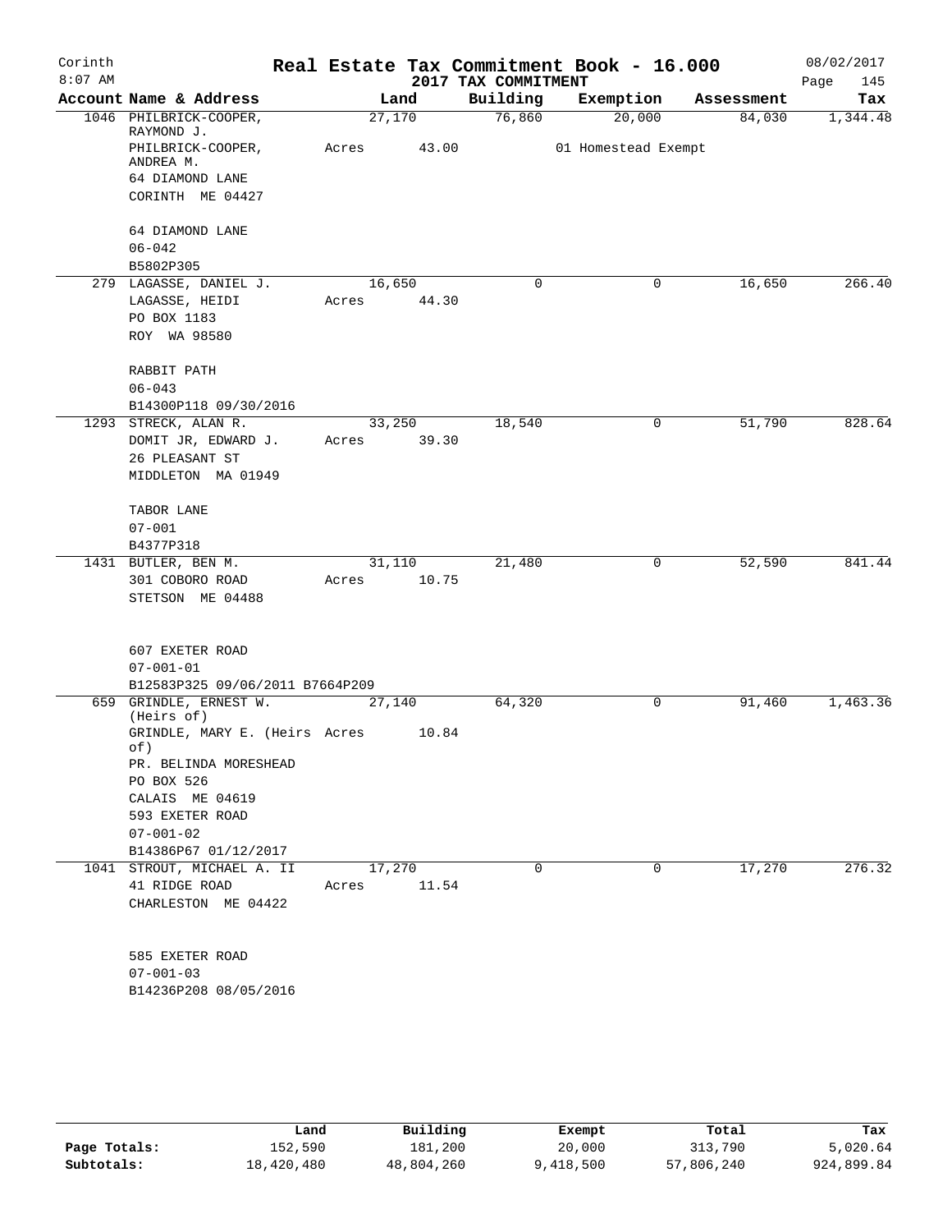Corinth 8:07 AM

# Real Estate Tax Commitment Book - 16.000

## 2017 TAX COMMITMENT

08/02/2017

| Account Name & Address | Land | Building | Exemption | Assessment | Tax |
|---|---|---|---|---|---|
| 1046 PHILBRICK-COOPER, RAYMOND J. | 27,170 | 76,860 | 20,000 | 84,030 | 1,344.48 |
| PHILBRICK-COOPER, ANDREA M. | Acres 43.00 | | 01 Homestead Exempt | | |
| 64 DIAMOND LANE | | | | | |
| CORINTH ME 04427 | | | | | |
| 64 DIAMOND LANE | | | | | |
| 06-042 | | | | | |
| B5802P305 | | | | | |
| 279 LAGASSE, DANIEL J. | 16,650 | 0 | 0 | 16,650 | 266.40 |
| LAGASSE, HEIDI | Acres 44.30 | | | | |
| PO BOX 1183 | | | | | |
| ROY WA 98580 | | | | | |
| RABBIT PATH | | | | | |
| 06-043 | | | | | |
| B14300P118 09/30/2016 | | | | | |
| 1293 STRECK, ALAN R. | 33,250 | 18,540 | 0 | 51,790 | 828.64 |
| DOMIT JR, EDWARD J. | Acres 39.30 | | | | |
| 26 PLEASANT ST | | | | | |
| MIDDLETON MA 01949 | | | | | |
| TABOR LANE | | | | | |
| 07-001 | | | | | |
| B4377P318 | | | | | |
| 1431 BUTLER, BEN M. | 31,110 | 21,480 | 0 | 52,590 | 841.44 |
| 301 COBORO ROAD | Acres 10.75 | | | | |
| STETSON ME 04488 | | | | | |
| 607 EXETER ROAD | | | | | |
| 07-001-01 | | | | | |
| B12583P325 09/06/2011 B7664P209 | | | | | |
| 659 GRINDLE, ERNEST W. (Heirs of) | 27,140 | 64,320 | 0 | 91,460 | 1,463.36 |
| GRINDLE, MARY E. (Heirs of) | Acres 10.84 | | | | |
| PR. BELINDA MORESHEAD | | | | | |
| PO BOX 526 | | | | | |
| CALAIS ME 04619 | | | | | |
| 593 EXETER ROAD | | | | | |
| 07-001-02 | | | | | |
| B14386P67 01/12/2017 | | | | | |
| 1041 STROUT, MICHAEL A. II | 17,270 | 0 | 0 | 17,270 | 276.32 |
| 41 RIDGE ROAD | Acres 11.54 | | | | |
| CHARLESTON ME 04422 | | | | | |
| 585 EXETER ROAD | | | | | |
| 07-001-03 | | | | | |
| B14236P208 08/05/2016 | | | | | |

| | Land | Building | Exempt | Total | Tax |
|---|---|---|---|---|---|
| Page Totals: | 152,590 | 181,200 | 20,000 | 313,790 | 5,020.64 |
| Subtotals: | 18,420,480 | 48,804,260 | 9,418,500 | 57,806,240 | 924,899.84 |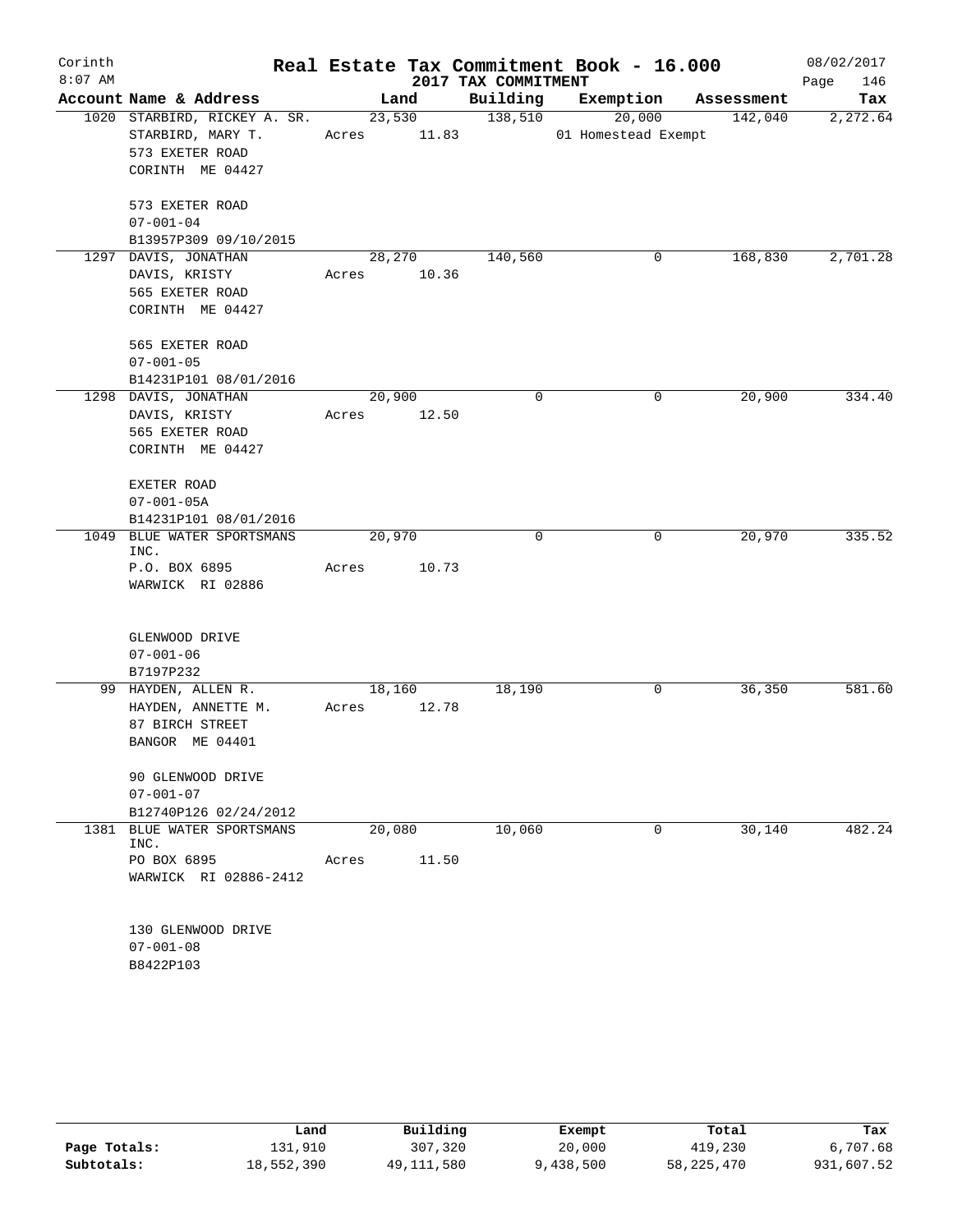Corinth 8:07 AM

# Real Estate Tax Commitment Book - 16.000

## 2017 TAX COMMITMENT

08/02/2017

| Account Name & Address | Land | Building | Exemption | Assessment | Tax |
|---|---|---|---|---|---|
| 1020 STARBIRD, RICKEY A. SR.<br>STARBIRD, MARY T.<br>573 EXETER ROAD<br>CORINTH ME 04427<br><br>573 EXETER ROAD<br>07-001-04<br>B13957P309 09/10/2015 | 23,530<br>Acres 11.83 | 138,510 | 20,000<br>01 Homestead Exempt | 142,040 | 2,272.64 |
| 1297 DAVIS, JONATHAN<br>DAVIS, KRISTY<br>565 EXETER ROAD<br>CORINTH ME 04427<br><br>565 EXETER ROAD<br>07-001-05<br>B14231P101 08/01/2016 | 28,270<br>Acres 10.36 | 140,560 | 0 | 168,830 | 2,701.28 |
| 1298 DAVIS, JONATHAN<br>DAVIS, KRISTY<br>565 EXETER ROAD<br>CORINTH ME 04427<br><br>EXETER ROAD<br>07-001-05A<br>B14231P101 08/01/2016 | 20,900<br>Acres 12.50 | 0 | 0 | 20,900 | 334.40 |
| 1049 BLUE WATER SPORTSMANS INC.<br>P.O. BOX 6895<br>WARWICK RI 02886<br><br>GLENWOOD DRIVE<br>07-001-06<br>B7197P232 | 20,970<br>Acres 10.73 | 0 | 0 | 20,970 | 335.52 |
| 99 HAYDEN, ALLEN R.<br>HAYDEN, ANNETTE M.<br>87 BIRCH STREET<br>BANGOR ME 04401<br><br>90 GLENWOOD DRIVE<br>07-001-07<br>B12740P126 02/24/2012 | 18,160<br>Acres 12.78 | 18,190 | 0 | 36,350 | 581.60 |
| 1381 BLUE WATER SPORTSMANS INC.<br>PO BOX 6895<br>WARWICK RI 02886-2412<br><br>130 GLENWOOD DRIVE<br>07-001-08<br>B8422P103 | 20,080<br>Acres 11.50 | 10,060 | 0 | 30,140 | 482.24 |

| | Land | Building | Exempt | Total | Tax |
|---|---|---|---|---|---|
| Page Totals: | 131,910 | 307,320 | 20,000 | 419,230 | 6,707.68 |
| Subtotals: | 18,552,390 | 49,111,580 | 9,438,500 | 58,225,470 | 931,607.52 |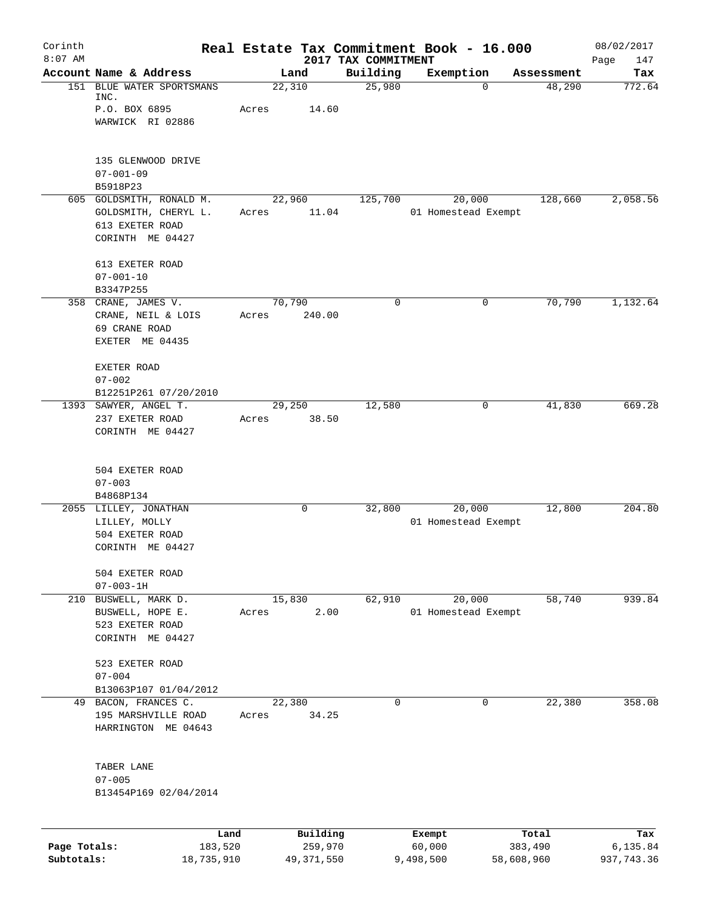# Real Estate Tax Commitment Book - 16.000

Corinth 8:07 AM — 2017 TAX COMMITMENT — 08/02/2017

| Account | Name & Address | Land | Building | Exemption | Assessment | Tax |
|---|---|---|---|---|---|---|
| 151 | BLUE WATER SPORTSMANS INC.<br>P.O. BOX 6895<br>WARWICK RI 02886<br><br>135 GLENWOOD DRIVE<br>07-001-09<br>B5918P23 | 22,310<br>Acres 14.60 | 25,980 | 0 | 48,290 | 772.64 |
| 605 | GOLDSMITH, RONALD M.<br>GOLDSMITH, CHERYL L.<br>613 EXETER ROAD<br>CORINTH ME 04427<br><br>613 EXETER ROAD<br>07-001-10<br>B3347P255 | 22,960<br>Acres 11.04 | 125,700 | 20,000<br>01 Homestead Exempt | 128,660 | 2,058.56 |
| 358 | CRANE, JAMES V.<br>CRANE, NEIL & LOIS<br>69 CRANE ROAD<br>EXETER ME 04435<br><br>EXETER ROAD<br>07-002<br>B12251P261 07/20/2010 | 70,790<br>Acres 240.00 | 0 | 0 | 70,790 | 1,132.64 |
| 1393 | SAWYER, ANGEL T.<br>237 EXETER ROAD<br>CORINTH ME 04427<br><br>504 EXETER ROAD<br>07-003<br>B4868P134 | 29,250<br>Acres 38.50 | 12,580 | 0 | 41,830 | 669.28 |
| 2055 | LILLEY, JONATHAN<br>LILLEY, MOLLY<br>504 EXETER ROAD<br>CORINTH ME 04427<br><br>504 EXETER ROAD<br>07-003-1H | 0 | 32,800 | 20,000<br>01 Homestead Exempt | 12,800 | 204.80 |
| 210 | BUSWELL, MARK D.<br>BUSWELL, HOPE E.<br>523 EXETER ROAD<br>CORINTH ME 04427<br><br>523 EXETER ROAD<br>07-004<br>B13063P107 01/04/2012 | 15,830<br>Acres 2.00 | 62,910 | 20,000<br>01 Homestead Exempt | 58,740 | 939.84 |
| 49 | BACON, FRANCES C.<br>195 MARSHVILLE ROAD<br>HARRINGTON ME 04643<br><br>TABER LANE<br>07-005<br>B13454P169 02/04/2014 | 22,380<br>Acres 34.25 | 0 | 0 | 22,380 | 358.08 |

| | Land | Building | Exempt | Total | Tax |
|---|---|---|---|---|---|
| Page Totals: | 183,520 | 259,970 | 60,000 | 383,490 | 6,135.84 |
| Subtotals: | 18,735,910 | 49,371,550 | 9,498,500 | 58,608,960 | 937,743.36 |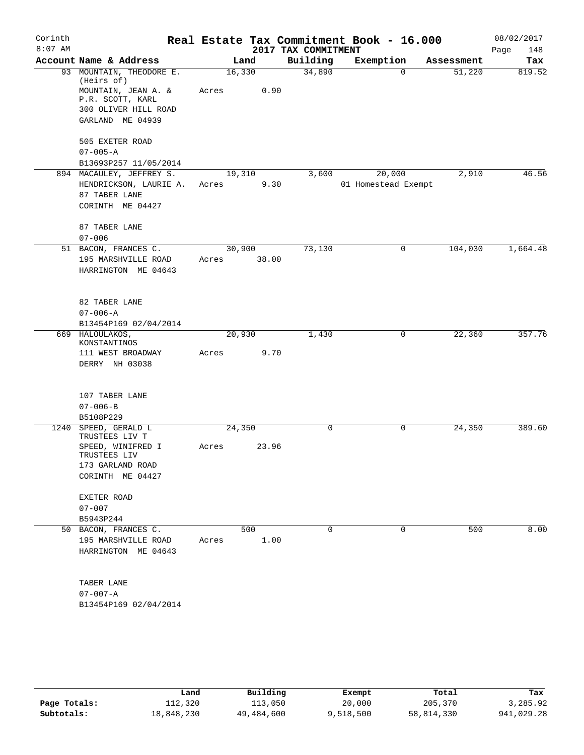# Real Estate Tax Commitment Book - 16.000

Corinth 8:07 AM — 2017 TAX COMMITMENT — 08/02/2017

| Account Name & Address | Land | Building | Exemption | Assessment | Tax |
|---|---|---|---|---|---|
| 93 MOUNTAIN, THEODORE E. (Heirs of)<br>MOUNTAIN, JEAN A. & P.R. SCOTT, KARL<br>300 OLIVER HILL ROAD<br>GARLAND ME 04939<br><br>505 EXETER ROAD<br>07-005-A<br>B13693P257 11/05/2014 | 16,330<br>Acres 0.90 | 34,890 | 0 | 51,220 | 819.52 |
| 894 MACAULEY, JEFFREY S.<br>HENDRICKSON, LAURIE A.<br>87 TABER LANE<br>CORINTH ME 04427<br><br>87 TABER LANE<br>07-006 | 19,310<br>Acres 9.30 | 3,600 | 20,000<br>01 Homestead Exempt | 2,910 | 46.56 |
| 51 BACON, FRANCES C.<br>195 MARSHVILLE ROAD<br>HARRINGTON ME 04643<br><br>82 TABER LANE<br>07-006-A<br>B13454P169 02/04/2014 | 30,900<br>Acres 38.00 | 73,130 | 0 | 104,030 | 1,664.48 |
| 669 HALOULAKOS, KONSTANTINOS<br>111 WEST BROADWAY<br>DERRY NH 03038<br><br>107 TABER LANE<br>07-006-B<br>B5108P229 | 20,930<br>Acres 9.70 | 1,430 | 0 | 22,360 | 357.76 |
| 1240 SPEED, GERALD L TRUSTEES LIV T<br>SPEED, WINIFRED I TRUSTEES LIV<br>173 GARLAND ROAD<br>CORINTH ME 04427<br><br>EXETER ROAD<br>07-007<br>B5943P244 | 24,350<br>Acres 23.96 | 0 | 0 | 24,350 | 389.60 |
| 50 BACON, FRANCES C.<br>195 MARSHVILLE ROAD<br>HARRINGTON ME 04643<br><br>TABER LANE<br>07-007-A<br>B13454P169 02/04/2014 | 500<br>Acres 1.00 | 0 | 0 | 500 | 8.00 |

| | Land | Building | Exempt | Total | Tax |
|---|---|---|---|---|---|
| Page Totals: | 112,320 | 113,050 | 20,000 | 205,370 | 3,285.92 |
| Subtotals: | 18,848,230 | 49,484,600 | 9,518,500 | 58,814,330 | 941,029.28 |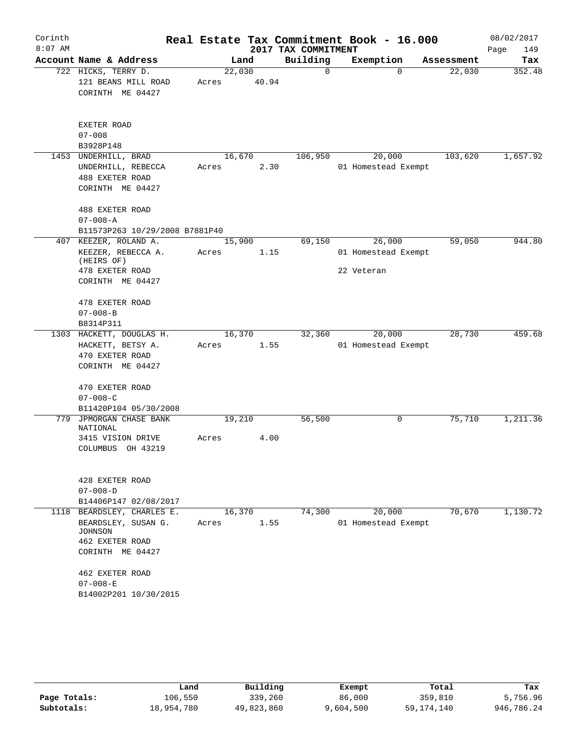# Corinth — Real Estate Tax Commitment Book - 16.000

2017 TAX COMMITMENT

8:07 AM — 08/02/2017

| Account Name & Address | Land | Building | Exemption | Assessment | Tax |
|---|---|---|---|---|---|
| 722 HICKS, TERRY D.<br>121 BEANS MILL ROAD<br>CORINTH ME 04427<br><br>EXETER ROAD<br>07-008<br>B3928P148 | 22,030<br>Acres 40.94 | 0 | 0 | 22,030 | 352.48 |
| 1453 UNDERHILL, BRAD<br>UNDERHILL, REBECCA<br>488 EXETER ROAD<br>CORINTH ME 04427<br><br>488 EXETER ROAD<br>07-008-A<br>B11573P263 10/29/2008 B7881P40 | 16,670<br>Acres 2.30 | 106,950 | 20,000<br>01 Homestead Exempt | 103,620 | 1,657.92 |
| 407 KEEZER, ROLAND A.<br>KEEZER, REBECCA A. (HEIRS OF)<br>478 EXETER ROAD<br>CORINTH ME 04427<br><br>478 EXETER ROAD<br>07-008-B<br>B8314P311 | 15,900<br>Acres 1.15 | 69,150 | 26,000<br>01 Homestead Exempt<br>22 Veteran | 59,050 | 944.80 |
| 1303 HACKETT, DOUGLAS H.<br>HACKETT, BETSY A.<br>470 EXETER ROAD<br>CORINTH ME 04427<br><br>470 EXETER ROAD<br>07-008-C<br>B11420P104 05/30/2008 | 16,370<br>Acres 1.55 | 32,360 | 20,000<br>01 Homestead Exempt | 28,730 | 459.68 |
| 779 JPMORGAN CHASE BANK NATIONAL<br>3415 VISION DRIVE<br>COLUMBUS OH 43219<br><br>428 EXETER ROAD<br>07-008-D<br>B14406P147 02/08/2017 | 19,210<br>Acres 4.00 | 56,500 | 0 | 75,710 | 1,211.36 |
| 1118 BEARDSLEY, CHARLES E.<br>BEARDSLEY, SUSAN G. JOHNSON<br>462 EXETER ROAD<br>CORINTH ME 04427<br><br>462 EXETER ROAD<br>07-008-E<br>B14002P201 10/30/2015 | 16,370<br>Acres 1.55 | 74,300 | 20,000<br>01 Homestead Exempt | 70,670 | 1,130.72 |

| | Land | Building | Exempt | Total | Tax |
|---|---|---|---|---|---|
| Page Totals: | 106,550 | 339,260 | 86,000 | 359,810 | 5,756.96 |
| Subtotals: | 18,954,780 | 49,823,860 | 9,604,500 | 59,174,140 | 946,786.24 |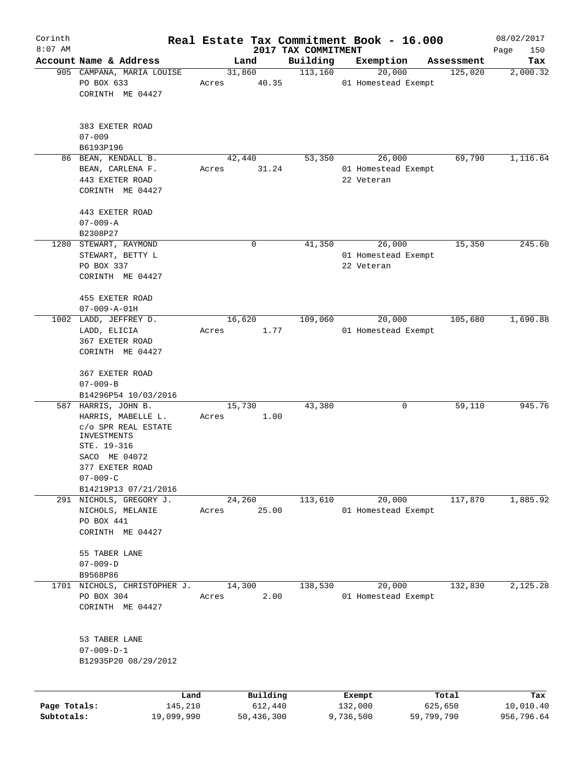# Corinth — Real Estate Tax Commitment Book - 16.000

8:07 AM — 2017 TAX COMMITMENT — 08/02/2017

| Account Name & Address | Land | Building | Exemption | Assessment | Tax |
|---|---|---|---|---|---|
| 905 CAMPANA, MARIA LOUISE<br>PO BOX 633<br>CORINTH ME 04427<br><br>383 EXETER ROAD<br>07-009<br>B6193P196 | 31,860<br>Acres 40.35 | 113,160 | 20,000<br>01 Homestead Exempt | 125,020 | 2,000.32 |
| 86 BEAN, KENDALL B.<br>BEAN, CARLENA F.<br>443 EXETER ROAD<br>CORINTH ME 04427<br><br>443 EXETER ROAD<br>07-009-A<br>B2308P27 | 42,440<br>Acres 31.24 | 53,350 | 26,000<br>01 Homestead Exempt<br>22 Veteran | 69,790 | 1,116.64 |
| 1280 STEWART, RAYMOND<br>STEWART, BETTY L<br>PO BOX 337<br>CORINTH ME 04427<br><br>455 EXETER ROAD<br>07-009-A-01H | 0 | 41,350 | 26,000<br>01 Homestead Exempt<br>22 Veteran | 15,350 | 245.60 |
| 1002 LADD, JEFFREY D.<br>LADD, ELICIA<br>367 EXETER ROAD<br>CORINTH ME 04427<br><br>367 EXETER ROAD<br>07-009-B<br>B14296P54 10/03/2016 | 16,620<br>Acres 1.77 | 109,060 | 20,000<br>01 Homestead Exempt | 105,680 | 1,690.88 |
| 587 HARRIS, JOHN B.<br>HARRIS, MABELLE L.<br>c/o SPR REAL ESTATE INVESTMENTS<br>STE. 19-316<br>SACO ME 04072<br>377 EXETER ROAD<br>07-009-C<br>B14219P13 07/21/2016 | 15,730<br>Acres 1.00 | 43,380 | 0 | 59,110 | 945.76 |
| 291 NICHOLS, GREGORY J.<br>NICHOLS, MELANIE<br>PO BOX 441<br>CORINTH ME 04427<br><br>55 TABER LANE<br>07-009-D<br>B9568P86 | 24,260<br>Acres 25.00 | 113,610 | 20,000<br>01 Homestead Exempt | 117,870 | 1,885.92 |
| 1701 NICHOLS, CHRISTOPHER J.<br>PO BOX 304<br>CORINTH ME 04427<br><br>53 TABER LANE<br>07-009-D-1<br>B12935P20 08/29/2012 | 14,300<br>Acres 2.00 | 138,530 | 20,000<br>01 Homestead Exempt | 132,830 | 2,125.28 |

| | Land | Building | Exempt | Total | Tax |
|---|---|---|---|---|---|
| Page Totals: | 145,210 | 612,440 | 132,000 | 625,650 | 10,010.40 |
| Subtotals: | 19,099,990 | 50,436,300 | 9,736,500 | 59,799,790 | 956,796.64 |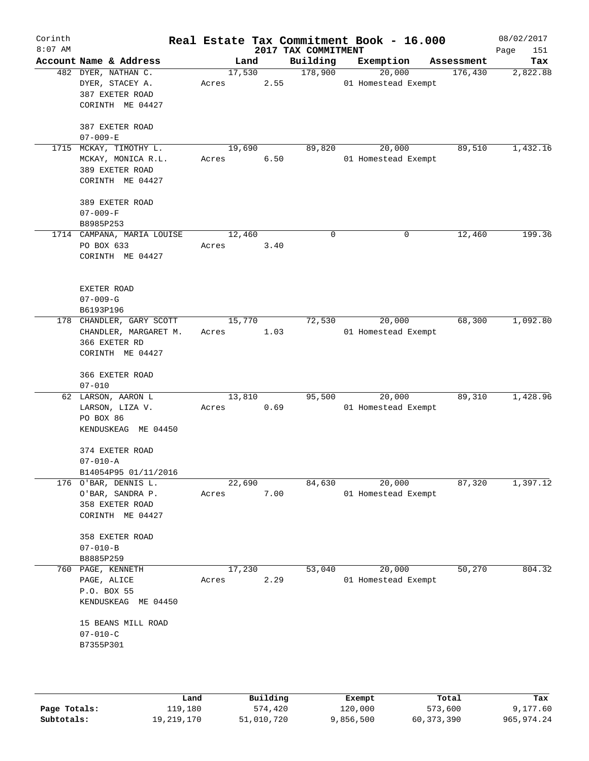# Real Estate Tax Commitment Book - 16.000

Corinth
8:07 AM

2017 TAX COMMITMENT

08/02/2017

| Account | Name & Address | Land | Building | Exemption | Assessment | Tax |
|---|---|---|---|---|---|---|
| 482 | DYER, NATHAN C.<br>DYER, STACEY A.<br>387 EXETER ROAD<br>CORINTH ME 04427<br><br>387 EXETER ROAD<br>07-009-E | 17,530<br>Acres 2.55 | 178,900 | 20,000<br>01 Homestead Exempt | 176,430 | 2,822.88 |
| 1715 | MCKAY, TIMOTHY L.<br>MCKAY, MONICA R.L.<br>389 EXETER ROAD<br>CORINTH ME 04427<br><br>389 EXETER ROAD<br>07-009-F<br>B8985P253 | 19,690<br>Acres 6.50 | 89,820 | 20,000<br>01 Homestead Exempt | 89,510 | 1,432.16 |
| 1714 | CAMPANA, MARIA LOUISE<br>PO BOX 633<br>CORINTH ME 04427<br><br>EXETER ROAD<br>07-009-G<br>B6193P196 | 12,460<br>Acres 3.40 | 0 | 0 | 12,460 | 199.36 |
| 178 | CHANDLER, GARY SCOTT<br>CHANDLER, MARGARET M.<br>366 EXETER RD<br>CORINTH ME 04427<br><br>366 EXETER ROAD<br>07-010 | 15,770<br>Acres 1.03 | 72,530 | 20,000<br>01 Homestead Exempt | 68,300 | 1,092.80 |
| 62 | LARSON, AARON L<br>LARSON, LIZA V.<br>PO BOX 86<br>KENDUSKEAG ME 04450<br><br>374 EXETER ROAD<br>07-010-A<br>B14054P95 01/11/2016 | 13,810<br>Acres 0.69 | 95,500 | 20,000<br>01 Homestead Exempt | 89,310 | 1,428.96 |
| 176 | O'BAR, DENNIS L.<br>O'BAR, SANDRA P.<br>358 EXETER ROAD<br>CORINTH ME 04427<br><br>358 EXETER ROAD<br>07-010-B<br>B8885P259 | 22,690<br>Acres 7.00 | 84,630 | 20,000<br>01 Homestead Exempt | 87,320 | 1,397.12 |
| 760 | PAGE, KENNETH<br>PAGE, ALICE<br>P.O. BOX 55<br>KENDUSKEAG ME 04450<br><br>15 BEANS MILL ROAD<br>07-010-C<br>B7355P301 | 17,230<br>Acres 2.29 | 53,040 | 20,000<br>01 Homestead Exempt | 50,270 | 804.32 |

| | Land | Building | Exempt | Total | Tax |
|---|---|---|---|---|---|
| Page Totals: | 119,180 | 574,420 | 120,000 | 573,600 | 9,177.60 |
| Subtotals: | 19,219,170 | 51,010,720 | 9,856,500 | 60,373,390 | 965,974.24 |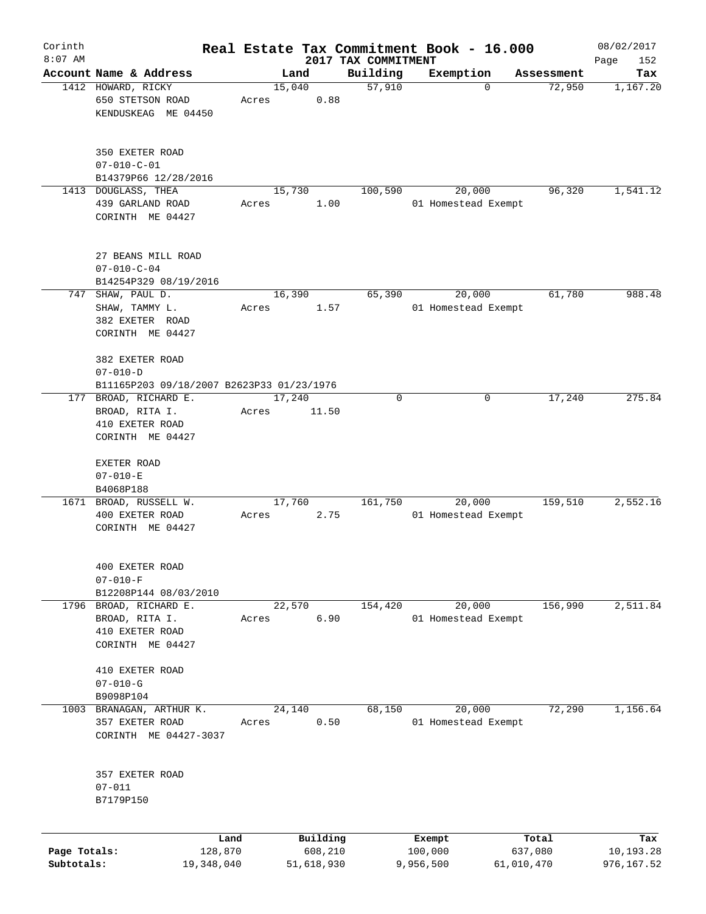# Corinth — Real Estate Tax Commitment Book - 16.000

8:07 AM — 2017 TAX COMMITMENT — 08/02/2017

| Account | Name & Address | Land | Building | Exemption | Assessment | Tax |
|---|---|---|---|---|---|---|
| 1412 | HOWARD, RICKY<br>650 STETSON ROAD<br>KENDUSKEAG ME 04450<br><br>350 EXETER ROAD<br>07-010-C-01<br>B14379P66 12/28/2016 | 15,040<br>Acres 0.88 | 57,910 | 0 | 72,950 | 1,167.20 |
| 1413 | DOUGLASS, THEA<br>439 GARLAND ROAD<br>CORINTH ME 04427<br><br>27 BEANS MILL ROAD<br>07-010-C-04<br>B14254P329 08/19/2016 | 15,730<br>Acres 1.00 | 100,590 | 20,000<br>01 Homestead Exempt | 96,320 | 1,541.12 |
| 747 | SHAW, PAUL D.<br>SHAW, TAMMY L.<br>382 EXETER ROAD<br>CORINTH ME 04427<br><br>382 EXETER ROAD<br>07-010-D<br>B11165P203 09/18/2007 B2623P33 01/23/1976 | 16,390<br>Acres 1.57 | 65,390 | 20,000<br>01 Homestead Exempt | 61,780 | 988.48 |
| 177 | BROAD, RICHARD E.<br>BROAD, RITA I.<br>410 EXETER ROAD<br>CORINTH ME 04427<br><br>EXETER ROAD<br>07-010-E<br>B4068P188 | 17,240<br>Acres 11.50 | 0 | 0 | 17,240 | 275.84 |
| 1671 | BROAD, RUSSELL W.<br>400 EXETER ROAD<br>CORINTH ME 04427<br><br>400 EXETER ROAD<br>07-010-F<br>B12208P144 08/03/2010 | 17,760<br>Acres 2.75 | 161,750 | 20,000<br>01 Homestead Exempt | 159,510 | 2,552.16 |
| 1796 | BROAD, RICHARD E.<br>BROAD, RITA I.<br>410 EXETER ROAD<br>CORINTH ME 04427<br><br>410 EXETER ROAD<br>07-010-G<br>B9098P104 | 22,570<br>Acres 6.90 | 154,420 | 20,000<br>01 Homestead Exempt | 156,990 | 2,511.84 |
| 1003 | BRANAGAN, ARTHUR K.<br>357 EXETER ROAD<br>CORINTH ME 04427-3037<br><br>357 EXETER ROAD<br>07-011<br>B7179P150 | 24,140<br>Acres 0.50 | 68,150 | 20,000<br>01 Homestead Exempt | 72,290 | 1,156.64 |

| | Land | Building | Exempt | Total | Tax |
|---|---|---|---|---|---|
| Page Totals: | 128,870 | 608,210 | 100,000 | 637,080 | 10,193.28 |
| Subtotals: | 19,348,040 | 51,618,930 | 9,956,500 | 61,010,470 | 976,167.52 |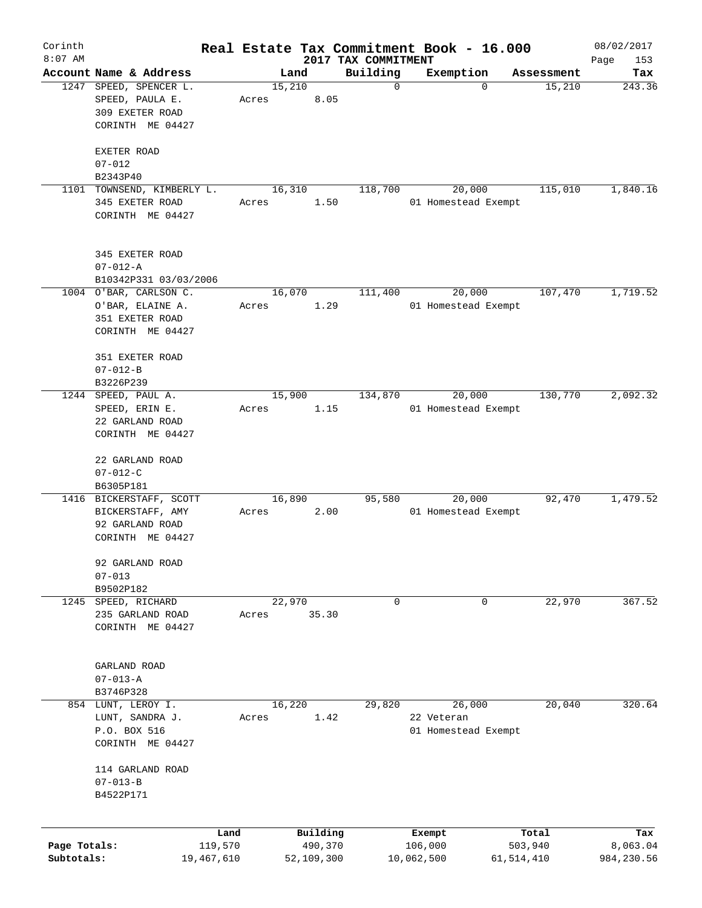Corinth
8:07 AM

# Real Estate Tax Commitment Book - 16.000

## 2017 TAX COMMITMENT

08/02/2017

| Account | Name & Address | Land | Building | Exemption | Assessment | Tax |
|---|---|---|---|---|---|---|
| 1247 | SPEED, SPENCER L.<br>SPEED, PAULA E.<br>309 EXETER ROAD<br>CORINTH ME 04427<br><br>EXETER ROAD<br>07-012<br>B2343P40 | 15,210<br>Acres 8.05 | 0 | 0 | 15,210 | 243.36 |
| 1101 | TOWNSEND, KIMBERLY L.<br>345 EXETER ROAD<br>CORINTH ME 04427<br><br>345 EXETER ROAD<br>07-012-A<br>B10342P331 03/03/2006 | 16,310<br>Acres 1.50 | 118,700 | 20,000<br>01 Homestead Exempt | 115,010 | 1,840.16 |
| 1004 | O'BAR, CARLSON C.<br>O'BAR, ELAINE A.<br>351 EXETER ROAD<br>CORINTH ME 04427<br><br>351 EXETER ROAD<br>07-012-B<br>B3226P239 | 16,070<br>Acres 1.29 | 111,400 | 20,000<br>01 Homestead Exempt | 107,470 | 1,719.52 |
| 1244 | SPEED, PAUL A.<br>SPEED, ERIN E.<br>22 GARLAND ROAD<br>CORINTH ME 04427<br><br>22 GARLAND ROAD<br>07-012-C<br>B6305P181 | 15,900<br>Acres 1.15 | 134,870 | 20,000<br>01 Homestead Exempt | 130,770 | 2,092.32 |
| 1416 | BICKERSTAFF, SCOTT<br>BICKERSTAFF, AMY<br>92 GARLAND ROAD<br>CORINTH ME 04427<br><br>92 GARLAND ROAD<br>07-013<br>B9502P182 | 16,890<br>Acres 2.00 | 95,580 | 20,000<br>01 Homestead Exempt | 92,470 | 1,479.52 |
| 1245 | SPEED, RICHARD<br>235 GARLAND ROAD<br>CORINTH ME 04427<br><br>GARLAND ROAD<br>07-013-A<br>B3746P328 | 22,970<br>Acres 35.30 | 0 | 0 | 22,970 | 367.52 |
| 854 | LUNT, LEROY I.<br>LUNT, SANDRA J.<br>P.O. BOX 516<br>CORINTH ME 04427<br><br>114 GARLAND ROAD<br>07-013-B<br>B4522P171 | 16,220<br>Acres 1.42 | 29,820 | 26,000<br>22 Veteran<br>01 Homestead Exempt | 20,040 | 320.64 |

| | Land | Building | Exempt | Total | Tax |
|---|---|---|---|---|---|
| Page Totals: | 119,570 | 490,370 | 106,000 | 503,940 | 8,063.04 |
| Subtotals: | 19,467,610 | 52,109,300 | 10,062,500 | 61,514,410 | 984,230.56 |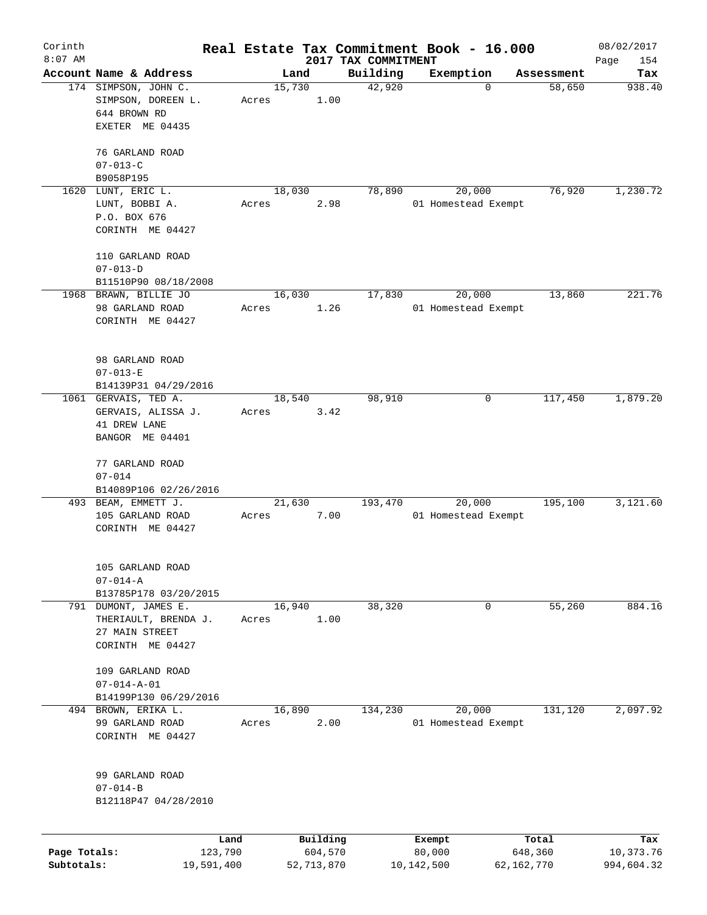Corinth 8:07 AM

# Real Estate Tax Commitment Book - 16.000

## 2017 TAX COMMITMENT

08/02/2017

| Account | Name & Address | Land | Building | Exemption | Assessment | Tax |
|---|---|---|---|---|---|---|
| 174 | SIMPSON, JOHN C.<br>SIMPSON, DOREEN L.<br>644 BROWN RD<br>EXETER ME 04435<br><br>76 GARLAND ROAD<br>07-013-C<br>B9058P195 | 15,730<br>Acres 1.00 | 42,920 | 0 | 58,650 | 938.40 |
| 1620 | LUNT, ERIC L.<br>LUNT, BOBBI A.<br>P.O. BOX 676<br>CORINTH ME 04427<br><br>110 GARLAND ROAD<br>07-013-D<br>B11510P90 08/18/2008 | 18,030<br>Acres 2.98 | 78,890 | 20,000<br>01 Homestead Exempt | 76,920 | 1,230.72 |
| 1968 | BRAWN, BILLIE JO<br>98 GARLAND ROAD<br>CORINTH ME 04427<br><br>98 GARLAND ROAD<br>07-013-E<br>B14139P31 04/29/2016 | 16,030<br>Acres 1.26 | 17,830 | 20,000<br>01 Homestead Exempt | 13,860 | 221.76 |
| 1061 | GERVAIS, TED A.<br>GERVAIS, ALISSA J.<br>41 DREW LANE<br>BANGOR ME 04401<br><br>77 GARLAND ROAD<br>07-014<br>B14089P106 02/26/2016 | 18,540<br>Acres 3.42 | 98,910 | 0 | 117,450 | 1,879.20 |
| 493 | BEAM, EMMETT J.<br>105 GARLAND ROAD<br>CORINTH ME 04427<br><br>105 GARLAND ROAD<br>07-014-A<br>B13785P178 03/20/2015 | 21,630<br>Acres 7.00 | 193,470 | 20,000<br>01 Homestead Exempt | 195,100 | 3,121.60 |
| 791 | DUMONT, JAMES E.<br>THERIAULT, BRENDA J.<br>27 MAIN STREET<br>CORINTH ME 04427<br><br>109 GARLAND ROAD<br>07-014-A-01<br>B14199P130 06/29/2016 | 16,940<br>Acres 1.00 | 38,320 | 0 | 55,260 | 884.16 |
| 494 | BROWN, ERIKA L.<br>99 GARLAND ROAD<br>CORINTH ME 04427<br><br>99 GARLAND ROAD<br>07-014-B<br>B12118P47 04/28/2010 | 16,890<br>Acres 2.00 | 134,230 | 20,000<br>01 Homestead Exempt | 131,120 | 2,097.92 |

| | Land | Building | Exempt | Total | Tax |
|---|---|---|---|---|---|
| Page Totals: | 123,790 | 604,570 | 80,000 | 648,360 | 10,373.76 |
| Subtotals: | 19,591,400 | 52,713,870 | 10,142,500 | 62,162,770 | 994,604.32 |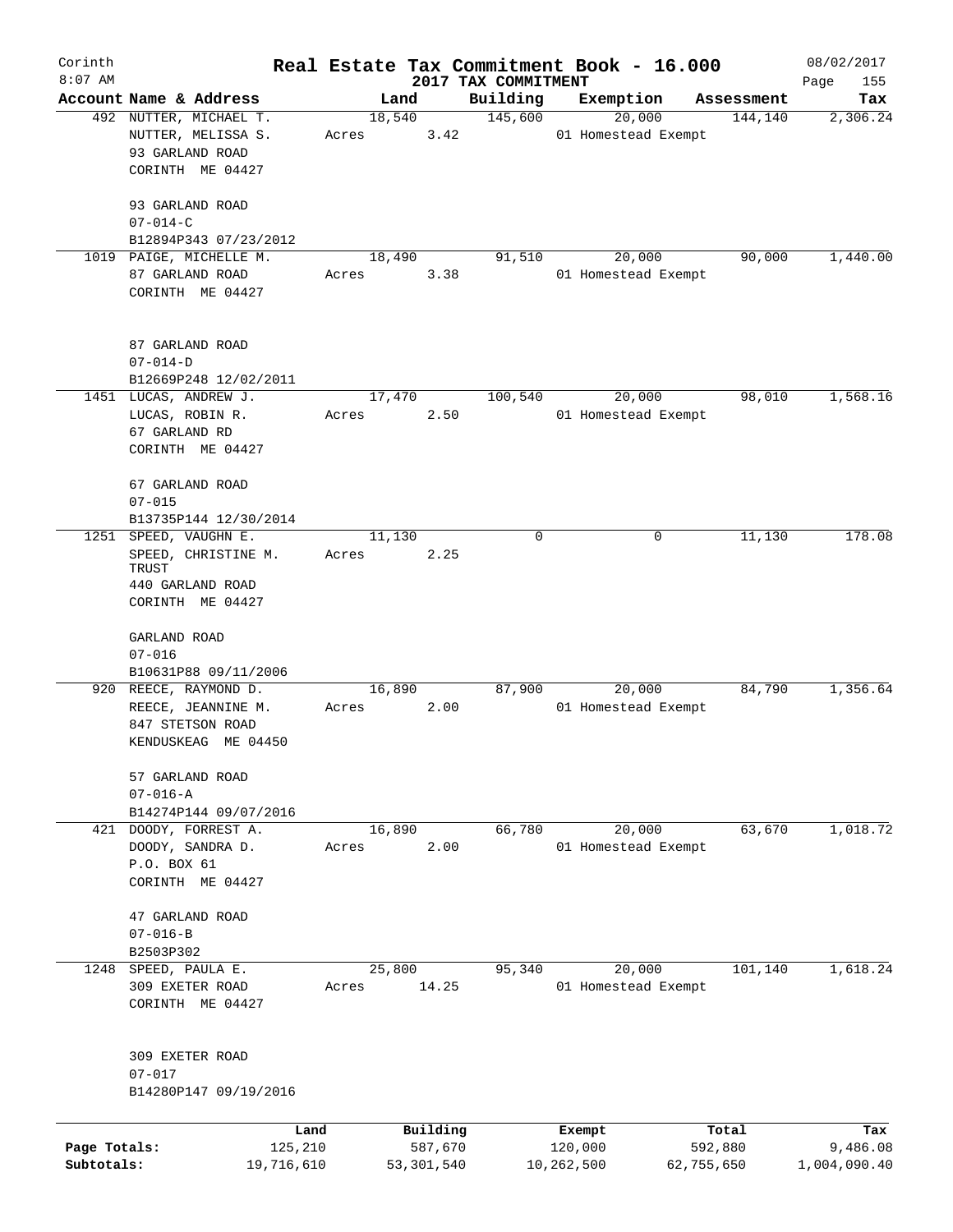Corinth
8:07 AM

# Real Estate Tax Commitment Book - 16.000

2017 TAX COMMITMENT

08/02/2017
Page 155

| Account Name & Address | Land | Building | Exemption | Assessment | Tax |
|---|---|---|---|---|---|
| 492 NUTTER, MICHAEL T.<br>NUTTER, MELISSA S.<br>93 GARLAND ROAD<br>CORINTH ME 04427<br><br>93 GARLAND ROAD<br>07-014-C<br>B12894P343 07/23/2012 | 18,540<br>Acres 3.42 | 145,600 | 20,000<br>01 Homestead Exempt | 144,140 | 2,306.24 |
| 1019 PAIGE, MICHELLE M.<br>87 GARLAND ROAD<br>CORINTH ME 04427<br><br>87 GARLAND ROAD<br>07-014-D<br>B12669P248 12/02/2011 | 18,490<br>Acres 3.38 | 91,510 | 20,000<br>01 Homestead Exempt | 90,000 | 1,440.00 |
| 1451 LUCAS, ANDREW J.<br>LUCAS, ROBIN R.<br>67 GARLAND RD<br>CORINTH ME 04427<br><br>67 GARLAND ROAD<br>07-015<br>B13735P144 12/30/2014 | 17,470<br>Acres 2.50 | 100,540 | 20,000<br>01 Homestead Exempt | 98,010 | 1,568.16 |
| 1251 SPEED, VAUGHN E.<br>SPEED, CHRISTINE M. TRUST<br>440 GARLAND ROAD<br>CORINTH ME 04427<br><br>GARLAND ROAD<br>07-016<br>B10631P88 09/11/2006 | 11,130<br>Acres 2.25 | 0 | 0 | 11,130 | 178.08 |
| 920 REECE, RAYMOND D.<br>REECE, JEANNINE M.<br>847 STETSON ROAD<br>KENDUSKEAG ME 04450<br><br>57 GARLAND ROAD<br>07-016-A<br>B14274P144 09/07/2016 | 16,890<br>Acres 2.00 | 87,900 | 20,000<br>01 Homestead Exempt | 84,790 | 1,356.64 |
| 421 DOODY, FORREST A.<br>DOODY, SANDRA D.<br>P.O. BOX 61<br>CORINTH ME 04427<br><br>47 GARLAND ROAD<br>07-016-B<br>B2503P302 | 16,890<br>Acres 2.00 | 66,780 | 20,000<br>01 Homestead Exempt | 63,670 | 1,018.72 |
| 1248 SPEED, PAULA E.<br>309 EXETER ROAD<br>CORINTH ME 04427<br><br>309 EXETER ROAD<br>07-017<br>B14280P147 09/19/2016 | 25,800<br>Acres 14.25 | 95,340 | 20,000<br>01 Homestead Exempt | 101,140 | 1,618.24 |

| | Land | Building | Exempt | Total | Tax |
|---|---|---|---|---|---|
| Page Totals: | 125,210 | 587,670 | 120,000 | 592,880 | 9,486.08 |
| Subtotals: | 19,716,610 | 53,301,540 | 10,262,500 | 62,755,650 | 1,004,090.40 |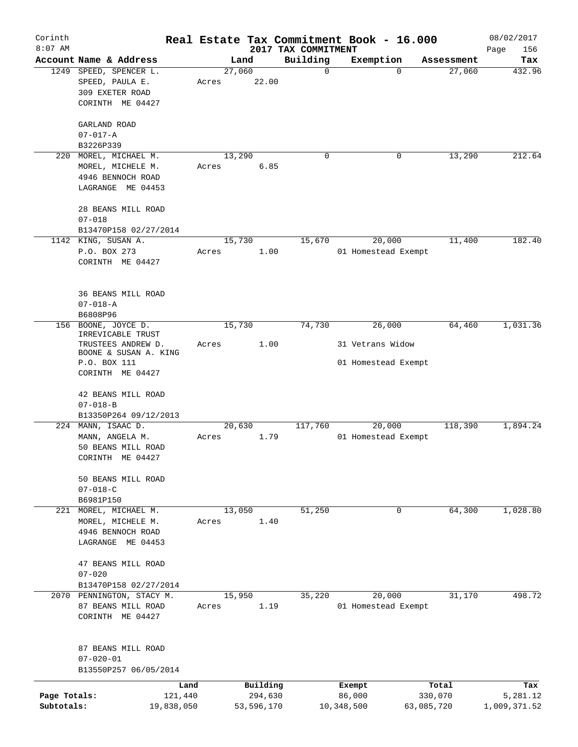# Real Estate Tax Commitment Book - 16.000

Corinth 8:07 AM — 2017 TAX COMMITMENT — 08/02/2017

| Account Name & Address | Land | Building | Exemption | Assessment | Tax |
|---|---|---|---|---|---|
| 1249 SPEED, SPENCER L.<br>SPEED, PAULA E.<br>309 EXETER ROAD<br>CORINTH ME 04427<br><br>GARLAND ROAD<br>07-017-A<br>B3226P339 | 27,060<br>Acres 22.00 | 0 | 0 | 27,060 | 432.96 |
| 220 MOREL, MICHAEL M.<br>MOREL, MICHELE M.<br>4946 BENNOCH ROAD<br>LAGRANGE ME 04453<br><br>28 BEANS MILL ROAD<br>07-018<br>B13470P158 02/27/2014 | 13,290<br>Acres 6.85 | 0 | 0 | 13,290 | 212.64 |
| 1142 KING, SUSAN A.<br>P.O. BOX 273<br>CORINTH ME 04427<br><br>36 BEANS MILL ROAD<br>07-018-A<br>B6808P96 | 15,730<br>Acres 1.00 | 15,670 | 20,000<br>01 Homestead Exempt | 11,400 | 182.40 |
| 156 BOONE, JOYCE D.<br>IRREVICABLE TRUST<br>TRUSTEES ANDREW D.<br>BOONE & SUSAN A. KING<br>P.O. BOX 111<br>CORINTH ME 04427<br><br>42 BEANS MILL ROAD<br>07-018-B<br>B13350P264 09/12/2013 | 15,730<br>Acres 1.00 | 74,730 | 26,000<br>31 Vetrans Widow<br>01 Homestead Exempt | 64,460 | 1,031.36 |
| 224 MANN, ISAAC D.<br>MANN, ANGELA M.<br>50 BEANS MILL ROAD<br>CORINTH ME 04427<br><br>50 BEANS MILL ROAD<br>07-018-C<br>B6981P150 | 20,630<br>Acres 1.79 | 117,760 | 20,000<br>01 Homestead Exempt | 118,390 | 1,894.24 |
| 221 MOREL, MICHAEL M.<br>MOREL, MICHELE M.<br>4946 BENNOCH ROAD<br>LAGRANGE ME 04453<br><br>47 BEANS MILL ROAD<br>07-020<br>B13470P158 02/27/2014 | 13,050<br>Acres 1.40 | 51,250 | 0 | 64,300 | 1,028.80 |
| 2070 PENNINGTON, STACY M.<br>87 BEANS MILL ROAD<br>CORINTH ME 04427<br><br>87 BEANS MILL ROAD<br>07-020-01<br>B13550P257 06/05/2014 | 15,950<br>Acres 1.19 | 35,220 | 20,000<br>01 Homestead Exempt | 31,170 | 498.72 |

| | Land | Building | Exempt | Total | Tax |
|---|---|---|---|---|---|
| Page Totals: | 121,440 | 294,630 | 86,000 | 330,070 | 5,281.12 |
| Subtotals: | 19,838,050 | 53,596,170 | 10,348,500 | 63,085,720 | 1,009,371.52 |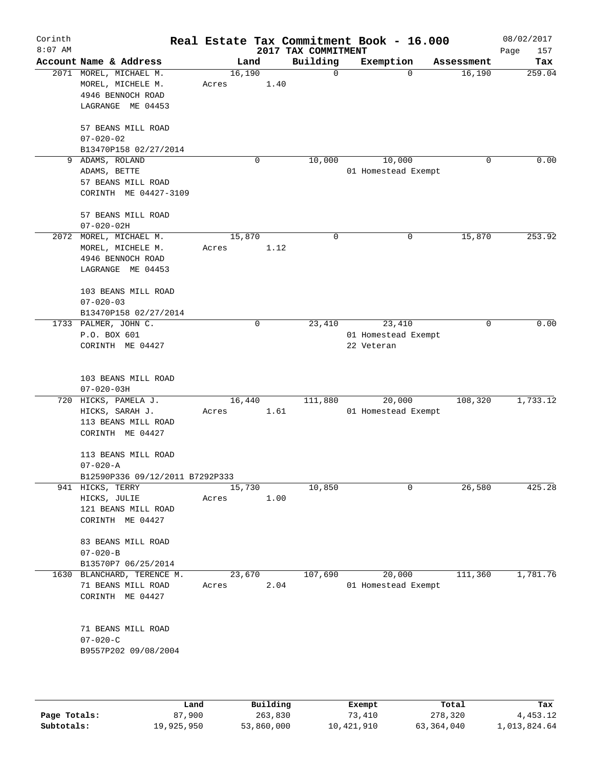# Real Estate Tax Commitment Book - 16.000

Corinth
8:07 AM

2017 TAX COMMITMENT

08/02/2017

| Account Name & Address | Land | Building | Exemption | Assessment | Tax |
|---|---|---|---|---|---|
| 2071 MOREL, MICHAEL M.<br>MOREL, MICHELE M.<br>4946 BENNOCH ROAD<br>LAGRANGE ME 04453<br><br>57 BEANS MILL ROAD<br>07-020-02<br>B13470P158 02/27/2014 | 16,190<br>Acres 1.40 | 0 | 0 | 16,190 | 259.04 |
| 9 ADAMS, ROLAND<br>ADAMS, BETTE<br>57 BEANS MILL ROAD<br>CORINTH ME 04427-3109<br><br>57 BEANS MILL ROAD<br>07-020-02H | 0 | 10,000 | 10,000<br>01 Homestead Exempt | 0 | 0.00 |
| 2072 MOREL, MICHAEL M.<br>MOREL, MICHELE M.<br>4946 BENNOCH ROAD<br>LAGRANGE ME 04453<br><br>103 BEANS MILL ROAD<br>07-020-03<br>B13470P158 02/27/2014 | 15,870<br>Acres 1.12 | 0 | 0 | 15,870 | 253.92 |
| 1733 PALMER, JOHN C.<br>P.O. BOX 601<br>CORINTH ME 04427<br><br>103 BEANS MILL ROAD<br>07-020-03H | 0 | 23,410 | 23,410<br>01 Homestead Exempt<br>22 Veteran | 0 | 0.00 |
| 720 HICKS, PAMELA J.<br>HICKS, SARAH J.<br>113 BEANS MILL ROAD<br>CORINTH ME 04427<br><br>113 BEANS MILL ROAD<br>07-020-A<br>B12590P336 09/12/2011 B7292P333 | 16,440<br>Acres 1.61 | 111,880 | 20,000<br>01 Homestead Exempt | 108,320 | 1,733.12 |
| 941 HICKS, TERRY<br>HICKS, JULIE<br>121 BEANS MILL ROAD<br>CORINTH ME 04427<br><br>83 BEANS MILL ROAD<br>07-020-B<br>B13570P7 06/25/2014 | 15,730<br>Acres 1.00 | 10,850 | 0 | 26,580 | 425.28 |
| 1630 BLANCHARD, TERENCE M.<br>71 BEANS MILL ROAD<br>CORINTH ME 04427<br><br>71 BEANS MILL ROAD<br>07-020-C<br>B9557P202 09/08/2004 | 23,670<br>Acres 2.04 | 107,690 | 20,000<br>01 Homestead Exempt | 111,360 | 1,781.76 |

| | Land | Building | Exempt | Total | Tax |
|---|---|---|---|---|---|
| Page Totals: | 87,900 | 263,830 | 73,410 | 278,320 | 4,453.12 |
| Subtotals: | 19,925,950 | 53,860,000 | 10,421,910 | 63,364,040 | 1,013,824.64 |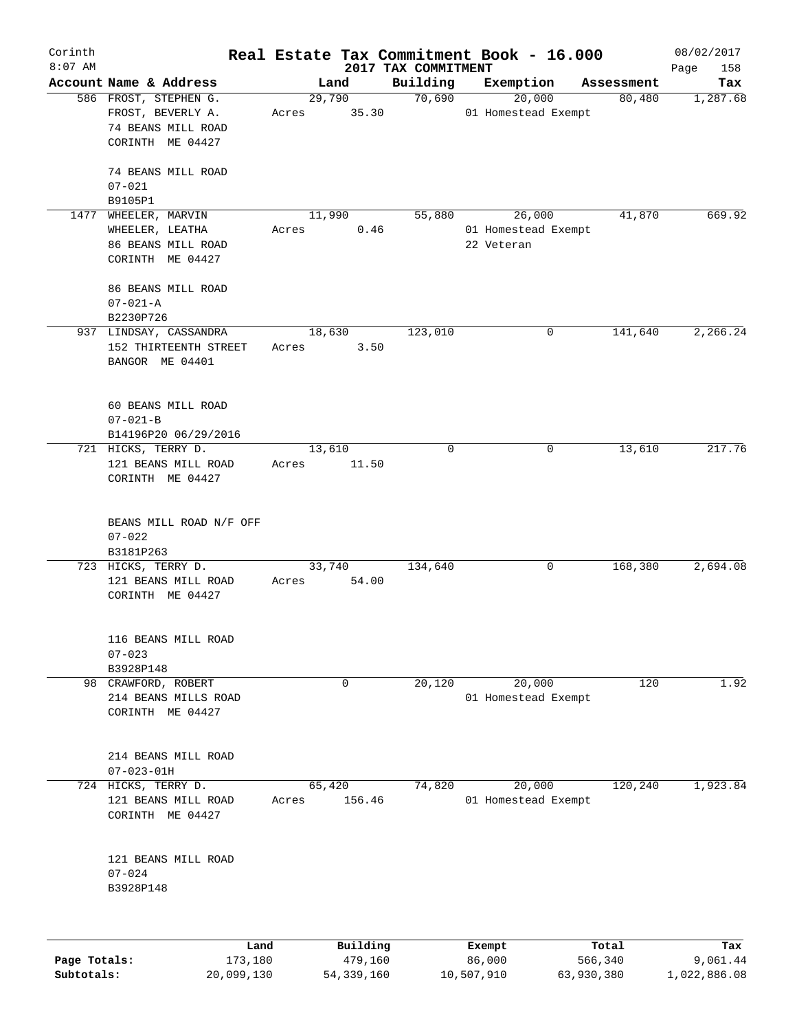Corinth 8:07 AM

# Real Estate Tax Commitment Book - 16.000

## 2017 TAX COMMITMENT

08/02/2017

| Account Name & Address | Land | Building | Exemption | Assessment | Tax |
|---|---|---|---|---|---|
| 586 FROST, STEPHEN G.<br>FROST, BEVERLY A.<br>74 BEANS MILL ROAD<br>CORINTH ME 04427<br><br>74 BEANS MILL ROAD<br>07-021<br>B9105P1 | 29,790<br>Acres 35.30 | 70,690 | 20,000<br>01 Homestead Exempt | 80,480 | 1,287.68 |
| 1477 WHEELER, MARVIN<br>WHEELER, LEATHA<br>86 BEANS MILL ROAD<br>CORINTH ME 04427<br><br>86 BEANS MILL ROAD<br>07-021-A<br>B2230P726 | 11,990<br>Acres 0.46 | 55,880 | 26,000<br>01 Homestead Exempt<br>22 Veteran | 41,870 | 669.92 |
| 937 LINDSAY, CASSANDRA<br>152 THIRTEENTH STREET<br>BANGOR ME 04401<br><br>60 BEANS MILL ROAD<br>07-021-B<br>B14196P20 06/29/2016 | 18,630<br>Acres 3.50 | 123,010 | 0 | 141,640 | 2,266.24 |
| 721 HICKS, TERRY D.<br>121 BEANS MILL ROAD<br>CORINTH ME 04427<br><br>BEANS MILL ROAD N/F OFF<br>07-022<br>B3181P263 | 13,610<br>Acres 11.50 | 0 | 0 | 13,610 | 217.76 |
| 723 HICKS, TERRY D.<br>121 BEANS MILL ROAD<br>CORINTH ME 04427<br><br>116 BEANS MILL ROAD<br>07-023<br>B3928P148 | 33,740<br>Acres 54.00 | 134,640 | 0 | 168,380 | 2,694.08 |
| 98 CRAWFORD, ROBERT<br>214 BEANS MILLS ROAD<br>CORINTH ME 04427<br><br>214 BEANS MILL ROAD<br>07-023-01H | 0 | 20,120 | 20,000<br>01 Homestead Exempt | 120 | 1.92 |
| 724 HICKS, TERRY D.<br>121 BEANS MILL ROAD<br>CORINTH ME 04427<br><br>121 BEANS MILL ROAD<br>07-024<br>B3928P148 | 65,420<br>Acres 156.46 | 74,820 | 20,000<br>01 Homestead Exempt | 120,240 | 1,923.84 |

| | Land | Building | Exempt | Total | Tax |
|---|---|---|---|---|---|
| Page Totals: | 173,180 | 479,160 | 86,000 | 566,340 | 9,061.44 |
| Subtotals: | 20,099,130 | 54,339,160 | 10,507,910 | 63,930,380 | 1,022,886.08 |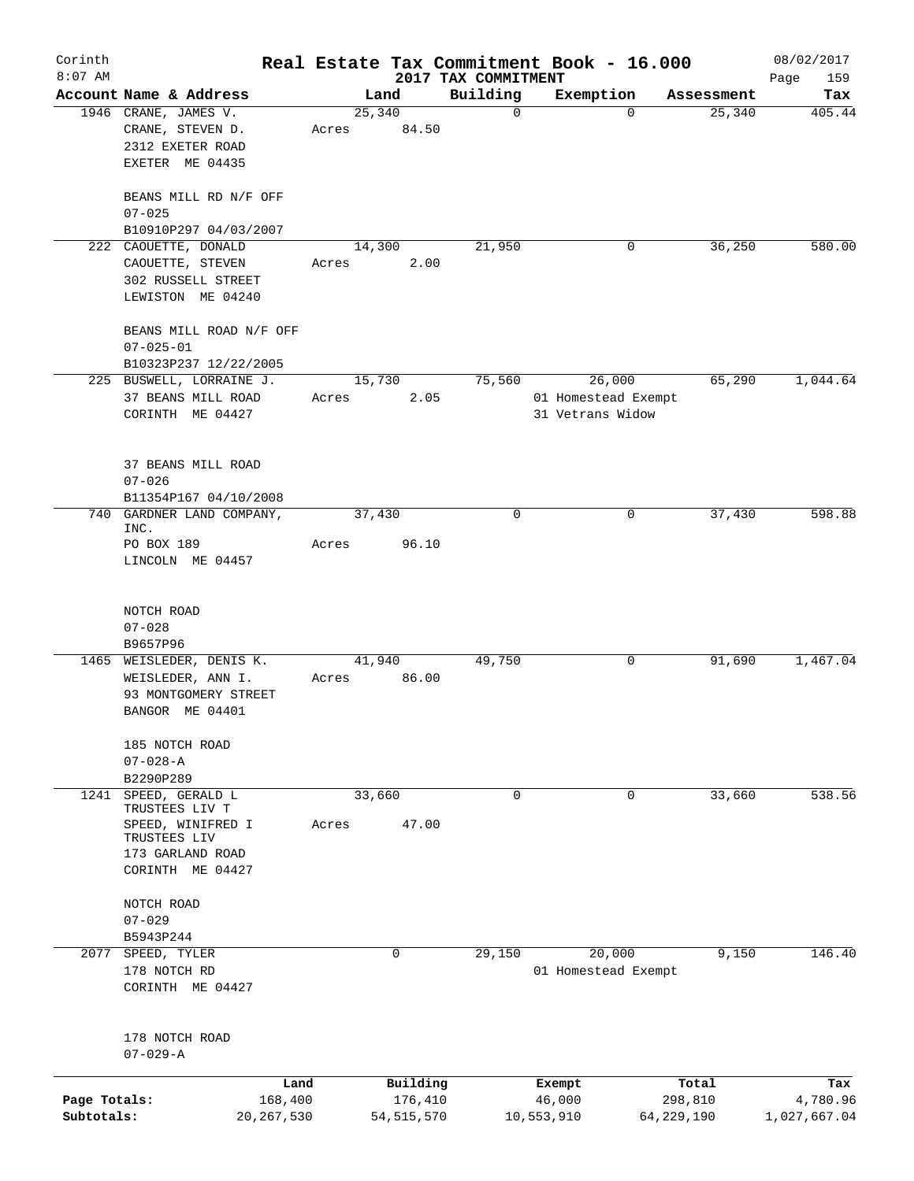# Real Estate Tax Commitment Book - 16.000

Corinth 8:07 AM — 2017 TAX COMMITMENT — 08/02/2017

| Account Name & Address | Land | Building | Exemption | Assessment | Tax |
|---|---|---|---|---|---|
| 1946 CRANE, JAMES V.<br>CRANE, STEVEN D.<br>2312 EXETER ROAD<br>EXETER ME 04435<br><br>BEANS MILL RD N/F OFF<br>07-025<br>B10910P297 04/03/2007 | 25,340<br>Acres 84.50 | 0 | 0 | 25,340 | 405.44 |
| 222 CAOUETTE, DONALD<br>CAOUETTE, STEVEN<br>302 RUSSELL STREET<br>LEWISTON ME 04240<br><br>BEANS MILL ROAD N/F OFF<br>07-025-01<br>B10323P237 12/22/2005 | 14,300<br>Acres 2.00 | 21,950 | 0 | 36,250 | 580.00 |
| 225 BUSWELL, LORRAINE J.<br>37 BEANS MILL ROAD<br>CORINTH ME 04427<br><br>37 BEANS MILL ROAD<br>07-026<br>B11354P167 04/10/2008 | 15,730<br>Acres 2.05 | 75,560 | 26,000<br>01 Homestead Exempt<br>31 Vetrans Widow | 65,290 | 1,044.64 |
| 740 GARDNER LAND COMPANY, INC.<br>PO BOX 189<br>LINCOLN ME 04457<br><br>NOTCH ROAD<br>07-028<br>B9657P96 | 37,430<br>Acres 96.10 | 0 | 0 | 37,430 | 598.88 |
| 1465 WEISLEDER, DENIS K.<br>WEISLEDER, ANN I.<br>93 MONTGOMERY STREET<br>BANGOR ME 04401<br><br>185 NOTCH ROAD<br>07-028-A<br>B2290P289 | 41,940<br>Acres 86.00 | 49,750 | 0 | 91,690 | 1,467.04 |
| 1241 SPEED, GERALD L TRUSTEES LIV T<br>SPEED, WINIFRED I TRUSTEES LIV<br>173 GARLAND ROAD<br>CORINTH ME 04427<br><br>NOTCH ROAD<br>07-029<br>B5943P244 | 33,660<br>Acres 47.00 | 0 | 0 | 33,660 | 538.56 |
| 2077 SPEED, TYLER<br>178 NOTCH RD<br>CORINTH ME 04427<br><br>178 NOTCH ROAD<br>07-029-A | 0 | 29,150 | 20,000<br>01 Homestead Exempt | 9,150 | 146.40 |

| | Land | Building | Exempt | Total | Tax |
|---|---|---|---|---|---|
| Page Totals: | 168,400 | 176,410 | 46,000 | 298,810 | 4,780.96 |
| Subtotals: | 20,267,530 | 54,515,570 | 10,553,910 | 64,229,190 | 1,027,667.04 |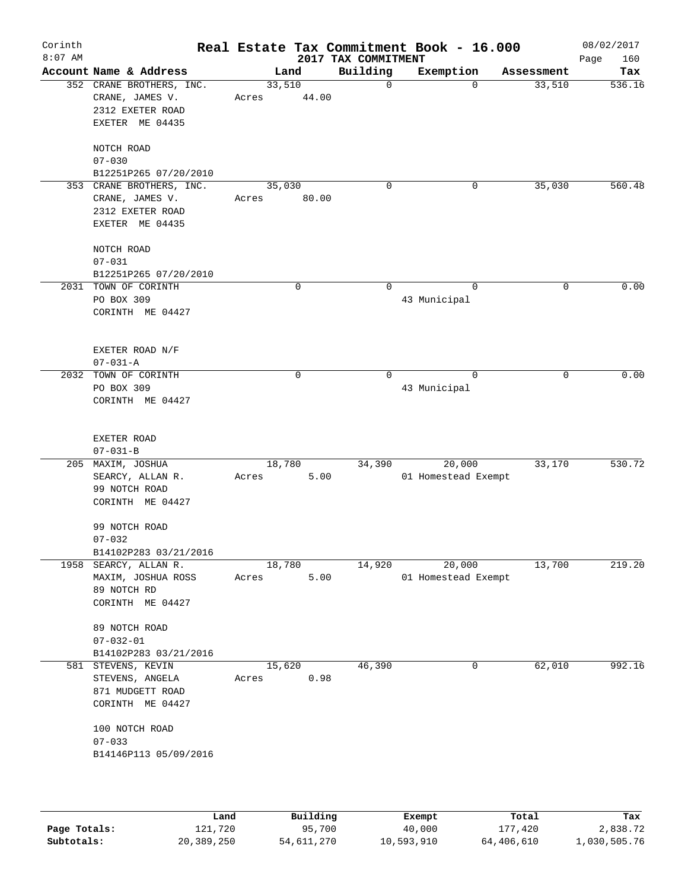Corinth
8:07 AM

# Real Estate Tax Commitment Book - 16.000
## 2017 TAX COMMITMENT

08/02/2017
Page 160

| Account | Name & Address | Land | Building | Exemption | Assessment | Tax |
|---|---|---|---|---|---|---|
| 352 | CRANE BROTHERS, INC.<br>CRANE, JAMES V.<br>2312 EXETER ROAD<br>EXETER ME 04435<br><br>NOTCH ROAD<br>07-030<br>B12251P265 07/20/2010 | 33,510<br>Acres 44.00 | 0 | 0 | 33,510 | 536.16 |
| 353 | CRANE BROTHERS, INC.<br>CRANE, JAMES V.<br>2312 EXETER ROAD<br>EXETER ME 04435<br><br>NOTCH ROAD<br>07-031<br>B12251P265 07/20/2010 | 35,030<br>Acres 80.00 | 0 | 0 | 35,030 | 560.48 |
| 2031 | TOWN OF CORINTH<br>PO BOX 309<br>CORINTH ME 04427<br><br>EXETER ROAD N/F<br>07-031-A | 0 | 0 | 0<br>43 Municipal | 0 | 0.00 |
| 2032 | TOWN OF CORINTH<br>PO BOX 309<br>CORINTH ME 04427<br><br>EXETER ROAD<br>07-031-B | 0 | 0 | 0<br>43 Municipal | 0 | 0.00 |
| 205 | MAXIM, JOSHUA<br>SEARCY, ALLAN R.<br>99 NOTCH ROAD<br>CORINTH ME 04427<br><br>99 NOTCH ROAD<br>07-032<br>B14102P283 03/21/2016 | 18,780<br>Acres 5.00 | 34,390 | 20,000<br>01 Homestead Exempt | 33,170 | 530.72 |
| 1958 | SEARCY, ALLAN R.<br>MAXIM, JOSHUA ROSS<br>89 NOTCH RD<br>CORINTH ME 04427<br><br>89 NOTCH ROAD<br>07-032-01<br>B14102P283 03/21/2016 | 18,780<br>Acres 5.00 | 14,920 | 20,000<br>01 Homestead Exempt | 13,700 | 219.20 |
| 581 | STEVENS, KEVIN<br>STEVENS, ANGELA<br>871 MUDGETT ROAD<br>CORINTH ME 04427<br><br>100 NOTCH ROAD<br>07-033<br>B14146P113 05/09/2016 | 15,620<br>Acres 0.98 | 46,390 | 0 | 62,010 | 992.16 |

| | Land | Building | Exempt | Total | Tax |
|---|---|---|---|---|---|
| **Page Totals:** | 121,720 | 95,700 | 40,000 | 177,420 | 2,838.72 |
| **Subtotals:** | 20,389,250 | 54,611,270 | 10,593,910 | 64,406,610 | 1,030,505.76 |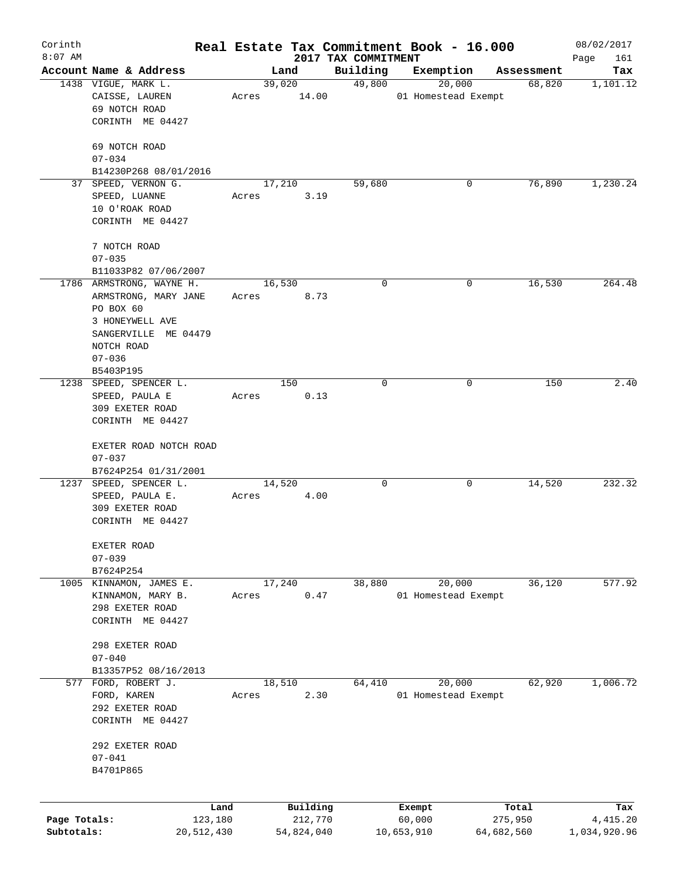# Real Estate Tax Commitment Book - 16.000

Corinth
8:07 AM

2017 TAX COMMITMENT

08/02/2017

| Account | Name & Address | Land | Building | Exemption | Assessment | Tax |
|---|---|---|---|---|---|---|
| 1438 | VIGUE, MARK L.<br>CAISSE, LAUREN<br>69 NOTCH ROAD<br>CORINTH ME 04427<br><br>69 NOTCH ROAD<br>07-034<br>B14230P268 08/01/2016 | 39,020<br>Acres 14.00 | 49,800 | 20,000<br>01 Homestead Exempt | 68,820 | 1,101.12 |
| 37 | SPEED, VERNON G.<br>SPEED, LUANNE<br>10 O'ROAK ROAD<br>CORINTH ME 04427<br><br>7 NOTCH ROAD<br>07-035<br>B11033P82 07/06/2007 | 17,210<br>Acres 3.19 | 59,680 | 0 | 76,890 | 1,230.24 |
| 1786 | ARMSTRONG, WAYNE H.<br>ARMSTRONG, MARY JANE<br>PO BOX 60<br>3 HONEYWELL AVE<br>SANGERVILLE ME 04479<br>NOTCH ROAD<br>07-036<br>B5403P195 | 16,530<br>Acres 8.73 | 0 | 0 | 16,530 | 264.48 |
| 1238 | SPEED, SPENCER L.<br>SPEED, PAULA E<br>309 EXETER ROAD<br>CORINTH ME 04427<br><br>EXETER ROAD NOTCH ROAD<br>07-037<br>B7624P254 01/31/2001 | 150<br>Acres 0.13 | 0 | 0 | 150 | 2.40 |
| 1237 | SPEED, SPENCER L.<br>SPEED, PAULA E.<br>309 EXETER ROAD<br>CORINTH ME 04427<br><br>EXETER ROAD<br>07-039<br>B7624P254 | 14,520<br>Acres 4.00 | 0 | 0 | 14,520 | 232.32 |
| 1005 | KINNAMON, JAMES E.<br>KINNAMON, MARY B.<br>298 EXETER ROAD<br>CORINTH ME 04427<br><br>298 EXETER ROAD<br>07-040<br>B13357P52 08/16/2013 | 17,240<br>Acres 0.47 | 38,880 | 20,000<br>01 Homestead Exempt | 36,120 | 577.92 |
| 577 | FORD, ROBERT J.<br>FORD, KAREN<br>292 EXETER ROAD<br>CORINTH ME 04427<br><br>292 EXETER ROAD<br>07-041<br>B4701P865 | 18,510<br>Acres 2.30 | 64,410 | 20,000<br>01 Homestead Exempt | 62,920 | 1,006.72 |

| | Land | Building | Exempt | Total | Tax |
|---|---|---|---|---|---|
| Page Totals: | 123,180 | 212,770 | 60,000 | 275,950 | 4,415.20 |
| Subtotals: | 20,512,430 | 54,824,040 | 10,653,910 | 64,682,560 | 1,034,920.96 |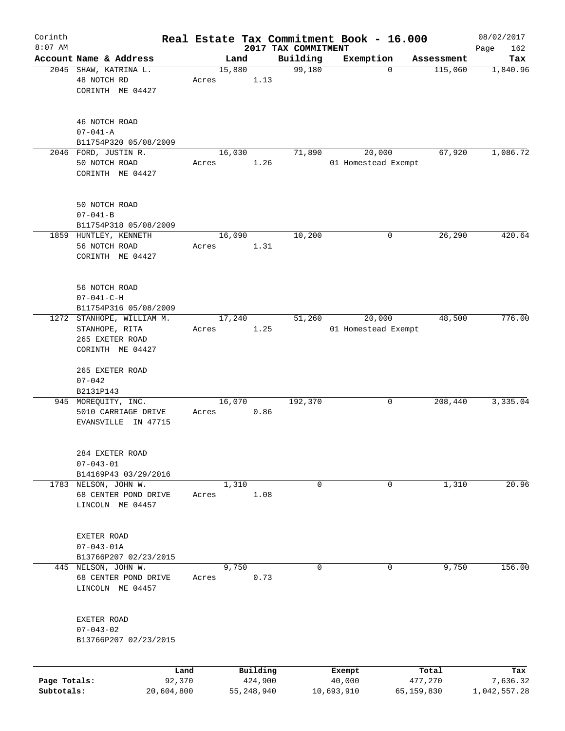Corinth
8:07 AM

# Real Estate Tax Commitment Book - 16.000

## 2017 TAX COMMITMENT

08/02/2017

| Account Name & Address | Land | Building | Exemption | Assessment | Tax |
|---|---|---|---|---|---|
| 2045 SHAW, KATRINA L.<br>48 NOTCH RD<br>CORINTH ME 04427<br><br>46 NOTCH ROAD<br>07-041-A<br>B11754P320 05/08/2009 | 15,880<br>Acres 1.13 | 99,180 | 0 | 115,060 | 1,840.96 |
| 2046 FORD, JUSTIN R.<br>50 NOTCH ROAD<br>CORINTH ME 04427<br><br>50 NOTCH ROAD<br>07-041-B<br>B11754P318 05/08/2009 | 16,030<br>Acres 1.26 | 71,890 | 20,000<br>01 Homestead Exempt | 67,920 | 1,086.72 |
| 1859 HUNTLEY, KENNETH<br>56 NOTCH ROAD<br>CORINTH ME 04427<br><br>56 NOTCH ROAD<br>07-041-C-H<br>B11754P316 05/08/2009 | 16,090<br>Acres 1.31 | 10,200 | 0 | 26,290 | 420.64 |
| 1272 STANHOPE, WILLIAM M.<br>STANHOPE, RITA<br>265 EXETER ROAD<br>CORINTH ME 04427<br><br>265 EXETER ROAD<br>07-042<br>B2131P143 | 17,240<br>Acres 1.25 | 51,260 | 20,000<br>01 Homestead Exempt | 48,500 | 776.00 |
| 945 MOREQUITY, INC.<br>5010 CARRIAGE DRIVE<br>EVANSVILLE IN 47715<br><br>284 EXETER ROAD<br>07-043-01<br>B14169P43 03/29/2016 | 16,070<br>Acres 0.86 | 192,370 | 0 | 208,440 | 3,335.04 |
| 1783 NELSON, JOHN W.<br>68 CENTER POND DRIVE<br>LINCOLN ME 04457<br><br>EXETER ROAD<br>07-043-01A<br>B13766P207 02/23/2015 | 1,310<br>Acres 1.08 | 0 | 0 | 1,310 | 20.96 |
| 445 NELSON, JOHN W.<br>68 CENTER POND DRIVE<br>LINCOLN ME 04457<br><br>EXETER ROAD<br>07-043-02<br>B13766P207 02/23/2015 | 9,750<br>Acres 0.73 | 0 | 0 | 9,750 | 156.00 |

| | Land | Building | Exempt | Total | Tax |
|---|---|---|---|---|---|
| Page Totals: | 92,370 | 424,900 | 40,000 | 477,270 | 7,636.32 |
| Subtotals: | 20,604,800 | 55,248,940 | 10,693,910 | 65,159,830 | 1,042,557.28 |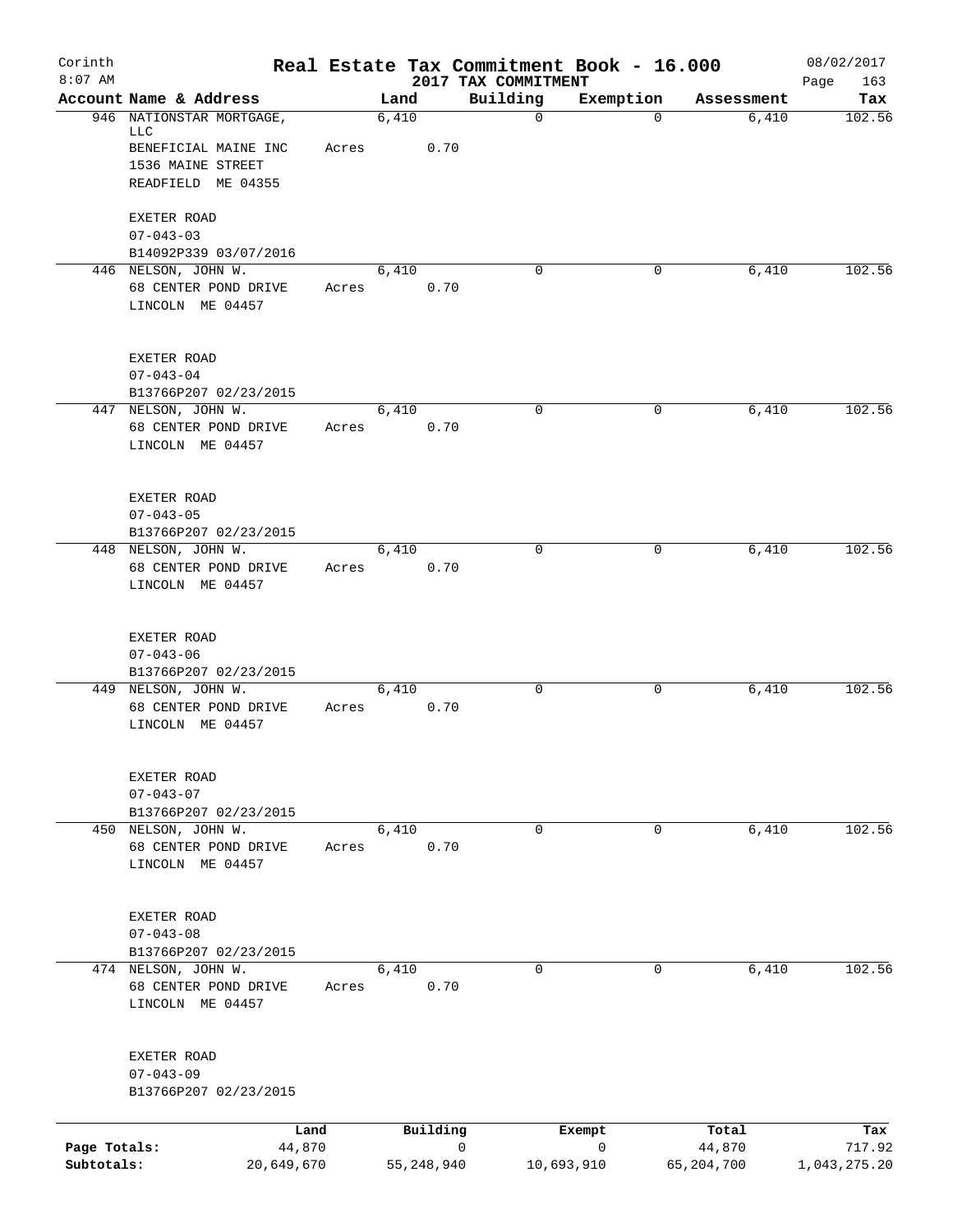# Real Estate Tax Commitment Book - 16.000

Corinth 8:07 AM — 2017 TAX COMMITMENT — 08/02/2017

| Account Name & Address | Land | Building | Exemption | Assessment | Tax |
|---|---|---|---|---|---|
| 946 NATIONSTAR MORTGAGE, LLC<br>BENEFICIAL MAINE INC<br>1536 MAINE STREET<br>READFIELD ME 04355<br><br>EXETER ROAD<br>07-043-03<br>B14092P339 03/07/2016 | 6,410<br>Acres 0.70 | 0 | 0 | 6,410 | 102.56 |
| 446 NELSON, JOHN W.<br>68 CENTER POND DRIVE<br>LINCOLN ME 04457<br><br>EXETER ROAD<br>07-043-04<br>B13766P207 02/23/2015 | 6,410<br>Acres 0.70 | 0 | 0 | 6,410 | 102.56 |
| 447 NELSON, JOHN W.<br>68 CENTER POND DRIVE<br>LINCOLN ME 04457<br><br>EXETER ROAD<br>07-043-05<br>B13766P207 02/23/2015 | 6,410<br>Acres 0.70 | 0 | 0 | 6,410 | 102.56 |
| 448 NELSON, JOHN W.<br>68 CENTER POND DRIVE<br>LINCOLN ME 04457<br><br>EXETER ROAD<br>07-043-06<br>B13766P207 02/23/2015 | 6,410<br>Acres 0.70 | 0 | 0 | 6,410 | 102.56 |
| 449 NELSON, JOHN W.<br>68 CENTER POND DRIVE<br>LINCOLN ME 04457<br><br>EXETER ROAD<br>07-043-07<br>B13766P207 02/23/2015 | 6,410<br>Acres 0.70 | 0 | 0 | 6,410 | 102.56 |
| 450 NELSON, JOHN W.<br>68 CENTER POND DRIVE<br>LINCOLN ME 04457<br><br>EXETER ROAD<br>07-043-08<br>B13766P207 02/23/2015 | 6,410<br>Acres 0.70 | 0 | 0 | 6,410 | 102.56 |
| 474 NELSON, JOHN W.<br>68 CENTER POND DRIVE<br>LINCOLN ME 04457<br><br>EXETER ROAD<br>07-043-09<br>B13766P207 02/23/2015 | 6,410<br>Acres 0.70 | 0 | 0 | 6,410 | 102.56 |

| | Land | Building | Exempt | Total | Tax |
|---|---|---|---|---|---|
| Page Totals: | 44,870 | 0 | 0 | 44,870 | 717.92 |
| Subtotals: | 20,649,670 | 55,248,940 | 10,693,910 | 65,204,700 | 1,043,275.20 |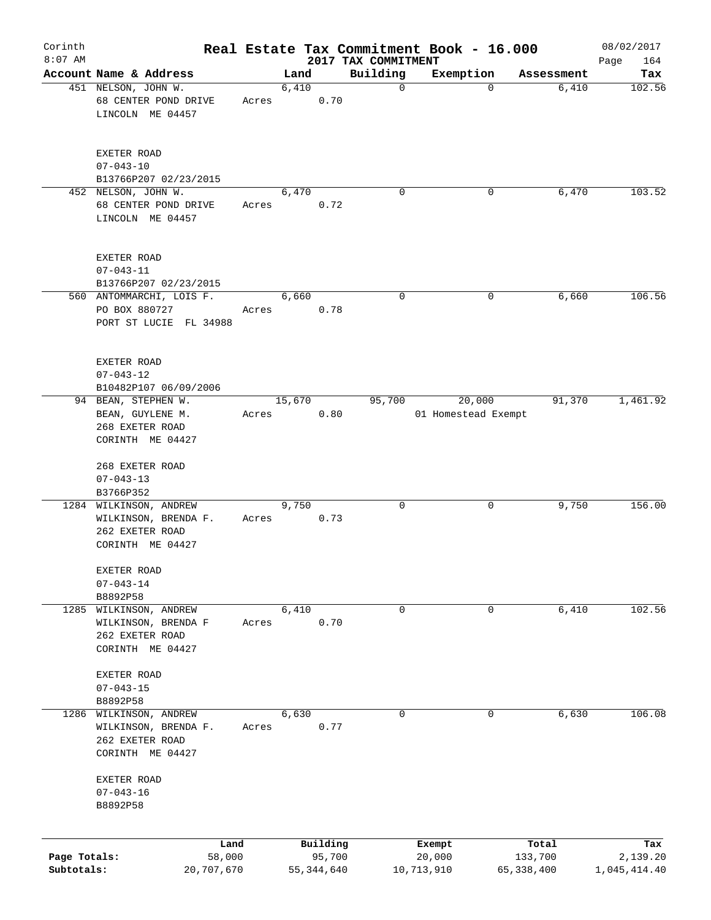# Real Estate Tax Commitment Book - 16.000

Corinth
8:07 AM

2017 TAX COMMITMENT

08/02/2017

| Account Name & Address | Land | Building | Exemption | Assessment | Tax |
|---|---|---|---|---|---|
| 451 NELSON, JOHN W.<br>68 CENTER POND DRIVE<br>LINCOLN ME 04457<br><br>EXETER ROAD<br>07-043-10<br>B13766P207 02/23/2015 | 6,410<br>Acres 0.70 | 0 | 0 | 6,410 | 102.56 |
| 452 NELSON, JOHN W.<br>68 CENTER POND DRIVE<br>LINCOLN ME 04457<br><br>EXETER ROAD<br>07-043-11<br>B13766P207 02/23/2015 | 6,470<br>Acres 0.72 | 0 | 0 | 6,470 | 103.52 |
| 560 ANTOMMARCHI, LOIS F.<br>PO BOX 880727<br>PORT ST LUCIE FL 34988<br><br>EXETER ROAD<br>07-043-12<br>B10482P107 06/09/2006 | 6,660<br>Acres 0.78 | 0 | 0 | 6,660 | 106.56 |
| 94 BEAN, STEPHEN W.<br>BEAN, GUYLENE M.<br>268 EXETER ROAD<br>CORINTH ME 04427<br><br>268 EXETER ROAD<br>07-043-13<br>B3766P352 | 15,670<br>Acres 0.80 | 95,700 | 20,000<br>01 Homestead Exempt | 91,370 | 1,461.92 |
| 1284 WILKINSON, ANDREW<br>WILKINSON, BRENDA F.<br>262 EXETER ROAD<br>CORINTH ME 04427<br><br>EXETER ROAD<br>07-043-14<br>B8892P58 | 9,750<br>Acres 0.73 | 0 | 0 | 9,750 | 156.00 |
| 1285 WILKINSON, ANDREW<br>WILKINSON, BRENDA F<br>262 EXETER ROAD<br>CORINTH ME 04427<br><br>EXETER ROAD<br>07-043-15<br>B8892P58 | 6,410<br>Acres 0.70 | 0 | 0 | 6,410 | 102.56 |
| 1286 WILKINSON, ANDREW<br>WILKINSON, BRENDA F.<br>262 EXETER ROAD<br>CORINTH ME 04427<br><br>EXETER ROAD<br>07-043-16<br>B8892P58 | 6,630<br>Acres 0.77 | 0 | 0 | 6,630 | 106.08 |

| | Land | Building | Exempt | Total | Tax |
|---|---|---|---|---|---|
| Page Totals: | 58,000 | 95,700 | 20,000 | 133,700 | 2,139.20 |
| Subtotals: | 20,707,670 | 55,344,640 | 10,713,910 | 65,338,400 | 1,045,414.40 |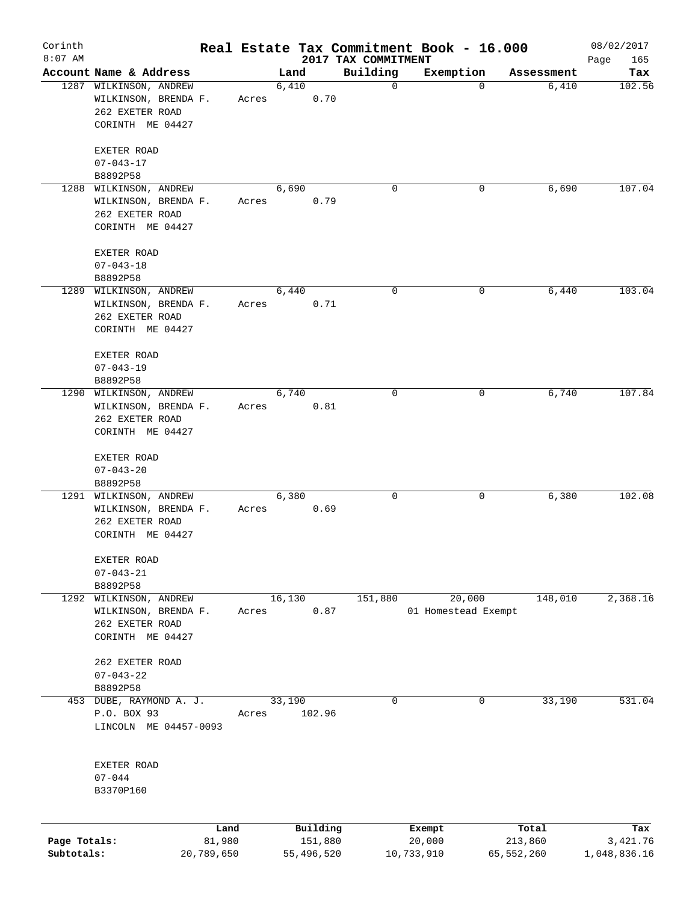Corinth
8:07 AM

# Real Estate Tax Commitment Book - 16.000

2017 TAX COMMITMENT

08/02/2017

| Account | Name & Address | Land | Building | Exemption | Assessment | Tax |
|---|---|---|---|---|---|---|
| 1287 | WILKINSON, ANDREW<br>WILKINSON, BRENDA F.<br>262 EXETER ROAD<br>CORINTH ME 04427<br><br>EXETER ROAD<br>07-043-17<br>B8892P58 | 6,410<br>Acres 0.70 | 0 | 0 | 6,410 | 102.56 |
| 1288 | WILKINSON, ANDREW<br>WILKINSON, BRENDA F.<br>262 EXETER ROAD<br>CORINTH ME 04427<br><br>EXETER ROAD<br>07-043-18<br>B8892P58 | 6,690<br>Acres 0.79 | 0 | 0 | 6,690 | 107.04 |
| 1289 | WILKINSON, ANDREW<br>WILKINSON, BRENDA F.<br>262 EXETER ROAD<br>CORINTH ME 04427<br><br>EXETER ROAD<br>07-043-19<br>B8892P58 | 6,440<br>Acres 0.71 | 0 | 0 | 6,440 | 103.04 |
| 1290 | WILKINSON, ANDREW<br>WILKINSON, BRENDA F.<br>262 EXETER ROAD<br>CORINTH ME 04427<br><br>EXETER ROAD<br>07-043-20<br>B8892P58 | 6,740<br>Acres 0.81 | 0 | 0 | 6,740 | 107.84 |
| 1291 | WILKINSON, ANDREW<br>WILKINSON, BRENDA F.<br>262 EXETER ROAD<br>CORINTH ME 04427<br><br>EXETER ROAD<br>07-043-21<br>B8892P58 | 6,380<br>Acres 0.69 | 0 | 0 | 6,380 | 102.08 |
| 1292 | WILKINSON, ANDREW<br>WILKINSON, BRENDA F.<br>262 EXETER ROAD<br>CORINTH ME 04427<br><br>262 EXETER ROAD<br>07-043-22<br>B8892P58 | 16,130<br>Acres 0.87 | 151,880 | 20,000<br>01 Homestead Exempt | 148,010 | 2,368.16 |
| 453 | DUBE, RAYMOND A. J.<br>P.O. BOX 93<br>LINCOLN ME 04457-0093<br><br>EXETER ROAD<br>07-044<br>B3370P160 | 33,190<br>Acres 102.96 | 0 | 0 | 33,190 | 531.04 |

| | Land | Building | Exempt | Total | Tax |
|---|---|---|---|---|---|
| Page Totals: | 81,980 | 151,880 | 20,000 | 213,860 | 3,421.76 |
| Subtotals: | 20,789,650 | 55,496,520 | 10,733,910 | 65,552,260 | 1,048,836.16 |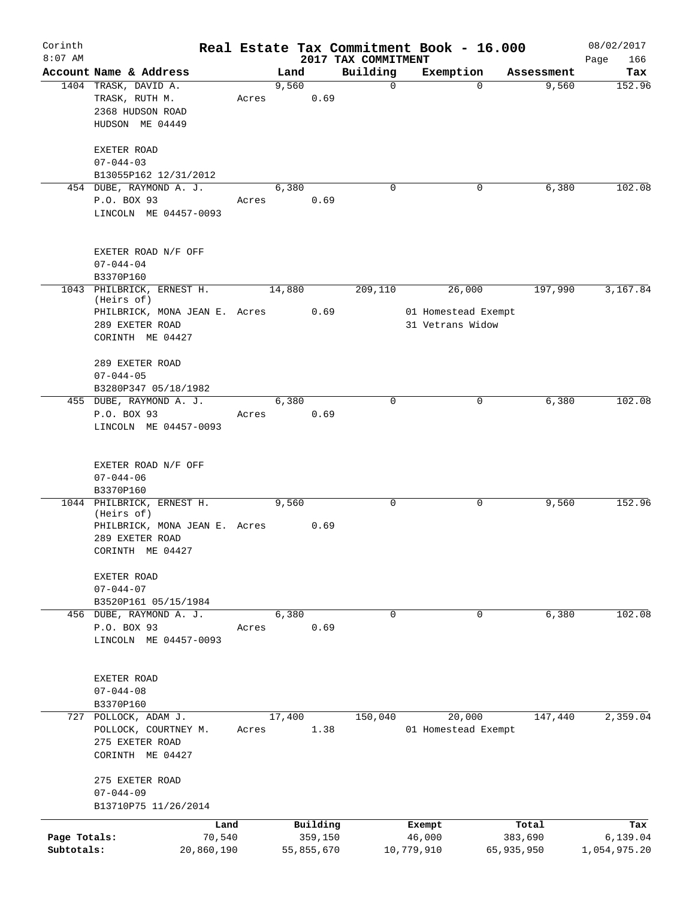# Real Estate Tax Commitment Book - 16.000

Corinth
8:07 AM

2017 TAX COMMITMENT

08/02/2017

| Account Name & Address | Land | Building | Exemption | Assessment | Tax |
|---|---|---|---|---|---|
| 1404 TRASK, DAVID A.<br>TRASK, RUTH M.<br>2368 HUDSON ROAD<br>HUDSON ME 04449<br><br>EXETER ROAD<br>07-044-03<br>B13055P162 12/31/2012 | 9,560<br>Acres 0.69 | 0 | 0 | 9,560 | 152.96 |
| 454 DUBE, RAYMOND A. J.<br>P.O. BOX 93<br>LINCOLN ME 04457-0093<br><br>EXETER ROAD N/F OFF<br>07-044-04<br>B3370P160 | 6,380<br>Acres 0.69 | 0 | 0 | 6,380 | 102.08 |
| 1043 PHILBRICK, ERNEST H. (Heirs of)<br>PHILBRICK, MONA JEAN E.<br>289 EXETER ROAD<br>CORINTH ME 04427<br><br>289 EXETER ROAD<br>07-044-05<br>B3280P347 05/18/1982 | 14,880<br>Acres 0.69 | 209,110 | 26,000<br>01 Homestead Exempt<br>31 Vetrans Widow | 197,990 | 3,167.84 |
| 455 DUBE, RAYMOND A. J.<br>P.O. BOX 93<br>LINCOLN ME 04457-0093<br><br>EXETER ROAD N/F OFF<br>07-044-06<br>B3370P160 | 6,380<br>Acres 0.69 | 0 | 0 | 6,380 | 102.08 |
| 1044 PHILBRICK, ERNEST H. (Heirs of)<br>PHILBRICK, MONA JEAN E.<br>289 EXETER ROAD<br>CORINTH ME 04427<br><br>EXETER ROAD<br>07-044-07<br>B3520P161 05/15/1984 | 9,560<br>Acres 0.69 | 0 | 0 | 9,560 | 152.96 |
| 456 DUBE, RAYMOND A. J.<br>P.O. BOX 93<br>LINCOLN ME 04457-0093<br><br>EXETER ROAD<br>07-044-08<br>B3370P160 | 6,380<br>Acres 0.69 | 0 | 0 | 6,380 | 102.08 |
| 727 POLLOCK, ADAM J.<br>POLLOCK, COURTNEY M.<br>275 EXETER ROAD<br>CORINTH ME 04427<br><br>275 EXETER ROAD<br>07-044-09<br>B13710P75 11/26/2014 | 17,400<br>Acres 1.38 | 150,040 | 20,000<br>01 Homestead Exempt | 147,440 | 2,359.04 |

| | Land | Building | Exempt | Total | Tax |
|---|---|---|---|---|---|
| Page Totals: | 70,540 | 359,150 | 46,000 | 383,690 | 6,139.04 |
| Subtotals: | 20,860,190 | 55,855,670 | 10,779,910 | 65,935,950 | 1,054,975.20 |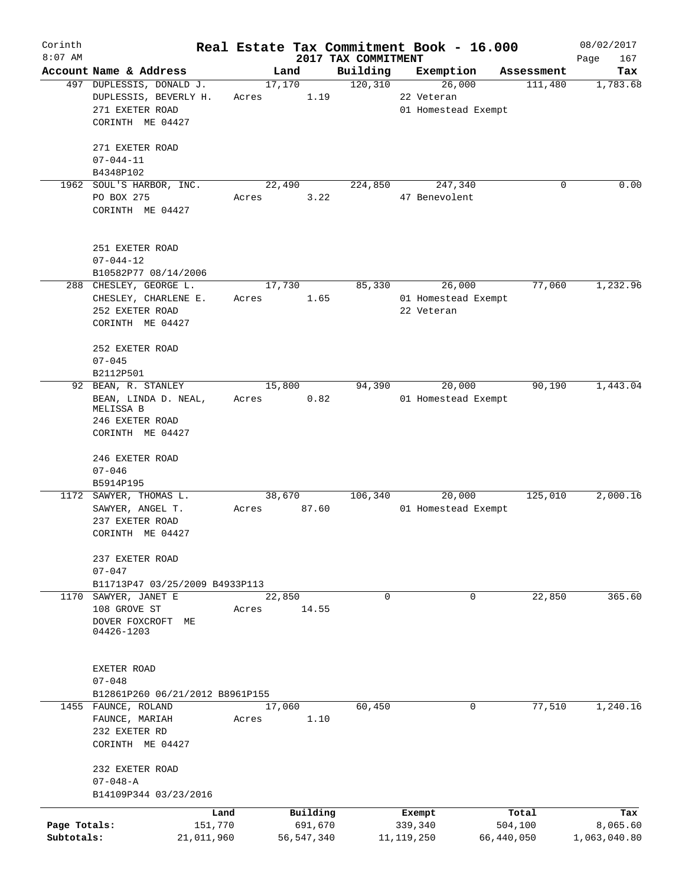# Real Estate Tax Commitment Book - 16.000

Corinth 8:07 AM — 2017 TAX COMMITMENT — 08/02/2017

| Account | Name & Address | Land | Building | Exemption | Assessment | Tax |
|---|---|---|---|---|---|---|
| 497 | DUPLESSIS, DONALD J.<br>DUPLESSIS, BEVERLY H.<br>271 EXETER ROAD<br>CORINTH ME 04427<br><br>271 EXETER ROAD<br>07-044-11<br>B4348P102 | 17,170<br>Acres 1.19 | 120,310 | 26,000<br>22 Veteran<br>01 Homestead Exempt | 111,480 | 1,783.68 |
| 1962 | SOUL'S HARBOR, INC.<br>PO BOX 275<br>CORINTH ME 04427<br><br>251 EXETER ROAD<br>07-044-12<br>B10582P77 08/14/2006 | 22,490<br>Acres 3.22 | 224,850 | 247,340<br>47 Benevolent | 0 | 0.00 |
| 288 | CHESLEY, GEORGE L.<br>CHESLEY, CHARLENE E.<br>252 EXETER ROAD<br>CORINTH ME 04427<br><br>252 EXETER ROAD<br>07-045<br>B2112P501 | 17,730<br>Acres 1.65 | 85,330 | 26,000<br>01 Homestead Exempt<br>22 Veteran | 77,060 | 1,232.96 |
| 92 | BEAN, R. STANLEY<br>BEAN, LINDA D. NEAL, MELISSA B<br>246 EXETER ROAD<br>CORINTH ME 04427<br><br>246 EXETER ROAD<br>07-046<br>B5914P195 | 15,800<br>Acres 0.82 | 94,390 | 20,000<br>01 Homestead Exempt | 90,190 | 1,443.04 |
| 1172 | SAWYER, THOMAS L.<br>SAWYER, ANGEL T.<br>237 EXETER ROAD<br>CORINTH ME 04427<br><br>237 EXETER ROAD<br>07-047<br>B11713P47 03/25/2009 B4933P113 | 38,670<br>Acres 87.60 | 106,340 | 20,000<br>01 Homestead Exempt | 125,010 | 2,000.16 |
| 1170 | SAWYER, JANET E<br>108 GROVE ST<br>DOVER FOXCROFT ME 04426-1203<br><br>EXETER ROAD<br>07-048<br>B12861P260 06/21/2012 B8961P155 | 22,850<br>Acres 14.55 | 0 | 0 | 22,850 | 365.60 |
| 1455 | FAUNCE, ROLAND<br>FAUNCE, MARIAH<br>232 EXETER RD<br>CORINTH ME 04427<br><br>232 EXETER ROAD<br>07-048-A<br>B14109P344 03/23/2016 | 17,060<br>Acres 1.10 | 60,450 | 0 | 77,510 | 1,240.16 |

| | Land | Building | Exempt | Total | Tax |
|---|---|---|---|---|---|
| Page Totals: | 151,770 | 691,670 | 339,340 | 504,100 | 8,065.60 |
| Subtotals: | 21,011,960 | 56,547,340 | 11,119,250 | 66,440,050 | 1,063,040.80 |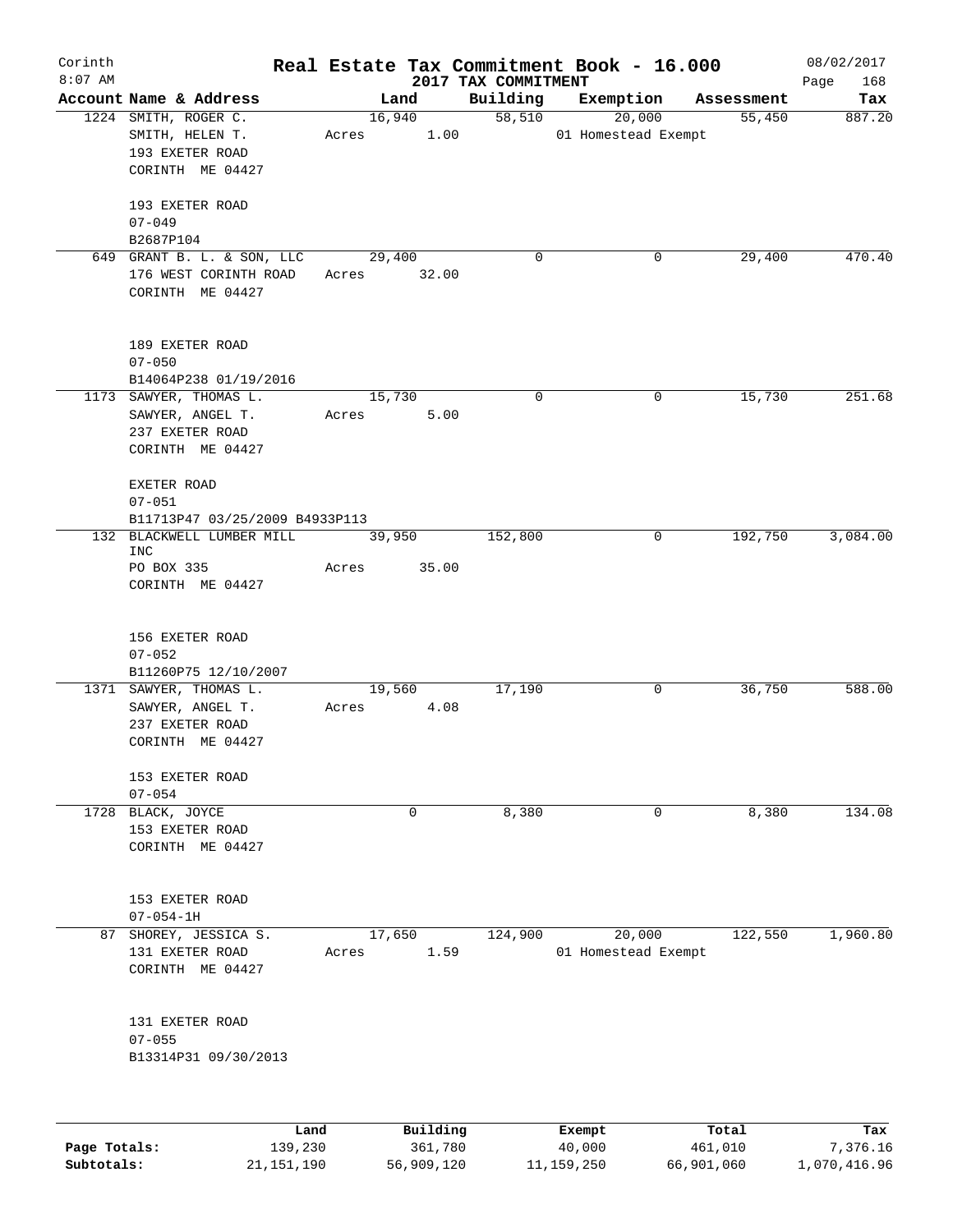# Real Estate Tax Commitment Book - 16.000

Corinth
8:07 AM

2017 TAX COMMITMENT

08/02/2017

| Account | Name & Address | Land | Building | Exemption | Assessment | Tax |
|---|---|---|---|---|---|---|
| 1224 | SMITH, ROGER C.<br>SMITH, HELEN T.<br>193 EXETER ROAD<br>CORINTH ME 04427<br><br>193 EXETER ROAD<br>07-049<br>B2687P104 | 16,940<br>Acres 1.00 | 58,510 | 20,000<br>01 Homestead Exempt | 55,450 | 887.20 |
| 649 | GRANT B. L. & SON, LLC<br>176 WEST CORINTH ROAD<br>CORINTH ME 04427<br><br>189 EXETER ROAD<br>07-050<br>B14064P238 01/19/2016 | 29,400<br>Acres 32.00 | 0 | 0 | 29,400 | 470.40 |
| 1173 | SAWYER, THOMAS L.<br>SAWYER, ANGEL T.<br>237 EXETER ROAD<br>CORINTH ME 04427<br><br>EXETER ROAD<br>07-051<br>B11713P47 03/25/2009 B4933P113 | 15,730<br>Acres 5.00 | 0 | 0 | 15,730 | 251.68 |
| 132 | BLACKWELL LUMBER MILL INC<br>PO BOX 335<br>CORINTH ME 04427<br><br>156 EXETER ROAD<br>07-052<br>B11260P75 12/10/2007 | 39,950<br>Acres 35.00 | 152,800 | 0 | 192,750 | 3,084.00 |
| 1371 | SAWYER, THOMAS L.<br>SAWYER, ANGEL T.<br>237 EXETER ROAD<br>CORINTH ME 04427<br><br>153 EXETER ROAD<br>07-054 | 19,560<br>Acres 4.08 | 17,190 | 0 | 36,750 | 588.00 |
| 1728 | BLACK, JOYCE<br>153 EXETER ROAD<br>CORINTH ME 04427<br><br>153 EXETER ROAD<br>07-054-1H | 0 | 8,380 | 0 | 8,380 | 134.08 |
| 87 | SHOREY, JESSICA S.<br>131 EXETER ROAD<br>CORINTH ME 04427<br><br>131 EXETER ROAD<br>07-055<br>B13314P31 09/30/2013 | 17,650<br>Acres 1.59 | 124,900 | 20,000<br>01 Homestead Exempt | 122,550 | 1,960.80 |

| | Land | Building | Exempt | Total | Tax |
|---|---|---|---|---|---|
| Page Totals: | 139,230 | 361,780 | 40,000 | 461,010 | 7,376.16 |
| Subtotals: | 21,151,190 | 56,909,120 | 11,159,250 | 66,901,060 | 1,070,416.96 |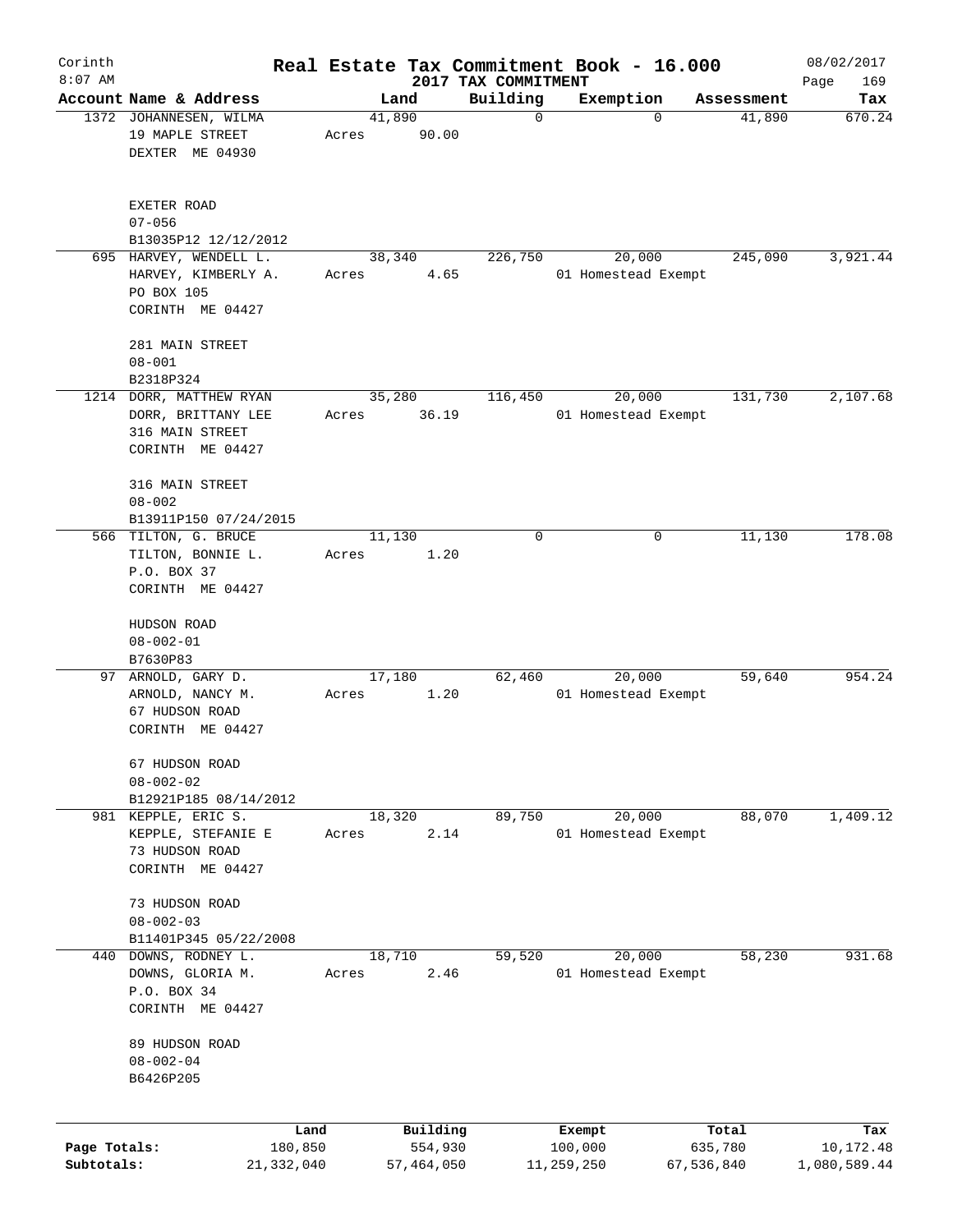Corinth 8:07 AM

# Real Estate Tax Commitment Book - 16.000

## 2017 TAX COMMITMENT

08/02/2017

| Account Name & Address | Land | Building | Exemption | Assessment | Tax |
|---|---|---|---|---|---|
| 1372 JOHANNESEN, WILMA<br>19 MAPLE STREET<br>DEXTER ME 04930<br><br>EXETER ROAD<br>07-056<br>B13035P12 12/12/2012 | 41,890<br>Acres 90.00 | 0 | 0 | 41,890 | 670.24 |
| 695 HARVEY, WENDELL L.<br>HARVEY, KIMBERLY A.<br>PO BOX 105<br>CORINTH ME 04427<br><br>281 MAIN STREET<br>08-001<br>B2318P324 | 38,340<br>Acres 4.65 | 226,750 | 20,000<br>01 Homestead Exempt | 245,090 | 3,921.44 |
| 1214 DORR, MATTHEW RYAN<br>DORR, BRITTANY LEE<br>316 MAIN STREET<br>CORINTH ME 04427<br><br>316 MAIN STREET<br>08-002<br>B13911P150 07/24/2015 | 35,280<br>Acres 36.19 | 116,450 | 20,000<br>01 Homestead Exempt | 131,730 | 2,107.68 |
| 566 TILTON, G. BRUCE<br>TILTON, BONNIE L.<br>P.O. BOX 37<br>CORINTH ME 04427<br><br>HUDSON ROAD<br>08-002-01<br>B7630P83 | 11,130<br>Acres 1.20 | 0 | 0 | 11,130 | 178.08 |
| 97 ARNOLD, GARY D.<br>ARNOLD, NANCY M.<br>67 HUDSON ROAD<br>CORINTH ME 04427<br><br>67 HUDSON ROAD<br>08-002-02<br>B12921P185 08/14/2012 | 17,180<br>Acres 1.20 | 62,460 | 20,000<br>01 Homestead Exempt | 59,640 | 954.24 |
| 981 KEPPLE, ERIC S.<br>KEPPLE, STEFANIE E<br>73 HUDSON ROAD<br>CORINTH ME 04427<br><br>73 HUDSON ROAD<br>08-002-03<br>B11401P345 05/22/2008 | 18,320<br>Acres 2.14 | 89,750 | 20,000<br>01 Homestead Exempt | 88,070 | 1,409.12 |
| 440 DOWNS, RODNEY L.<br>DOWNS, GLORIA M.<br>P.O. BOX 34<br>CORINTH ME 04427<br><br>89 HUDSON ROAD<br>08-002-04<br>B6426P205 | 18,710<br>Acres 2.46 | 59,520 | 20,000<br>01 Homestead Exempt | 58,230 | 931.68 |

| | Land | Building | Exempt | Total | Tax |
|---|---|---|---|---|---|
| Page Totals: | 180,850 | 554,930 | 100,000 | 635,780 | 10,172.48 |
| Subtotals: | 21,332,040 | 57,464,050 | 11,259,250 | 67,536,840 | 1,080,589.44 |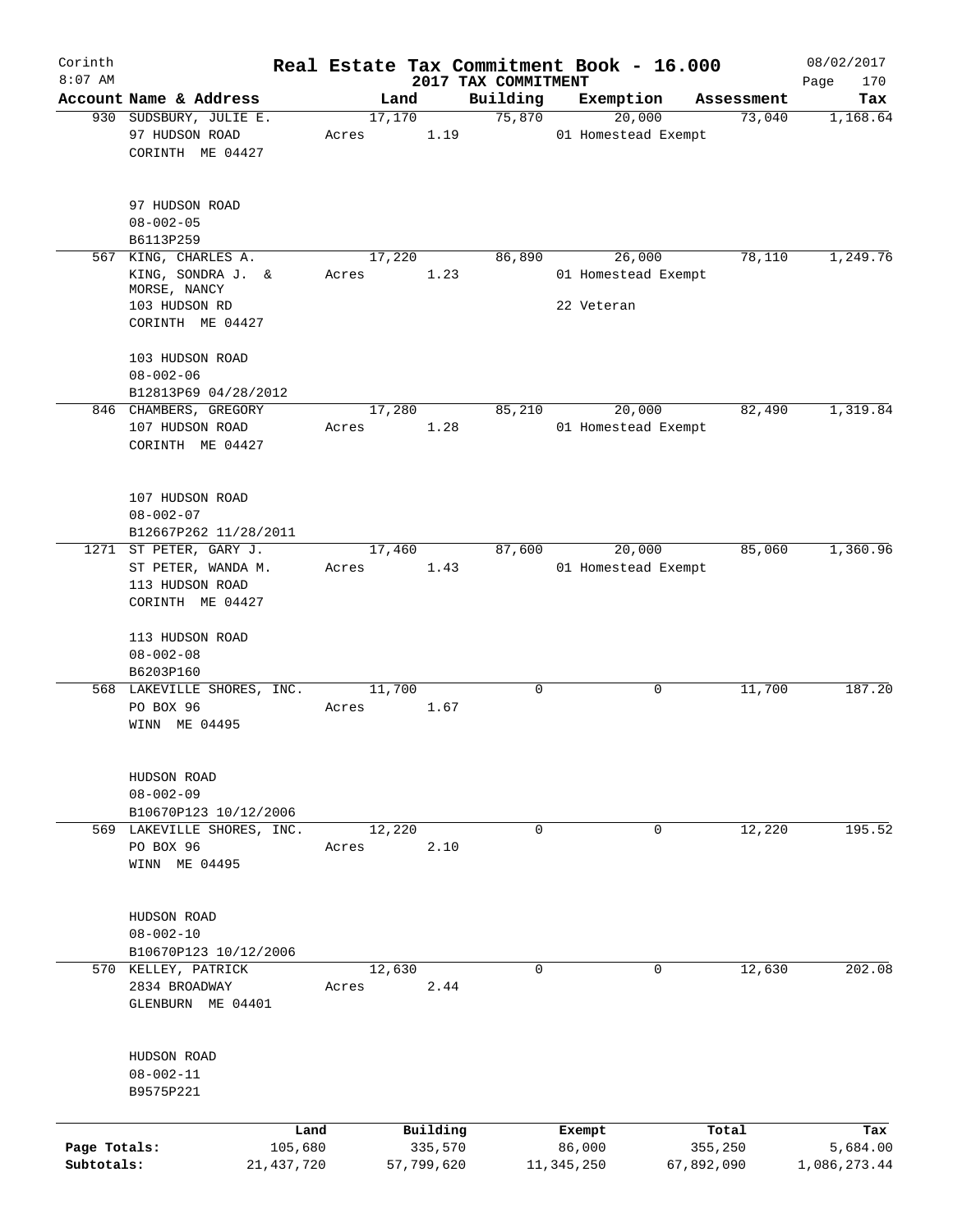# Real Estate Tax Commitment Book - 16.000

Corinth 8:07 AM — 2017 TAX COMMITMENT — 08/02/2017

| Account | Name & Address | Land | Building | Exemption | Assessment | Tax |
|---|---|---|---|---|---|---|
| 930 | SUDSBURY, JULIE E.<br>97 HUDSON ROAD<br>CORINTH ME 04427<br><br>97 HUDSON ROAD<br>08-002-05<br>B6113P259 | 17,170<br>Acres 1.19 | 75,870 | 20,000<br>01 Homestead Exempt | 73,040 | 1,168.64 |
| 567 | KING, CHARLES A.<br>KING, SONDRA J. &<br>MORSE, NANCY<br>103 HUDSON RD<br>CORINTH ME 04427<br><br>103 HUDSON ROAD<br>08-002-06<br>B12813P69 04/28/2012 | 17,220<br>Acres 1.23 | 86,890 | 26,000<br>01 Homestead Exempt<br>22 Veteran | 78,110 | 1,249.76 |
| 846 | CHAMBERS, GREGORY<br>107 HUDSON ROAD<br>CORINTH ME 04427<br><br>107 HUDSON ROAD<br>08-002-07<br>B12667P262 11/28/2011 | 17,280<br>Acres 1.28 | 85,210 | 20,000<br>01 Homestead Exempt | 82,490 | 1,319.84 |
| 1271 | ST PETER, GARY J.<br>ST PETER, WANDA M.<br>113 HUDSON ROAD<br>CORINTH ME 04427<br><br>113 HUDSON ROAD<br>08-002-08<br>B6203P160 | 17,460<br>Acres 1.43 | 87,600 | 20,000<br>01 Homestead Exempt | 85,060 | 1,360.96 |
| 568 | LAKEVILLE SHORES, INC.<br>PO BOX 96<br>WINN ME 04495<br><br>HUDSON ROAD<br>08-002-09<br>B10670P123 10/12/2006 | 11,700<br>Acres 1.67 | 0 | 0 | 11,700 | 187.20 |
| 569 | LAKEVILLE SHORES, INC.<br>PO BOX 96<br>WINN ME 04495<br><br>HUDSON ROAD<br>08-002-10<br>B10670P123 10/12/2006 | 12,220<br>Acres 2.10 | 0 | 0 | 12,220 | 195.52 |
| 570 | KELLEY, PATRICK<br>2834 BROADWAY<br>GLENBURN ME 04401<br><br>HUDSON ROAD<br>08-002-11<br>B9575P221 | 12,630<br>Acres 2.44 | 0 | 0 | 12,630 | 202.08 |

| | Land | Building | Exempt | Total | Tax |
|---|---|---|---|---|---|
| Page Totals: | 105,680 | 335,570 | 86,000 | 355,250 | 5,684.00 |
| Subtotals: | 21,437,720 | 57,799,620 | 11,345,250 | 67,892,090 | 1,086,273.44 |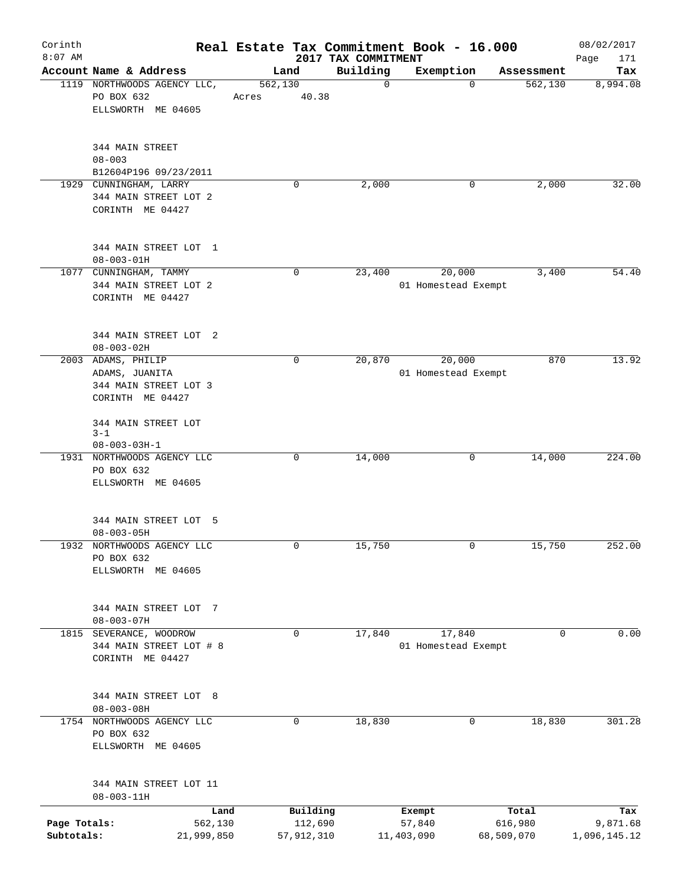# Corinth — Real Estate Tax Commitment Book - 16.000

8:07 AM — 2017 TAX COMMITMENT — 08/02/2017

| Account | Name & Address | Land | Building | Exemption | Assessment | Tax |
|---|---|---|---|---|---|---|
| 1119 | NORTHWOODS AGENCY LLC, PO BOX 632, ELLSWORTH ME 04605; 344 MAIN STREET; 08-003; B12604P196 09/23/2011 | 562,130 (Acres 40.38) | 0 | 0 | 562,130 | 8,994.08 |
| 1929 | CUNNINGHAM, LARRY, 344 MAIN STREET LOT 2, CORINTH ME 04427; 344 MAIN STREET LOT 1; 08-003-01H | 0 | 2,000 | 0 | 2,000 | 32.00 |
| 1077 | CUNNINGHAM, TAMMY, 344 MAIN STREET LOT 2, CORINTH ME 04427; 344 MAIN STREET LOT 2; 08-003-02H | 0 | 23,400 | 20,000 (01 Homestead Exempt) | 3,400 | 54.40 |
| 2003 | ADAMS, PHILIP, ADAMS, JUANITA, 344 MAIN STREET LOT 3, CORINTH ME 04427; 344 MAIN STREET LOT 3-1; 08-003-03H-1 | 0 | 20,870 | 20,000 (01 Homestead Exempt) | 870 | 13.92 |
| 1931 | NORTHWOODS AGENCY LLC, PO BOX 632, ELLSWORTH ME 04605; 344 MAIN STREET LOT 5; 08-003-05H | 0 | 14,000 | 0 | 14,000 | 224.00 |
| 1932 | NORTHWOODS AGENCY LLC, PO BOX 632, ELLSWORTH ME 04605; 344 MAIN STREET LOT 7; 08-003-07H | 0 | 15,750 | 0 | 15,750 | 252.00 |
| 1815 | SEVERANCE, WOODROW, 344 MAIN STREET LOT # 8, CORINTH ME 04427; 344 MAIN STREET LOT 8; 08-003-08H | 0 | 17,840 | 17,840 (01 Homestead Exempt) | 0 | 0.00 |
| 1754 | NORTHWOODS AGENCY LLC, PO BOX 632, ELLSWORTH ME 04605; 344 MAIN STREET LOT 11; 08-003-11H | 0 | 18,830 | 0 | 18,830 | 301.28 |

| | Land | Building | Exempt | Total | Tax |
|---|---|---|---|---|---|
| Page Totals: | 562,130 | 112,690 | 57,840 | 616,980 | 9,871.68 |
| Subtotals: | 21,999,850 | 57,912,310 | 11,403,090 | 68,509,070 | 1,096,145.12 |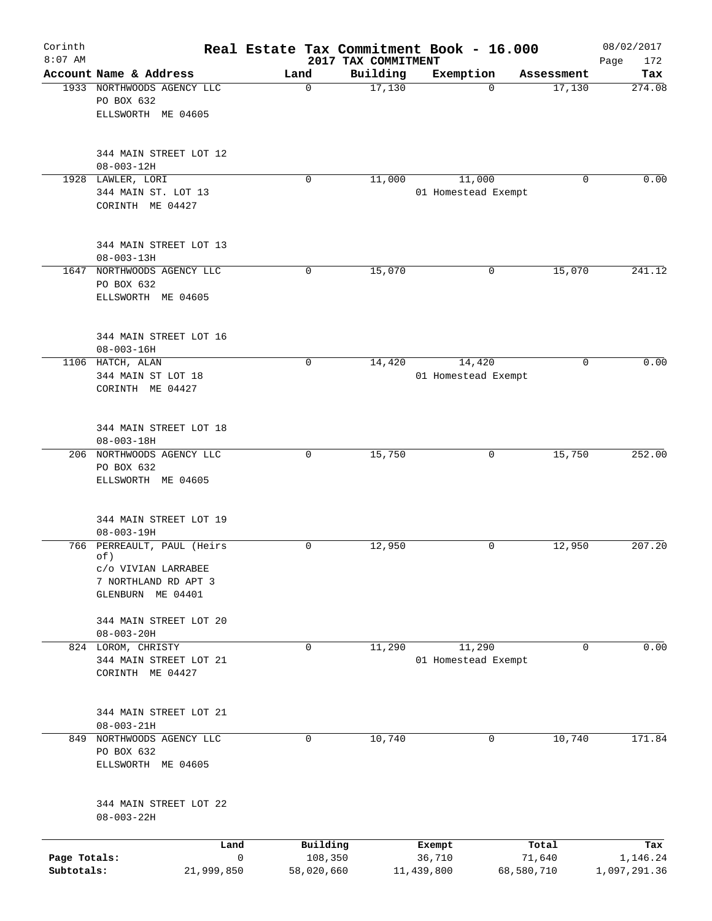# Real Estate Tax Commitment Book - 16.000

Corinth
8:07 AM

2017 TAX COMMITMENT

08/02/2017

| Account Name & Address | Land | Building | Exemption | Assessment | Tax |
|---|---|---|---|---|---|
| 1933 NORTHWOODS AGENCY LLC<br>PO BOX 632<br>ELLSWORTH ME 04605<br><br>344 MAIN STREET LOT 12<br>08-003-12H | 0 | 17,130 | 0 | 17,130 | 274.08 |
| 1928 LAWLER, LORI<br>344 MAIN ST. LOT 13<br>CORINTH ME 04427<br><br>344 MAIN STREET LOT 13<br>08-003-13H | 0 | 11,000 | 11,000<br>01 Homestead Exempt | 0 | 0.00 |
| 1647 NORTHWOODS AGENCY LLC<br>PO BOX 632<br>ELLSWORTH ME 04605<br><br>344 MAIN STREET LOT 16<br>08-003-16H | 0 | 15,070 | 0 | 15,070 | 241.12 |
| 1106 HATCH, ALAN<br>344 MAIN ST LOT 18<br>CORINTH ME 04427<br><br>344 MAIN STREET LOT 18<br>08-003-18H | 0 | 14,420 | 14,420<br>01 Homestead Exempt | 0 | 0.00 |
| 206 NORTHWOODS AGENCY LLC<br>PO BOX 632<br>ELLSWORTH ME 04605<br><br>344 MAIN STREET LOT 19<br>08-003-19H | 0 | 15,750 | 0 | 15,750 | 252.00 |
| 766 PERREAULT, PAUL (Heirs of)<br>c/o VIVIAN LARRABEE<br>7 NORTHLAND RD APT 3<br>GLENBURN ME 04401<br><br>344 MAIN STREET LOT 20<br>08-003-20H | 0 | 12,950 | 0 | 12,950 | 207.20 |
| 824 LOROM, CHRISTY<br>344 MAIN STREET LOT 21<br>CORINTH ME 04427<br><br>344 MAIN STREET LOT 21<br>08-003-21H | 0 | 11,290 | 11,290<br>01 Homestead Exempt | 0 | 0.00 |
| 849 NORTHWOODS AGENCY LLC<br>PO BOX 632<br>ELLSWORTH ME 04605<br><br>344 MAIN STREET LOT 22<br>08-003-22H | 0 | 10,740 | 0 | 10,740 | 171.84 |

| | Land | Building | Exempt | Total | Tax |
|---|---|---|---|---|---|
| Page Totals: | 0 | 108,350 | 36,710 | 71,640 | 1,146.24 |
| Subtotals: | 21,999,850 | 58,020,660 | 11,439,800 | 68,580,710 | 1,097,291.36 |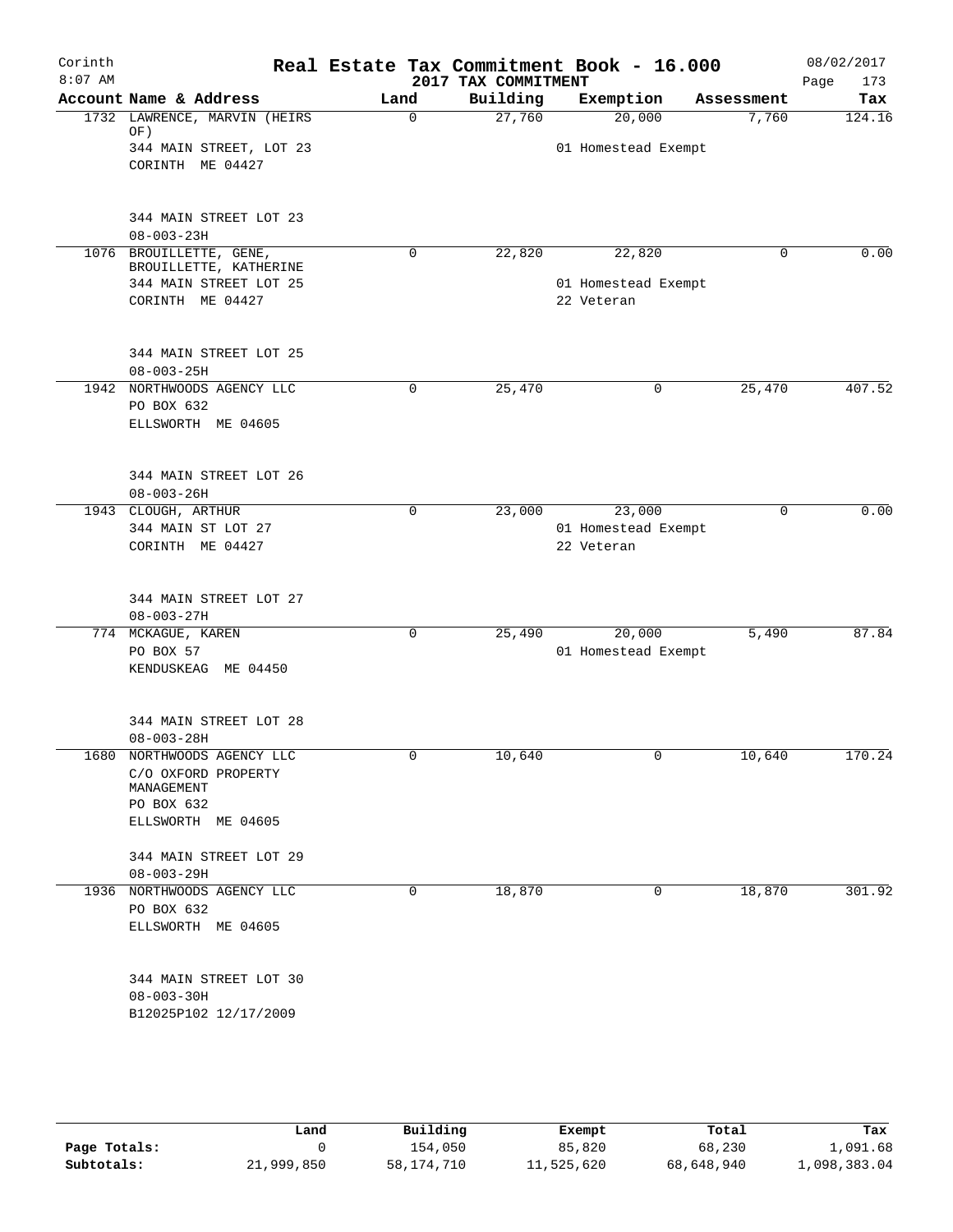# Real Estate Tax Commitment Book - 16.000

Corinth 8:07 AM — 2017 TAX COMMITMENT — 08/02/2017

| Account Name & Address | Land | Building | Exemption | Assessment | Tax |
|---|---|---|---|---|---|
| 1732 LAWRENCE, MARVIN (HEIRS OF)<br>344 MAIN STREET, LOT 23<br>CORINTH ME 04427<br><br>344 MAIN STREET LOT 23<br>08-003-23H | 0 | 27,760 | 20,000<br>01 Homestead Exempt | 7,760 | 124.16 |
| 1076 BROUILLETTE, GENE,<br>BROUILLETTE, KATHERINE<br>344 MAIN STREET LOT 25<br>CORINTH ME 04427<br><br>344 MAIN STREET LOT 25<br>08-003-25H | 0 | 22,820 | 22,820<br>01 Homestead Exempt<br>22 Veteran | 0 | 0.00 |
| 1942 NORTHWOODS AGENCY LLC<br>PO BOX 632<br>ELLSWORTH ME 04605<br><br>344 MAIN STREET LOT 26<br>08-003-26H | 0 | 25,470 | 0 | 25,470 | 407.52 |
| 1943 CLOUGH, ARTHUR<br>344 MAIN ST LOT 27<br>CORINTH ME 04427<br><br>344 MAIN STREET LOT 27<br>08-003-27H | 0 | 23,000 | 23,000<br>01 Homestead Exempt<br>22 Veteran | 0 | 0.00 |
| 774 MCKAGUE, KAREN<br>PO BOX 57<br>KENDUSKEAG ME 04450<br><br>344 MAIN STREET LOT 28<br>08-003-28H | 0 | 25,490 | 20,000<br>01 Homestead Exempt | 5,490 | 87.84 |
| 1680 NORTHWOODS AGENCY LLC<br>C/O OXFORD PROPERTY MANAGEMENT<br>PO BOX 632<br>ELLSWORTH ME 04605<br><br>344 MAIN STREET LOT 29<br>08-003-29H | 0 | 10,640 | 0 | 10,640 | 170.24 |
| 1936 NORTHWOODS AGENCY LLC<br>PO BOX 632<br>ELLSWORTH ME 04605<br><br>344 MAIN STREET LOT 30<br>08-003-30H<br>B12025P102 12/17/2009 | 0 | 18,870 | 0 | 18,870 | 301.92 |

| | Land | Building | Exempt | Total | Tax |
|---|---|---|---|---|---|
| Page Totals: | 0 | 154,050 | 85,820 | 68,230 | 1,091.68 |
| Subtotals: | 21,999,850 | 58,174,710 | 11,525,620 | 68,648,940 | 1,098,383.04 |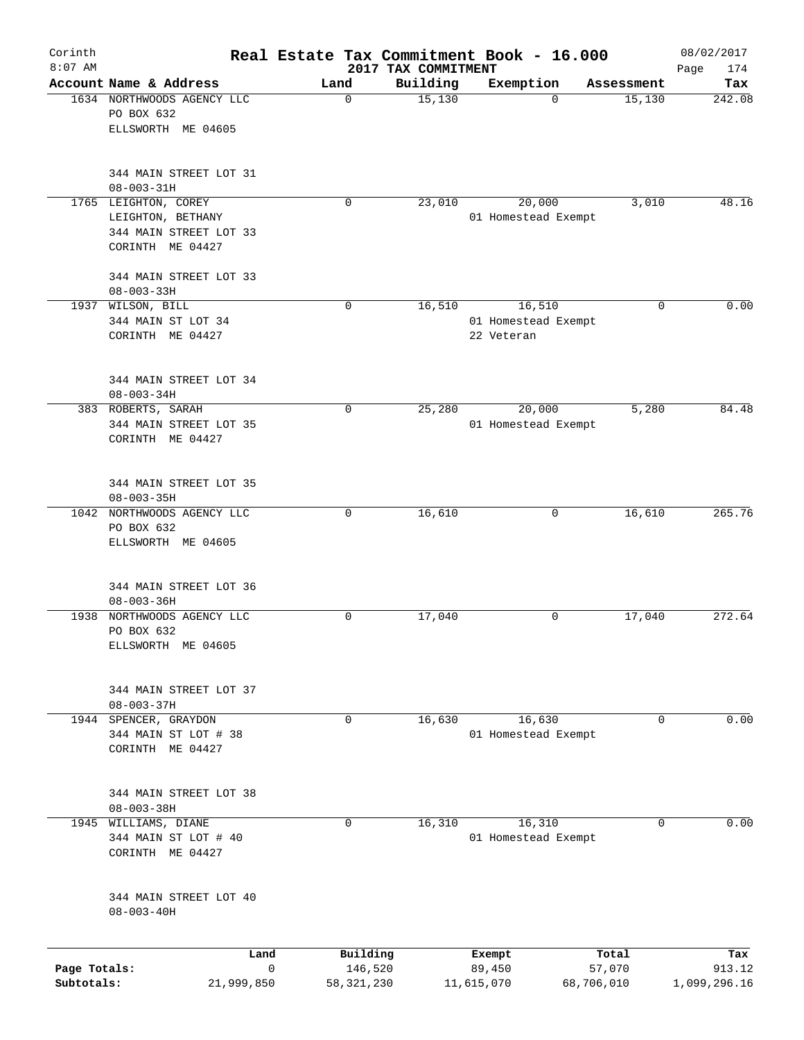# Real Estate Tax Commitment Book - 16.000

Corinth
8:07 AM

2017 TAX COMMITMENT

08/02/2017

| Account Name & Address | Land | Building | Exemption | Assessment | Tax |
|---|---|---|---|---|---|
| 1634 NORTHWOODS AGENCY LLC<br>PO BOX 632<br>ELLSWORTH ME 04605<br><br>344 MAIN STREET LOT 31<br>08-003-31H | 0 | 15,130 | 0 | 15,130 | 242.08 |
| 1765 LEIGHTON, COREY<br>LEIGHTON, BETHANY<br>344 MAIN STREET LOT 33<br>CORINTH ME 04427<br><br>344 MAIN STREET LOT 33<br>08-003-33H | 0 | 23,010 | 20,000<br>01 Homestead Exempt | 3,010 | 48.16 |
| 1937 WILSON, BILL<br>344 MAIN ST LOT 34<br>CORINTH ME 04427<br><br>344 MAIN STREET LOT 34<br>08-003-34H | 0 | 16,510 | 16,510<br>01 Homestead Exempt<br>22 Veteran | 0 | 0.00 |
| 383 ROBERTS, SARAH<br>344 MAIN STREET LOT 35<br>CORINTH ME 04427<br><br>344 MAIN STREET LOT 35<br>08-003-35H | 0 | 25,280 | 20,000<br>01 Homestead Exempt | 5,280 | 84.48 |
| 1042 NORTHWOODS AGENCY LLC<br>PO BOX 632<br>ELLSWORTH ME 04605<br><br>344 MAIN STREET LOT 36<br>08-003-36H | 0 | 16,610 | 0 | 16,610 | 265.76 |
| 1938 NORTHWOODS AGENCY LLC<br>PO BOX 632<br>ELLSWORTH ME 04605<br><br>344 MAIN STREET LOT 37<br>08-003-37H | 0 | 17,040 | 0 | 17,040 | 272.64 |
| 1944 SPENCER, GRAYDON<br>344 MAIN ST LOT # 38<br>CORINTH ME 04427<br><br>344 MAIN STREET LOT 38<br>08-003-38H | 0 | 16,630 | 16,630<br>01 Homestead Exempt | 0 | 0.00 |
| 1945 WILLIAMS, DIANE<br>344 MAIN ST LOT # 40<br>CORINTH ME 04427<br><br>344 MAIN STREET LOT 40<br>08-003-40H | 0 | 16,310 | 16,310<br>01 Homestead Exempt | 0 | 0.00 |

| | Land | Building | Exempt | Total | Tax |
|---|---|---|---|---|---|
| Page Totals: | 0 | 146,520 | 89,450 | 57,070 | 913.12 |
| Subtotals: | 21,999,850 | 58,321,230 | 11,615,070 | 68,706,010 | 1,099,296.16 |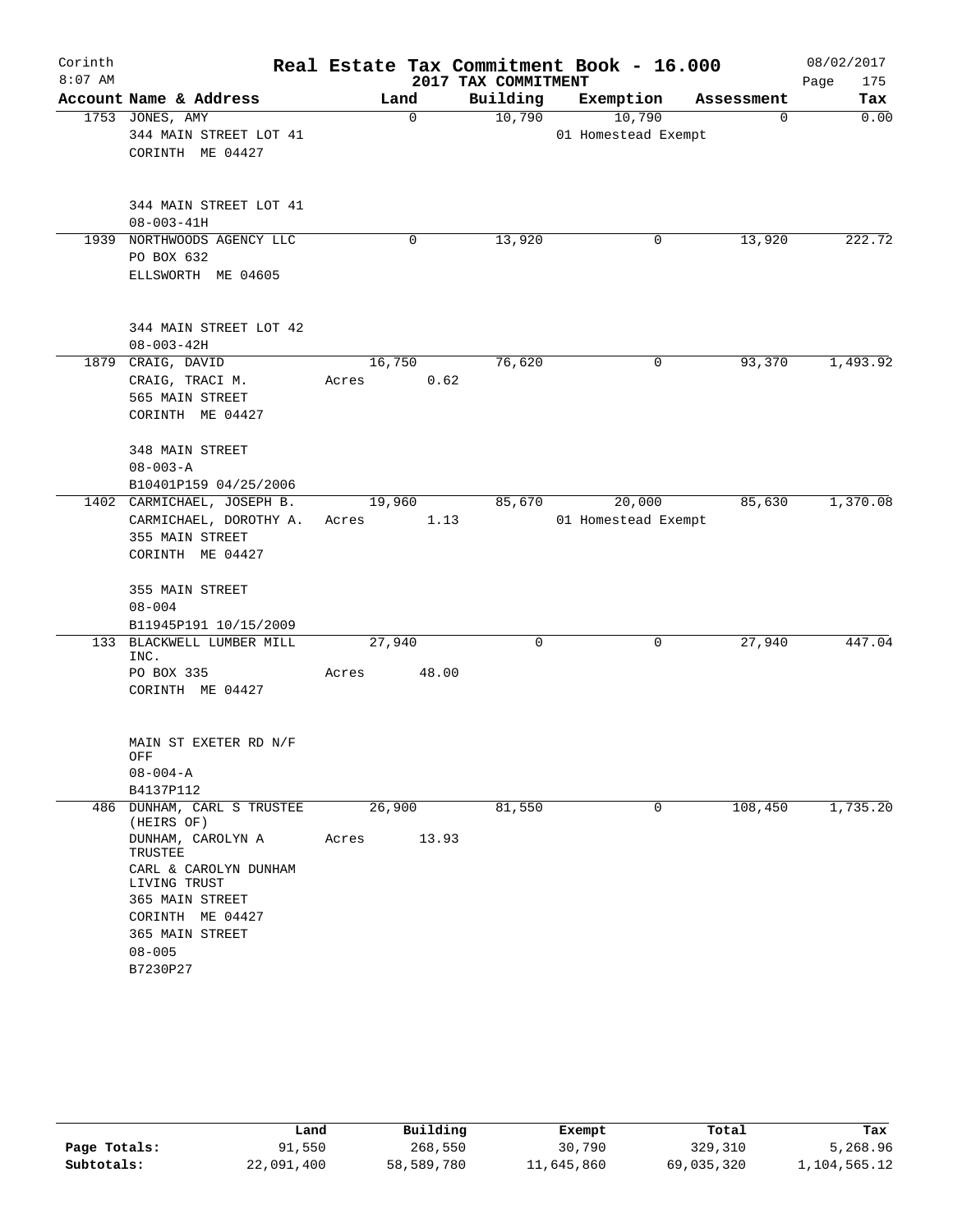Corinth 8:07 AM

# Real Estate Tax Commitment Book - 16.000

## 2017 TAX COMMITMENT

08/02/2017

| Account Name & Address | Land | Building | Exemption | Assessment | Tax |
|---|---|---|---|---|---|
| 1753 JONES, AMY<br>344 MAIN STREET LOT 41<br>CORINTH ME 04427<br><br>344 MAIN STREET LOT 41<br>08-003-41H | 0 | 10,790 | 10,790<br>01 Homestead Exempt | 0 | 0.00 |
| 1939 NORTHWOODS AGENCY LLC<br>PO BOX 632<br>ELLSWORTH ME 04605<br><br>344 MAIN STREET LOT 42<br>08-003-42H | 0 | 13,920 | 0 | 13,920 | 222.72 |
| 1879 CRAIG, DAVID<br>CRAIG, TRACI M.<br>565 MAIN STREET<br>CORINTH ME 04427<br><br>348 MAIN STREET<br>08-003-A<br>B10401P159 04/25/2006 | 16,750<br>Acres 0.62 | 76,620 | 0 | 93,370 | 1,493.92 |
| 1402 CARMICHAEL, JOSEPH B.<br>CARMICHAEL, DOROTHY A.<br>355 MAIN STREET<br>CORINTH ME 04427<br><br>355 MAIN STREET<br>08-004<br>B11945P191 10/15/2009 | 19,960<br>Acres 1.13 | 85,670 | 20,000<br>01 Homestead Exempt | 85,630 | 1,370.08 |
| 133 BLACKWELL LUMBER MILL INC.<br>PO BOX 335<br>CORINTH ME 04427<br><br>MAIN ST EXETER RD N/F OFF<br>08-004-A<br>B4137P112 | 27,940<br>Acres 48.00 | 0 | 0 | 27,940 | 447.04 |
| 486 DUNHAM, CARL S TRUSTEE (HEIRS OF)<br>DUNHAM, CAROLYN A TRUSTEE<br>CARL & CAROLYN DUNHAM LIVING TRUST<br>365 MAIN STREET<br>CORINTH ME 04427<br>365 MAIN STREET<br>08-005<br>B7230P27 | 26,900<br>Acres 13.93 | 81,550 | 0 | 108,450 | 1,735.20 |

| | Land | Building | Exempt | Total | Tax |
|---|---|---|---|---|---|
| Page Totals: | 91,550 | 268,550 | 30,790 | 329,310 | 5,268.96 |
| Subtotals: | 22,091,400 | 58,589,780 | 11,645,860 | 69,035,320 | 1,104,565.12 |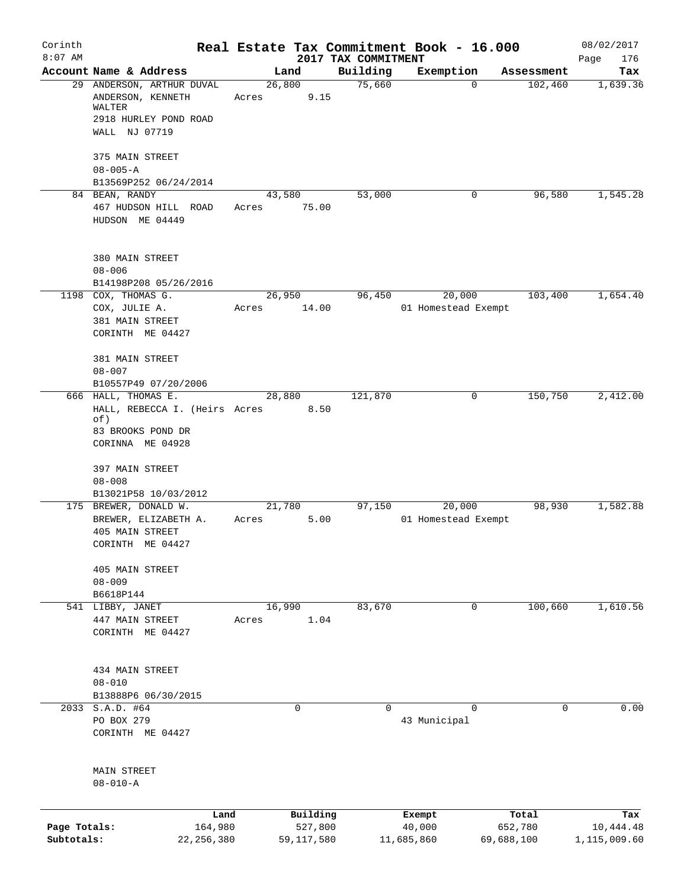# Real Estate Tax Commitment Book - 16.000

Corinth
8:07 AM

2017 TAX COMMITMENT

08/02/2017

| Account Name & Address | Land | Building | Exemption | Assessment | Tax |
|---|---|---|---|---|---|
| 29 ANDERSON, ARTHUR DUVAL<br>ANDERSON, KENNETH WALTER<br>2918 HURLEY POND ROAD<br>WALL NJ 07719<br><br>375 MAIN STREET<br>08-005-A<br>B13569P252 06/24/2014 | 26,800<br>Acres 9.15 | 75,660 | 0 | 102,460 | 1,639.36 |
| 84 BEAN, RANDY<br>467 HUDSON HILL ROAD<br>HUDSON ME 04449<br><br>380 MAIN STREET<br>08-006<br>B14198P208 05/26/2016 | 43,580<br>Acres 75.00 | 53,000 | 0 | 96,580 | 1,545.28 |
| 1198 COX, THOMAS G.<br>COX, JULIE A.<br>381 MAIN STREET<br>CORINTH ME 04427<br><br>381 MAIN STREET<br>08-007<br>B10557P49 07/20/2006 | 26,950<br>Acres 14.00 | 96,450 | 20,000<br>01 Homestead Exempt | 103,400 | 1,654.40 |
| 666 HALL, THOMAS E.<br>HALL, REBECCA I. (Heirs of)<br>83 BROOKS POND DR<br>CORINNA ME 04928<br><br>397 MAIN STREET<br>08-008<br>B13021P58 10/03/2012 | 28,880<br>Acres 8.50 | 121,870 | 0 | 150,750 | 2,412.00 |
| 175 BREWER, DONALD W.<br>BREWER, ELIZABETH A.<br>405 MAIN STREET<br>CORINTH ME 04427<br><br>405 MAIN STREET<br>08-009<br>B6618P144 | 21,780<br>Acres 5.00 | 97,150 | 20,000<br>01 Homestead Exempt | 98,930 | 1,582.88 |
| 541 LIBBY, JANET<br>447 MAIN STREET<br>CORINTH ME 04427<br><br>434 MAIN STREET<br>08-010<br>B13888P6 06/30/2015 | 16,990<br>Acres 1.04 | 83,670 | 0 | 100,660 | 1,610.56 |
| 2033 S.A.D. #64<br>PO BOX 279<br>CORINTH ME 04427<br><br>MAIN STREET<br>08-010-A | 0 | 0 | 0<br>43 Municipal | 0 | 0.00 |

| | Land | Building | Exempt | Total | Tax |
|---|---|---|---|---|---|
| Page Totals: | 164,980 | 527,800 | 40,000 | 652,780 | 10,444.48 |
| Subtotals: | 22,256,380 | 59,117,580 | 11,685,860 | 69,688,100 | 1,115,009.60 |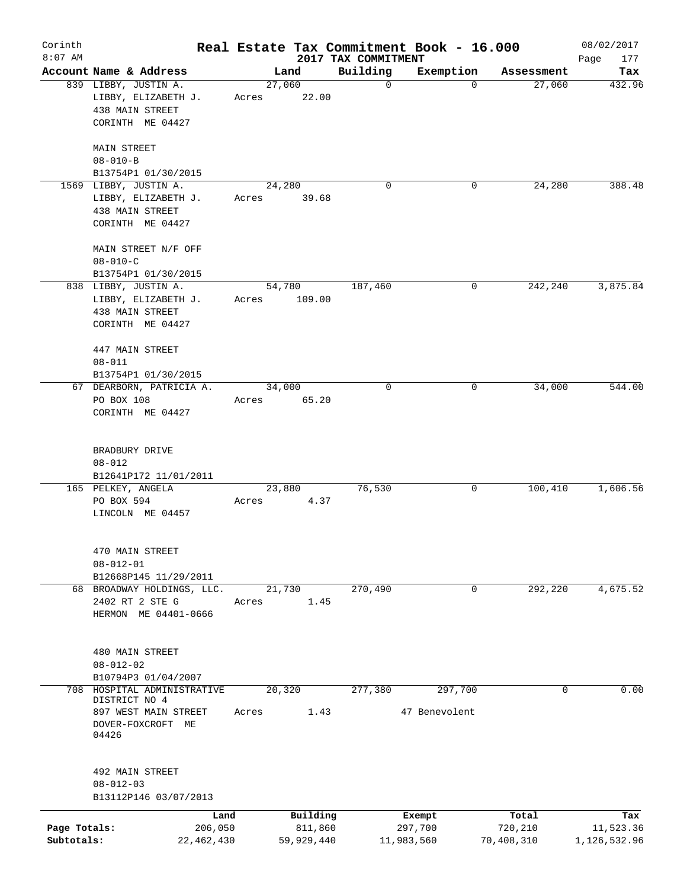Corinth
8:07 AM

# Real Estate Tax Commitment Book - 16.000

## 2017 TAX COMMITMENT

08/02/2017
Page 177

| Account Name & Address | Land | Building | Exemption | Assessment | Tax |
|---|---|---|---|---|---|
| 839 LIBBY, JUSTIN A.<br>LIBBY, ELIZABETH J.<br>438 MAIN STREET<br>CORINTH ME 04427<br><br>MAIN STREET<br>08-010-B<br>B13754P1 01/30/2015 | 27,060<br>Acres 22.00 | 0 | 0 | 27,060 | 432.96 |
| 1569 LIBBY, JUSTIN A.<br>LIBBY, ELIZABETH J.<br>438 MAIN STREET<br>CORINTH ME 04427<br><br>MAIN STREET N/F OFF<br>08-010-C<br>B13754P1 01/30/2015 | 24,280<br>Acres 39.68 | 0 | 0 | 24,280 | 388.48 |
| 838 LIBBY, JUSTIN A.<br>LIBBY, ELIZABETH J.<br>438 MAIN STREET<br>CORINTH ME 04427<br><br>447 MAIN STREET<br>08-011<br>B13754P1 01/30/2015 | 54,780<br>Acres 109.00 | 187,460 | 0 | 242,240 | 3,875.84 |
| 67 DEARBORN, PATRICIA A.<br>PO BOX 108<br>CORINTH ME 04427<br><br>BRADBURY DRIVE<br>08-012<br>B12641P172 11/01/2011 | 34,000<br>Acres 65.20 | 0 | 0 | 34,000 | 544.00 |
| 165 PELKEY, ANGELA<br>PO BOX 594<br>LINCOLN ME 04457<br><br>470 MAIN STREET<br>08-012-01<br>B12668P145 11/29/2011 | 23,880<br>Acres 4.37 | 76,530 | 0 | 100,410 | 1,606.56 |
| 68 BROADWAY HOLDINGS, LLC.<br>2402 RT 2 STE G<br>HERMON ME 04401-0666<br><br>480 MAIN STREET<br>08-012-02<br>B10794P3 01/04/2007 | 21,730<br>Acres 1.45 | 270,490 | 0 | 292,220 | 4,675.52 |
| 708 HOSPITAL ADMINISTRATIVE DISTRICT NO 4<br>897 WEST MAIN STREET<br>DOVER-FOXCROFT ME 04426<br><br>492 MAIN STREET<br>08-012-03<br>B13112P146 03/07/2013 | 20,320<br>Acres 1.43 | 277,380 | 297,700<br>47 Benevolent | 0 | 0.00 |

| | Land | Building | Exempt | Total | Tax |
|---|---|---|---|---|---|
| Page Totals: | 206,050 | 811,860 | 297,700 | 720,210 | 11,523.36 |
| Subtotals: | 22,462,430 | 59,929,440 | 11,983,560 | 70,408,310 | 1,126,532.96 |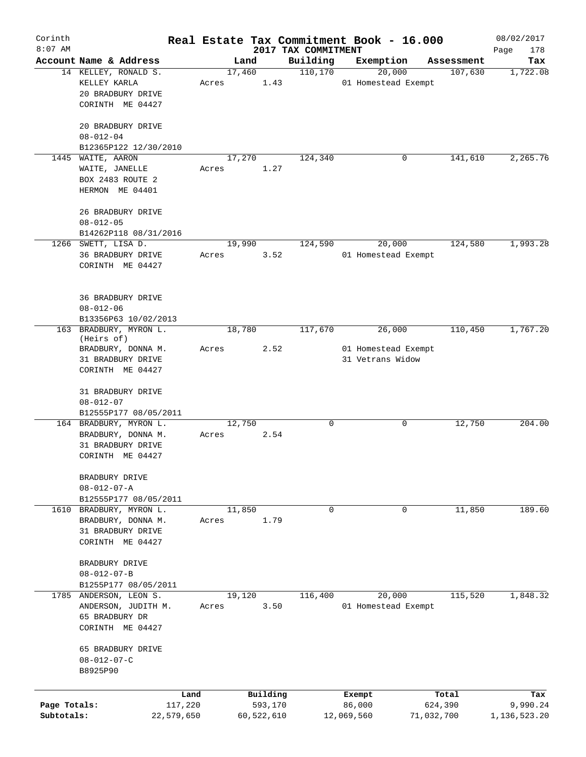Corinth 8:07 AM

# Real Estate Tax Commitment Book - 16.000

## 2017 TAX COMMITMENT

08/02/2017 Page 178

| Account | Name & Address | Land | Building | Exemption | Assessment | Tax |
|---|---|---|---|---|---|---|
| 14 | KELLEY, RONALD S.<br>KELLEY KARLA<br>20 BRADBURY DRIVE<br>CORINTH ME 04427<br><br>20 BRADBURY DRIVE<br>08-012-04<br>B12365P122 12/30/2010 | 17,460<br>Acres 1.43 | 110,170 | 20,000<br>01 Homestead Exempt | 107,630 | 1,722.08 |
| 1445 | WAITE, AARON<br>WAITE, JANELLE<br>BOX 2483 ROUTE 2<br>HERMON ME 04401<br><br>26 BRADBURY DRIVE<br>08-012-05<br>B14262P118 08/31/2016 | 17,270<br>Acres 1.27 | 124,340 | 0 | 141,610 | 2,265.76 |
| 1266 | SWETT, LISA D.<br>36 BRADBURY DRIVE<br>CORINTH ME 04427<br><br>36 BRADBURY DRIVE<br>08-012-06<br>B13356P63 10/02/2013 | 19,990<br>Acres 3.52 | 124,590 | 20,000<br>01 Homestead Exempt | 124,580 | 1,993.28 |
| 163 | BRADBURY, MYRON L.<br>(Heirs of)<br>BRADBURY, DONNA M.<br>31 BRADBURY DRIVE<br>CORINTH ME 04427<br><br>31 BRADBURY DRIVE<br>08-012-07<br>B12555P177 08/05/2011 | 18,780<br>Acres 2.52 | 117,670 | 26,000<br>01 Homestead Exempt<br>31 Vetrans Widow | 110,450 | 1,767.20 |
| 164 | BRADBURY, MYRON L.<br>BRADBURY, DONNA M.<br>31 BRADBURY DRIVE<br>CORINTH ME 04427<br><br>BRADBURY DRIVE<br>08-012-07-A<br>B12555P177 08/05/2011 | 12,750<br>Acres 2.54 | 0 | 0 | 12,750 | 204.00 |
| 1610 | BRADBURY, MYRON L.<br>BRADBURY, DONNA M.<br>31 BRADBURY DRIVE<br>CORINTH ME 04427<br><br>BRADBURY DRIVE<br>08-012-07-B<br>B1255P177 08/05/2011 | 11,850<br>Acres 1.79 | 0 | 0 | 11,850 | 189.60 |
| 1785 | ANDERSON, LEON S.<br>ANDERSON, JUDITH M.<br>65 BRADBURY DR<br>CORINTH ME 04427<br><br>65 BRADBURY DRIVE<br>08-012-07-C<br>B8925P90 | 19,120<br>Acres 3.50 | 116,400 | 20,000<br>01 Homestead Exempt | 115,520 | 1,848.32 |

| | Land | Building | Exempt | Total | Tax |
|---|---|---|---|---|---|
| Page Totals: | 117,220 | 593,170 | 86,000 | 624,390 | 9,990.24 |
| Subtotals: | 22,579,650 | 60,522,610 | 12,069,560 | 71,032,700 | 1,136,523.20 |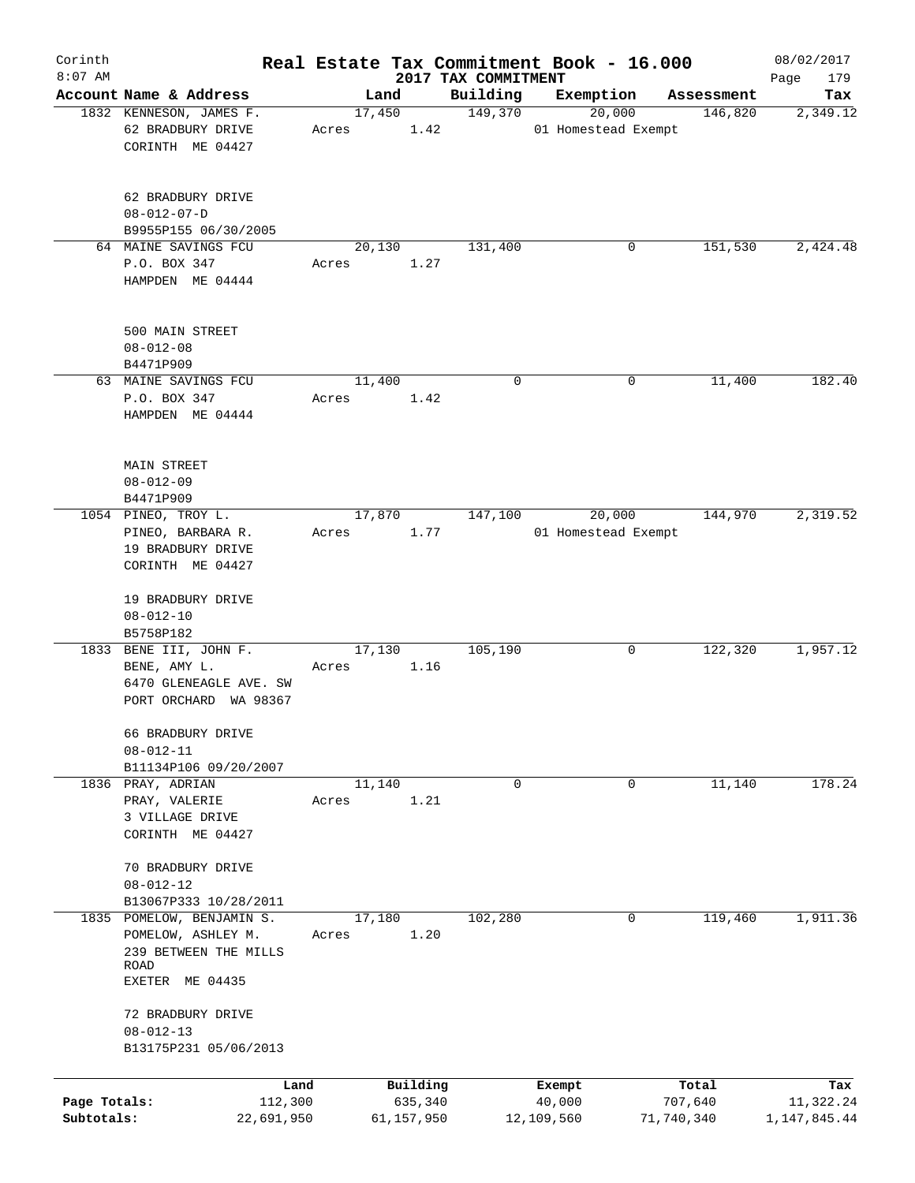# Real Estate Tax Commitment Book - 16.000

Corinth
8:07 AM

2017 TAX COMMITMENT

08/02/2017
Page 179

| Account Name & Address | Land | Building | Exemption | Assessment | Tax |
|---|---|---|---|---|---|
| 1832 KENNESON, JAMES F.<br>62 BRADBURY DRIVE<br>CORINTH ME 04427<br><br>62 BRADBURY DRIVE<br>08-012-07-D<br>B9955P155 06/30/2005 | 17,450<br>Acres 1.42 | 149,370 | 20,000<br>01 Homestead Exempt | 146,820 | 2,349.12 |
| 64 MAINE SAVINGS FCU<br>P.O. BOX 347<br>HAMPDEN ME 04444<br><br>500 MAIN STREET<br>08-012-08<br>B4471P909 | 20,130<br>Acres 1.27 | 131,400 | 0 | 151,530 | 2,424.48 |
| 63 MAINE SAVINGS FCU<br>P.O. BOX 347<br>HAMPDEN ME 04444<br><br>MAIN STREET<br>08-012-09<br>B4471P909 | 11,400<br>Acres 1.42 | 0 | 0 | 11,400 | 182.40 |
| 1054 PINEO, TROY L.<br>PINEO, BARBARA R.<br>19 BRADBURY DRIVE<br>CORINTH ME 04427<br><br>19 BRADBURY DRIVE<br>08-012-10<br>B5758P182 | 17,870<br>Acres 1.77 | 147,100 | 20,000<br>01 Homestead Exempt | 144,970 | 2,319.52 |
| 1833 BENE III, JOHN F.<br>BENE, AMY L.<br>6470 GLENEAGLE AVE. SW<br>PORT ORCHARD WA 98367<br><br>66 BRADBURY DRIVE<br>08-012-11<br>B11134P106 09/20/2007 | 17,130<br>Acres 1.16 | 105,190 | 0 | 122,320 | 1,957.12 |
| 1836 PRAY, ADRIAN<br>PRAY, VALERIE<br>3 VILLAGE DRIVE<br>CORINTH ME 04427<br><br>70 BRADBURY DRIVE<br>08-012-12<br>B13067P333 10/28/2011 | 11,140<br>Acres 1.21 | 0 | 0 | 11,140 | 178.24 |
| 1835 POMELOW, BENJAMIN S.<br>POMELOW, ASHLEY M.<br>239 BETWEEN THE MILLS ROAD<br>EXETER ME 04435<br><br>72 BRADBURY DRIVE<br>08-012-13<br>B13175P231 05/06/2013 | 17,180<br>Acres 1.20 | 102,280 | 0 | 119,460 | 1,911.36 |

| | Land | Building | Exempt | Total | Tax |
|---|---|---|---|---|---|
| Page Totals: | 112,300 | 635,340 | 40,000 | 707,640 | 11,322.24 |
| Subtotals: | 22,691,950 | 61,157,950 | 12,109,560 | 71,740,340 | 1,147,845.44 |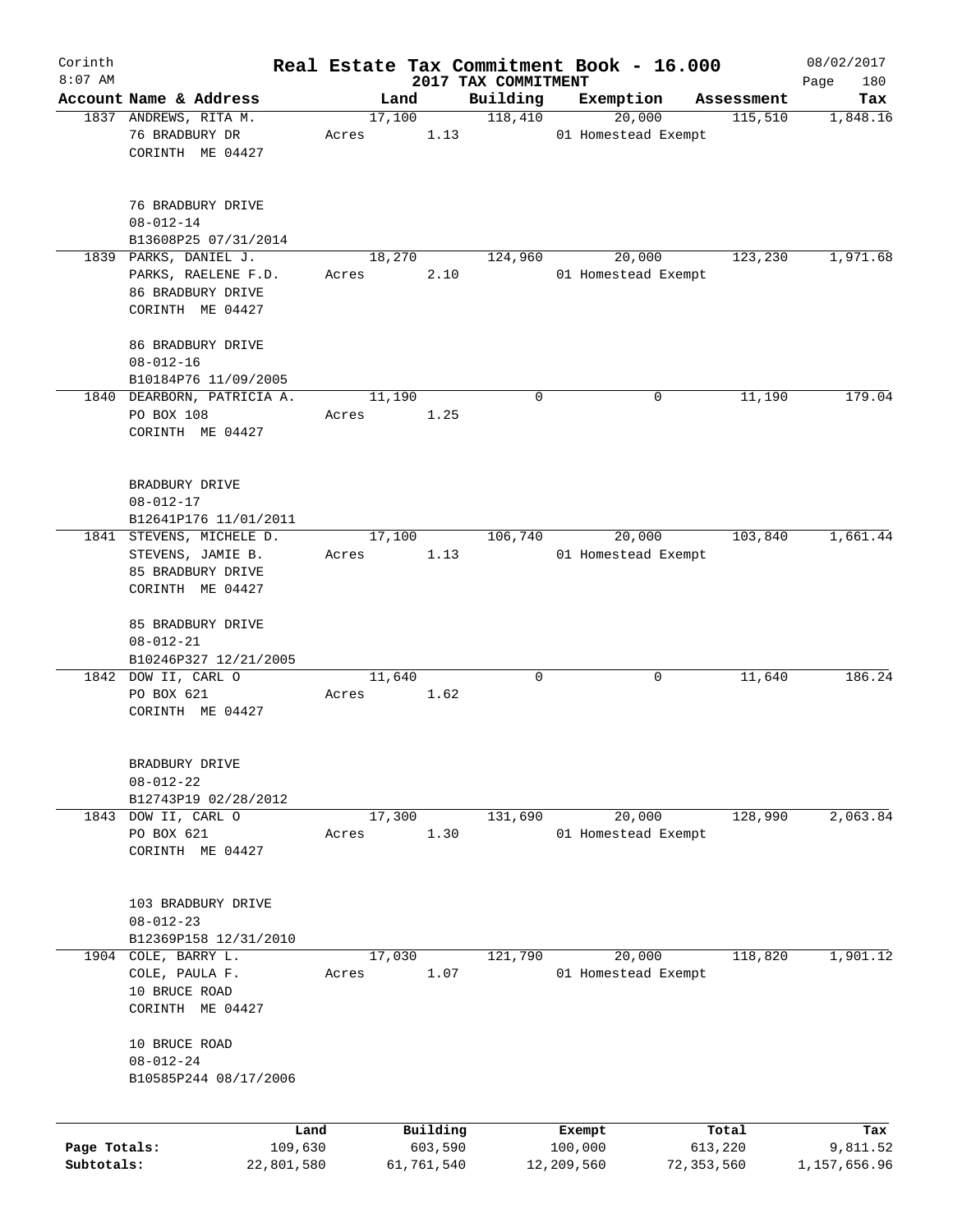Corinth 8:07 AM

# Real Estate Tax Commitment Book - 16.000

2017 TAX COMMITMENT

08/02/2017

| Account | Name & Address | Land | Building | Exemption | Assessment | Tax |
|---|---|---|---|---|---|---|
| 1837 | ANDREWS, RITA M.<br>76 BRADBURY DR<br>CORINTH ME 04427<br><br>76 BRADBURY DRIVE<br>08-012-14<br>B13608P25 07/31/2014 | 17,100<br>Acres 1.13 | 118,410 | 20,000<br>01 Homestead Exempt | 115,510 | 1,848.16 |
| 1839 | PARKS, DANIEL J.<br>PARKS, RAELENE F.D.<br>86 BRADBURY DRIVE<br>CORINTH ME 04427<br><br>86 BRADBURY DRIVE<br>08-012-16<br>B10184P76 11/09/2005 | 18,270<br>Acres 2.10 | 124,960 | 20,000<br>01 Homestead Exempt | 123,230 | 1,971.68 |
| 1840 | DEARBORN, PATRICIA A.<br>PO BOX 108<br>CORINTH ME 04427<br><br>BRADBURY DRIVE<br>08-012-17<br>B12641P176 11/01/2011 | 11,190<br>Acres 1.25 | 0 | 0 | 11,190 | 179.04 |
| 1841 | STEVENS, MICHELE D.<br>STEVENS, JAMIE B.<br>85 BRADBURY DRIVE<br>CORINTH ME 04427<br><br>85 BRADBURY DRIVE<br>08-012-21<br>B10246P327 12/21/2005 | 17,100<br>Acres 1.13 | 106,740 | 20,000<br>01 Homestead Exempt | 103,840 | 1,661.44 |
| 1842 | DOW II, CARL O<br>PO BOX 621<br>CORINTH ME 04427<br><br>BRADBURY DRIVE<br>08-012-22<br>B12743P19 02/28/2012 | 11,640<br>Acres 1.62 | 0 | 0 | 11,640 | 186.24 |
| 1843 | DOW II, CARL O<br>PO BOX 621<br>CORINTH ME 04427<br><br>103 BRADBURY DRIVE<br>08-012-23<br>B12369P158 12/31/2010 | 17,300<br>Acres 1.30 | 131,690 | 20,000<br>01 Homestead Exempt | 128,990 | 2,063.84 |
| 1904 | COLE, BARRY L.<br>COLE, PAULA F.<br>10 BRUCE ROAD<br>CORINTH ME 04427<br><br>10 BRUCE ROAD<br>08-012-24<br>B10585P244 08/17/2006 | 17,030<br>Acres 1.07 | 121,790 | 20,000<br>01 Homestead Exempt | 118,820 | 1,901.12 |

| | Land | Building | Exempt | Total | Tax |
|---|---|---|---|---|---|
| Page Totals: | 109,630 | 603,590 | 100,000 | 613,220 | 9,811.52 |
| Subtotals: | 22,801,580 | 61,761,540 | 12,209,560 | 72,353,560 | 1,157,656.96 |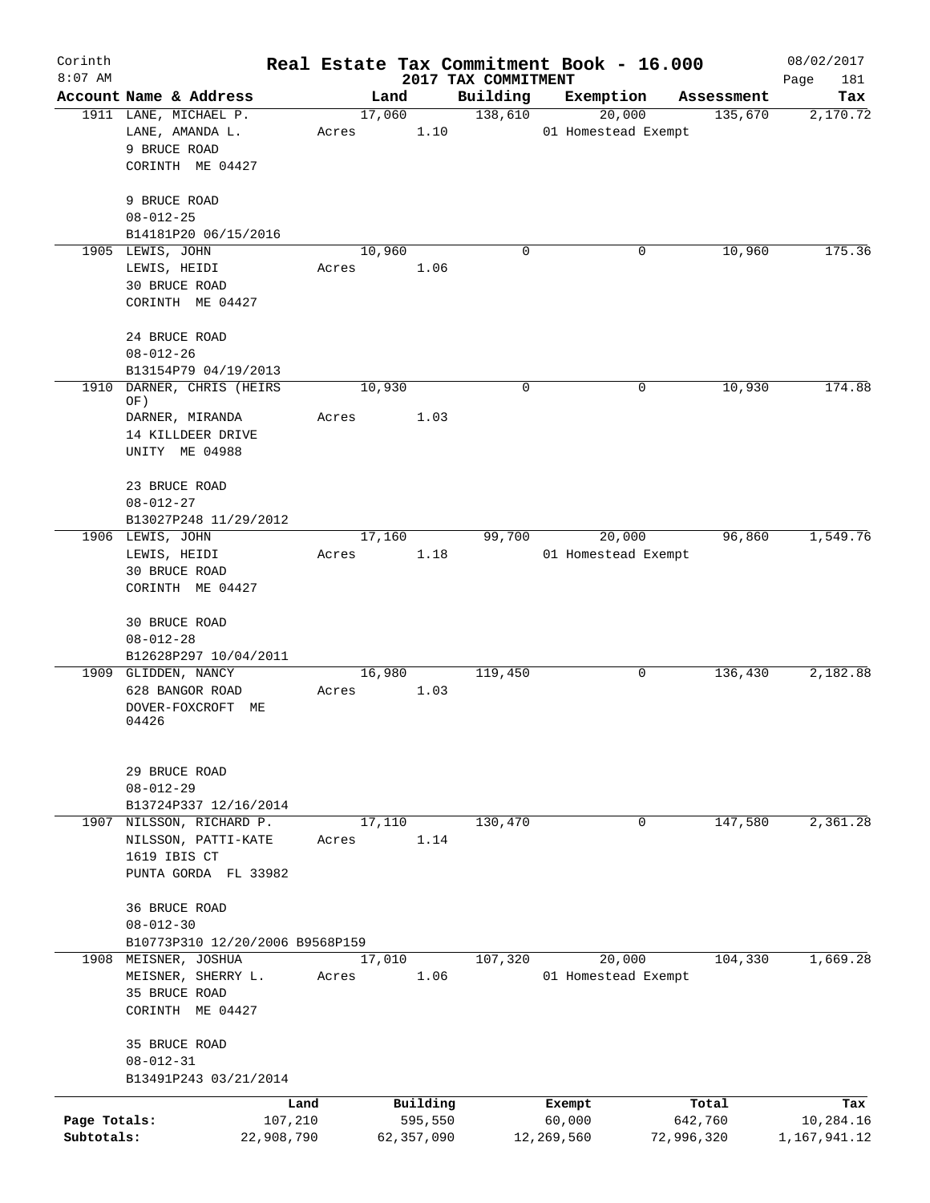# Real Estate Tax Commitment Book - 16.000

Corinth
8:07 AM

2017 TAX COMMITMENT

08/02/2017
Page 181

| Account Name & Address | Land | Building | Exemption | Assessment | Tax |
|---|---|---|---|---|---|
| 1911 LANE, MICHAEL P.<br>LANE, AMANDA L.<br>9 BRUCE ROAD<br>CORINTH ME 04427<br><br>9 BRUCE ROAD<br>08-012-25<br>B14181P20 06/15/2016 | 17,060<br>Acres 1.10 | 138,610 | 20,000<br>01 Homestead Exempt | 135,670 | 2,170.72 |
| 1905 LEWIS, JOHN<br>LEWIS, HEIDI<br>30 BRUCE ROAD<br>CORINTH ME 04427<br><br>24 BRUCE ROAD<br>08-012-26<br>B13154P79 04/19/2013 | 10,960<br>Acres 1.06 | 0 | 0 | 10,960 | 175.36 |
| 1910 DARNER, CHRIS (HEIRS OF)<br>DARNER, MIRANDA<br>14 KILLDEER DRIVE<br>UNITY ME 04988<br><br>23 BRUCE ROAD<br>08-012-27<br>B13027P248 11/29/2012 | 10,930<br>Acres 1.03 | 0 | 0 | 10,930 | 174.88 |
| 1906 LEWIS, JOHN<br>LEWIS, HEIDI<br>30 BRUCE ROAD<br>CORINTH ME 04427<br><br>30 BRUCE ROAD<br>08-012-28<br>B12628P297 10/04/2011 | 17,160<br>Acres 1.18 | 99,700 | 20,000<br>01 Homestead Exempt | 96,860 | 1,549.76 |
| 1909 GLIDDEN, NANCY<br>628 BANGOR ROAD<br>DOVER-FOXCROFT ME 04426<br><br>29 BRUCE ROAD<br>08-012-29<br>B13724P337 12/16/2014 | 16,980<br>Acres 1.03 | 119,450 | 0 | 136,430 | 2,182.88 |
| 1907 NILSSON, RICHARD P.<br>NILSSON, PATTI-KATE<br>1619 IBIS CT<br>PUNTA GORDA FL 33982<br><br>36 BRUCE ROAD<br>08-012-30<br>B10773P310 12/20/2006 B9568P159 | 17,110<br>Acres 1.14 | 130,470 | 0 | 147,580 | 2,361.28 |
| 1908 MEISNER, JOSHUA<br>MEISNER, SHERRY L.<br>35 BRUCE ROAD<br>CORINTH ME 04427<br><br>35 BRUCE ROAD<br>08-012-31<br>B13491P243 03/21/2014 | 17,010<br>Acres 1.06 | 107,320 | 20,000<br>01 Homestead Exempt | 104,330 | 1,669.28 |

| | Land | Building | Exempt | Total | Tax |
|---|---|---|---|---|---|
| Page Totals: | 107,210 | 595,550 | 60,000 | 642,760 | 10,284.16 |
| Subtotals: | 22,908,790 | 62,357,090 | 12,269,560 | 72,996,320 | 1,167,941.12 |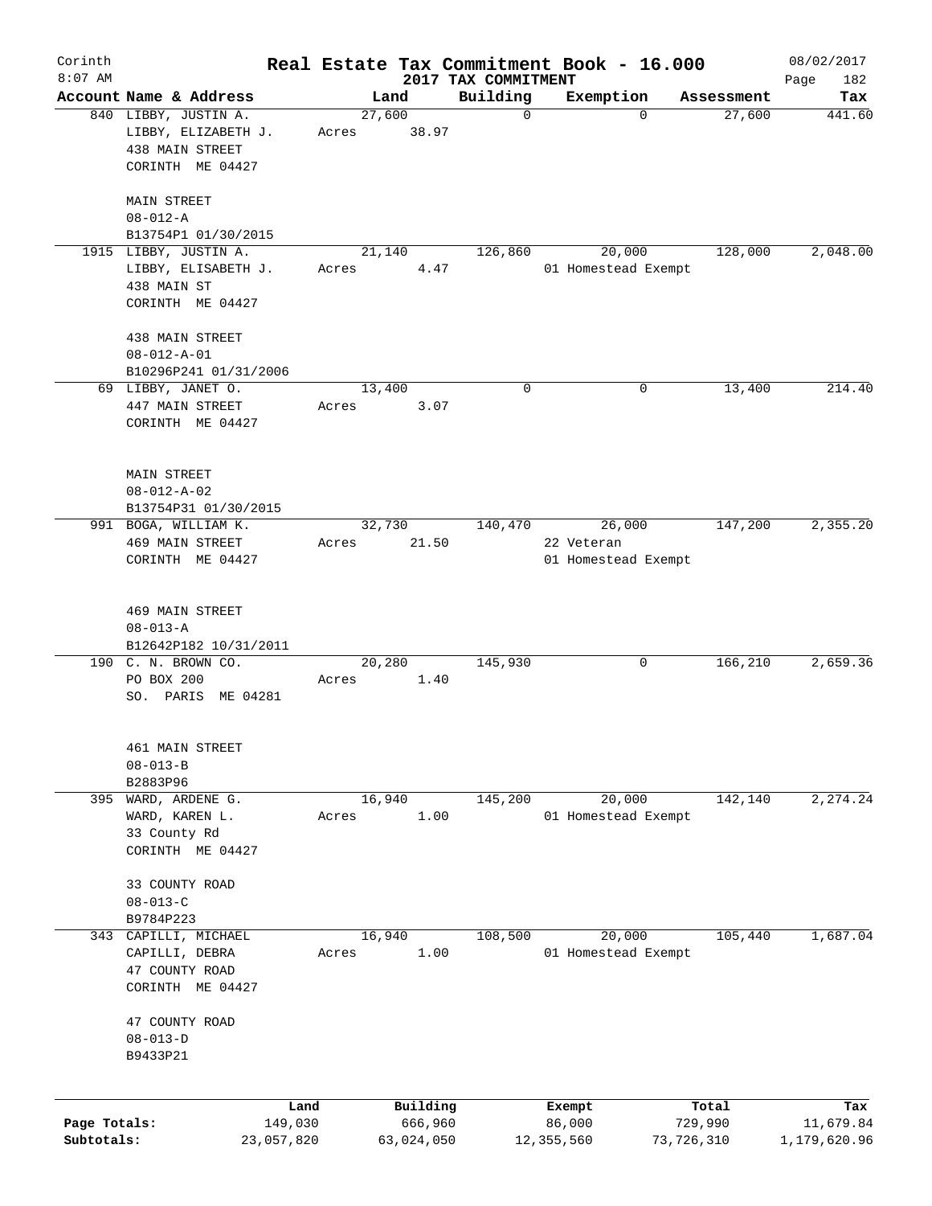Corinth 8:07 AM

# Real Estate Tax Commitment Book - 16.000

2017 TAX COMMITMENT

08/02/2017 Page 182

| Account | Name & Address | Land | Building | Exemption | Assessment | Tax |
|---|---|---|---|---|---|---|
| 840 | LIBBY, JUSTIN A.<br>LIBBY, ELIZABETH J.<br>438 MAIN STREET<br>CORINTH ME 04427<br><br>MAIN STREET<br>08-012-A<br>B13754P1 01/30/2015 | 27,600<br>Acres 38.97 | 0 | 0 | 27,600 | 441.60 |
| 1915 | LIBBY, JUSTIN A.<br>LIBBY, ELISABETH J.<br>438 MAIN ST<br>CORINTH ME 04427<br><br>438 MAIN STREET<br>08-012-A-01<br>B10296P241 01/31/2006 | 21,140<br>Acres 4.47 | 126,860 | 20,000<br>01 Homestead Exempt | 128,000 | 2,048.00 |
| 69 | LIBBY, JANET O.<br>447 MAIN STREET<br>CORINTH ME 04427<br><br>MAIN STREET<br>08-012-A-02<br>B13754P31 01/30/2015 | 13,400<br>Acres 3.07 | 0 | 0 | 13,400 | 214.40 |
| 991 | BOGA, WILLIAM K.<br>469 MAIN STREET<br>CORINTH ME 04427<br><br>469 MAIN STREET<br>08-013-A<br>B12642P182 10/31/2011 | 32,730<br>Acres 21.50 | 140,470 | 26,000<br>22 Veteran<br>01 Homestead Exempt | 147,200 | 2,355.20 |
| 190 | C. N. BROWN CO.<br>PO BOX 200<br>SO. PARIS ME 04281<br><br>461 MAIN STREET<br>08-013-B<br>B2883P96 | 20,280<br>Acres 1.40 | 145,930 | 0 | 166,210 | 2,659.36 |
| 395 | WARD, ARDENE G.<br>WARD, KAREN L.<br>33 County Rd<br>CORINTH ME 04427<br><br>33 COUNTY ROAD<br>08-013-C<br>B9784P223 | 16,940<br>Acres 1.00 | 145,200 | 20,000<br>01 Homestead Exempt | 142,140 | 2,274.24 |
| 343 | CAPILLI, MICHAEL<br>CAPILLI, DEBRA<br>47 COUNTY ROAD<br>CORINTH ME 04427<br><br>47 COUNTY ROAD<br>08-013-D<br>B9433P21 | 16,940<br>Acres 1.00 | 108,500 | 20,000<br>01 Homestead Exempt | 105,440 | 1,687.04 |

| | Land | Building | Exempt | Total | Tax |
|---|---|---|---|---|---|
| Page Totals: | 149,030 | 666,960 | 86,000 | 729,990 | 11,679.84 |
| Subtotals: | 23,057,820 | 63,024,050 | 12,355,560 | 73,726,310 | 1,179,620.96 |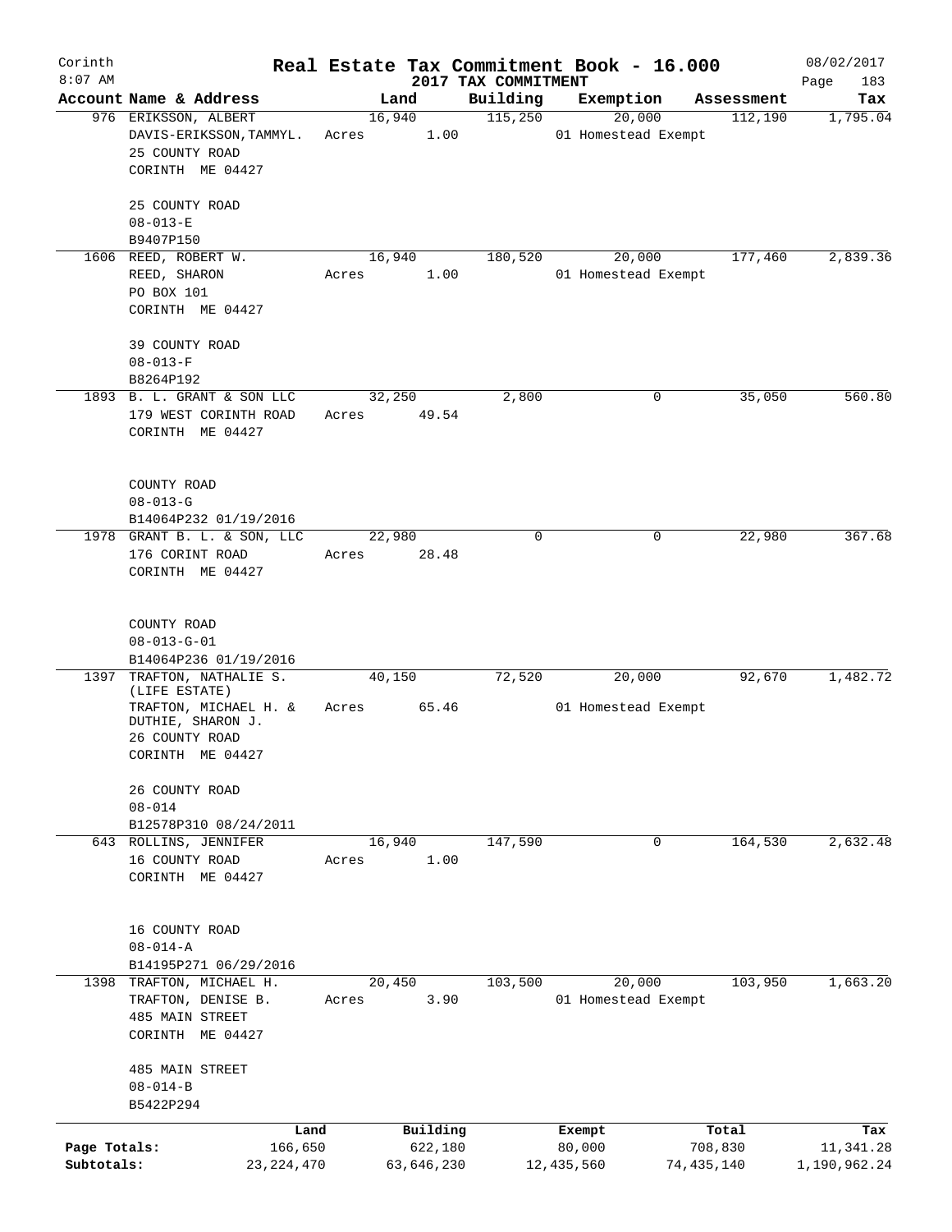Corinth 8:07 AM

# Real Estate Tax Commitment Book - 16.000

2017 TAX COMMITMENT

08/02/2017

| Account | Name & Address | Land | Building | Exemption | Assessment | Tax |
|---|---|---|---|---|---|---|
| 976 | ERIKSSON, ALBERT<br>DAVIS-ERIKSSON,TAMMYL.<br>25 COUNTY ROAD<br>CORINTH ME 04427<br><br>25 COUNTY ROAD<br>08-013-E<br>B9407P150 | 16,940<br>Acres 1.00 | 115,250 | 20,000<br>01 Homestead Exempt | 112,190 | 1,795.04 |
| 1606 | REED, ROBERT W.<br>REED, SHARON<br>PO BOX 101<br>CORINTH ME 04427<br><br>39 COUNTY ROAD<br>08-013-F<br>B8264P192 | 16,940<br>Acres 1.00 | 180,520 | 20,000<br>01 Homestead Exempt | 177,460 | 2,839.36 |
| 1893 | B. L. GRANT & SON LLC<br>179 WEST CORINTH ROAD<br>CORINTH ME 04427<br><br>COUNTY ROAD<br>08-013-G<br>B14064P232 01/19/2016 | 32,250<br>Acres 49.54 | 2,800 | 0 | 35,050 | 560.80 |
| 1978 | GRANT B. L. & SON, LLC<br>176 CORINT ROAD<br>CORINTH ME 04427<br><br>COUNTY ROAD<br>08-013-G-01<br>B14064P236 01/19/2016 | 22,980<br>Acres 28.48 | 0 | 0 | 22,980 | 367.68 |
| 1397 | TRAFTON, NATHALIE S. (LIFE ESTATE)<br>TRAFTON, MICHAEL H. & DUTHIE, SHARON J.<br>26 COUNTY ROAD<br>CORINTH ME 04427<br><br>26 COUNTY ROAD<br>08-014<br>B12578P310 08/24/2011 | 40,150<br>Acres 65.46 | 72,520 | 20,000<br>01 Homestead Exempt | 92,670 | 1,482.72 |
| 643 | ROLLINS, JENNIFER<br>16 COUNTY ROAD<br>CORINTH ME 04427<br><br>16 COUNTY ROAD<br>08-014-A<br>B14195P271 06/29/2016 | 16,940<br>Acres 1.00 | 147,590 | 0 | 164,530 | 2,632.48 |
| 1398 | TRAFTON, MICHAEL H.<br>TRAFTON, DENISE B.<br>485 MAIN STREET<br>CORINTH ME 04427<br><br>485 MAIN STREET<br>08-014-B<br>B5422P294 | 20,450<br>Acres 3.90 | 103,500 | 20,000<br>01 Homestead Exempt | 103,950 | 1,663.20 |

| | Land | Building | Exempt | Total | Tax |
|---|---|---|---|---|---|
| Page Totals: | 166,650 | 622,180 | 80,000 | 708,830 | 11,341.28 |
| Subtotals: | 23,224,470 | 63,646,230 | 12,435,560 | 74,435,140 | 1,190,962.24 |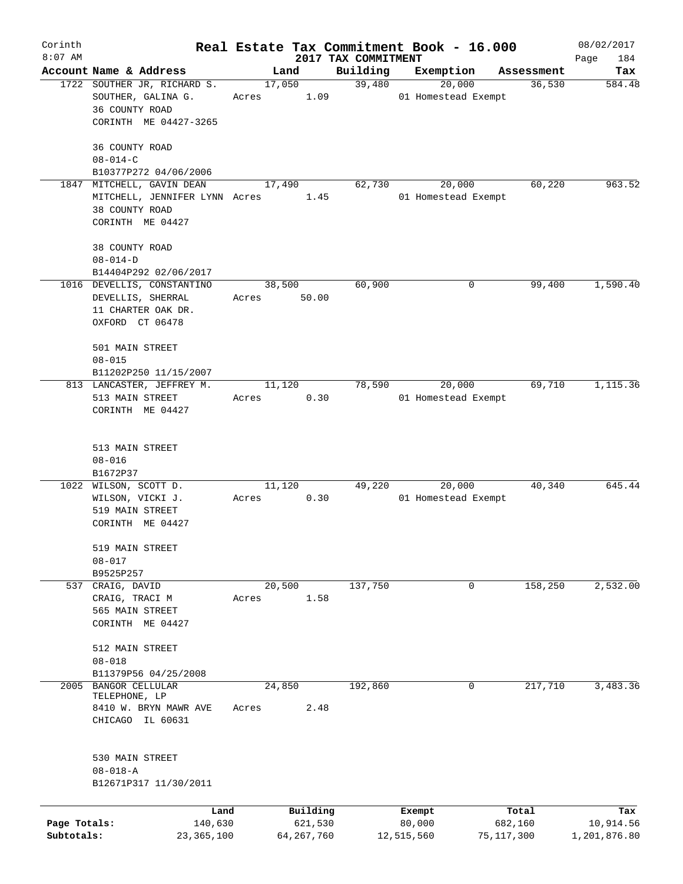Corinth 8:07 AM

# Real Estate Tax Commitment Book - 16.000

2017 TAX COMMITMENT

08/02/2017 Page 184

| Account | Name & Address | Land | Building | Exemption | Assessment | Tax |
|---|---|---|---|---|---|---|
| 1722 | SOUTHER JR, RICHARD S.<br>SOUTHER, GALINA G.<br>36 COUNTY ROAD<br>CORINTH ME 04427-3265<br><br>36 COUNTY ROAD<br>08-014-C<br>B10377P272 04/06/2006 | 17,050<br>Acres 1.09 | 39,480 | 20,000<br>01 Homestead Exempt | 36,530 | 584.48 |
| 1847 | MITCHELL, GAVIN DEAN<br>MITCHELL, JENNIFER LYNN<br>38 COUNTY ROAD<br>CORINTH ME 04427<br><br>38 COUNTY ROAD<br>08-014-D<br>B14404P292 02/06/2017 | 17,490<br>Acres 1.45 | 62,730 | 20,000<br>01 Homestead Exempt | 60,220 | 963.52 |
| 1016 | DEVELLIS, CONSTANTINO<br>DEVELLIS, SHERRAL<br>11 CHARTER OAK DR.<br>OXFORD CT 06478<br><br>501 MAIN STREET<br>08-015<br>B11202P250 11/15/2007 | 38,500<br>Acres 50.00 | 60,900 | 0 | 99,400 | 1,590.40 |
| 813 | LANCASTER, JEFFREY M.<br>513 MAIN STREET<br>CORINTH ME 04427<br><br>513 MAIN STREET<br>08-016<br>B1672P37 | 11,120<br>Acres 0.30 | 78,590 | 20,000<br>01 Homestead Exempt | 69,710 | 1,115.36 |
| 1022 | WILSON, SCOTT D.<br>WILSON, VICKI J.<br>519 MAIN STREET<br>CORINTH ME 04427<br><br>519 MAIN STREET<br>08-017<br>B9525P257 | 11,120<br>Acres 0.30 | 49,220 | 20,000<br>01 Homestead Exempt | 40,340 | 645.44 |
| 537 | CRAIG, DAVID<br>CRAIG, TRACI M<br>565 MAIN STREET<br>CORINTH ME 04427<br><br>512 MAIN STREET<br>08-018<br>B11379P56 04/25/2008 | 20,500<br>Acres 1.58 | 137,750 | 0 | 158,250 | 2,532.00 |
| 2005 | BANGOR CELLULAR TELEPHONE, LP<br>8410 W. BRYN MAWR AVE<br>CHICAGO IL 60631<br><br>530 MAIN STREET<br>08-018-A<br>B12671P317 11/30/2011 | 24,850<br>Acres 2.48 | 192,860 | 0 | 217,710 | 3,483.36 |

| | Land | Building | Exempt | Total | Tax |
|---|---|---|---|---|---|
| Page Totals: | 140,630 | 621,530 | 80,000 | 682,160 | 10,914.56 |
| Subtotals: | 23,365,100 | 64,267,760 | 12,515,560 | 75,117,300 | 1,201,876.80 |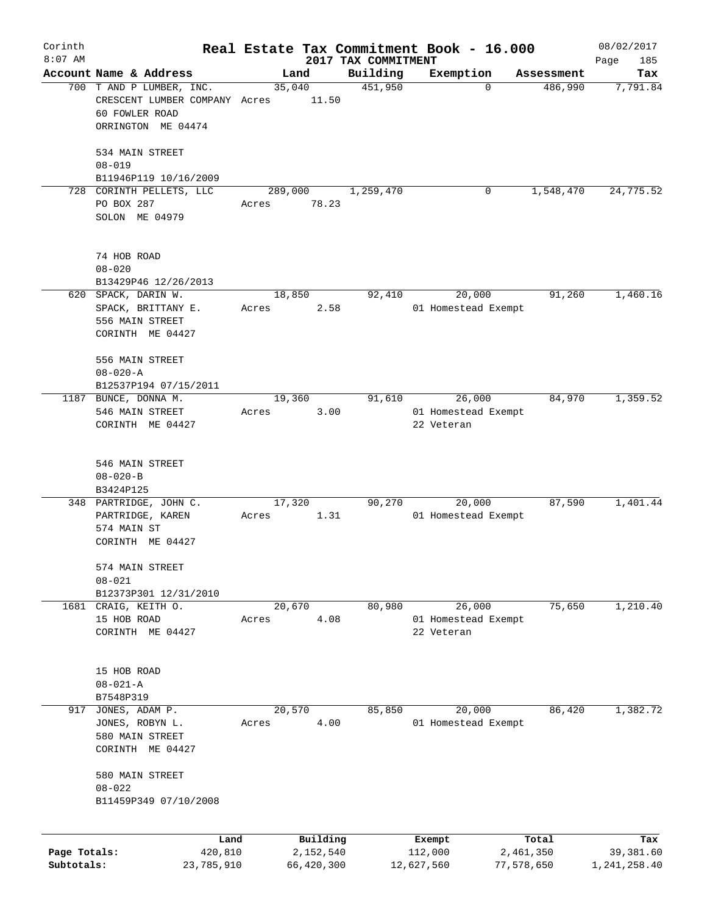# Real Estate Tax Commitment Book - 16.000

Corinth
8:07 AM

2017 TAX COMMITMENT

08/02/2017

| Account | Name & Address | Land | Building | Exemption | Assessment | Tax |
|---|---|---|---|---|---|---|
| 700 | T AND P LUMBER, INC.<br>CRESCENT LUMBER COMPANY<br>60 FOWLER ROAD<br>ORRINGTON ME 04474<br><br>534 MAIN STREET<br>08-019<br>B11946P119 10/16/2009 | 35,040<br>Acres 11.50 | 451,950 | 0 | 486,990 | 7,791.84 |
| 728 | CORINTH PELLETS, LLC<br>PO BOX 287<br>SOLON ME 04979<br><br>74 HOB ROAD<br>08-020<br>B13429P46 12/26/2013 | 289,000<br>Acres 78.23 | 1,259,470 | 0 | 1,548,470 | 24,775.52 |
| 620 | SPACK, DARIN W.<br>SPACK, BRITTANY E.<br>556 MAIN STREET<br>CORINTH ME 04427<br><br>556 MAIN STREET<br>08-020-A<br>B12537P194 07/15/2011 | 18,850<br>Acres 2.58 | 92,410 | 20,000<br>01 Homestead Exempt | 91,260 | 1,460.16 |
| 1187 | BUNCE, DONNA M.<br>546 MAIN STREET<br>CORINTH ME 04427<br><br>546 MAIN STREET<br>08-020-B<br>B3424P125 | 19,360<br>Acres 3.00 | 91,610 | 26,000<br>01 Homestead Exempt<br>22 Veteran | 84,970 | 1,359.52 |
| 348 | PARTRIDGE, JOHN C.<br>PARTRIDGE, KAREN<br>574 MAIN ST<br>CORINTH ME 04427<br><br>574 MAIN STREET<br>08-021<br>B12373P301 12/31/2010 | 17,320<br>Acres 1.31 | 90,270 | 20,000<br>01 Homestead Exempt | 87,590 | 1,401.44 |
| 1681 | CRAIG, KEITH O.<br>15 HOB ROAD<br>CORINTH ME 04427<br><br>15 HOB ROAD<br>08-021-A<br>B7548P319 | 20,670<br>Acres 4.08 | 80,980 | 26,000<br>01 Homestead Exempt<br>22 Veteran | 75,650 | 1,210.40 |
| 917 | JONES, ADAM P.<br>JONES, ROBYN L.<br>580 MAIN STREET<br>CORINTH ME 04427<br><br>580 MAIN STREET<br>08-022<br>B11459P349 07/10/2008 | 20,570<br>Acres 4.00 | 85,850 | 20,000<br>01 Homestead Exempt | 86,420 | 1,382.72 |

| | Land | Building | Exempt | Total | Tax |
|---|---|---|---|---|---|
| Page Totals: | 420,810 | 2,152,540 | 112,000 | 2,461,350 | 39,381.60 |
| Subtotals: | 23,785,910 | 66,420,300 | 12,627,560 | 77,578,650 | 1,241,258.40 |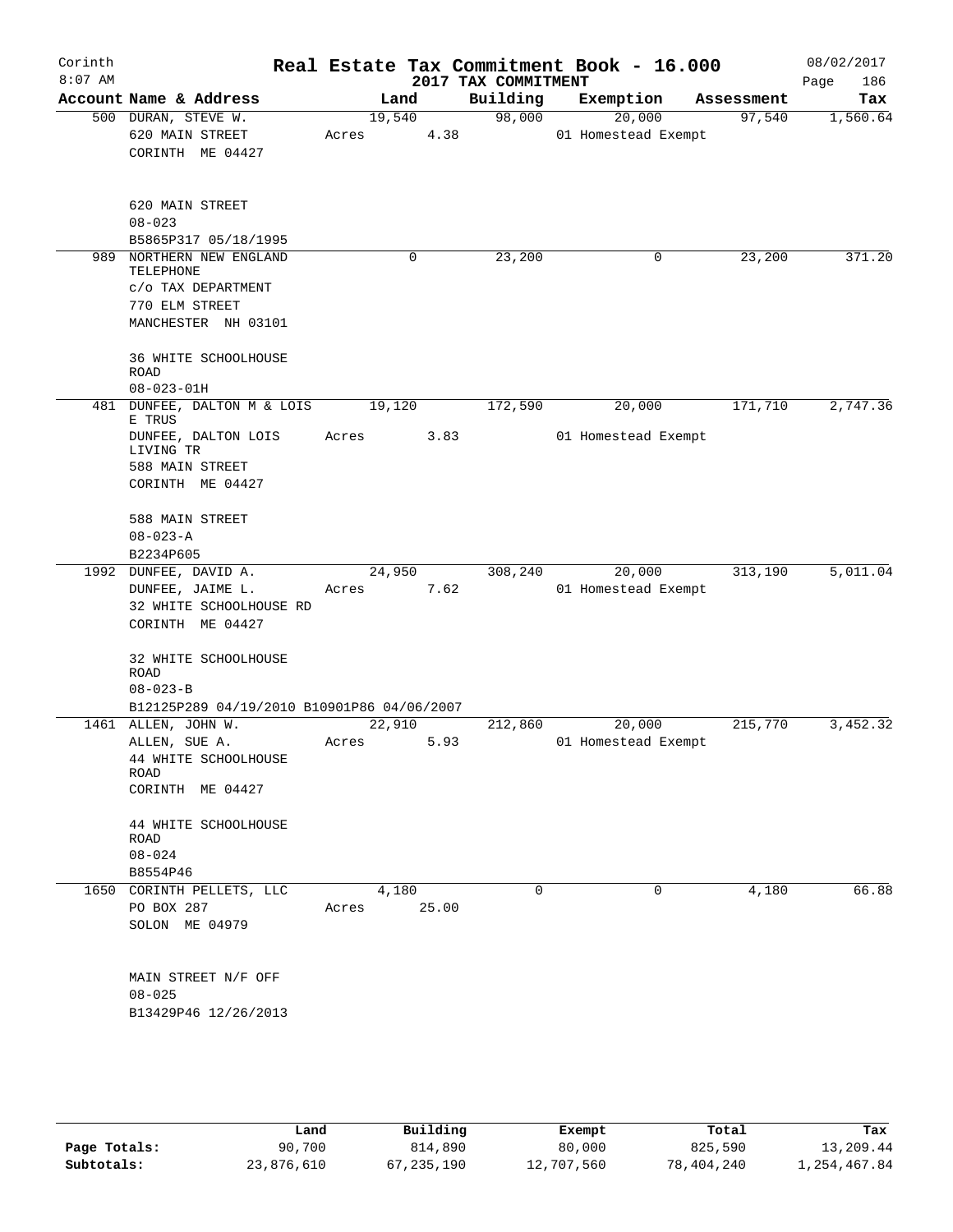# Real Estate Tax Commitment Book - 16.000

Corinth
8:07 AM

2017 TAX COMMITMENT

08/02/2017

| Account Name & Address | Land | Building | Exemption | Assessment | Tax |
|---|---|---|---|---|---|
| 500 DURAN, STEVE W.<br>620 MAIN STREET<br>CORINTH ME 04427<br><br>620 MAIN STREET<br>08-023<br>B5865P317 05/18/1995 | 19,540<br>Acres 4.38 | 98,000 | 20,000<br>01 Homestead Exempt | 97,540 | 1,560.64 |
| 989 NORTHERN NEW ENGLAND TELEPHONE<br>c/o TAX DEPARTMENT<br>770 ELM STREET<br>MANCHESTER NH 03101<br><br>36 WHITE SCHOOLHOUSE ROAD<br>08-023-01H | 0 | 23,200 | 0 | 23,200 | 371.20 |
| 481 DUNFEE, DALTON M & LOIS E TRUS<br>DUNFEE, DALTON LOIS LIVING TR<br>588 MAIN STREET<br>CORINTH ME 04427<br><br>588 MAIN STREET<br>08-023-A<br>B2234P605 | 19,120<br>Acres 3.83 | 172,590 | 20,000<br>01 Homestead Exempt | 171,710 | 2,747.36 |
| 1992 DUNFEE, DAVID A.<br>DUNFEE, JAIME L.<br>32 WHITE SCHOOLHOUSE RD<br>CORINTH ME 04427<br><br>32 WHITE SCHOOLHOUSE ROAD<br>08-023-B<br>B12125P289 04/19/2010 B10901P86 04/06/2007 | 24,950<br>Acres 7.62 | 308,240 | 20,000<br>01 Homestead Exempt | 313,190 | 5,011.04 |
| 1461 ALLEN, JOHN W.<br>ALLEN, SUE A.<br>44 WHITE SCHOOLHOUSE ROAD<br>CORINTH ME 04427<br><br>44 WHITE SCHOOLHOUSE ROAD<br>08-024<br>B8554P46 | 22,910<br>Acres 5.93 | 212,860 | 20,000<br>01 Homestead Exempt | 215,770 | 3,452.32 |
| 1650 CORINTH PELLETS, LLC<br>PO BOX 287<br>SOLON ME 04979<br><br>MAIN STREET N/F OFF<br>08-025<br>B13429P46 12/26/2013 | 4,180<br>Acres 25.00 | 0 | 0 | 4,180 | 66.88 |

| | Land | Building | Exempt | Total | Tax |
|---|---|---|---|---|---|
| Page Totals: | 90,700 | 814,890 | 80,000 | 825,590 | 13,209.44 |
| Subtotals: | 23,876,610 | 67,235,190 | 12,707,560 | 78,404,240 | 1,254,467.84 |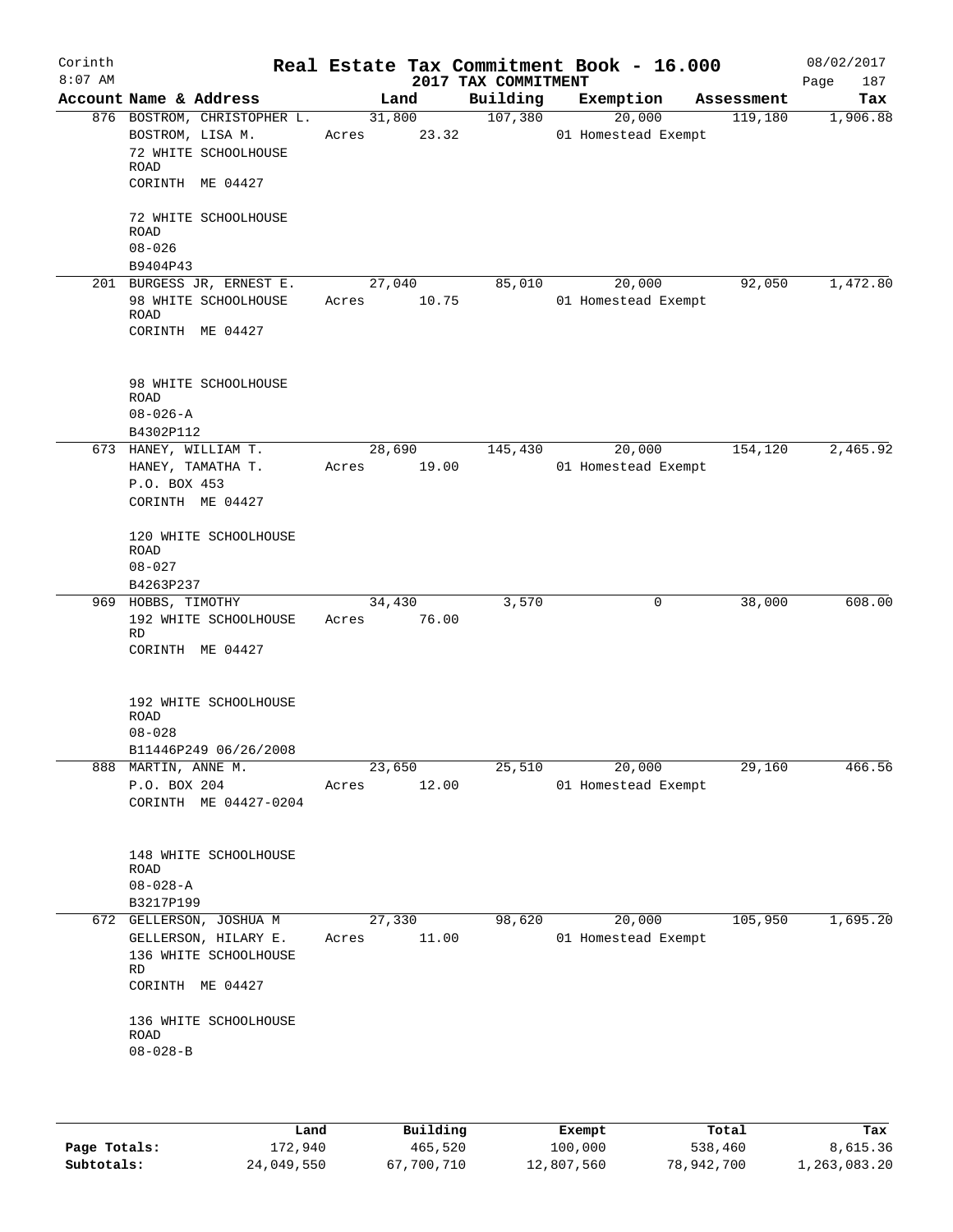# Real Estate Tax Commitment Book - 16.000

Corinth 8:07 AM — 2017 TAX COMMITMENT — 08/02/2017

| Account Name & Address | Land | Building | Exemption | Assessment | Tax |
|---|---|---|---|---|---|
| 876 BOSTROM, CHRISTOPHER L.<br>BOSTROM, LISA M.<br>72 WHITE SCHOOLHOUSE ROAD<br>CORINTH ME 04427<br><br>72 WHITE SCHOOLHOUSE ROAD<br>08-026<br>B9404P43 | 31,800<br>Acres 23.32 | 107,380 | 20,000<br>01 Homestead Exempt | 119,180 | 1,906.88 |
| 201 BURGESS JR, ERNEST E.<br>98 WHITE SCHOOLHOUSE ROAD<br>CORINTH ME 04427<br><br>98 WHITE SCHOOLHOUSE ROAD<br>08-026-A<br>B4302P112 | 27,040<br>Acres 10.75 | 85,010 | 20,000<br>01 Homestead Exempt | 92,050 | 1,472.80 |
| 673 HANEY, WILLIAM T.<br>HANEY, TAMATHA T.<br>P.O. BOX 453<br>CORINTH ME 04427<br><br>120 WHITE SCHOOLHOUSE ROAD<br>08-027<br>B4263P237 | 28,690<br>Acres 19.00 | 145,430 | 20,000<br>01 Homestead Exempt | 154,120 | 2,465.92 |
| 969 HOBBS, TIMOTHY<br>192 WHITE SCHOOLHOUSE RD<br>CORINTH ME 04427<br><br>192 WHITE SCHOOLHOUSE ROAD<br>08-028<br>B11446P249 06/26/2008 | 34,430<br>Acres 76.00 | 3,570 | 0 | 38,000 | 608.00 |
| 888 MARTIN, ANNE M.<br>P.O. BOX 204<br>CORINTH ME 04427-0204<br><br>148 WHITE SCHOOLHOUSE ROAD<br>08-028-A<br>B3217P199 | 23,650<br>Acres 12.00 | 25,510 | 20,000<br>01 Homestead Exempt | 29,160 | 466.56 |
| 672 GELLERSON, JOSHUA M<br>GELLERSON, HILARY E.<br>136 WHITE SCHOOLHOUSE RD<br>CORINTH ME 04427<br><br>136 WHITE SCHOOLHOUSE ROAD<br>08-028-B | 27,330<br>Acres 11.00 | 98,620 | 20,000<br>01 Homestead Exempt | 105,950 | 1,695.20 |

| | Land | Building | Exempt | Total | Tax |
|---|---|---|---|---|---|
| Page Totals: | 172,940 | 465,520 | 100,000 | 538,460 | 8,615.36 |
| Subtotals: | 24,049,550 | 67,700,710 | 12,807,560 | 78,942,700 | 1,263,083.20 |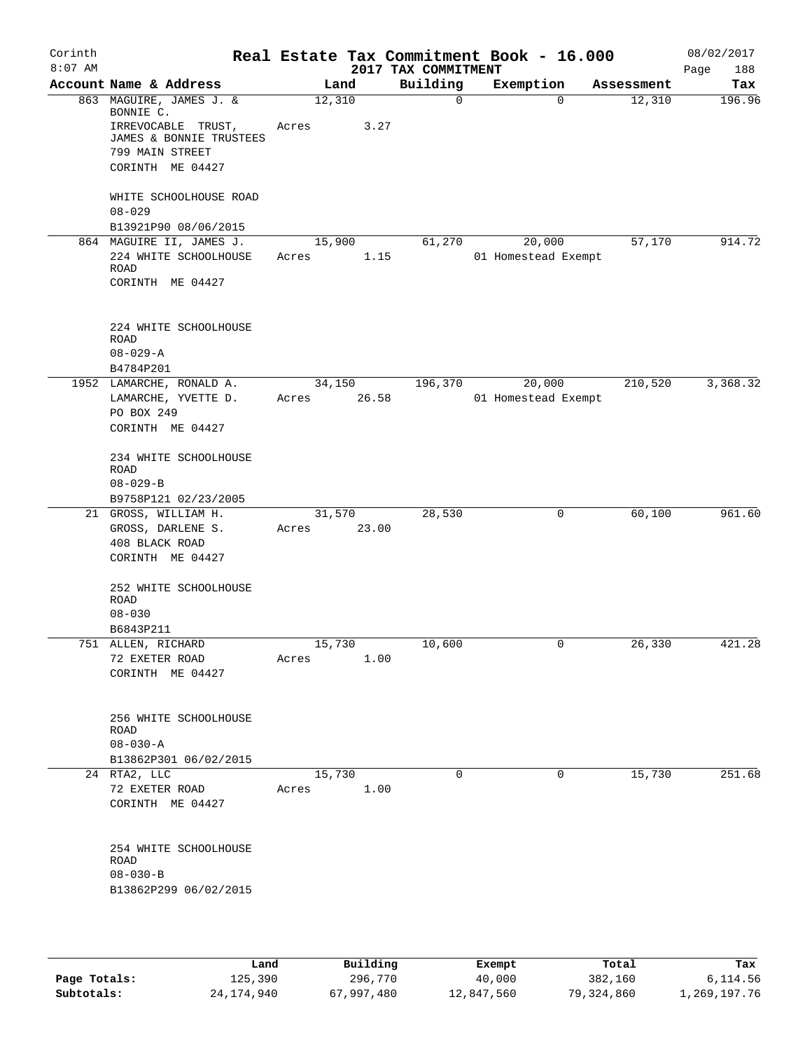Corinth 8:07 AM

# Real Estate Tax Commitment Book - 16.000

## 2017 TAX COMMITMENT

08/02/2017 Page 188

| Account Name & Address | Land | Building | Exemption | Assessment | Tax |
|---|---|---|---|---|---|
| 863 MAGUIRE, JAMES J. & BONNIE C. IRREVOCABLE TRUST, JAMES & BONNIE TRUSTEES 799 MAIN STREET CORINTH ME 04427<br>WHITE SCHOOLHOUSE ROAD<br>08-029<br>B13921P90 08/06/2015 | 12,310<br>Acres 3.27 | 0 | 0 | 12,310 | 196.96 |
| 864 MAGUIRE II, JAMES J. 224 WHITE SCHOOLHOUSE ROAD CORINTH ME 04427<br>224 WHITE SCHOOLHOUSE ROAD<br>08-029-A<br>B4784P201 | 15,900<br>Acres 1.15 | 61,270 | 20,000<br>01 Homestead Exempt | 57,170 | 914.72 |
| 1952 LAMARCHE, RONALD A. LAMARCHE, YVETTE D. PO BOX 249 CORINTH ME 04427<br>234 WHITE SCHOOLHOUSE ROAD<br>08-029-B<br>B9758P121 02/23/2005 | 34,150<br>Acres 26.58 | 196,370 | 20,000<br>01 Homestead Exempt | 210,520 | 3,368.32 |
| 21 GROSS, WILLIAM H. GROSS, DARLENE S. 408 BLACK ROAD CORINTH ME 04427<br>252 WHITE SCHOOLHOUSE ROAD<br>08-030<br>B6843P211 | 31,570<br>Acres 23.00 | 28,530 | 0 | 60,100 | 961.60 |
| 751 ALLEN, RICHARD 72 EXETER ROAD CORINTH ME 04427<br>256 WHITE SCHOOLHOUSE ROAD<br>08-030-A<br>B13862P301 06/02/2015 | 15,730<br>Acres 1.00 | 10,600 | 0 | 26,330 | 421.28 |
| 24 RTA2, LLC 72 EXETER ROAD CORINTH ME 04427<br>254 WHITE SCHOOLHOUSE ROAD<br>08-030-B<br>B13862P299 06/02/2015 | 15,730<br>Acres 1.00 | 0 | 0 | 15,730 | 251.68 |

| | Land | Building | Exempt | Total | Tax |
|---|---|---|---|---|---|
| Page Totals: | 125,390 | 296,770 | 40,000 | 382,160 | 6,114.56 |
| Subtotals: | 24,174,940 | 67,997,480 | 12,847,560 | 79,324,860 | 1,269,197.76 |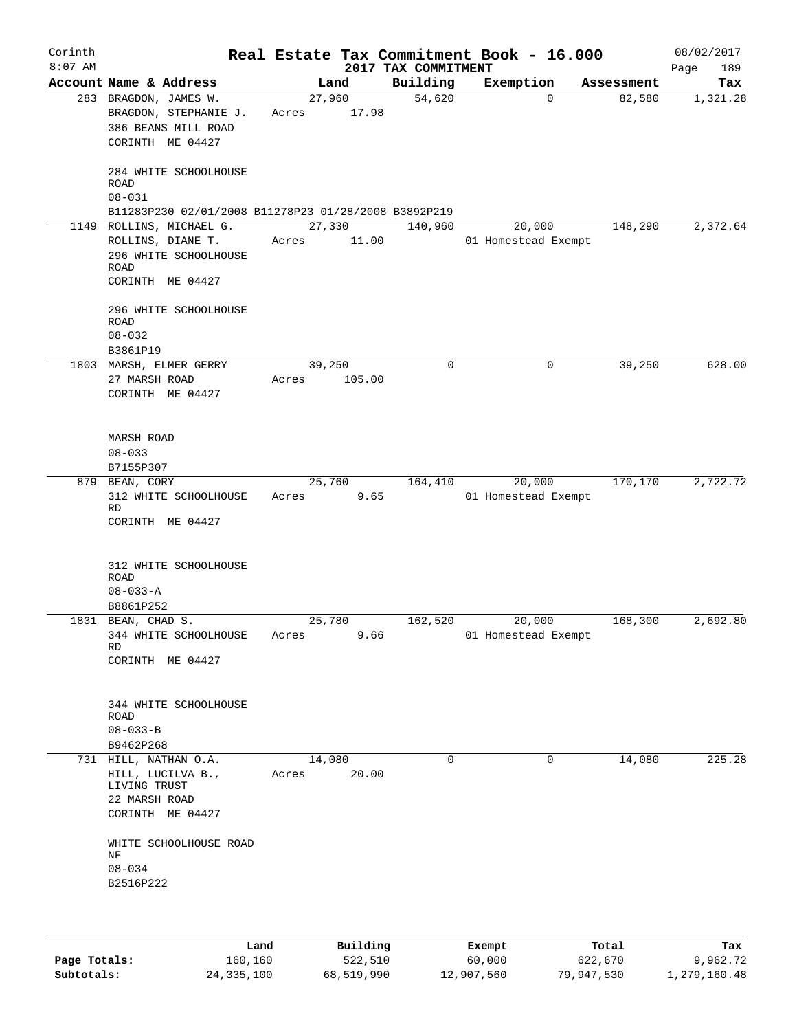# Real Estate Tax Commitment Book - 16.000

Corinth
8:07 AM

2017 TAX COMMITMENT

08/02/2017
Page 189

| Account | Name & Address | Land | Building | Exemption | Assessment | Tax |
|---|---|---|---|---|---|---|
| 283 | BRAGDON, JAMES W.<br>BRAGDON, STEPHANIE J.<br>386 BEANS MILL ROAD<br>CORINTH ME 04427<br><br>284 WHITE SCHOOLHOUSE ROAD<br>08-031<br>B11283P230 02/01/2008 B11278P23 01/28/2008 B3892P219 | 27,960<br>Acres 17.98 | 54,620 | 0 | 82,580 | 1,321.28 |
| 1149 | ROLLINS, MICHAEL G.<br>ROLLINS, DIANE T.<br>296 WHITE SCHOOLHOUSE ROAD<br>CORINTH ME 04427<br><br>296 WHITE SCHOOLHOUSE ROAD<br>08-032<br>B3861P19 | 27,330<br>Acres 11.00 | 140,960 | 20,000<br>01 Homestead Exempt | 148,290 | 2,372.64 |
| 1803 | MARSH, ELMER GERRY<br>27 MARSH ROAD<br>CORINTH ME 04427<br><br>MARSH ROAD<br>08-033<br>B7155P307 | 39,250<br>Acres 105.00 | 0 | 0 | 39,250 | 628.00 |
| 879 | BEAN, CORY<br>312 WHITE SCHOOLHOUSE RD<br>CORINTH ME 04427<br><br>312 WHITE SCHOOLHOUSE ROAD<br>08-033-A<br>B8861P252 | 25,760<br>Acres 9.65 | 164,410 | 20,000<br>01 Homestead Exempt | 170,170 | 2,722.72 |
| 1831 | BEAN, CHAD S.<br>344 WHITE SCHOOLHOUSE RD<br>CORINTH ME 04427<br><br>344 WHITE SCHOOLHOUSE ROAD<br>08-033-B<br>B9462P268 | 25,780<br>Acres 9.66 | 162,520 | 20,000<br>01 Homestead Exempt | 168,300 | 2,692.80 |
| 731 | HILL, NATHAN O.A.<br>HILL, LUCILVA B., LIVING TRUST<br>22 MARSH ROAD<br>CORINTH ME 04427<br><br>WHITE SCHOOLHOUSE ROAD NF<br>08-034<br>B2516P222 | 14,080<br>Acres 20.00 | 0 | 0 | 14,080 | 225.28 |

| | Land | Building | Exempt | Total | Tax |
|---|---|---|---|---|---|
| Page Totals: | 160,160 | 522,510 | 60,000 | 622,670 | 9,962.72 |
| Subtotals: | 24,335,100 | 68,519,990 | 12,907,560 | 79,947,530 | 1,279,160.48 |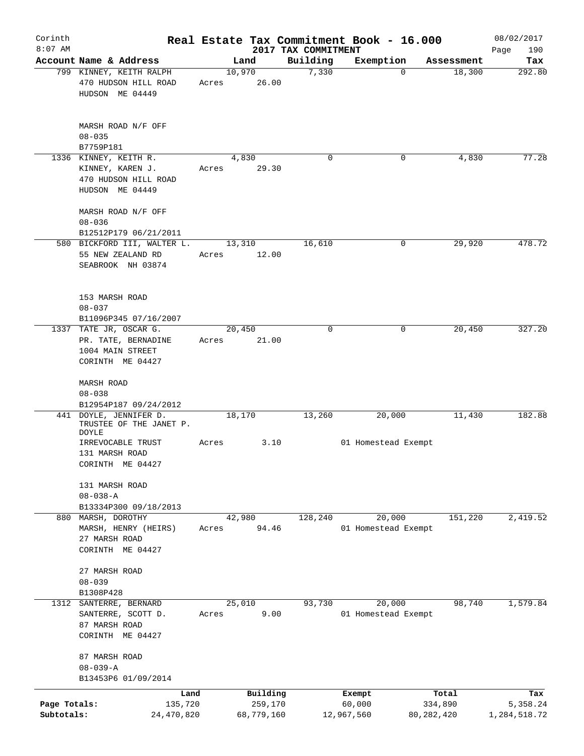Corinth 8:07 AM

# Real Estate Tax Commitment Book - 16.000

2017 TAX COMMITMENT

08/02/2017 Page 190

| Account Name & Address | Land | Building | Exemption | Assessment | Tax |
|---|---|---|---|---|---|
| 799 KINNEY, KEITH RALPH<br>470 HUDSON HILL ROAD<br>HUDSON ME 04449<br><br>MARSH ROAD N/F OFF<br>08-035<br>B7759P181 | 10,970<br>Acres 26.00 | 7,330 | 0 | 18,300 | 292.80 |
| 1336 KINNEY, KEITH R.<br>KINNEY, KAREN J.<br>470 HUDSON HILL ROAD<br>HUDSON ME 04449<br><br>MARSH ROAD N/F OFF<br>08-036<br>B12512P179 06/21/2011 | 4,830<br>Acres 29.30 | 0 | 0 | 4,830 | 77.28 |
| 580 BICKFORD III, WALTER L.<br>55 NEW ZEALAND RD<br>SEABROOK NH 03874<br><br>153 MARSH ROAD<br>08-037<br>B11096P345 07/16/2007 | 13,310<br>Acres 12.00 | 16,610 | 0 | 29,920 | 478.72 |
| 1337 TATE JR, OSCAR G.<br>PR. TATE, BERNADINE<br>1004 MAIN STREET<br>CORINTH ME 04427<br><br>MARSH ROAD<br>08-038<br>B12954P187 09/24/2012 | 20,450<br>Acres 21.00 | 0 | 0 | 20,450 | 327.20 |
| 441 DOYLE, JENNIFER D.<br>TRUSTEE OF THE JANET P. DOYLE<br>IRREVOCABLE TRUST<br>131 MARSH ROAD<br>CORINTH ME 04427<br><br>131 MARSH ROAD<br>08-038-A<br>B13334P300 09/18/2013 | 18,170<br>Acres 3.10 | 13,260 | 20,000<br>01 Homestead Exempt | 11,430 | 182.88 |
| 880 MARSH, DOROTHY<br>MARSH, HENRY (HEIRS)<br>27 MARSH ROAD<br>CORINTH ME 04427<br><br>27 MARSH ROAD<br>08-039<br>B1308P428 | 42,980<br>Acres 94.46 | 128,240 | 20,000<br>01 Homestead Exempt | 151,220 | 2,419.52 |
| 1312 SANTERRE, BERNARD<br>SANTERRE, SCOTT D.<br>87 MARSH ROAD<br>CORINTH ME 04427<br><br>87 MARSH ROAD<br>08-039-A<br>B13453P6 01/09/2014 | 25,010<br>Acres 9.00 | 93,730 | 20,000<br>01 Homestead Exempt | 98,740 | 1,579.84 |

| | Land | Building | Exempt | Total | Tax |
|---|---|---|---|---|---|
| Page Totals: | 135,720 | 259,170 | 60,000 | 334,890 | 5,358.24 |
| Subtotals: | 24,470,820 | 68,779,160 | 12,967,560 | 80,282,420 | 1,284,518.72 |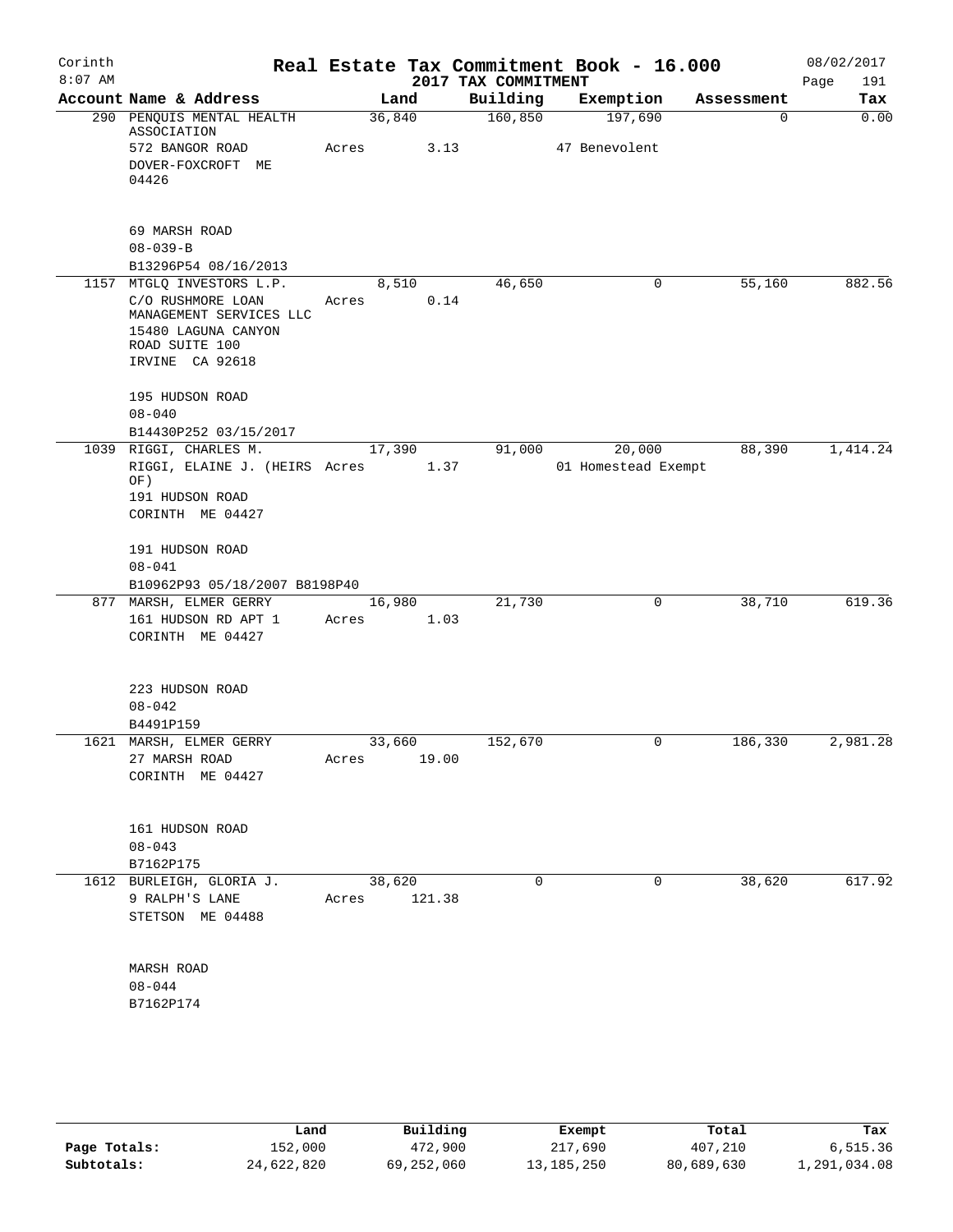# Real Estate Tax Commitment Book - 16.000

Corinth 8:07 AM — 2017 TAX COMMITMENT — 08/02/2017

| Account Name & Address | Land | Building | Exemption | Assessment | Tax |
|---|---|---|---|---|---|
| 290 PENQUIS MENTAL HEALTH ASSOCIATION<br>572 BANGOR ROAD<br>DOVER-FOXCROFT ME 04426<br><br>69 MARSH ROAD<br>08-039-B<br>B13296P54 08/16/2013 | 36,840<br>Acres 3.13 | 160,850 | 197,690<br>47 Benevolent | 0 | 0.00 |
| 1157 MTGLQ INVESTORS L.P.<br>C/O RUSHMORE LOAN MANAGEMENT SERVICES LLC<br>15480 LAGUNA CANYON ROAD SUITE 100<br>IRVINE CA 92618<br><br>195 HUDSON ROAD<br>08-040<br>B14430P252 03/15/2017 | 8,510<br>Acres 0.14 | 46,650 | 0 | 55,160 | 882.56 |
| 1039 RIGGI, CHARLES M.<br>RIGGI, ELAINE J. (HEIRS OF)<br>191 HUDSON ROAD<br>CORINTH ME 04427<br><br>191 HUDSON ROAD<br>08-041<br>B10962P93 05/18/2007 B8198P40 | 17,390<br>Acres 1.37 | 91,000 | 20,000<br>01 Homestead Exempt | 88,390 | 1,414.24 |
| 877 MARSH, ELMER GERRY<br>161 HUDSON RD APT 1<br>CORINTH ME 04427<br><br>223 HUDSON ROAD<br>08-042<br>B4491P159 | 16,980<br>Acres 1.03 | 21,730 | 0 | 38,710 | 619.36 |
| 1621 MARSH, ELMER GERRY<br>27 MARSH ROAD<br>CORINTH ME 04427<br><br>161 HUDSON ROAD<br>08-043<br>B7162P175 | 33,660<br>Acres 19.00 | 152,670 | 0 | 186,330 | 2,981.28 |
| 1612 BURLEIGH, GLORIA J.<br>9 RALPH'S LANE<br>STETSON ME 04488<br><br>MARSH ROAD<br>08-044<br>B7162P174 | 38,620<br>Acres 121.38 | 0 | 0 | 38,620 | 617.92 |

| | Land | Building | Exempt | Total | Tax |
|---|---|---|---|---|---|
| Page Totals: | 152,000 | 472,900 | 217,690 | 407,210 | 6,515.36 |
| Subtotals: | 24,622,820 | 69,252,060 | 13,185,250 | 80,689,630 | 1,291,034.08 |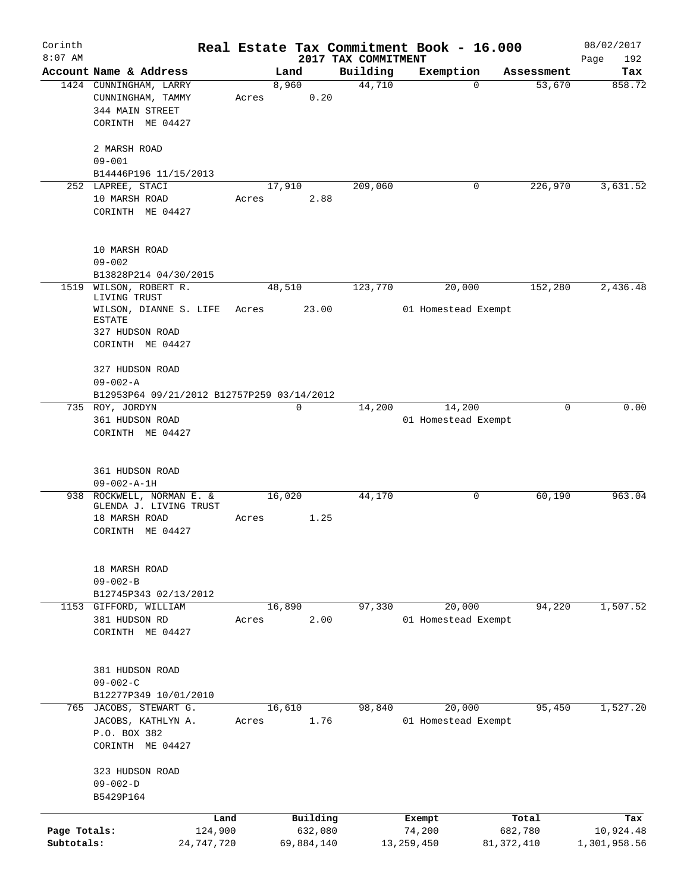# Real Estate Tax Commitment Book - 16.000

Corinth
8:07 AM

2017 TAX COMMITMENT

08/02/2017

| Account Name & Address | Land | Building | Exemption | Assessment | Tax |
|---|---|---|---|---|---|
| 1424 CUNNINGHAM, LARRY<br>CUNNINGHAM, TAMMY<br>344 MAIN STREET<br>CORINTH ME 04427<br><br>2 MARSH ROAD<br>09-001<br>B14446P196 11/15/2013 | 8,960<br>Acres 0.20 | 44,710 | 0 | 53,670 | 858.72 |
| 252 LAPREE, STACI<br>10 MARSH ROAD<br>CORINTH ME 04427<br><br>10 MARSH ROAD<br>09-002<br>B13828P214 04/30/2015 | 17,910<br>Acres 2.88 | 209,060 | 0 | 226,970 | 3,631.52 |
| 1519 WILSON, ROBERT R. LIVING TRUST<br>WILSON, DIANNE S. LIFE ESTATE<br>327 HUDSON ROAD<br>CORINTH ME 04427<br><br>327 HUDSON ROAD<br>09-002-A<br>B12953P64 09/21/2012 B12757P259 03/14/2012 | 48,510<br>Acres 23.00 | 123,770 | 20,000<br>01 Homestead Exempt | 152,280 | 2,436.48 |
| 735 ROY, JORDYN<br>361 HUDSON ROAD<br>CORINTH ME 04427<br><br>361 HUDSON ROAD<br>09-002-A-1H | 0 | 14,200 | 14,200<br>01 Homestead Exempt | 0 | 0.00 |
| 938 ROCKWELL, NORMAN E. & GLENDA J. LIVING TRUST<br>18 MARSH ROAD<br>CORINTH ME 04427<br><br>18 MARSH ROAD<br>09-002-B<br>B12745P343 02/13/2012 | 16,020<br>Acres 1.25 | 44,170 | 0 | 60,190 | 963.04 |
| 1153 GIFFORD, WILLIAM<br>381 HUDSON RD<br>CORINTH ME 04427<br><br>381 HUDSON ROAD<br>09-002-C<br>B12277P349 10/01/2010 | 16,890<br>Acres 2.00 | 97,330 | 20,000<br>01 Homestead Exempt | 94,220 | 1,507.52 |
| 765 JACOBS, STEWART G.<br>JACOBS, KATHLYN A.<br>P.O. BOX 382<br>CORINTH ME 04427<br><br>323 HUDSON ROAD<br>09-002-D<br>B5429P164 | 16,610<br>Acres 1.76 | 98,840 | 20,000<br>01 Homestead Exempt | 95,450 | 1,527.20 |

| | Land | Building | Exempt | Total | Tax |
|---|---|---|---|---|---|
| Page Totals: | 124,900 | 632,080 | 74,200 | 682,780 | 10,924.48 |
| Subtotals: | 24,747,720 | 69,884,140 | 13,259,450 | 81,372,410 | 1,301,958.56 |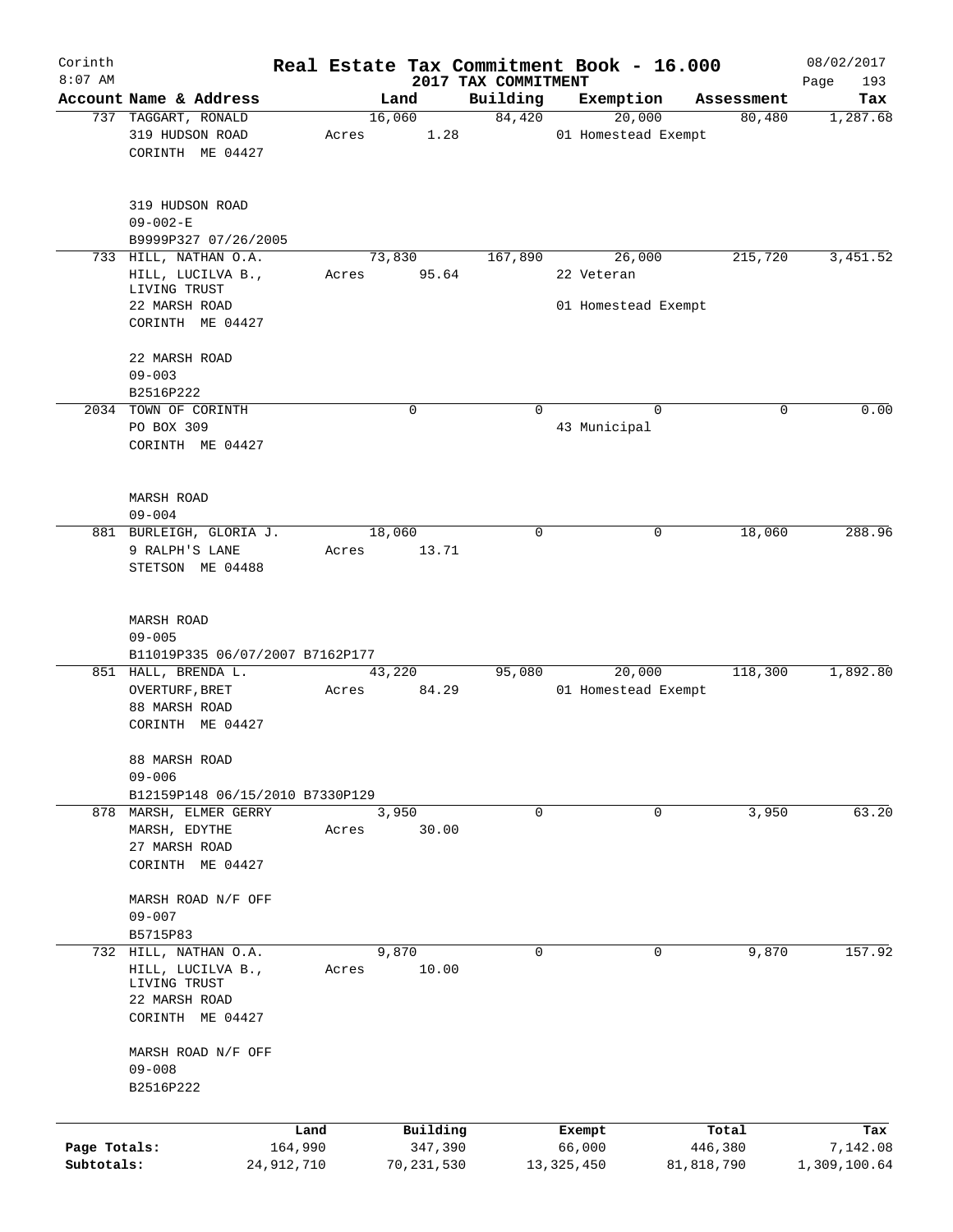Corinth 8:07 AM

# Real Estate Tax Commitment Book - 16.000

2017 TAX COMMITMENT

08/02/2017 Page 193

| Account Name & Address | Land | Building | Exemption | Assessment | Tax |
|---|---|---|---|---|---|
| 737 TAGGART, RONALD<br>319 HUDSON ROAD<br>CORINTH ME 04427<br><br>319 HUDSON ROAD<br>09-002-E<br>B9999P327 07/26/2005 | 16,060<br>Acres 1.28 | 84,420 | 20,000<br>01 Homestead Exempt | 80,480 | 1,287.68 |
| 733 HILL, NATHAN O.A.<br>HILL, LUCILVA B.,<br>LIVING TRUST<br>22 MARSH ROAD<br>CORINTH ME 04427<br><br>22 MARSH ROAD<br>09-003<br>B2516P222 | 73,830<br>Acres 95.64 | 167,890 | 26,000<br>22 Veteran<br>01 Homestead Exempt | 215,720 | 3,451.52 |
| 2034 TOWN OF CORINTH<br>PO BOX 309<br>CORINTH ME 04427<br><br>MARSH ROAD<br>09-004 | 0 | 0 | 0<br>43 Municipal | 0 | 0.00 |
| 881 BURLEIGH, GLORIA J.<br>9 RALPH'S LANE<br>STETSON ME 04488<br><br>MARSH ROAD<br>09-005<br>B11019P335 06/07/2007 B7162P177 | 18,060<br>Acres 13.71 | 0 | 0 | 18,060 | 288.96 |
| 851 HALL, BRENDA L.<br>OVERTURF, BRET<br>88 MARSH ROAD<br>CORINTH ME 04427<br><br>88 MARSH ROAD<br>09-006<br>B12159P148 06/15/2010 B7330P129 | 43,220<br>Acres 84.29 | 95,080 | 20,000<br>01 Homestead Exempt | 118,300 | 1,892.80 |
| 878 MARSH, ELMER GERRY<br>MARSH, EDYTHE<br>27 MARSH ROAD<br>CORINTH ME 04427<br><br>MARSH ROAD N/F OFF<br>09-007<br>B5715P83 | 3,950<br>Acres 30.00 | 0 | 0 | 3,950 | 63.20 |
| 732 HILL, NATHAN O.A.<br>HILL, LUCILVA B.,<br>LIVING TRUST<br>22 MARSH ROAD<br>CORINTH ME 04427<br><br>MARSH ROAD N/F OFF<br>09-008<br>B2516P222 | 9,870<br>Acres 10.00 | 0 | 0 | 9,870 | 157.92 |

| | Land | Building | Exempt | Total | Tax |
|---|---|---|---|---|---|
| Page Totals: | 164,990 | 347,390 | 66,000 | 446,380 | 7,142.08 |
| Subtotals: | 24,912,710 | 70,231,530 | 13,325,450 | 81,818,790 | 1,309,100.64 |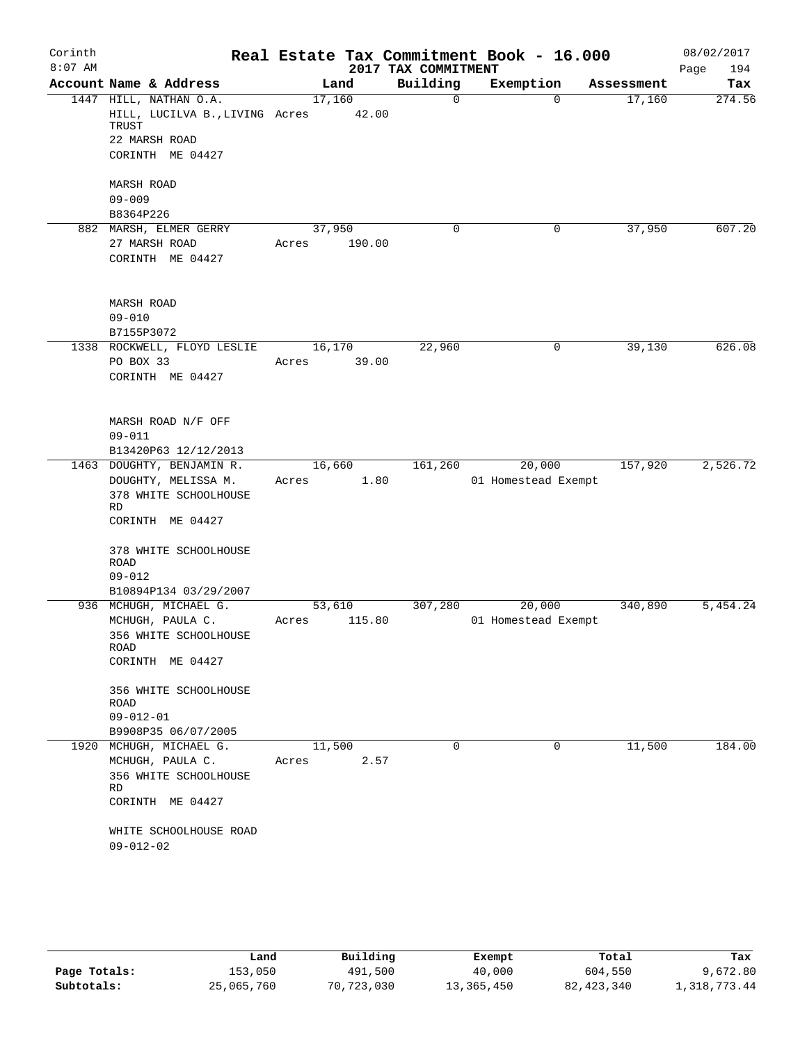Corinth 8:07 AM

# Real Estate Tax Commitment Book - 16.000

## 2017 TAX COMMITMENT

08/02/2017 Page 194

| Account Name & Address | Land | Building | Exemption | Assessment | Tax |
|---|---|---|---|---|---|
| 1447 HILL, NATHAN O.A.<br>HILL, LUCILVA B.,LIVING TRUST<br>22 MARSH ROAD<br>CORINTH ME 04427<br><br>MARSH ROAD<br>09-009<br>B8364P226 | 17,160<br>Acres 42.00 | 0 | 0 | 17,160 | 274.56 |
| 882 MARSH, ELMER GERRY<br>27 MARSH ROAD<br>CORINTH ME 04427<br><br>MARSH ROAD<br>09-010<br>B7155P3072 | 37,950<br>Acres 190.00 | 0 | 0 | 37,950 | 607.20 |
| 1338 ROCKWELL, FLOYD LESLIE<br>PO BOX 33<br>CORINTH ME 04427<br><br>MARSH ROAD N/F OFF<br>09-011<br>B13420P63 12/12/2013 | 16,170<br>Acres 39.00 | 22,960 | 0 | 39,130 | 626.08 |
| 1463 DOUGHTY, BENJAMIN R.<br>DOUGHTY, MELISSA M.<br>378 WHITE SCHOOLHOUSE RD<br>CORINTH ME 04427<br><br>378 WHITE SCHOOLHOUSE ROAD<br>09-012<br>B10894P134 03/29/2007 | 16,660<br>Acres 1.80 | 161,260 | 20,000<br>01 Homestead Exempt | 157,920 | 2,526.72 |
| 936 MCHUGH, MICHAEL G.<br>MCHUGH, PAULA C.<br>356 WHITE SCHOOLHOUSE ROAD<br>CORINTH ME 04427<br><br>356 WHITE SCHOOLHOUSE ROAD<br>09-012-01<br>B9908P35 06/07/2005 | 53,610<br>Acres 115.80 | 307,280 | 20,000<br>01 Homestead Exempt | 340,890 | 5,454.24 |
| 1920 MCHUGH, MICHAEL G.<br>MCHUGH, PAULA C.<br>356 WHITE SCHOOLHOUSE RD<br>CORINTH ME 04427<br><br>WHITE SCHOOLHOUSE ROAD<br>09-012-02 | 11,500<br>Acres 2.57 | 0 | 0 | 11,500 | 184.00 |

| | Land | Building | Exempt | Total | Tax |
|---|---|---|---|---|---|
| Page Totals: | 153,050 | 491,500 | 40,000 | 604,550 | 9,672.80 |
| Subtotals: | 25,065,760 | 70,723,030 | 13,365,450 | 82,423,340 | 1,318,773.44 |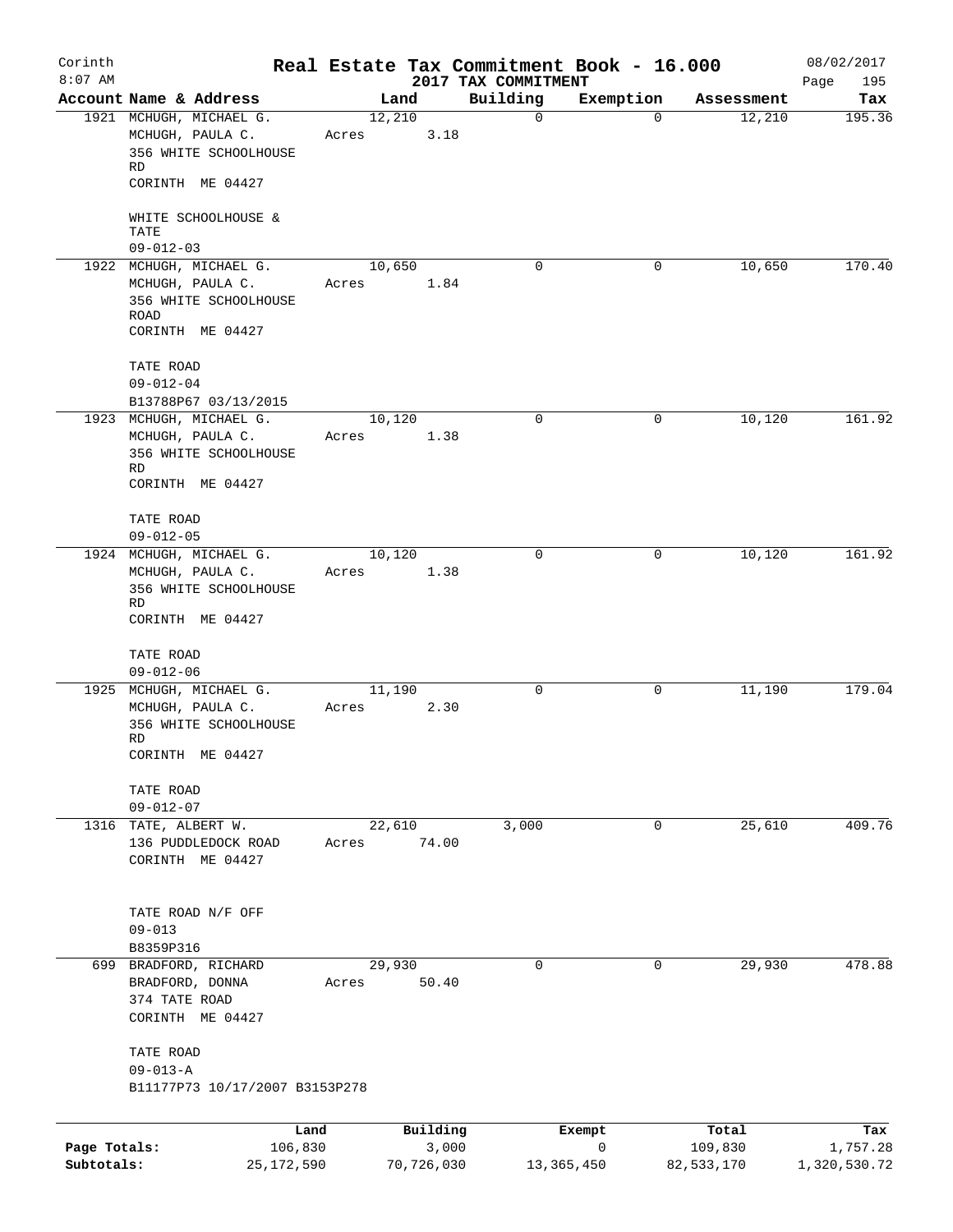# Real Estate Tax Commitment Book - 16.000

Corinth 8:07 AM — 2017 TAX COMMITMENT — 08/02/2017

| Account Name & Address | Land | Building | Exemption | Assessment | Tax |
|---|---|---|---|---|---|
| 1921 MCHUGH, MICHAEL G.<br>MCHUGH, PAULA C.<br>356 WHITE SCHOOLHOUSE RD<br>CORINTH ME 04427<br><br>WHITE SCHOOLHOUSE & TATE<br>09-012-03 | 12,210<br>Acres 3.18 | 0 | 0 | 12,210 | 195.36 |
| 1922 MCHUGH, MICHAEL G.<br>MCHUGH, PAULA C.<br>356 WHITE SCHOOLHOUSE ROAD<br>CORINTH ME 04427<br><br>TATE ROAD<br>09-012-04<br>B13788P67 03/13/2015 | 10,650<br>Acres 1.84 | 0 | 0 | 10,650 | 170.40 |
| 1923 MCHUGH, MICHAEL G.<br>MCHUGH, PAULA C.<br>356 WHITE SCHOOLHOUSE RD<br>CORINTH ME 04427<br><br>TATE ROAD<br>09-012-05 | 10,120<br>Acres 1.38 | 0 | 0 | 10,120 | 161.92 |
| 1924 MCHUGH, MICHAEL G.<br>MCHUGH, PAULA C.<br>356 WHITE SCHOOLHOUSE RD<br>CORINTH ME 04427<br><br>TATE ROAD<br>09-012-06 | 10,120<br>Acres 1.38 | 0 | 0 | 10,120 | 161.92 |
| 1925 MCHUGH, MICHAEL G.<br>MCHUGH, PAULA C.<br>356 WHITE SCHOOLHOUSE RD<br>CORINTH ME 04427<br><br>TATE ROAD<br>09-012-07 | 11,190<br>Acres 2.30 | 0 | 0 | 11,190 | 179.04 |
| 1316 TATE, ALBERT W.<br>136 PUDDLEDOCK ROAD<br>CORINTH ME 04427<br><br>TATE ROAD N/F OFF<br>09-013<br>B8359P316 | 22,610<br>Acres 74.00 | 3,000 | 0 | 25,610 | 409.76 |
| 699 BRADFORD, RICHARD<br>BRADFORD, DONNA<br>374 TATE ROAD<br>CORINTH ME 04427<br><br>TATE ROAD<br>09-013-A<br>B11177P73 10/17/2007 B3153P278 | 29,930<br>Acres 50.40 | 0 | 0 | 29,930 | 478.88 |

| | Land | Building | Exempt | Total | Tax |
|---|---|---|---|---|---|
| Page Totals: | 106,830 | 3,000 | 0 | 109,830 | 1,757.28 |
| Subtotals: | 25,172,590 | 70,726,030 | 13,365,450 | 82,533,170 | 1,320,530.72 |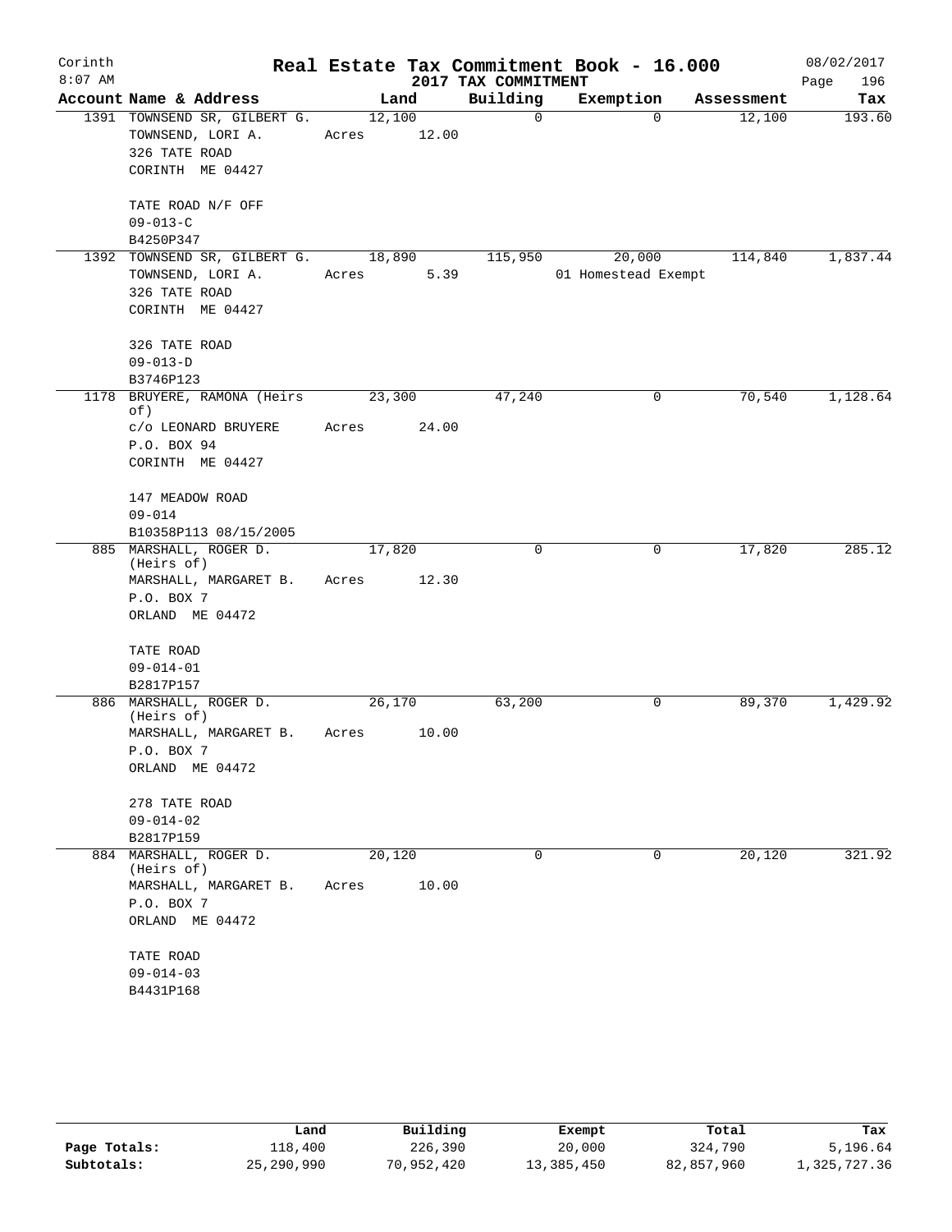# Corinth — Real Estate Tax Commitment Book - 16.000

2017 TAX COMMITMENT

8:07 AM — 08/02/2017

| Account | Name & Address | Land | Building | Exemption | Assessment | Tax |
|---|---|---|---|---|---|---|
| 1391 | TOWNSEND SR, GILBERT G.<br>TOWNSEND, LORI A.<br>326 TATE ROAD<br>CORINTH ME 04427<br><br>TATE ROAD N/F OFF<br>09-013-C<br>B4250P347 | 12,100<br>Acres 12.00 | 0 | 0 | 12,100 | 193.60 |
| 1392 | TOWNSEND SR, GILBERT G.<br>TOWNSEND, LORI A.<br>326 TATE ROAD<br>CORINTH ME 04427<br><br>326 TATE ROAD<br>09-013-D<br>B3746P123 | 18,890<br>Acres 5.39 | 115,950 | 20,000<br>01 Homestead Exempt | 114,840 | 1,837.44 |
| 1178 | BRUYERE, RAMONA (Heirs of)<br>c/o LEONARD BRUYERE<br>P.O. BOX 94<br>CORINTH ME 04427<br><br>147 MEADOW ROAD<br>09-014<br>B10358P113 08/15/2005 | 23,300<br>Acres 24.00 | 47,240 | 0 | 70,540 | 1,128.64 |
| 885 | MARSHALL, ROGER D. (Heirs of)<br>MARSHALL, MARGARET B.<br>P.O. BOX 7<br>ORLAND ME 04472<br><br>TATE ROAD<br>09-014-01<br>B2817P157 | 17,820<br>Acres 12.30 | 0 | 0 | 17,820 | 285.12 |
| 886 | MARSHALL, ROGER D. (Heirs of)<br>MARSHALL, MARGARET B.<br>P.O. BOX 7<br>ORLAND ME 04472<br><br>278 TATE ROAD<br>09-014-02<br>B2817P159 | 26,170<br>Acres 10.00 | 63,200 | 0 | 89,370 | 1,429.92 |
| 884 | MARSHALL, ROGER D. (Heirs of)<br>MARSHALL, MARGARET B.<br>P.O. BOX 7<br>ORLAND ME 04472<br><br>TATE ROAD<br>09-014-03<br>B4431P168 | 20,120<br>Acres 10.00 | 0 | 0 | 20,120 | 321.92 |

| | Land | Building | Exempt | Total | Tax |
|---|---|---|---|---|---|
| Page Totals: | 118,400 | 226,390 | 20,000 | 324,790 | 5,196.64 |
| Subtotals: | 25,290,990 | 70,952,420 | 13,385,450 | 82,857,960 | 1,325,727.36 |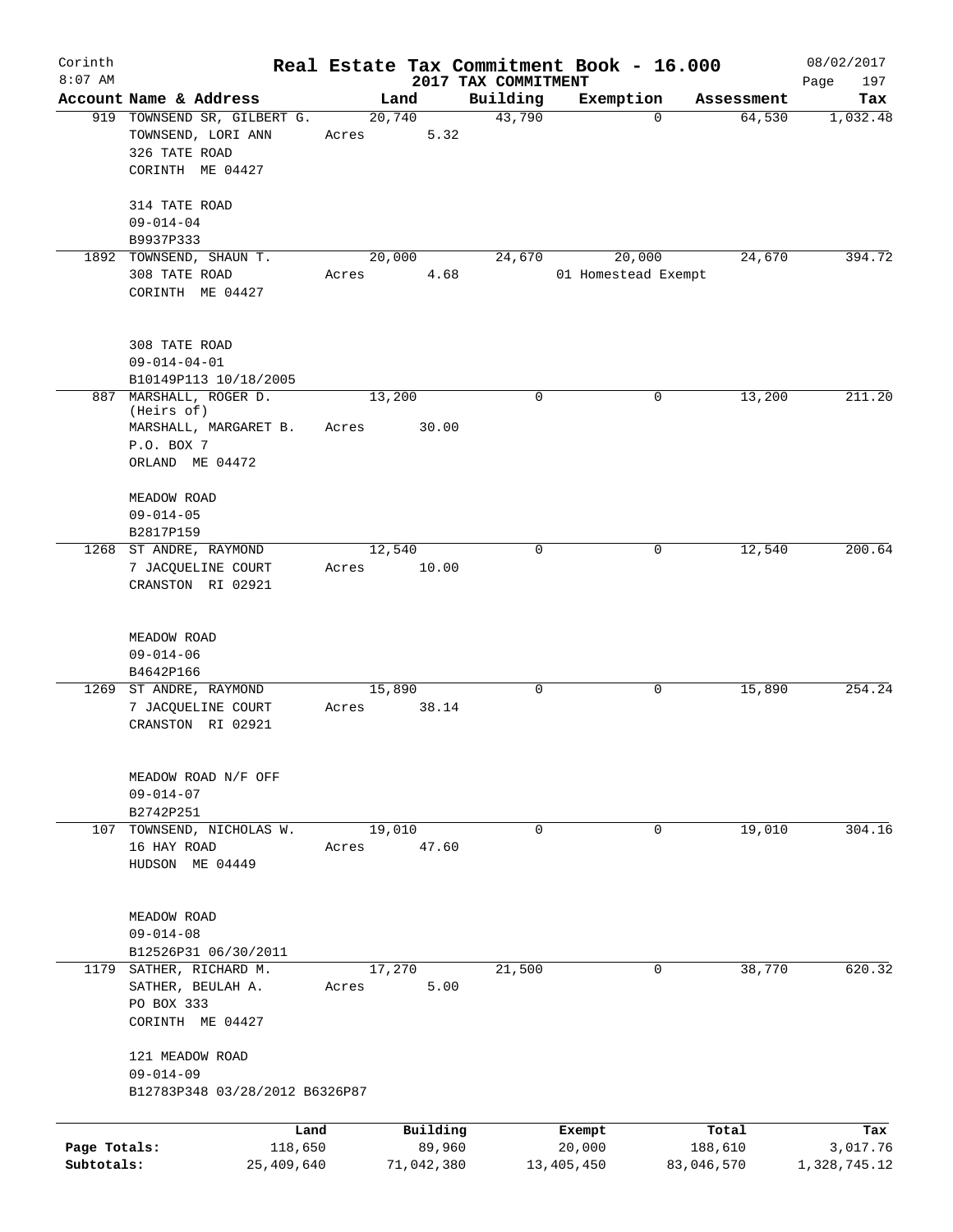# Real Estate Tax Commitment Book - 16.000

Corinth 8:07 AM — 2017 TAX COMMITMENT — 08/02/2017

| Account | Name & Address | Land | Building | Exemption | Assessment | Tax |
|---|---|---|---|---|---|---|
| 919 | TOWNSEND SR, GILBERT G.<br>TOWNSEND, LORI ANN<br>326 TATE ROAD<br>CORINTH ME 04427<br><br>314 TATE ROAD<br>09-014-04<br>B9937P333 | 20,740<br>Acres 5.32 | 43,790 | 0 | 64,530 | 1,032.48 |
| 1892 | TOWNSEND, SHAUN T.<br>308 TATE ROAD<br>CORINTH ME 04427<br><br>308 TATE ROAD<br>09-014-04-01<br>B10149P113 10/18/2005 | 20,000<br>Acres 4.68 | 24,670 | 20,000<br>01 Homestead Exempt | 24,670 | 394.72 |
| 887 | MARSHALL, ROGER D.<br>(Heirs of)<br>MARSHALL, MARGARET B.<br>P.O. BOX 7<br>ORLAND ME 04472<br><br>MEADOW ROAD<br>09-014-05<br>B2817P159 | 13,200<br>Acres 30.00 | 0 | 0 | 13,200 | 211.20 |
| 1268 | ST ANDRE, RAYMOND<br>7 JACQUELINE COURT<br>CRANSTON RI 02921<br><br>MEADOW ROAD<br>09-014-06<br>B4642P166 | 12,540<br>Acres 10.00 | 0 | 0 | 12,540 | 200.64 |
| 1269 | ST ANDRE, RAYMOND<br>7 JACQUELINE COURT<br>CRANSTON RI 02921<br><br>MEADOW ROAD N/F OFF<br>09-014-07<br>B2742P251 | 15,890<br>Acres 38.14 | 0 | 0 | 15,890 | 254.24 |
| 107 | TOWNSEND, NICHOLAS W.<br>16 HAY ROAD<br>HUDSON ME 04449<br><br>MEADOW ROAD<br>09-014-08<br>B12526P31 06/30/2011 | 19,010<br>Acres 47.60 | 0 | 0 | 19,010 | 304.16 |
| 1179 | SATHER, RICHARD M.<br>SATHER, BEULAH A.<br>PO BOX 333<br>CORINTH ME 04427<br><br>121 MEADOW ROAD<br>09-014-09<br>B12783P348 03/28/2012 B6326P87 | 17,270<br>Acres 5.00 | 21,500 | 0 | 38,770 | 620.32 |

| | Land | Building | Exempt | Total | Tax |
|---|---|---|---|---|---|
| Page Totals: | 118,650 | 89,960 | 20,000 | 188,610 | 3,017.76 |
| Subtotals: | 25,409,640 | 71,042,380 | 13,405,450 | 83,046,570 | 1,328,745.12 |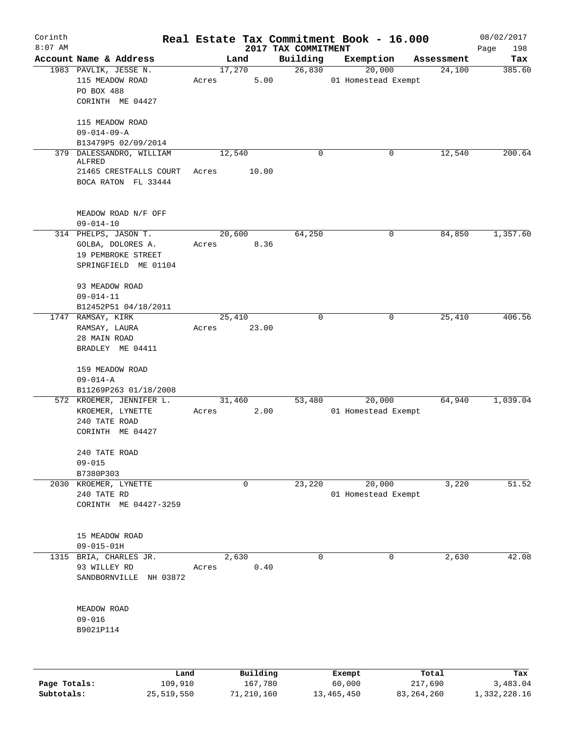# Real Estate Tax Commitment Book - 16.000

Corinth
8:07 AM

2017 TAX COMMITMENT

08/02/2017

| Account Name & Address | Land | Building | Exemption | Assessment | Tax |
|---|---|---|---|---|---|
| 1983 PAVLIK, JESSE N.<br>115 MEADOW ROAD<br>PO BOX 488<br>CORINTH ME 04427<br><br>115 MEADOW ROAD<br>09-014-09-A<br>B13479P5 02/09/2014 | 17,270<br>Acres 5.00 | 26,830 | 20,000<br>01 Homestead Exempt | 24,100 | 385.60 |
| 379 DALESSANDRO, WILLIAM ALFRED<br>21465 CRESTFALLS COURT<br>BOCA RATON FL 33444<br><br>MEADOW ROAD N/F OFF<br>09-014-10 | 12,540<br>Acres 10.00 | 0 | 0 | 12,540 | 200.64 |
| 314 PHELPS, JASON T.<br>GOLBA, DOLORES A.<br>19 PEMBROKE STREET<br>SPRINGFIELD ME 01104<br><br>93 MEADOW ROAD<br>09-014-11<br>B12452P51 04/18/2011 | 20,600<br>Acres 8.36 | 64,250 | 0 | 84,850 | 1,357.60 |
| 1747 RAMSAY, KIRK<br>RAMSAY, LAURA<br>28 MAIN ROAD<br>BRADLEY ME 04411<br><br>159 MEADOW ROAD<br>09-014-A<br>B11269P263 01/18/2008 | 25,410<br>Acres 23.00 | 0 | 0 | 25,410 | 406.56 |
| 572 KROEMER, JENNIFER L.<br>KROEMER, LYNETTE<br>240 TATE ROAD<br>CORINTH ME 04427<br><br>240 TATE ROAD<br>09-015<br>B7380P303 | 31,460<br>Acres 2.00 | 53,480 | 20,000<br>01 Homestead Exempt | 64,940 | 1,039.04 |
| 2030 KROEMER, LYNETTE<br>240 TATE RD<br>CORINTH ME 04427-3259<br><br>15 MEADOW ROAD<br>09-015-01H | 0 | 23,220 | 20,000<br>01 Homestead Exempt | 3,220 | 51.52 |
| 1315 BRIA, CHARLES JR.<br>93 WILLEY RD<br>SANDBORNVILLE NH 03872<br><br>MEADOW ROAD<br>09-016<br>B9021P114 | 2,630<br>Acres 0.40 | 0 | 0 | 2,630 | 42.08 |

| | Land | Building | Exempt | Total | Tax |
|---|---|---|---|---|---|
| Page Totals: | 109,910 | 167,780 | 60,000 | 217,690 | 3,483.04 |
| Subtotals: | 25,519,550 | 71,210,160 | 13,465,450 | 83,264,260 | 1,332,228.16 |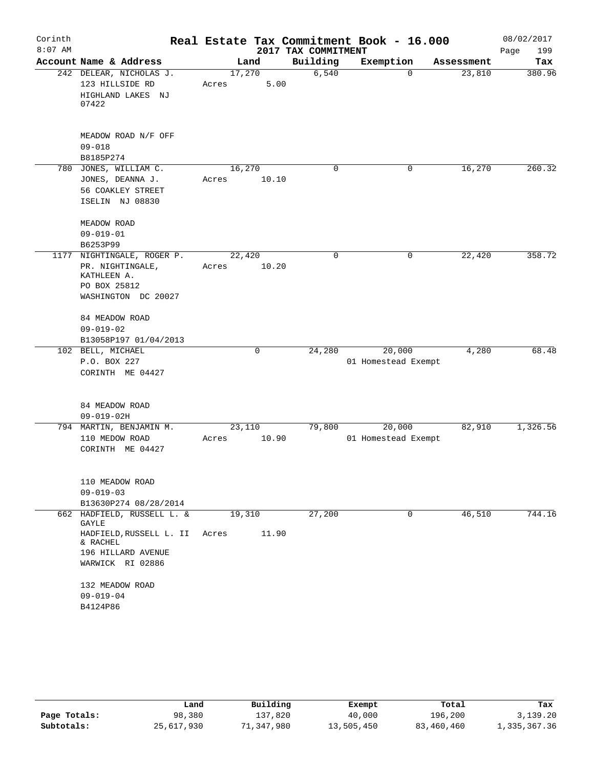Corinth 8:07 AM

# Real Estate Tax Commitment Book - 16.000

2017 TAX COMMITMENT

08/02/2017 Page 199

| Account Name & Address | Land | Building | Exemption | Assessment | Tax |
|---|---|---|---|---|---|
| 242 DELEAR, NICHOLAS J.<br>123 HILLSIDE RD<br>HIGHLAND LAKES NJ 07422<br><br>MEADOW ROAD N/F OFF<br>09-018<br>B8185P274 | 17,270<br>Acres 5.00 | 6,540 | 0 | 23,810 | 380.96 |
| 780 JONES, WILLIAM C.<br>JONES, DEANNA J.<br>56 COAKLEY STREET<br>ISELIN NJ 08830<br><br>MEADOW ROAD<br>09-019-01<br>B6253P99 | 16,270<br>Acres 10.10 | 0 | 0 | 16,270 | 260.32 |
| 1177 NIGHTINGALE, ROGER P.<br>PR. NIGHTINGALE, KATHLEEN A.<br>PO BOX 25812<br>WASHINGTON DC 20027<br><br>84 MEADOW ROAD<br>09-019-02<br>B13058P197 01/04/2013 | 22,420<br>Acres 10.20 | 0 | 0 | 22,420 | 358.72 |
| 102 BELL, MICHAEL<br>P.O. BOX 227<br>CORINTH ME 04427<br><br>84 MEADOW ROAD<br>09-019-02H | 0 | 24,280 | 20,000<br>01 Homestead Exempt | 4,280 | 68.48 |
| 794 MARTIN, BENJAMIN M.<br>110 MEDOW ROAD<br>CORINTH ME 04427<br><br>110 MEADOW ROAD<br>09-019-03<br>B13630P274 08/28/2014 | 23,110<br>Acres 10.90 | 79,800 | 20,000<br>01 Homestead Exempt | 82,910 | 1,326.56 |
| 662 HADFIELD, RUSSELL L. & GAYLE<br>HADFIELD,RUSSELL L. II & RACHEL<br>196 HILLARD AVENUE<br>WARWICK RI 02886<br><br>132 MEADOW ROAD<br>09-019-04<br>B4124P86 | 19,310<br>Acres 11.90 | 27,200 | 0 | 46,510 | 744.16 |

| | Land | Building | Exempt | Total | Tax |
|---|---|---|---|---|---|
| Page Totals: | 98,380 | 137,820 | 40,000 | 196,200 | 3,139.20 |
| Subtotals: | 25,617,930 | 71,347,980 | 13,505,450 | 83,460,460 | 1,335,367.36 |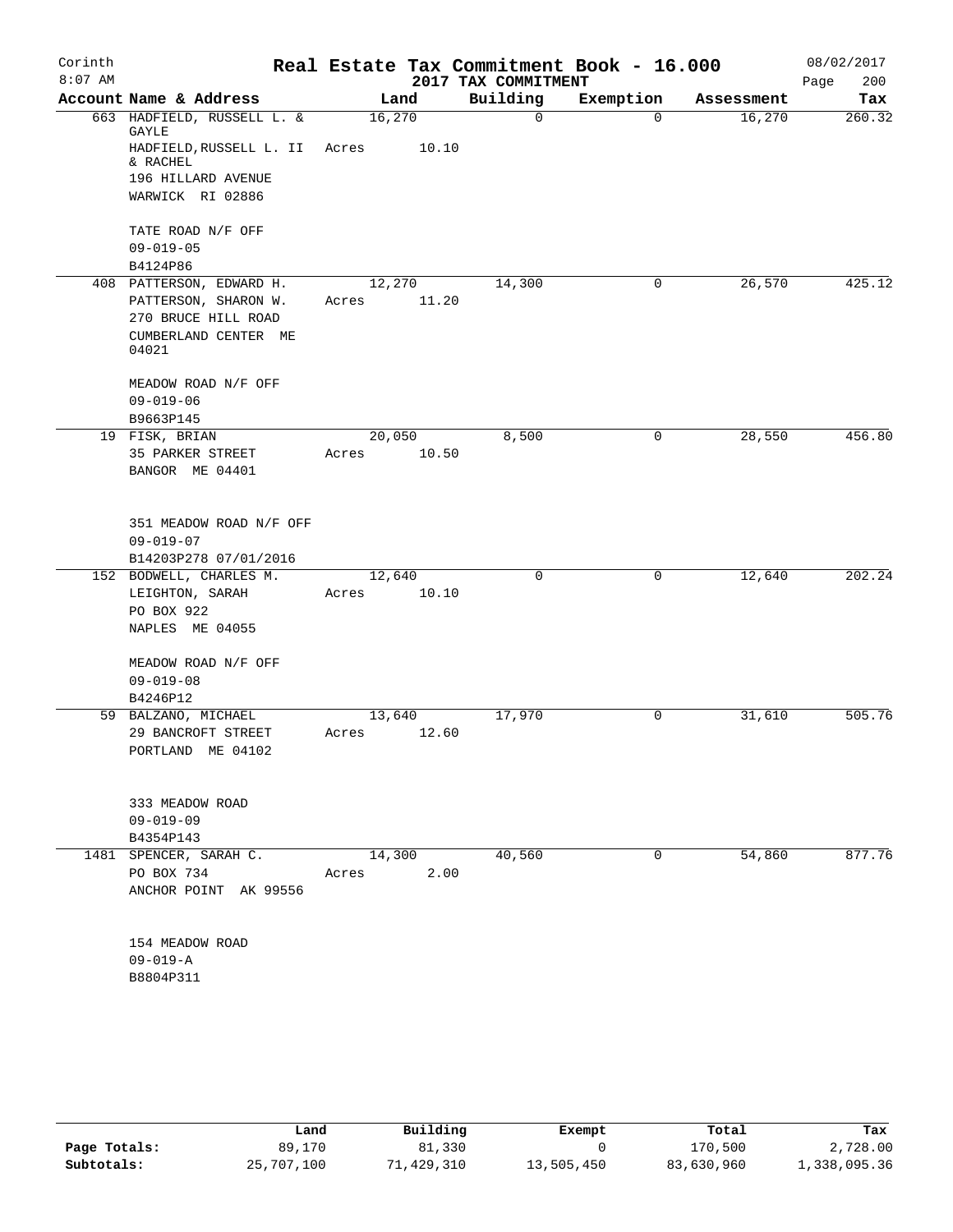# Real Estate Tax Commitment Book - 16.000

Corinth 8:07 AM — 2017 TAX COMMITMENT — 08/02/2017

| Account Name & Address | Land | Building | Exemption | Assessment | Tax |
|---|---|---|---|---|---|
| 663 HADFIELD, RUSSELL L. & GAYLE<br>HADFIELD,RUSSELL L. II & RACHEL<br>196 HILLARD AVENUE<br>WARWICK RI 02886<br><br>TATE ROAD N/F OFF<br>09-019-05<br>B4124P86 | 16,270<br>Acres 10.10 | 0 | 0 | 16,270 | 260.32 |
| 408 PATTERSON, EDWARD H.<br>PATTERSON, SHARON W.<br>270 BRUCE HILL ROAD<br>CUMBERLAND CENTER ME 04021<br><br>MEADOW ROAD N/F OFF<br>09-019-06<br>B9663P145 | 12,270<br>Acres 11.20 | 14,300 | 0 | 26,570 | 425.12 |
| 19 FISK, BRIAN<br>35 PARKER STREET<br>BANGOR ME 04401<br><br>351 MEADOW ROAD N/F OFF<br>09-019-07<br>B14203P278 07/01/2016 | 20,050<br>Acres 10.50 | 8,500 | 0 | 28,550 | 456.80 |
| 152 BODWELL, CHARLES M.<br>LEIGHTON, SARAH<br>PO BOX 922<br>NAPLES ME 04055<br><br>MEADOW ROAD N/F OFF<br>09-019-08<br>B4246P12 | 12,640<br>Acres 10.10 | 0 | 0 | 12,640 | 202.24 |
| 59 BALZANO, MICHAEL<br>29 BANCROFT STREET<br>PORTLAND ME 04102<br><br>333 MEADOW ROAD<br>09-019-09<br>B4354P143 | 13,640<br>Acres 12.60 | 17,970 | 0 | 31,610 | 505.76 |
| 1481 SPENCER, SARAH C.<br>PO BOX 734<br>ANCHOR POINT AK 99556<br><br>154 MEADOW ROAD<br>09-019-A<br>B8804P311 | 14,300<br>Acres 2.00 | 40,560 | 0 | 54,860 | 877.76 |

| | Land | Building | Exempt | Total | Tax |
|---|---|---|---|---|---|
| Page Totals: | 89,170 | 81,330 | 0 | 170,500 | 2,728.00 |
| Subtotals: | 25,707,100 | 71,429,310 | 13,505,450 | 83,630,960 | 1,338,095.36 |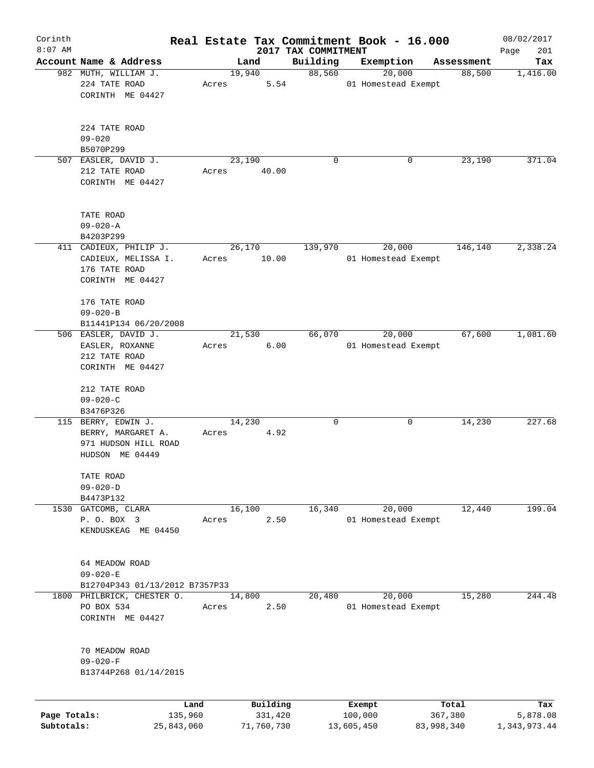# Corinth — Real Estate Tax Commitment Book - 16.000

2017 TAX COMMITMENT

08/02/2017 8:07 AM

| Account Name & Address | Land | Building | Exemption | Assessment | Tax |
|---|---|---|---|---|---|
| 982 MUTH, WILLIAM J.<br>224 TATE ROAD<br>CORINTH ME 04427<br><br>224 TATE ROAD<br>09-020<br>B5070P299 | 19,940<br>Acres 5.54 | 88,560 | 20,000<br>01 Homestead Exempt | 88,500 | 1,416.00 |
| 507 EASLER, DAVID J.<br>212 TATE ROAD<br>CORINTH ME 04427<br><br>TATE ROAD<br>09-020-A<br>B4203P299 | 23,190<br>Acres 40.00 | 0 | 0 | 23,190 | 371.04 |
| 411 CADIEUX, PHILIP J.<br>CADIEUX, MELISSA I.<br>176 TATE ROAD<br>CORINTH ME 04427<br><br>176 TATE ROAD<br>09-020-B<br>B11441P134 06/20/2008 | 26,170<br>Acres 10.00 | 139,970 | 20,000<br>01 Homestead Exempt | 146,140 | 2,338.24 |
| 506 EASLER, DAVID J.<br>EASLER, ROXANNE<br>212 TATE ROAD<br>CORINTH ME 04427<br><br>212 TATE ROAD<br>09-020-C<br>B3476P326 | 21,530<br>Acres 6.00 | 66,070 | 20,000<br>01 Homestead Exempt | 67,600 | 1,081.60 |
| 115 BERRY, EDWIN J.<br>BERRY, MARGARET A.<br>971 HUDSON HILL ROAD<br>HUDSON ME 04449<br><br>TATE ROAD<br>09-020-D<br>B4473P132 | 14,230<br>Acres 4.92 | 0 | 0 | 14,230 | 227.68 |
| 1530 GATCOMB, CLARA<br>P. O. BOX 3<br>KENDUSKEAG ME 04450<br><br>64 MEADOW ROAD<br>09-020-E<br>B12704P343 01/13/2012 B7357P33 | 16,100<br>Acres 2.50 | 16,340 | 20,000<br>01 Homestead Exempt | 12,440 | 199.04 |
| 1800 PHILBRICK, CHESTER O.<br>PO BOX 534<br>CORINTH ME 04427<br><br>70 MEADOW ROAD<br>09-020-F<br>B13744P268 01/14/2015 | 14,800<br>Acres 2.50 | 20,480 | 20,000<br>01 Homestead Exempt | 15,280 | 244.48 |

| | Land | Building | Exempt | Total | Tax |
|---|---|---|---|---|---|
| Page Totals: | 135,960 | 331,420 | 100,000 | 367,380 | 5,878.08 |
| Subtotals: | 25,843,060 | 71,760,730 | 13,605,450 | 83,998,340 | 1,343,973.44 |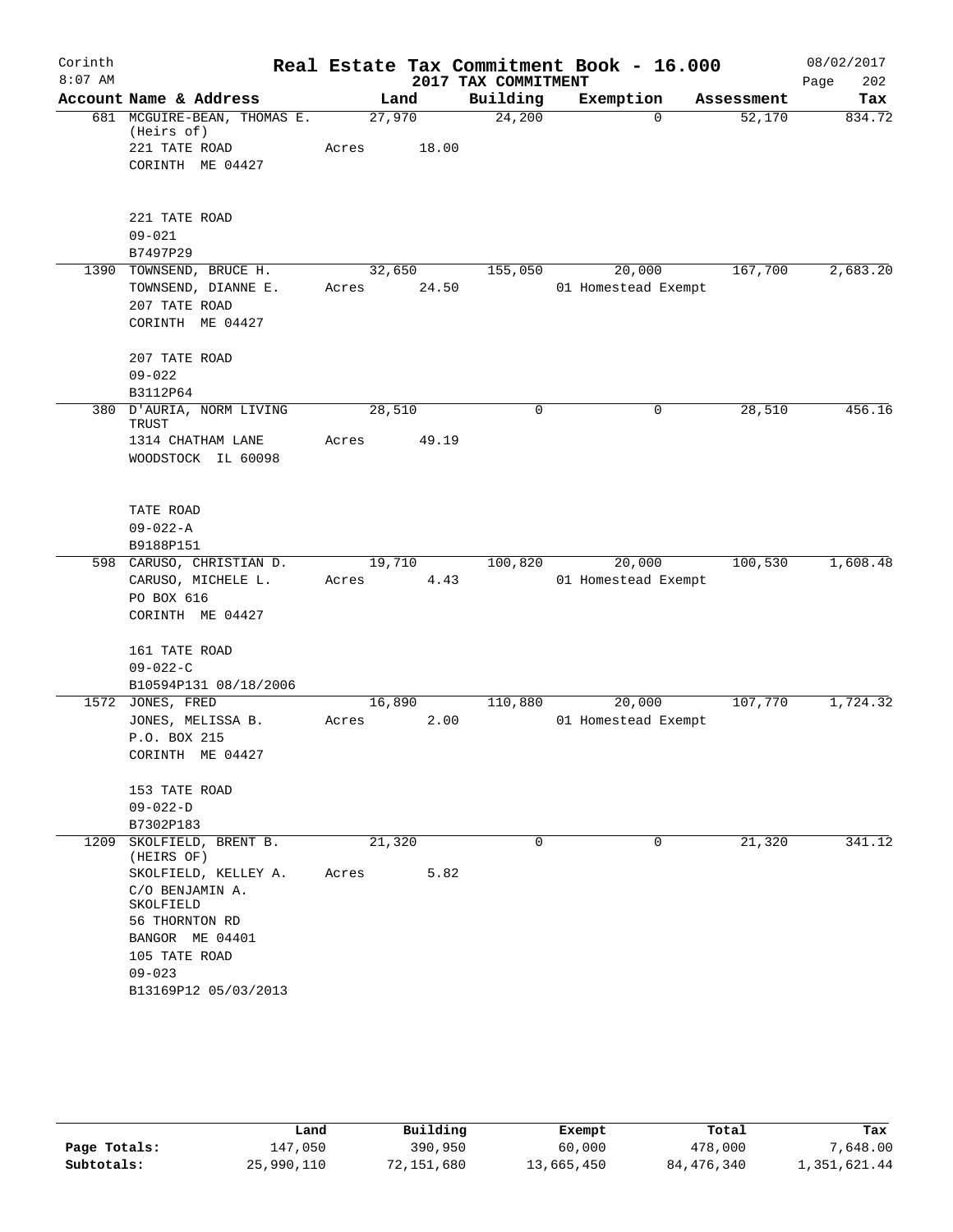# Real Estate Tax Commitment Book - 16.000

## 2017 TAX COMMITMENT

Corinth 8:07 AM — 08/02/2017

| Account Name & Address | Land | Building | Exemption | Assessment | Tax |
|---|---|---|---|---|---|
| 681 MCGUIRE-BEAN, THOMAS E. (Heirs of)<br>221 TATE ROAD<br>CORINTH ME 04427<br><br>221 TATE ROAD<br>09-021<br>B7497P29 | 27,970<br>Acres 18.00 | 24,200 | 0 | 52,170 | 834.72 |
| 1390 TOWNSEND, BRUCE H.<br>TOWNSEND, DIANNE E.<br>207 TATE ROAD<br>CORINTH ME 04427<br><br>207 TATE ROAD<br>09-022<br>B3112P64 | 32,650<br>Acres 24.50 | 155,050 | 20,000<br>01 Homestead Exempt | 167,700 | 2,683.20 |
| 380 D'AURIA, NORM LIVING TRUST<br>1314 CHATHAM LANE<br>WOODSTOCK IL 60098<br><br>TATE ROAD<br>09-022-A<br>B9188P151 | 28,510<br>Acres 49.19 | 0 | 0 | 28,510 | 456.16 |
| 598 CARUSO, CHRISTIAN D.<br>CARUSO, MICHELE L.<br>PO BOX 616<br>CORINTH ME 04427<br><br>161 TATE ROAD<br>09-022-C<br>B10594P131 08/18/2006 | 19,710<br>Acres 4.43 | 100,820 | 20,000<br>01 Homestead Exempt | 100,530 | 1,608.48 |
| 1572 JONES, FRED<br>JONES, MELISSA B.<br>P.O. BOX 215<br>CORINTH ME 04427<br><br>153 TATE ROAD<br>09-022-D<br>B7302P183 | 16,890<br>Acres 2.00 | 110,880 | 20,000<br>01 Homestead Exempt | 107,770 | 1,724.32 |
| 1209 SKOLFIELD, BRENT B. (HEIRS OF)<br>SKOLFIELD, KELLEY A.<br>C/O BENJAMIN A. SKOLFIELD<br>56 THORNTON RD<br>BANGOR ME 04401<br>105 TATE ROAD<br>09-023<br>B13169P12 05/03/2013 | 21,320<br>Acres 5.82 | 0 | 0 | 21,320 | 341.12 |

| | Land | Building | Exempt | Total | Tax |
|---|---|---|---|---|---|
| Page Totals: | 147,050 | 390,950 | 60,000 | 478,000 | 7,648.00 |
| Subtotals: | 25,990,110 | 72,151,680 | 13,665,450 | 84,476,340 | 1,351,621.44 |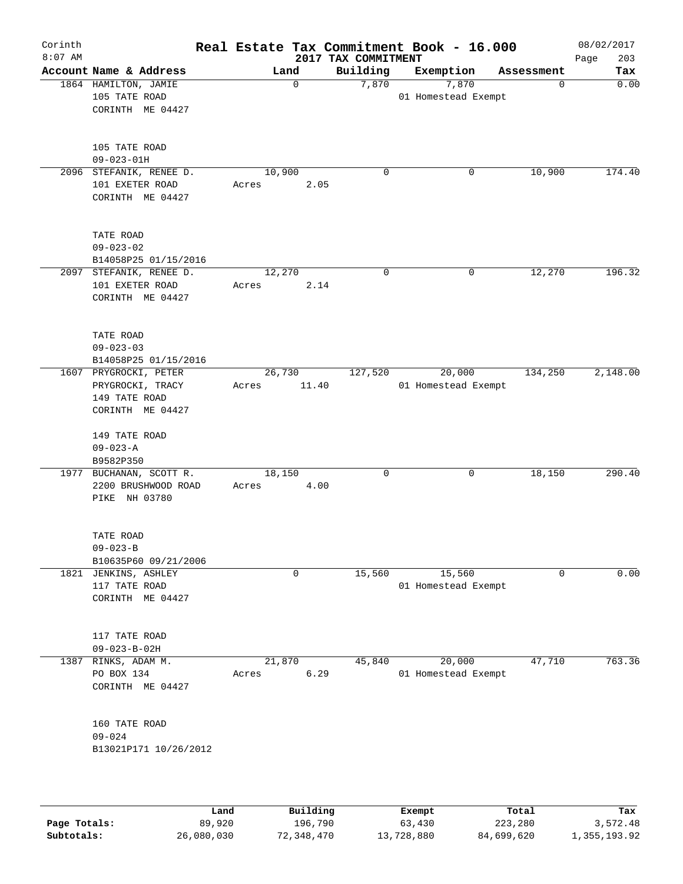# Corinth Real Estate Tax Commitment Book - 16.000

2017 TAX COMMITMENT

08/02/2017 8:07 AM

| Account Name & Address | Land | Building | Exemption | Assessment | Tax |
|---|---|---|---|---|---|
| 1864 HAMILTON, JAMIE<br>105 TATE ROAD<br>CORINTH ME 04427<br><br>105 TATE ROAD<br>09-023-01H | 0 | 7,870 | 7,870<br>01 Homestead Exempt | 0 | 0.00 |
| 2096 STEFANIK, RENEE D.<br>101 EXETER ROAD<br>CORINTH ME 04427<br><br>TATE ROAD<br>09-023-02<br>B14058P25 01/15/2016 | 10,900<br>Acres 2.05 | 0 | 0 | 10,900 | 174.40 |
| 2097 STEFANIK, RENEE D.<br>101 EXETER ROAD<br>CORINTH ME 04427<br><br>TATE ROAD<br>09-023-03<br>B14058P25 01/15/2016 | 12,270<br>Acres 2.14 | 0 | 0 | 12,270 | 196.32 |
| 1607 PRYGROCKI, PETER<br>PRYGROCKI, TRACY<br>149 TATE ROAD<br>CORINTH ME 04427<br><br>149 TATE ROAD<br>09-023-A<br>B9582P350 | 26,730<br>Acres 11.40 | 127,520 | 20,000<br>01 Homestead Exempt | 134,250 | 2,148.00 |
| 1977 BUCHANAN, SCOTT R.<br>2200 BRUSHWOOD ROAD<br>PIKE NH 03780<br><br>TATE ROAD<br>09-023-B<br>B10635P60 09/21/2006 | 18,150<br>Acres 4.00 | 0 | 0 | 18,150 | 290.40 |
| 1821 JENKINS, ASHLEY<br>117 TATE ROAD<br>CORINTH ME 04427<br><br>117 TATE ROAD<br>09-023-B-02H | 0 | 15,560 | 15,560<br>01 Homestead Exempt | 0 | 0.00 |
| 1387 RINKS, ADAM M.<br>PO BOX 134<br>CORINTH ME 04427<br><br>160 TATE ROAD<br>09-024<br>B13021P171 10/26/2012 | 21,870<br>Acres 6.29 | 45,840 | 20,000<br>01 Homestead Exempt | 47,710 | 763.36 |

| | Land | Building | Exempt | Total | Tax |
|---|---|---|---|---|---|
| Page Totals: | 89,920 | 196,790 | 63,430 | 223,280 | 3,572.48 |
| Subtotals: | 26,080,030 | 72,348,470 | 13,728,880 | 84,699,620 | 1,355,193.92 |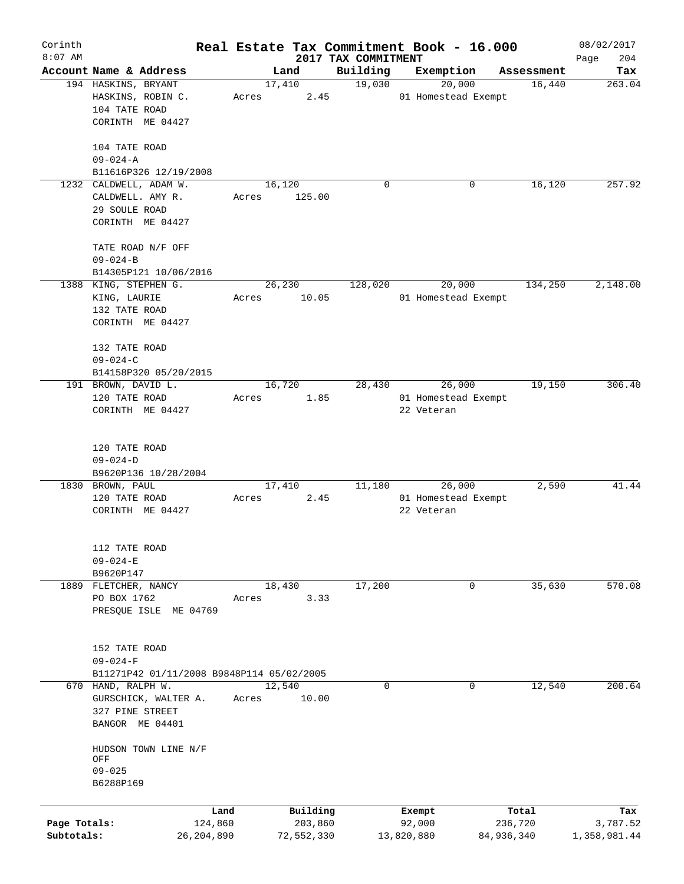# Real Estate Tax Commitment Book - 16.000

Corinth
8:07 AM

2017 TAX COMMITMENT

08/02/2017

| Account Name & Address | Land | Building | Exemption | Assessment | Tax |
|---|---|---|---|---|---|
| 194 HASKINS, BRYANT<br>HASKINS, ROBIN C.<br>104 TATE ROAD<br>CORINTH ME 04427<br><br>104 TATE ROAD<br>09-024-A<br>B11616P326 12/19/2008 | 17,410<br>Acres 2.45 | 19,030 | 20,000<br>01 Homestead Exempt | 16,440 | 263.04 |
| 1232 CALDWELL, ADAM W.<br>CALDWELL. AMY R.<br>29 SOULE ROAD<br>CORINTH ME 04427<br><br>TATE ROAD N/F OFF<br>09-024-B<br>B14305P121 10/06/2016 | 16,120<br>Acres 125.00 | 0 | 0 | 16,120 | 257.92 |
| 1388 KING, STEPHEN G.<br>KING, LAURIE<br>132 TATE ROAD<br>CORINTH ME 04427<br><br>132 TATE ROAD<br>09-024-C<br>B14158P320 05/20/2015 | 26,230<br>Acres 10.05 | 128,020 | 20,000<br>01 Homestead Exempt | 134,250 | 2,148.00 |
| 191 BROWN, DAVID L.<br>120 TATE ROAD<br>CORINTH ME 04427<br><br>120 TATE ROAD<br>09-024-D<br>B9620P136 10/28/2004 | 16,720<br>Acres 1.85 | 28,430 | 26,000<br>01 Homestead Exempt<br>22 Veteran | 19,150 | 306.40 |
| 1830 BROWN, PAUL<br>120 TATE ROAD<br>CORINTH ME 04427<br><br>112 TATE ROAD<br>09-024-E<br>B9620P147 | 17,410<br>Acres 2.45 | 11,180 | 26,000<br>01 Homestead Exempt<br>22 Veteran | 2,590 | 41.44 |
| 1889 FLETCHER, NANCY<br>PO BOX 1762<br>PRESQUE ISLE ME 04769<br><br>152 TATE ROAD<br>09-024-F<br>B11271P42 01/11/2008 B9848P114 05/02/2005 | 18,430<br>Acres 3.33 | 17,200 | 0 | 35,630 | 570.08 |
| 670 HAND, RALPH W.<br>GURSCHICK, WALTER A.<br>327 PINE STREET<br>BANGOR ME 04401<br><br>HUDSON TOWN LINE N/F OFF<br>09-025<br>B6288P169 | 12,540<br>Acres 10.00 | 0 | 0 | 12,540 | 200.64 |

| | Land | Building | Exempt | Total | Tax |
|---|---|---|---|---|---|
| Page Totals: | 124,860 | 203,860 | 92,000 | 236,720 | 3,787.52 |
| Subtotals: | 26,204,890 | 72,552,330 | 13,820,880 | 84,936,340 | 1,358,981.44 |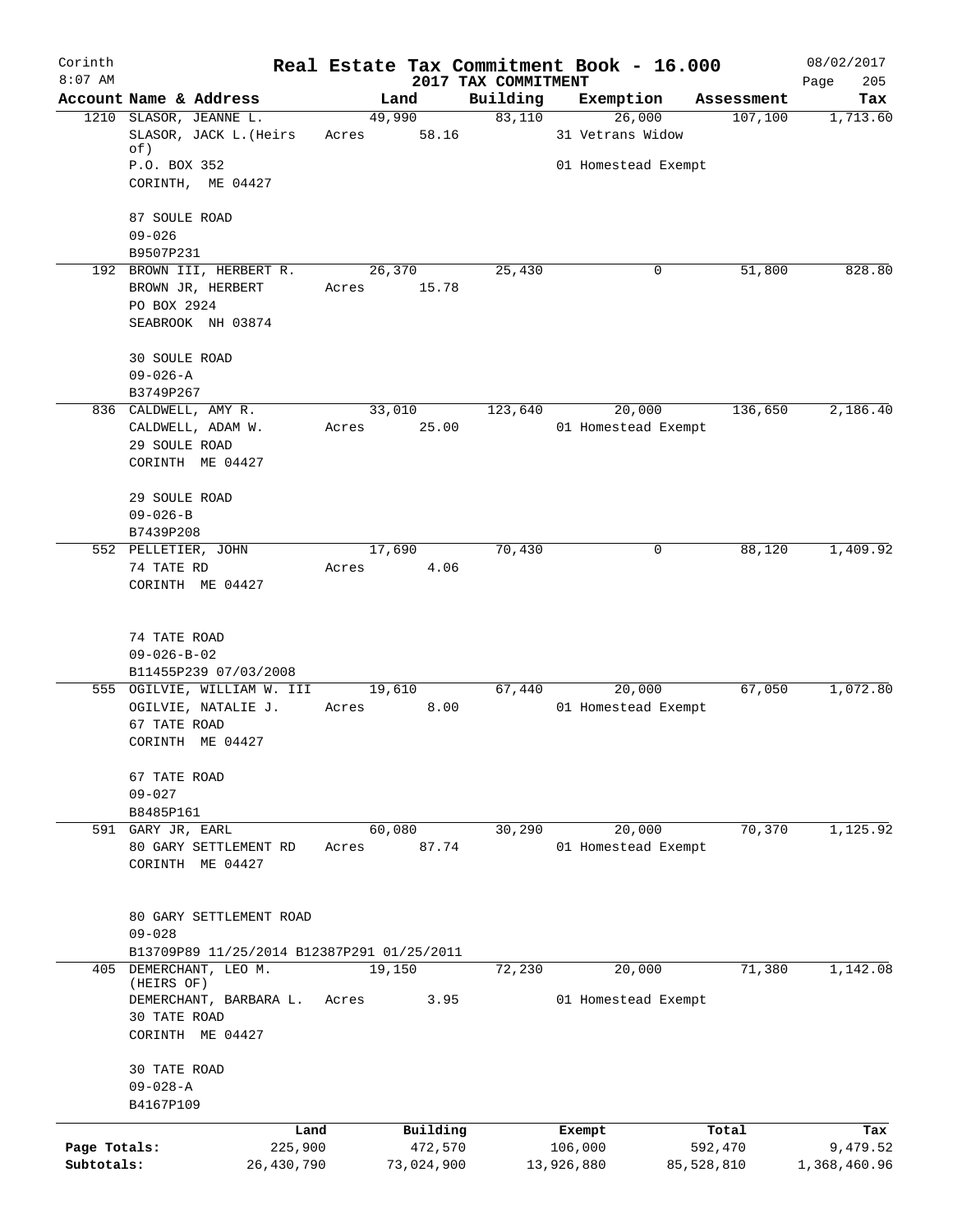Corinth
8:07 AM

# Real Estate Tax Commitment Book - 16.000

## 2017 TAX COMMITMENT

08/02/2017

| Account Name & Address | Land | Building | Exemption | Assessment | Tax |
|---|---|---|---|---|---|
| 1210 SLASOR, JEANNE L.<br>SLASOR, JACK L.(Heirs of)<br>P.O. BOX 352<br>CORINTH, ME 04427<br><br>87 SOULE ROAD<br>09-026<br>B9507P231 | 49,990<br>Acres 58.16 | 83,110 | 26,000<br>31 Vetrans Widow<br><br>01 Homestead Exempt | 107,100 | 1,713.60 |
| 192 BROWN III, HERBERT R.<br>BROWN JR, HERBERT<br>PO BOX 2924<br>SEABROOK NH 03874<br><br>30 SOULE ROAD<br>09-026-A<br>B3749P267 | 26,370<br>Acres 15.78 | 25,430 | 0 | 51,800 | 828.80 |
| 836 CALDWELL, AMY R.<br>CALDWELL, ADAM W.<br>29 SOULE ROAD<br>CORINTH ME 04427<br><br>29 SOULE ROAD<br>09-026-B<br>B7439P208 | 33,010<br>Acres 25.00 | 123,640 | 20,000<br>01 Homestead Exempt | 136,650 | 2,186.40 |
| 552 PELLETIER, JOHN<br>74 TATE RD<br>CORINTH ME 04427<br><br>74 TATE ROAD<br>09-026-B-02<br>B11455P239 07/03/2008 | 17,690<br>Acres 4.06 | 70,430 | 0 | 88,120 | 1,409.92 |
| 555 OGILVIE, WILLIAM W. III<br>OGILVIE, NATALIE J.<br>67 TATE ROAD<br>CORINTH ME 04427<br><br>67 TATE ROAD<br>09-027<br>B8485P161 | 19,610<br>Acres 8.00 | 67,440 | 20,000<br>01 Homestead Exempt | 67,050 | 1,072.80 |
| 591 GARY JR, EARL<br>80 GARY SETTLEMENT RD<br>CORINTH ME 04427<br><br>80 GARY SETTLEMENT ROAD<br>09-028<br>B13709P89 11/25/2014 B12387P291 01/25/2011 | 60,080<br>Acres 87.74 | 30,290 | 20,000<br>01 Homestead Exempt | 70,370 | 1,125.92 |
| 405 DEMERCHANT, LEO M. (HEIRS OF)<br>DEMERCHANT, BARBARA L.<br>30 TATE ROAD<br>CORINTH ME 04427<br><br>30 TATE ROAD<br>09-028-A<br>B4167P109 | 19,150<br>Acres 3.95 | 72,230 | 20,000<br>01 Homestead Exempt | 71,380 | 1,142.08 |

| | Land | Building | Exempt | Total | Tax |
|---|---|---|---|---|---|
| Page Totals: | 225,900 | 472,570 | 106,000 | 592,470 | 9,479.52 |
| Subtotals: | 26,430,790 | 73,024,900 | 13,926,880 | 85,528,810 | 1,368,460.96 |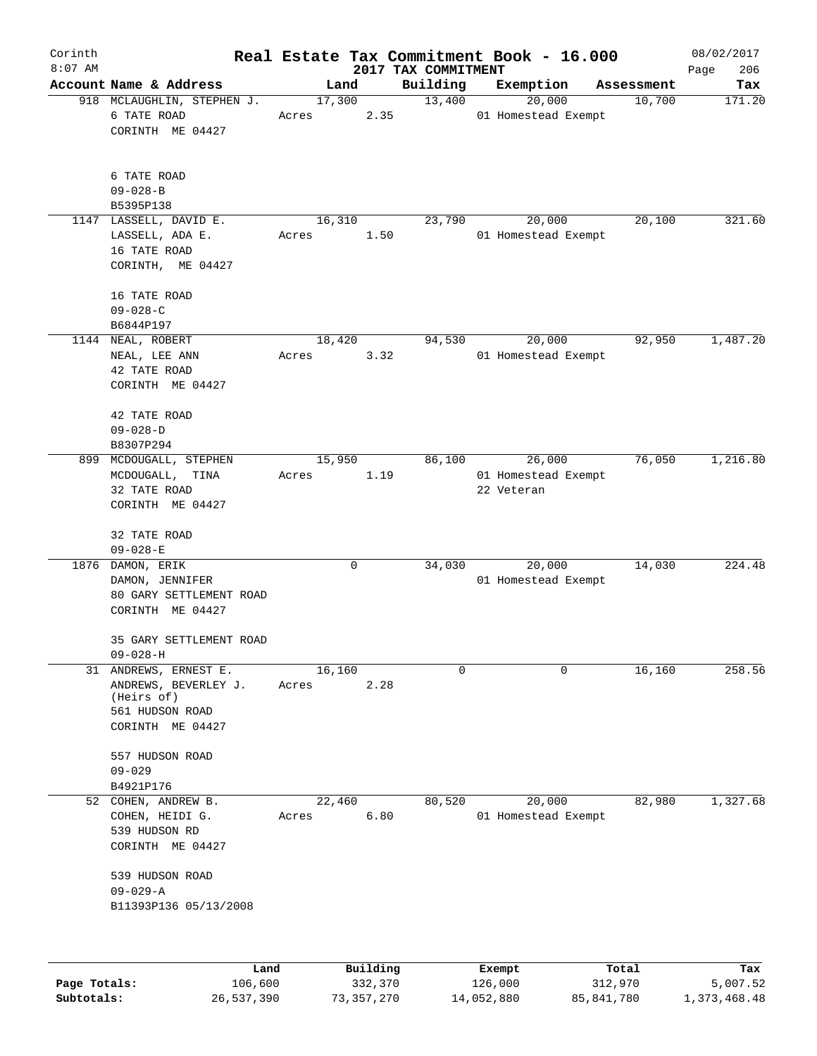Corinth
8:07 AM

# Real Estate Tax Commitment Book - 16.000

## 2017 TAX COMMITMENT

08/02/2017

| Account Name & Address | Land | Building | Exemption | Assessment | Tax |
|---|---|---|---|---|---|
| 918 MCLAUGHLIN, STEPHEN J.<br>6 TATE ROAD<br>CORINTH ME 04427<br><br>6 TATE ROAD<br>09-028-B<br>B5395P138 | 17,300<br>Acres 2.35 | 13,400 | 20,000<br>01 Homestead Exempt | 10,700 | 171.20 |
| 1147 LASSELL, DAVID E.<br>LASSELL, ADA E.<br>16 TATE ROAD<br>CORINTH, ME 04427<br><br>16 TATE ROAD<br>09-028-C<br>B6844P197 | 16,310<br>Acres 1.50 | 23,790 | 20,000<br>01 Homestead Exempt | 20,100 | 321.60 |
| 1144 NEAL, ROBERT<br>NEAL, LEE ANN<br>42 TATE ROAD<br>CORINTH ME 04427<br><br>42 TATE ROAD<br>09-028-D<br>B8307P294 | 18,420<br>Acres 3.32 | 94,530 | 20,000<br>01 Homestead Exempt | 92,950 | 1,487.20 |
| 899 MCDOUGALL, STEPHEN<br>MCDOUGALL, TINA<br>32 TATE ROAD<br>CORINTH ME 04427<br><br>32 TATE ROAD<br>09-028-E | 15,950<br>Acres 1.19 | 86,100 | 26,000<br>01 Homestead Exempt<br>22 Veteran | 76,050 | 1,216.80 |
| 1876 DAMON, ERIK<br>DAMON, JENNIFER<br>80 GARY SETTLEMENT ROAD<br>CORINTH ME 04427<br><br>35 GARY SETTLEMENT ROAD<br>09-028-H | 0 | 34,030 | 20,000<br>01 Homestead Exempt | 14,030 | 224.48 |
| 31 ANDREWS, ERNEST E.<br>ANDREWS, BEVERLEY J.<br>(Heirs of)<br>561 HUDSON ROAD<br>CORINTH ME 04427<br><br>557 HUDSON ROAD<br>09-029<br>B4921P176 | 16,160<br>Acres 2.28 | 0 | 0 | 16,160 | 258.56 |
| 52 COHEN, ANDREW B.<br>COHEN, HEIDI G.<br>539 HUDSON RD<br>CORINTH ME 04427<br><br>539 HUDSON ROAD<br>09-029-A<br>B11393P136 05/13/2008 | 22,460<br>Acres 6.80 | 80,520 | 20,000<br>01 Homestead Exempt | 82,980 | 1,327.68 |

| | Land | Building | Exempt | Total | Tax |
|---|---|---|---|---|---|
| Page Totals: | 106,600 | 332,370 | 126,000 | 312,970 | 5,007.52 |
| Subtotals: | 26,537,390 | 73,357,270 | 14,052,880 | 85,841,780 | 1,373,468.48 |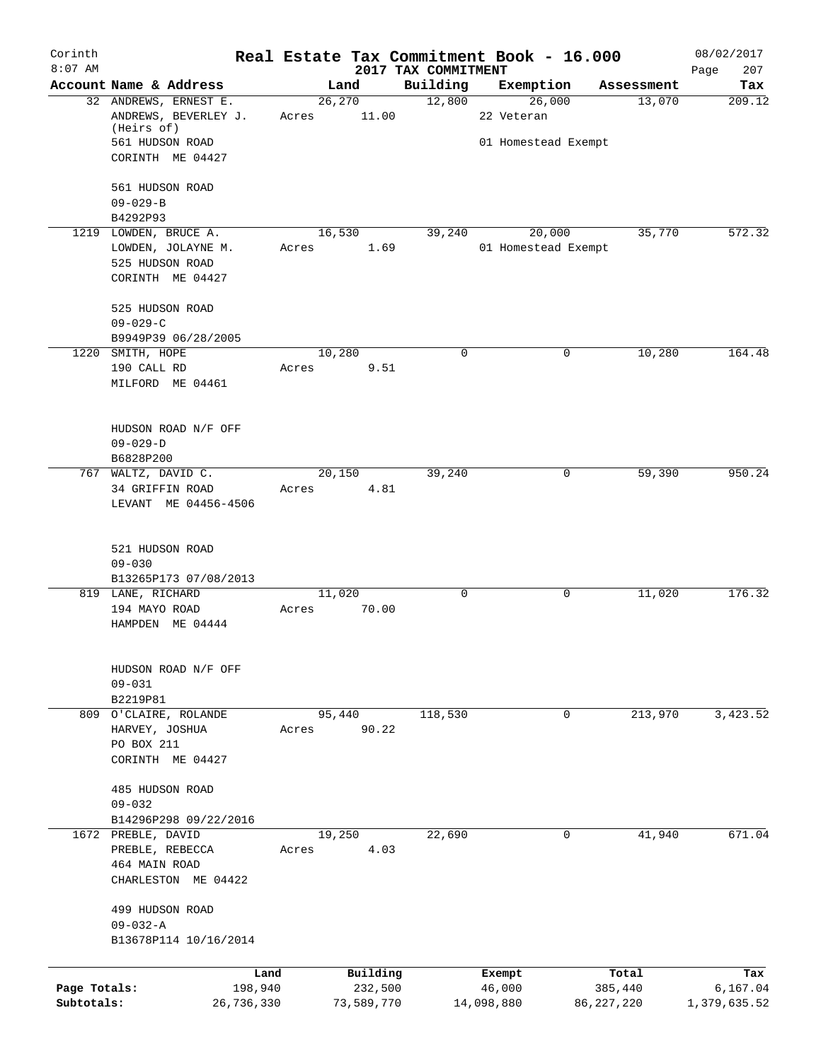# Corinth — Real Estate Tax Commitment Book - 16.000

8:07 AM — 2017 TAX COMMITMENT — 08/02/2017 — Page 207

| Account | Name & Address | Land | Building | Exemption | Assessment | Tax |
|---|---|---|---|---|---|---|
| 32 | ANDREWS, ERNEST E.<br>ANDREWS, BEVERLEY J. (Heirs of)<br>561 HUDSON ROAD<br>CORINTH ME 04427<br><br>561 HUDSON ROAD<br>09-029-B<br>B4292P93 | 26,270<br>Acres 11.00 | 12,800 | 26,000<br>22 Veteran<br>01 Homestead Exempt | 13,070 | 209.12 |
| 1219 | LOWDEN, BRUCE A.<br>LOWDEN, JOLAYNE M.<br>525 HUDSON ROAD<br>CORINTH ME 04427<br><br>525 HUDSON ROAD<br>09-029-C<br>B9949P39 06/28/2005 | 16,530<br>Acres 1.69 | 39,240 | 20,000<br>01 Homestead Exempt | 35,770 | 572.32 |
| 1220 | SMITH, HOPE<br>190 CALL RD<br>MILFORD ME 04461<br><br>HUDSON ROAD N/F OFF<br>09-029-D<br>B6828P200 | 10,280<br>Acres 9.51 | 0 | 0 | 10,280 | 164.48 |
| 767 | WALTZ, DAVID C.<br>34 GRIFFIN ROAD<br>LEVANT ME 04456-4506<br><br>521 HUDSON ROAD<br>09-030<br>B13265P173 07/08/2013 | 20,150<br>Acres 4.81 | 39,240 | 0 | 59,390 | 950.24 |
| 819 | LANE, RICHARD<br>194 MAYO ROAD<br>HAMPDEN ME 04444<br><br>HUDSON ROAD N/F OFF<br>09-031<br>B2219P81 | 11,020<br>Acres 70.00 | 0 | 0 | 11,020 | 176.32 |
| 809 | O'CLAIRE, ROLANDE<br>HARVEY, JOSHUA<br>PO BOX 211<br>CORINTH ME 04427<br><br>485 HUDSON ROAD<br>09-032<br>B14296P298 09/22/2016 | 95,440<br>Acres 90.22 | 118,530 | 0 | 213,970 | 3,423.52 |
| 1672 | PREBLE, DAVID<br>PREBLE, REBECCA<br>464 MAIN ROAD<br>CHARLESTON ME 04422<br><br>499 HUDSON ROAD<br>09-032-A<br>B13678P114 10/16/2014 | 19,250<br>Acres 4.03 | 22,690 | 0 | 41,940 | 671.04 |

| | Land | Building | Exempt | Total | Tax |
|---|---|---|---|---|---|
| Page Totals: | 198,940 | 232,500 | 46,000 | 385,440 | 6,167.04 |
| Subtotals: | 26,736,330 | 73,589,770 | 14,098,880 | 86,227,220 | 1,379,635.52 |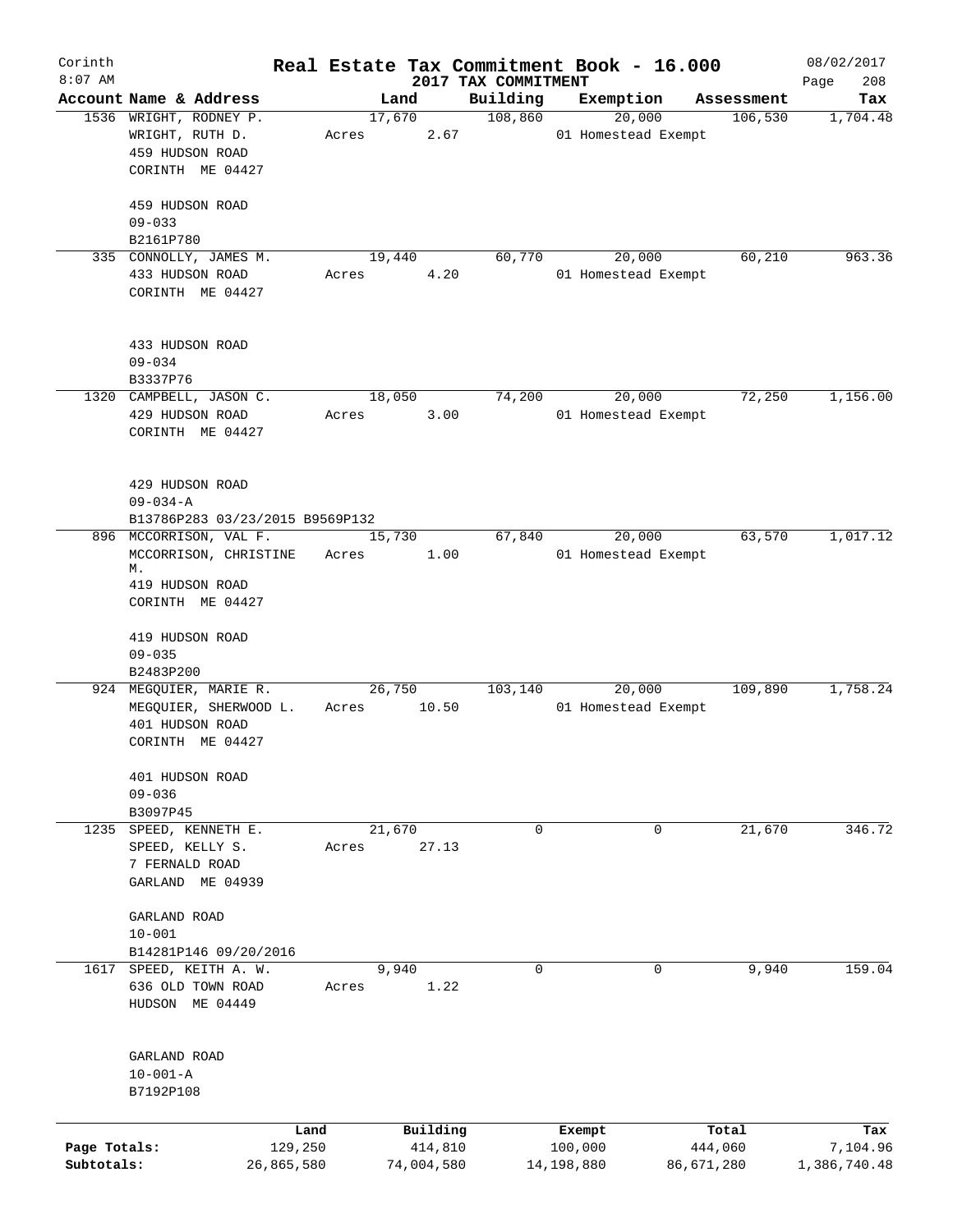# Real Estate Tax Commitment Book - 16.000

## 2017 TAX COMMITMENT

Corinth
8:07 AM
08/02/2017

| Account | Name & Address | Land | Building | Exemption | Assessment | Tax |
|---|---|---|---|---|---|---|
| 1536 | WRIGHT, RODNEY P.<br>WRIGHT, RUTH D.<br>459 HUDSON ROAD<br>CORINTH ME 04427<br><br>459 HUDSON ROAD<br>09-033<br>B2161P780 | 17,670<br>Acres 2.67 | 108,860 | 20,000<br>01 Homestead Exempt | 106,530 | 1,704.48 |
| 335 | CONNOLLY, JAMES M.<br>433 HUDSON ROAD<br>CORINTH ME 04427<br><br>433 HUDSON ROAD<br>09-034<br>B3337P76 | 19,440<br>Acres 4.20 | 60,770 | 20,000<br>01 Homestead Exempt | 60,210 | 963.36 |
| 1320 | CAMPBELL, JASON C.<br>429 HUDSON ROAD<br>CORINTH ME 04427<br><br>429 HUDSON ROAD<br>09-034-A<br>B13786P283 03/23/2015 B9569P132 | 18,050<br>Acres 3.00 | 74,200 | 20,000<br>01 Homestead Exempt | 72,250 | 1,156.00 |
| 896 | MCCORRISON, VAL F.<br>MCCORRISON, CHRISTINE M.<br>419 HUDSON ROAD<br>CORINTH ME 04427<br><br>419 HUDSON ROAD<br>09-035<br>B2483P200 | 15,730<br>Acres 1.00 | 67,840 | 20,000<br>01 Homestead Exempt | 63,570 | 1,017.12 |
| 924 | MEGQUIER, MARIE R.<br>MEGQUIER, SHERWOOD L.<br>401 HUDSON ROAD<br>CORINTH ME 04427<br><br>401 HUDSON ROAD<br>09-036<br>B3097P45 | 26,750<br>Acres 10.50 | 103,140 | 20,000<br>01 Homestead Exempt | 109,890 | 1,758.24 |
| 1235 | SPEED, KENNETH E.<br>SPEED, KELLY S.<br>7 FERNALD ROAD<br>GARLAND ME 04939<br><br>GARLAND ROAD<br>10-001<br>B14281P146 09/20/2016 | 21,670<br>Acres 27.13 | 0 | 0 | 21,670 | 346.72 |
| 1617 | SPEED, KEITH A. W.<br>636 OLD TOWN ROAD<br>HUDSON ME 04449<br><br>GARLAND ROAD<br>10-001-A<br>B7192P108 | 9,940<br>Acres 1.22 | 0 | 0 | 9,940 | 159.04 |

| | Land | Building | Exempt | Total | Tax |
|---|---|---|---|---|---|
| Page Totals: | 129,250 | 414,810 | 100,000 | 444,060 | 7,104.96 |
| Subtotals: | 26,865,580 | 74,004,580 | 14,198,880 | 86,671,280 | 1,386,740.48 |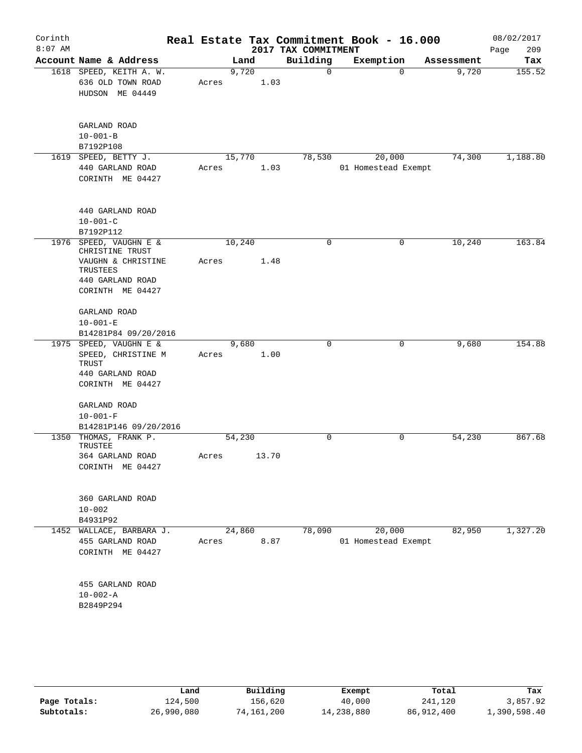# Corinth — Real Estate Tax Commitment Book - 16.000

8:07 AM — 2017 TAX COMMITMENT — 08/02/2017

| Account Name & Address | Land | Building | Exemption | Assessment | Tax |
|---|---|---|---|---|---|
| 1618 SPEED, KEITH A. W.<br>636 OLD TOWN ROAD<br>HUDSON ME 04449<br><br>GARLAND ROAD<br>10-001-B<br>B7192P108 | 9,720<br>Acres 1.03 | 0 | 0 | 9,720 | 155.52 |
| 1619 SPEED, BETTY J.<br>440 GARLAND ROAD<br>CORINTH ME 04427<br><br>440 GARLAND ROAD<br>10-001-C<br>B7192P112 | 15,770<br>Acres 1.03 | 78,530 | 20,000<br>01 Homestead Exempt | 74,300 | 1,188.80 |
| 1976 SPEED, VAUGHN E & CHRISTINE TRUST<br>VAUGHN & CHRISTINE TRUSTEES<br>440 GARLAND ROAD<br>CORINTH ME 04427<br><br>GARLAND ROAD<br>10-001-E<br>B14281P84 09/20/2016 | 10,240<br>Acres 1.48 | 0 | 0 | 10,240 | 163.84 |
| 1975 SPEED, VAUGHN E &<br>SPEED, CHRISTINE M TRUST<br>440 GARLAND ROAD<br>CORINTH ME 04427<br><br>GARLAND ROAD<br>10-001-F<br>B14281P146 09/20/2016 | 9,680<br>Acres 1.00 | 0 | 0 | 9,680 | 154.88 |
| 1350 THOMAS, FRANK P. TRUSTEE<br>364 GARLAND ROAD<br>CORINTH ME 04427<br><br>360 GARLAND ROAD<br>10-002<br>B4931P92 | 54,230<br>Acres 13.70 | 0 | 0 | 54,230 | 867.68 |
| 1452 WALLACE, BARBARA J.<br>455 GARLAND ROAD<br>CORINTH ME 04427<br><br>455 GARLAND ROAD<br>10-002-A<br>B2849P294 | 24,860<br>Acres 8.87 | 78,090 | 20,000<br>01 Homestead Exempt | 82,950 | 1,327.20 |

| | Land | Building | Exempt | Total | Tax |
|---|---|---|---|---|---|
| Page Totals: | 124,500 | 156,620 | 40,000 | 241,120 | 3,857.92 |
| Subtotals: | 26,990,080 | 74,161,200 | 14,238,880 | 86,912,400 | 1,390,598.40 |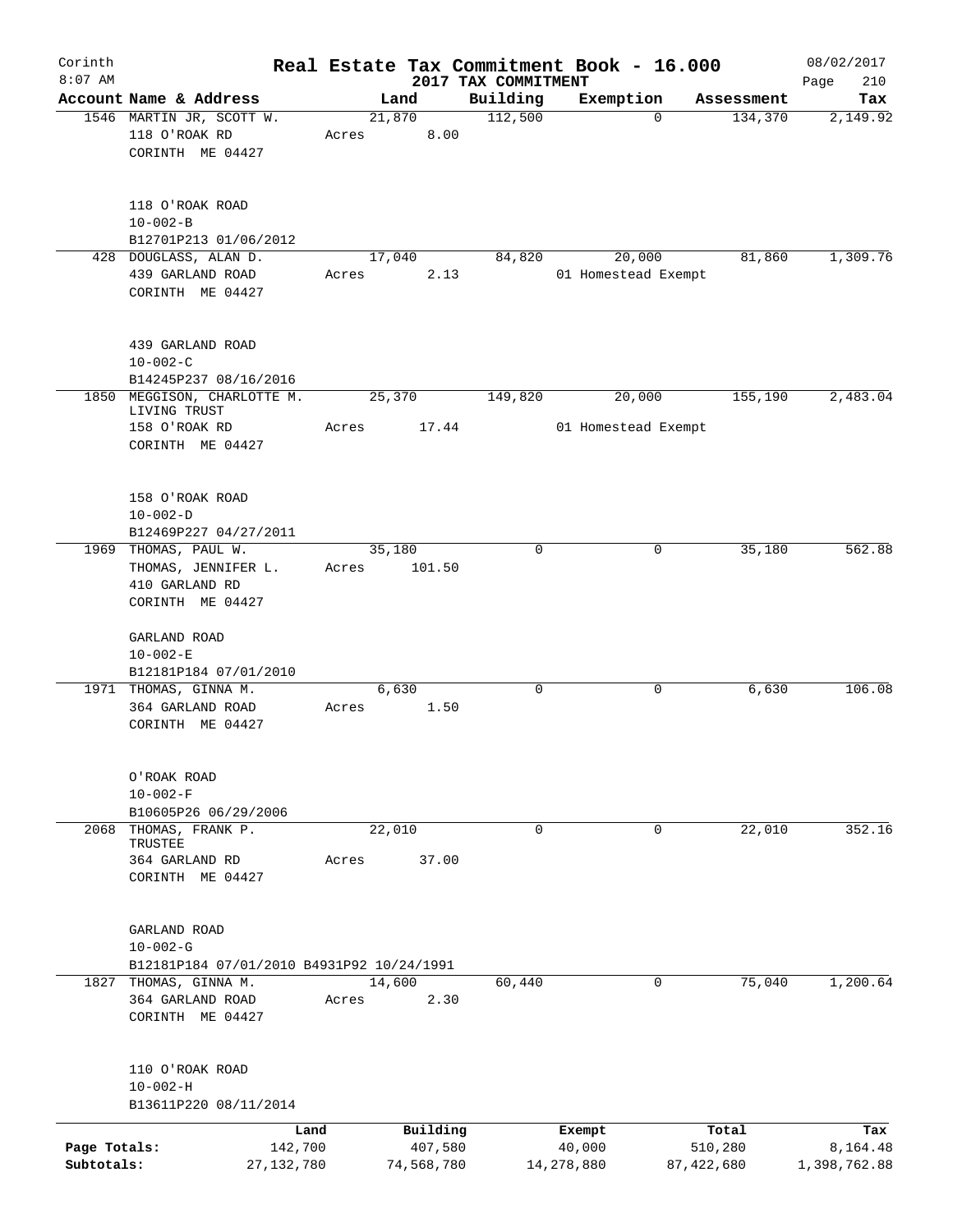# Real Estate Tax Commitment Book - 16.000

Corinth 8:07 AM — 2017 TAX COMMITMENT — 08/02/2017

| Account Name & Address | Land | Building | Exemption | Assessment | Tax |
|---|---|---|---|---|---|
| 1546 MARTIN JR, SCOTT W.<br>118 O'ROAK RD<br>CORINTH ME 04427<br><br>118 O'ROAK ROAD<br>10-002-B<br>B12701P213 01/06/2012 | 21,870<br>Acres 8.00 | 112,500 | 0 | 134,370 | 2,149.92 |
| 428 DOUGLASS, ALAN D.<br>439 GARLAND ROAD<br>CORINTH ME 04427<br><br>439 GARLAND ROAD<br>10-002-C<br>B14245P237 08/16/2016 | 17,040<br>Acres 2.13 | 84,820 | 20,000<br>01 Homestead Exempt | 81,860 | 1,309.76 |
| 1850 MEGGISON, CHARLOTTE M. LIVING TRUST<br>158 O'ROAK RD<br>CORINTH ME 04427<br><br>158 O'ROAK ROAD<br>10-002-D<br>B12469P227 04/27/2011 | 25,370<br>Acres 17.44 | 149,820 | 20,000<br>01 Homestead Exempt | 155,190 | 2,483.04 |
| 1969 THOMAS, PAUL W.<br>THOMAS, JENNIFER L.<br>410 GARLAND RD<br>CORINTH ME 04427<br><br>GARLAND ROAD<br>10-002-E<br>B12181P184 07/01/2010 | 35,180<br>Acres 101.50 | 0 | 0 | 35,180 | 562.88 |
| 1971 THOMAS, GINNA M.<br>364 GARLAND ROAD<br>CORINTH ME 04427<br><br>O'ROAK ROAD<br>10-002-F<br>B10605P26 06/29/2006 | 6,630<br>Acres 1.50 | 0 | 0 | 6,630 | 106.08 |
| 2068 THOMAS, FRANK P. TRUSTEE<br>364 GARLAND RD<br>CORINTH ME 04427<br><br>GARLAND ROAD<br>10-002-G<br>B12181P184 07/01/2010 B4931P92 10/24/1991 | 22,010<br>Acres 37.00 | 0 | 0 | 22,010 | 352.16 |
| 1827 THOMAS, GINNA M.<br>364 GARLAND ROAD<br>CORINTH ME 04427<br><br>110 O'ROAK ROAD<br>10-002-H<br>B13611P220 08/11/2014 | 14,600<br>Acres 2.30 | 60,440 | 0 | 75,040 | 1,200.64 |

| | Land | Building | Exempt | Total | Tax |
|---|---|---|---|---|---|
| Page Totals: | 142,700 | 407,580 | 40,000 | 510,280 | 8,164.48 |
| Subtotals: | 27,132,780 | 74,568,780 | 14,278,880 | 87,422,680 | 1,398,762.88 |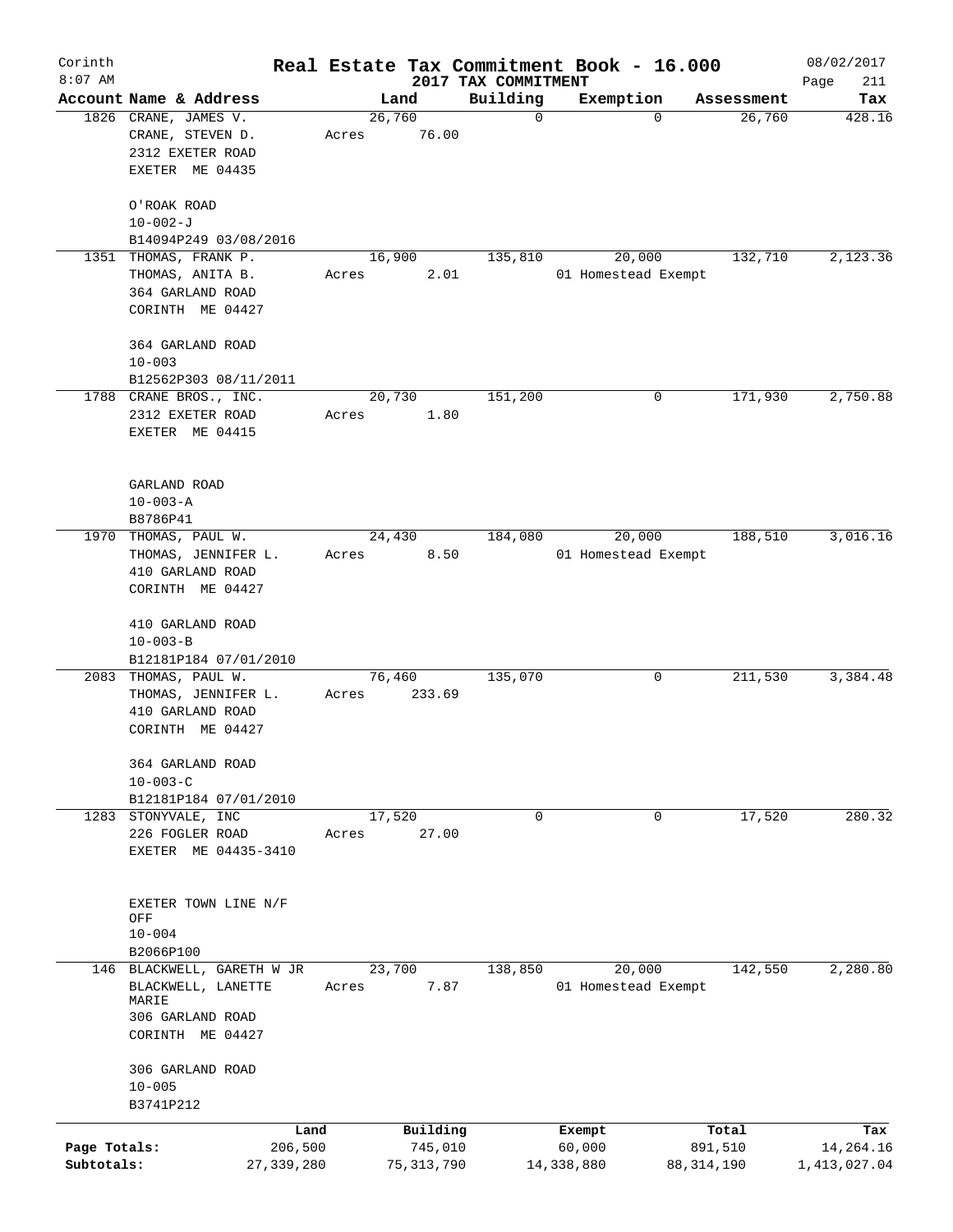# Real Estate Tax Commitment Book - 16.000

Corinth
8:07 AM

2017 TAX COMMITMENT

08/02/2017
Page 211

| Account | Name & Address | Land | Building | Exemption | Assessment | Tax |
|---|---|---|---|---|---|---|
| 1826 | CRANE, JAMES V.<br>CRANE, STEVEN D.<br>2312 EXETER ROAD<br>EXETER ME 04435<br><br>O'ROAK ROAD<br>10-002-J<br>B14094P249 03/08/2016 | 26,760<br>Acres 76.00 | 0 | 0 | 26,760 | 428.16 |
| 1351 | THOMAS, FRANK P.<br>THOMAS, ANITA B.<br>364 GARLAND ROAD<br>CORINTH ME 04427<br><br>364 GARLAND ROAD<br>10-003<br>B12562P303 08/11/2011 | 16,900<br>Acres 2.01 | 135,810 | 20,000<br>01 Homestead Exempt | 132,710 | 2,123.36 |
| 1788 | CRANE BROS., INC.<br>2312 EXETER ROAD<br>EXETER ME 04415<br><br>GARLAND ROAD<br>10-003-A<br>B8786P41 | 20,730<br>Acres 1.80 | 151,200 | 0 | 171,930 | 2,750.88 |
| 1970 | THOMAS, PAUL W.<br>THOMAS, JENNIFER L.<br>410 GARLAND ROAD<br>CORINTH ME 04427<br><br>410 GARLAND ROAD<br>10-003-B<br>B12181P184 07/01/2010 | 24,430<br>Acres 8.50 | 184,080 | 20,000<br>01 Homestead Exempt | 188,510 | 3,016.16 |
| 2083 | THOMAS, PAUL W.<br>THOMAS, JENNIFER L.<br>410 GARLAND ROAD<br>CORINTH ME 04427<br><br>364 GARLAND ROAD<br>10-003-C<br>B12181P184 07/01/2010 | 76,460<br>Acres 233.69 | 135,070 | 0 | 211,530 | 3,384.48 |
| 1283 | STONYVALE, INC<br>226 FOGLER ROAD<br>EXETER ME 04435-3410<br><br>EXETER TOWN LINE N/F OFF<br>10-004<br>B2066P100 | 17,520<br>Acres 27.00 | 0 | 0 | 17,520 | 280.32 |
| 146 | BLACKWELL, GARETH W JR<br>BLACKWELL, LANETTE MARIE<br>306 GARLAND ROAD<br>CORINTH ME 04427<br><br>306 GARLAND ROAD<br>10-005<br>B3741P212 | 23,700<br>Acres 7.87 | 138,850 | 20,000<br>01 Homestead Exempt | 142,550 | 2,280.80 |

| | Land | Building | Exempt | Total | Tax |
|---|---|---|---|---|---|
| Page Totals: | 206,500 | 745,010 | 60,000 | 891,510 | 14,264.16 |
| Subtotals: | 27,339,280 | 75,313,790 | 14,338,880 | 88,314,190 | 1,413,027.04 |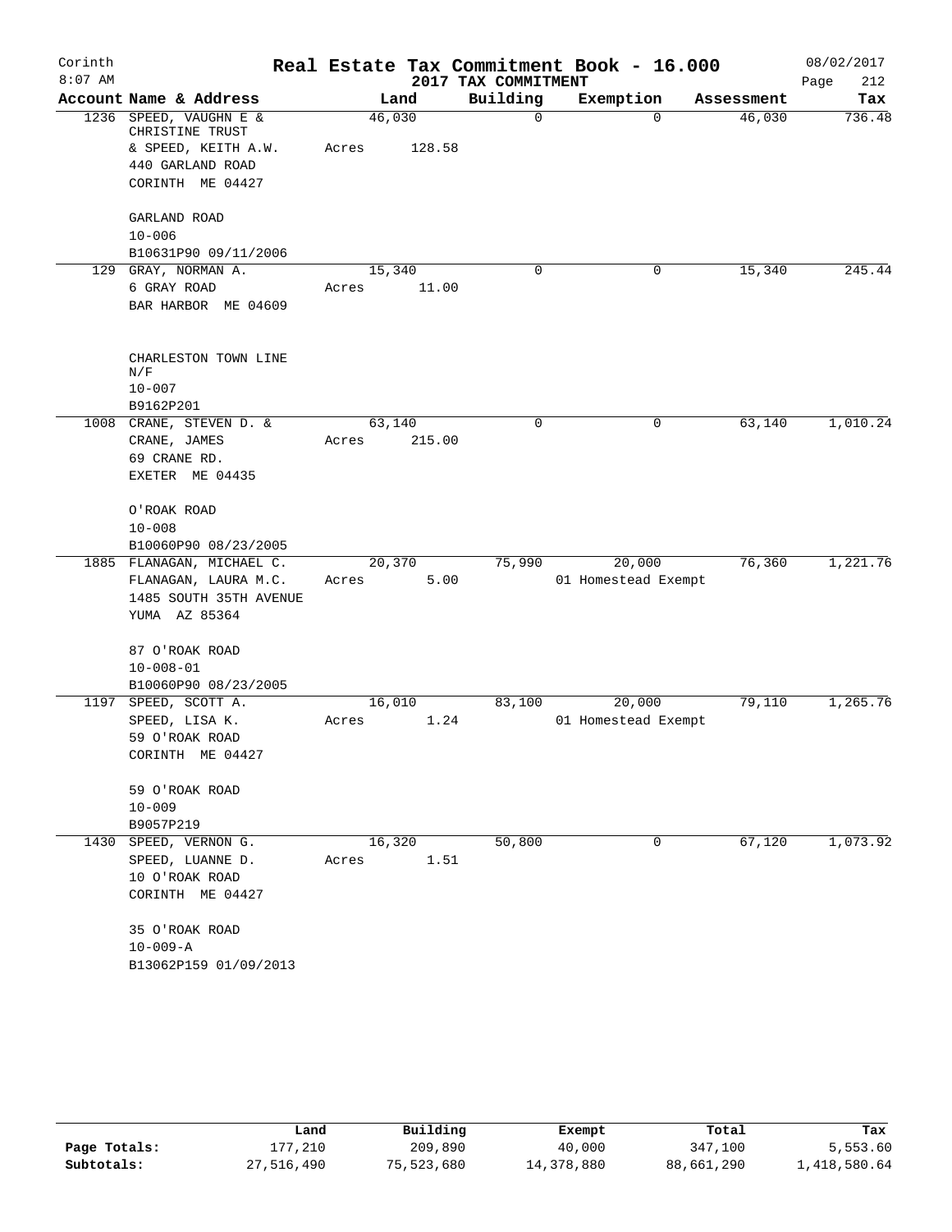# Real Estate Tax Commitment Book - 16.000

Corinth 8:07 AM — 2017 TAX COMMITMENT — 08/02/2017 Page 212

| Account Name & Address | Land | Building | Exemption | Assessment | Tax |
|---|---|---|---|---|---|
| 1236 SPEED, VAUGHN E & CHRISTINE TRUST<br>& SPEED, KEITH A.W.<br>440 GARLAND ROAD<br>CORINTH ME 04427<br><br>GARLAND ROAD<br>10-006<br>B10631P90 09/11/2006 | 46,030<br>Acres 128.58 | 0 | 0 | 46,030 | 736.48 |
| 129 GRAY, NORMAN A.<br>6 GRAY ROAD<br>BAR HARBOR ME 04609<br><br>CHARLESTON TOWN LINE N/F<br>10-007<br>B9162P201 | 15,340<br>Acres 11.00 | 0 | 0 | 15,340 | 245.44 |
| 1008 CRANE, STEVEN D. &<br>CRANE, JAMES<br>69 CRANE RD.<br>EXETER ME 04435<br><br>O'ROAK ROAD<br>10-008<br>B10060P90 08/23/2005 | 63,140<br>Acres 215.00 | 0 | 0 | 63,140 | 1,010.24 |
| 1885 FLANAGAN, MICHAEL C.<br>FLANAGAN, LAURA M.C.<br>1485 SOUTH 35TH AVENUE<br>YUMA AZ 85364<br><br>87 O'ROAK ROAD<br>10-008-01<br>B10060P90 08/23/2005 | 20,370<br>Acres 5.00 | 75,990 | 20,000<br>01 Homestead Exempt | 76,360 | 1,221.76 |
| 1197 SPEED, SCOTT A.<br>SPEED, LISA K.<br>59 O'ROAK ROAD<br>CORINTH ME 04427<br><br>59 O'ROAK ROAD<br>10-009<br>B9057P219 | 16,010<br>Acres 1.24 | 83,100 | 20,000<br>01 Homestead Exempt | 79,110 | 1,265.76 |
| 1430 SPEED, VERNON G.<br>SPEED, LUANNE D.<br>10 O'ROAK ROAD<br>CORINTH ME 04427<br><br>35 O'ROAK ROAD<br>10-009-A<br>B13062P159 01/09/2013 | 16,320<br>Acres 1.51 | 50,800 | 0 | 67,120 | 1,073.92 |

| | Land | Building | Exempt | Total | Tax |
|---|---|---|---|---|---|
| Page Totals: | 177,210 | 209,890 | 40,000 | 347,100 | 5,553.60 |
| Subtotals: | 27,516,490 | 75,523,680 | 14,378,880 | 88,661,290 | 1,418,580.64 |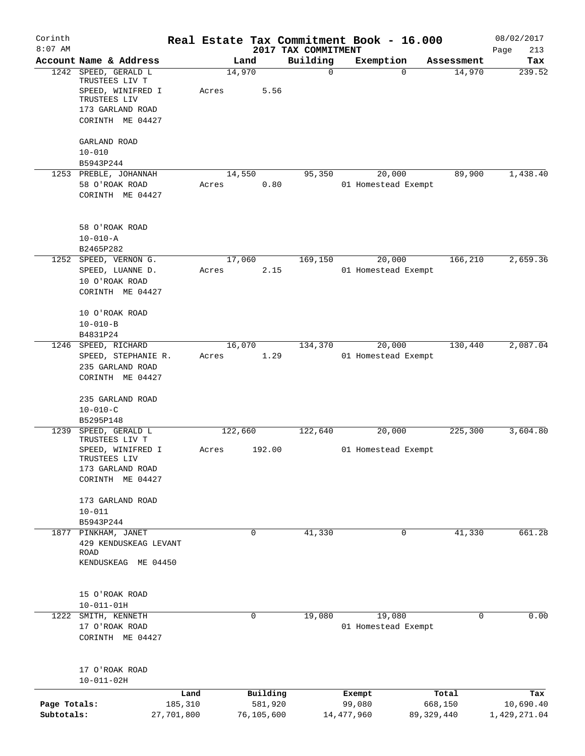Corinth 8:07 AM

**Real Estate Tax Commitment Book - 16.000**

**2017 TAX COMMITMENT**

08/02/2017

| Account | Name & Address | Land | Building | Exemption | Assessment | Tax |
|---|---|---|---|---|---|---|
| 1242 | SPEED, GERALD L TRUSTEES LIV T<br>SPEED, WINIFRED I TRUSTEES LIV<br>173 GARLAND ROAD<br>CORINTH ME 04427<br><br>GARLAND ROAD<br>10-010<br>B5943P244 | 14,970<br>Acres 5.56 | 0 | 0 | 14,970 | 239.52 |
| 1253 | PREBLE, JOHANNAH<br>58 O'ROAK ROAD<br>CORINTH ME 04427<br><br>58 O'ROAK ROAD<br>10-010-A<br>B2465P282 | 14,550<br>Acres 0.80 | 95,350 | 20,000<br>01 Homestead Exempt | 89,900 | 1,438.40 |
| 1252 | SPEED, VERNON G.<br>SPEED, LUANNE D.<br>10 O'ROAK ROAD<br>CORINTH ME 04427<br><br>10 O'ROAK ROAD<br>10-010-B<br>B4831P24 | 17,060<br>Acres 2.15 | 169,150 | 20,000<br>01 Homestead Exempt | 166,210 | 2,659.36 |
| 1246 | SPEED, RICHARD<br>SPEED, STEPHANIE R.<br>235 GARLAND ROAD<br>CORINTH ME 04427<br><br>235 GARLAND ROAD<br>10-010-C<br>B5295P148 | 16,070<br>Acres 1.29 | 134,370 | 20,000<br>01 Homestead Exempt | 130,440 | 2,087.04 |
| 1239 | SPEED, GERALD L TRUSTEES LIV T<br>SPEED, WINIFRED I TRUSTEES LIV<br>173 GARLAND ROAD<br>CORINTH ME 04427<br><br>173 GARLAND ROAD<br>10-011<br>B5943P244 | 122,660<br>Acres 192.00 | 122,640 | 20,000<br>01 Homestead Exempt | 225,300 | 3,604.80 |
| 1877 | PINKHAM, JANET<br>429 KENDUSKEAG LEVANT ROAD<br>KENDUSKEAG ME 04450<br><br>15 O'ROAK ROAD<br>10-011-01H | 0 | 41,330 | 0 | 41,330 | 661.28 |
| 1222 | SMITH, KENNETH<br>17 O'ROAK ROAD<br>CORINTH ME 04427<br><br>17 O'ROAK ROAD<br>10-011-02H | 0 | 19,080 | 19,080<br>01 Homestead Exempt | 0 | 0.00 |

| | Land | Building | Exempt | Total | Tax |
|---|---|---|---|---|---|
| Page Totals: | 185,310 | 581,920 | 99,080 | 668,150 | 10,690.40 |
| Subtotals: | 27,701,800 | 76,105,600 | 14,477,960 | 89,329,440 | 1,429,271.04 |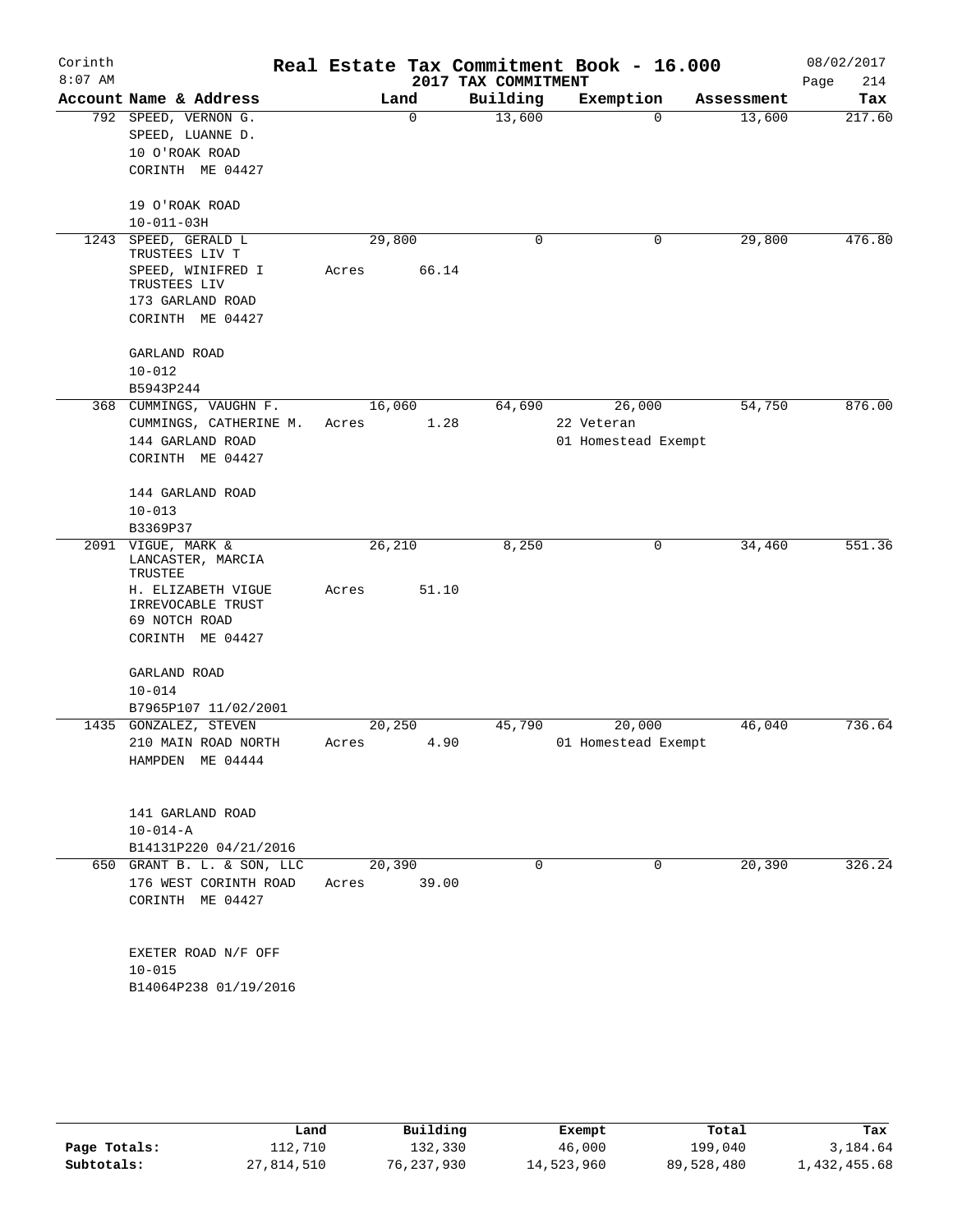# Real Estate Tax Commitment Book - 16.000

Corinth
8:07 AM

2017 TAX COMMITMENT

08/02/2017

| Account Name & Address | Land | Building | Exemption | Assessment | Tax |
|---|---|---|---|---|---|
| 792 SPEED, VERNON G.<br>SPEED, LUANNE D.<br>10 O'ROAK ROAD<br>CORINTH ME 04427<br><br>19 O'ROAK ROAD<br>10-011-03H | 0 | 13,600 | 0 | 13,600 | 217.60 |
| 1243 SPEED, GERALD L TRUSTEES LIV T<br>SPEED, WINIFRED I TRUSTEES LIV<br>173 GARLAND ROAD<br>CORINTH ME 04427<br><br>GARLAND ROAD<br>10-012<br>B5943P244 | 29,800<br>Acres 66.14 | 0 | 0 | 29,800 | 476.80 |
| 368 CUMMINGS, VAUGHN F.<br>CUMMINGS, CATHERINE M.<br>144 GARLAND ROAD<br>CORINTH ME 04427<br><br>144 GARLAND ROAD<br>10-013<br>B3369P37 | 16,060<br>Acres 1.28 | 64,690 | 26,000<br>22 Veteran<br>01 Homestead Exempt | 54,750 | 876.00 |
| 2091 VIGUE, MARK & LANCASTER, MARCIA TRUSTEE<br>H. ELIZABETH VIGUE IRREVOCABLE TRUST<br>69 NOTCH ROAD<br>CORINTH ME 04427<br><br>GARLAND ROAD<br>10-014<br>B7965P107 11/02/2001 | 26,210<br>Acres 51.10 | 8,250 | 0 | 34,460 | 551.36 |
| 1435 GONZALEZ, STEVEN<br>210 MAIN ROAD NORTH<br>HAMPDEN ME 04444<br><br>141 GARLAND ROAD<br>10-014-A<br>B14131P220 04/21/2016 | 20,250<br>Acres 4.90 | 45,790 | 20,000<br>01 Homestead Exempt | 46,040 | 736.64 |
| 650 GRANT B. L. & SON, LLC<br>176 WEST CORINTH ROAD<br>CORINTH ME 04427<br><br>EXETER ROAD N/F OFF<br>10-015<br>B14064P238 01/19/2016 | 20,390<br>Acres 39.00 | 0 | 0 | 20,390 | 326.24 |

| | Land | Building | Exempt | Total | Tax |
|---|---|---|---|---|---|
| Page Totals: | 112,710 | 132,330 | 46,000 | 199,040 | 3,184.64 |
| Subtotals: | 27,814,510 | 76,237,930 | 14,523,960 | 89,528,480 | 1,432,455.68 |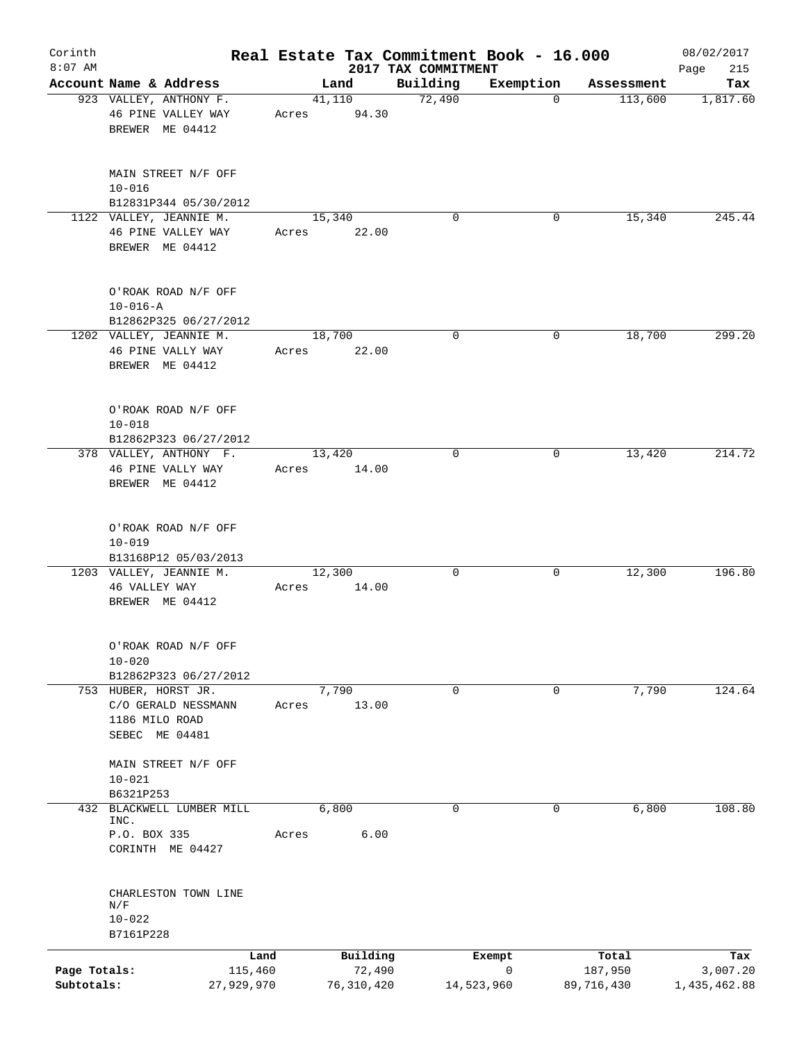Corinth 8:07 AM

# Real Estate Tax Commitment Book - 16.000

2017 TAX COMMITMENT

08/02/2017

| Account Name & Address | Land | Building | Exemption | Assessment | Tax |
|---|---|---|---|---|---|
| 923 VALLEY, ANTHONY F.<br>46 PINE VALLEY WAY<br>BREWER ME 04412<br><br>MAIN STREET N/F OFF<br>10-016<br>B12831P344 05/30/2012 | 41,110<br>Acres 94.30 | 72,490 | 0 | 113,600 | 1,817.60 |
| 1122 VALLEY, JEANNIE M.<br>46 PINE VALLEY WAY<br>BREWER ME 04412<br><br>O'ROAK ROAD N/F OFF<br>10-016-A<br>B12862P325 06/27/2012 | 15,340<br>Acres 22.00 | 0 | 0 | 15,340 | 245.44 |
| 1202 VALLEY, JEANNIE M.<br>46 PINE VALLY WAY<br>BREWER ME 04412<br><br>O'ROAK ROAD N/F OFF<br>10-018<br>B12862P323 06/27/2012 | 18,700<br>Acres 22.00 | 0 | 0 | 18,700 | 299.20 |
| 378 VALLEY, ANTHONY F.<br>46 PINE VALLY WAY<br>BREWER ME 04412<br><br>O'ROAK ROAD N/F OFF<br>10-019<br>B13168P12 05/03/2013 | 13,420<br>Acres 14.00 | 0 | 0 | 13,420 | 214.72 |
| 1203 VALLEY, JEANNIE M.<br>46 VALLEY WAY<br>BREWER ME 04412<br><br>O'ROAK ROAD N/F OFF<br>10-020<br>B12862P323 06/27/2012 | 12,300<br>Acres 14.00 | 0 | 0 | 12,300 | 196.80 |
| 753 HUBER, HORST JR.<br>C/O GERALD NESSMANN<br>1186 MILO ROAD<br>SEBEC ME 04481<br><br>MAIN STREET N/F OFF<br>10-021<br>B6321P253 | 7,790<br>Acres 13.00 | 0 | 0 | 7,790 | 124.64 |
| 432 BLACKWELL LUMBER MILL INC.<br>P.O. BOX 335<br>CORINTH ME 04427<br><br>CHARLESTON TOWN LINE N/F<br>10-022<br>B7161P228 | 6,800<br>Acres 6.00 | 0 | 0 | 6,800 | 108.80 |

| | Land | Building | Exempt | Total | Tax |
|---|---|---|---|---|---|
| Page Totals: | 115,460 | 72,490 | 0 | 187,950 | 3,007.20 |
| Subtotals: | 27,929,970 | 76,310,420 | 14,523,960 | 89,716,430 | 1,435,462.88 |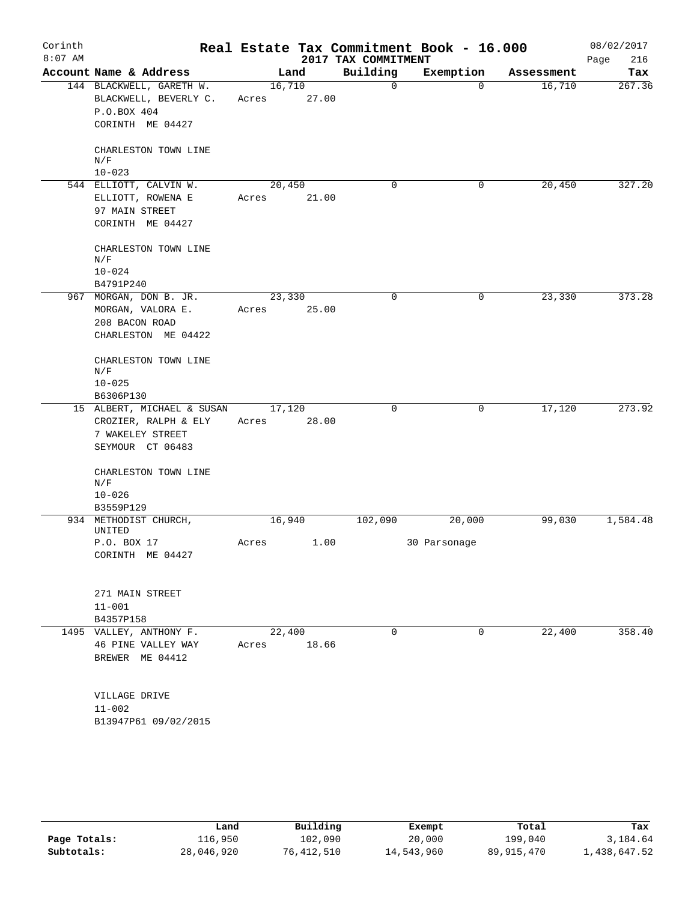# Real Estate Tax Commitment Book - 16.000

Corinth 8:07 AM — 2017 TAX COMMITMENT — 08/02/2017

| Account Name & Address | Land | Building | Exemption | Assessment | Tax |
|---|---|---|---|---|---|
| 144 BLACKWELL, GARETH W.<br>BLACKWELL, BEVERLY C.<br>P.O.BOX 404<br>CORINTH ME 04427<br><br>CHARLESTON TOWN LINE<br>N/F<br>10-023 | 16,710<br>Acres 27.00 | 0 | 0 | 16,710 | 267.36 |
| 544 ELLIOTT, CALVIN W.<br>ELLIOTT, ROWENA E<br>97 MAIN STREET<br>CORINTH ME 04427<br><br>CHARLESTON TOWN LINE<br>N/F<br>10-024<br>B4791P240 | 20,450<br>Acres 21.00 | 0 | 0 | 20,450 | 327.20 |
| 967 MORGAN, DON B. JR.<br>MORGAN, VALORA E.<br>208 BACON ROAD<br>CHARLESTON ME 04422<br><br>CHARLESTON TOWN LINE<br>N/F<br>10-025<br>B6306P130 | 23,330<br>Acres 25.00 | 0 | 0 | 23,330 | 373.28 |
| 15 ALBERT, MICHAEL & SUSAN<br>CROZIER, RALPH & ELY<br>7 WAKELEY STREET<br>SEYMOUR CT 06483<br><br>CHARLESTON TOWN LINE<br>N/F<br>10-026<br>B3559P129 | 17,120<br>Acres 28.00 | 0 | 0 | 17,120 | 273.92 |
| 934 METHODIST CHURCH, UNITED<br>P.O. BOX 17<br>CORINTH ME 04427<br><br>271 MAIN STREET<br>11-001<br>B4357P158 | 16,940<br>Acres 1.00 | 102,090 | 20,000<br>30 Parsonage | 99,030 | 1,584.48 |
| 1495 VALLEY, ANTHONY F.<br>46 PINE VALLEY WAY<br>BREWER ME 04412<br><br>VILLAGE DRIVE<br>11-002<br>B13947P61 09/02/2015 | 22,400<br>Acres 18.66 | 0 | 0 | 22,400 | 358.40 |

| | Land | Building | Exempt | Total | Tax |
|---|---|---|---|---|---|
| Page Totals: | 116,950 | 102,090 | 20,000 | 199,040 | 3,184.64 |
| Subtotals: | 28,046,920 | 76,412,510 | 14,543,960 | 89,915,470 | 1,438,647.52 |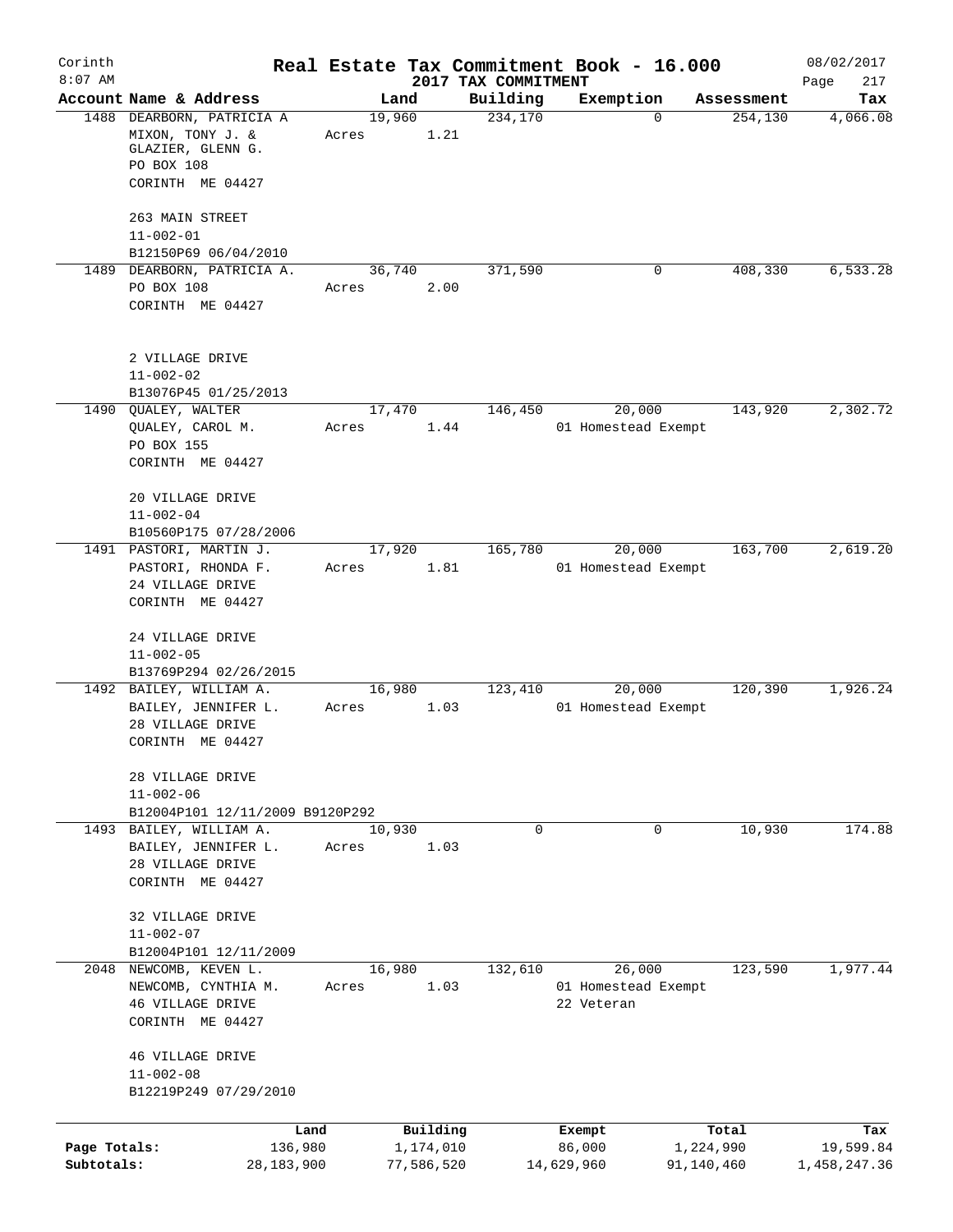Corinth
8:07 AM

# Real Estate Tax Commitment Book - 16.000

## 2017 TAX COMMITMENT

08/02/2017

| Account | Name & Address | Land | Building | Exemption | Assessment | Tax |
|---|---|---|---|---|---|---|
| 1488 | DEARBORN, PATRICIA A<br>MIXON, TONY J. &<br>GLAZIER, GLENN G.<br>PO BOX 108<br>CORINTH ME 04427<br><br>263 MAIN STREET<br>11-002-01<br>B12150P69 06/04/2010 | 19,960<br>Acres 1.21 | 234,170 | 0 | 254,130 | 4,066.08 |
| 1489 | DEARBORN, PATRICIA A.<br>PO BOX 108<br>CORINTH ME 04427<br><br>2 VILLAGE DRIVE<br>11-002-02<br>B13076P45 01/25/2013 | 36,740<br>Acres 2.00 | 371,590 | 0 | 408,330 | 6,533.28 |
| 1490 | QUALEY, WALTER<br>QUALEY, CAROL M.<br>PO BOX 155<br>CORINTH ME 04427<br><br>20 VILLAGE DRIVE<br>11-002-04<br>B10560P175 07/28/2006 | 17,470<br>Acres 1.44 | 146,450 | 20,000<br>01 Homestead Exempt | 143,920 | 2,302.72 |
| 1491 | PASTORI, MARTIN J.<br>PASTORI, RHONDA F.<br>24 VILLAGE DRIVE<br>CORINTH ME 04427<br><br>24 VILLAGE DRIVE<br>11-002-05<br>B13769P294 02/26/2015 | 17,920<br>Acres 1.81 | 165,780 | 20,000<br>01 Homestead Exempt | 163,700 | 2,619.20 |
| 1492 | BAILEY, WILLIAM A.<br>BAILEY, JENNIFER L.<br>28 VILLAGE DRIVE<br>CORINTH ME 04427<br><br>28 VILLAGE DRIVE<br>11-002-06<br>B12004P101 12/11/2009 B9120P292 | 16,980<br>Acres 1.03 | 123,410 | 20,000<br>01 Homestead Exempt | 120,390 | 1,926.24 |
| 1493 | BAILEY, WILLIAM A.<br>BAILEY, JENNIFER L.<br>28 VILLAGE DRIVE<br>CORINTH ME 04427<br><br>32 VILLAGE DRIVE<br>11-002-07<br>B12004P101 12/11/2009 | 10,930<br>Acres 1.03 | 0 | 0 | 10,930 | 174.88 |
| 2048 | NEWCOMB, KEVEN L.<br>NEWCOMB, CYNTHIA M.<br>46 VILLAGE DRIVE<br>CORINTH ME 04427<br><br>46 VILLAGE DRIVE<br>11-002-08<br>B12219P249 07/29/2010 | 16,980<br>Acres 1.03 | 132,610 | 26,000<br>01 Homestead Exempt<br>22 Veteran | 123,590 | 1,977.44 |

| | Land | Building | Exempt | Total | Tax |
|---|---|---|---|---|---|
| Page Totals: | 136,980 | 1,174,010 | 86,000 | 1,224,990 | 19,599.84 |
| Subtotals: | 28,183,900 | 77,586,520 | 14,629,960 | 91,140,460 | 1,458,247.36 |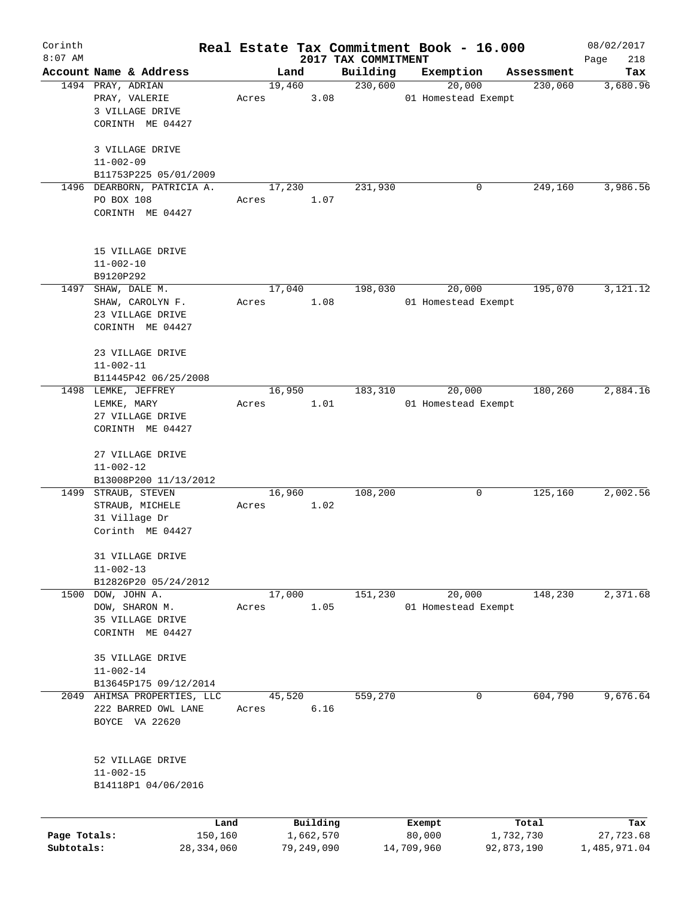# Corinth — Real Estate Tax Commitment Book - 16.000

2017 TAX COMMITMENT

8:07 AM — 08/02/2017

| Account Name & Address | Land | Building | Exemption | Assessment | Tax |
|---|---|---|---|---|---|
| 1494 PRAY, ADRIAN<br>PRAY, VALERIE<br>3 VILLAGE DRIVE<br>CORINTH ME 04427<br><br>3 VILLAGE DRIVE<br>11-002-09<br>B11753P225 05/01/2009 | 19,460<br>Acres 3.08 | 230,600 | 20,000<br>01 Homestead Exempt | 230,060 | 3,680.96 |
| 1496 DEARBORN, PATRICIA A.<br>PO BOX 108<br>CORINTH ME 04427<br><br>15 VILLAGE DRIVE<br>11-002-10<br>B9120P292 | 17,230<br>Acres 1.07 | 231,930 | 0 | 249,160 | 3,986.56 |
| 1497 SHAW, DALE M.<br>SHAW, CAROLYN F.<br>23 VILLAGE DRIVE<br>CORINTH ME 04427<br><br>23 VILLAGE DRIVE<br>11-002-11<br>B11445P42 06/25/2008 | 17,040<br>Acres 1.08 | 198,030 | 20,000<br>01 Homestead Exempt | 195,070 | 3,121.12 |
| 1498 LEMKE, JEFFREY<br>LEMKE, MARY<br>27 VILLAGE DRIVE<br>CORINTH ME 04427<br><br>27 VILLAGE DRIVE<br>11-002-12<br>B13008P200 11/13/2012 | 16,950<br>Acres 1.01 | 183,310 | 20,000<br>01 Homestead Exempt | 180,260 | 2,884.16 |
| 1499 STRAUB, STEVEN<br>STRAUB, MICHELE<br>31 Village Dr<br>Corinth ME 04427<br><br>31 VILLAGE DRIVE<br>11-002-13<br>B12826P20 05/24/2012 | 16,960<br>Acres 1.02 | 108,200 | 0 | 125,160 | 2,002.56 |
| 1500 DOW, JOHN A.<br>DOW, SHARON M.<br>35 VILLAGE DRIVE<br>CORINTH ME 04427<br><br>35 VILLAGE DRIVE<br>11-002-14<br>B13645P175 09/12/2014 | 17,000<br>Acres 1.05 | 151,230 | 20,000<br>01 Homestead Exempt | 148,230 | 2,371.68 |
| 2049 AHIMSA PROPERTIES, LLC<br>222 BARRED OWL LANE<br>BOYCE VA 22620<br><br>52 VILLAGE DRIVE<br>11-002-15<br>B14118P1 04/06/2016 | 45,520<br>Acres 6.16 | 559,270 | 0 | 604,790 | 9,676.64 |

| | Land | Building | Exempt | Total | Tax |
|---|---|---|---|---|---|
| Page Totals: | 150,160 | 1,662,570 | 80,000 | 1,732,730 | 27,723.68 |
| Subtotals: | 28,334,060 | 79,249,090 | 14,709,960 | 92,873,190 | 1,485,971.04 |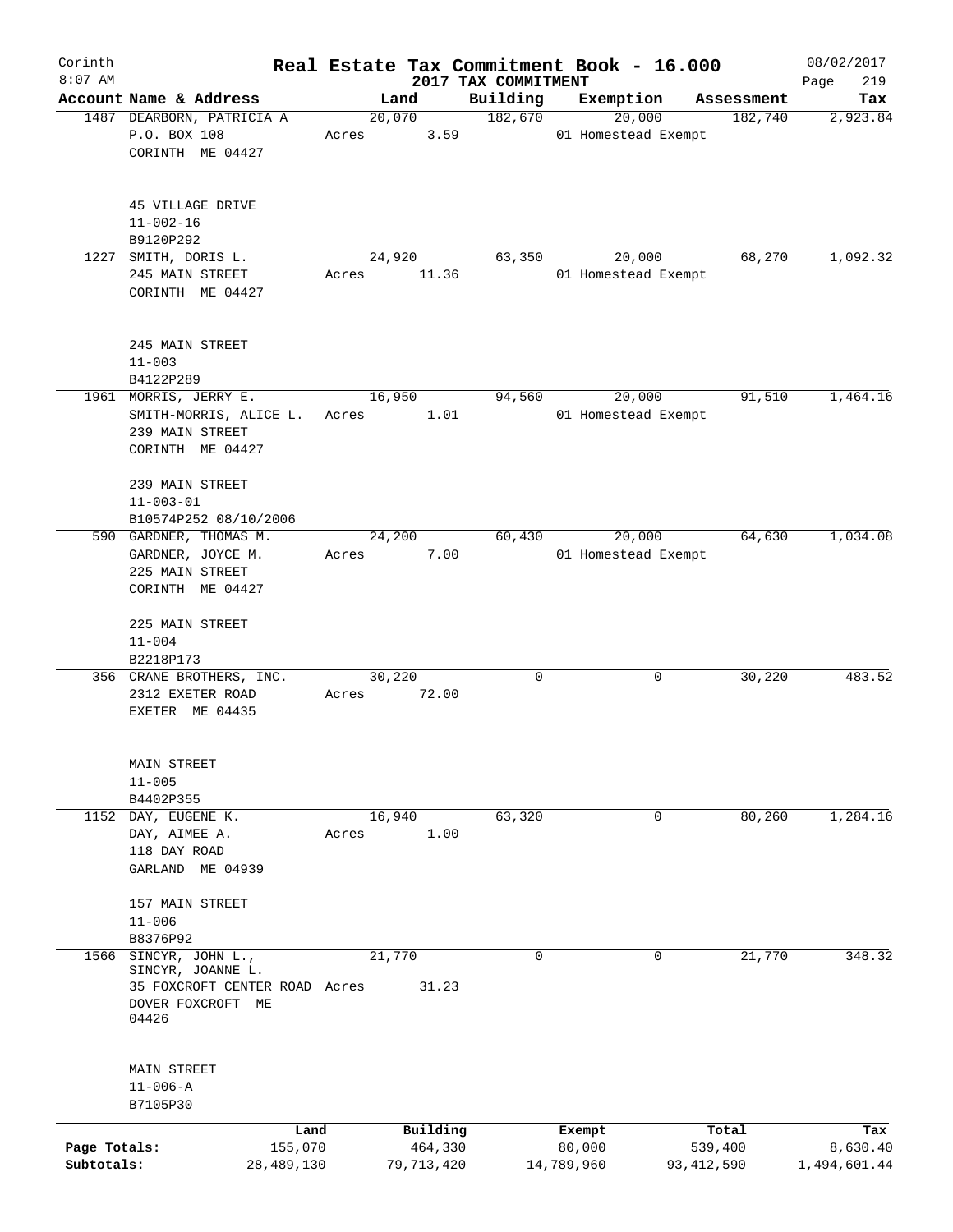Corinth 8:07 AM

# Real Estate Tax Commitment Book - 16.000

08/02/2017

## 2017 TAX COMMITMENT

| Account Name & Address | Land | Building | Exemption | Assessment | Tax |
|---|---|---|---|---|---|
| 1487 DEARBORN, PATRICIA A<br>P.O. BOX 108<br>CORINTH ME 04427<br><br>45 VILLAGE DRIVE<br>11-002-16<br>B9120P292 | 20,070<br>Acres 3.59 | 182,670 | 20,000<br>01 Homestead Exempt | 182,740 | 2,923.84 |
| 1227 SMITH, DORIS L.<br>245 MAIN STREET<br>CORINTH ME 04427<br><br>245 MAIN STREET<br>11-003<br>B4122P289 | 24,920<br>Acres 11.36 | 63,350 | 20,000<br>01 Homestead Exempt | 68,270 | 1,092.32 |
| 1961 MORRIS, JERRY E.<br>SMITH-MORRIS, ALICE L.<br>239 MAIN STREET<br>CORINTH ME 04427<br><br>239 MAIN STREET<br>11-003-01<br>B10574P252 08/10/2006 | 16,950<br>Acres 1.01 | 94,560 | 20,000<br>01 Homestead Exempt | 91,510 | 1,464.16 |
| 590 GARDNER, THOMAS M.<br>GARDNER, JOYCE M.<br>225 MAIN STREET<br>CORINTH ME 04427<br><br>225 MAIN STREET<br>11-004<br>B2218P173 | 24,200<br>Acres 7.00 | 60,430 | 20,000<br>01 Homestead Exempt | 64,630 | 1,034.08 |
| 356 CRANE BROTHERS, INC.<br>2312 EXETER ROAD<br>EXETER ME 04435<br><br>MAIN STREET<br>11-005<br>B4402P355 | 30,220<br>Acres 72.00 | 0 | 0 | 30,220 | 483.52 |
| 1152 DAY, EUGENE K.<br>DAY, AIMEE A.<br>118 DAY ROAD<br>GARLAND ME 04939<br><br>157 MAIN STREET<br>11-006<br>B8376P92 | 16,940<br>Acres 1.00 | 63,320 | 0 | 80,260 | 1,284.16 |
| 1566 SINCYR, JOHN L.,<br>SINCYR, JOANNE L.<br>35 FOXCROFT CENTER ROAD<br>DOVER FOXCROFT ME 04426<br><br>MAIN STREET<br>11-006-A<br>B7105P30 | 21,770<br>Acres 31.23 | 0 | 0 | 21,770 | 348.32 |

| | Land | Building | Exempt | Total | Tax |
|---|---|---|---|---|---|
| Page Totals: | 155,070 | 464,330 | 80,000 | 539,400 | 8,630.40 |
| Subtotals: | 28,489,130 | 79,713,420 | 14,789,960 | 93,412,590 | 1,494,601.44 |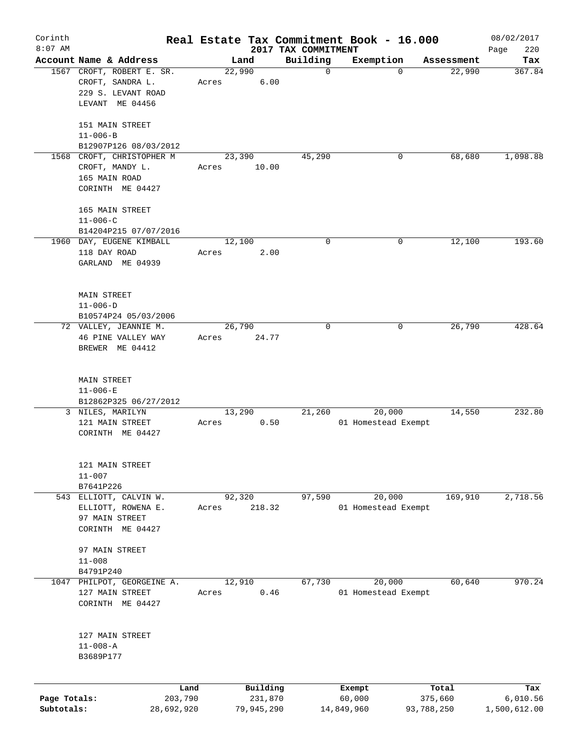# Real Estate Tax Commitment Book - 16.000

Corinth
8:07 AM

2017 TAX COMMITMENT

08/02/2017

| Account Name & Address | Land | Building | Exemption | Assessment | Tax |
|---|---|---|---|---|---|
| 1567 CROFT, ROBERT E. SR.<br>CROFT, SANDRA L.<br>229 S. LEVANT ROAD<br>LEVANT ME 04456<br><br>151 MAIN STREET<br>11-006-B<br>B12907P126 08/03/2012 | 22,990<br>Acres 6.00 | 0 | 0 | 22,990 | 367.84 |
| 1568 CROFT, CHRISTOPHER M<br>CROFT, MANDY L.<br>165 MAIN ROAD<br>CORINTH ME 04427<br><br>165 MAIN STREET<br>11-006-C<br>B14204P215 07/07/2016 | 23,390<br>Acres 10.00 | 45,290 | 0 | 68,680 | 1,098.88 |
| 1960 DAY, EUGENE KIMBALL<br>118 DAY ROAD<br>GARLAND ME 04939<br><br>MAIN STREET<br>11-006-D<br>B10574P24 05/03/2006 | 12,100<br>Acres 2.00 | 0 | 0 | 12,100 | 193.60 |
| 72 VALLEY, JEANNIE M.<br>46 PINE VALLEY WAY<br>BREWER ME 04412<br><br>MAIN STREET<br>11-006-E<br>B12862P325 06/27/2012 | 26,790<br>Acres 24.77 | 0 | 0 | 26,790 | 428.64 |
| 3 NILES, MARILYN<br>121 MAIN STREET<br>CORINTH ME 04427<br><br>121 MAIN STREET<br>11-007<br>B7641P226 | 13,290<br>Acres 0.50 | 21,260 | 20,000<br>01 Homestead Exempt | 14,550 | 232.80 |
| 543 ELLIOTT, CALVIN W.<br>ELLIOTT, ROWENA E.<br>97 MAIN STREET<br>CORINTH ME 04427<br><br>97 MAIN STREET<br>11-008<br>B4791P240 | 92,320<br>Acres 218.32 | 97,590 | 20,000<br>01 Homestead Exempt | 169,910 | 2,718.56 |
| 1047 PHILPOT, GEORGEINE A.<br>127 MAIN STREET<br>CORINTH ME 04427<br><br>127 MAIN STREET<br>11-008-A<br>B3689P177 | 12,910<br>Acres 0.46 | 67,730 | 20,000<br>01 Homestead Exempt | 60,640 | 970.24 |

| | Land | Building | Exempt | Total | Tax |
|---|---|---|---|---|---|
| Page Totals: | 203,790 | 231,870 | 60,000 | 375,660 | 6,010.56 |
| Subtotals: | 28,692,920 | 79,945,290 | 14,849,960 | 93,788,250 | 1,500,612.00 |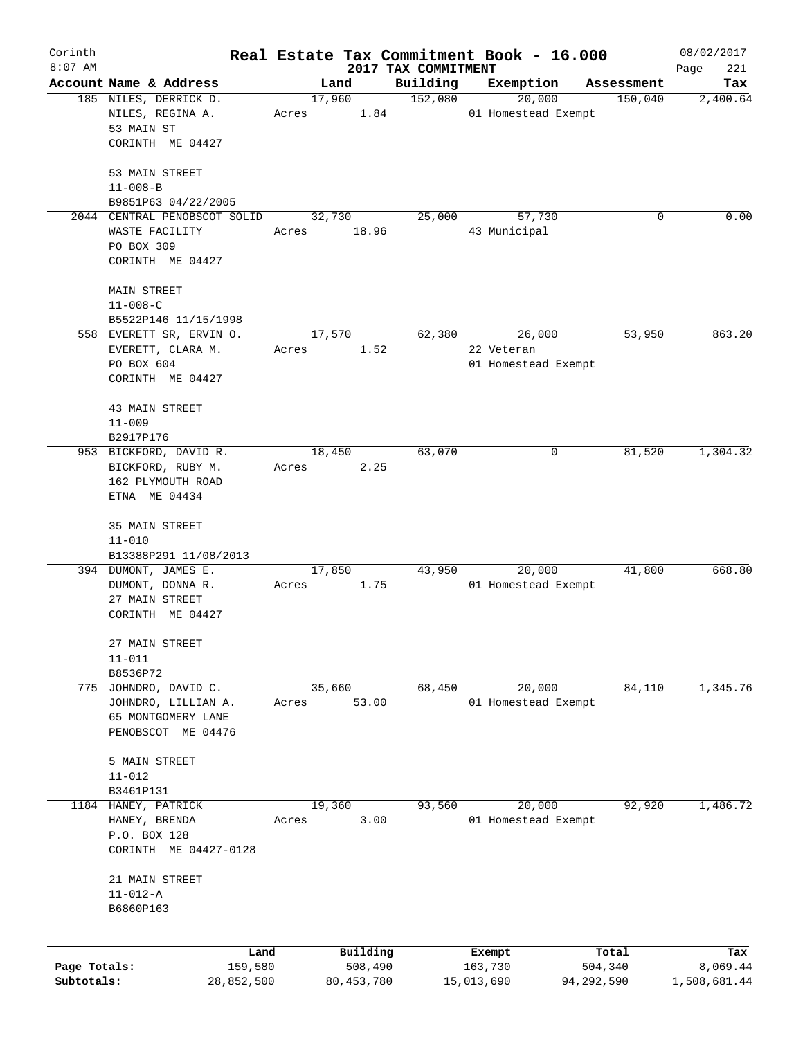# Real Estate Tax Commitment Book - 16.000

Corinth 8:07 AM — 2017 TAX COMMITMENT — 08/02/2017

| Account | Name & Address | Land | Building | Exemption | Assessment | Tax |
|---|---|---|---|---|---|---|
| 185 | NILES, DERRICK D.<br>NILES, REGINA A.<br>53 MAIN ST<br>CORINTH ME 04427<br><br>53 MAIN STREET<br>11-008-B<br>B9851P63 04/22/2005 | 17,960<br>Acres 1.84 | 152,080 | 20,000<br>01 Homestead Exempt | 150,040 | 2,400.64 |
| 2044 | CENTRAL PENOBSCOT SOLID<br>WASTE FACILITY<br>PO BOX 309<br>CORINTH ME 04427<br><br>MAIN STREET<br>11-008-C<br>B5522P146 11/15/1998 | 32,730<br>Acres 18.96 | 25,000 | 57,730<br>43 Municipal | 0 | 0.00 |
| 558 | EVERETT SR, ERVIN O.<br>EVERETT, CLARA M.<br>PO BOX 604<br>CORINTH ME 04427<br><br>43 MAIN STREET<br>11-009<br>B2917P176 | 17,570<br>Acres 1.52 | 62,380 | 26,000<br>22 Veteran<br>01 Homestead Exempt | 53,950 | 863.20 |
| 953 | BICKFORD, DAVID R.<br>BICKFORD, RUBY M.<br>162 PLYMOUTH ROAD<br>ETNA ME 04434<br><br>35 MAIN STREET<br>11-010<br>B13388P291 11/08/2013 | 18,450<br>Acres 2.25 | 63,070 | 0 | 81,520 | 1,304.32 |
| 394 | DUMONT, JAMES E.<br>DUMONT, DONNA R.<br>27 MAIN STREET<br>CORINTH ME 04427<br><br>27 MAIN STREET<br>11-011<br>B8536P72 | 17,850<br>Acres 1.75 | 43,950 | 20,000<br>01 Homestead Exempt | 41,800 | 668.80 |
| 775 | JOHNDRO, DAVID C.<br>JOHNDRO, LILLIAN A.<br>65 MONTGOMERY LANE<br>PENOBSCOT ME 04476<br><br>5 MAIN STREET<br>11-012<br>B3461P131 | 35,660<br>Acres 53.00 | 68,450 | 20,000<br>01 Homestead Exempt | 84,110 | 1,345.76 |
| 1184 | HANEY, PATRICK<br>HANEY, BRENDA<br>P.O. BOX 128<br>CORINTH ME 04427-0128<br><br>21 MAIN STREET<br>11-012-A<br>B6860P163 | 19,360<br>Acres 3.00 | 93,560 | 20,000<br>01 Homestead Exempt | 92,920 | 1,486.72 |

| | Land | Building | Exempt | Total | Tax |
|---|---|---|---|---|---|
| Page Totals: | 159,580 | 508,490 | 163,730 | 504,340 | 8,069.44 |
| Subtotals: | 28,852,500 | 80,453,780 | 15,013,690 | 94,292,590 | 1,508,681.44 |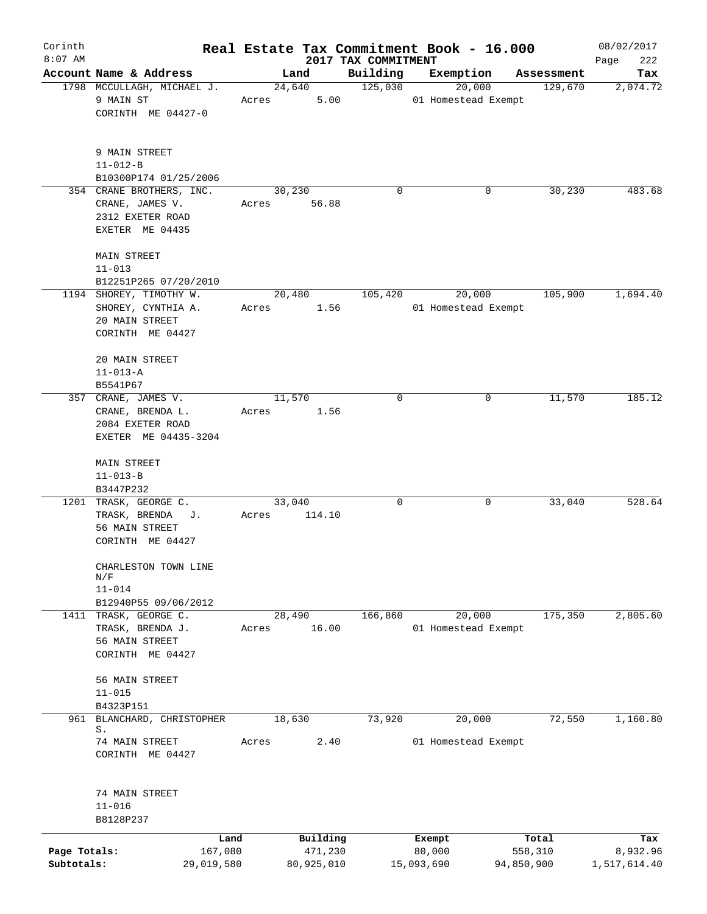# Corinth — Real Estate Tax Commitment Book - 16.000

2017 TAX COMMITMENT — 08/02/2017 8:07 AM

| Account Name & Address | Land | Building | Exemption | Assessment | Tax |
|---|---|---|---|---|---|
| 1798 MCCULLAGH, MICHAEL J.<br>9 MAIN ST<br>CORINTH ME 04427-0<br><br>9 MAIN STREET<br>11-012-B<br>B10300P174 01/25/2006 | 24,640<br>Acres 5.00 | 125,030 | 20,000<br>01 Homestead Exempt | 129,670 | 2,074.72 |
| 354 CRANE BROTHERS, INC.<br>CRANE, JAMES V.<br>2312 EXETER ROAD<br>EXETER ME 04435<br><br>MAIN STREET<br>11-013<br>B12251P265 07/20/2010 | 30,230<br>Acres 56.88 | 0 | 0 | 30,230 | 483.68 |
| 1194 SHOREY, TIMOTHY W.<br>SHOREY, CYNTHIA A.<br>20 MAIN STREET<br>CORINTH ME 04427<br><br>20 MAIN STREET<br>11-013-A<br>B5541P67 | 20,480<br>Acres 1.56 | 105,420 | 20,000<br>01 Homestead Exempt | 105,900 | 1,694.40 |
| 357 CRANE, JAMES V.<br>CRANE, BRENDA L.<br>2084 EXETER ROAD<br>EXETER ME 04435-3204<br><br>MAIN STREET<br>11-013-B<br>B3447P232 | 11,570<br>Acres 1.56 | 0 | 0 | 11,570 | 185.12 |
| 1201 TRASK, GEORGE C.<br>TRASK, BRENDA J.<br>56 MAIN STREET<br>CORINTH ME 04427<br><br>CHARLESTON TOWN LINE N/F<br>11-014<br>B12940P55 09/06/2012 | 33,040<br>Acres 114.10 | 0 | 0 | 33,040 | 528.64 |
| 1411 TRASK, GEORGE C.<br>TRASK, BRENDA J.<br>56 MAIN STREET<br>CORINTH ME 04427<br><br>56 MAIN STREET<br>11-015<br>B4323P151 | 28,490<br>Acres 16.00 | 166,860 | 20,000<br>01 Homestead Exempt | 175,350 | 2,805.60 |
| 961 BLANCHARD, CHRISTOPHER S.<br>74 MAIN STREET<br>CORINTH ME 04427<br><br>74 MAIN STREET<br>11-016<br>B8128P237 | 18,630<br>Acres 2.40 | 73,920 | 20,000<br>01 Homestead Exempt | 72,550 | 1,160.80 |

| | Land | Building | Exempt | Total | Tax |
|---|---|---|---|---|---|
| Page Totals: | 167,080 | 471,230 | 80,000 | 558,310 | 8,932.96 |
| Subtotals: | 29,019,580 | 80,925,010 | 15,093,690 | 94,850,900 | 1,517,614.40 |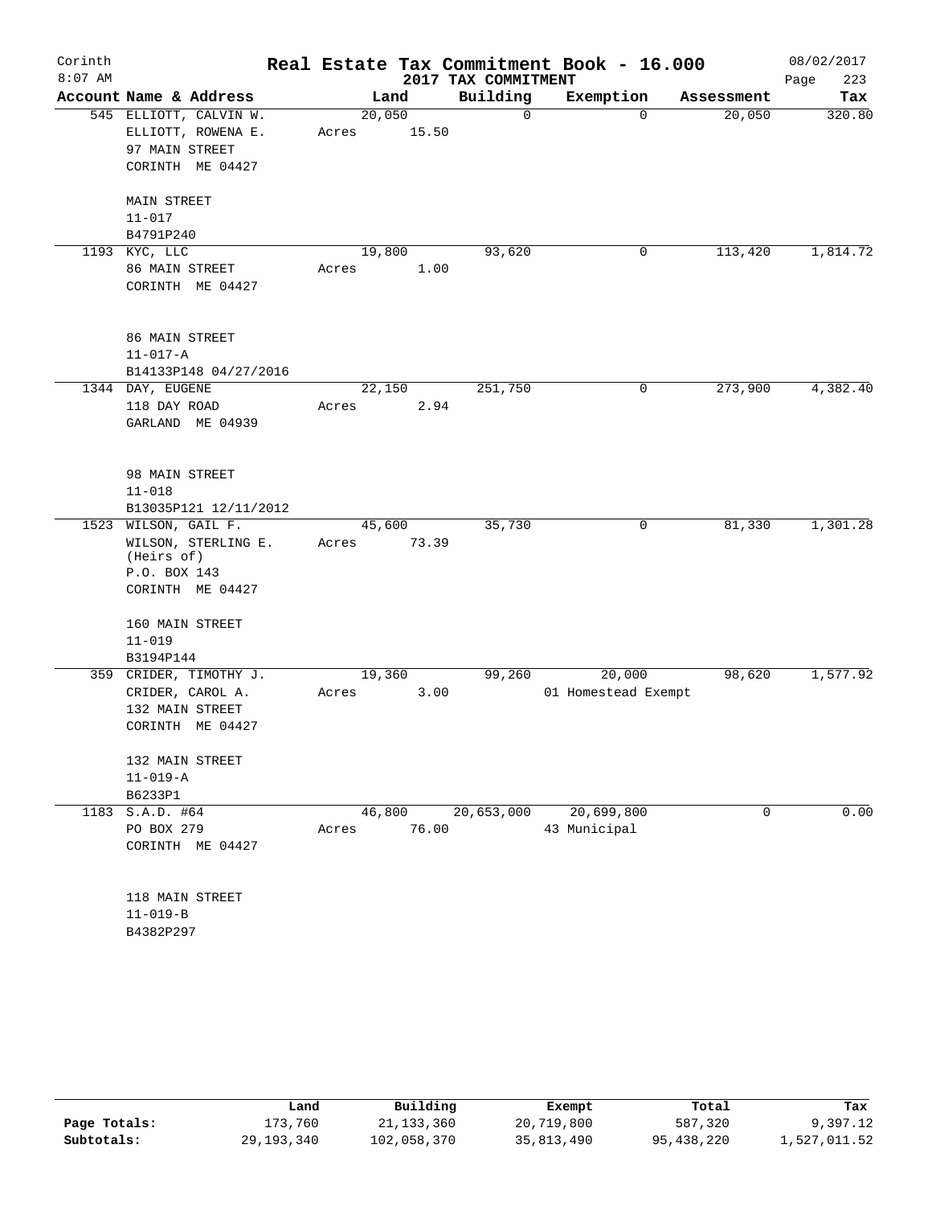# Corinth — Real Estate Tax Commitment Book - 16.000

8:07 AM — 2017 TAX COMMITMENT — 08/02/2017

| Account Name & Address | Land | Building | Exemption | Assessment | Tax |
|---|---|---|---|---|---|
| 545 ELLIOTT, CALVIN W.<br>ELLIOTT, ROWENA E.<br>97 MAIN STREET<br>CORINTH ME 04427<br><br>MAIN STREET<br>11-017<br>B4791P240 | 20,050<br>Acres 15.50 | 0 | 0 | 20,050 | 320.80 |
| 1193 KYC, LLC<br>86 MAIN STREET<br>CORINTH ME 04427<br><br>86 MAIN STREET<br>11-017-A<br>B14133P148 04/27/2016 | 19,800<br>Acres 1.00 | 93,620 | 0 | 113,420 | 1,814.72 |
| 1344 DAY, EUGENE<br>118 DAY ROAD<br>GARLAND ME 04939<br><br>98 MAIN STREET<br>11-018<br>B13035P121 12/11/2012 | 22,150<br>Acres 2.94 | 251,750 | 0 | 273,900 | 4,382.40 |
| 1523 WILSON, GAIL F.<br>WILSON, STERLING E. (Heirs of)<br>P.O. BOX 143<br>CORINTH ME 04427<br><br>160 MAIN STREET<br>11-019<br>B3194P144 | 45,600<br>Acres 73.39 | 35,730 | 0 | 81,330 | 1,301.28 |
| 359 CRIDER, TIMOTHY J.<br>CRIDER, CAROL A.<br>132 MAIN STREET<br>CORINTH ME 04427<br><br>132 MAIN STREET<br>11-019-A<br>B6233P1 | 19,360<br>Acres 3.00 | 99,260 | 20,000<br>01 Homestead Exempt | 98,620 | 1,577.92 |
| 1183 S.A.D. #64<br>PO BOX 279<br>CORINTH ME 04427<br><br>118 MAIN STREET<br>11-019-B<br>B4382P297 | 46,800<br>Acres 76.00 | 20,653,000 | 20,699,800<br>43 Municipal | 0 | 0.00 |

| | Land | Building | Exempt | Total | Tax |
|---|---|---|---|---|---|
| Page Totals: | 173,760 | 21,133,360 | 20,719,800 | 587,320 | 9,397.12 |
| Subtotals: | 29,193,340 | 102,058,370 | 35,813,490 | 95,438,220 | 1,527,011.52 |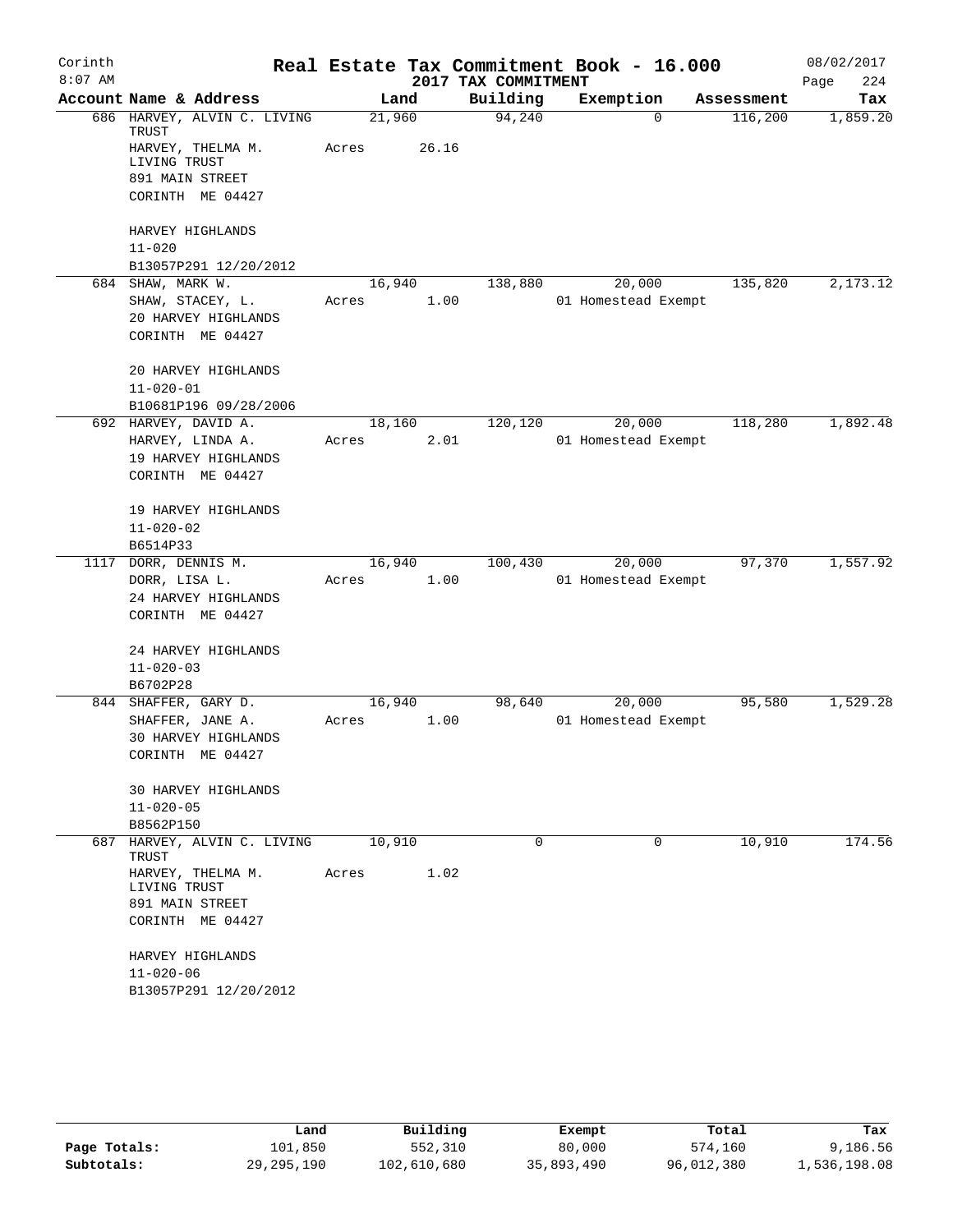Corinth 8:07 AM

# Real Estate Tax Commitment Book - 16.000

2017 TAX COMMITMENT

08/02/2017

| Account Name & Address | Land | Building | Exemption | Assessment | Tax |
|---|---|---|---|---|---|
| 686 HARVEY, ALVIN C. LIVING TRUST<br>HARVEY, THELMA M. LIVING TRUST<br>891 MAIN STREET<br>CORINTH ME 04427<br><br>HARVEY HIGHLANDS<br>11-020<br>B13057P291 12/20/2012 | 21,960<br>Acres 26.16 | 94,240 | 0 | 116,200 | 1,859.20 |
| 684 SHAW, MARK W.<br>SHAW, STACEY, L.<br>20 HARVEY HIGHLANDS<br>CORINTH ME 04427<br><br>20 HARVEY HIGHLANDS<br>11-020-01<br>B10681P196 09/28/2006 | 16,940<br>Acres 1.00 | 138,880 | 20,000<br>01 Homestead Exempt | 135,820 | 2,173.12 |
| 692 HARVEY, DAVID A.<br>HARVEY, LINDA A.<br>19 HARVEY HIGHLANDS<br>CORINTH ME 04427<br><br>19 HARVEY HIGHLANDS<br>11-020-02<br>B6514P33 | 18,160<br>Acres 2.01 | 120,120 | 20,000<br>01 Homestead Exempt | 118,280 | 1,892.48 |
| 1117 DORR, DENNIS M.<br>DORR, LISA L.<br>24 HARVEY HIGHLANDS<br>CORINTH ME 04427<br><br>24 HARVEY HIGHLANDS<br>11-020-03<br>B6702P28 | 16,940<br>Acres 1.00 | 100,430 | 20,000<br>01 Homestead Exempt | 97,370 | 1,557.92 |
| 844 SHAFFER, GARY D.<br>SHAFFER, JANE A.<br>30 HARVEY HIGHLANDS<br>CORINTH ME 04427<br><br>30 HARVEY HIGHLANDS<br>11-020-05<br>B8562P150 | 16,940<br>Acres 1.00 | 98,640 | 20,000<br>01 Homestead Exempt | 95,580 | 1,529.28 |
| 687 HARVEY, ALVIN C. LIVING TRUST<br>HARVEY, THELMA M. LIVING TRUST<br>891 MAIN STREET<br>CORINTH ME 04427<br><br>HARVEY HIGHLANDS<br>11-020-06<br>B13057P291 12/20/2012 | 10,910<br>Acres 1.02 | 0 | 0 | 10,910 | 174.56 |

| | Land | Building | Exempt | Total | Tax |
|---|---|---|---|---|---|
| Page Totals: | 101,850 | 552,310 | 80,000 | 574,160 | 9,186.56 |
| Subtotals: | 29,295,190 | 102,610,680 | 35,893,490 | 96,012,380 | 1,536,198.08 |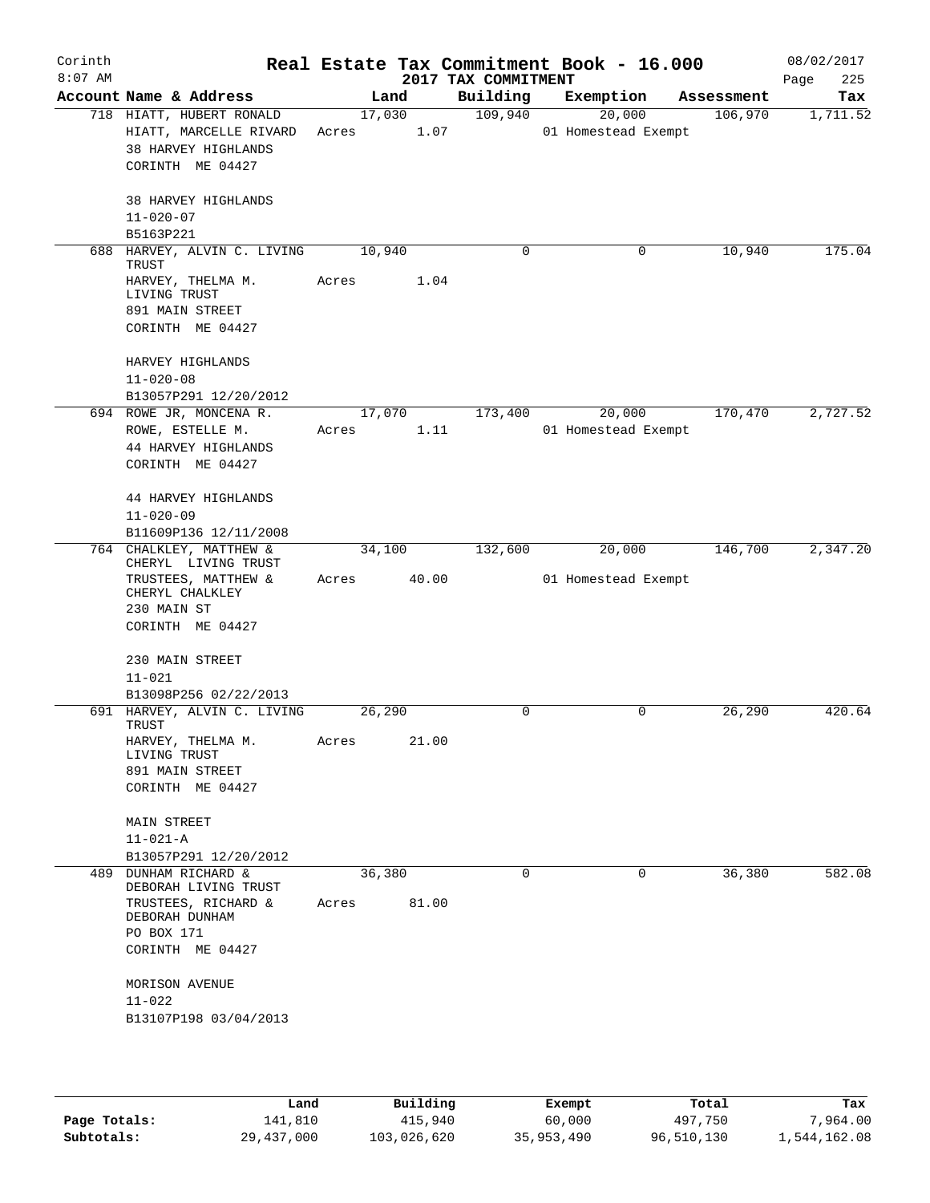Corinth 8:07 AM

# Real Estate Tax Commitment Book - 16.000
## 2017 TAX COMMITMENT

08/02/2017

| Account Name & Address | Land | Building | Exemption | Assessment | Tax |
|---|---|---|---|---|---|
| 718 HIATT, HUBERT RONALD<br>HIATT, MARCELLE RIVARD<br>38 HARVEY HIGHLANDS<br>CORINTH ME 04427<br><br>38 HARVEY HIGHLANDS<br>11-020-07<br>B5163P221 | 17,030<br>Acres 1.07 | 109,940 | 20,000<br>01 Homestead Exempt | 106,970 | 1,711.52 |
| 688 HARVEY, ALVIN C. LIVING TRUST<br>HARVEY, THELMA M. LIVING TRUST<br>891 MAIN STREET<br>CORINTH ME 04427<br><br>HARVEY HIGHLANDS<br>11-020-08<br>B13057P291 12/20/2012 | 10,940<br>Acres 1.04 | 0 | 0 | 10,940 | 175.04 |
| 694 ROWE JR, MONCENA R.<br>ROWE, ESTELLE M.<br>44 HARVEY HIGHLANDS<br>CORINTH ME 04427<br><br>44 HARVEY HIGHLANDS<br>11-020-09<br>B11609P136 12/11/2008 | 17,070<br>Acres 1.11 | 173,400 | 20,000<br>01 Homestead Exempt | 170,470 | 2,727.52 |
| 764 CHALKLEY, MATTHEW & CHERYL LIVING TRUST<br>TRUSTEES, MATTHEW & CHERYL CHALKLEY<br>230 MAIN ST<br>CORINTH ME 04427<br><br>230 MAIN STREET<br>11-021<br>B13098P256 02/22/2013 | 34,100<br>Acres 40.00 | 132,600 | 20,000<br>01 Homestead Exempt | 146,700 | 2,347.20 |
| 691 HARVEY, ALVIN C. LIVING TRUST<br>HARVEY, THELMA M. LIVING TRUST<br>891 MAIN STREET<br>CORINTH ME 04427<br><br>MAIN STREET<br>11-021-A<br>B13057P291 12/20/2012 | 26,290<br>Acres 21.00 | 0 | 0 | 26,290 | 420.64 |
| 489 DUNHAM RICHARD & DEBORAH LIVING TRUST<br>TRUSTEES, RICHARD & DEBORAH DUNHAM<br>PO BOX 171<br>CORINTH ME 04427<br><br>MORISON AVENUE<br>11-022<br>B13107P198 03/04/2013 | 36,380<br>Acres 81.00 | 0 | 0 | 36,380 | 582.08 |

| | Land | Building | Exempt | Total | Tax |
|---|---|---|---|---|---|
| Page Totals: | 141,810 | 415,940 | 60,000 | 497,750 | 7,964.00 |
| Subtotals: | 29,437,000 | 103,026,620 | 35,953,490 | 96,510,130 | 1,544,162.08 |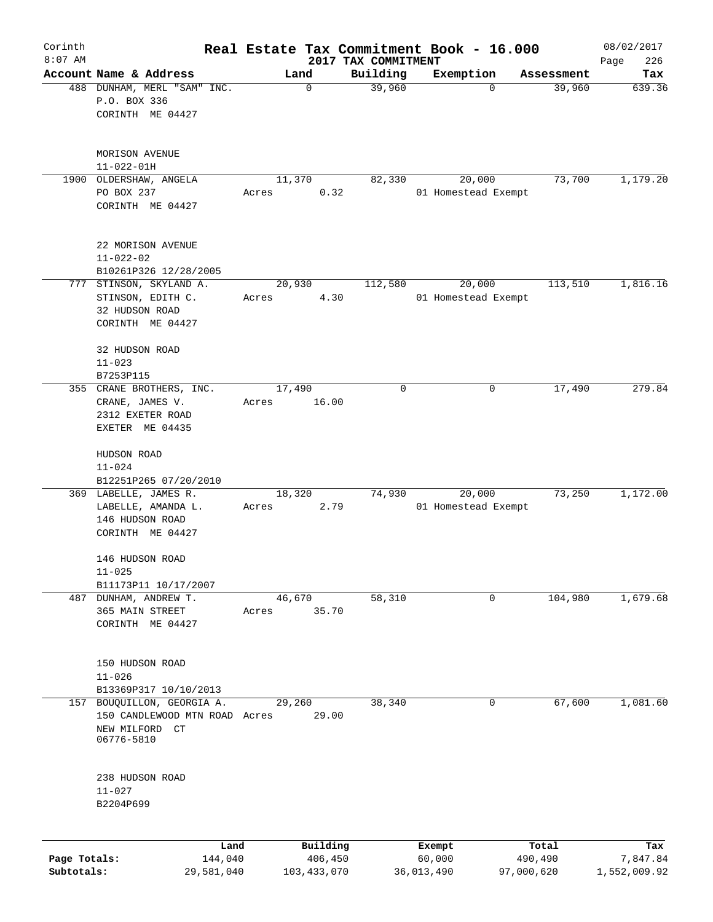# Real Estate Tax Commitment Book - 16.000

Corinth
8:07 AM

2017 TAX COMMITMENT

08/02/2017

| Account Name & Address | Land | Building | Exemption | Assessment | Tax |
|---|---|---|---|---|---|
| 488 DUNHAM, MERL "SAM" INC.<br>P.O. BOX 336<br>CORINTH ME 04427<br><br>MORISON AVENUE<br>11-022-01H | 0 | 39,960 | 0 | 39,960 | 639.36 |
| 1900 OLDERSHAW, ANGELA<br>PO BOX 237<br>CORINTH ME 04427<br><br>22 MORISON AVENUE<br>11-022-02<br>B10261P326 12/28/2005 | 11,370<br>Acres 0.32 | 82,330 | 20,000<br>01 Homestead Exempt | 73,700 | 1,179.20 |
| 777 STINSON, SKYLAND A.<br>STINSON, EDITH C.<br>32 HUDSON ROAD<br>CORINTH ME 04427<br><br>32 HUDSON ROAD<br>11-023<br>B7253P115 | 20,930<br>Acres 4.30 | 112,580 | 20,000<br>01 Homestead Exempt | 113,510 | 1,816.16 |
| 355 CRANE BROTHERS, INC.<br>CRANE, JAMES V.<br>2312 EXETER ROAD<br>EXETER ME 04435<br><br>HUDSON ROAD<br>11-024<br>B12251P265 07/20/2010 | 17,490<br>Acres 16.00 | 0 | 0 | 17,490 | 279.84 |
| 369 LABELLE, JAMES R.<br>LABELLE, AMANDA L.<br>146 HUDSON ROAD<br>CORINTH ME 04427<br><br>146 HUDSON ROAD<br>11-025<br>B11173P11 10/17/2007 | 18,320<br>Acres 2.79 | 74,930 | 20,000<br>01 Homestead Exempt | 73,250 | 1,172.00 |
| 487 DUNHAM, ANDREW T.<br>365 MAIN STREET<br>CORINTH ME 04427<br><br>150 HUDSON ROAD<br>11-026<br>B13369P317 10/10/2013 | 46,670<br>Acres 35.70 | 58,310 | 0 | 104,980 | 1,679.68 |
| 157 BOUQUILLON, GEORGIA A.<br>150 CANDLEWOOD MTN ROAD<br>NEW MILFORD CT<br>06776-5810<br><br>238 HUDSON ROAD<br>11-027<br>B2204P699 | 29,260<br>Acres 29.00 | 38,340 | 0 | 67,600 | 1,081.60 |

| | Land | Building | Exempt | Total | Tax |
|---|---|---|---|---|---|
| Page Totals: | 144,040 | 406,450 | 60,000 | 490,490 | 7,847.84 |
| Subtotals: | 29,581,040 | 103,433,070 | 36,013,490 | 97,000,620 | 1,552,009.92 |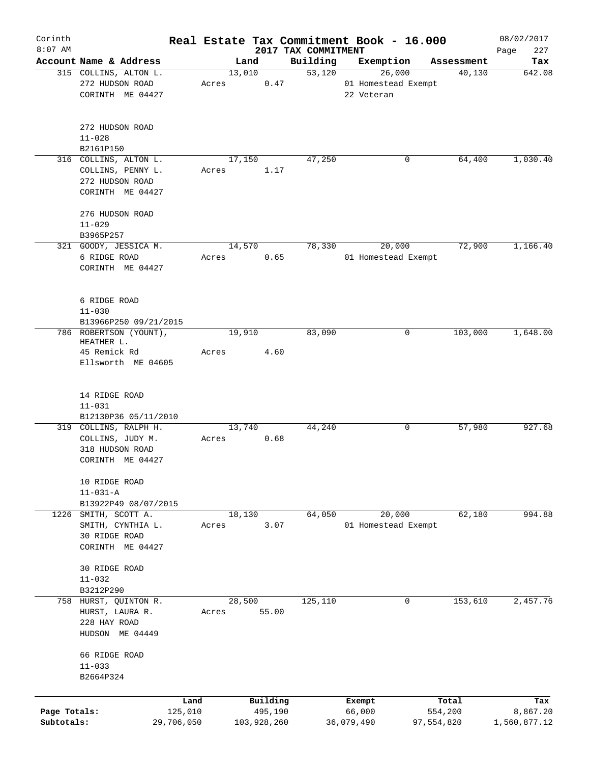# Real Estate Tax Commitment Book - 16.000

Corinth
8:07 AM

2017 TAX COMMITMENT

08/02/2017

| Account Name & Address | Land | Building | Exemption | Assessment | Tax |
|---|---|---|---|---|---|
| 315 COLLINS, ALTON L.<br>272 HUDSON ROAD<br>CORINTH ME 04427<br><br>272 HUDSON ROAD<br>11-028<br>B2161P150 | 13,010<br>Acres 0.47 | 53,120 | 26,000<br>01 Homestead Exempt<br>22 Veteran | 40,130 | 642.08 |
| 316 COLLINS, ALTON L.<br>COLLINS, PENNY L.<br>272 HUDSON ROAD<br>CORINTH ME 04427<br><br>276 HUDSON ROAD<br>11-029<br>B3965P257 | 17,150<br>Acres 1.17 | 47,250 | 0 | 64,400 | 1,030.40 |
| 321 GOODY, JESSICA M.<br>6 RIDGE ROAD<br>CORINTH ME 04427<br><br>6 RIDGE ROAD<br>11-030<br>B13966P250 09/21/2015 | 14,570<br>Acres 0.65 | 78,330 | 20,000<br>01 Homestead Exempt | 72,900 | 1,166.40 |
| 786 ROBERTSON (YOUNT), HEATHER L.<br>45 Remick Rd<br>Ellsworth ME 04605<br><br>14 RIDGE ROAD<br>11-031<br>B12130P36 05/11/2010 | 19,910<br>Acres 4.60 | 83,090 | 0 | 103,000 | 1,648.00 |
| 319 COLLINS, RALPH H.<br>COLLINS, JUDY M.<br>318 HUDSON ROAD<br>CORINTH ME 04427<br><br>10 RIDGE ROAD<br>11-031-A<br>B13922P49 08/07/2015 | 13,740<br>Acres 0.68 | 44,240 | 0 | 57,980 | 927.68 |
| 1226 SMITH, SCOTT A.<br>SMITH, CYNTHIA L.<br>30 RIDGE ROAD<br>CORINTH ME 04427<br><br>30 RIDGE ROAD<br>11-032<br>B3212P290 | 18,130<br>Acres 3.07 | 64,050 | 20,000<br>01 Homestead Exempt | 62,180 | 994.88 |
| 758 HURST, QUINTON R.<br>HURST, LAURA R.<br>228 HAY ROAD<br>HUDSON ME 04449<br><br>66 RIDGE ROAD<br>11-033<br>B2664P324 | 28,500<br>Acres 55.00 | 125,110 | 0 | 153,610 | 2,457.76 |

| | Land | Building | Exempt | Total | Tax |
|---|---|---|---|---|---|
| Page Totals: | 125,010 | 495,190 | 66,000 | 554,200 | 8,867.20 |
| Subtotals: | 29,706,050 | 103,928,260 | 36,079,490 | 97,554,820 | 1,560,877.12 |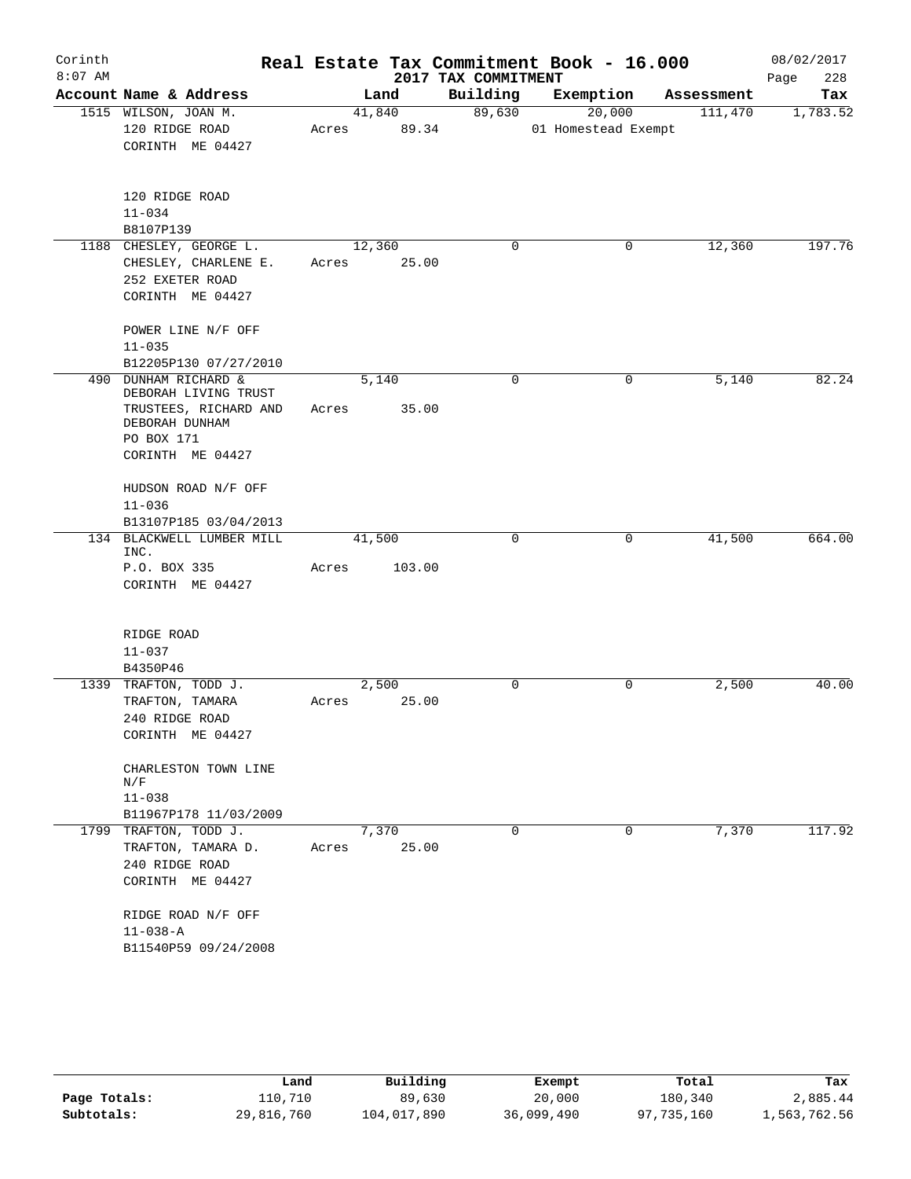# Corinth — Real Estate Tax Commitment Book - 16.000

2017 TAX COMMITMENT

08/02/2017 8:07 AM

| Account | Name & Address | Land | Building | Exemption | Assessment | Tax |
|---|---|---|---|---|---|---|
| 1515 | WILSON, JOAN M.<br>120 RIDGE ROAD<br>CORINTH ME 04427<br><br>120 RIDGE ROAD<br>11-034<br>B8107P139 | 41,840<br>Acres 89.34 | 89,630 | 20,000<br>01 Homestead Exempt | 111,470 | 1,783.52 |
| 1188 | CHESLEY, GEORGE L.<br>CHESLEY, CHARLENE E.<br>252 EXETER ROAD<br>CORINTH ME 04427<br><br>POWER LINE N/F OFF<br>11-035<br>B12205P130 07/27/2010 | 12,360<br>Acres 25.00 | 0 | 0 | 12,360 | 197.76 |
| 490 | DUNHAM RICHARD &<br>DEBORAH LIVING TRUST<br>TRUSTEES, RICHARD AND<br>DEBORAH DUNHAM<br>PO BOX 171<br>CORINTH ME 04427<br><br>HUDSON ROAD N/F OFF<br>11-036<br>B13107P185 03/04/2013 | 5,140<br>Acres 35.00 | 0 | 0 | 5,140 | 82.24 |
| 134 | BLACKWELL LUMBER MILL INC.<br>P.O. BOX 335<br>CORINTH ME 04427<br><br>RIDGE ROAD<br>11-037<br>B4350P46 | 41,500<br>Acres 103.00 | 0 | 0 | 41,500 | 664.00 |
| 1339 | TRAFTON, TODD J.<br>TRAFTON, TAMARA<br>240 RIDGE ROAD<br>CORINTH ME 04427<br><br>CHARLESTON TOWN LINE N/F<br>11-038<br>B11967P178 11/03/2009 | 2,500<br>Acres 25.00 | 0 | 0 | 2,500 | 40.00 |
| 1799 | TRAFTON, TODD J.<br>TRAFTON, TAMARA D.<br>240 RIDGE ROAD<br>CORINTH ME 04427<br><br>RIDGE ROAD N/F OFF<br>11-038-A<br>B11540P59 09/24/2008 | 7,370<br>Acres 25.00 | 0 | 0 | 7,370 | 117.92 |

| | Land | Building | Exempt | Total | Tax |
|---|---|---|---|---|---|
| Page Totals: | 110,710 | 89,630 | 20,000 | 180,340 | 2,885.44 |
| Subtotals: | 29,816,760 | 104,017,890 | 36,099,490 | 97,735,160 | 1,563,762.56 |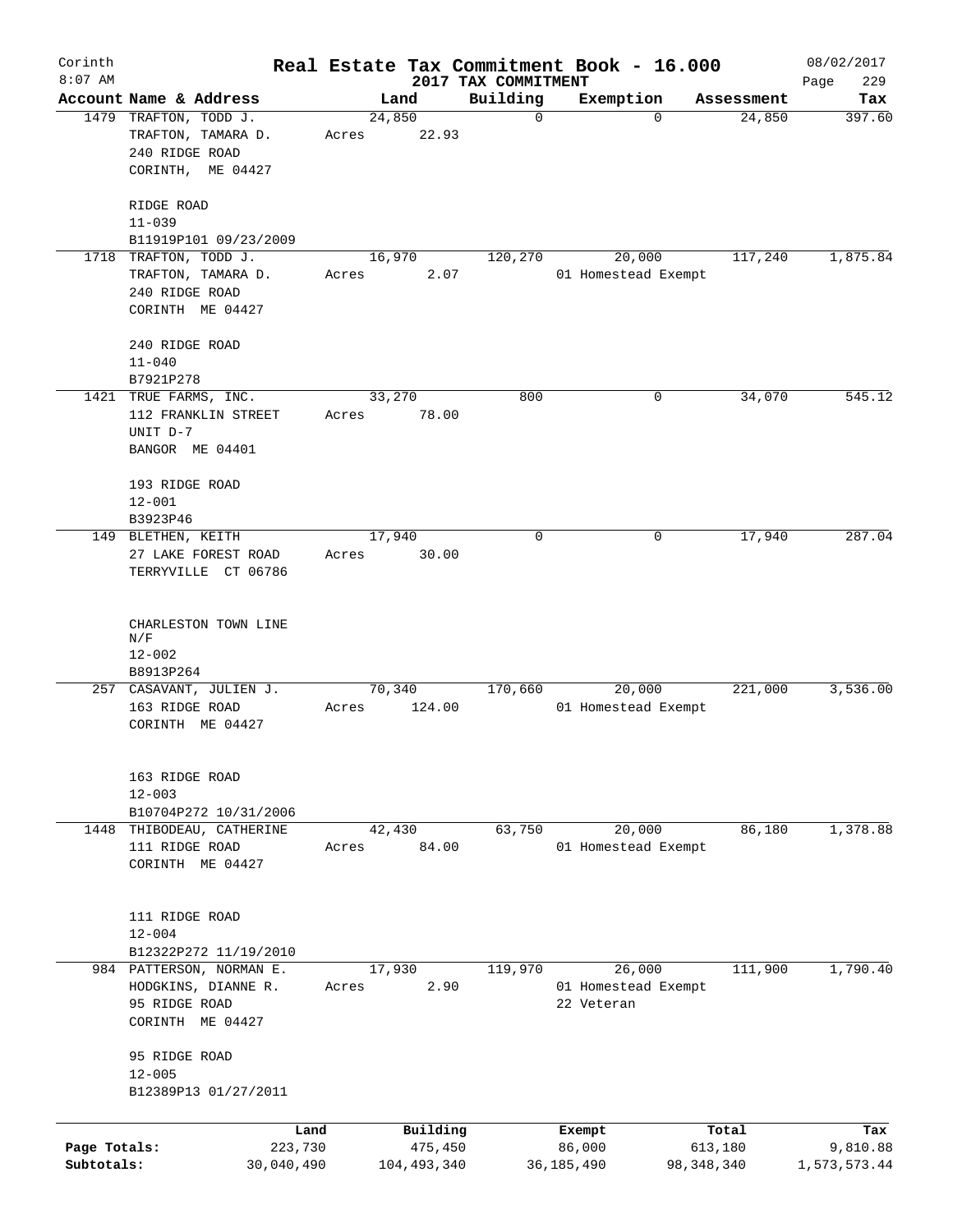Corinth 8:07 AM

# Real Estate Tax Commitment Book - 16.000

## 2017 TAX COMMITMENT

08/02/2017

| Account | Name & Address | Land | Building | Exemption | Assessment | Tax |
|---|---|---|---|---|---|---|
| 1479 | TRAFTON, TODD J.<br>TRAFTON, TAMARA D.<br>240 RIDGE ROAD<br>CORINTH, ME 04427<br><br>RIDGE ROAD<br>11-039<br>B11919P101 09/23/2009 | 24,850<br>Acres 22.93 | 0 | 0 | 24,850 | 397.60 |
| 1718 | TRAFTON, TODD J.<br>TRAFTON, TAMARA D.<br>240 RIDGE ROAD<br>CORINTH ME 04427<br><br>240 RIDGE ROAD<br>11-040<br>B7921P278 | 16,970<br>Acres 2.07 | 120,270 | 20,000<br>01 Homestead Exempt | 117,240 | 1,875.84 |
| 1421 | TRUE FARMS, INC.<br>112 FRANKLIN STREET<br>UNIT D-7<br>BANGOR ME 04401<br><br>193 RIDGE ROAD<br>12-001<br>B3923P46 | 33,270<br>Acres 78.00 | 800 | 0 | 34,070 | 545.12 |
| 149 | BLETHEN, KEITH<br>27 LAKE FOREST ROAD<br>TERRYVILLE CT 06786<br><br>CHARLESTON TOWN LINE<br>N/F<br>12-002<br>B8913P264 | 17,940<br>Acres 30.00 | 0 | 0 | 17,940 | 287.04 |
| 257 | CASAVANT, JULIEN J.<br>163 RIDGE ROAD<br>CORINTH ME 04427<br><br>163 RIDGE ROAD<br>12-003<br>B10704P272 10/31/2006 | 70,340<br>Acres 124.00 | 170,660 | 20,000<br>01 Homestead Exempt | 221,000 | 3,536.00 |
| 1448 | THIBODEAU, CATHERINE<br>111 RIDGE ROAD<br>CORINTH ME 04427<br><br>111 RIDGE ROAD<br>12-004<br>B12322P272 11/19/2010 | 42,430<br>Acres 84.00 | 63,750 | 20,000<br>01 Homestead Exempt | 86,180 | 1,378.88 |
| 984 | PATTERSON, NORMAN E.<br>HODGKINS, DIANNE R.<br>95 RIDGE ROAD<br>CORINTH ME 04427<br><br>95 RIDGE ROAD<br>12-005<br>B12389P13 01/27/2011 | 17,930<br>Acres 2.90 | 119,970 | 26,000<br>01 Homestead Exempt<br>22 Veteran | 111,900 | 1,790.40 |

| | Land | Building | Exempt | Total | Tax |
|---|---|---|---|---|---|
| Page Totals: | 223,730 | 475,450 | 86,000 | 613,180 | 9,810.88 |
| Subtotals: | 30,040,490 | 104,493,340 | 36,185,490 | 98,348,340 | 1,573,573.44 |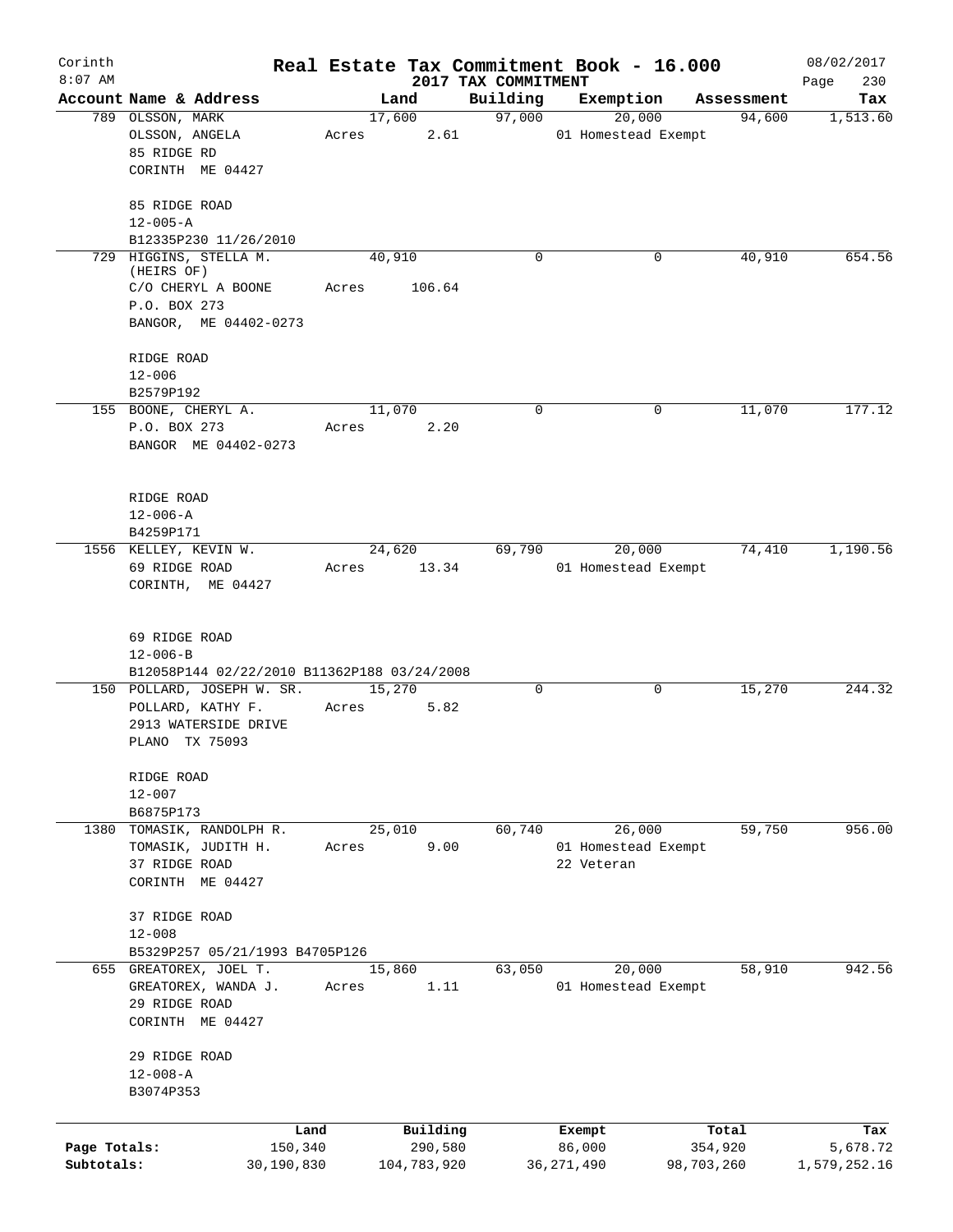Corinth
8:07 AM

# Real Estate Tax Commitment Book - 16.000

2017 TAX COMMITMENT

08/02/2017

| Account | Name & Address | Land | Building | Exemption | Assessment | Tax |
|---|---|---|---|---|---|---|
| 789 | OLSSON, MARK<br>OLSSON, ANGELA<br>85 RIDGE RD<br>CORINTH ME 04427<br><br>85 RIDGE ROAD<br>12-005-A<br>B12335P230 11/26/2010 | 17,600<br>Acres 2.61 | 97,000 | 20,000<br>01 Homestead Exempt | 94,600 | 1,513.60 |
| 729 | HIGGINS, STELLA M. (HEIRS OF)<br>C/O CHERYL A BOONE<br>P.O. BOX 273<br>BANGOR, ME 04402-0273<br><br>RIDGE ROAD<br>12-006<br>B2579P192 | 40,910<br>Acres 106.64 | 0 | 0 | 40,910 | 654.56 |
| 155 | BOONE, CHERYL A.<br>P.O. BOX 273<br>BANGOR ME 04402-0273<br><br>RIDGE ROAD<br>12-006-A<br>B4259P171 | 11,070<br>Acres 2.20 | 0 | 0 | 11,070 | 177.12 |
| 1556 | KELLEY, KEVIN W.<br>69 RIDGE ROAD<br>CORINTH, ME 04427<br><br>69 RIDGE ROAD<br>12-006-B<br>B12058P144 02/22/2010 B11362P188 03/24/2008 | 24,620<br>Acres 13.34 | 69,790 | 20,000<br>01 Homestead Exempt | 74,410 | 1,190.56 |
| 150 | POLLARD, JOSEPH W. SR.<br>POLLARD, KATHY F.<br>2913 WATERSIDE DRIVE<br>PLANO TX 75093<br><br>RIDGE ROAD<br>12-007<br>B6875P173 | 15,270<br>Acres 5.82 | 0 | 0 | 15,270 | 244.32 |
| 1380 | TOMASIK, RANDOLPH R.<br>TOMASIK, JUDITH H.<br>37 RIDGE ROAD<br>CORINTH ME 04427<br><br>37 RIDGE ROAD<br>12-008<br>B5329P257 05/21/1993 B4705P126 | 25,010<br>Acres 9.00 | 60,740 | 26,000<br>01 Homestead Exempt<br>22 Veteran | 59,750 | 956.00 |
| 655 | GREATOREX, JOEL T.<br>GREATOREX, WANDA J.<br>29 RIDGE ROAD<br>CORINTH ME 04427<br><br>29 RIDGE ROAD<br>12-008-A<br>B3074P353 | 15,860<br>Acres 1.11 | 63,050 | 20,000<br>01 Homestead Exempt | 58,910 | 942.56 |

| | Land | Building | Exempt | Total | Tax |
|---|---|---|---|---|---|
| Page Totals: | 150,340 | 290,580 | 86,000 | 354,920 | 5,678.72 |
| Subtotals: | 30,190,830 | 104,783,920 | 36,271,490 | 98,703,260 | 1,579,252.16 |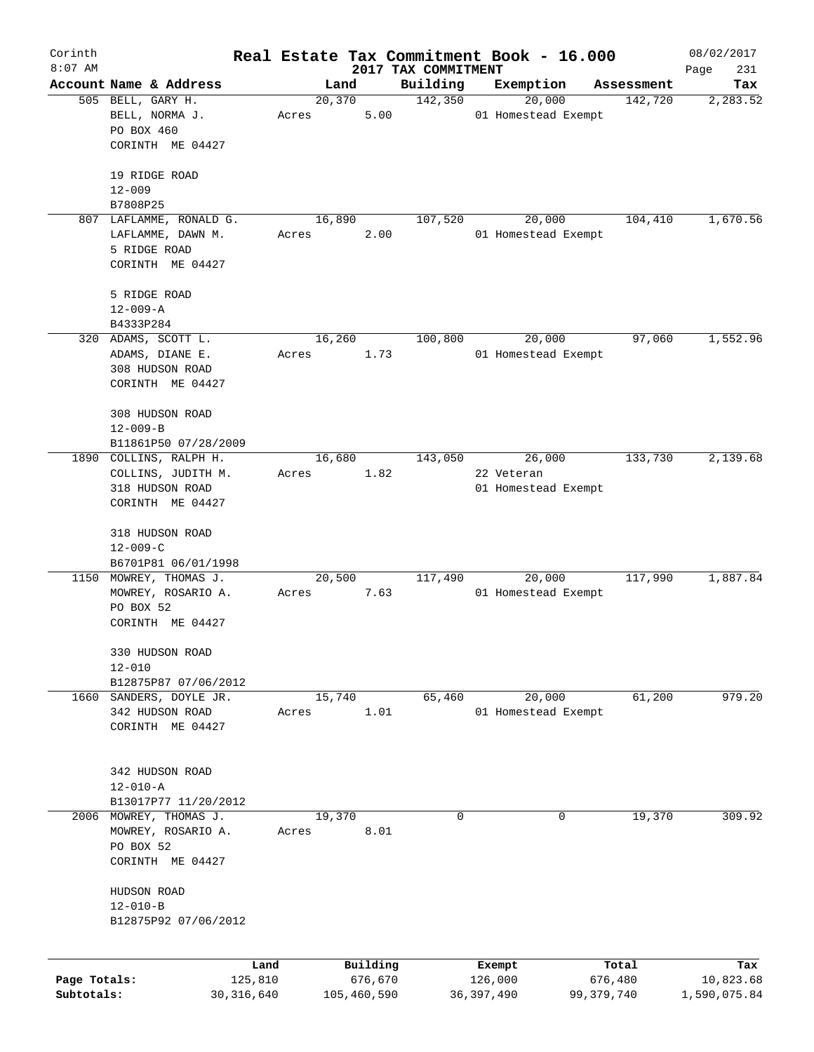# Real Estate Tax Commitment Book - 16.000

Corinth 8:07 AM — 2017 TAX COMMITMENT — 08/02/2017

| Account | Name & Address | Land | Building | Exemption | Assessment | Tax |
|---|---|---|---|---|---|---|
| 505 | BELL, GARY H.<br>BELL, NORMA J.<br>PO BOX 460<br>CORINTH ME 04427<br><br>19 RIDGE ROAD<br>12-009<br>B7808P25 | 20,370<br>Acres 5.00 | 142,350 | 20,000<br>01 Homestead Exempt | 142,720 | 2,283.52 |
| 807 | LAFLAMME, RONALD G.<br>LAFLAMME, DAWN M.<br>5 RIDGE ROAD<br>CORINTH ME 04427<br><br>5 RIDGE ROAD<br>12-009-A<br>B4333P284 | 16,890<br>Acres 2.00 | 107,520 | 20,000<br>01 Homestead Exempt | 104,410 | 1,670.56 |
| 320 | ADAMS, SCOTT L.<br>ADAMS, DIANE E.<br>308 HUDSON ROAD<br>CORINTH ME 04427<br><br>308 HUDSON ROAD<br>12-009-B<br>B11861P50 07/28/2009 | 16,260<br>Acres 1.73 | 100,800 | 20,000<br>01 Homestead Exempt | 97,060 | 1,552.96 |
| 1890 | COLLINS, RALPH H.<br>COLLINS, JUDITH M.<br>318 HUDSON ROAD<br>CORINTH ME 04427<br><br>318 HUDSON ROAD<br>12-009-C<br>B6701P81 06/01/1998 | 16,680<br>Acres 1.82 | 143,050 | 26,000<br>22 Veteran<br>01 Homestead Exempt | 133,730 | 2,139.68 |
| 1150 | MOWREY, THOMAS J.<br>MOWREY, ROSARIO A.<br>PO BOX 52<br>CORINTH ME 04427<br><br>330 HUDSON ROAD<br>12-010<br>B12875P87 07/06/2012 | 20,500<br>Acres 7.63 | 117,490 | 20,000<br>01 Homestead Exempt | 117,990 | 1,887.84 |
| 1660 | SANDERS, DOYLE JR.<br>342 HUDSON ROAD<br>CORINTH ME 04427<br><br>342 HUDSON ROAD<br>12-010-A<br>B13017P77 11/20/2012 | 15,740<br>Acres 1.01 | 65,460 | 20,000<br>01 Homestead Exempt | 61,200 | 979.20 |
| 2006 | MOWREY, THOMAS J.<br>MOWREY, ROSARIO A.<br>PO BOX 52<br>CORINTH ME 04427<br><br>HUDSON ROAD<br>12-010-B<br>B12875P92 07/06/2012 | 19,370<br>Acres 8.01 | 0 | 0 | 19,370 | 309.92 |

| | Land | Building | Exempt | Total | Tax |
|---|---|---|---|---|---|
| Page Totals: | 125,810 | 676,670 | 126,000 | 676,480 | 10,823.68 |
| Subtotals: | 30,316,640 | 105,460,590 | 36,397,490 | 99,379,740 | 1,590,075.84 |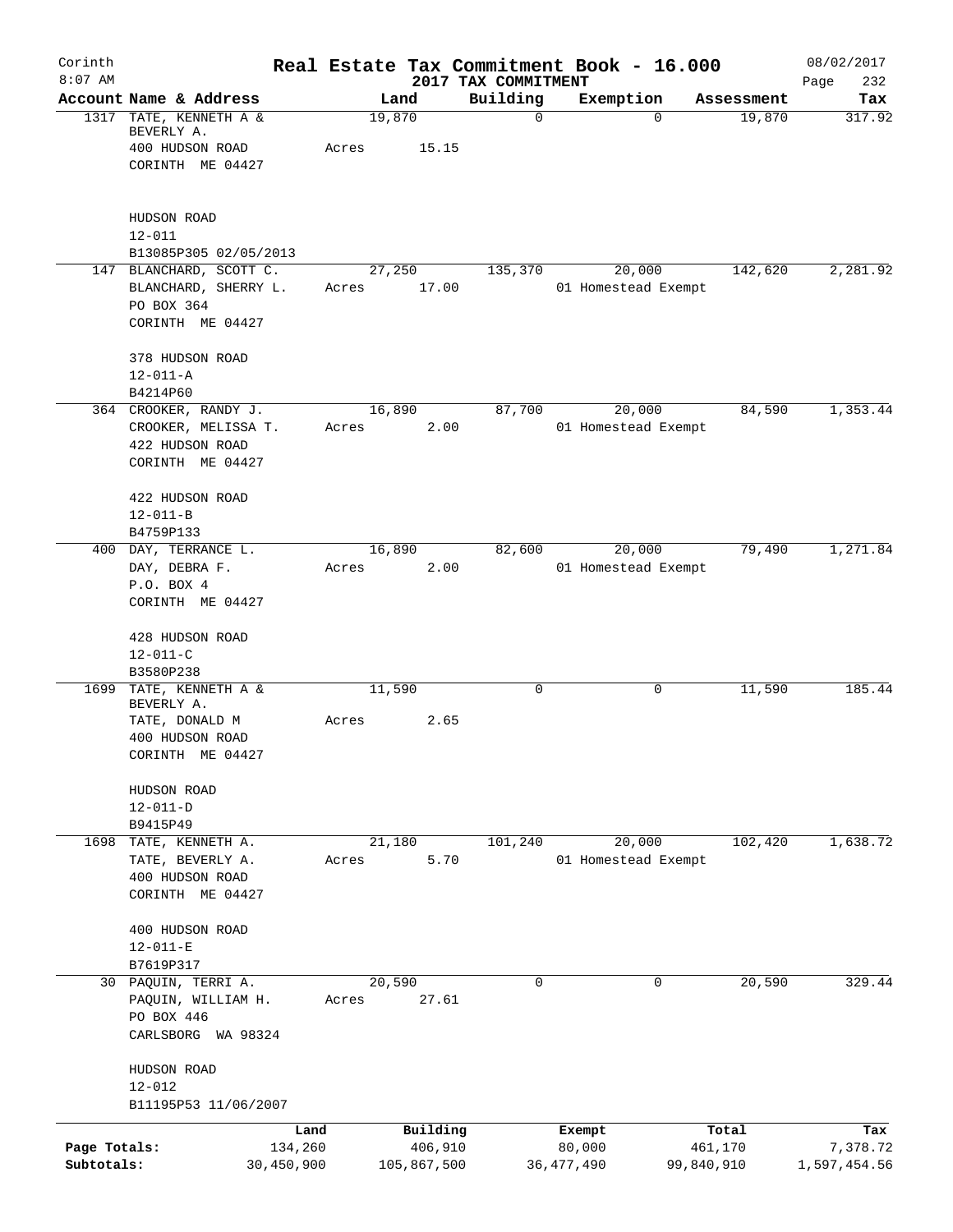# Real Estate Tax Commitment Book - 16.000

Corinth 8:07 AM — 2017 TAX COMMITMENT — 08/02/2017

| Account | Name & Address | Land | Building | Exemption | Assessment | Tax |
|---|---|---|---|---|---|---|
| 1317 | TATE, KENNETH A & BEVERLY A. 400 HUDSON ROAD CORINTH ME 04427 HUDSON ROAD 12-011 B13085P305 02/05/2013 | 19,870 Acres 15.15 | 0 | 0 | 19,870 | 317.92 |
| 147 | BLANCHARD, SCOTT C. BLANCHARD, SHERRY L. PO BOX 364 CORINTH ME 04427 378 HUDSON ROAD 12-011-A B4214P60 | 27,250 Acres 17.00 | 135,370 | 20,000 01 Homestead Exempt | 142,620 | 2,281.92 |
| 364 | CROOKER, RANDY J. CROOKER, MELISSA T. 422 HUDSON ROAD CORINTH ME 04427 422 HUDSON ROAD 12-011-B B4759P133 | 16,890 Acres 2.00 | 87,700 | 20,000 01 Homestead Exempt | 84,590 | 1,353.44 |
| 400 | DAY, TERRANCE L. DAY, DEBRA F. P.O. BOX 4 CORINTH ME 04427 428 HUDSON ROAD 12-011-C B3580P238 | 16,890 Acres 2.00 | 82,600 | 20,000 01 Homestead Exempt | 79,490 | 1,271.84 |
| 1699 | TATE, KENNETH A & BEVERLY A. TATE, DONALD M 400 HUDSON ROAD CORINTH ME 04427 HUDSON ROAD 12-011-D B9415P49 | 11,590 Acres 2.65 | 0 | 0 | 11,590 | 185.44 |
| 1698 | TATE, KENNETH A. TATE, BEVERLY A. 400 HUDSON ROAD CORINTH ME 04427 400 HUDSON ROAD 12-011-E B7619P317 | 21,180 Acres 5.70 | 101,240 | 20,000 01 Homestead Exempt | 102,420 | 1,638.72 |
| 30 | PAQUIN, TERRI A. PAQUIN, WILLIAM H. PO BOX 446 CARLSBORG WA 98324 HUDSON ROAD 12-012 B11195P53 11/06/2007 | 20,590 Acres 27.61 | 0 | 0 | 20,590 | 329.44 |

| | Land | Building | Exempt | Total | Tax |
|---|---|---|---|---|---|
| Page Totals: | 134,260 | 406,910 | 80,000 | 461,170 | 7,378.72 |
| Subtotals: | 30,450,900 | 105,867,500 | 36,477,490 | 99,840,910 | 1,597,454.56 |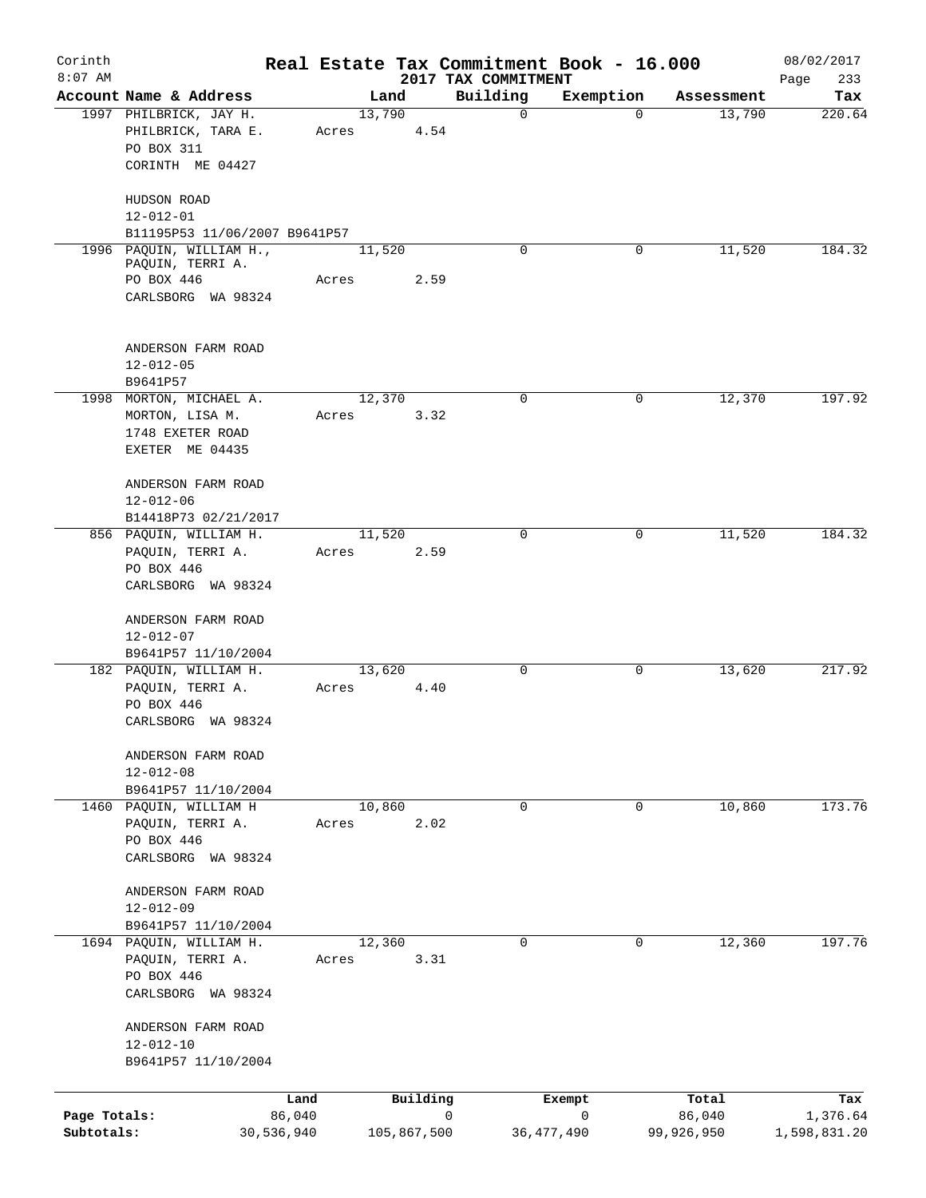# Real Estate Tax Commitment Book - 16.000

Corinth
8:07 AM

2017 TAX COMMITMENT

08/02/2017

| Account | Name & Address | Land | Building | Exemption | Assessment | Tax |
|---|---|---|---|---|---|---|
| 1997 | PHILBRICK, JAY H.<br>PHILBRICK, TARA E.<br>PO BOX 311<br>CORINTH ME 04427<br><br>HUDSON ROAD<br>12-012-01<br>B11195P53 11/06/2007 B9641P57 | 13,790<br>Acres 4.54 | 0 | 0 | 13,790 | 220.64 |
| 1996 | PAQUIN, WILLIAM H.,<br>PAQUIN, TERRI A.<br>PO BOX 446<br>CARLSBORG WA 98324<br><br>ANDERSON FARM ROAD<br>12-012-05<br>B9641P57 | 11,520<br>Acres 2.59 | 0 | 0 | 11,520 | 184.32 |
| 1998 | MORTON, MICHAEL A.<br>MORTON, LISA M.<br>1748 EXETER ROAD<br>EXETER ME 04435<br><br>ANDERSON FARM ROAD<br>12-012-06<br>B14418P73 02/21/2017 | 12,370<br>Acres 3.32 | 0 | 0 | 12,370 | 197.92 |
| 856 | PAQUIN, WILLIAM H.<br>PAQUIN, TERRI A.<br>PO BOX 446<br>CARLSBORG WA 98324<br><br>ANDERSON FARM ROAD<br>12-012-07<br>B9641P57 11/10/2004 | 11,520<br>Acres 2.59 | 0 | 0 | 11,520 | 184.32 |
| 182 | PAQUIN, WILLIAM H.<br>PAQUIN, TERRI A.<br>PO BOX 446<br>CARLSBORG WA 98324<br><br>ANDERSON FARM ROAD<br>12-012-08<br>B9641P57 11/10/2004 | 13,620<br>Acres 4.40 | 0 | 0 | 13,620 | 217.92 |
| 1460 | PAQUIN, WILLIAM H<br>PAQUIN, TERRI A.<br>PO BOX 446<br>CARLSBORG WA 98324<br><br>ANDERSON FARM ROAD<br>12-012-09<br>B9641P57 11/10/2004 | 10,860<br>Acres 2.02 | 0 | 0 | 10,860 | 173.76 |
| 1694 | PAQUIN, WILLIAM H.<br>PAQUIN, TERRI A.<br>PO BOX 446<br>CARLSBORG WA 98324<br><br>ANDERSON FARM ROAD<br>12-012-10<br>B9641P57 11/10/2004 | 12,360<br>Acres 3.31 | 0 | 0 | 12,360 | 197.76 |

| | Land | Building | Exempt | Total | Tax |
|---|---|---|---|---|---|
| Page Totals: | 86,040 | 0 | 0 | 86,040 | 1,376.64 |
| Subtotals: | 30,536,940 | 105,867,500 | 36,477,490 | 99,926,950 | 1,598,831.20 |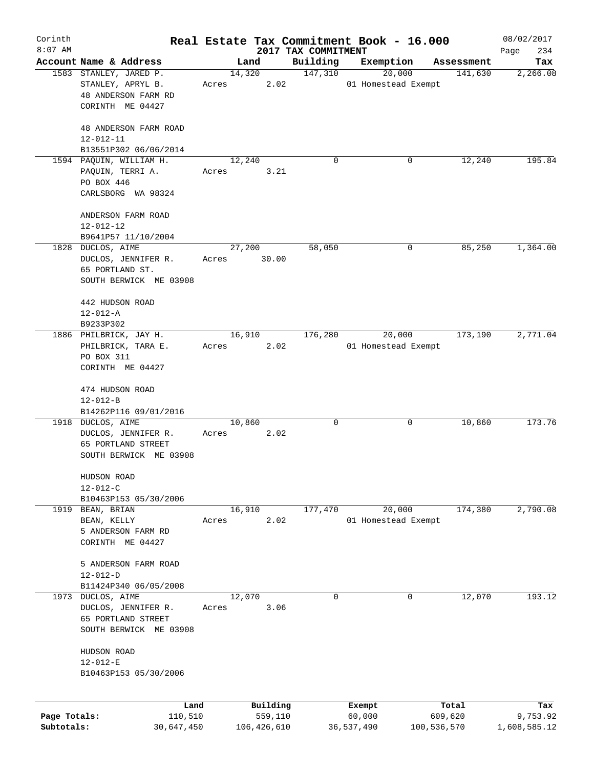# Real Estate Tax Commitment Book - 16.000

Corinth
8:07 AM

2017 TAX COMMITMENT

08/02/2017

| Account Name & Address | Land | Building | Exemption | Assessment | Tax |
|---|---|---|---|---|---|
| 1583 STANLEY, JARED P.<br>STANLEY, APRYL B.<br>48 ANDERSON FARM RD<br>CORINTH ME 04427<br><br>48 ANDERSON FARM ROAD<br>12-012-11<br>B13551P302 06/06/2014 | 14,320<br>Acres 2.02 | 147,310 | 20,000<br>01 Homestead Exempt | 141,630 | 2,266.08 |
| 1594 PAQUIN, WILLIAM H.<br>PAQUIN, TERRI A.<br>PO BOX 446<br>CARLSBORG WA 98324<br><br>ANDERSON FARM ROAD<br>12-012-12<br>B9641P57 11/10/2004 | 12,240<br>Acres 3.21 | 0 | 0 | 12,240 | 195.84 |
| 1828 DUCLOS, AIME<br>DUCLOS, JENNIFER R.<br>65 PORTLAND ST.<br>SOUTH BERWICK ME 03908<br><br>442 HUDSON ROAD<br>12-012-A<br>B9233P302 | 27,200<br>Acres 30.00 | 58,050 | 0 | 85,250 | 1,364.00 |
| 1886 PHILBRICK, JAY H.<br>PHILBRICK, TARA E.<br>PO BOX 311<br>CORINTH ME 04427<br><br>474 HUDSON ROAD<br>12-012-B<br>B14262P116 09/01/2016 | 16,910<br>Acres 2.02 | 176,280 | 20,000<br>01 Homestead Exempt | 173,190 | 2,771.04 |
| 1918 DUCLOS, AIME<br>DUCLOS, JENNIFER R.<br>65 PORTLAND STREET<br>SOUTH BERWICK ME 03908<br><br>HUDSON ROAD<br>12-012-C<br>B10463P153 05/30/2006 | 10,860<br>Acres 2.02 | 0 | 0 | 10,860 | 173.76 |
| 1919 BEAN, BRIAN<br>BEAN, KELLY<br>5 ANDERSON FARM RD<br>CORINTH ME 04427<br><br>5 ANDERSON FARM ROAD<br>12-012-D<br>B11424P340 06/05/2008 | 16,910<br>Acres 2.02 | 177,470 | 20,000<br>01 Homestead Exempt | 174,380 | 2,790.08 |
| 1973 DUCLOS, AIME<br>DUCLOS, JENNIFER R.<br>65 PORTLAND STREET<br>SOUTH BERWICK ME 03908<br><br>HUDSON ROAD<br>12-012-E<br>B10463P153 05/30/2006 | 12,070<br>Acres 3.06 | 0 | 0 | 12,070 | 193.12 |

| | Land | Building | Exempt | Total | Tax |
|---|---|---|---|---|---|
| Page Totals: | 110,510 | 559,110 | 60,000 | 609,620 | 9,753.92 |
| Subtotals: | 30,647,450 | 106,426,610 | 36,537,490 | 100,536,570 | 1,608,585.12 |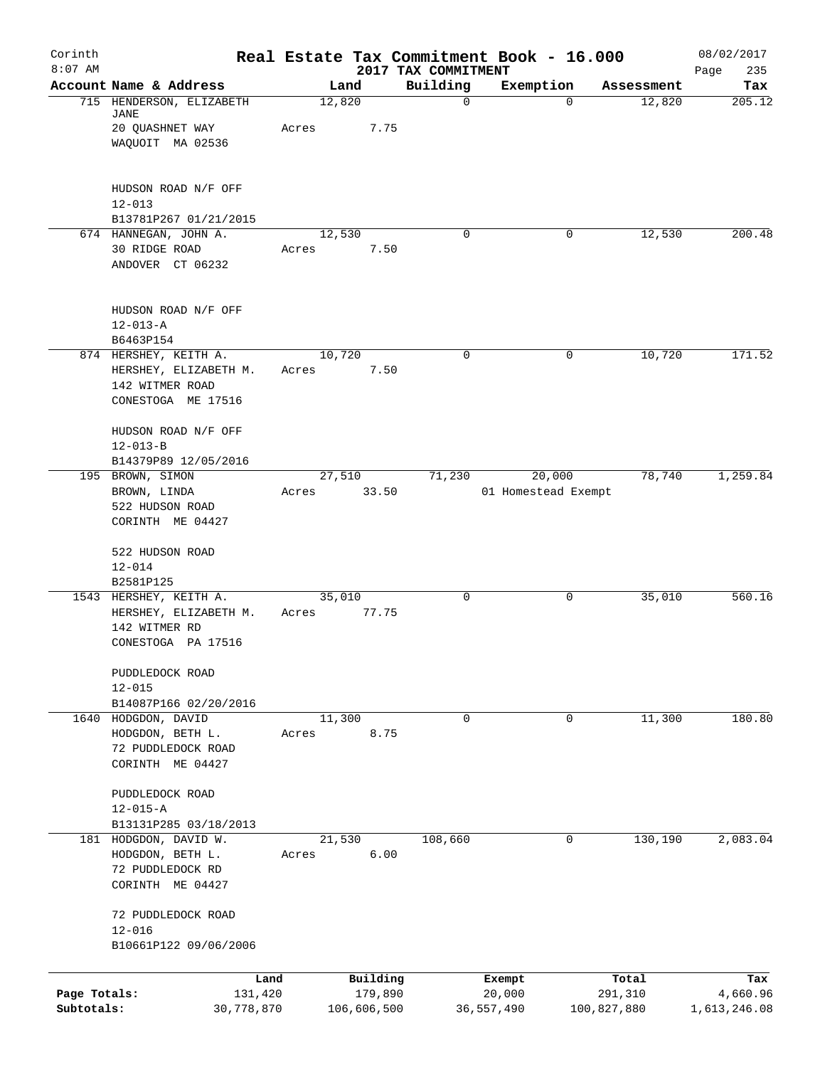Corinth 8:07 AM

# Real Estate Tax Commitment Book - 16.000

## 2017 TAX COMMITMENT

08/02/2017

| Account | Name & Address | Land | Building | Exemption | Assessment | Tax |
|---|---|---|---|---|---|---|
| 715 | HENDERSON, ELIZABETH JANE<br>20 QUASHNET WAY<br>WAQUOIT MA 02536<br><br>HUDSON ROAD N/F OFF<br>12-013<br>B13781P267 01/21/2015 | 12,820<br>Acres 7.75 | 0 | 0 | 12,820 | 205.12 |
| 674 | HANNEGAN, JOHN A.<br>30 RIDGE ROAD<br>ANDOVER CT 06232<br><br>HUDSON ROAD N/F OFF<br>12-013-A<br>B6463P154 | 12,530<br>Acres 7.50 | 0 | 0 | 12,530 | 200.48 |
| 874 | HERSHEY, KEITH A.<br>HERSHEY, ELIZABETH M.<br>142 WITMER ROAD<br>CONESTOGA ME 17516<br><br>HUDSON ROAD N/F OFF<br>12-013-B<br>B14379P89 12/05/2016 | 10,720<br>Acres 7.50 | 0 | 0 | 10,720 | 171.52 |
| 195 | BROWN, SIMON<br>BROWN, LINDA<br>522 HUDSON ROAD<br>CORINTH ME 04427<br><br>522 HUDSON ROAD<br>12-014<br>B2581P125 | 27,510<br>Acres 33.50 | 71,230 | 20,000<br>01 Homestead Exempt | 78,740 | 1,259.84 |
| 1543 | HERSHEY, KEITH A.<br>HERSHEY, ELIZABETH M.<br>142 WITMER RD<br>CONESTOGA PA 17516<br><br>PUDDLEDOCK ROAD<br>12-015<br>B14087P166 02/20/2016 | 35,010<br>Acres 77.75 | 0 | 0 | 35,010 | 560.16 |
| 1640 | HODGDON, DAVID<br>HODGDON, BETH L.<br>72 PUDDLEDOCK ROAD<br>CORINTH ME 04427<br><br>PUDDLEDOCK ROAD<br>12-015-A<br>B13131P285 03/18/2013 | 11,300<br>Acres 8.75 | 0 | 0 | 11,300 | 180.80 |
| 181 | HODGDON, DAVID W.<br>HODGDON, BETH L.<br>72 PUDDLEDOCK RD<br>CORINTH ME 04427<br><br>72 PUDDLEDOCK ROAD<br>12-016<br>B10661P122 09/06/2006 | 21,530<br>Acres 6.00 | 108,660 | 0 | 130,190 | 2,083.04 |

| | Land | Building | Exempt | Total | Tax |
|---|---|---|---|---|---|
| Page Totals: | 131,420 | 179,890 | 20,000 | 291,310 | 4,660.96 |
| Subtotals: | 30,778,870 | 106,606,500 | 36,557,490 | 100,827,880 | 1,613,246.08 |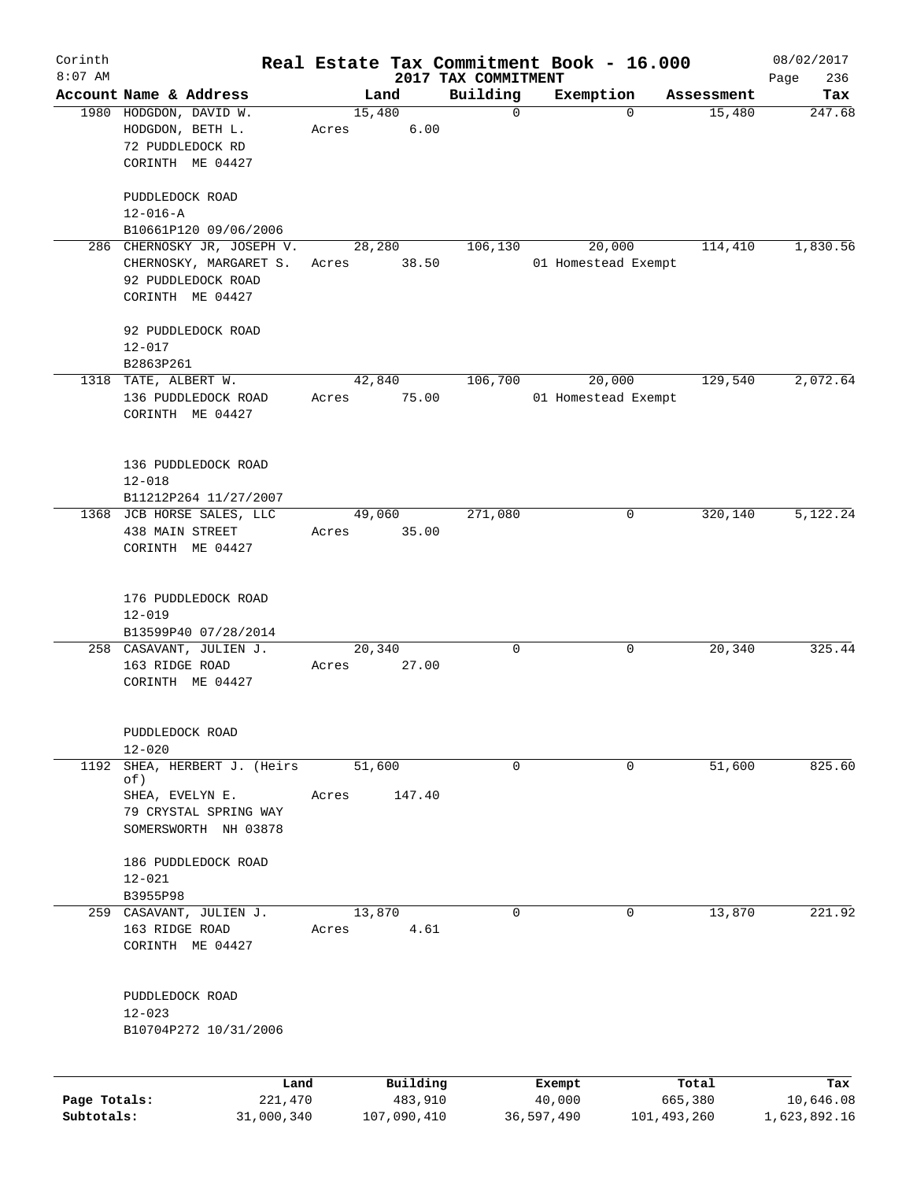# Real Estate Tax Commitment Book - 16.000

Corinth 8:07 AM — 2017 TAX COMMITMENT — 08/02/2017

| Account | Name & Address | Land | Building | Exemption | Assessment | Tax |
|---|---|---|---|---|---|---|
| 1980 | HODGDON, DAVID W.<br>HODGDON, BETH L.<br>72 PUDDLEDOCK RD<br>CORINTH ME 04427<br><br>PUDDLEDOCK ROAD<br>12-016-A<br>B10661P120 09/06/2006 | 15,480<br>Acres 6.00 | 0 | 0 | 15,480 | 247.68 |
| 286 | CHERNOSKY JR, JOSEPH V.<br>CHERNOSKY, MARGARET S.<br>92 PUDDLEDOCK ROAD<br>CORINTH ME 04427<br><br>92 PUDDLEDOCK ROAD<br>12-017<br>B2863P261 | 28,280<br>Acres 38.50 | 106,130 | 20,000<br>01 Homestead Exempt | 114,410 | 1,830.56 |
| 1318 | TATE, ALBERT W.<br>136 PUDDLEDOCK ROAD<br>CORINTH ME 04427<br><br>136 PUDDLEDOCK ROAD<br>12-018<br>B11212P264 11/27/2007 | 42,840<br>Acres 75.00 | 106,700 | 20,000<br>01 Homestead Exempt | 129,540 | 2,072.64 |
| 1368 | JCB HORSE SALES, LLC<br>438 MAIN STREET<br>CORINTH ME 04427<br><br>176 PUDDLEDOCK ROAD<br>12-019<br>B13599P40 07/28/2014 | 49,060<br>Acres 35.00 | 271,080 | 0 | 320,140 | 5,122.24 |
| 258 | CASAVANT, JULIEN J.<br>163 RIDGE ROAD<br>CORINTH ME 04427<br><br>PUDDLEDOCK ROAD<br>12-020 | 20,340<br>Acres 27.00 | 0 | 0 | 20,340 | 325.44 |
| 1192 | SHEA, HERBERT J. (Heirs of)<br>SHEA, EVELYN E.<br>79 CRYSTAL SPRING WAY<br>SOMERSWORTH NH 03878<br><br>186 PUDDLEDOCK ROAD<br>12-021<br>B3955P98 | 51,600<br>Acres 147.40 | 0 | 0 | 51,600 | 825.60 |
| 259 | CASAVANT, JULIEN J.<br>163 RIDGE ROAD<br>CORINTH ME 04427<br><br>PUDDLEDOCK ROAD<br>12-023<br>B10704P272 10/31/2006 | 13,870<br>Acres 4.61 | 0 | 0 | 13,870 | 221.92 |

| | Land | Building | Exempt | Total | Tax |
|---|---|---|---|---|---|
| Page Totals: | 221,470 | 483,910 | 40,000 | 665,380 | 10,646.08 |
| Subtotals: | 31,000,340 | 107,090,410 | 36,597,490 | 101,493,260 | 1,623,892.16 |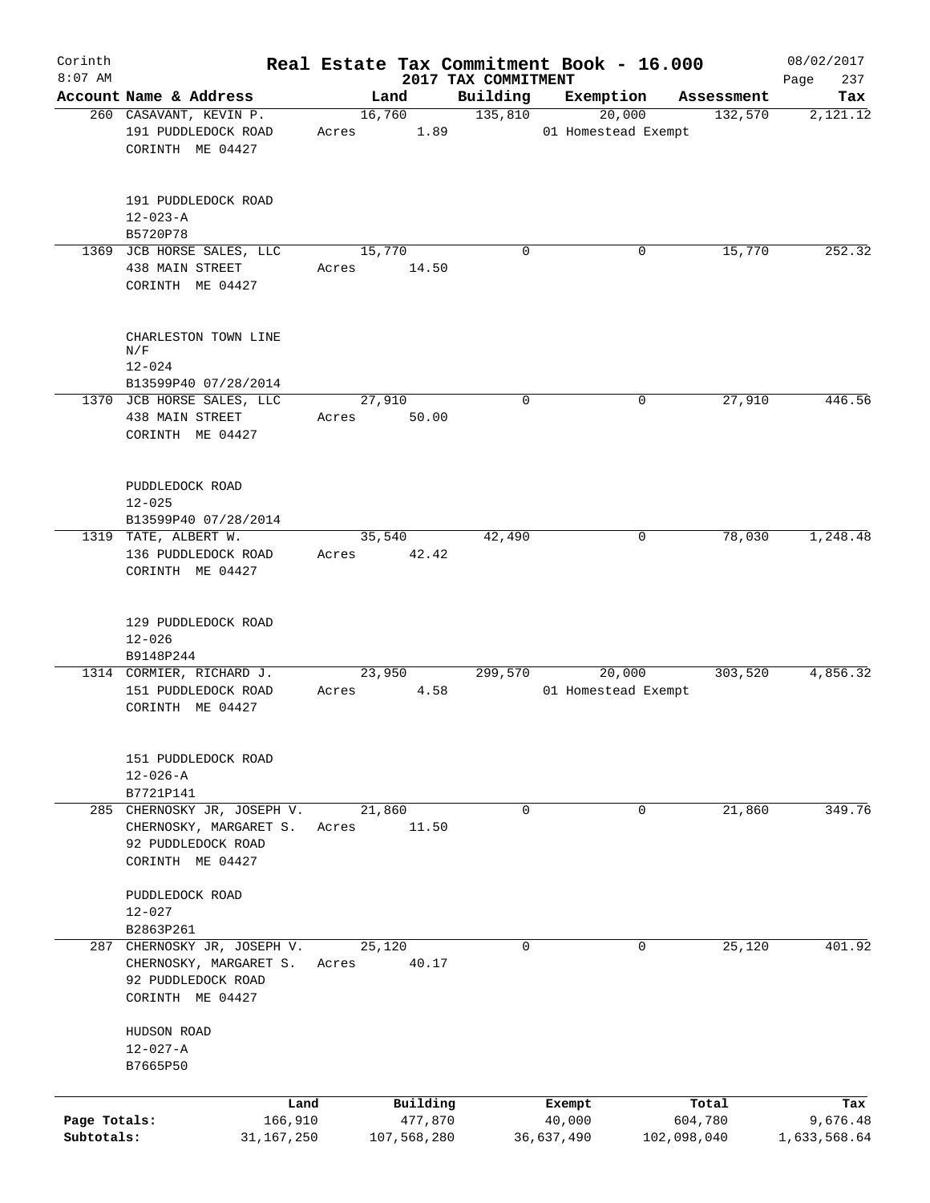Corinth 8:07 AM

# Real Estate Tax Commitment Book - 16.000

## 2017 TAX COMMITMENT

08/02/2017

| Account | Name & Address | Land | Building | Exemption | Assessment | Tax |
|---|---|---|---|---|---|---|
| 260 | CASAVANT, KEVIN P.<br>191 PUDDLEDOCK ROAD<br>CORINTH ME 04427<br><br>191 PUDDLEDOCK ROAD<br>12-023-A<br>B5720P78 | 16,760<br>Acres 1.89 | 135,810 | 20,000<br>01 Homestead Exempt | 132,570 | 2,121.12 |
| 1369 | JCB HORSE SALES, LLC<br>438 MAIN STREET<br>CORINTH ME 04427<br><br>CHARLESTON TOWN LINE<br>N/F<br>12-024<br>B13599P40 07/28/2014 | 15,770<br>Acres 14.50 | 0 | 0 | 15,770 | 252.32 |
| 1370 | JCB HORSE SALES, LLC<br>438 MAIN STREET<br>CORINTH ME 04427<br><br>PUDDLEDOCK ROAD<br>12-025<br>B13599P40 07/28/2014 | 27,910<br>Acres 50.00 | 0 | 0 | 27,910 | 446.56 |
| 1319 | TATE, ALBERT W.<br>136 PUDDLEDOCK ROAD<br>CORINTH ME 04427<br><br>129 PUDDLEDOCK ROAD<br>12-026<br>B9148P244 | 35,540<br>Acres 42.42 | 42,490 | 0 | 78,030 | 1,248.48 |
| 1314 | CORMIER, RICHARD J.<br>151 PUDDLEDOCK ROAD<br>CORINTH ME 04427<br><br>151 PUDDLEDOCK ROAD<br>12-026-A<br>B7721P141 | 23,950<br>Acres 4.58 | 299,570 | 20,000<br>01 Homestead Exempt | 303,520 | 4,856.32 |
| 285 | CHERNOSKY JR, JOSEPH V.<br>CHERNOSKY, MARGARET S.<br>92 PUDDLEDOCK ROAD<br>CORINTH ME 04427<br><br>PUDDLEDOCK ROAD<br>12-027<br>B2863P261 | 21,860<br>Acres 11.50 | 0 | 0 | 21,860 | 349.76 |
| 287 | CHERNOSKY JR, JOSEPH V.<br>CHERNOSKY, MARGARET S.<br>92 PUDDLEDOCK ROAD<br>CORINTH ME 04427<br><br>HUDSON ROAD<br>12-027-A<br>B7665P50 | 25,120<br>Acres 40.17 | 0 | 0 | 25,120 | 401.92 |

| | Land | Building | Exempt | Total | Tax |
|---|---|---|---|---|---|
| Page Totals: | 166,910 | 477,870 | 40,000 | 604,780 | 9,676.48 |
| Subtotals: | 31,167,250 | 107,568,280 | 36,637,490 | 102,098,040 | 1,633,568.64 |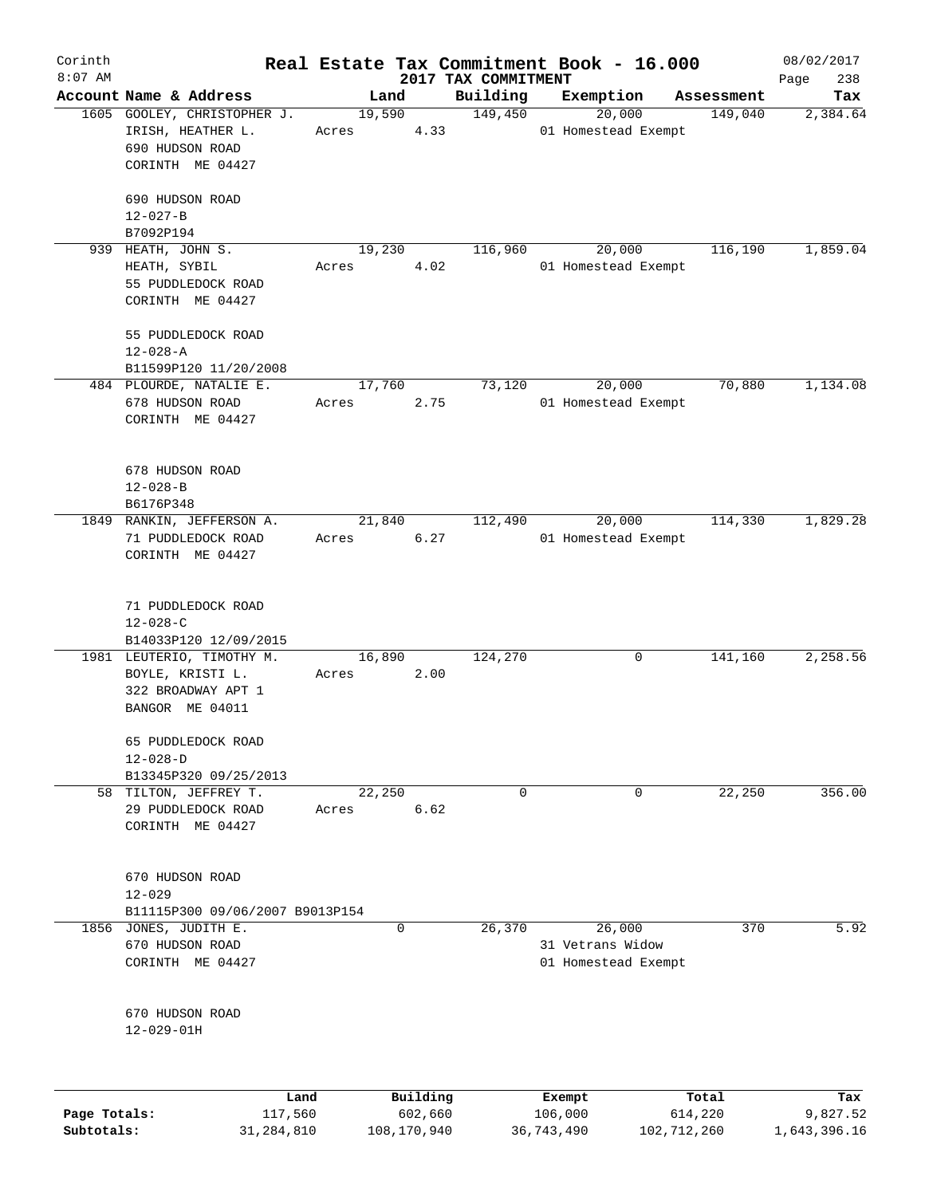Corinth 8:07 AM

# Real Estate Tax Commitment Book - 16.000

2017 TAX COMMITMENT

08/02/2017

| Account Name & Address | Land | Building | Exemption | Assessment | Tax |
|---|---|---|---|---|---|
| 1605 GOOLEY, CHRISTOPHER J.<br>IRISH, HEATHER L.<br>690 HUDSON ROAD<br>CORINTH ME 04427<br><br>690 HUDSON ROAD<br>12-027-B<br>B7092P194 | 19,590<br>Acres 4.33 | 149,450 | 20,000<br>01 Homestead Exempt | 149,040 | 2,384.64 |
| 939 HEATH, JOHN S.<br>HEATH, SYBIL<br>55 PUDDLEDOCK ROAD<br>CORINTH ME 04427<br><br>55 PUDDLEDOCK ROAD<br>12-028-A<br>B11599P120 11/20/2008 | 19,230<br>Acres 4.02 | 116,960 | 20,000<br>01 Homestead Exempt | 116,190 | 1,859.04 |
| 484 PLOURDE, NATALIE E.<br>678 HUDSON ROAD<br>CORINTH ME 04427<br><br>678 HUDSON ROAD<br>12-028-B<br>B6176P348 | 17,760<br>Acres 2.75 | 73,120 | 20,000<br>01 Homestead Exempt | 70,880 | 1,134.08 |
| 1849 RANKIN, JEFFERSON A.<br>71 PUDDLEDOCK ROAD<br>CORINTH ME 04427<br><br>71 PUDDLEDOCK ROAD<br>12-028-C<br>B14033P120 12/09/2015 | 21,840<br>Acres 6.27 | 112,490 | 20,000<br>01 Homestead Exempt | 114,330 | 1,829.28 |
| 1981 LEUTERIO, TIMOTHY M.<br>BOYLE, KRISTI L.<br>322 BROADWAY APT 1<br>BANGOR ME 04011<br><br>65 PUDDLEDOCK ROAD<br>12-028-D<br>B13345P320 09/25/2013 | 16,890<br>Acres 2.00 | 124,270 | 0 | 141,160 | 2,258.56 |
| 58 TILTON, JEFFREY T.<br>29 PUDDLEDOCK ROAD<br>CORINTH ME 04427<br><br>670 HUDSON ROAD<br>12-029<br>B11115P300 09/06/2007 B9013P154 | 22,250<br>Acres 6.62 | 0 | 0 | 22,250 | 356.00 |
| 1856 JONES, JUDITH E.<br>670 HUDSON ROAD<br>CORINTH ME 04427<br><br>670 HUDSON ROAD<br>12-029-01H | 0 | 26,370 | 26,000<br>31 Vetrans Widow<br>01 Homestead Exempt | 370 | 5.92 |

| | Land | Building | Exempt | Total | Tax |
|---|---|---|---|---|---|
| Page Totals: | 117,560 | 602,660 | 106,000 | 614,220 | 9,827.52 |
| Subtotals: | 31,284,810 | 108,170,940 | 36,743,490 | 102,712,260 | 1,643,396.16 |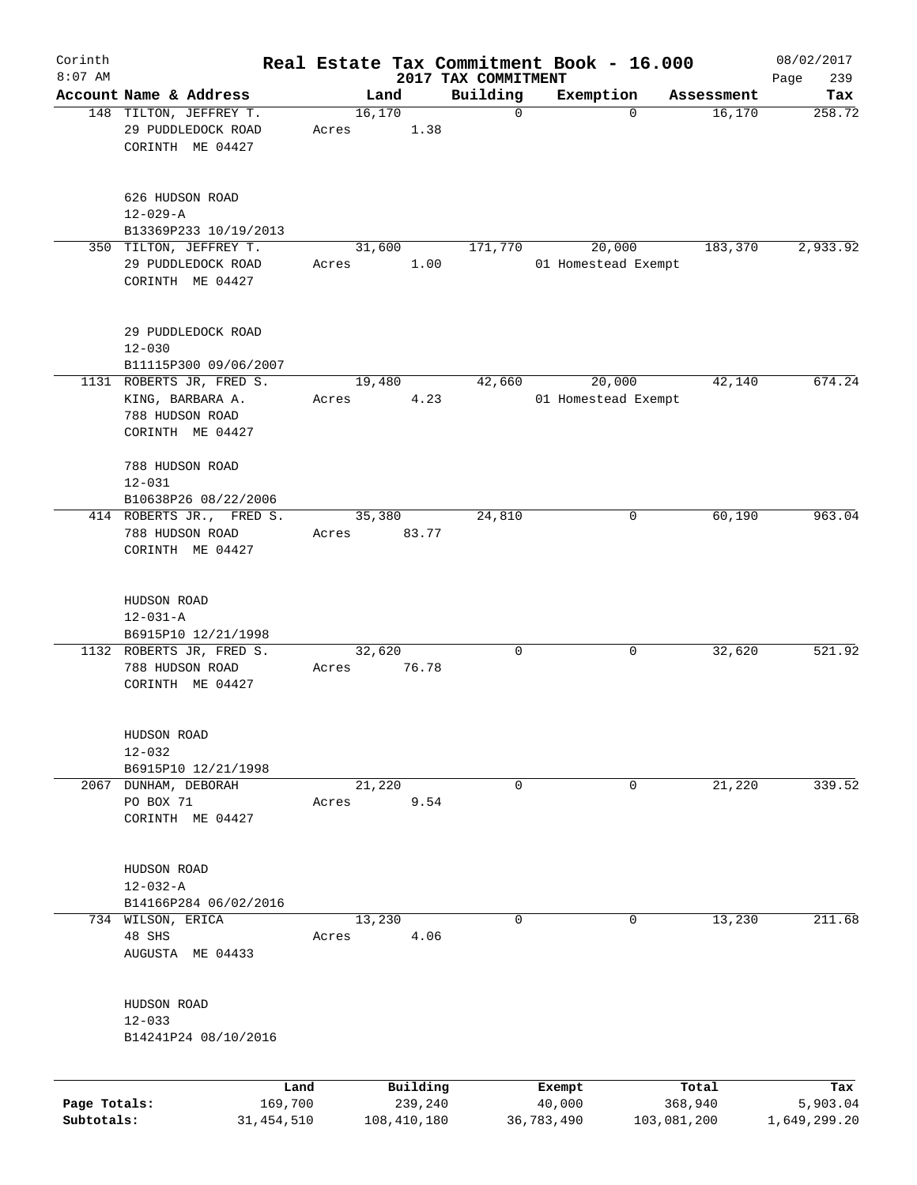# Corinth — Real Estate Tax Commitment Book - 16.000

2017 TAX COMMITMENT

08/02/2017 8:07 AM

| Account | Name & Address | Land | Building | Exemption | Assessment | Tax |
|---|---|---|---|---|---|---|
| 148 | TILTON, JEFFREY T.<br>29 PUDDLEDOCK ROAD<br>CORINTH ME 04427<br><br>626 HUDSON ROAD<br>12-029-A<br>B13369P233 10/19/2013 | 16,170<br>Acres 1.38 | 0 | 0 | 16,170 | 258.72 |
| 350 | TILTON, JEFFREY T.<br>29 PUDDLEDOCK ROAD<br>CORINTH ME 04427<br><br>29 PUDDLEDOCK ROAD<br>12-030<br>B11115P300 09/06/2007 | 31,600<br>Acres 1.00 | 171,770 | 20,000<br>01 Homestead Exempt | 183,370 | 2,933.92 |
| 1131 | ROBERTS JR, FRED S.<br>KING, BARBARA A.<br>788 HUDSON ROAD<br>CORINTH ME 04427<br><br>788 HUDSON ROAD<br>12-031<br>B10638P26 08/22/2006 | 19,480<br>Acres 4.23 | 42,660 | 20,000<br>01 Homestead Exempt | 42,140 | 674.24 |
| 414 | ROBERTS JR., FRED S.<br>788 HUDSON ROAD<br>CORINTH ME 04427<br><br>HUDSON ROAD<br>12-031-A<br>B6915P10 12/21/1998 | 35,380<br>Acres 83.77 | 24,810 | 0 | 60,190 | 963.04 |
| 1132 | ROBERTS JR, FRED S.<br>788 HUDSON ROAD<br>CORINTH ME 04427<br><br>HUDSON ROAD<br>12-032<br>B6915P10 12/21/1998 | 32,620<br>Acres 76.78 | 0 | 0 | 32,620 | 521.92 |
| 2067 | DUNHAM, DEBORAH<br>PO BOX 71<br>CORINTH ME 04427<br><br>HUDSON ROAD<br>12-032-A<br>B14166P284 06/02/2016 | 21,220<br>Acres 9.54 | 0 | 0 | 21,220 | 339.52 |
| 734 | WILSON, ERICA<br>48 SHS<br>AUGUSTA ME 04433<br><br>HUDSON ROAD<br>12-033<br>B14241P24 08/10/2016 | 13,230<br>Acres 4.06 | 0 | 0 | 13,230 | 211.68 |

| | Land | Building | Exempt | Total | Tax |
|---|---|---|---|---|---|
| Page Totals: | 169,700 | 239,240 | 40,000 | 368,940 | 5,903.04 |
| Subtotals: | 31,454,510 | 108,410,180 | 36,783,490 | 103,081,200 | 1,649,299.20 |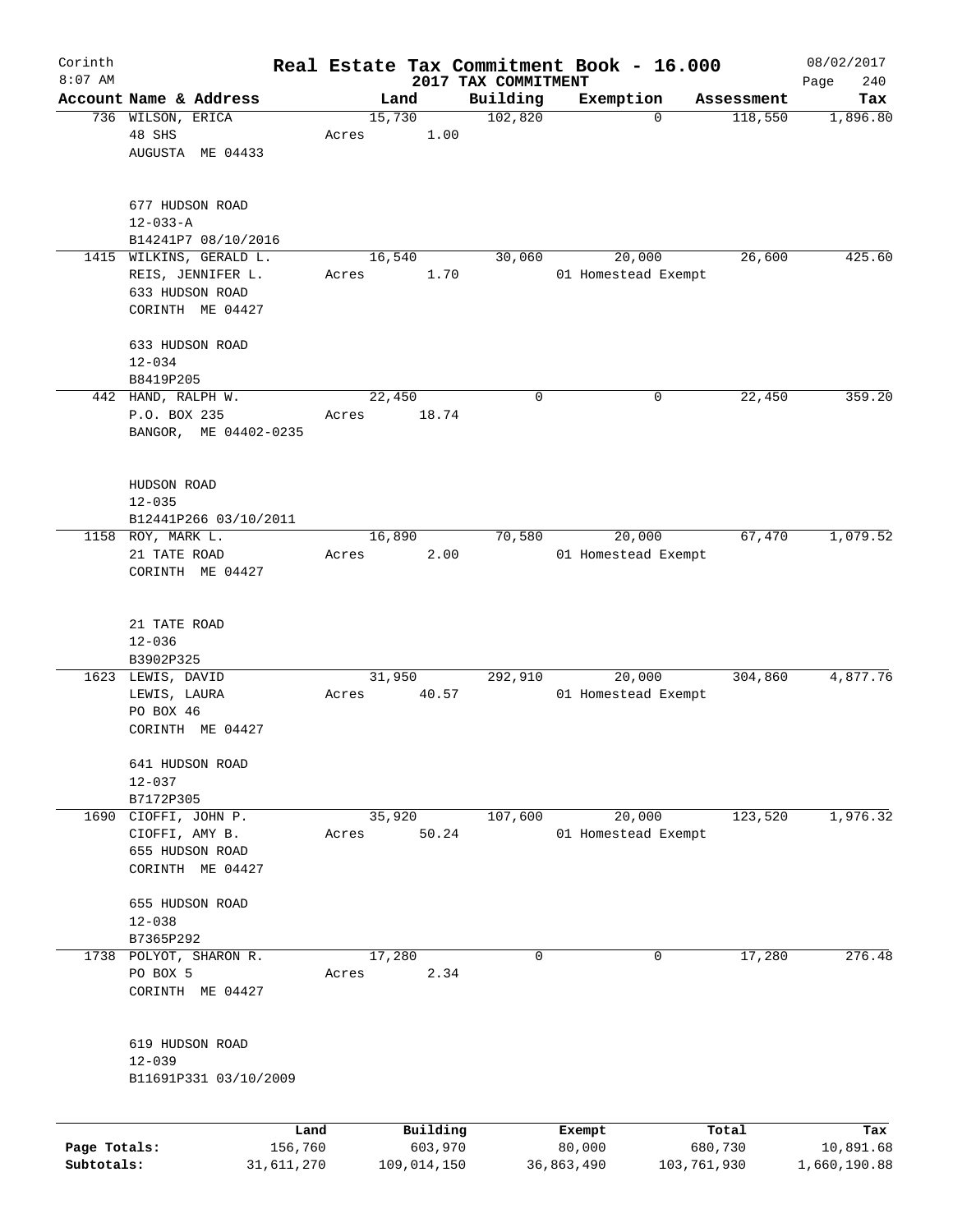# Real Estate Tax Commitment Book - 16.000

Corinth 8:07 AM — 2017 TAX COMMITMENT — 08/02/2017

| Account Name & Address | Land | Building | Exemption | Assessment | Tax |
|---|---|---|---|---|---|
| 736 WILSON, ERICA<br>48 SHS<br>AUGUSTA ME 04433<br><br>677 HUDSON ROAD<br>12-033-A<br>B14241P7 08/10/2016 | 15,730<br>Acres 1.00 | 102,820 | 0 | 118,550 | 1,896.80 |
| 1415 WILKINS, GERALD L.<br>REIS, JENNIFER L.<br>633 HUDSON ROAD<br>CORINTH ME 04427<br><br>633 HUDSON ROAD<br>12-034<br>B8419P205 | 16,540<br>Acres 1.70 | 30,060 | 20,000<br>01 Homestead Exempt | 26,600 | 425.60 |
| 442 HAND, RALPH W.<br>P.O. BOX 235<br>BANGOR, ME 04402-0235<br><br>HUDSON ROAD<br>12-035<br>B12441P266 03/10/2011 | 22,450<br>Acres 18.74 | 0 | 0 | 22,450 | 359.20 |
| 1158 ROY, MARK L.<br>21 TATE ROAD<br>CORINTH ME 04427<br><br>21 TATE ROAD<br>12-036<br>B3902P325 | 16,890<br>Acres 2.00 | 70,580 | 20,000<br>01 Homestead Exempt | 67,470 | 1,079.52 |
| 1623 LEWIS, DAVID<br>LEWIS, LAURA<br>PO BOX 46<br>CORINTH ME 04427<br><br>641 HUDSON ROAD<br>12-037<br>B7172P305 | 31,950<br>Acres 40.57 | 292,910 | 20,000<br>01 Homestead Exempt | 304,860 | 4,877.76 |
| 1690 CIOFFI, JOHN P.<br>CIOFFI, AMY B.<br>655 HUDSON ROAD<br>CORINTH ME 04427<br><br>655 HUDSON ROAD<br>12-038<br>B7365P292 | 35,920<br>Acres 50.24 | 107,600 | 20,000<br>01 Homestead Exempt | 123,520 | 1,976.32 |
| 1738 POLYOT, SHARON R.<br>PO BOX 5<br>CORINTH ME 04427<br><br>619 HUDSON ROAD<br>12-039<br>B11691P331 03/10/2009 | 17,280<br>Acres 2.34 | 0 | 0 | 17,280 | 276.48 |

| | Land | Building | Exempt | Total | Tax |
|---|---|---|---|---|---|
| Page Totals: | 156,760 | 603,970 | 80,000 | 680,730 | 10,891.68 |
| Subtotals: | 31,611,270 | 109,014,150 | 36,863,490 | 103,761,930 | 1,660,190.88 |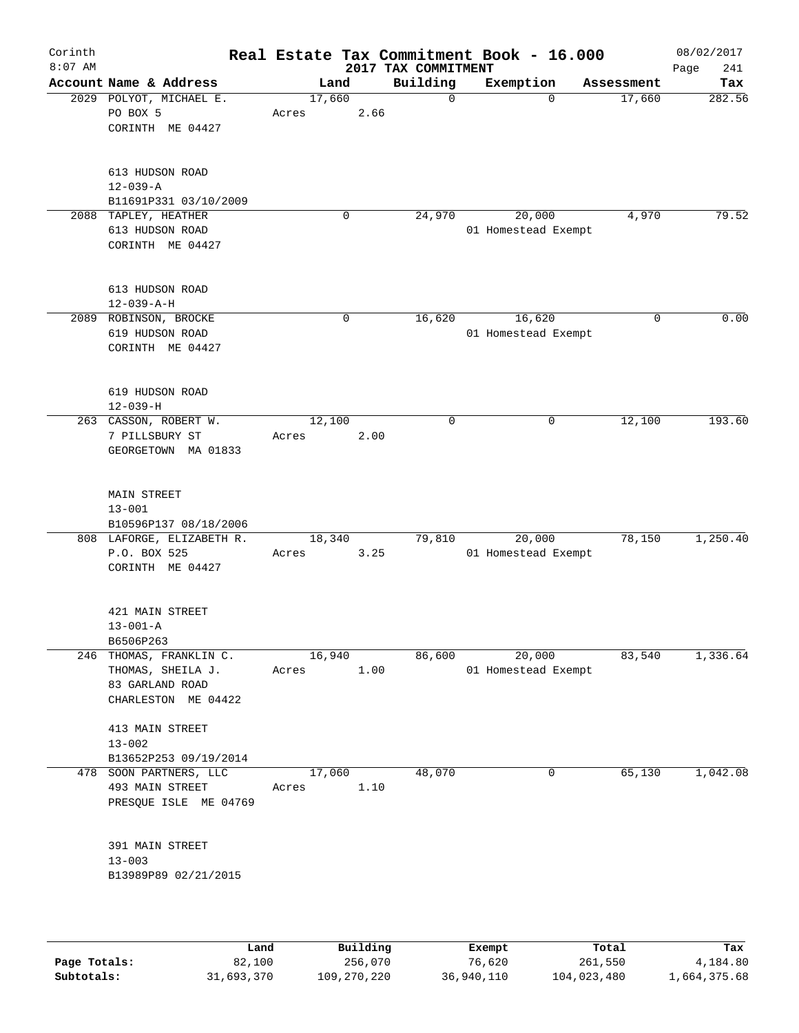# Real Estate Tax Commitment Book - 16.000

Corinth
8:07 AM

2017 TAX COMMITMENT

08/02/2017

| Account Name & Address | Land | Building | Exemption | Assessment | Tax |
|---|---|---|---|---|---|
| 2029 POLYOT, MICHAEL E.<br>PO BOX 5<br>CORINTH ME 04427<br><br>613 HUDSON ROAD<br>12-039-A<br>B11691P331 03/10/2009 | 17,660<br>Acres 2.66 | 0 | 0 | 17,660 | 282.56 |
| 2088 TAPLEY, HEATHER<br>613 HUDSON ROAD<br>CORINTH ME 04427<br><br>613 HUDSON ROAD<br>12-039-A-H | 0 | 24,970 | 20,000<br>01 Homestead Exempt | 4,970 | 79.52 |
| 2089 ROBINSON, BROCKE<br>619 HUDSON ROAD<br>CORINTH ME 04427<br><br>619 HUDSON ROAD<br>12-039-H | 0 | 16,620 | 16,620<br>01 Homestead Exempt | 0 | 0.00 |
| 263 CASSON, ROBERT W.<br>7 PILLSBURY ST<br>GEORGETOWN MA 01833<br><br>MAIN STREET<br>13-001<br>B10596P137 08/18/2006 | 12,100<br>Acres 2.00 | 0 | 0 | 12,100 | 193.60 |
| 808 LAFORGE, ELIZABETH R.<br>P.O. BOX 525<br>CORINTH ME 04427<br><br>421 MAIN STREET<br>13-001-A<br>B6506P263 | 18,340<br>Acres 3.25 | 79,810 | 20,000<br>01 Homestead Exempt | 78,150 | 1,250.40 |
| 246 THOMAS, FRANKLIN C.<br>THOMAS, SHEILA J.<br>83 GARLAND ROAD<br>CHARLESTON ME 04422<br><br>413 MAIN STREET<br>13-002<br>B13652P253 09/19/2014 | 16,940<br>Acres 1.00 | 86,600 | 20,000<br>01 Homestead Exempt | 83,540 | 1,336.64 |
| 478 SOON PARTNERS, LLC<br>493 MAIN STREET<br>PRESQUE ISLE ME 04769<br><br>391 MAIN STREET<br>13-003<br>B13989P89 02/21/2015 | 17,060<br>Acres 1.10 | 48,070 | 0 | 65,130 | 1,042.08 |

| | Land | Building | Exempt | Total | Tax |
|---|---|---|---|---|---|
| Page Totals: | 82,100 | 256,070 | 76,620 | 261,550 | 4,184.80 |
| Subtotals: | 31,693,370 | 109,270,220 | 36,940,110 | 104,023,480 | 1,664,375.68 |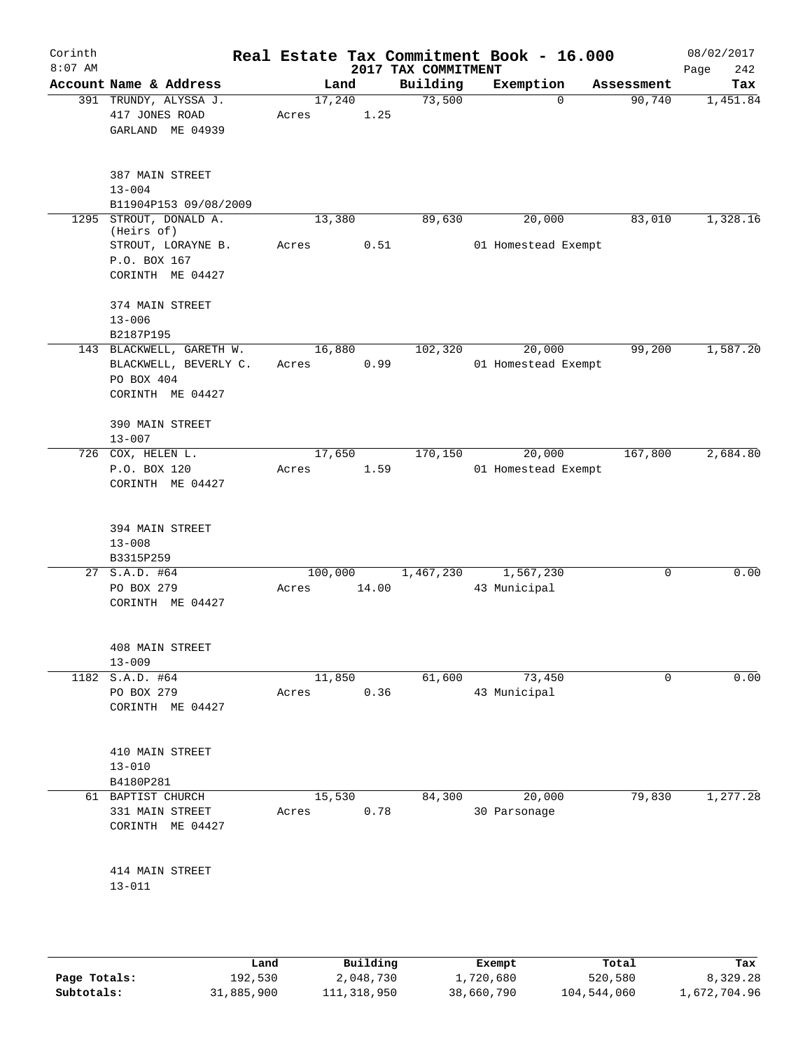# Real Estate Tax Commitment Book - 16.000

Corinth
8:07 AM

2017 TAX COMMITMENT

08/02/2017

| Account Name & Address | Land | Building | Exemption | Assessment | Tax |
|---|---|---|---|---|---|
| 391 TRUNDY, ALYSSA J.<br>417 JONES ROAD<br>GARLAND ME 04939<br><br>387 MAIN STREET<br>13-004<br>B11904P153 09/08/2009 | 17,240<br>Acres 1.25 | 73,500 | 0 | 90,740 | 1,451.84 |
| 1295 STROUT, DONALD A. (Heirs of)<br>STROUT, LORAYNE B.<br>P.O. BOX 167<br>CORINTH ME 04427<br><br>374 MAIN STREET<br>13-006<br>B2187P195 | 13,380<br>Acres 0.51 | 89,630 | 20,000<br>01 Homestead Exempt | 83,010 | 1,328.16 |
| 143 BLACKWELL, GARETH W.<br>BLACKWELL, BEVERLY C.<br>PO BOX 404<br>CORINTH ME 04427<br><br>390 MAIN STREET<br>13-007 | 16,880<br>Acres 0.99 | 102,320 | 20,000<br>01 Homestead Exempt | 99,200 | 1,587.20 |
| 726 COX, HELEN L.<br>P.O. BOX 120<br>CORINTH ME 04427<br><br>394 MAIN STREET<br>13-008<br>B3315P259 | 17,650<br>Acres 1.59 | 170,150 | 20,000<br>01 Homestead Exempt | 167,800 | 2,684.80 |
| 27 S.A.D. #64<br>PO BOX 279<br>CORINTH ME 04427<br><br>408 MAIN STREET<br>13-009 | 100,000<br>Acres 14.00 | 1,467,230 | 1,567,230<br>43 Municipal | 0 | 0.00 |
| 1182 S.A.D. #64<br>PO BOX 279<br>CORINTH ME 04427<br><br>410 MAIN STREET<br>13-010<br>B4180P281 | 11,850<br>Acres 0.36 | 61,600 | 73,450<br>43 Municipal | 0 | 0.00 |
| 61 BAPTIST CHURCH<br>331 MAIN STREET<br>CORINTH ME 04427<br><br>414 MAIN STREET<br>13-011 | 15,530<br>Acres 0.78 | 84,300 | 20,000<br>30 Parsonage | 79,830 | 1,277.28 |

| | Land | Building | Exempt | Total | Tax |
|---|---|---|---|---|---|
| Page Totals: | 192,530 | 2,048,730 | 1,720,680 | 520,580 | 8,329.28 |
| Subtotals: | 31,885,900 | 111,318,950 | 38,660,790 | 104,544,060 | 1,672,704.96 |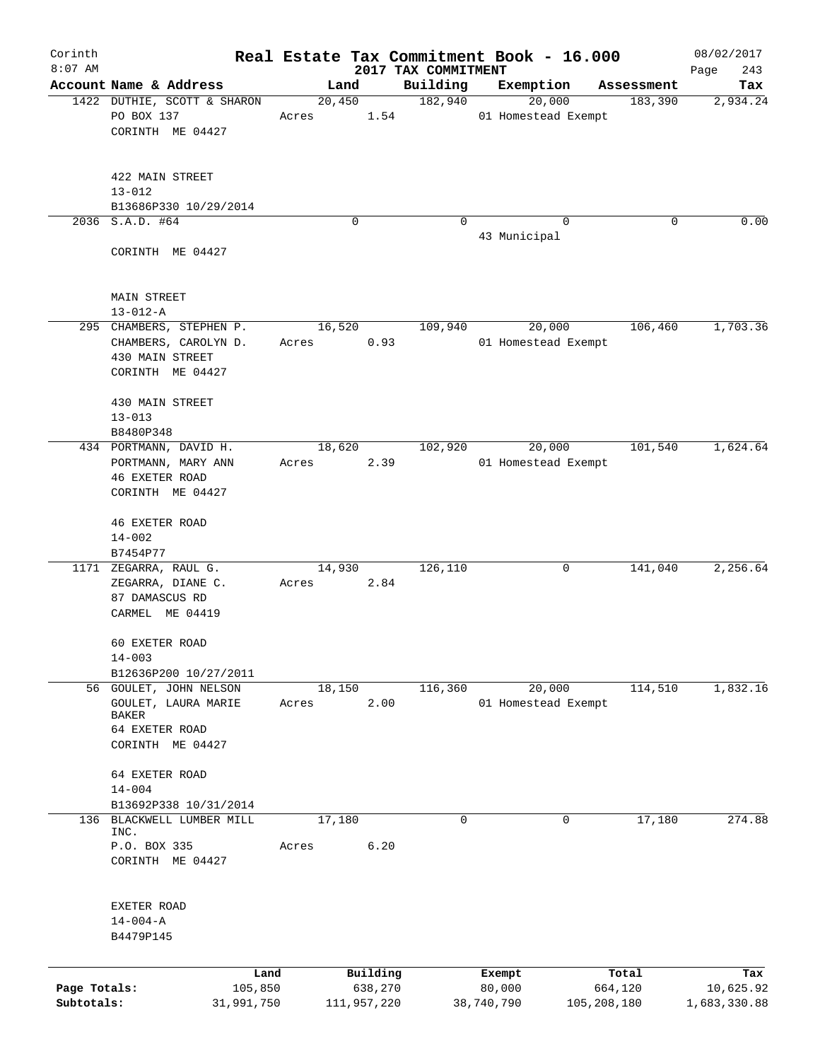# Real Estate Tax Commitment Book - 16.000

Corinth
8:07 AM

2017 TAX COMMITMENT

08/02/2017

| Account Name & Address | Land | Building | Exemption | Assessment | Tax |
|---|---|---|---|---|---|
| 1422 DUTHIE, SCOTT & SHARON<br>PO BOX 137<br>CORINTH ME 04427<br><br>422 MAIN STREET<br>13-012<br>B13686P330 10/29/2014 | 20,450<br>Acres 1.54 | 182,940 | 20,000<br>01 Homestead Exempt | 183,390 | 2,934.24 |
| 2036 S.A.D. #64<br><br>CORINTH ME 04427<br><br>MAIN STREET<br>13-012-A | 0 | 0 | 0<br>43 Municipal | 0 | 0.00 |
| 295 CHAMBERS, STEPHEN P.<br>CHAMBERS, CAROLYN D.<br>430 MAIN STREET<br>CORINTH ME 04427<br><br>430 MAIN STREET<br>13-013<br>B8480P348 | 16,520<br>Acres 0.93 | 109,940 | 20,000<br>01 Homestead Exempt | 106,460 | 1,703.36 |
| 434 PORTMANN, DAVID H.<br>PORTMANN, MARY ANN<br>46 EXETER ROAD<br>CORINTH ME 04427<br><br>46 EXETER ROAD<br>14-002<br>B7454P77 | 18,620<br>Acres 2.39 | 102,920 | 20,000<br>01 Homestead Exempt | 101,540 | 1,624.64 |
| 1171 ZEGARRA, RAUL G.<br>ZEGARRA, DIANE C.<br>87 DAMASCUS RD<br>CARMEL ME 04419<br><br>60 EXETER ROAD<br>14-003<br>B12636P200 10/27/2011 | 14,930<br>Acres 2.84 | 126,110 | 0 | 141,040 | 2,256.64 |
| 56 GOULET, JOHN NELSON<br>GOULET, LAURA MARIE BAKER<br>64 EXETER ROAD<br>CORINTH ME 04427<br><br>64 EXETER ROAD<br>14-004<br>B13692P338 10/31/2014 | 18,150<br>Acres 2.00 | 116,360 | 20,000<br>01 Homestead Exempt | 114,510 | 1,832.16 |
| 136 BLACKWELL LUMBER MILL INC.<br>P.O. BOX 335<br>CORINTH ME 04427<br><br>EXETER ROAD<br>14-004-A<br>B4479P145 | 17,180<br>Acres 6.20 | 0 | 0 | 17,180 | 274.88 |

| | Land | Building | Exempt | Total | Tax |
|---|---|---|---|---|---|
| Page Totals: | 105,850 | 638,270 | 80,000 | 664,120 | 10,625.92 |
| Subtotals: | 31,991,750 | 111,957,220 | 38,740,790 | 105,208,180 | 1,683,330.88 |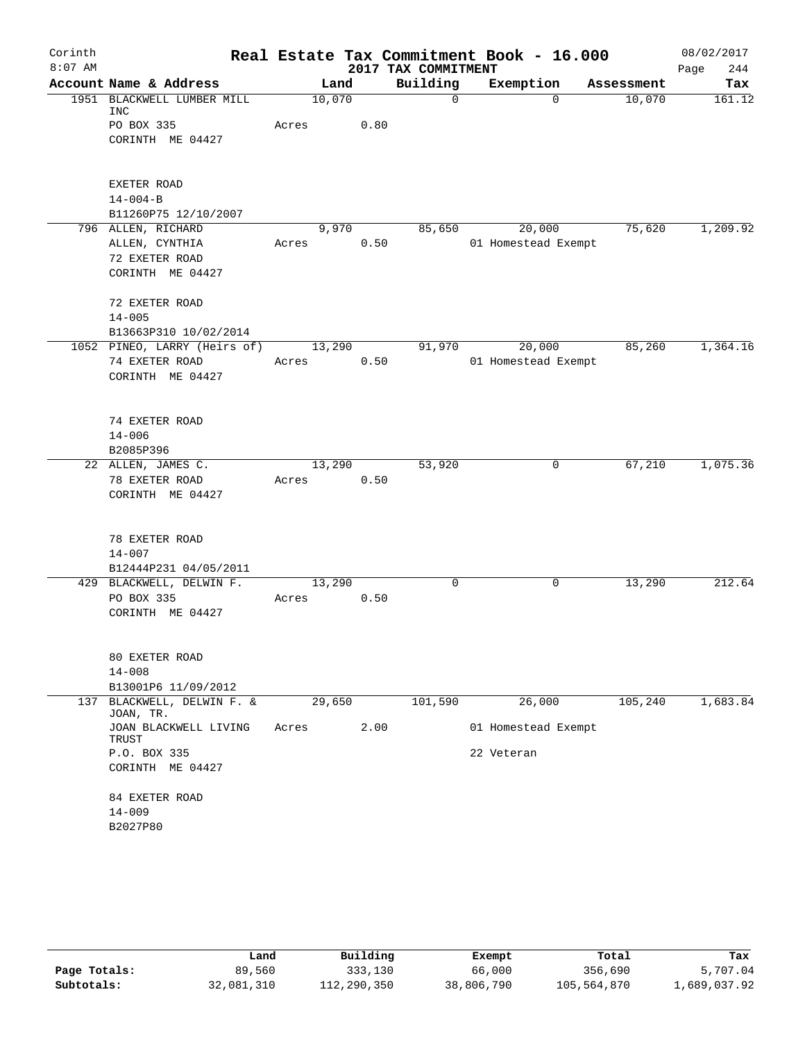Corinth 8:07 AM

# Real Estate Tax Commitment Book - 16.000

## 2017 TAX COMMITMENT

08/02/2017

| Account Name & Address | Land | Building | Exemption | Assessment | Tax |
|---|---|---|---|---|---|
| 1951 BLACKWELL LUMBER MILL INC<br>PO BOX 335<br>CORINTH ME 04427<br><br>EXETER ROAD<br>14-004-B<br>B11260P75 12/10/2007 | 10,070<br>Acres 0.80 | 0 | 0 | 10,070 | 161.12 |
| 796 ALLEN, RICHARD<br>ALLEN, CYNTHIA<br>72 EXETER ROAD<br>CORINTH ME 04427<br><br>72 EXETER ROAD<br>14-005<br>B13663P310 10/02/2014 | 9,970<br>Acres 0.50 | 85,650 | 20,000<br>01 Homestead Exempt | 75,620 | 1,209.92 |
| 1052 PINEO, LARRY (Heirs of)<br>74 EXETER ROAD<br>CORINTH ME 04427<br><br>74 EXETER ROAD<br>14-006<br>B2085P396 | 13,290<br>Acres 0.50 | 91,970 | 20,000<br>01 Homestead Exempt | 85,260 | 1,364.16 |
| 22 ALLEN, JAMES C.<br>78 EXETER ROAD<br>CORINTH ME 04427<br><br>78 EXETER ROAD<br>14-007<br>B12444P231 04/05/2011 | 13,290<br>Acres 0.50 | 53,920 | 0 | 67,210 | 1,075.36 |
| 429 BLACKWELL, DELWIN F.<br>PO BOX 335<br>CORINTH ME 04427<br><br>80 EXETER ROAD<br>14-008<br>B13001P6 11/09/2012 | 13,290<br>Acres 0.50 | 0 | 0 | 13,290 | 212.64 |
| 137 BLACKWELL, DELWIN F. & JOAN, TR.<br>JOAN BLACKWELL LIVING TRUST<br>P.O. BOX 335<br>CORINTH ME 04427<br><br>84 EXETER ROAD<br>14-009<br>B2027P80 | 29,650<br>Acres 2.00 | 101,590 | 26,000<br>01 Homestead Exempt<br>22 Veteran | 105,240 | 1,683.84 |

| | Land | Building | Exempt | Total | Tax |
|---|---|---|---|---|---|
| Page Totals: | 89,560 | 333,130 | 66,000 | 356,690 | 5,707.04 |
| Subtotals: | 32,081,310 | 112,290,350 | 38,806,790 | 105,564,870 | 1,689,037.92 |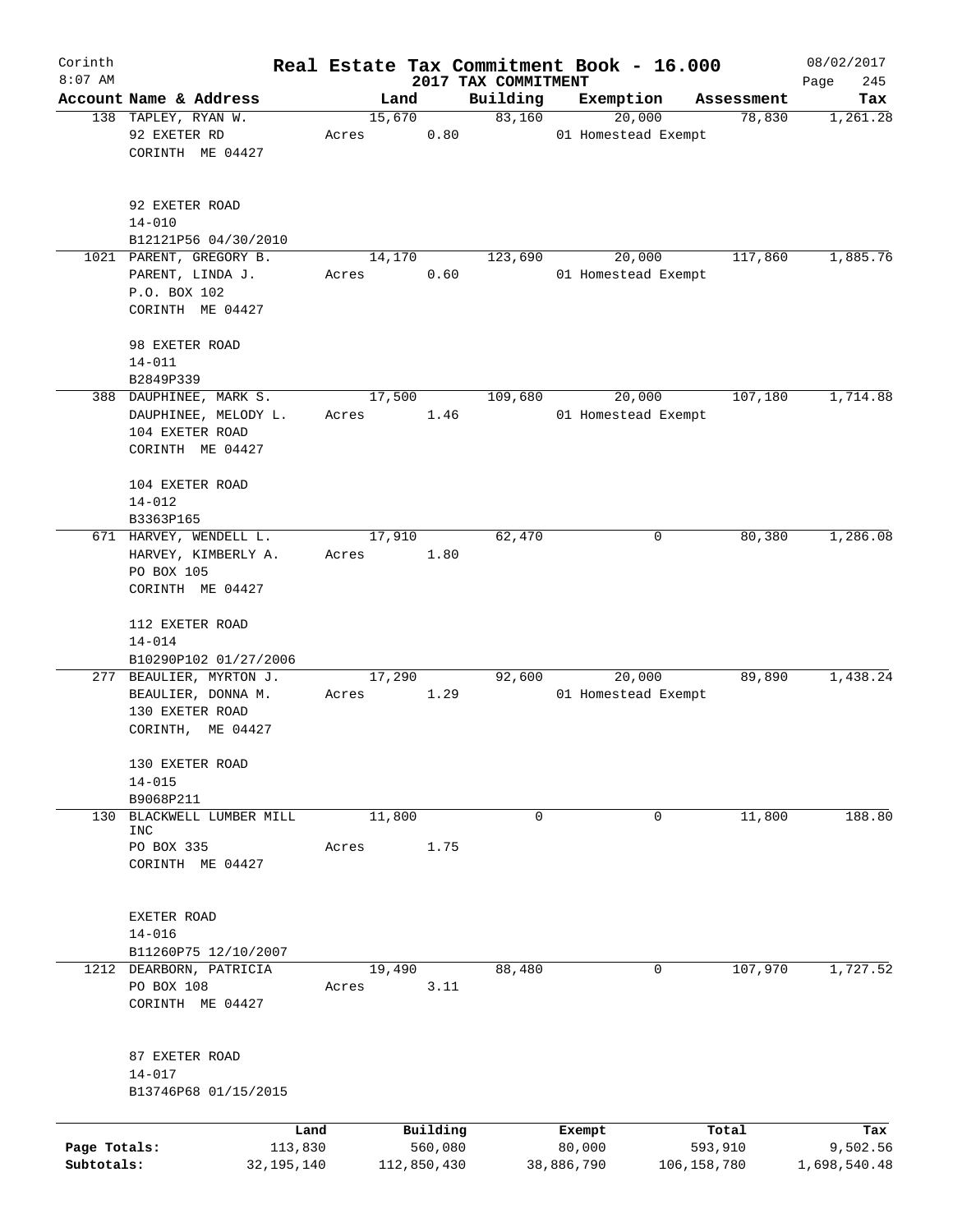Corinth 8:07 AM

**Real Estate Tax Commitment Book - 16.000**

**2017 TAX COMMITMENT**

08/02/2017

| Account Name & Address | Land | Building | Exemption | Assessment | Tax |
|---|---|---|---|---|---|
| 138 TAPLEY, RYAN W.<br>92 EXETER RD<br>CORINTH ME 04427<br><br>92 EXETER ROAD<br>14-010<br>B12121P56 04/30/2010 | 15,670<br>Acres 0.80 | 83,160 | 20,000<br>01 Homestead Exempt | 78,830 | 1,261.28 |
| 1021 PARENT, GREGORY B.<br>PARENT, LINDA J.<br>P.O. BOX 102<br>CORINTH ME 04427<br><br>98 EXETER ROAD<br>14-011<br>B2849P339 | 14,170<br>Acres 0.60 | 123,690 | 20,000<br>01 Homestead Exempt | 117,860 | 1,885.76 |
| 388 DAUPHINEE, MARK S.<br>DAUPHINEE, MELODY L.<br>104 EXETER ROAD<br>CORINTH ME 04427<br><br>104 EXETER ROAD<br>14-012<br>B3363P165 | 17,500<br>Acres 1.46 | 109,680 | 20,000<br>01 Homestead Exempt | 107,180 | 1,714.88 |
| 671 HARVEY, WENDELL L.<br>HARVEY, KIMBERLY A.<br>PO BOX 105<br>CORINTH ME 04427<br><br>112 EXETER ROAD<br>14-014<br>B10290P102 01/27/2006 | 17,910<br>Acres 1.80 | 62,470 | 0 | 80,380 | 1,286.08 |
| 277 BEAULIER, MYRTON J.<br>BEAULIER, DONNA M.<br>130 EXETER ROAD<br>CORINTH, ME 04427<br><br>130 EXETER ROAD<br>14-015<br>B9068P211 | 17,290<br>Acres 1.29 | 92,600 | 20,000<br>01 Homestead Exempt | 89,890 | 1,438.24 |
| 130 BLACKWELL LUMBER MILL INC<br>PO BOX 335<br>CORINTH ME 04427<br><br>EXETER ROAD<br>14-016<br>B11260P75 12/10/2007 | 11,800<br>Acres 1.75 | 0 | 0 | 11,800 | 188.80 |
| 1212 DEARBORN, PATRICIA<br>PO BOX 108<br>CORINTH ME 04427<br><br>87 EXETER ROAD<br>14-017<br>B13746P68 01/15/2015 | 19,490<br>Acres 3.11 | 88,480 | 0 | 107,970 | 1,727.52 |

| | Land | Building | Exempt | Total | Tax |
|---|---|---|---|---|---|
| **Page Totals:** | 113,830 | 560,080 | 80,000 | 593,910 | 9,502.56 |
| **Subtotals:** | 32,195,140 | 112,850,430 | 38,886,790 | 106,158,780 | 1,698,540.48 |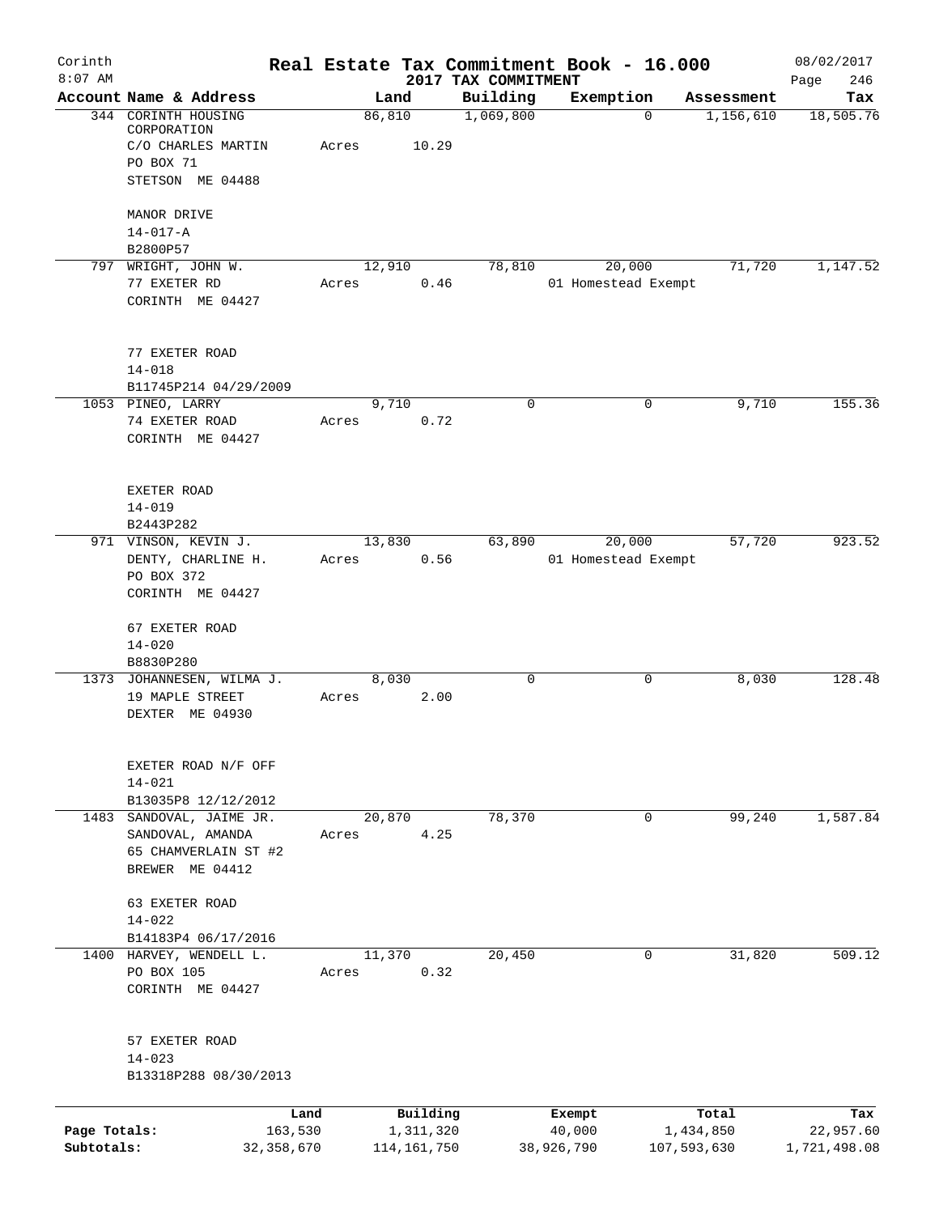Corinth
8:07 AM

# Real Estate Tax Commitment Book - 16.000

## 2017 TAX COMMITMENT

08/02/2017
Page 246

| Account Name & Address | Land | Building | Exemption | Assessment | Tax |
|---|---|---|---|---|---|
| 344 CORINTH HOUSING CORPORATION<br>C/O CHARLES MARTIN<br>PO BOX 71<br>STETSON ME 04488<br><br>MANOR DRIVE<br>14-017-A<br>B2800P57 | 86,810<br>Acres 10.29 | 1,069,800 | 0 | 1,156,610 | 18,505.76 |
| 797 WRIGHT, JOHN W.<br>77 EXETER RD<br>CORINTH ME 04427<br><br>77 EXETER ROAD<br>14-018<br>B11745P214 04/29/2009 | 12,910<br>Acres 0.46 | 78,810 | 20,000<br>01 Homestead Exempt | 71,720 | 1,147.52 |
| 1053 PINEO, LARRY<br>74 EXETER ROAD<br>CORINTH ME 04427<br><br>EXETER ROAD<br>14-019<br>B2443P282 | 9,710<br>Acres 0.72 | 0 | 0 | 9,710 | 155.36 |
| 971 VINSON, KEVIN J.<br>DENTY, CHARLINE H.<br>PO BOX 372<br>CORINTH ME 04427<br><br>67 EXETER ROAD<br>14-020<br>B8830P280 | 13,830<br>Acres 0.56 | 63,890 | 20,000<br>01 Homestead Exempt | 57,720 | 923.52 |
| 1373 JOHANNESEN, WILMA J.<br>19 MAPLE STREET<br>DEXTER ME 04930<br><br>EXETER ROAD N/F OFF<br>14-021<br>B13035P8 12/12/2012 | 8,030<br>Acres 2.00 | 0 | 0 | 8,030 | 128.48 |
| 1483 SANDOVAL, JAIME JR.<br>SANDOVAL, AMANDA<br>65 CHAMVERLAIN ST #2<br>BREWER ME 04412<br><br>63 EXETER ROAD<br>14-022<br>B14183P4 06/17/2016 | 20,870<br>Acres 4.25 | 78,370 | 0 | 99,240 | 1,587.84 |
| 1400 HARVEY, WENDELL L.<br>PO BOX 105<br>CORINTH ME 04427<br><br>57 EXETER ROAD<br>14-023<br>B13318P288 08/30/2013 | 11,370<br>Acres 0.32 | 20,450 | 0 | 31,820 | 509.12 |

| | Land | Building | Exempt | Total | Tax |
|---|---|---|---|---|---|
| Page Totals: | 163,530 | 1,311,320 | 40,000 | 1,434,850 | 22,957.60 |
| Subtotals: | 32,358,670 | 114,161,750 | 38,926,790 | 107,593,630 | 1,721,498.08 |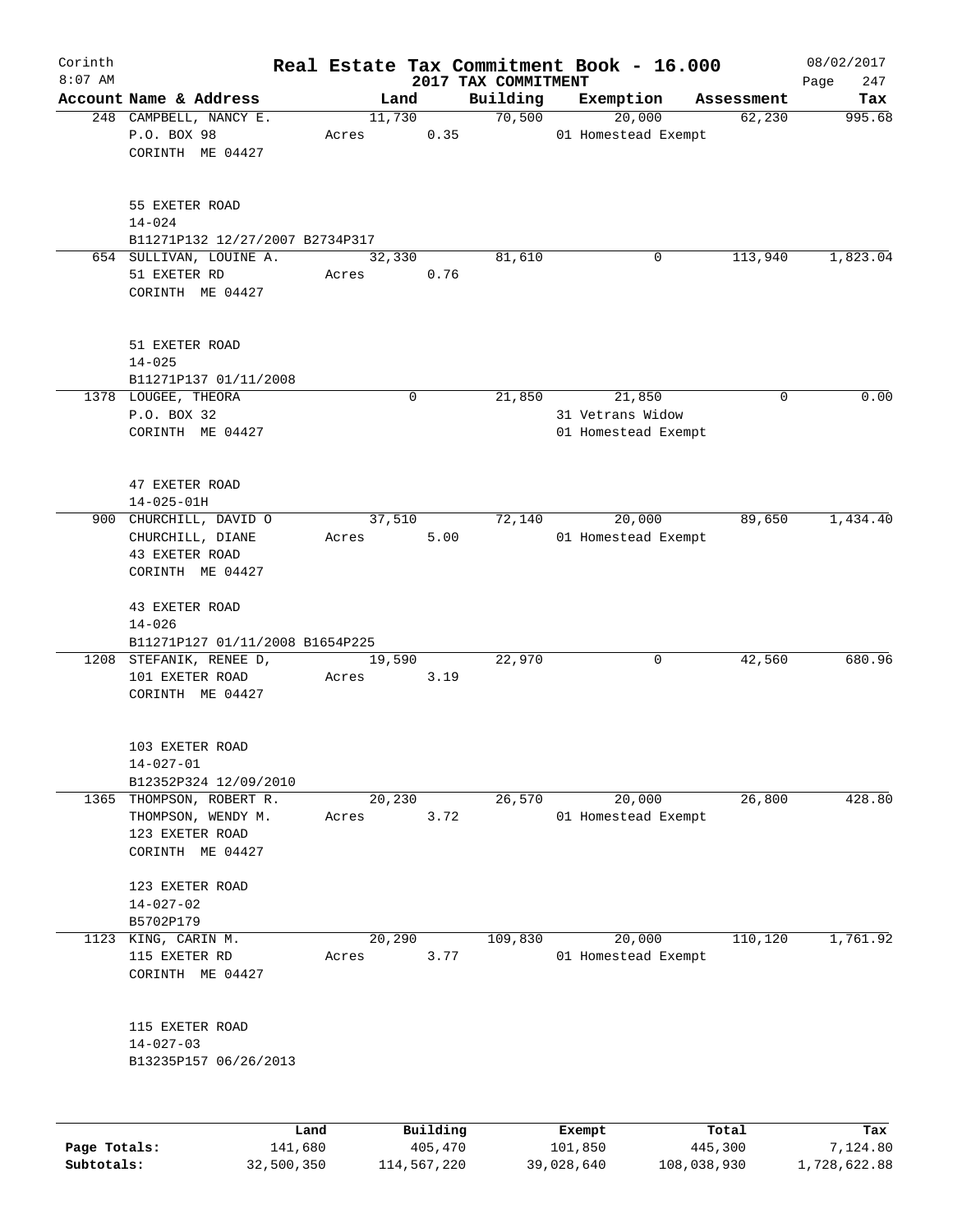# Real Estate Tax Commitment Book - 16.000

Corinth 8:07 AM — 2017 TAX COMMITMENT — 08/02/2017 Page 247

| Account Name & Address | Land | Building | Exemption | Assessment | Tax |
|---|---|---|---|---|---|
| 248 CAMPBELL, NANCY E.<br>P.O. BOX 98<br>CORINTH ME 04427<br><br>55 EXETER ROAD<br>14-024<br>B11271P132 12/27/2007 B2734P317 | 11,730<br>Acres 0.35 | 70,500 | 20,000<br>01 Homestead Exempt | 62,230 | 995.68 |
| 654 SULLIVAN, LOUINE A.<br>51 EXETER RD<br>CORINTH ME 04427<br><br>51 EXETER ROAD<br>14-025<br>B11271P137 01/11/2008 | 32,330<br>Acres 0.76 | 81,610 | 0 | 113,940 | 1,823.04 |
| 1378 LOUGEE, THEORA<br>P.O. BOX 32<br>CORINTH ME 04427<br><br>47 EXETER ROAD<br>14-025-01H | 0 | 21,850 | 21,850<br>31 Vetrans Widow<br>01 Homestead Exempt | 0 | 0.00 |
| 900 CHURCHILL, DAVID O<br>CHURCHILL, DIANE<br>43 EXETER ROAD<br>CORINTH ME 04427<br><br>43 EXETER ROAD<br>14-026<br>B11271P127 01/11/2008 B1654P225 | 37,510<br>Acres 5.00 | 72,140 | 20,000<br>01 Homestead Exempt | 89,650 | 1,434.40 |
| 1208 STEFANIK, RENEE D,<br>101 EXETER ROAD<br>CORINTH ME 04427<br><br>103 EXETER ROAD<br>14-027-01<br>B12352P324 12/09/2010 | 19,590<br>Acres 3.19 | 22,970 | 0 | 42,560 | 680.96 |
| 1365 THOMPSON, ROBERT R.<br>THOMPSON, WENDY M.<br>123 EXETER ROAD<br>CORINTH ME 04427<br><br>123 EXETER ROAD<br>14-027-02<br>B5702P179 | 20,230<br>Acres 3.72 | 26,570 | 20,000<br>01 Homestead Exempt | 26,800 | 428.80 |
| 1123 KING, CARIN M.<br>115 EXETER RD<br>CORINTH ME 04427<br><br>115 EXETER ROAD<br>14-027-03<br>B13235P157 06/26/2013 | 20,290<br>Acres 3.77 | 109,830 | 20,000<br>01 Homestead Exempt | 110,120 | 1,761.92 |

| | Land | Building | Exempt | Total | Tax |
|---|---|---|---|---|---|
| Page Totals: | 141,680 | 405,470 | 101,850 | 445,300 | 7,124.80 |
| Subtotals: | 32,500,350 | 114,567,220 | 39,028,640 | 108,038,930 | 1,728,622.88 |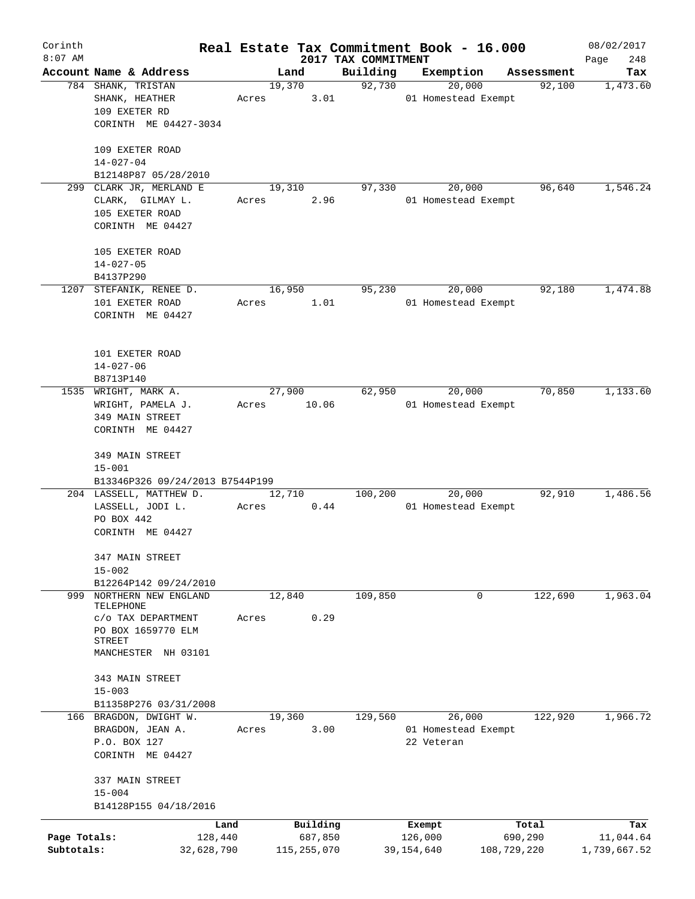Corinth 8:07 AM

# Real Estate Tax Commitment Book - 16.000

2017 TAX COMMITMENT

08/02/2017

| Account | Name & Address | Land | Building | Exemption | Assessment | Tax |
|---|---|---|---|---|---|---|
| 784 | SHANK, TRISTAN<br>SHANK, HEATHER<br>109 EXETER RD<br>CORINTH ME 04427-3034<br><br>109 EXETER ROAD<br>14-027-04<br>B12148P87 05/28/2010 | 19,370<br>Acres 3.01 | 92,730 | 20,000<br>01 Homestead Exempt | 92,100 | 1,473.60 |
| 299 | CLARK JR, MERLAND E<br>CLARK, GILMAY L.<br>105 EXETER ROAD<br>CORINTH ME 04427<br><br>105 EXETER ROAD<br>14-027-05<br>B4137P290 | 19,310<br>Acres 2.96 | 97,330 | 20,000<br>01 Homestead Exempt | 96,640 | 1,546.24 |
| 1207 | STEFANIK, RENEE D.<br>101 EXETER ROAD<br>CORINTH ME 04427<br><br>101 EXETER ROAD<br>14-027-06<br>B8713P140 | 16,950<br>Acres 1.01 | 95,230 | 20,000<br>01 Homestead Exempt | 92,180 | 1,474.88 |
| 1535 | WRIGHT, MARK A.<br>WRIGHT, PAMELA J.<br>349 MAIN STREET<br>CORINTH ME 04427<br><br>349 MAIN STREET<br>15-001<br>B13346P326 09/24/2013 B7544P199 | 27,900<br>Acres 10.06 | 62,950 | 20,000<br>01 Homestead Exempt | 70,850 | 1,133.60 |
| 204 | LASSELL, MATTHEW D.<br>LASSELL, JODI L.<br>PO BOX 442<br>CORINTH ME 04427<br><br>347 MAIN STREET<br>15-002<br>B12264P142 09/24/2010 | 12,710<br>Acres 0.44 | 100,200 | 20,000<br>01 Homestead Exempt | 92,910 | 1,486.56 |
| 999 | NORTHERN NEW ENGLAND TELEPHONE<br>c/o TAX DEPARTMENT<br>PO BOX 1659770 ELM STREET<br>MANCHESTER NH 03101<br><br>343 MAIN STREET<br>15-003<br>B11358P276 03/31/2008 | 12,840<br>Acres 0.29 | 109,850 | 0 | 122,690 | 1,963.04 |
| 166 | BRAGDON, DWIGHT W.<br>BRAGDON, JEAN A.<br>P.O. BOX 127<br>CORINTH ME 04427<br><br>337 MAIN STREET<br>15-004<br>B14128P155 04/18/2016 | 19,360<br>Acres 3.00 | 129,560 | 26,000<br>01 Homestead Exempt<br>22 Veteran | 122,920 | 1,966.72 |

| | Land | Building | Exempt | Total | Tax |
|---|---|---|---|---|---|
| Page Totals: | 128,440 | 687,850 | 126,000 | 690,290 | 11,044.64 |
| Subtotals: | 32,628,790 | 115,255,070 | 39,154,640 | 108,729,220 | 1,739,667.52 |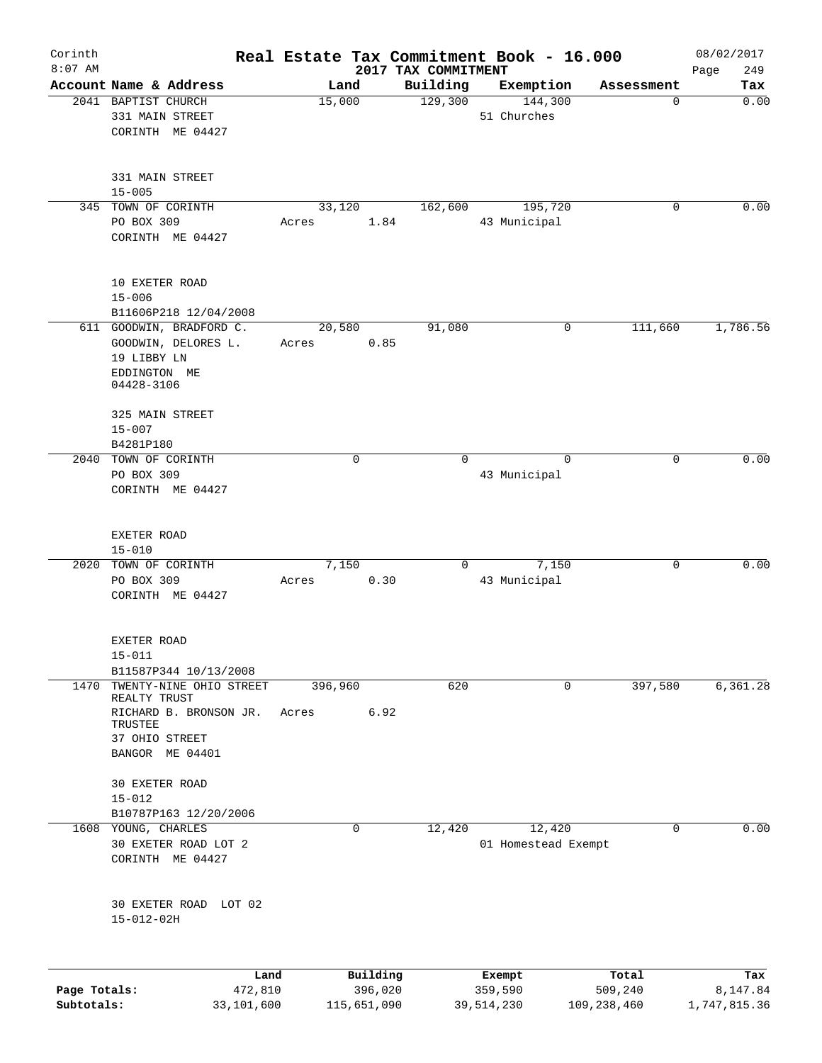Corinth 8:07 AM

# Real Estate Tax Commitment Book - 16.000

## 2017 TAX COMMITMENT

08/02/2017 Page 249

| Account Name & Address | Land | Building | Exemption | Assessment | Tax |
|---|---|---|---|---|---|
| 2041 BAPTIST CHURCH<br>331 MAIN STREET<br>CORINTH ME 04427<br><br>331 MAIN STREET<br>15-005 | 15,000 | 129,300 | 144,300<br>51 Churches | 0 | 0.00 |
| 345 TOWN OF CORINTH<br>PO BOX 309<br>CORINTH ME 04427<br><br>10 EXETER ROAD<br>15-006<br>B11606P218 12/04/2008 | 33,120<br>Acres 1.84 | 162,600 | 195,720<br>43 Municipal | 0 | 0.00 |
| 611 GOODWIN, BRADFORD C.<br>GOODWIN, DELORES L.<br>19 LIBBY LN<br>EDDINGTON ME 04428-3106<br><br>325 MAIN STREET<br>15-007<br>B4281P180 | 20,580<br>Acres 0.85 | 91,080 | 0 | 111,660 | 1,786.56 |
| 2040 TOWN OF CORINTH<br>PO BOX 309<br>CORINTH ME 04427<br><br>EXETER ROAD<br>15-010 | 0 | 0 | 0<br>43 Municipal | 0 | 0.00 |
| 2020 TOWN OF CORINTH<br>PO BOX 309<br>CORINTH ME 04427<br><br>EXETER ROAD<br>15-011<br>B11587P344 10/13/2008 | 7,150<br>Acres 0.30 | 0 | 7,150<br>43 Municipal | 0 | 0.00 |
| 1470 TWENTY-NINE OHIO STREET REALTY TRUST<br>RICHARD B. BRONSON JR. TRUSTEE<br>37 OHIO STREET<br>BANGOR ME 04401<br><br>30 EXETER ROAD<br>15-012<br>B10787P163 12/20/2006 | 396,960<br>Acres 6.92 | 620 | 0 | 397,580 | 6,361.28 |
| 1608 YOUNG, CHARLES<br>30 EXETER ROAD LOT 2<br>CORINTH ME 04427<br><br>30 EXETER ROAD LOT 02<br>15-012-02H | 0 | 12,420 | 12,420<br>01 Homestead Exempt | 0 | 0.00 |

| | Land | Building | Exempt | Total | Tax |
|---|---|---|---|---|---|
| Page Totals: | 472,810 | 396,020 | 359,590 | 509,240 | 8,147.84 |
| Subtotals: | 33,101,600 | 115,651,090 | 39,514,230 | 109,238,460 | 1,747,815.36 |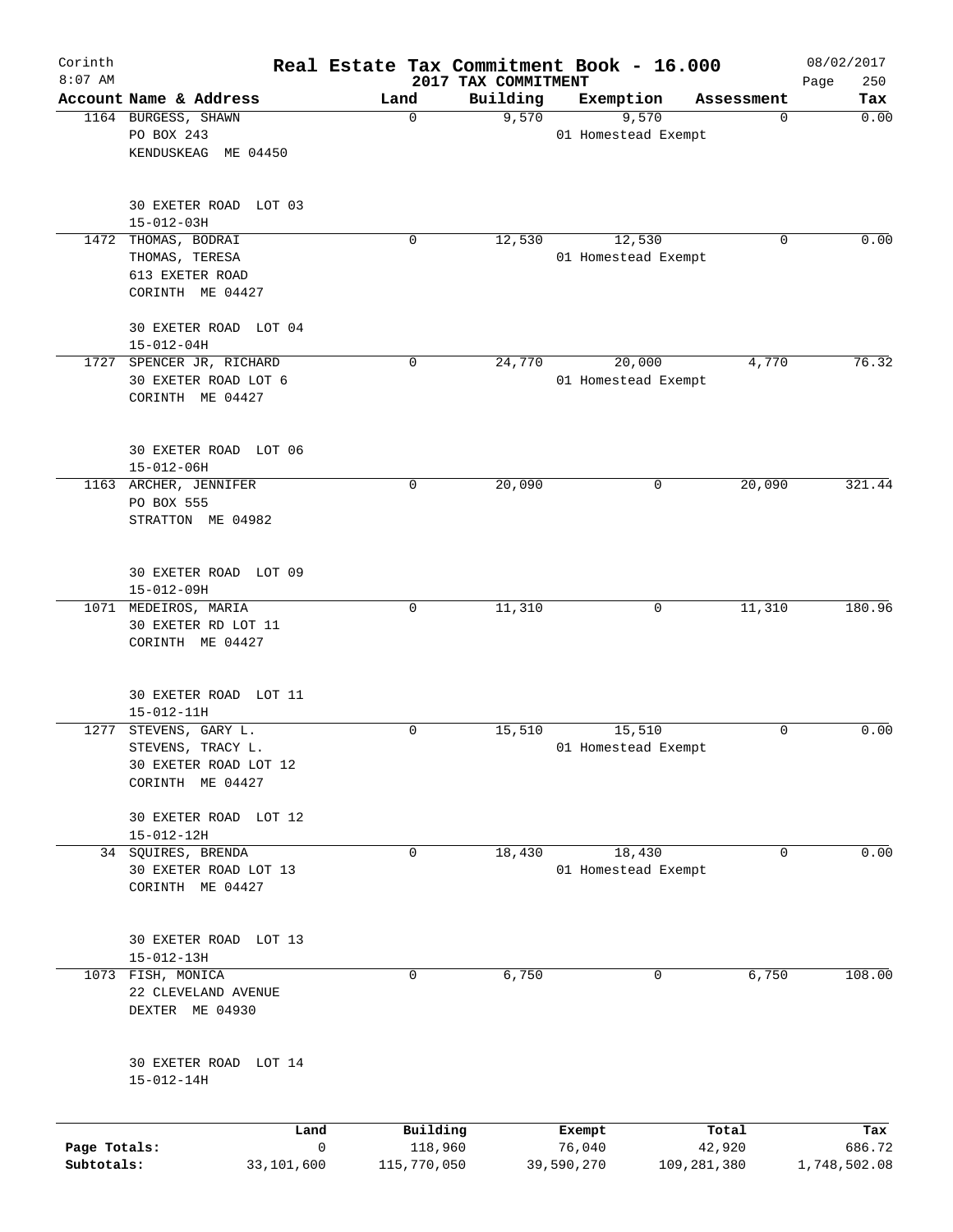# Corinth — Real Estate Tax Commitment Book - 16.000

8:07 AM — 2017 TAX COMMITMENT — 08/02/2017

| Account Name & Address | Land | Building | Exemption | Assessment | Tax |
|---|---|---|---|---|---|
| 1164 BURGESS, SHAWN<br>PO BOX 243<br>KENDUSKEAG ME 04450<br><br>30 EXETER ROAD LOT 03<br>15-012-03H | 0 | 9,570 | 9,570<br>01 Homestead Exempt | 0 | 0.00 |
| 1472 THOMAS, BODRAI<br>THOMAS, TERESA<br>613 EXETER ROAD<br>CORINTH ME 04427<br><br>30 EXETER ROAD LOT 04<br>15-012-04H | 0 | 12,530 | 12,530<br>01 Homestead Exempt | 0 | 0.00 |
| 1727 SPENCER JR, RICHARD<br>30 EXETER ROAD LOT 6<br>CORINTH ME 04427<br><br>30 EXETER ROAD LOT 06<br>15-012-06H | 0 | 24,770 | 20,000<br>01 Homestead Exempt | 4,770 | 76.32 |
| 1163 ARCHER, JENNIFER<br>PO BOX 555<br>STRATTON ME 04982<br><br>30 EXETER ROAD LOT 09<br>15-012-09H | 0 | 20,090 | 0 | 20,090 | 321.44 |
| 1071 MEDEIROS, MARIA<br>30 EXETER RD LOT 11<br>CORINTH ME 04427<br><br>30 EXETER ROAD LOT 11<br>15-012-11H | 0 | 11,310 | 0 | 11,310 | 180.96 |
| 1277 STEVENS, GARY L.<br>STEVENS, TRACY L.<br>30 EXETER ROAD LOT 12<br>CORINTH ME 04427<br><br>30 EXETER ROAD LOT 12<br>15-012-12H | 0 | 15,510 | 15,510<br>01 Homestead Exempt | 0 | 0.00 |
| 34 SQUIRES, BRENDA<br>30 EXETER ROAD LOT 13<br>CORINTH ME 04427<br><br>30 EXETER ROAD LOT 13<br>15-012-13H | 0 | 18,430 | 18,430<br>01 Homestead Exempt | 0 | 0.00 |
| 1073 FISH, MONICA<br>22 CLEVELAND AVENUE<br>DEXTER ME 04930<br><br>30 EXETER ROAD LOT 14<br>15-012-14H | 0 | 6,750 | 0 | 6,750 | 108.00 |

| | Land | Building | Exempt | Total | Tax |
|---|---|---|---|---|---|
| Page Totals: | 0 | 118,960 | 76,040 | 42,920 | 686.72 |
| Subtotals: | 33,101,600 | 115,770,050 | 39,590,270 | 109,281,380 | 1,748,502.08 |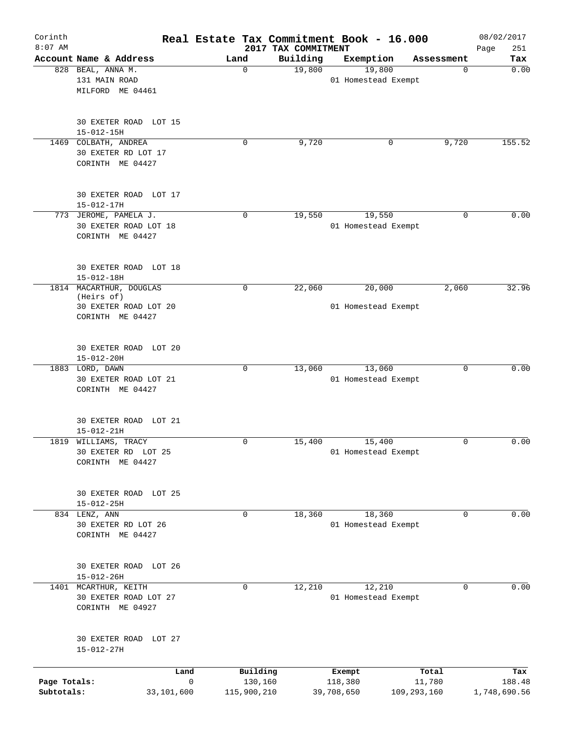Corinth 8:07 AM

# Real Estate Tax Commitment Book - 16.000

## 2017 TAX COMMITMENT

08/02/2017

| Account Name & Address | Land | Building | Exemption | Assessment | Tax |
|---|---|---|---|---|---|
| 828 BEAL, ANNA M.<br>131 MAIN ROAD<br>MILFORD ME 04461<br><br>30 EXETER ROAD LOT 15<br>15-012-15H | 0 | 19,800 | 19,800<br>01 Homestead Exempt | 0 | 0.00 |
| 1469 COLBATH, ANDREA<br>30 EXETER RD LOT 17<br>CORINTH ME 04427<br><br>30 EXETER ROAD LOT 17<br>15-012-17H | 0 | 9,720 | 0 | 9,720 | 155.52 |
| 773 JEROME, PAMELA J.<br>30 EXETER ROAD LOT 18<br>CORINTH ME 04427<br><br>30 EXETER ROAD LOT 18<br>15-012-18H | 0 | 19,550 | 19,550<br>01 Homestead Exempt | 0 | 0.00 |
| 1814 MACARTHUR, DOUGLAS<br>(Heirs of)<br>30 EXETER ROAD LOT 20<br>CORINTH ME 04427<br><br>30 EXETER ROAD LOT 20<br>15-012-20H | 0 | 22,060 | 20,000<br>01 Homestead Exempt | 2,060 | 32.96 |
| 1883 LORD, DAWN<br>30 EXETER ROAD LOT 21<br>CORINTH ME 04427<br><br>30 EXETER ROAD LOT 21<br>15-012-21H | 0 | 13,060 | 13,060<br>01 Homestead Exempt | 0 | 0.00 |
| 1819 WILLIAMS, TRACY<br>30 EXETER RD LOT 25<br>CORINTH ME 04427<br><br>30 EXETER ROAD LOT 25<br>15-012-25H | 0 | 15,400 | 15,400<br>01 Homestead Exempt | 0 | 0.00 |
| 834 LENZ, ANN<br>30 EXETER RD LOT 26<br>CORINTH ME 04427<br><br>30 EXETER ROAD LOT 26<br>15-012-26H | 0 | 18,360 | 18,360<br>01 Homestead Exempt | 0 | 0.00 |
| 1401 MCARTHUR, KEITH<br>30 EXETER ROAD LOT 27<br>CORINTH ME 04927<br><br>30 EXETER ROAD LOT 27<br>15-012-27H | 0 | 12,210 | 12,210<br>01 Homestead Exempt | 0 | 0.00 |

| | Land | Building | Exempt | Total | Tax |
|---|---|---|---|---|---|
| Page Totals: | 0 | 130,160 | 118,380 | 11,780 | 188.48 |
| Subtotals: | 33,101,600 | 115,900,210 | 39,708,650 | 109,293,160 | 1,748,690.56 |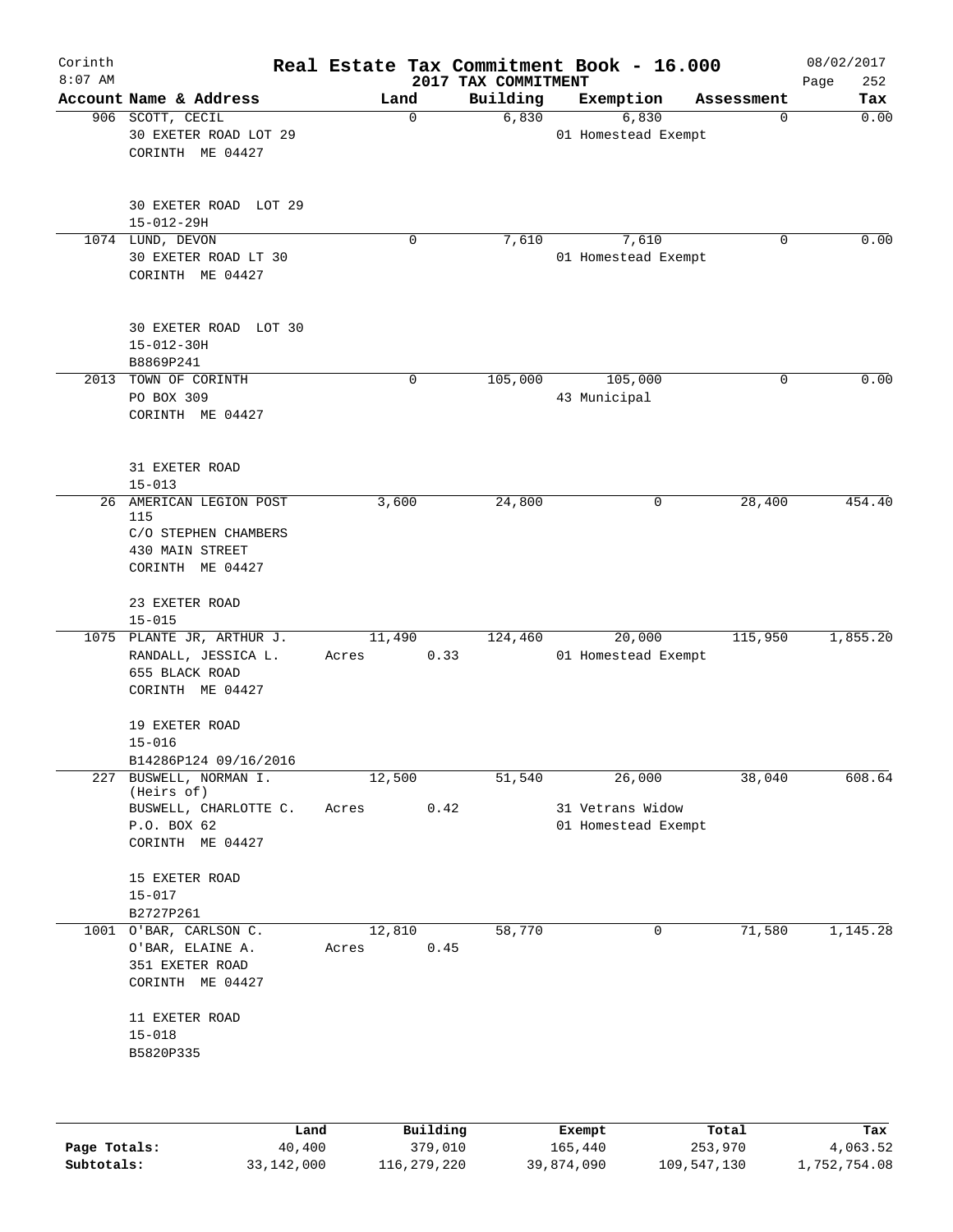Corinth 8:07 AM

# Real Estate Tax Commitment Book - 16.000

## 2017 TAX COMMITMENT

08/02/2017 Page 252

| Account Name & Address | Land | Building | Exemption | Assessment | Tax |
|---|---|---|---|---|---|
| 906 SCOTT, CECIL<br>30 EXETER ROAD LOT 29<br>CORINTH ME 04427<br><br>30 EXETER ROAD LOT 29<br>15-012-29H | 0 | 6,830 | 6,830<br>01 Homestead Exempt | 0 | 0.00 |
| 1074 LUND, DEVON<br>30 EXETER ROAD LT 30<br>CORINTH ME 04427<br><br>30 EXETER ROAD LOT 30<br>15-012-30H<br>B8869P241 | 0 | 7,610 | 7,610<br>01 Homestead Exempt | 0 | 0.00 |
| 2013 TOWN OF CORINTH<br>PO BOX 309<br>CORINTH ME 04427<br><br>31 EXETER ROAD<br>15-013 | 0 | 105,000 | 105,000<br>43 Municipal | 0 | 0.00 |
| 26 AMERICAN LEGION POST 115<br>C/O STEPHEN CHAMBERS<br>430 MAIN STREET<br>CORINTH ME 04427<br><br>23 EXETER ROAD<br>15-015 | 3,600 | 24,800 | 0 | 28,400 | 454.40 |
| 1075 PLANTE JR, ARTHUR J.<br>RANDALL, JESSICA L.<br>655 BLACK ROAD<br>CORINTH ME 04427<br><br>19 EXETER ROAD<br>15-016<br>B14286P124 09/16/2016 | 11,490<br>Acres 0.33 | 124,460 | 20,000<br>01 Homestead Exempt | 115,950 | 1,855.20 |
| 227 BUSWELL, NORMAN I. (Heirs of)<br>BUSWELL, CHARLOTTE C.<br>P.O. BOX 62<br>CORINTH ME 04427<br><br>15 EXETER ROAD<br>15-017<br>B2727P261 | 12,500<br>Acres 0.42 | 51,540 | 26,000<br>31 Vetrans Widow<br>01 Homestead Exempt | 38,040 | 608.64 |
| 1001 O'BAR, CARLSON C.<br>O'BAR, ELAINE A.<br>351 EXETER ROAD<br>CORINTH ME 04427<br><br>11 EXETER ROAD<br>15-018<br>B5820P335 | 12,810<br>Acres 0.45 | 58,770 | 0 | 71,580 | 1,145.28 |

| | Land | Building | Exempt | Total | Tax |
|---|---|---|---|---|---|
| Page Totals: | 40,400 | 379,010 | 165,440 | 253,970 | 4,063.52 |
| Subtotals: | 33,142,000 | 116,279,220 | 39,874,090 | 109,547,130 | 1,752,754.08 |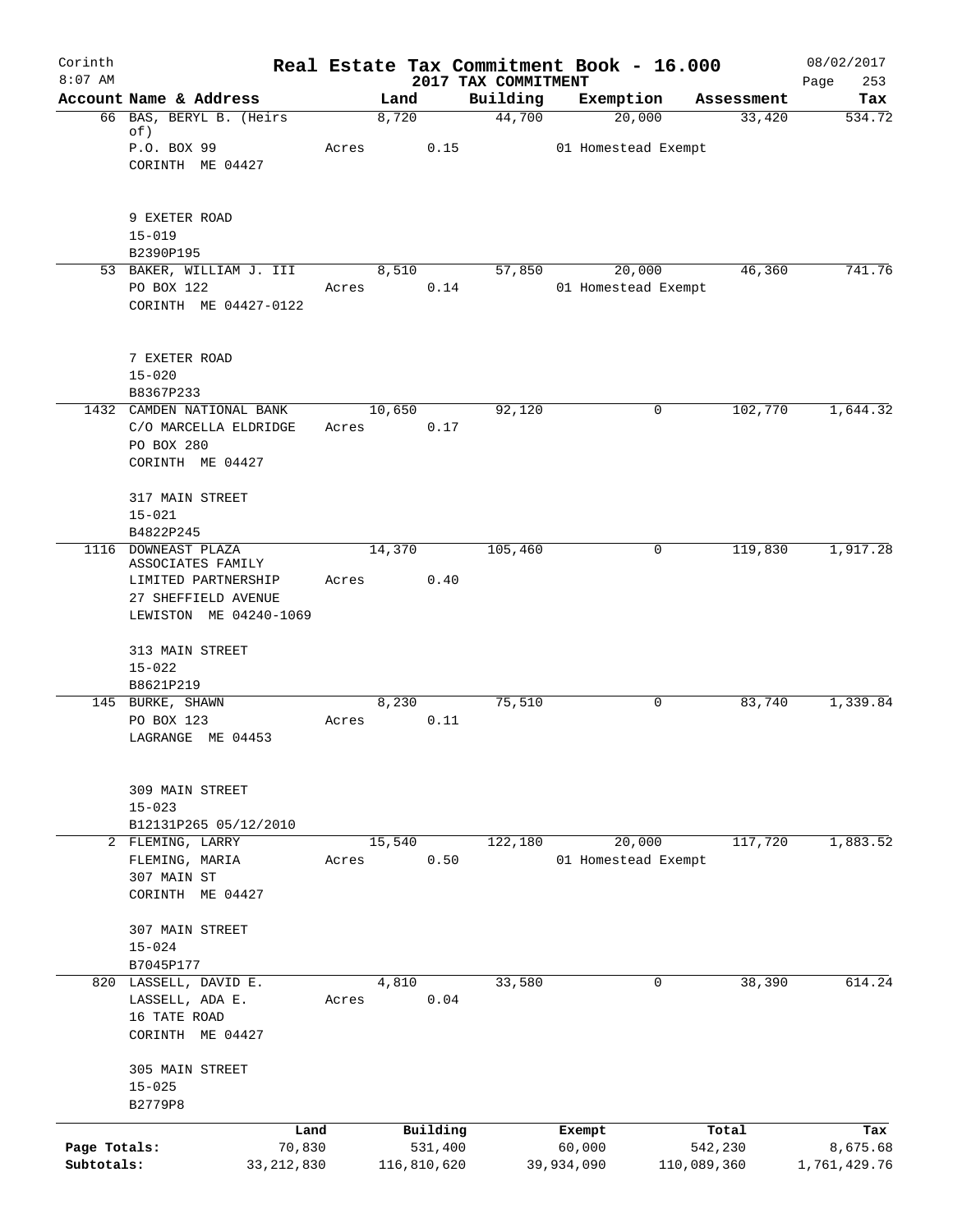# Corinth — Real Estate Tax Commitment Book - 16.000

2017 TAX COMMITMENT

8:07 AM — 08/02/2017

| Account | Name & Address | Land | Building | Exemption | Assessment | Tax |
|---|---|---|---|---|---|---|
| 66 | BAS, BERYL B. (Heirs of)<br>P.O. BOX 99<br>CORINTH ME 04427<br><br>9 EXETER ROAD<br>15-019<br>B2390P195 | 8,720<br>Acres 0.15 | 44,700 | 20,000<br>01 Homestead Exempt | 33,420 | 534.72 |
| 53 | BAKER, WILLIAM J. III<br>PO BOX 122<br>CORINTH ME 04427-0122<br><br>7 EXETER ROAD<br>15-020<br>B8367P233 | 8,510<br>Acres 0.14 | 57,850 | 20,000<br>01 Homestead Exempt | 46,360 | 741.76 |
| 1432 | CAMDEN NATIONAL BANK<br>C/O MARCELLA ELDRIDGE<br>PO BOX 280<br>CORINTH ME 04427<br><br>317 MAIN STREET<br>15-021<br>B4822P245 | 10,650<br>Acres 0.17 | 92,120 | 0 | 102,770 | 1,644.32 |
| 1116 | DOWNEAST PLAZA ASSOCIATES FAMILY<br>LIMITED PARTNERSHIP<br>27 SHEFFIELD AVENUE<br>LEWISTON ME 04240-1069<br><br>313 MAIN STREET<br>15-022<br>B8621P219 | 14,370<br>Acres 0.40 | 105,460 | 0 | 119,830 | 1,917.28 |
| 145 | BURKE, SHAWN<br>PO BOX 123<br>LAGRANGE ME 04453<br><br>309 MAIN STREET<br>15-023<br>B12131P265 05/12/2010 | 8,230<br>Acres 0.11 | 75,510 | 0 | 83,740 | 1,339.84 |
| 2 | FLEMING, LARRY<br>FLEMING, MARIA<br>307 MAIN ST<br>CORINTH ME 04427<br><br>307 MAIN STREET<br>15-024<br>B7045P177 | 15,540<br>Acres 0.50 | 122,180 | 20,000<br>01 Homestead Exempt | 117,720 | 1,883.52 |
| 820 | LASSELL, DAVID E.<br>LASSELL, ADA E.<br>16 TATE ROAD<br>CORINTH ME 04427<br><br>305 MAIN STREET<br>15-025<br>B2779P8 | 4,810<br>Acres 0.04 | 33,580 | 0 | 38,390 | 614.24 |

| | Land | Building | Exempt | Total | Tax |
|---|---|---|---|---|---|
| Page Totals: | 70,830 | 531,400 | 60,000 | 542,230 | 8,675.68 |
| Subtotals: | 33,212,830 | 116,810,620 | 39,934,090 | 110,089,360 | 1,761,429.76 |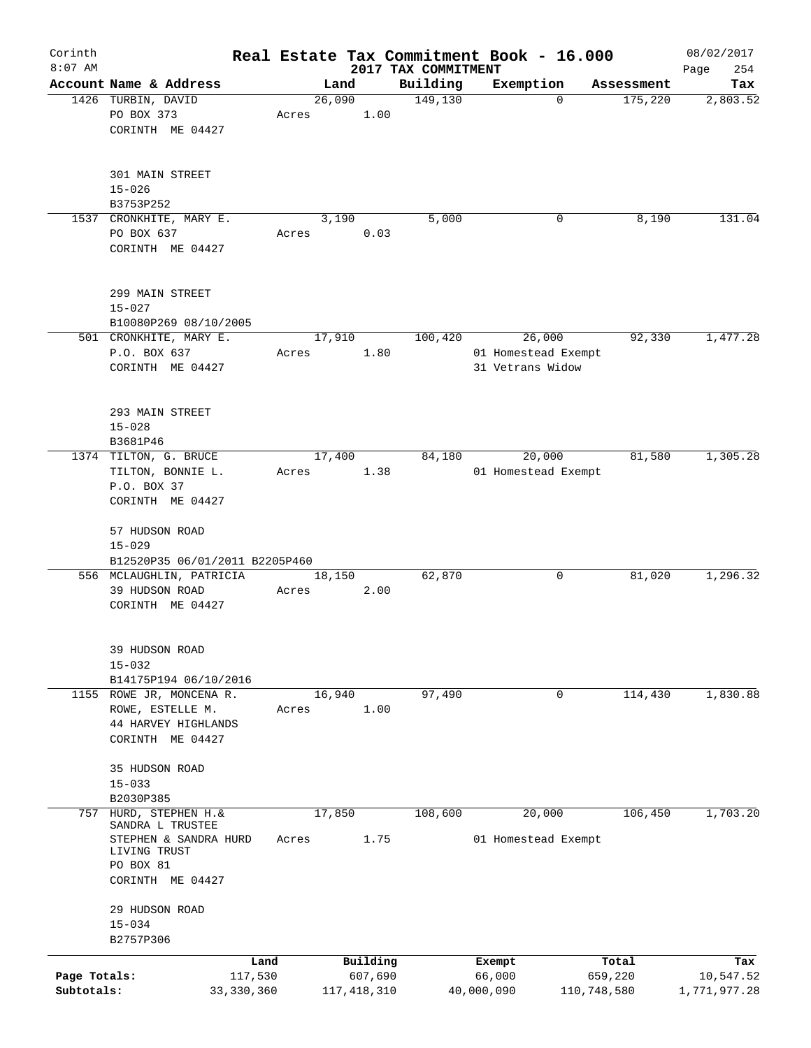Corinth
8:07 AM

# Real Estate Tax Commitment Book - 16.000

## 2017 TAX COMMITMENT

08/02/2017

| Account Name & Address | Land | Building | Exemption | Assessment | Tax |
|---|---|---|---|---|---|
| 1426 TURBIN, DAVID<br>PO BOX 373<br>CORINTH ME 04427<br><br>301 MAIN STREET<br>15-026<br>B3753P252 | 26,090<br>Acres 1.00 | 149,130 | 0 | 175,220 | 2,803.52 |
| 1537 CRONKHITE, MARY E.<br>PO BOX 637<br>CORINTH ME 04427<br><br>299 MAIN STREET<br>15-027<br>B10080P269 08/10/2005 | 3,190<br>Acres 0.03 | 5,000 | 0 | 8,190 | 131.04 |
| 501 CRONKHITE, MARY E.<br>P.O. BOX 637<br>CORINTH ME 04427<br><br>293 MAIN STREET<br>15-028<br>B3681P46 | 17,910<br>Acres 1.80 | 100,420 | 26,000<br>01 Homestead Exempt<br>31 Vetrans Widow | 92,330 | 1,477.28 |
| 1374 TILTON, G. BRUCE<br>TILTON, BONNIE L.<br>P.O. BOX 37<br>CORINTH ME 04427<br><br>57 HUDSON ROAD<br>15-029<br>B12520P35 06/01/2011 B2205P460 | 17,400<br>Acres 1.38 | 84,180 | 20,000<br>01 Homestead Exempt | 81,580 | 1,305.28 |
| 556 MCLAUGHLIN, PATRICIA<br>39 HUDSON ROAD<br>CORINTH ME 04427<br><br>39 HUDSON ROAD<br>15-032<br>B14175P194 06/10/2016 | 18,150<br>Acres 2.00 | 62,870 | 0 | 81,020 | 1,296.32 |
| 1155 ROWE JR, MONCENA R.<br>ROWE, ESTELLE M.<br>44 HARVEY HIGHLANDS<br>CORINTH ME 04427<br><br>35 HUDSON ROAD<br>15-033<br>B2030P385 | 16,940<br>Acres 1.00 | 97,490 | 0 | 114,430 | 1,830.88 |
| 757 HURD, STEPHEN H.&<br>SANDRA L TRUSTEE<br>STEPHEN & SANDRA HURD LIVING TRUST<br>PO BOX 81<br>CORINTH ME 04427<br><br>29 HUDSON ROAD<br>15-034<br>B2757P306 | 17,850<br>Acres 1.75 | 108,600 | 20,000<br>01 Homestead Exempt | 106,450 | 1,703.20 |

| | Land | Building | Exempt | Total | Tax |
|---|---|---|---|---|---|
| Page Totals: | 117,530 | 607,690 | 66,000 | 659,220 | 10,547.52 |
| Subtotals: | 33,330,360 | 117,418,310 | 40,000,090 | 110,748,580 | 1,771,977.28 |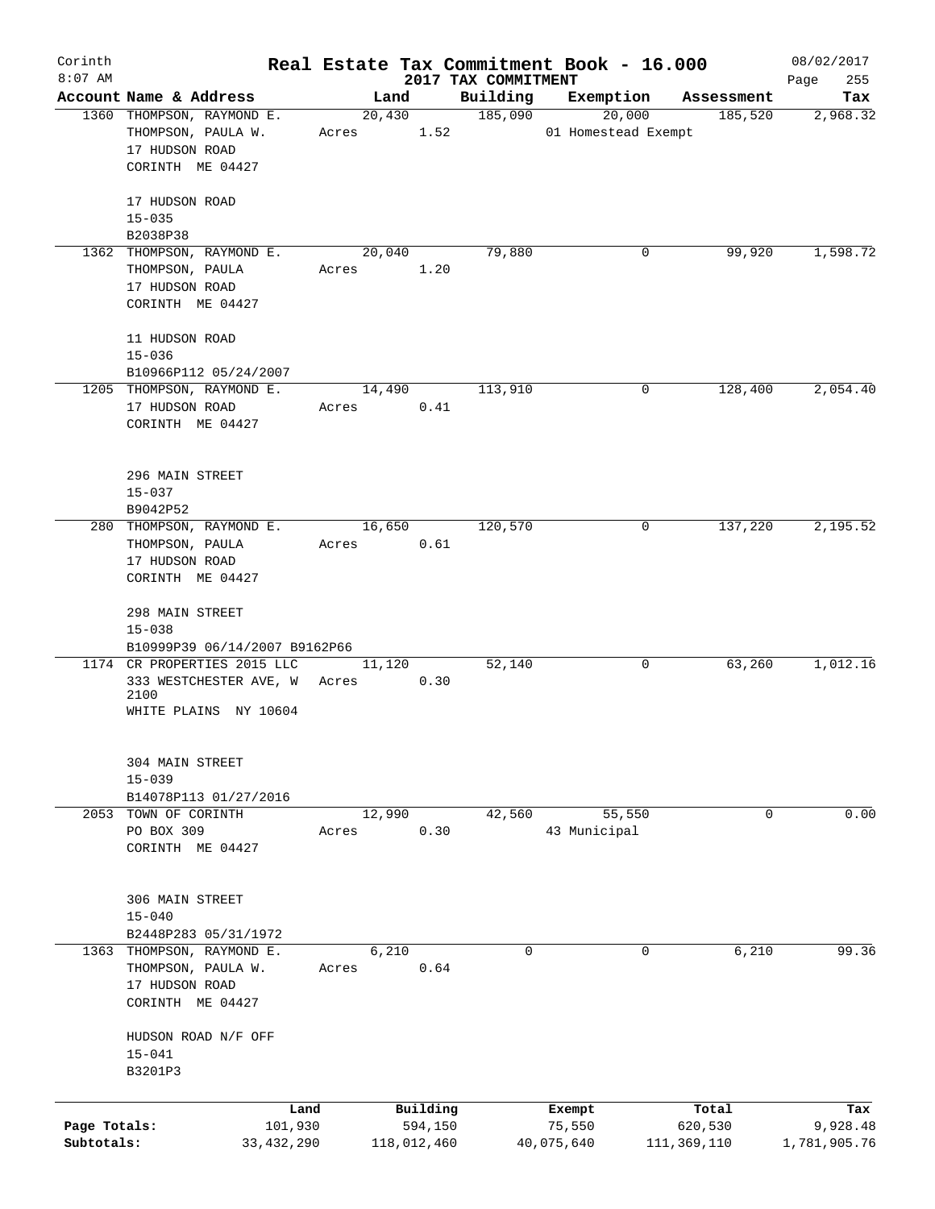Corinth 8:07 AM

# Real Estate Tax Commitment Book - 16.000

2017 TAX COMMITMENT

08/02/2017

| Account | Name & Address | Land | Building | Exemption | Assessment | Tax |
|---|---|---|---|---|---|---|
| 1360 | THOMPSON, RAYMOND E.<br>THOMPSON, PAULA W.<br>17 HUDSON ROAD<br>CORINTH ME 04427<br><br>17 HUDSON ROAD<br>15-035<br>B2038P38 | 20,430<br>Acres 1.52 | 185,090 | 20,000<br>01 Homestead Exempt | 185,520 | 2,968.32 |
| 1362 | THOMPSON, RAYMOND E.<br>THOMPSON, PAULA<br>17 HUDSON ROAD<br>CORINTH ME 04427<br><br>11 HUDSON ROAD<br>15-036<br>B10966P112 05/24/2007 | 20,040<br>Acres 1.20 | 79,880 | 0 | 99,920 | 1,598.72 |
| 1205 | THOMPSON, RAYMOND E.<br>17 HUDSON ROAD<br>CORINTH ME 04427<br><br>296 MAIN STREET<br>15-037<br>B9042P52 | 14,490<br>Acres 0.41 | 113,910 | 0 | 128,400 | 2,054.40 |
| 280 | THOMPSON, RAYMOND E.<br>THOMPSON, PAULA<br>17 HUDSON ROAD<br>CORINTH ME 04427<br><br>298 MAIN STREET<br>15-038<br>B10999P39 06/14/2007 B9162P66 | 16,650<br>Acres 0.61 | 120,570 | 0 | 137,220 | 2,195.52 |
| 1174 | CR PROPERTIES 2015 LLC<br>333 WESTCHESTER AVE, W 2100<br>WHITE PLAINS NY 10604<br><br>304 MAIN STREET<br>15-039<br>B14078P113 01/27/2016 | 11,120<br>Acres 0.30 | 52,140 | 0 | 63,260 | 1,012.16 |
| 2053 | TOWN OF CORINTH<br>PO BOX 309<br>CORINTH ME 04427<br><br>306 MAIN STREET<br>15-040<br>B2448P283 05/31/1972 | 12,990<br>Acres 0.30 | 42,560 | 55,550<br>43 Municipal | 0 | 0.00 |
| 1363 | THOMPSON, RAYMOND E.<br>THOMPSON, PAULA W.<br>17 HUDSON ROAD<br>CORINTH ME 04427<br><br>HUDSON ROAD N/F OFF<br>15-041<br>B3201P3 | 6,210<br>Acres 0.64 | 0 | 0 | 6,210 | 99.36 |

| | Land | Building | Exempt | Total | Tax |
|---|---|---|---|---|---|
| Page Totals: | 101,930 | 594,150 | 75,550 | 620,530 | 9,928.48 |
| Subtotals: | 33,432,290 | 118,012,460 | 40,075,640 | 111,369,110 | 1,781,905.76 |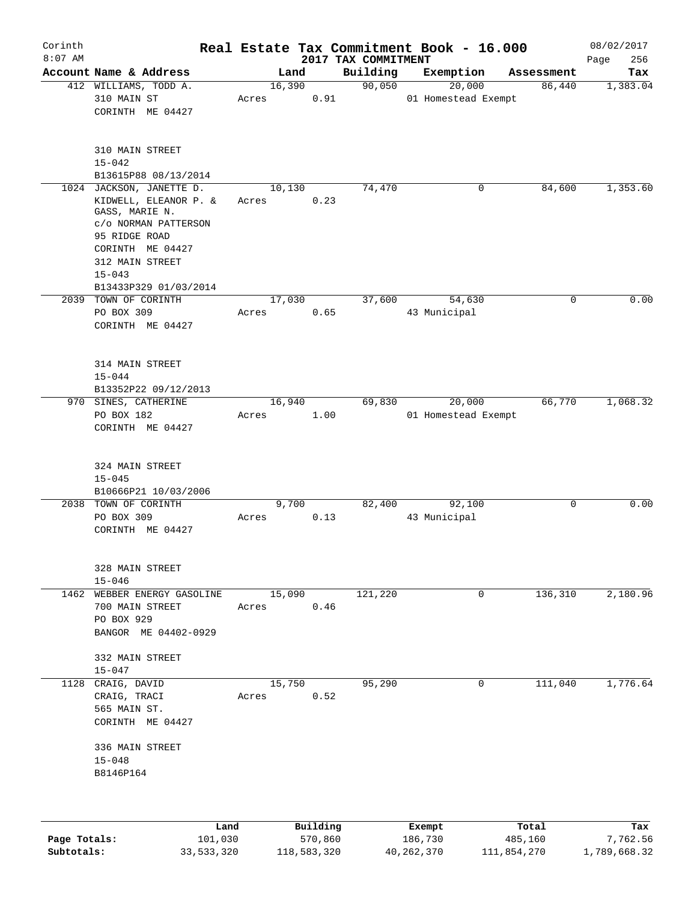# Real Estate Tax Commitment Book - 16.000

Corinth
8:07 AM

2017 TAX COMMITMENT

08/02/2017

| Account Name & Address | Land | Building | Exemption | Assessment | Tax |
|---|---|---|---|---|---|
| 412 WILLIAMS, TODD A.<br>310 MAIN ST<br>CORINTH ME 04427<br><br>310 MAIN STREET<br>15-042<br>B13615P88 08/13/2014 | 16,390<br>Acres 0.91 | 90,050 | 20,000<br>01 Homestead Exempt | 86,440 | 1,383.04 |
| 1024 JACKSON, JANETTE D.<br>KIDWELL, ELEANOR P. &<br>GASS, MARIE N.<br>c/o NORMAN PATTERSON<br>95 RIDGE ROAD<br>CORINTH ME 04427<br>312 MAIN STREET<br>15-043<br>B13433P329 01/03/2014 | 10,130<br>Acres 0.23 | 74,470 | 0 | 84,600 | 1,353.60 |
| 2039 TOWN OF CORINTH<br>PO BOX 309<br>CORINTH ME 04427<br><br>314 MAIN STREET<br>15-044<br>B13352P22 09/12/2013 | 17,030<br>Acres 0.65 | 37,600 | 54,630<br>43 Municipal | 0 | 0.00 |
| 970 SINES, CATHERINE<br>PO BOX 182<br>CORINTH ME 04427<br><br>324 MAIN STREET<br>15-045<br>B10666P21 10/03/2006 | 16,940<br>Acres 1.00 | 69,830 | 20,000<br>01 Homestead Exempt | 66,770 | 1,068.32 |
| 2038 TOWN OF CORINTH<br>PO BOX 309<br>CORINTH ME 04427<br><br>328 MAIN STREET<br>15-046 | 9,700<br>Acres 0.13 | 82,400 | 92,100<br>43 Municipal | 0 | 0.00 |
| 1462 WEBBER ENERGY GASOLINE<br>700 MAIN STREET<br>PO BOX 929<br>BANGOR ME 04402-0929<br><br>332 MAIN STREET<br>15-047 | 15,090<br>Acres 0.46 | 121,220 | 0 | 136,310 | 2,180.96 |
| 1128 CRAIG, DAVID<br>CRAIG, TRACI<br>565 MAIN ST.<br>CORINTH ME 04427<br><br>336 MAIN STREET<br>15-048<br>B8146P164 | 15,750<br>Acres 0.52 | 95,290 | 0 | 111,040 | 1,776.64 |

| | Land | Building | Exempt | Total | Tax |
|---|---|---|---|---|---|
| **Page Totals:** | 101,030 | 570,860 | 186,730 | 485,160 | 7,762.56 |
| **Subtotals:** | 33,533,320 | 118,583,320 | 40,262,370 | 111,854,270 | 1,789,668.32 |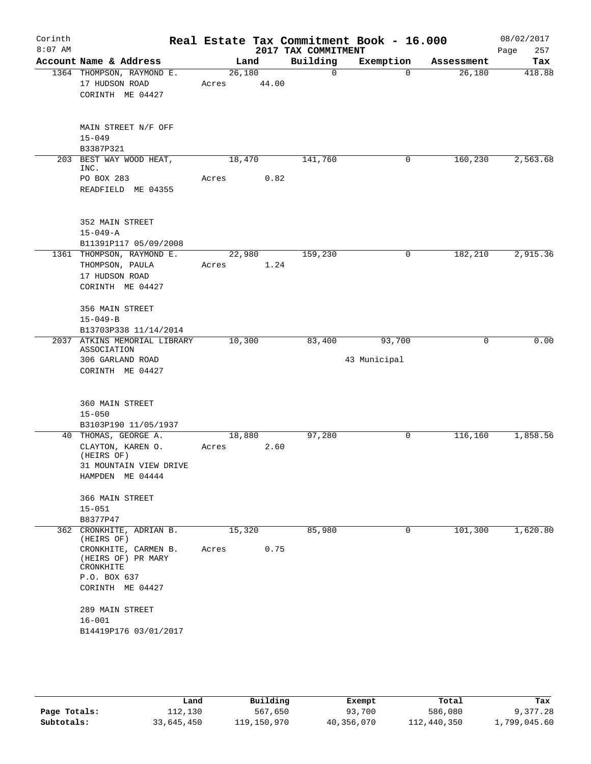Corinth 8:07 AM

# Real Estate Tax Commitment Book - 16.000

## 2017 TAX COMMITMENT

08/02/2017

| Account Name & Address | Land | Building | Exemption | Assessment | Tax |
|---|---|---|---|---|---|
| 1364 THOMPSON, RAYMOND E.<br>17 HUDSON ROAD<br>CORINTH ME 04427<br><br>MAIN STREET N/F OFF<br>15-049<br>B3387P321 | 26,180<br>Acres 44.00 | 0 | 0 | 26,180 | 418.88 |
| 203 BEST WAY WOOD HEAT, INC.<br>PO BOX 283<br>READFIELD ME 04355<br><br>352 MAIN STREET<br>15-049-A<br>B11391P117 05/09/2008 | 18,470<br>Acres 0.82 | 141,760 | 0 | 160,230 | 2,563.68 |
| 1361 THOMPSON, RAYMOND E.<br>THOMPSON, PAULA<br>17 HUDSON ROAD<br>CORINTH ME 04427<br><br>356 MAIN STREET<br>15-049-B<br>B13703P338 11/14/2014 | 22,980<br>Acres 1.24 | 159,230 | 0 | 182,210 | 2,915.36 |
| 2037 ATKINS MEMORIAL LIBRARY ASSOCIATION<br>306 GARLAND ROAD<br>CORINTH ME 04427<br><br>360 MAIN STREET<br>15-050<br>B3103P190 11/05/1937 | 10,300 | 83,400 | 93,700<br>43 Municipal | 0 | 0.00 |
| 40 THOMAS, GEORGE A.<br>CLAYTON, KAREN O. (HEIRS OF)<br>31 MOUNTAIN VIEW DRIVE<br>HAMPDEN ME 04444<br><br>366 MAIN STREET<br>15-051<br>B8377P47 | 18,880<br>Acres 2.60 | 97,280 | 0 | 116,160 | 1,858.56 |
| 362 CRONKHITE, ADRIAN B. (HEIRS OF)<br>CRONKHITE, CARMEN B. (HEIRS OF) PR MARY CRONKHITE<br>P.O. BOX 637<br>CORINTH ME 04427<br><br>289 MAIN STREET<br>16-001<br>B14419P176 03/01/2017 | 15,320<br>Acres 0.75 | 85,980 | 0 | 101,300 | 1,620.80 |

| | Land | Building | Exempt | Total | Tax |
|---|---|---|---|---|---|
| Page Totals: | 112,130 | 567,650 | 93,700 | 586,080 | 9,377.28 |
| Subtotals: | 33,645,450 | 119,150,970 | 40,356,070 | 112,440,350 | 1,799,045.60 |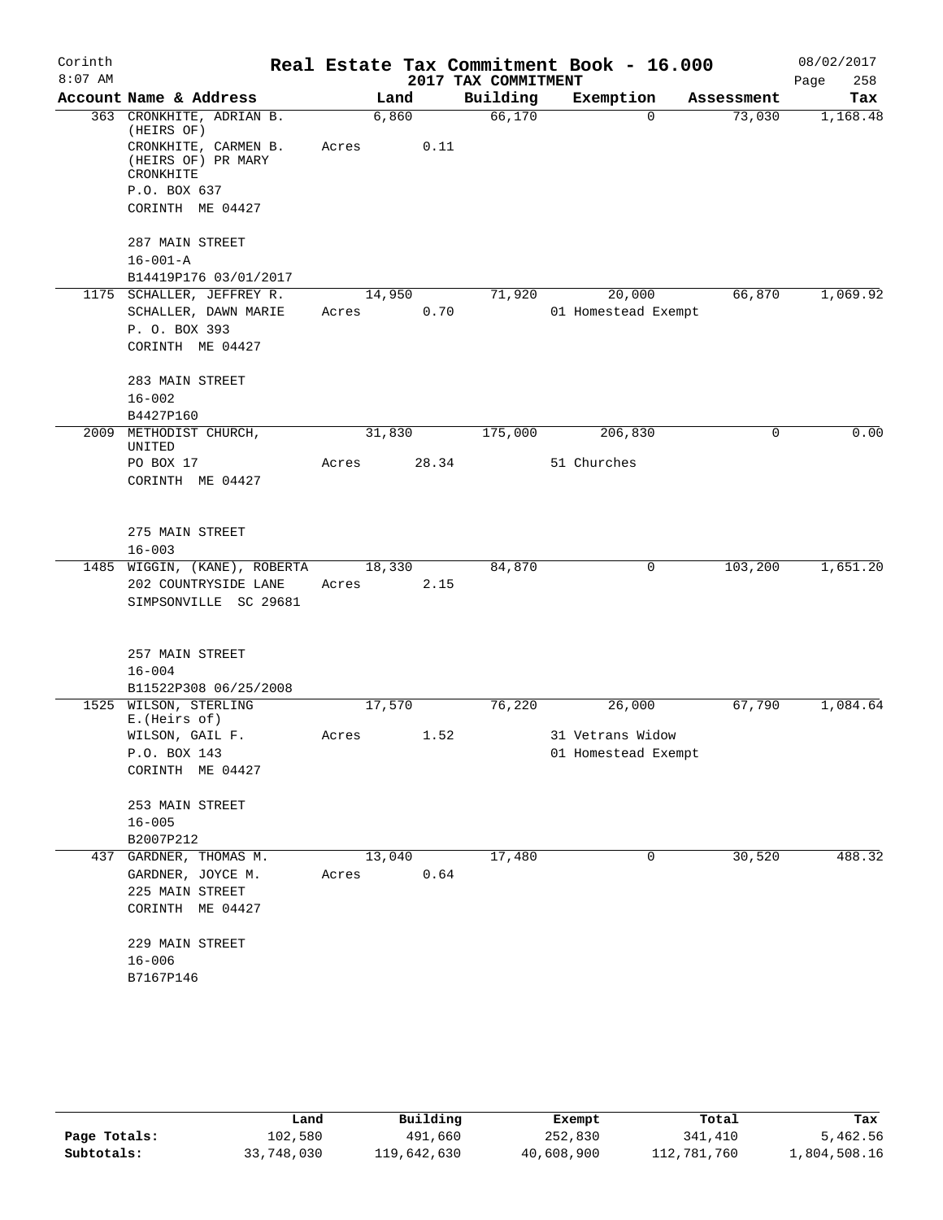# Real Estate Tax Commitment Book - 16.000

Corinth
8:07 AM

2017 TAX COMMITMENT

08/02/2017

| Account Name & Address | Land | Building | Exemption | Assessment | Tax |
|---|---|---|---|---|---|
| 363 CRONKHITE, ADRIAN B. (HEIRS OF)<br>CRONKHITE, CARMEN B. (HEIRS OF) PR MARY CRONKHITE<br>P.O. BOX 637<br>CORINTH ME 04427<br><br>287 MAIN STREET<br>16-001-A<br>B14419P176 03/01/2017 | 6,860<br>Acres 0.11 | 66,170 | 0 | 73,030 | 1,168.48 |
| 1175 SCHALLER, JEFFREY R.<br>SCHALLER, DAWN MARIE<br>P. O. BOX 393<br>CORINTH ME 04427<br><br>283 MAIN STREET<br>16-002<br>B4427P160 | 14,950<br>Acres 0.70 | 71,920 | 20,000<br>01 Homestead Exempt | 66,870 | 1,069.92 |
| 2009 METHODIST CHURCH, UNITED<br>PO BOX 17<br>CORINTH ME 04427<br><br>275 MAIN STREET<br>16-003 | 31,830<br>Acres 28.34 | 175,000 | 206,830<br>51 Churches | 0 | 0.00 |
| 1485 WIGGIN, (KANE), ROBERTA<br>202 COUNTRYSIDE LANE<br>SIMPSONVILLE SC 29681<br><br>257 MAIN STREET<br>16-004<br>B11522P308 06/25/2008 | 18,330<br>Acres 2.15 | 84,870 | 0 | 103,200 | 1,651.20 |
| 1525 WILSON, STERLING E.(Heirs of)<br>WILSON, GAIL F.<br>P.O. BOX 143<br>CORINTH ME 04427<br><br>253 MAIN STREET<br>16-005<br>B2007P212 | 17,570<br>Acres 1.52 | 76,220 | 26,000<br>31 Vetrans Widow<br>01 Homestead Exempt | 67,790 | 1,084.64 |
| 437 GARDNER, THOMAS M.<br>GARDNER, JOYCE M.<br>225 MAIN STREET<br>CORINTH ME 04427<br><br>229 MAIN STREET<br>16-006<br>B7167P146 | 13,040<br>Acres 0.64 | 17,480 | 0 | 30,520 | 488.32 |

| | Land | Building | Exempt | Total | Tax |
|---|---|---|---|---|---|
| Page Totals: | 102,580 | 491,660 | 252,830 | 341,410 | 5,462.56 |
| Subtotals: | 33,748,030 | 119,642,630 | 40,608,900 | 112,781,760 | 1,804,508.16 |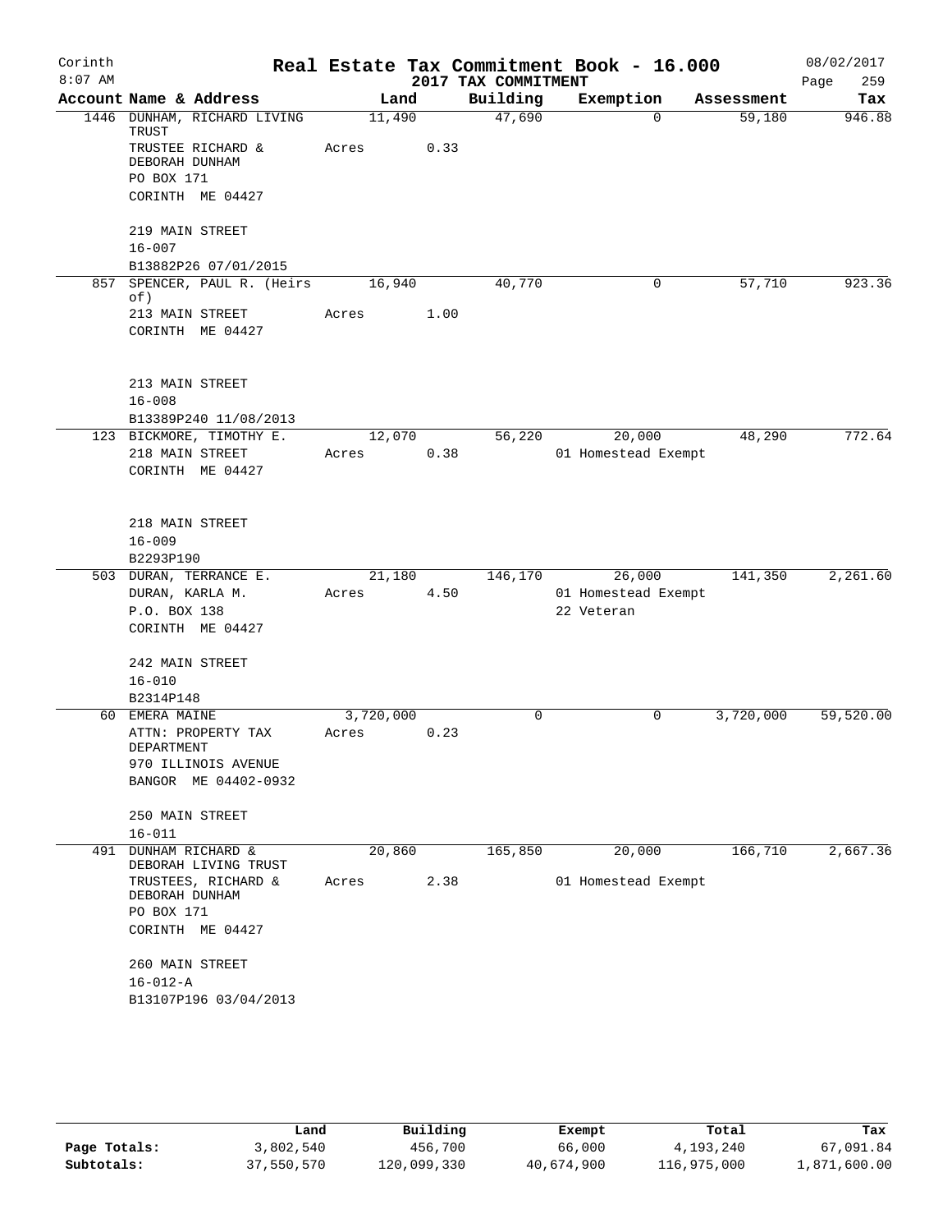Corinth 8:07 AM

# Real Estate Tax Commitment Book - 16.000

## 2017 TAX COMMITMENT

08/02/2017

| Account Name & Address | Land | Building | Exemption | Assessment | Tax |
|---|---|---|---|---|---|
| 1446 DUNHAM, RICHARD LIVING TRUST<br>TRUSTEE RICHARD & DEBORAH DUNHAM<br>PO BOX 171<br>CORINTH ME 04427<br><br>219 MAIN STREET<br>16-007<br>B13882P26 07/01/2015 | 11,490<br>Acres 0.33 | 47,690 | 0 | 59,180 | 946.88 |
| 857 SPENCER, PAUL R. (Heirs of)<br>213 MAIN STREET<br>CORINTH ME 04427<br><br>213 MAIN STREET<br>16-008<br>B13389P240 11/08/2013 | 16,940<br>Acres 1.00 | 40,770 | 0 | 57,710 | 923.36 |
| 123 BICKMORE, TIMOTHY E.<br>218 MAIN STREET<br>CORINTH ME 04427<br><br>218 MAIN STREET<br>16-009<br>B2293P190 | 12,070<br>Acres 0.38 | 56,220 | 20,000<br>01 Homestead Exempt | 48,290 | 772.64 |
| 503 DURAN, TERRANCE E.<br>DURAN, KARLA M.<br>P.O. BOX 138<br>CORINTH ME 04427<br><br>242 MAIN STREET<br>16-010<br>B2314P148 | 21,180<br>Acres 4.50 | 146,170 | 26,000<br>01 Homestead Exempt<br>22 Veteran | 141,350 | 2,261.60 |
| 60 EMERA MAINE<br>ATTN: PROPERTY TAX DEPARTMENT<br>970 ILLINOIS AVENUE<br>BANGOR ME 04402-0932<br><br>250 MAIN STREET<br>16-011 | 3,720,000<br>Acres 0.23 | 0 | 0 | 3,720,000 | 59,520.00 |
| 491 DUNHAM RICHARD & DEBORAH LIVING TRUST<br>TRUSTEES, RICHARD & DEBORAH DUNHAM<br>PO BOX 171<br>CORINTH ME 04427<br><br>260 MAIN STREET<br>16-012-A<br>B13107P196 03/04/2013 | 20,860<br>Acres 2.38 | 165,850 | 20,000<br>01 Homestead Exempt | 166,710 | 2,667.36 |

| | Land | Building | Exempt | Total | Tax |
|---|---|---|---|---|---|
| Page Totals: | 3,802,540 | 456,700 | 66,000 | 4,193,240 | 67,091.84 |
| Subtotals: | 37,550,570 | 120,099,330 | 40,674,900 | 116,975,000 | 1,871,600.00 |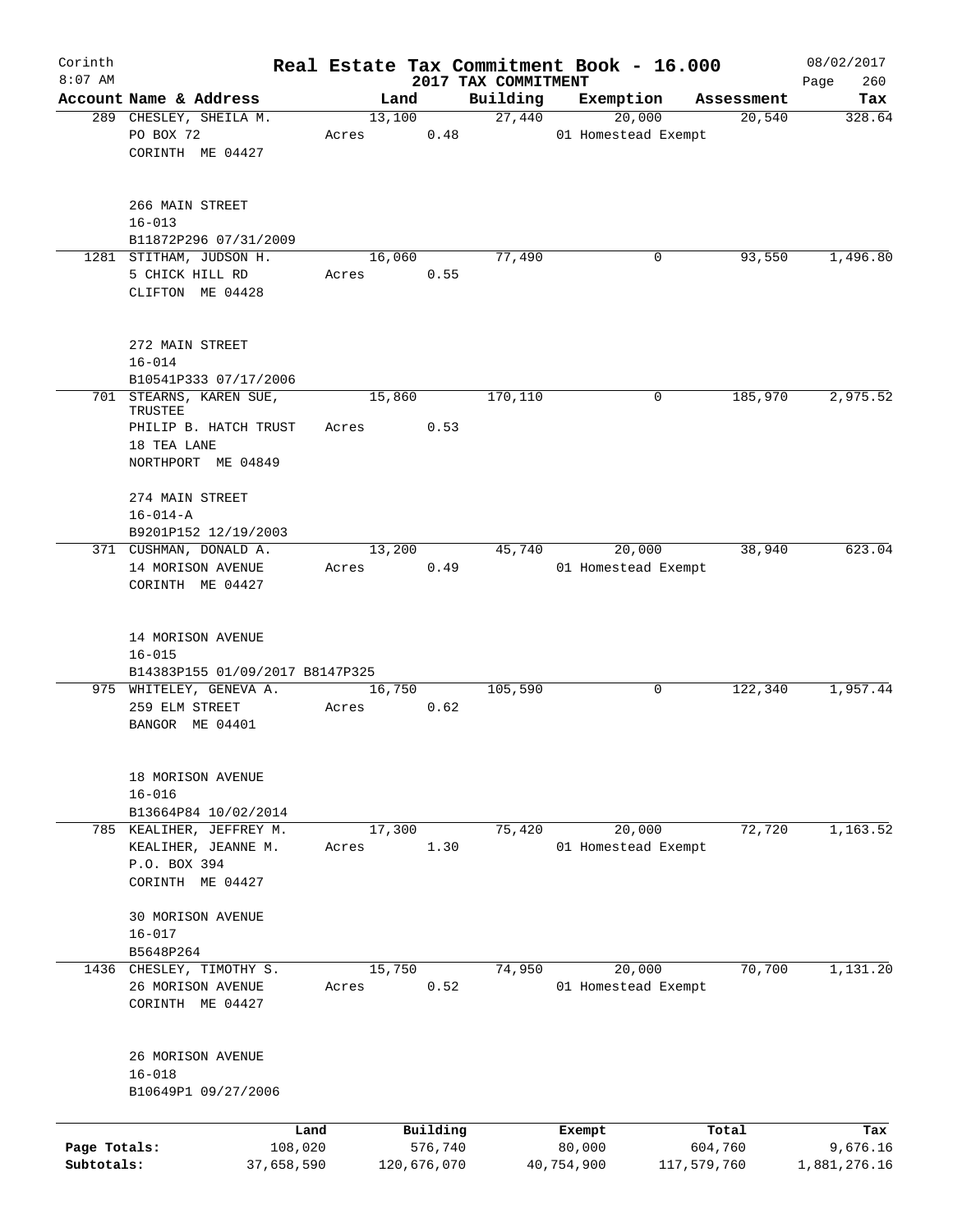Corinth 8:07 AM

# Real Estate Tax Commitment Book - 16.000

## 2017 TAX COMMITMENT

08/02/2017 Page 260

| Account | Name & Address | Land | Building | Exemption | Assessment | Tax |
|---|---|---|---|---|---|---|
| 289 | CHESLEY, SHEILA M.<br>PO BOX 72<br>CORINTH ME 04427<br><br>266 MAIN STREET<br>16-013<br>B11872P296 07/31/2009 | 13,100<br>Acres 0.48 | 27,440 | 20,000<br>01 Homestead Exempt | 20,540 | 328.64 |
| 1281 | STITHAM, JUDSON H.<br>5 CHICK HILL RD<br>CLIFTON ME 04428<br><br>272 MAIN STREET<br>16-014<br>B10541P333 07/17/2006 | 16,060<br>Acres 0.55 | 77,490 | 0 | 93,550 | 1,496.80 |
| 701 | STEARNS, KAREN SUE, TRUSTEE<br>PHILIP B. HATCH TRUST<br>18 TEA LANE<br>NORTHPORT ME 04849<br><br>274 MAIN STREET<br>16-014-A<br>B9201P152 12/19/2003 | 15,860<br>Acres 0.53 | 170,110 | 0 | 185,970 | 2,975.52 |
| 371 | CUSHMAN, DONALD A.<br>14 MORISON AVENUE<br>CORINTH ME 04427<br><br>14 MORISON AVENUE<br>16-015<br>B14383P155 01/09/2017 B8147P325 | 13,200<br>Acres 0.49 | 45,740 | 20,000<br>01 Homestead Exempt | 38,940 | 623.04 |
| 975 | WHITELEY, GENEVA A.<br>259 ELM STREET<br>BANGOR ME 04401<br><br>18 MORISON AVENUE<br>16-016<br>B13664P84 10/02/2014 | 16,750<br>Acres 0.62 | 105,590 | 0 | 122,340 | 1,957.44 |
| 785 | KEALIHER, JEFFREY M.<br>KEALIHER, JEANNE M.<br>P.O. BOX 394<br>CORINTH ME 04427<br><br>30 MORISON AVENUE<br>16-017<br>B5648P264 | 17,300<br>Acres 1.30 | 75,420 | 20,000<br>01 Homestead Exempt | 72,720 | 1,163.52 |
| 1436 | CHESLEY, TIMOTHY S.<br>26 MORISON AVENUE<br>CORINTH ME 04427<br><br>26 MORISON AVENUE<br>16-018<br>B10649P1 09/27/2006 | 15,750<br>Acres 0.52 | 74,950 | 20,000<br>01 Homestead Exempt | 70,700 | 1,131.20 |

| | Land | Building | Exempt | Total | Tax |
|---|---|---|---|---|---|
| Page Totals: | 108,020 | 576,740 | 80,000 | 604,760 | 9,676.16 |
| Subtotals: | 37,658,590 | 120,676,070 | 40,754,900 | 117,579,760 | 1,881,276.16 |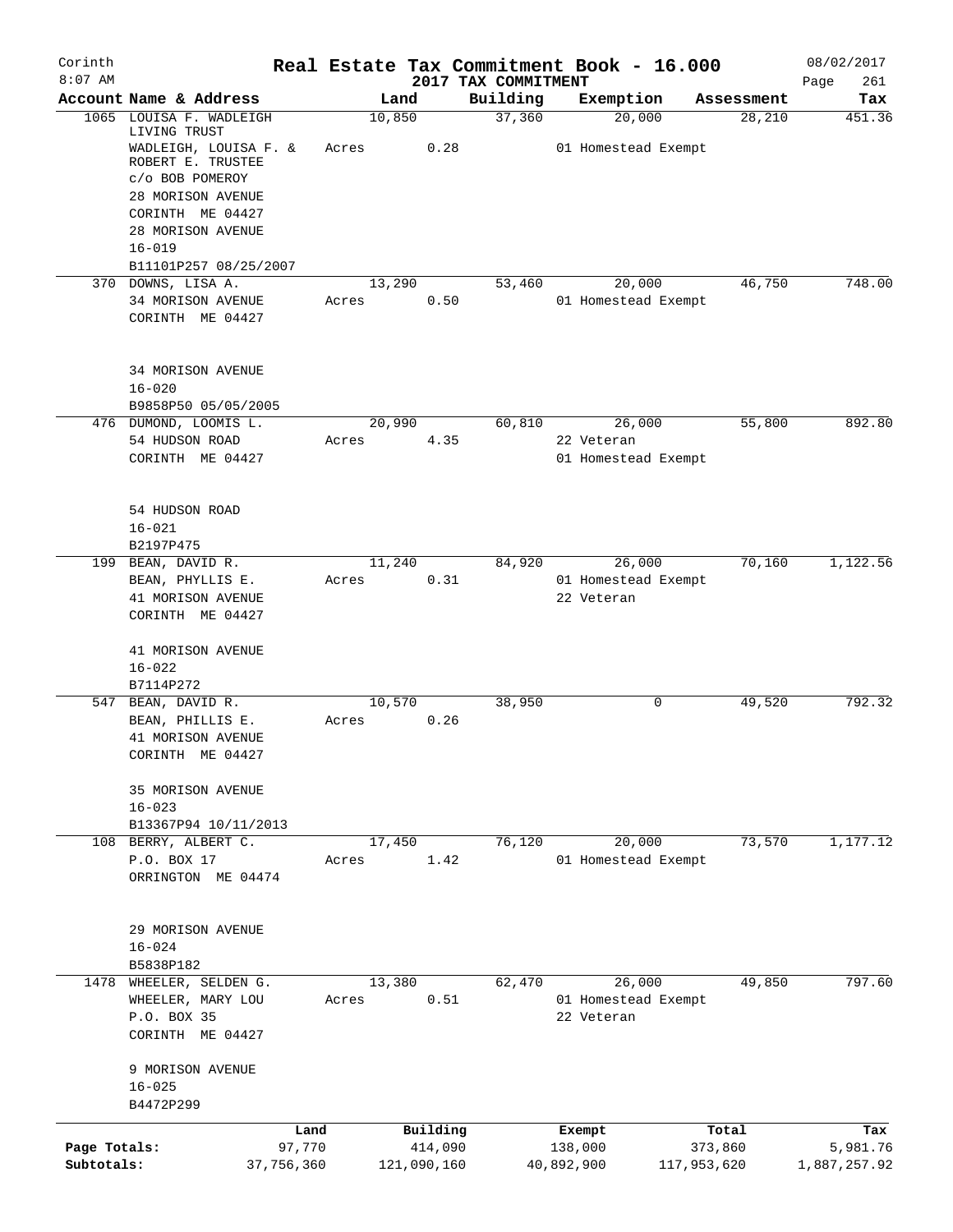Corinth
8:07 AM

# Real Estate Tax Commitment Book - 16.000

## 2017 TAX COMMITMENT

08/02/2017

| Account Name & Address | Land | Building | Exemption | Assessment | Tax |
|---|---|---|---|---|---|
| 1065 LOUISA F. WADLEIGH LIVING TRUST<br>WADLEIGH, LOUISA F. & ROBERT E. TRUSTEE<br>c/o BOB POMEROY<br>28 MORISON AVENUE<br>CORINTH ME 04427<br>28 MORISON AVENUE<br>16-019<br>B11101P257 08/25/2007 | 10,850<br>Acres 0.28 | 37,360 | 20,000<br>01 Homestead Exempt | 28,210 | 451.36 |
| 370 DOWNS, LISA A.<br>34 MORISON AVENUE<br>CORINTH ME 04427<br><br>34 MORISON AVENUE<br>16-020<br>B9858P50 05/05/2005 | 13,290<br>Acres 0.50 | 53,460 | 20,000<br>01 Homestead Exempt | 46,750 | 748.00 |
| 476 DUMOND, LOOMIS L.<br>54 HUDSON ROAD<br>CORINTH ME 04427<br><br>54 HUDSON ROAD<br>16-021<br>B2197P475 | 20,990<br>Acres 4.35 | 60,810 | 26,000<br>22 Veteran<br>01 Homestead Exempt | 55,800 | 892.80 |
| 199 BEAN, DAVID R.<br>BEAN, PHYLLIS E.<br>41 MORISON AVENUE<br>CORINTH ME 04427<br><br>41 MORISON AVENUE<br>16-022<br>B7114P272 | 11,240<br>Acres 0.31 | 84,920 | 26,000<br>01 Homestead Exempt<br>22 Veteran | 70,160 | 1,122.56 |
| 547 BEAN, DAVID R.<br>BEAN, PHILLIS E.<br>41 MORISON AVENUE<br>CORINTH ME 04427<br><br>35 MORISON AVENUE<br>16-023<br>B13367P94 10/11/2013 | 10,570<br>Acres 0.26 | 38,950 | 0 | 49,520 | 792.32 |
| 108 BERRY, ALBERT C.<br>P.O. BOX 17<br>ORRINGTON ME 04474<br><br>29 MORISON AVENUE<br>16-024<br>B5838P182 | 17,450<br>Acres 1.42 | 76,120 | 20,000<br>01 Homestead Exempt | 73,570 | 1,177.12 |
| 1478 WHEELER, SELDEN G.<br>WHEELER, MARY LOU<br>P.O. BOX 35<br>CORINTH ME 04427<br><br>9 MORISON AVENUE<br>16-025<br>B4472P299 | 13,380<br>Acres 0.51 | 62,470 | 26,000<br>01 Homestead Exempt<br>22 Veteran | 49,850 | 797.60 |

| | Land | Building | Exempt | Total | Tax |
|---|---|---|---|---|---|
| Page Totals: | 97,770 | 414,090 | 138,000 | 373,860 | 5,981.76 |
| Subtotals: | 37,756,360 | 121,090,160 | 40,892,900 | 117,953,620 | 1,887,257.92 |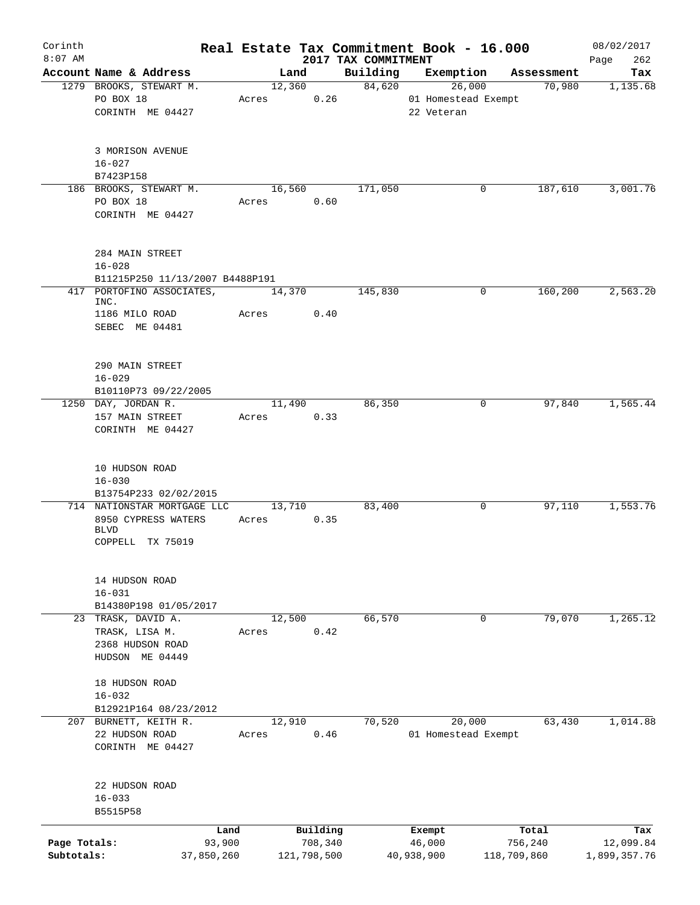Corinth
8:07 AM

# Real Estate Tax Commitment Book - 16.000

## 2017 TAX COMMITMENT

08/02/2017

| Account Name & Address | Land | Building | Exemption | Assessment | Tax |
|---|---|---|---|---|---|
| 1279 BROOKS, STEWART M.<br>PO BOX 18<br>CORINTH ME 04427<br><br>3 MORISON AVENUE<br>16-027<br>B7423P158 | 12,360<br>Acres 0.26 | 84,620 | 26,000<br>01 Homestead Exempt<br>22 Veteran | 70,980 | 1,135.68 |
| 186 BROOKS, STEWART M.<br>PO BOX 18<br>CORINTH ME 04427<br><br>284 MAIN STREET<br>16-028<br>B11215P250 11/13/2007 B4488P191 | 16,560<br>Acres 0.60 | 171,050 | 0 | 187,610 | 3,001.76 |
| 417 PORTOFINO ASSOCIATES, INC.<br>1186 MILO ROAD<br>SEBEC ME 04481<br><br>290 MAIN STREET<br>16-029<br>B10110P73 09/22/2005 | 14,370<br>Acres 0.40 | 145,830 | 0 | 160,200 | 2,563.20 |
| 1250 DAY, JORDAN R.<br>157 MAIN STREET<br>CORINTH ME 04427<br><br>10 HUDSON ROAD<br>16-030<br>B13754P233 02/02/2015 | 11,490<br>Acres 0.33 | 86,350 | 0 | 97,840 | 1,565.44 |
| 714 NATIONSTAR MORTGAGE LLC<br>8950 CYPRESS WATERS BLVD<br>COPPELL TX 75019<br><br>14 HUDSON ROAD<br>16-031<br>B14380P198 01/05/2017 | 13,710<br>Acres 0.35 | 83,400 | 0 | 97,110 | 1,553.76 |
| 23 TRASK, DAVID A.<br>TRASK, LISA M.<br>2368 HUDSON ROAD<br>HUDSON ME 04449<br><br>18 HUDSON ROAD<br>16-032<br>B12921P164 08/23/2012 | 12,500<br>Acres 0.42 | 66,570 | 0 | 79,070 | 1,265.12 |
| 207 BURNETT, KEITH R.<br>22 HUDSON ROAD<br>CORINTH ME 04427<br><br>22 HUDSON ROAD<br>16-033<br>B5515P58 | 12,910<br>Acres 0.46 | 70,520 | 20,000<br>01 Homestead Exempt | 63,430 | 1,014.88 |

| | Land | Building | Exempt | Total | Tax |
|---|---|---|---|---|---|
| Page Totals: | 93,900 | 708,340 | 46,000 | 756,240 | 12,099.84 |
| Subtotals: | 37,850,260 | 121,798,500 | 40,938,900 | 118,709,860 | 1,899,357.76 |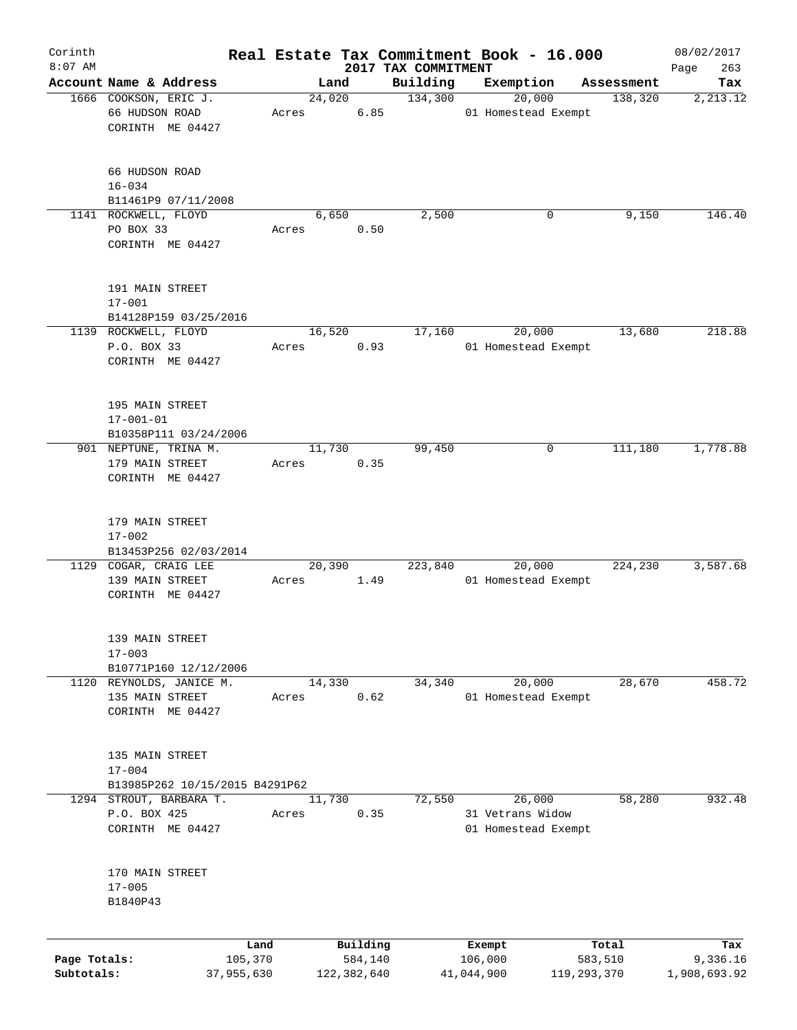Corinth
8:07 AM

# Real Estate Tax Commitment Book - 16.000

## 2017 TAX COMMITMENT

08/02/2017

| Account | Name & Address | Land | Building | Exemption | Assessment | Tax |
|---|---|---|---|---|---|---|
| 1666 | COOKSON, ERIC J.<br>66 HUDSON ROAD<br>CORINTH ME 04427<br><br>66 HUDSON ROAD<br>16-034<br>B11461P9 07/11/2008 | 24,020<br>Acres 6.85 | 134,300 | 20,000<br>01 Homestead Exempt | 138,320 | 2,213.12 |
| 1141 | ROCKWELL, FLOYD<br>PO BOX 33<br>CORINTH ME 04427<br><br>191 MAIN STREET<br>17-001<br>B14128P159 03/25/2016 | 6,650<br>Acres 0.50 | 2,500 | 0 | 9,150 | 146.40 |
| 1139 | ROCKWELL, FLOYD<br>P.O. BOX 33<br>CORINTH ME 04427<br><br>195 MAIN STREET<br>17-001-01<br>B10358P111 03/24/2006 | 16,520<br>Acres 0.93 | 17,160 | 20,000<br>01 Homestead Exempt | 13,680 | 218.88 |
| 901 | NEPTUNE, TRINA M.<br>179 MAIN STREET<br>CORINTH ME 04427<br><br>179 MAIN STREET<br>17-002<br>B13453P256 02/03/2014 | 11,730<br>Acres 0.35 | 99,450 | 0 | 111,180 | 1,778.88 |
| 1129 | COGAR, CRAIG LEE<br>139 MAIN STREET<br>CORINTH ME 04427<br><br>139 MAIN STREET<br>17-003<br>B10771P160 12/12/2006 | 20,390<br>Acres 1.49 | 223,840 | 20,000<br>01 Homestead Exempt | 224,230 | 3,587.68 |
| 1120 | REYNOLDS, JANICE M.<br>135 MAIN STREET<br>CORINTH ME 04427<br><br>135 MAIN STREET<br>17-004<br>B13985P262 10/15/2015 B4291P62 | 14,330<br>Acres 0.62 | 34,340 | 20,000<br>01 Homestead Exempt | 28,670 | 458.72 |
| 1294 | STROUT, BARBARA T.<br>P.O. BOX 425<br>CORINTH ME 04427<br><br>170 MAIN STREET<br>17-005<br>B1840P43 | 11,730<br>Acres 0.35 | 72,550 | 26,000<br>31 Vetrans Widow<br>01 Homestead Exempt | 58,280 | 932.48 |

| | Land | Building | Exempt | Total | Tax |
|---|---|---|---|---|---|
| Page Totals: | 105,370 | 584,140 | 106,000 | 583,510 | 9,336.16 |
| Subtotals: | 37,955,630 | 122,382,640 | 41,044,900 | 119,293,370 | 1,908,693.92 |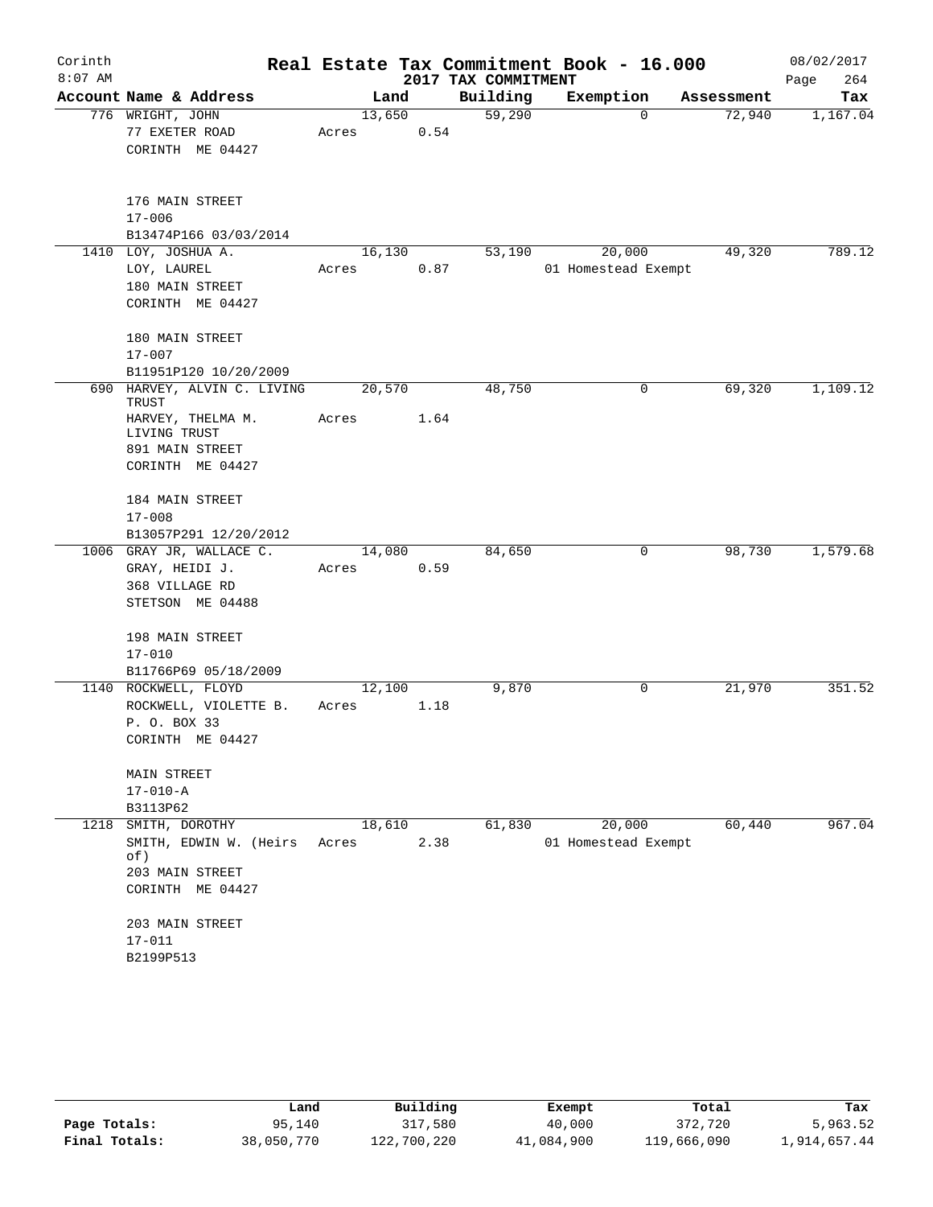# Real Estate Tax Commitment Book - 16.000

Corinth
8:07 AM

2017 TAX COMMITMENT

08/02/2017

| Account Name & Address | Land | Building | Exemption | Assessment | Tax |
|---|---|---|---|---|---|
| 776 WRIGHT, JOHN<br>77 EXETER ROAD<br>CORINTH ME 04427<br><br>176 MAIN STREET<br>17-006<br>B13474P166 03/03/2014 | 13,650<br>Acres 0.54 | 59,290 | 0 | 72,940 | 1,167.04 |
| 1410 LOY, JOSHUA A.<br>LOY, LAUREL<br>180 MAIN STREET<br>CORINTH ME 04427<br><br>180 MAIN STREET<br>17-007<br>B11951P120 10/20/2009 | 16,130<br>Acres 0.87 | 53,190 | 20,000<br>01 Homestead Exempt | 49,320 | 789.12 |
| 690 HARVEY, ALVIN C. LIVING TRUST<br>HARVEY, THELMA M. LIVING TRUST<br>891 MAIN STREET<br>CORINTH ME 04427<br><br>184 MAIN STREET<br>17-008<br>B13057P291 12/20/2012 | 20,570<br>Acres 1.64 | 48,750 | 0 | 69,320 | 1,109.12 |
| 1006 GRAY JR, WALLACE C.<br>GRAY, HEIDI J.<br>368 VILLAGE RD<br>STETSON ME 04488<br><br>198 MAIN STREET<br>17-010<br>B11766P69 05/18/2009 | 14,080<br>Acres 0.59 | 84,650 | 0 | 98,730 | 1,579.68 |
| 1140 ROCKWELL, FLOYD<br>ROCKWELL, VIOLETTE B.<br>P. O. BOX 33<br>CORINTH ME 04427<br><br>MAIN STREET<br>17-010-A<br>B3113P62 | 12,100<br>Acres 1.18 | 9,870 | 0 | 21,970 | 351.52 |
| 1218 SMITH, DOROTHY<br>SMITH, EDWIN W. (Heirs of)<br>203 MAIN STREET<br>CORINTH ME 04427<br><br>203 MAIN STREET<br>17-011<br>B2199P513 | 18,610<br>Acres 2.38 | 61,830 | 20,000<br>01 Homestead Exempt | 60,440 | 967.04 |

| | Land | Building | Exempt | Total | Tax |
|---|---|---|---|---|---|
| Page Totals: | 95,140 | 317,580 | 40,000 | 372,720 | 5,963.52 |
| Final Totals: | 38,050,770 | 122,700,220 | 41,084,900 | 119,666,090 | 1,914,657.44 |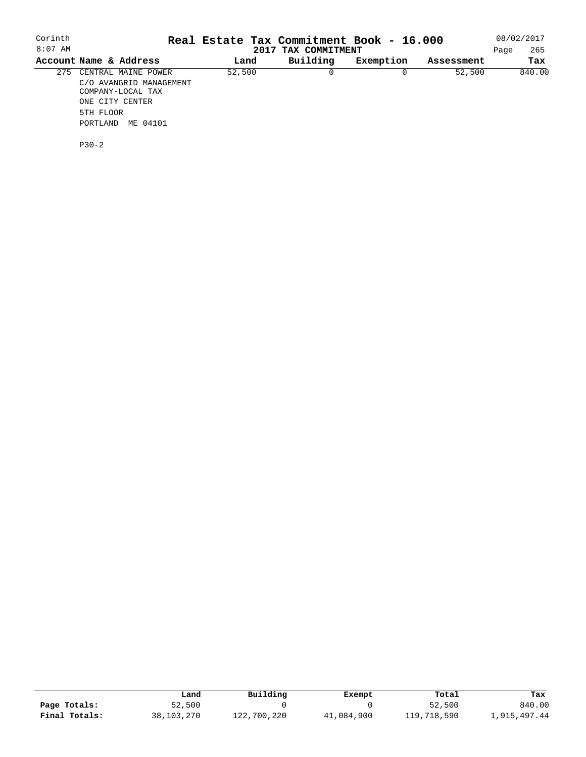Corinth 8:07 AM

# Real Estate Tax Commitment Book - 16.000

## 2017 TAX COMMITMENT

08/02/2017

| Account Name & Address | Land | Building | Exemption | Assessment | Tax |
|---|---|---|---|---|---|
| 275 CENTRAL MAINE POWER<br>C/O AVANGRID MANAGEMENT<br>COMPANY-LOCAL TAX<br>ONE CITY CENTER<br>5TH FLOOR<br>PORTLAND ME 04101<br><br>P30-2 | 52,500 | 0 | 0 | 52,500 | 840.00 |

| | Land | Building | Exempt | Total | Tax |
|---|---|---|---|---|---|
| **Page Totals:** | 52,500 | 0 | 0 | 52,500 | 840.00 |
| **Final Totals:** | 38,103,270 | 122,700,220 | 41,084,900 | 119,718,590 | 1,915,497.44 |